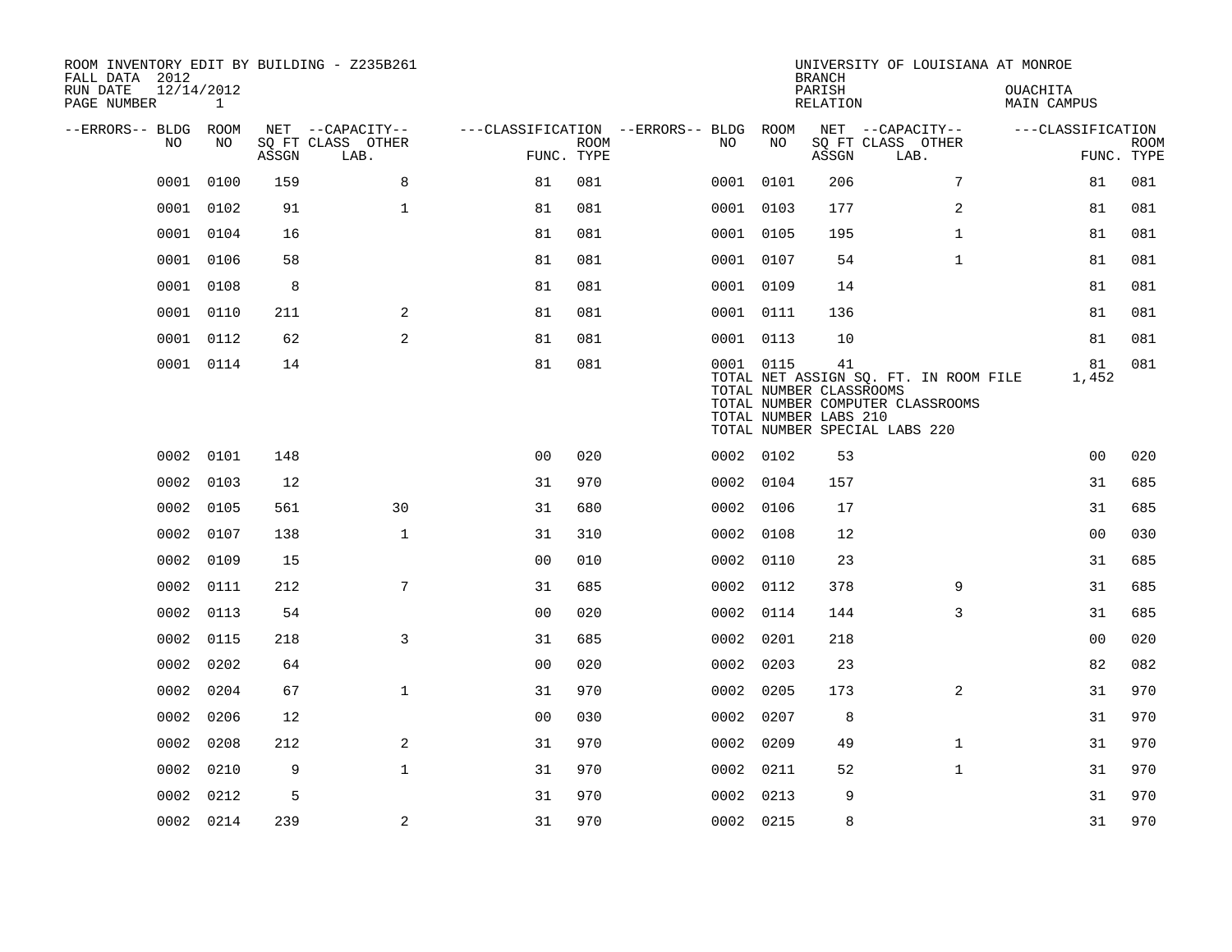ROOM INVENTORY EDIT BY BUILDING - Z235B261
FALL DATA 2012
RUN DATE 12/14/2012
PAGE NUMBER 1

UNIVERSITY OF LOUISIANA AT MONROE
BRANCH
PARISH OUACHITA
RELATION MAIN CAMPUS

| --ERRORS-- | BLDG NO | ROOM NO | NET SQ FT ASSGN | CAPACITY CLASS LAB. | CAPACITY OTHER | CLASSIFICATION FUNC. | ROOM TYPE | --ERRORS-- | BLDG NO | ROOM NO | NET SQ FT ASSGN | CAPACITY CLASS LAB. | CAPACITY OTHER | CLASSIFICATION FUNC. | ROOM TYPE |
|---|---|---|---|---|---|---|---|---|---|---|---|---|---|---|---|
| | 0001 | 0100 | 159 | | 8 | 81 | 081 | | 0001 | 0101 | 206 | | 7 | 81 | 081 |
| | 0001 | 0102 | 91 | | 1 | 81 | 081 | | 0001 | 0103 | 177 | | 2 | 81 | 081 |
| | 0001 | 0104 | 16 | | | 81 | 081 | | 0001 | 0105 | 195 | | 1 | 81 | 081 |
| | 0001 | 0106 | 58 | | | 81 | 081 | | 0001 | 0107 | 54 | | 1 | 81 | 081 |
| | 0001 | 0108 | 8 | | | 81 | 081 | | 0001 | 0109 | 14 | | | 81 | 081 |
| | 0001 | 0110 | 211 | | 2 | 81 | 081 | | 0001 | 0111 | 136 | | | 81 | 081 |
| | 0001 | 0112 | 62 | | 2 | 81 | 081 | | 0001 | 0113 | 10 | | | 81 | 081 |
| | 0001 | 0114 | 14 | | | 81 | 081 | | 0001 | 0115 | 41 | | | 81 | 081 |

TOTAL NET ASSIGN SQ. FT. IN ROOM FILE 1,452
TOTAL NUMBER CLASSROOMS
TOTAL NUMBER COMPUTER CLASSROOMS
TOTAL NUMBER LABS 210
TOTAL NUMBER SPECIAL LABS 220

| --ERRORS-- | BLDG NO | ROOM NO | NET SQ FT ASSGN | CAPACITY CLASS LAB. | CAPACITY OTHER | CLASSIFICATION FUNC. | ROOM TYPE | --ERRORS-- | BLDG NO | ROOM NO | NET SQ FT ASSGN | CAPACITY CLASS LAB. | CAPACITY OTHER | CLASSIFICATION FUNC. | ROOM TYPE |
|---|---|---|---|---|---|---|---|---|---|---|---|---|---|---|---|
| | 0002 | 0101 | 148 | | | 00 | 020 | | 0002 | 0102 | 53 | | | 00 | 020 |
| | 0002 | 0103 | 12 | | | 31 | 970 | | 0002 | 0104 | 157 | | | 31 | 685 |
| | 0002 | 0105 | 561 | | 30 | 31 | 680 | | 0002 | 0106 | 17 | | | 31 | 685 |
| | 0002 | 0107 | 138 | | 1 | 31 | 310 | | 0002 | 0108 | 12 | | | 00 | 030 |
| | 0002 | 0109 | 15 | | | 00 | 010 | | 0002 | 0110 | 23 | | | 31 | 685 |
| | 0002 | 0111 | 212 | | 7 | 31 | 685 | | 0002 | 0112 | 378 | | 9 | 31 | 685 |
| | 0002 | 0113 | 54 | | | 00 | 020 | | 0002 | 0114 | 144 | | 3 | 31 | 685 |
| | 0002 | 0115 | 218 | | 3 | 31 | 685 | | 0002 | 0201 | 218 | | | 00 | 020 |
| | 0002 | 0202 | 64 | | | 00 | 020 | | 0002 | 0203 | 23 | | | 82 | 082 |
| | 0002 | 0204 | 67 | | 1 | 31 | 970 | | 0002 | 0205 | 173 | | 2 | 31 | 970 |
| | 0002 | 0206 | 12 | | | 00 | 030 | | 0002 | 0207 | 8 | | | 31 | 970 |
| | 0002 | 0208 | 212 | | 2 | 31 | 970 | | 0002 | 0209 | 49 | | 1 | 31 | 970 |
| | 0002 | 0210 | 9 | | 1 | 31 | 970 | | 0002 | 0211 | 52 | | 1 | 31 | 970 |
| | 0002 | 0212 | 5 | | | 31 | 970 | | 0002 | 0213 | 9 | | | 31 | 970 |
| | 0002 | 0214 | 239 | | 2 | 31 | 970 | | 0002 | 0215 | 8 | | | 31 | 970 |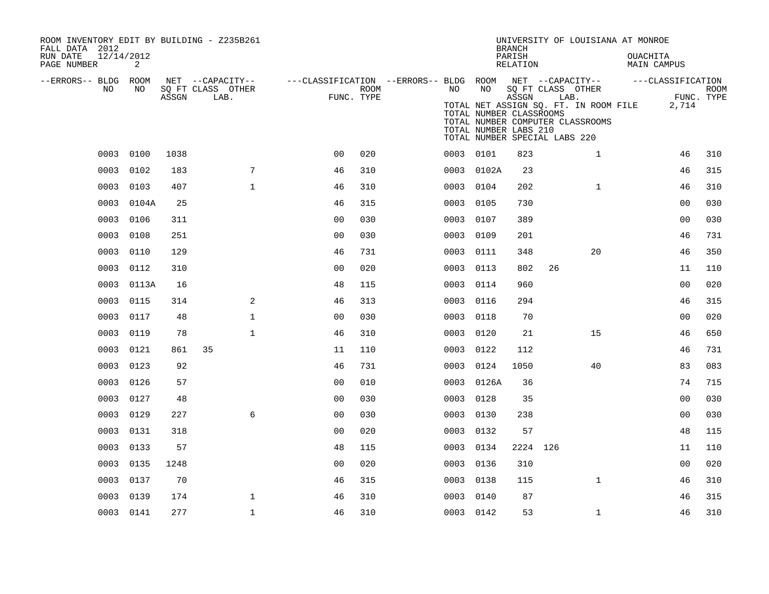ROOM INVENTORY EDIT BY BUILDING - Z235B261
FALL DATA 2012
RUN DATE 12/14/2012

UNIVERSITY OF LOUISIANA AT MONROE
BRANCH
PARISH OUACHITA
RELATION MAIN CAMPUS

TOTAL NET ASSIGN SQ. FT. IN ROOM FILE 2,714
TOTAL NUMBER CLASSROOMS
TOTAL NUMBER COMPUTER CLASSROOMS
TOTAL NUMBER LABS 210
TOTAL NUMBER SPECIAL LABS 220

| --ERRORS-- | BLDG NO | ROOM NO | NET SQ FT ASSGN | CAPACITY CLASS | CAPACITY LAB. | CAPACITY OTHER | CLASSIFICATION FUNC. | ROOM TYPE | --ERRORS-- | BLDG NO | ROOM NO | NET SQ FT ASSGN | CAPACITY CLASS | CAPACITY LAB. | CAPACITY OTHER | CLASSIFICATION FUNC. | ROOM TYPE |
|---|---|---|---|---|---|---|---|---|---|---|---|---|---|---|---|---|---|
| | 0003 | 0100 | 1038 | | | | 00 | 020 | | 0003 | 0101 | 823 | | | 1 | 46 | 310 |
| | 0003 | 0102 | 183 | | | 7 | 46 | 310 | | 0003 | 0102A | 23 | | | | 46 | 315 |
| | 0003 | 0103 | 407 | | | 1 | 46 | 310 | | 0003 | 0104 | 202 | | | 1 | 46 | 310 |
| | 0003 | 0104A | 25 | | | | 46 | 315 | | 0003 | 0105 | 730 | | | | 00 | 030 |
| | 0003 | 0106 | 311 | | | | 00 | 030 | | 0003 | 0107 | 389 | | | | 00 | 030 |
| | 0003 | 0108 | 251 | | | | 00 | 030 | | 0003 | 0109 | 201 | | | | 46 | 731 |
| | 0003 | 0110 | 129 | | | | 46 | 731 | | 0003 | 0111 | 348 | | | 20 | 46 | 350 |
| | 0003 | 0112 | 310 | | | | 00 | 020 | | 0003 | 0113 | 802 | 26 | | | 11 | 110 |
| | 0003 | 0113A | 16 | | | | 48 | 115 | | 0003 | 0114 | 960 | | | | 00 | 020 |
| | 0003 | 0115 | 314 | | | 2 | 46 | 313 | | 0003 | 0116 | 294 | | | | 46 | 315 |
| | 0003 | 0117 | 48 | | | 1 | 00 | 030 | | 0003 | 0118 | 70 | | | | 00 | 020 |
| | 0003 | 0119 | 78 | | | 1 | 46 | 310 | | 0003 | 0120 | 21 | | | 15 | 46 | 650 |
| | 0003 | 0121 | 861 | 35 | | | 11 | 110 | | 0003 | 0122 | 112 | | | | 46 | 731 |
| | 0003 | 0123 | 92 | | | | 46 | 731 | | 0003 | 0124 | 1050 | | | 40 | 83 | 083 |
| | 0003 | 0126 | 57 | | | | 00 | 010 | | 0003 | 0126A | 36 | | | | 74 | 715 |
| | 0003 | 0127 | 48 | | | | 00 | 030 | | 0003 | 0128 | 35 | | | | 00 | 030 |
| | 0003 | 0129 | 227 | | | 6 | 00 | 030 | | 0003 | 0130 | 238 | | | | 00 | 030 |
| | 0003 | 0131 | 318 | | | | 00 | 020 | | 0003 | 0132 | 57 | | | | 48 | 115 |
| | 0003 | 0133 | 57 | | | | 48 | 115 | | 0003 | 0134 | 2224 | 126 | | | 11 | 110 |
| | 0003 | 0135 | 1248 | | | | 00 | 020 | | 0003 | 0136 | 310 | | | | 00 | 020 |
| | 0003 | 0137 | 70 | | | | 46 | 315 | | 0003 | 0138 | 115 | | | 1 | 46 | 310 |
| | 0003 | 0139 | 174 | | | 1 | 46 | 310 | | 0003 | 0140 | 87 | | | | 46 | 315 |
| | 0003 | 0141 | 277 | | | 1 | 46 | 310 | | 0003 | 0142 | 53 | | | 1 | 46 | 310 |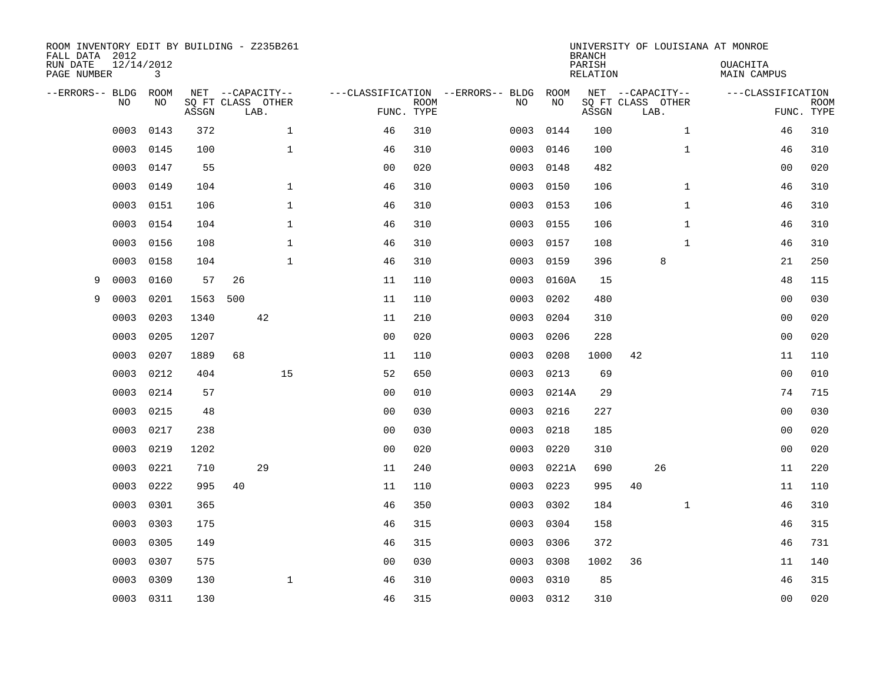ROOM INVENTORY EDIT BY BUILDING - Z235B261
FALL DATA 2012
RUN DATE 12/14/2012
PAGE NUMBER 3

UNIVERSITY OF LOUISIANA AT MONROE
BRANCH
PARISH OUACHITA
RELATION MAIN CAMPUS

| --ERRORS-- | BLDG NO | ROOM NO | NET ASSGN SQ FT | CAPACITY CLASS | CAPACITY LAB. | CAPACITY OTHER | CLASSIFICATION FUNC. | ROOM TYPE | --ERRORS-- | BLDG NO | ROOM NO | NET ASSGN SQ FT | CAPACITY CLASS | CAPACITY LAB. | CAPACITY OTHER | CLASSIFICATION FUNC. | ROOM TYPE |
|---|---|---|---|---|---|---|---|---|---|---|---|---|---|---|---|---|---|
| | 0003 | 0143 | 372 | | | 1 | 46 | 310 | | 0003 | 0144 | 100 | | | 1 | 46 | 310 |
| | 0003 | 0145 | 100 | | | 1 | 46 | 310 | | 0003 | 0146 | 100 | | | 1 | 46 | 310 |
| | 0003 | 0147 | 55 | | | | 00 | 020 | | 0003 | 0148 | 482 | | | | 00 | 020 |
| | 0003 | 0149 | 104 | | | 1 | 46 | 310 | | 0003 | 0150 | 106 | | | 1 | 46 | 310 |
| | 0003 | 0151 | 106 | | | 1 | 46 | 310 | | 0003 | 0153 | 106 | | | 1 | 46 | 310 |
| | 0003 | 0154 | 104 | | | 1 | 46 | 310 | | 0003 | 0155 | 106 | | | 1 | 46 | 310 |
| | 0003 | 0156 | 108 | | | 1 | 46 | 310 | | 0003 | 0157 | 108 | | | 1 | 46 | 310 |
| | 0003 | 0158 | 104 | | | 1 | 46 | 310 | | 0003 | 0159 | 396 | | 8 | | 21 | 250 |
| 9 | 0003 | 0160 | 57 | 26 | | | 11 | 110 | | 0003 | 0160A | 15 | | | | 48 | 115 |
| 9 | 0003 | 0201 | 1563 | 500 | | | 11 | 110 | | 0003 | 0202 | 480 | | | | 00 | 030 |
| | 0003 | 0203 | 1340 | | 42 | | 11 | 210 | | 0003 | 0204 | 310 | | | | 00 | 020 |
| | 0003 | 0205 | 1207 | | | | 00 | 020 | | 0003 | 0206 | 228 | | | | 00 | 020 |
| | 0003 | 0207 | 1889 | 68 | | | 11 | 110 | | 0003 | 0208 | 1000 | 42 | | | 11 | 110 |
| | 0003 | 0212 | 404 | | | 15 | 52 | 650 | | 0003 | 0213 | 69 | | | | 00 | 010 |
| | 0003 | 0214 | 57 | | | | 00 | 010 | | 0003 | 0214A | 29 | | | | 74 | 715 |
| | 0003 | 0215 | 48 | | | | 00 | 030 | | 0003 | 0216 | 227 | | | | 00 | 030 |
| | 0003 | 0217 | 238 | | | | 00 | 030 | | 0003 | 0218 | 185 | | | | 00 | 020 |
| | 0003 | 0219 | 1202 | | | | 00 | 020 | | 0003 | 0220 | 310 | | | | 00 | 020 |
| | 0003 | 0221 | 710 | | 29 | | 11 | 240 | | 0003 | 0221A | 690 | | 26 | | 11 | 220 |
| | 0003 | 0222 | 995 | 40 | | | 11 | 110 | | 0003 | 0223 | 995 | 40 | | | 11 | 110 |
| | 0003 | 0301 | 365 | | | | 46 | 350 | | 0003 | 0302 | 184 | | | 1 | 46 | 310 |
| | 0003 | 0303 | 175 | | | | 46 | 315 | | 0003 | 0304 | 158 | | | | 46 | 315 |
| | 0003 | 0305 | 149 | | | | 46 | 315 | | 0003 | 0306 | 372 | | | | 46 | 731 |
| | 0003 | 0307 | 575 | | | | 00 | 030 | | 0003 | 0308 | 1002 | 36 | | | 11 | 140 |
| | 0003 | 0309 | 130 | | | 1 | 46 | 310 | | 0003 | 0310 | 85 | | | | 46 | 315 |
| | 0003 | 0311 | 130 | | | | 46 | 315 | | 0003 | 0312 | 310 | | | | 00 | 020 |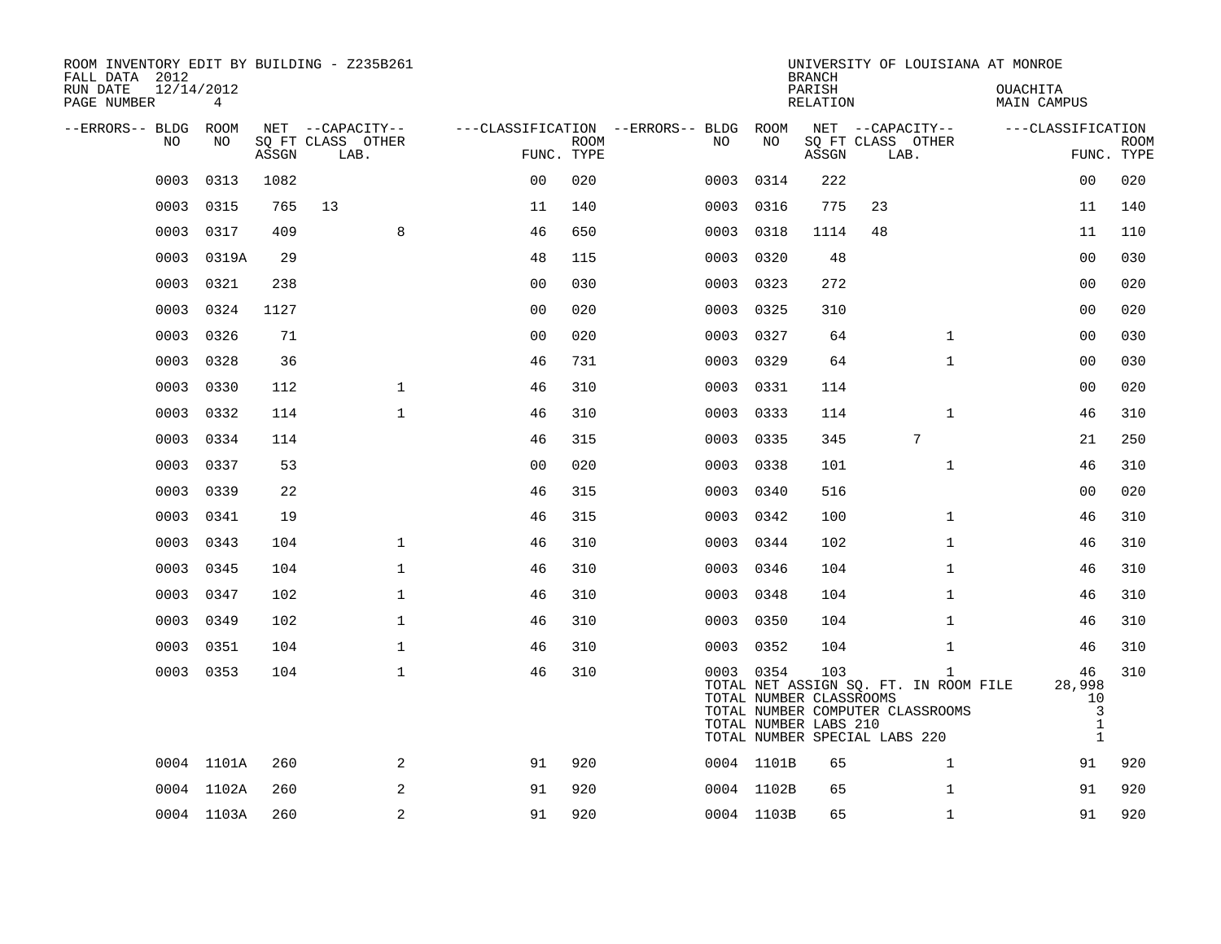ROOM INVENTORY EDIT BY BUILDING - Z235B261
FALL DATA 2012
RUN DATE 12/14/2012
PAGE NUMBER 4

UNIVERSITY OF LOUISIANA AT MONROE
BRANCH
PARISH OUACHITA
RELATION MAIN CAMPUS

| --ERRORS-- | BLDG NO | ROOM NO | NET SQ FT ASSGN | CAPACITY CLASS | CAPACITY LAB. | CAPACITY OTHER | CLASSIFICATION FUNC. | ROOM TYPE | --ERRORS-- | BLDG NO | ROOM NO | NET SQ FT ASSGN | CAPACITY CLASS | CAPACITY LAB. | CAPACITY OTHER | CLASSIFICATION FUNC. | ROOM TYPE |
|---|---|---|---|---|---|---|---|---|---|---|---|---|---|---|---|---|---|
| | 0003 | 0313 | 1082 | | | | 00 | 020 | | 0003 | 0314 | 222 | | | | 00 | 020 |
| | 0003 | 0315 | 765 | 13 | | | 11 | 140 | | 0003 | 0316 | 775 | 23 | | | 11 | 140 |
| | 0003 | 0317 | 409 | | | 8 | 46 | 650 | | 0003 | 0318 | 1114 | 48 | | | 11 | 110 |
| | 0003 | 0319A | 29 | | | | 48 | 115 | | 0003 | 0320 | 48 | | | | 00 | 030 |
| | 0003 | 0321 | 238 | | | | 00 | 030 | | 0003 | 0323 | 272 | | | | 00 | 020 |
| | 0003 | 0324 | 1127 | | | | 00 | 020 | | 0003 | 0325 | 310 | | | | 00 | 020 |
| | 0003 | 0326 | 71 | | | | 00 | 020 | | 0003 | 0327 | 64 | | | 1 | 00 | 030 |
| | 0003 | 0328 | 36 | | | | 46 | 731 | | 0003 | 0329 | 64 | | | 1 | 00 | 030 |
| | 0003 | 0330 | 112 | | | 1 | 46 | 310 | | 0003 | 0331 | 114 | | | | 00 | 020 |
| | 0003 | 0332 | 114 | | | 1 | 46 | 310 | | 0003 | 0333 | 114 | | | 1 | 46 | 310 |
| | 0003 | 0334 | 114 | | | | 46 | 315 | | 0003 | 0335 | 345 | | 7 | | 21 | 250 |
| | 0003 | 0337 | 53 | | | | 00 | 020 | | 0003 | 0338 | 101 | | | 1 | 46 | 310 |
| | 0003 | 0339 | 22 | | | | 46 | 315 | | 0003 | 0340 | 516 | | | | 00 | 020 |
| | 0003 | 0341 | 19 | | | | 46 | 315 | | 0003 | 0342 | 100 | | | 1 | 46 | 310 |
| | 0003 | 0343 | 104 | | | 1 | 46 | 310 | | 0003 | 0344 | 102 | | | 1 | 46 | 310 |
| | 0003 | 0345 | 104 | | | 1 | 46 | 310 | | 0003 | 0346 | 104 | | | 1 | 46 | 310 |
| | 0003 | 0347 | 102 | | | 1 | 46 | 310 | | 0003 | 0348 | 104 | | | 1 | 46 | 310 |
| | 0003 | 0349 | 102 | | | 1 | 46 | 310 | | 0003 | 0350 | 104 | | | 1 | 46 | 310 |
| | 0003 | 0351 | 104 | | | 1 | 46 | 310 | | 0003 | 0352 | 104 | | | 1 | 46 | 310 |
| | 0003 | 0353 | 104 | | | 1 | 46 | 310 | | 0003 | 0354 | 103 | | | 1 | 46 | 310 |

| | |
|---|---|
| TOTAL NET ASSIGN SQ. FT. IN ROOM FILE | 28,998 |
| TOTAL NUMBER CLASSROOMS | 10 |
| TOTAL NUMBER COMPUTER CLASSROOMS | 3 |
| TOTAL NUMBER LABS 210 | 1 |
| TOTAL NUMBER SPECIAL LABS 220 | 1 |

| --ERRORS-- | BLDG NO | ROOM NO | NET SQ FT ASSGN | CAPACITY CLASS | CAPACITY LAB. | CAPACITY OTHER | CLASSIFICATION FUNC. | ROOM TYPE | --ERRORS-- | BLDG NO | ROOM NO | NET SQ FT ASSGN | CAPACITY CLASS | CAPACITY LAB. | CAPACITY OTHER | CLASSIFICATION FUNC. | ROOM TYPE |
|---|---|---|---|---|---|---|---|---|---|---|---|---|---|---|---|---|---|
| | 0004 | 1101A | 260 | | | 2 | 91 | 920 | | 0004 | 1101B | 65 | | | 1 | 91 | 920 |
| | 0004 | 1102A | 260 | | | 2 | 91 | 920 | | 0004 | 1102B | 65 | | | 1 | 91 | 920 |
| | 0004 | 1103A | 260 | | | 2 | 91 | 920 | | 0004 | 1103B | 65 | | | 1 | 91 | 920 |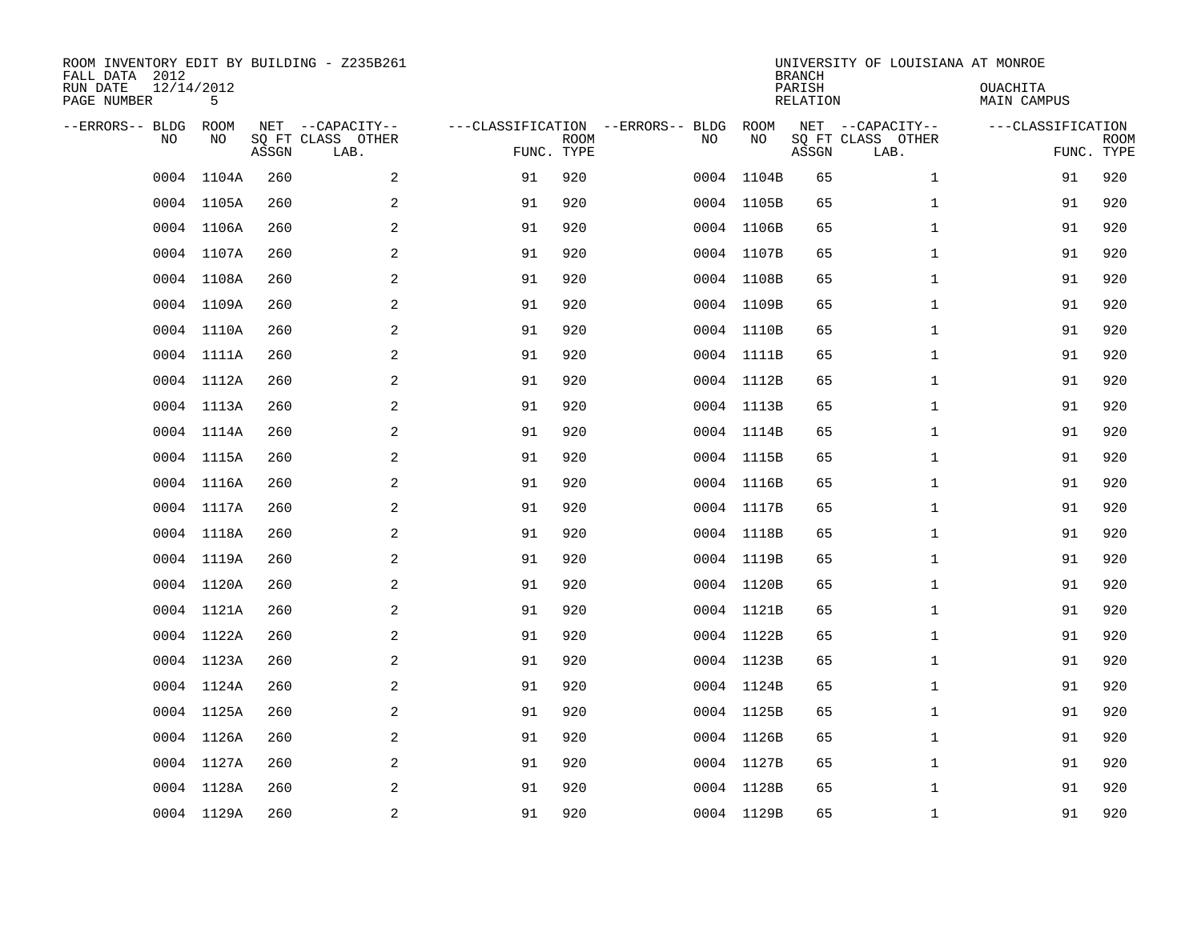ROOM INVENTORY EDIT BY BUILDING - Z235B261
FALL DATA 2012
RUN DATE 12/14/2012
PAGE NUMBER 5

UNIVERSITY OF LOUISIANA AT MONROE
BRANCH
PARISH OUACHITA
RELATION MAIN CAMPUS

| --ERRORS-- | BLDG NO | ROOM NO | NET SQ FT ASSGN | --CAPACITY-- CLASS | OTHER LAB. | ---CLASSIFICATION FUNC. | ROOM TYPE | --ERRORS-- | BLDG NO | ROOM NO | NET SQ FT ASSGN | --CAPACITY-- CLASS | OTHER LAB. | ---CLASSIFICATION FUNC. | ROOM TYPE |
|---|---|---|---|---|---|---|---|---|---|---|---|---|---|---|---|
| | 0004 | 1104A | 260 | | 2 | 91 | 920 | | 0004 | 1104B | 65 | | 1 | 91 | 920 |
| | 0004 | 1105A | 260 | | 2 | 91 | 920 | | 0004 | 1105B | 65 | | 1 | 91 | 920 |
| | 0004 | 1106A | 260 | | 2 | 91 | 920 | | 0004 | 1106B | 65 | | 1 | 91 | 920 |
| | 0004 | 1107A | 260 | | 2 | 91 | 920 | | 0004 | 1107B | 65 | | 1 | 91 | 920 |
| | 0004 | 1108A | 260 | | 2 | 91 | 920 | | 0004 | 1108B | 65 | | 1 | 91 | 920 |
| | 0004 | 1109A | 260 | | 2 | 91 | 920 | | 0004 | 1109B | 65 | | 1 | 91 | 920 |
| | 0004 | 1110A | 260 | | 2 | 91 | 920 | | 0004 | 1110B | 65 | | 1 | 91 | 920 |
| | 0004 | 1111A | 260 | | 2 | 91 | 920 | | 0004 | 1111B | 65 | | 1 | 91 | 920 |
| | 0004 | 1112A | 260 | | 2 | 91 | 920 | | 0004 | 1112B | 65 | | 1 | 91 | 920 |
| | 0004 | 1113A | 260 | | 2 | 91 | 920 | | 0004 | 1113B | 65 | | 1 | 91 | 920 |
| | 0004 | 1114A | 260 | | 2 | 91 | 920 | | 0004 | 1114B | 65 | | 1 | 91 | 920 |
| | 0004 | 1115A | 260 | | 2 | 91 | 920 | | 0004 | 1115B | 65 | | 1 | 91 | 920 |
| | 0004 | 1116A | 260 | | 2 | 91 | 920 | | 0004 | 1116B | 65 | | 1 | 91 | 920 |
| | 0004 | 1117A | 260 | | 2 | 91 | 920 | | 0004 | 1117B | 65 | | 1 | 91 | 920 |
| | 0004 | 1118A | 260 | | 2 | 91 | 920 | | 0004 | 1118B | 65 | | 1 | 91 | 920 |
| | 0004 | 1119A | 260 | | 2 | 91 | 920 | | 0004 | 1119B | 65 | | 1 | 91 | 920 |
| | 0004 | 1120A | 260 | | 2 | 91 | 920 | | 0004 | 1120B | 65 | | 1 | 91 | 920 |
| | 0004 | 1121A | 260 | | 2 | 91 | 920 | | 0004 | 1121B | 65 | | 1 | 91 | 920 |
| | 0004 | 1122A | 260 | | 2 | 91 | 920 | | 0004 | 1122B | 65 | | 1 | 91 | 920 |
| | 0004 | 1123A | 260 | | 2 | 91 | 920 | | 0004 | 1123B | 65 | | 1 | 91 | 920 |
| | 0004 | 1124A | 260 | | 2 | 91 | 920 | | 0004 | 1124B | 65 | | 1 | 91 | 920 |
| | 0004 | 1125A | 260 | | 2 | 91 | 920 | | 0004 | 1125B | 65 | | 1 | 91 | 920 |
| | 0004 | 1126A | 260 | | 2 | 91 | 920 | | 0004 | 1126B | 65 | | 1 | 91 | 920 |
| | 0004 | 1127A | 260 | | 2 | 91 | 920 | | 0004 | 1127B | 65 | | 1 | 91 | 920 |
| | 0004 | 1128A | 260 | | 2 | 91 | 920 | | 0004 | 1128B | 65 | | 1 | 91 | 920 |
| | 0004 | 1129A | 260 | | 2 | 91 | 920 | | 0004 | 1129B | 65 | | 1 | 91 | 920 |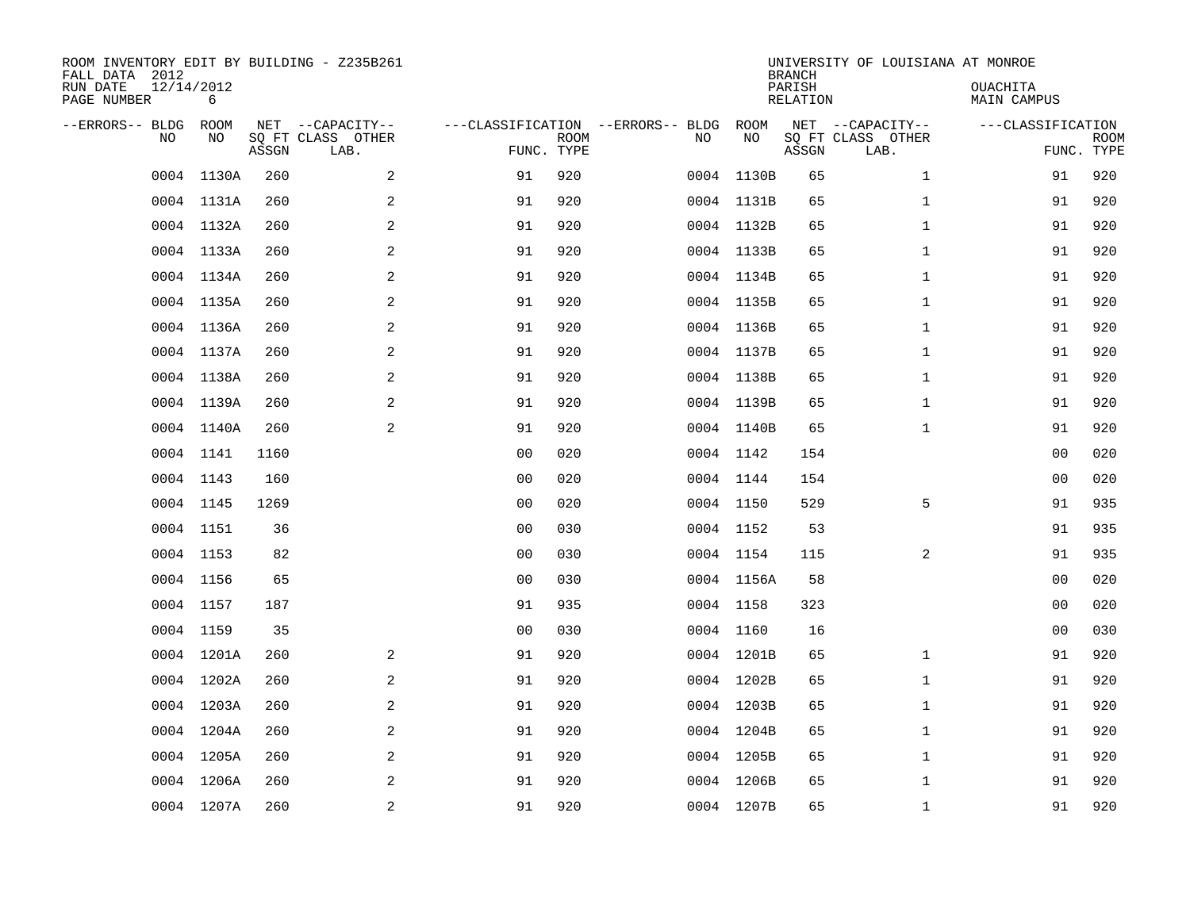ROOM INVENTORY EDIT BY BUILDING - Z235B261
FALL DATA 2012
RUN DATE 12/14/2012
PAGE NUMBER 6

UNIVERSITY OF LOUISIANA AT MONROE
BRANCH
PARISH OUACHITA
RELATION MAIN CAMPUS

| --ERRORS-- | BLDG NO | ROOM NO | NET SQ FT ASSGN | --CAPACITY-- CLASS | OTHER LAB. | ---CLASSIFICATION FUNC. | ROOM TYPE | --ERRORS-- | BLDG NO | ROOM NO | NET SQ FT ASSGN | --CAPACITY-- CLASS | OTHER LAB. | ---CLASSIFICATION FUNC. | ROOM TYPE |
|---|---|---|---|---|---|---|---|---|---|---|---|---|---|---|---|
| | 0004 | 1130A | 260 | | 2 | 91 | 920 | | 0004 | 1130B | 65 | | 1 | 91 | 920 |
| | 0004 | 1131A | 260 | | 2 | 91 | 920 | | 0004 | 1131B | 65 | | 1 | 91 | 920 |
| | 0004 | 1132A | 260 | | 2 | 91 | 920 | | 0004 | 1132B | 65 | | 1 | 91 | 920 |
| | 0004 | 1133A | 260 | | 2 | 91 | 920 | | 0004 | 1133B | 65 | | 1 | 91 | 920 |
| | 0004 | 1134A | 260 | | 2 | 91 | 920 | | 0004 | 1134B | 65 | | 1 | 91 | 920 |
| | 0004 | 1135A | 260 | | 2 | 91 | 920 | | 0004 | 1135B | 65 | | 1 | 91 | 920 |
| | 0004 | 1136A | 260 | | 2 | 91 | 920 | | 0004 | 1136B | 65 | | 1 | 91 | 920 |
| | 0004 | 1137A | 260 | | 2 | 91 | 920 | | 0004 | 1137B | 65 | | 1 | 91 | 920 |
| | 0004 | 1138A | 260 | | 2 | 91 | 920 | | 0004 | 1138B | 65 | | 1 | 91 | 920 |
| | 0004 | 1139A | 260 | | 2 | 91 | 920 | | 0004 | 1139B | 65 | | 1 | 91 | 920 |
| | 0004 | 1140A | 260 | | 2 | 91 | 920 | | 0004 | 1140B | 65 | | 1 | 91 | 920 |
| | 0004 | 1141 | 1160 | | | 00 | 020 | | 0004 | 1142 | 154 | | | 00 | 020 |
| | 0004 | 1143 | 160 | | | 00 | 020 | | 0004 | 1144 | 154 | | | 00 | 020 |
| | 0004 | 1145 | 1269 | | | 00 | 020 | | 0004 | 1150 | 529 | | 5 | 91 | 935 |
| | 0004 | 1151 | 36 | | | 00 | 030 | | 0004 | 1152 | 53 | | | 91 | 935 |
| | 0004 | 1153 | 82 | | | 00 | 030 | | 0004 | 1154 | 115 | | 2 | 91 | 935 |
| | 0004 | 1156 | 65 | | | 00 | 030 | | 0004 | 1156A | 58 | | | 00 | 020 |
| | 0004 | 1157 | 187 | | | 91 | 935 | | 0004 | 1158 | 323 | | | 00 | 020 |
| | 0004 | 1159 | 35 | | | 00 | 030 | | 0004 | 1160 | 16 | | | 00 | 030 |
| | 0004 | 1201A | 260 | | 2 | 91 | 920 | | 0004 | 1201B | 65 | | 1 | 91 | 920 |
| | 0004 | 1202A | 260 | | 2 | 91 | 920 | | 0004 | 1202B | 65 | | 1 | 91 | 920 |
| | 0004 | 1203A | 260 | | 2 | 91 | 920 | | 0004 | 1203B | 65 | | 1 | 91 | 920 |
| | 0004 | 1204A | 260 | | 2 | 91 | 920 | | 0004 | 1204B | 65 | | 1 | 91 | 920 |
| | 0004 | 1205A | 260 | | 2 | 91 | 920 | | 0004 | 1205B | 65 | | 1 | 91 | 920 |
| | 0004 | 1206A | 260 | | 2 | 91 | 920 | | 0004 | 1206B | 65 | | 1 | 91 | 920 |
| | 0004 | 1207A | 260 | | 2 | 91 | 920 | | 0004 | 1207B | 65 | | 1 | 91 | 920 |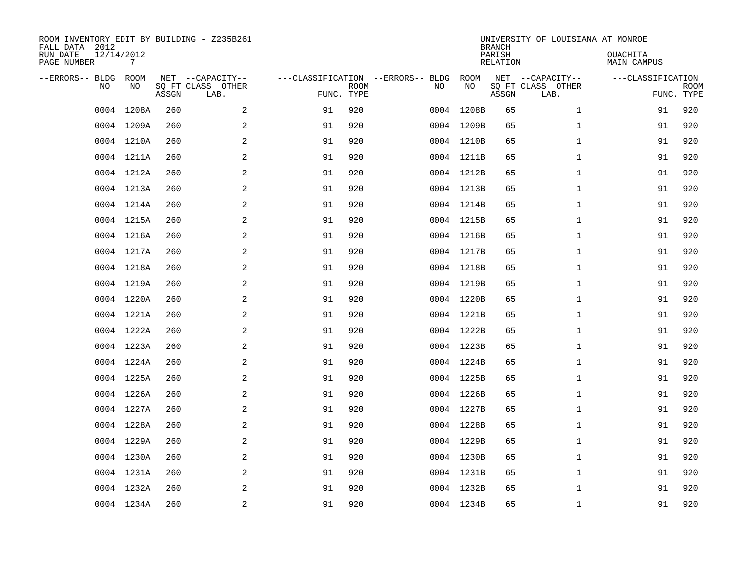ROOM INVENTORY EDIT BY BUILDING - Z235B261
FALL DATA 2012
RUN DATE 12/14/2012
PAGE NUMBER 7

UNIVERSITY OF LOUISIANA AT MONROE
BRANCH
PARISH OUACHITA
RELATION MAIN CAMPUS

| --ERRORS-- | BLDG NO | ROOM NO | NET SQ FT ASSGN | --CAPACITY-- CLASS LAB. | OTHER | ---CLASSIFICATION FUNC. | ROOM TYPE | --ERRORS-- | BLDG NO | ROOM NO | NET SQ FT ASSGN | --CAPACITY-- CLASS LAB. | OTHER | ---CLASSIFICATION FUNC. | ROOM TYPE |
|---|---|---|---|---|---|---|---|---|---|---|---|---|---|---|---|
| | 0004 | 1208A | 260 | | 2 | 91 | 920 | | 0004 | 1208B | 65 | | 1 | 91 | 920 |
| | 0004 | 1209A | 260 | | 2 | 91 | 920 | | 0004 | 1209B | 65 | | 1 | 91 | 920 |
| | 0004 | 1210A | 260 | | 2 | 91 | 920 | | 0004 | 1210B | 65 | | 1 | 91 | 920 |
| | 0004 | 1211A | 260 | | 2 | 91 | 920 | | 0004 | 1211B | 65 | | 1 | 91 | 920 |
| | 0004 | 1212A | 260 | | 2 | 91 | 920 | | 0004 | 1212B | 65 | | 1 | 91 | 920 |
| | 0004 | 1213A | 260 | | 2 | 91 | 920 | | 0004 | 1213B | 65 | | 1 | 91 | 920 |
| | 0004 | 1214A | 260 | | 2 | 91 | 920 | | 0004 | 1214B | 65 | | 1 | 91 | 920 |
| | 0004 | 1215A | 260 | | 2 | 91 | 920 | | 0004 | 1215B | 65 | | 1 | 91 | 920 |
| | 0004 | 1216A | 260 | | 2 | 91 | 920 | | 0004 | 1216B | 65 | | 1 | 91 | 920 |
| | 0004 | 1217A | 260 | | 2 | 91 | 920 | | 0004 | 1217B | 65 | | 1 | 91 | 920 |
| | 0004 | 1218A | 260 | | 2 | 91 | 920 | | 0004 | 1218B | 65 | | 1 | 91 | 920 |
| | 0004 | 1219A | 260 | | 2 | 91 | 920 | | 0004 | 1219B | 65 | | 1 | 91 | 920 |
| | 0004 | 1220A | 260 | | 2 | 91 | 920 | | 0004 | 1220B | 65 | | 1 | 91 | 920 |
| | 0004 | 1221A | 260 | | 2 | 91 | 920 | | 0004 | 1221B | 65 | | 1 | 91 | 920 |
| | 0004 | 1222A | 260 | | 2 | 91 | 920 | | 0004 | 1222B | 65 | | 1 | 91 | 920 |
| | 0004 | 1223A | 260 | | 2 | 91 | 920 | | 0004 | 1223B | 65 | | 1 | 91 | 920 |
| | 0004 | 1224A | 260 | | 2 | 91 | 920 | | 0004 | 1224B | 65 | | 1 | 91 | 920 |
| | 0004 | 1225A | 260 | | 2 | 91 | 920 | | 0004 | 1225B | 65 | | 1 | 91 | 920 |
| | 0004 | 1226A | 260 | | 2 | 91 | 920 | | 0004 | 1226B | 65 | | 1 | 91 | 920 |
| | 0004 | 1227A | 260 | | 2 | 91 | 920 | | 0004 | 1227B | 65 | | 1 | 91 | 920 |
| | 0004 | 1228A | 260 | | 2 | 91 | 920 | | 0004 | 1228B | 65 | | 1 | 91 | 920 |
| | 0004 | 1229A | 260 | | 2 | 91 | 920 | | 0004 | 1229B | 65 | | 1 | 91 | 920 |
| | 0004 | 1230A | 260 | | 2 | 91 | 920 | | 0004 | 1230B | 65 | | 1 | 91 | 920 |
| | 0004 | 1231A | 260 | | 2 | 91 | 920 | | 0004 | 1231B | 65 | | 1 | 91 | 920 |
| | 0004 | 1232A | 260 | | 2 | 91 | 920 | | 0004 | 1232B | 65 | | 1 | 91 | 920 |
| | 0004 | 1234A | 260 | | 2 | 91 | 920 | | 0004 | 1234B | 65 | | 1 | 91 | 920 |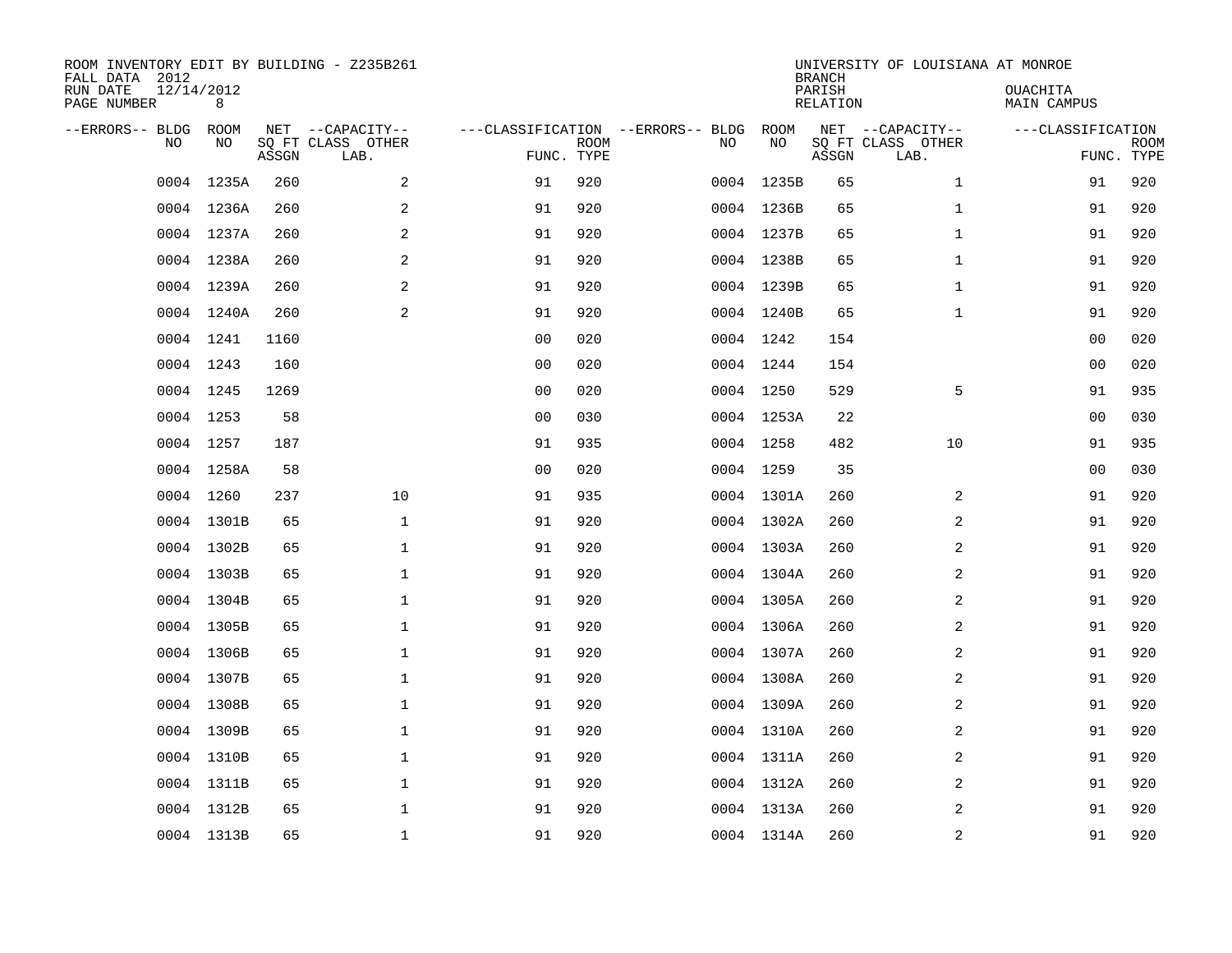ROOM INVENTORY EDIT BY BUILDING - Z235B261
FALL DATA 2012
RUN DATE 12/14/2012
PAGE NUMBER 8

UNIVERSITY OF LOUISIANA AT MONROE
BRANCH
PARISH OUACHITA
RELATION MAIN CAMPUS

| --ERRORS-- | BLDG NO | ROOM NO | NET SQ FT ASSGN | CAPACITY CLASS LAB. | CAPACITY OTHER | CLASSIFICATION FUNC. | ROOM TYPE | --ERRORS-- | BLDG NO | ROOM NO | NET SQ FT ASSGN | CAPACITY CLASS LAB. | CAPACITY OTHER | CLASSIFICATION FUNC. | ROOM TYPE |
|---|---|---|---|---|---|---|---|---|---|---|---|---|---|---|---|
| | 0004 | 1235A | 260 | | 2 | 91 | 920 | | 0004 | 1235B | 65 | | 1 | 91 | 920 |
| | 0004 | 1236A | 260 | | 2 | 91 | 920 | | 0004 | 1236B | 65 | | 1 | 91 | 920 |
| | 0004 | 1237A | 260 | | 2 | 91 | 920 | | 0004 | 1237B | 65 | | 1 | 91 | 920 |
| | 0004 | 1238A | 260 | | 2 | 91 | 920 | | 0004 | 1238B | 65 | | 1 | 91 | 920 |
| | 0004 | 1239A | 260 | | 2 | 91 | 920 | | 0004 | 1239B | 65 | | 1 | 91 | 920 |
| | 0004 | 1240A | 260 | | 2 | 91 | 920 | | 0004 | 1240B | 65 | | 1 | 91 | 920 |
| | 0004 | 1241 | 1160 | | | 00 | 020 | | 0004 | 1242 | 154 | | | 00 | 020 |
| | 0004 | 1243 | 160 | | | 00 | 020 | | 0004 | 1244 | 154 | | | 00 | 020 |
| | 0004 | 1245 | 1269 | | | 00 | 020 | | 0004 | 1250 | 529 | | 5 | 91 | 935 |
| | 0004 | 1253 | 58 | | | 00 | 030 | | 0004 | 1253A | 22 | | | 00 | 030 |
| | 0004 | 1257 | 187 | | | 91 | 935 | | 0004 | 1258 | 482 | | 10 | 91 | 935 |
| | 0004 | 1258A | 58 | | | 00 | 020 | | 0004 | 1259 | 35 | | | 00 | 030 |
| | 0004 | 1260 | 237 | | 10 | 91 | 935 | | 0004 | 1301A | 260 | | 2 | 91 | 920 |
| | 0004 | 1301B | 65 | | 1 | 91 | 920 | | 0004 | 1302A | 260 | | 2 | 91 | 920 |
| | 0004 | 1302B | 65 | | 1 | 91 | 920 | | 0004 | 1303A | 260 | | 2 | 91 | 920 |
| | 0004 | 1303B | 65 | | 1 | 91 | 920 | | 0004 | 1304A | 260 | | 2 | 91 | 920 |
| | 0004 | 1304B | 65 | | 1 | 91 | 920 | | 0004 | 1305A | 260 | | 2 | 91 | 920 |
| | 0004 | 1305B | 65 | | 1 | 91 | 920 | | 0004 | 1306A | 260 | | 2 | 91 | 920 |
| | 0004 | 1306B | 65 | | 1 | 91 | 920 | | 0004 | 1307A | 260 | | 2 | 91 | 920 |
| | 0004 | 1307B | 65 | | 1 | 91 | 920 | | 0004 | 1308A | 260 | | 2 | 91 | 920 |
| | 0004 | 1308B | 65 | | 1 | 91 | 920 | | 0004 | 1309A | 260 | | 2 | 91 | 920 |
| | 0004 | 1309B | 65 | | 1 | 91 | 920 | | 0004 | 1310A | 260 | | 2 | 91 | 920 |
| | 0004 | 1310B | 65 | | 1 | 91 | 920 | | 0004 | 1311A | 260 | | 2 | 91 | 920 |
| | 0004 | 1311B | 65 | | 1 | 91 | 920 | | 0004 | 1312A | 260 | | 2 | 91 | 920 |
| | 0004 | 1312B | 65 | | 1 | 91 | 920 | | 0004 | 1313A | 260 | | 2 | 91 | 920 |
| | 0004 | 1313B | 65 | | 1 | 91 | 920 | | 0004 | 1314A | 260 | | 2 | 91 | 920 |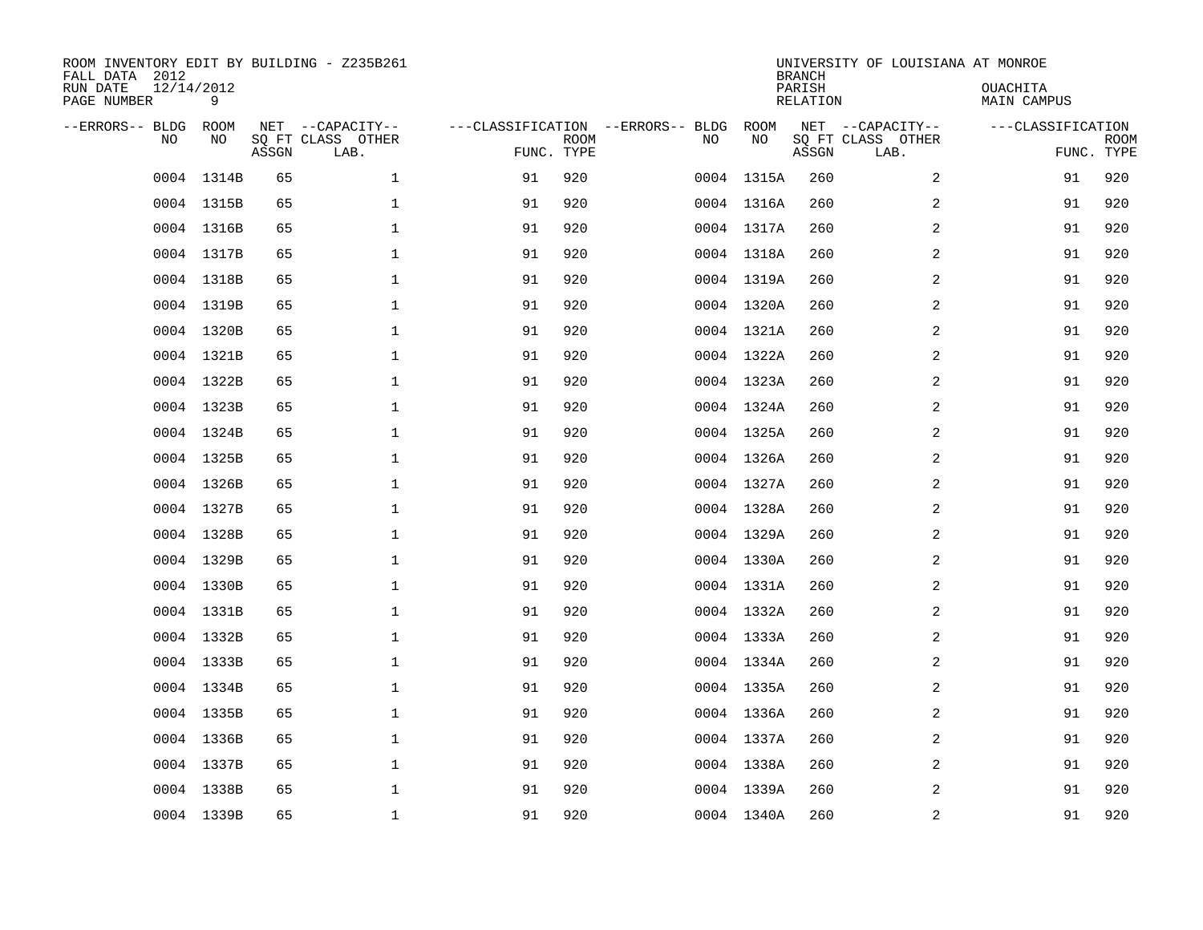ROOM INVENTORY EDIT BY BUILDING - Z235B261
FALL DATA 2012
RUN DATE 12/14/2012
PAGE NUMBER 9

UNIVERSITY OF LOUISIANA AT MONROE
BRANCH
PARISH OUACHITA
RELATION MAIN CAMPUS

| --ERRORS-- | BLDG NO | ROOM NO | NET SQ FT ASSGN | --CAPACITY-- CLASS | OTHER LAB. | ---CLASSIFICATION FUNC. | ROOM TYPE | --ERRORS-- | BLDG NO | ROOM NO | NET SQ FT ASSGN | --CAPACITY-- CLASS | OTHER LAB. | ---CLASSIFICATION FUNC. | ROOM TYPE |
|---|---|---|---|---|---|---|---|---|---|---|---|---|---|---|---|
| | 0004 | 1314B | 65 | | 1 | 91 | 920 | | 0004 | 1315A | 260 | | 2 | 91 | 920 |
| | 0004 | 1315B | 65 | | 1 | 91 | 920 | | 0004 | 1316A | 260 | | 2 | 91 | 920 |
| | 0004 | 1316B | 65 | | 1 | 91 | 920 | | 0004 | 1317A | 260 | | 2 | 91 | 920 |
| | 0004 | 1317B | 65 | | 1 | 91 | 920 | | 0004 | 1318A | 260 | | 2 | 91 | 920 |
| | 0004 | 1318B | 65 | | 1 | 91 | 920 | | 0004 | 1319A | 260 | | 2 | 91 | 920 |
| | 0004 | 1319B | 65 | | 1 | 91 | 920 | | 0004 | 1320A | 260 | | 2 | 91 | 920 |
| | 0004 | 1320B | 65 | | 1 | 91 | 920 | | 0004 | 1321A | 260 | | 2 | 91 | 920 |
| | 0004 | 1321B | 65 | | 1 | 91 | 920 | | 0004 | 1322A | 260 | | 2 | 91 | 920 |
| | 0004 | 1322B | 65 | | 1 | 91 | 920 | | 0004 | 1323A | 260 | | 2 | 91 | 920 |
| | 0004 | 1323B | 65 | | 1 | 91 | 920 | | 0004 | 1324A | 260 | | 2 | 91 | 920 |
| | 0004 | 1324B | 65 | | 1 | 91 | 920 | | 0004 | 1325A | 260 | | 2 | 91 | 920 |
| | 0004 | 1325B | 65 | | 1 | 91 | 920 | | 0004 | 1326A | 260 | | 2 | 91 | 920 |
| | 0004 | 1326B | 65 | | 1 | 91 | 920 | | 0004 | 1327A | 260 | | 2 | 91 | 920 |
| | 0004 | 1327B | 65 | | 1 | 91 | 920 | | 0004 | 1328A | 260 | | 2 | 91 | 920 |
| | 0004 | 1328B | 65 | | 1 | 91 | 920 | | 0004 | 1329A | 260 | | 2 | 91 | 920 |
| | 0004 | 1329B | 65 | | 1 | 91 | 920 | | 0004 | 1330A | 260 | | 2 | 91 | 920 |
| | 0004 | 1330B | 65 | | 1 | 91 | 920 | | 0004 | 1331A | 260 | | 2 | 91 | 920 |
| | 0004 | 1331B | 65 | | 1 | 91 | 920 | | 0004 | 1332A | 260 | | 2 | 91 | 920 |
| | 0004 | 1332B | 65 | | 1 | 91 | 920 | | 0004 | 1333A | 260 | | 2 | 91 | 920 |
| | 0004 | 1333B | 65 | | 1 | 91 | 920 | | 0004 | 1334A | 260 | | 2 | 91 | 920 |
| | 0004 | 1334B | 65 | | 1 | 91 | 920 | | 0004 | 1335A | 260 | | 2 | 91 | 920 |
| | 0004 | 1335B | 65 | | 1 | 91 | 920 | | 0004 | 1336A | 260 | | 2 | 91 | 920 |
| | 0004 | 1336B | 65 | | 1 | 91 | 920 | | 0004 | 1337A | 260 | | 2 | 91 | 920 |
| | 0004 | 1337B | 65 | | 1 | 91 | 920 | | 0004 | 1338A | 260 | | 2 | 91 | 920 |
| | 0004 | 1338B | 65 | | 1 | 91 | 920 | | 0004 | 1339A | 260 | | 2 | 91 | 920 |
| | 0004 | 1339B | 65 | | 1 | 91 | 920 | | 0004 | 1340A | 260 | | 2 | 91 | 920 |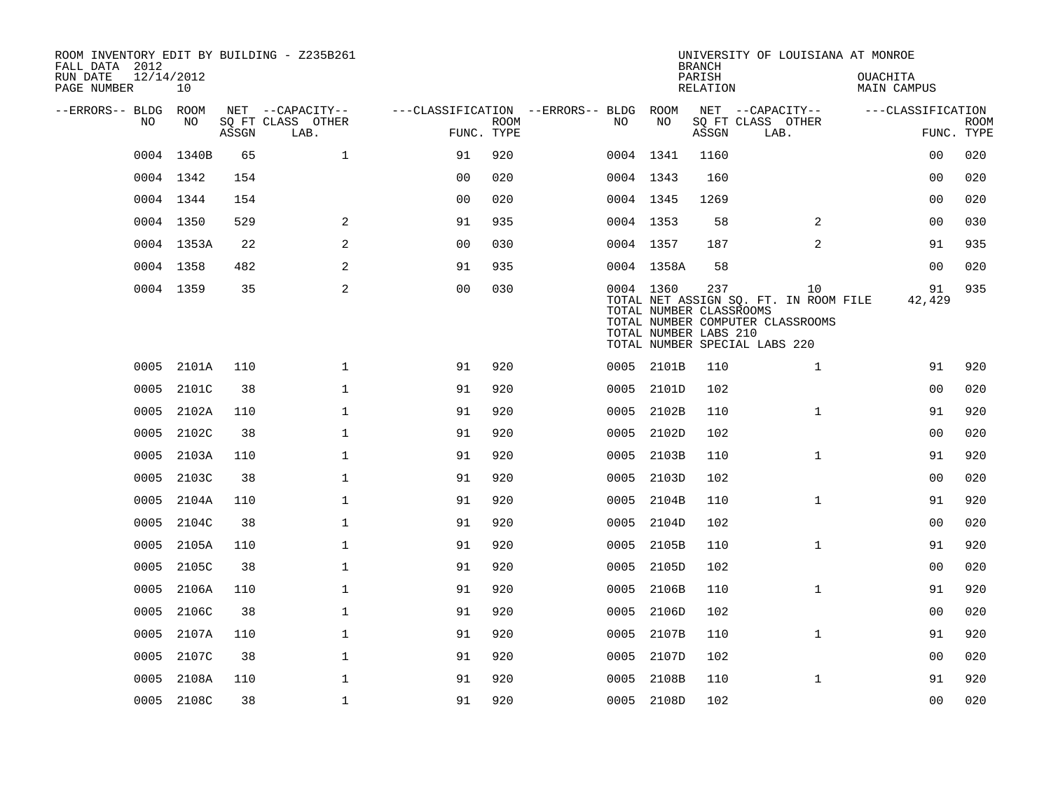ROOM INVENTORY EDIT BY BUILDING - Z235B261
FALL DATA 2012
RUN DATE 12/14/2012
PAGE NUMBER 10

UNIVERSITY OF LOUISIANA AT MONROE
BRANCH
PARISH OUACHITA
RELATION MAIN CAMPUS

| --ERRORS-- | BLDG NO | ROOM NO | NET SQ FT ASSGN | --CAPACITY-- CLASS LAB. | OTHER | ---CLASSIFICATION FUNC. | ROOM TYPE | --ERRORS-- | BLDG NO | ROOM NO | NET SQ FT ASSGN | --CAPACITY-- CLASS LAB. | OTHER | ---CLASSIFICATION FUNC. | ROOM TYPE |
|---|---|---|---|---|---|---|---|---|---|---|---|---|---|---|---|
| | 0004 | 1340B | 65 | | 1 | 91 | 920 | | 0004 | 1341 | 1160 | | | 00 | 020 |
| | 0004 | 1342 | 154 | | | 00 | 020 | | 0004 | 1343 | 160 | | | 00 | 020 |
| | 0004 | 1344 | 154 | | | 00 | 020 | | 0004 | 1345 | 1269 | | | 00 | 020 |
| | 0004 | 1350 | 529 | | 2 | 91 | 935 | | 0004 | 1353 | 58 | | 2 | 00 | 030 |
| | 0004 | 1353A | 22 | | 2 | 00 | 030 | | 0004 | 1357 | 187 | | 2 | 91 | 935 |
| | 0004 | 1358 | 482 | | 2 | 91 | 935 | | 0004 | 1358A | 58 | | | 00 | 020 |
| | 0004 | 1359 | 35 | | 2 | 00 | 030 | | 0004 | 1360 | 237 | | 10 | 91 | 935 |

TOTAL NET ASSIGN SQ. FT. IN ROOM FILE 42,429
TOTAL NUMBER CLASSROOMS
TOTAL NUMBER COMPUTER CLASSROOMS
TOTAL NUMBER LABS 210
TOTAL NUMBER SPECIAL LABS 220

| --ERRORS-- | BLDG NO | ROOM NO | NET SQ FT ASSGN | --CAPACITY-- CLASS LAB. | OTHER | ---CLASSIFICATION FUNC. | ROOM TYPE | --ERRORS-- | BLDG NO | ROOM NO | NET SQ FT ASSGN | --CAPACITY-- CLASS LAB. | OTHER | ---CLASSIFICATION FUNC. | ROOM TYPE |
|---|---|---|---|---|---|---|---|---|---|---|---|---|---|---|---|
| | 0005 | 2101A | 110 | | 1 | 91 | 920 | | 0005 | 2101B | 110 | | 1 | 91 | 920 |
| | 0005 | 2101C | 38 | | 1 | 91 | 920 | | 0005 | 2101D | 102 | | | 00 | 020 |
| | 0005 | 2102A | 110 | | 1 | 91 | 920 | | 0005 | 2102B | 110 | | 1 | 91 | 920 |
| | 0005 | 2102C | 38 | | 1 | 91 | 920 | | 0005 | 2102D | 102 | | | 00 | 020 |
| | 0005 | 2103A | 110 | | 1 | 91 | 920 | | 0005 | 2103B | 110 | | 1 | 91 | 920 |
| | 0005 | 2103C | 38 | | 1 | 91 | 920 | | 0005 | 2103D | 102 | | | 00 | 020 |
| | 0005 | 2104A | 110 | | 1 | 91 | 920 | | 0005 | 2104B | 110 | | 1 | 91 | 920 |
| | 0005 | 2104C | 38 | | 1 | 91 | 920 | | 0005 | 2104D | 102 | | | 00 | 020 |
| | 0005 | 2105A | 110 | | 1 | 91 | 920 | | 0005 | 2105B | 110 | | 1 | 91 | 920 |
| | 0005 | 2105C | 38 | | 1 | 91 | 920 | | 0005 | 2105D | 102 | | | 00 | 020 |
| | 0005 | 2106A | 110 | | 1 | 91 | 920 | | 0005 | 2106B | 110 | | 1 | 91 | 920 |
| | 0005 | 2106C | 38 | | 1 | 91 | 920 | | 0005 | 2106D | 102 | | | 00 | 020 |
| | 0005 | 2107A | 110 | | 1 | 91 | 920 | | 0005 | 2107B | 110 | | 1 | 91 | 920 |
| | 0005 | 2107C | 38 | | 1 | 91 | 920 | | 0005 | 2107D | 102 | | | 00 | 020 |
| | 0005 | 2108A | 110 | | 1 | 91 | 920 | | 0005 | 2108B | 110 | | 1 | 91 | 920 |
| | 0005 | 2108C | 38 | | 1 | 91 | 920 | | 0005 | 2108D | 102 | | | 00 | 020 |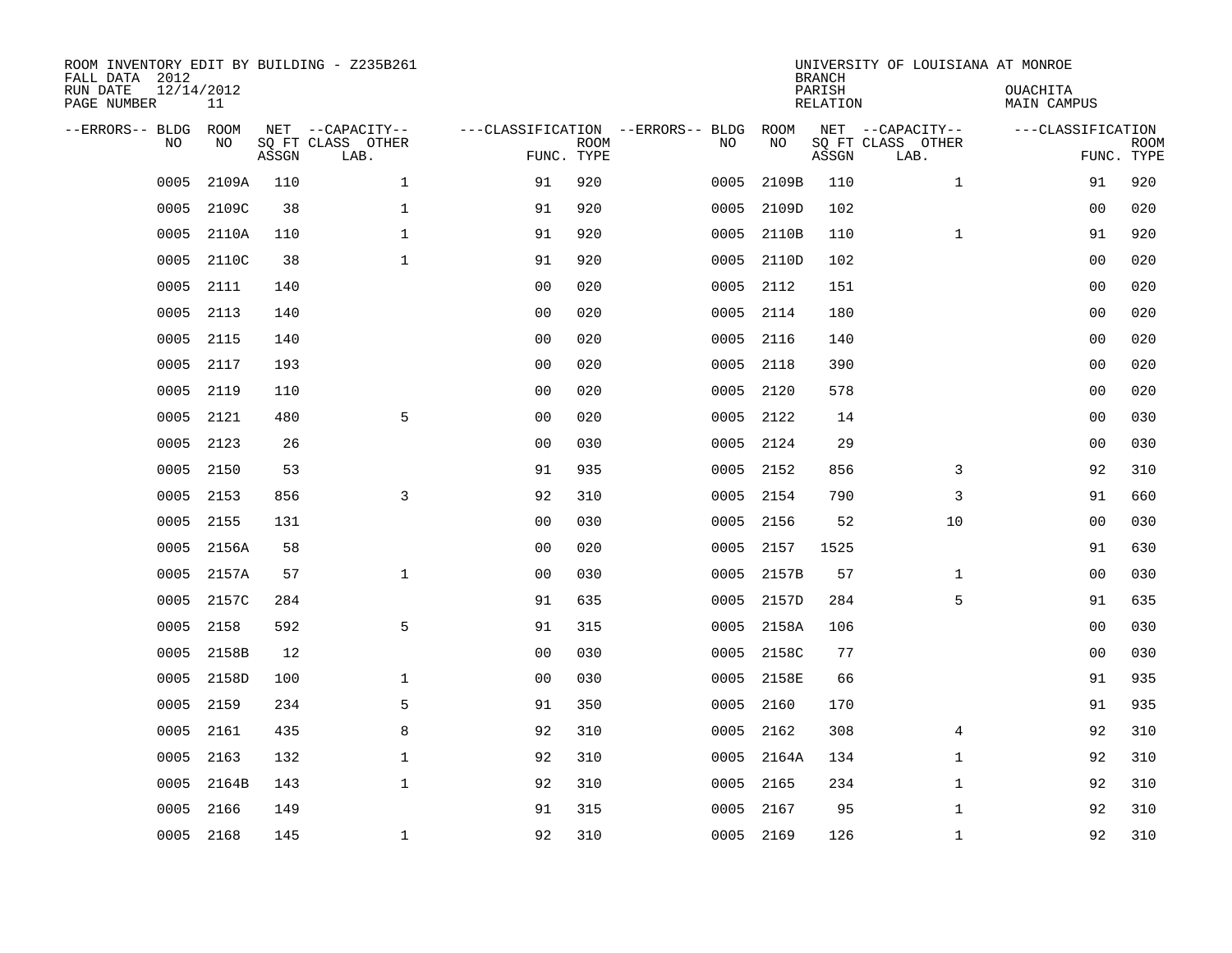ROOM INVENTORY EDIT BY BUILDING - Z235B261
FALL DATA 2012
RUN DATE 12/14/2012
PAGE NUMBER 11

UNIVERSITY OF LOUISIANA AT MONROE
BRANCH
PARISH OUACHITA
RELATION MAIN CAMPUS

| --ERRORS-- | BLDG NO | ROOM NO | NET SQ FT ASSGN | --CAPACITY-- CLASS | OTHER LAB. | ---CLASSIFICATION FUNC. | ROOM TYPE | --ERRORS-- | BLDG NO | ROOM NO | NET SQ FT ASSGN | --CAPACITY-- CLASS | OTHER LAB. | ---CLASSIFICATION FUNC. | ROOM TYPE |
|---|---|---|---|---|---|---|---|---|---|---|---|---|---|---|---|
| | 0005 | 2109A | 110 | | 1 | 91 | 920 | | 0005 | 2109B | 110 | | 1 | 91 | 920 |
| | 0005 | 2109C | 38 | | 1 | 91 | 920 | | 0005 | 2109D | 102 | | | 00 | 020 |
| | 0005 | 2110A | 110 | | 1 | 91 | 920 | | 0005 | 2110B | 110 | | 1 | 91 | 920 |
| | 0005 | 2110C | 38 | | 1 | 91 | 920 | | 0005 | 2110D | 102 | | | 00 | 020 |
| | 0005 | 2111 | 140 | | | 00 | 020 | | 0005 | 2112 | 151 | | | 00 | 020 |
| | 0005 | 2113 | 140 | | | 00 | 020 | | 0005 | 2114 | 180 | | | 00 | 020 |
| | 0005 | 2115 | 140 | | | 00 | 020 | | 0005 | 2116 | 140 | | | 00 | 020 |
| | 0005 | 2117 | 193 | | | 00 | 020 | | 0005 | 2118 | 390 | | | 00 | 020 |
| | 0005 | 2119 | 110 | | | 00 | 020 | | 0005 | 2120 | 578 | | | 00 | 020 |
| | 0005 | 2121 | 480 | | 5 | 00 | 020 | | 0005 | 2122 | 14 | | | 00 | 030 |
| | 0005 | 2123 | 26 | | | 00 | 030 | | 0005 | 2124 | 29 | | | 00 | 030 |
| | 0005 | 2150 | 53 | | | 91 | 935 | | 0005 | 2152 | 856 | | 3 | 92 | 310 |
| | 0005 | 2153 | 856 | | 3 | 92 | 310 | | 0005 | 2154 | 790 | | 3 | 91 | 660 |
| | 0005 | 2155 | 131 | | | 00 | 030 | | 0005 | 2156 | 52 | | 10 | 00 | 030 |
| | 0005 | 2156A | 58 | | | 00 | 020 | | 0005 | 2157 | 1525 | | | 91 | 630 |
| | 0005 | 2157A | 57 | | 1 | 00 | 030 | | 0005 | 2157B | 57 | | 1 | 00 | 030 |
| | 0005 | 2157C | 284 | | | 91 | 635 | | 0005 | 2157D | 284 | | 5 | 91 | 635 |
| | 0005 | 2158 | 592 | | 5 | 91 | 315 | | 0005 | 2158A | 106 | | | 00 | 030 |
| | 0005 | 2158B | 12 | | | 00 | 030 | | 0005 | 2158C | 77 | | | 00 | 030 |
| | 0005 | 2158D | 100 | | 1 | 00 | 030 | | 0005 | 2158E | 66 | | | 91 | 935 |
| | 0005 | 2159 | 234 | | 5 | 91 | 350 | | 0005 | 2160 | 170 | | | 91 | 935 |
| | 0005 | 2161 | 435 | | 8 | 92 | 310 | | 0005 | 2162 | 308 | | 4 | 92 | 310 |
| | 0005 | 2163 | 132 | | 1 | 92 | 310 | | 0005 | 2164A | 134 | | 1 | 92 | 310 |
| | 0005 | 2164B | 143 | | 1 | 92 | 310 | | 0005 | 2165 | 234 | | 1 | 92 | 310 |
| | 0005 | 2166 | 149 | | | 91 | 315 | | 0005 | 2167 | 95 | | 1 | 92 | 310 |
| | 0005 | 2168 | 145 | | 1 | 92 | 310 | | 0005 | 2169 | 126 | | 1 | 92 | 310 |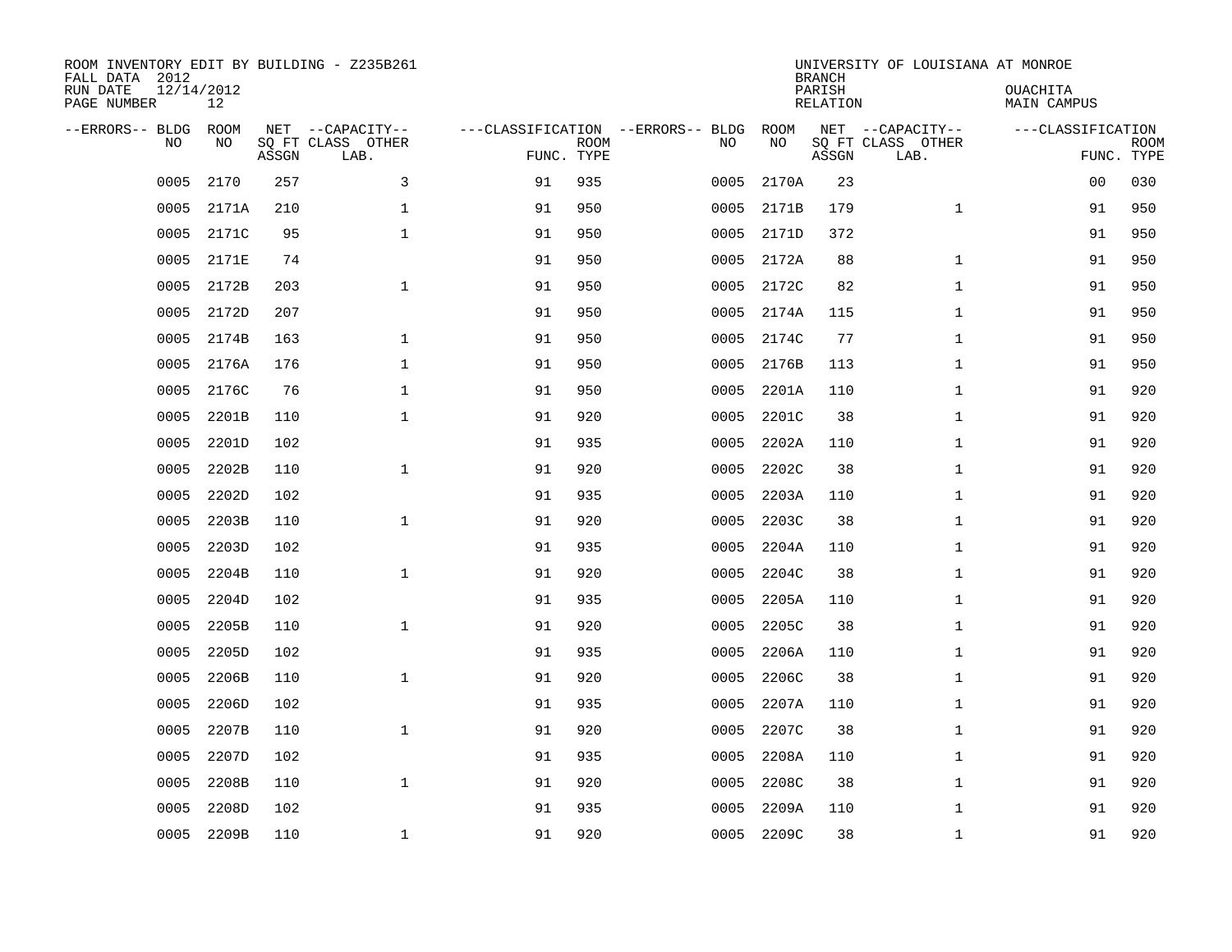ROOM INVENTORY EDIT BY BUILDING - Z235B261
FALL DATA 2012
RUN DATE 12/14/2012
PAGE NUMBER 12

UNIVERSITY OF LOUISIANA AT MONROE
BRANCH
PARISH OUACHITA
RELATION MAIN CAMPUS

| --ERRORS-- | BLDG NO | ROOM NO | NET SQ FT ASSGN | --CAPACITY-- CLASS LAB. | OTHER | ---CLASSIFICATION FUNC. | ROOM TYPE | --ERRORS-- | BLDG NO | ROOM NO | NET SQ FT ASSGN | --CAPACITY-- CLASS LAB. | OTHER | ---CLASSIFICATION FUNC. | ROOM TYPE |
|---|---|---|---|---|---|---|---|---|---|---|---|---|---|---|---|
| | 0005 | 2170 | 257 | | 3 | 91 | 935 | | 0005 | 2170A | 23 | | | 00 | 030 |
| | 0005 | 2171A | 210 | | 1 | 91 | 950 | | 0005 | 2171B | 179 | | 1 | 91 | 950 |
| | 0005 | 2171C | 95 | | 1 | 91 | 950 | | 0005 | 2171D | 372 | | | 91 | 950 |
| | 0005 | 2171E | 74 | | | 91 | 950 | | 0005 | 2172A | 88 | | 1 | 91 | 950 |
| | 0005 | 2172B | 203 | | 1 | 91 | 950 | | 0005 | 2172C | 82 | | 1 | 91 | 950 |
| | 0005 | 2172D | 207 | | | 91 | 950 | | 0005 | 2174A | 115 | | 1 | 91 | 950 |
| | 0005 | 2174B | 163 | | 1 | 91 | 950 | | 0005 | 2174C | 77 | | 1 | 91 | 950 |
| | 0005 | 2176A | 176 | | 1 | 91 | 950 | | 0005 | 2176B | 113 | | 1 | 91 | 950 |
| | 0005 | 2176C | 76 | | 1 | 91 | 950 | | 0005 | 2201A | 110 | | 1 | 91 | 920 |
| | 0005 | 2201B | 110 | | 1 | 91 | 920 | | 0005 | 2201C | 38 | | 1 | 91 | 920 |
| | 0005 | 2201D | 102 | | | 91 | 935 | | 0005 | 2202A | 110 | | 1 | 91 | 920 |
| | 0005 | 2202B | 110 | | 1 | 91 | 920 | | 0005 | 2202C | 38 | | 1 | 91 | 920 |
| | 0005 | 2202D | 102 | | | 91 | 935 | | 0005 | 2203A | 110 | | 1 | 91 | 920 |
| | 0005 | 2203B | 110 | | 1 | 91 | 920 | | 0005 | 2203C | 38 | | 1 | 91 | 920 |
| | 0005 | 2203D | 102 | | | 91 | 935 | | 0005 | 2204A | 110 | | 1 | 91 | 920 |
| | 0005 | 2204B | 110 | | 1 | 91 | 920 | | 0005 | 2204C | 38 | | 1 | 91 | 920 |
| | 0005 | 2204D | 102 | | | 91 | 935 | | 0005 | 2205A | 110 | | 1 | 91 | 920 |
| | 0005 | 2205B | 110 | | 1 | 91 | 920 | | 0005 | 2205C | 38 | | 1 | 91 | 920 |
| | 0005 | 2205D | 102 | | | 91 | 935 | | 0005 | 2206A | 110 | | 1 | 91 | 920 |
| | 0005 | 2206B | 110 | | 1 | 91 | 920 | | 0005 | 2206C | 38 | | 1 | 91 | 920 |
| | 0005 | 2206D | 102 | | | 91 | 935 | | 0005 | 2207A | 110 | | 1 | 91 | 920 |
| | 0005 | 2207B | 110 | | 1 | 91 | 920 | | 0005 | 2207C | 38 | | 1 | 91 | 920 |
| | 0005 | 2207D | 102 | | | 91 | 935 | | 0005 | 2208A | 110 | | 1 | 91 | 920 |
| | 0005 | 2208B | 110 | | 1 | 91 | 920 | | 0005 | 2208C | 38 | | 1 | 91 | 920 |
| | 0005 | 2208D | 102 | | | 91 | 935 | | 0005 | 2209A | 110 | | 1 | 91 | 920 |
| | 0005 | 2209B | 110 | | 1 | 91 | 920 | | 0005 | 2209C | 38 | | 1 | 91 | 920 |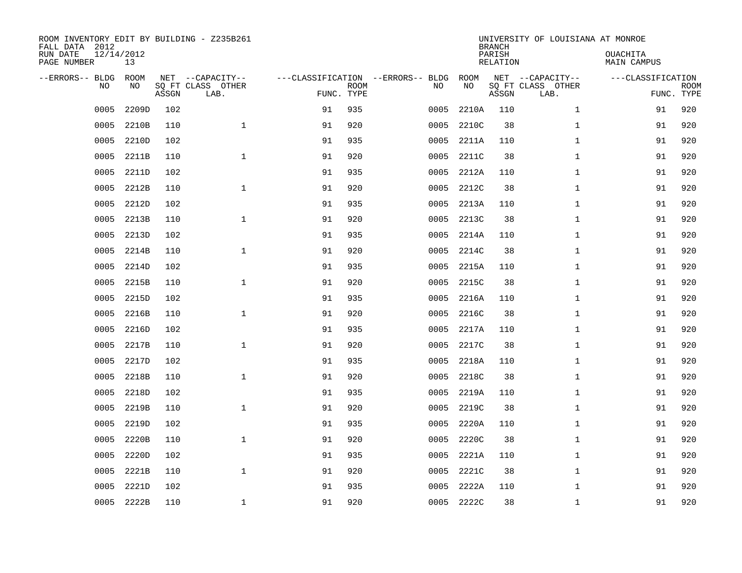ROOM INVENTORY EDIT BY BUILDING - Z235B261
FALL DATA 2012
RUN DATE 12/14/2012
PAGE NUMBER 13

UNIVERSITY OF LOUISIANA AT MONROE
BRANCH
PARISH OUACHITA
RELATION MAIN CAMPUS

| --ERRORS-- | BLDG NO | ROOM NO | NET SQ FT ASSGN | --CAPACITY-- CLASS | OTHER LAB. | ---CLASSIFICATION FUNC. | ROOM TYPE | --ERRORS-- | BLDG NO | ROOM NO | NET SQ FT ASSGN | --CAPACITY-- CLASS | OTHER LAB. | ---CLASSIFICATION FUNC. | ROOM TYPE |
|---|---|---|---|---|---|---|---|---|---|---|---|---|---|---|---|
| | 0005 | 2209D | 102 | | | 91 | 935 | | 0005 | 2210A | 110 | | 1 | 91 | 920 |
| | 0005 | 2210B | 110 | | 1 | 91 | 920 | | 0005 | 2210C | 38 | | 1 | 91 | 920 |
| | 0005 | 2210D | 102 | | | 91 | 935 | | 0005 | 2211A | 110 | | 1 | 91 | 920 |
| | 0005 | 2211B | 110 | | 1 | 91 | 920 | | 0005 | 2211C | 38 | | 1 | 91 | 920 |
| | 0005 | 2211D | 102 | | | 91 | 935 | | 0005 | 2212A | 110 | | 1 | 91 | 920 |
| | 0005 | 2212B | 110 | | 1 | 91 | 920 | | 0005 | 2212C | 38 | | 1 | 91 | 920 |
| | 0005 | 2212D | 102 | | | 91 | 935 | | 0005 | 2213A | 110 | | 1 | 91 | 920 |
| | 0005 | 2213B | 110 | | 1 | 91 | 920 | | 0005 | 2213C | 38 | | 1 | 91 | 920 |
| | 0005 | 2213D | 102 | | | 91 | 935 | | 0005 | 2214A | 110 | | 1 | 91 | 920 |
| | 0005 | 2214B | 110 | | 1 | 91 | 920 | | 0005 | 2214C | 38 | | 1 | 91 | 920 |
| | 0005 | 2214D | 102 | | | 91 | 935 | | 0005 | 2215A | 110 | | 1 | 91 | 920 |
| | 0005 | 2215B | 110 | | 1 | 91 | 920 | | 0005 | 2215C | 38 | | 1 | 91 | 920 |
| | 0005 | 2215D | 102 | | | 91 | 935 | | 0005 | 2216A | 110 | | 1 | 91 | 920 |
| | 0005 | 2216B | 110 | | 1 | 91 | 920 | | 0005 | 2216C | 38 | | 1 | 91 | 920 |
| | 0005 | 2216D | 102 | | | 91 | 935 | | 0005 | 2217A | 110 | | 1 | 91 | 920 |
| | 0005 | 2217B | 110 | | 1 | 91 | 920 | | 0005 | 2217C | 38 | | 1 | 91 | 920 |
| | 0005 | 2217D | 102 | | | 91 | 935 | | 0005 | 2218A | 110 | | 1 | 91 | 920 |
| | 0005 | 2218B | 110 | | 1 | 91 | 920 | | 0005 | 2218C | 38 | | 1 | 91 | 920 |
| | 0005 | 2218D | 102 | | | 91 | 935 | | 0005 | 2219A | 110 | | 1 | 91 | 920 |
| | 0005 | 2219B | 110 | | 1 | 91 | 920 | | 0005 | 2219C | 38 | | 1 | 91 | 920 |
| | 0005 | 2219D | 102 | | | 91 | 935 | | 0005 | 2220A | 110 | | 1 | 91 | 920 |
| | 0005 | 2220B | 110 | | 1 | 91 | 920 | | 0005 | 2220C | 38 | | 1 | 91 | 920 |
| | 0005 | 2220D | 102 | | | 91 | 935 | | 0005 | 2221A | 110 | | 1 | 91 | 920 |
| | 0005 | 2221B | 110 | | 1 | 91 | 920 | | 0005 | 2221C | 38 | | 1 | 91 | 920 |
| | 0005 | 2221D | 102 | | | 91 | 935 | | 0005 | 2222A | 110 | | 1 | 91 | 920 |
| | 0005 | 2222B | 110 | | 1 | 91 | 920 | | 0005 | 2222C | 38 | | 1 | 91 | 920 |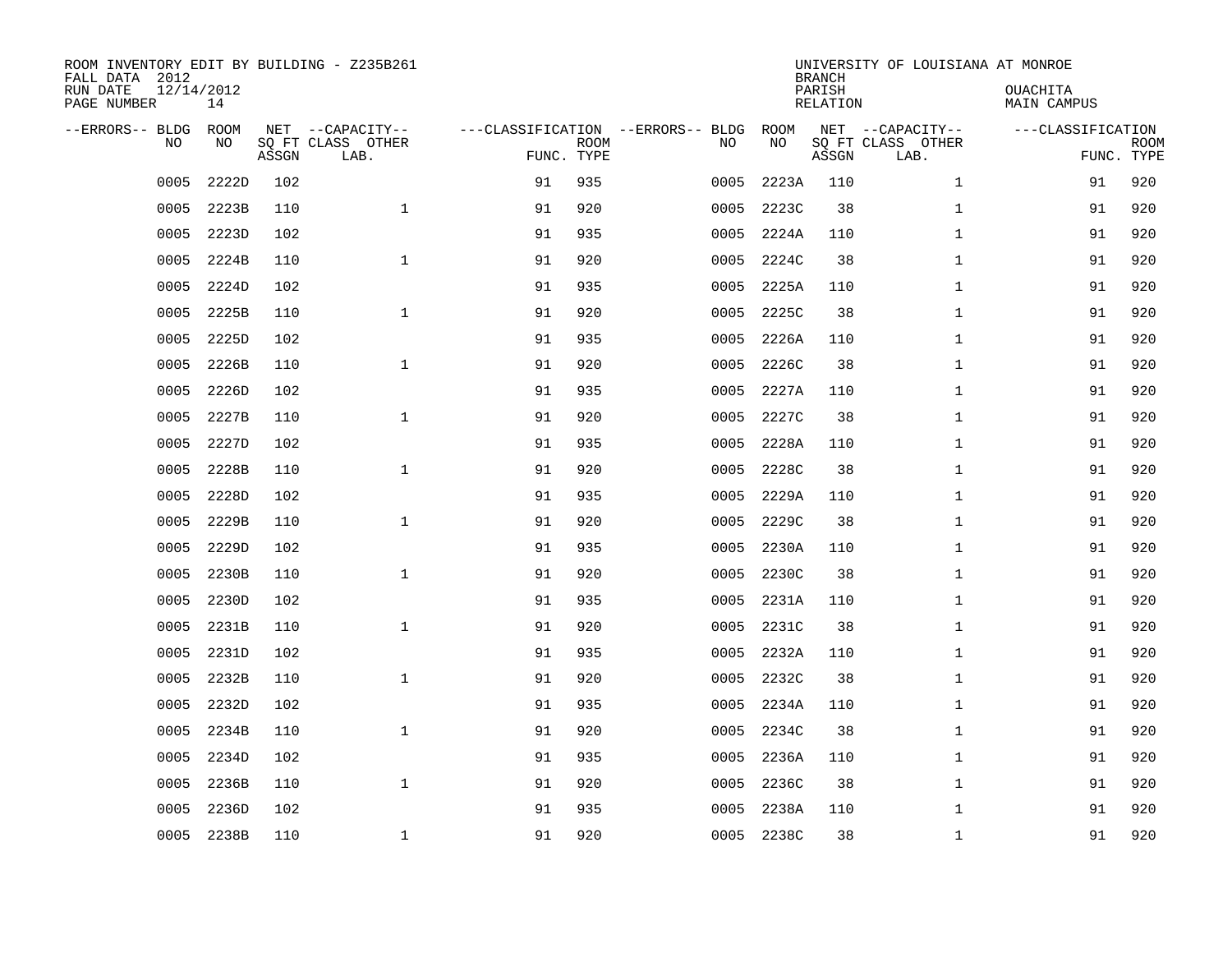ROOM INVENTORY EDIT BY BUILDING - Z235B261
FALL DATA 2012
RUN DATE 12/14/2012
PAGE NUMBER 14

UNIVERSITY OF LOUISIANA AT MONROE
BRANCH
PARISH OUACHITA
RELATION MAIN CAMPUS

| --ERRORS-- | BLDG NO | ROOM NO | NET SQ FT ASSGN | --CAPACITY-- CLASS LAB. | OTHER | ---CLASSIFICATION FUNC. | ROOM TYPE | --ERRORS-- | BLDG NO | ROOM NO | NET SQ FT ASSGN | --CAPACITY-- CLASS LAB. | OTHER | ---CLASSIFICATION FUNC. | ROOM TYPE |
|---|---|---|---|---|---|---|---|---|---|---|---|---|---|---|---|
| | 0005 | 2222D | 102 | | | 91 | 935 | | 0005 | 2223A | 110 | | 1 | 91 | 920 |
| | 0005 | 2223B | 110 | | 1 | 91 | 920 | | 0005 | 2223C | 38 | | 1 | 91 | 920 |
| | 0005 | 2223D | 102 | | | 91 | 935 | | 0005 | 2224A | 110 | | 1 | 91 | 920 |
| | 0005 | 2224B | 110 | | 1 | 91 | 920 | | 0005 | 2224C | 38 | | 1 | 91 | 920 |
| | 0005 | 2224D | 102 | | | 91 | 935 | | 0005 | 2225A | 110 | | 1 | 91 | 920 |
| | 0005 | 2225B | 110 | | 1 | 91 | 920 | | 0005 | 2225C | 38 | | 1 | 91 | 920 |
| | 0005 | 2225D | 102 | | | 91 | 935 | | 0005 | 2226A | 110 | | 1 | 91 | 920 |
| | 0005 | 2226B | 110 | | 1 | 91 | 920 | | 0005 | 2226C | 38 | | 1 | 91 | 920 |
| | 0005 | 2226D | 102 | | | 91 | 935 | | 0005 | 2227A | 110 | | 1 | 91 | 920 |
| | 0005 | 2227B | 110 | | 1 | 91 | 920 | | 0005 | 2227C | 38 | | 1 | 91 | 920 |
| | 0005 | 2227D | 102 | | | 91 | 935 | | 0005 | 2228A | 110 | | 1 | 91 | 920 |
| | 0005 | 2228B | 110 | | 1 | 91 | 920 | | 0005 | 2228C | 38 | | 1 | 91 | 920 |
| | 0005 | 2228D | 102 | | | 91 | 935 | | 0005 | 2229A | 110 | | 1 | 91 | 920 |
| | 0005 | 2229B | 110 | | 1 | 91 | 920 | | 0005 | 2229C | 38 | | 1 | 91 | 920 |
| | 0005 | 2229D | 102 | | | 91 | 935 | | 0005 | 2230A | 110 | | 1 | 91 | 920 |
| | 0005 | 2230B | 110 | | 1 | 91 | 920 | | 0005 | 2230C | 38 | | 1 | 91 | 920 |
| | 0005 | 2230D | 102 | | | 91 | 935 | | 0005 | 2231A | 110 | | 1 | 91 | 920 |
| | 0005 | 2231B | 110 | | 1 | 91 | 920 | | 0005 | 2231C | 38 | | 1 | 91 | 920 |
| | 0005 | 2231D | 102 | | | 91 | 935 | | 0005 | 2232A | 110 | | 1 | 91 | 920 |
| | 0005 | 2232B | 110 | | 1 | 91 | 920 | | 0005 | 2232C | 38 | | 1 | 91 | 920 |
| | 0005 | 2232D | 102 | | | 91 | 935 | | 0005 | 2234A | 110 | | 1 | 91 | 920 |
| | 0005 | 2234B | 110 | | 1 | 91 | 920 | | 0005 | 2234C | 38 | | 1 | 91 | 920 |
| | 0005 | 2234D | 102 | | | 91 | 935 | | 0005 | 2236A | 110 | | 1 | 91 | 920 |
| | 0005 | 2236B | 110 | | 1 | 91 | 920 | | 0005 | 2236C | 38 | | 1 | 91 | 920 |
| | 0005 | 2236D | 102 | | | 91 | 935 | | 0005 | 2238A | 110 | | 1 | 91 | 920 |
| | 0005 | 2238B | 110 | | 1 | 91 | 920 | | 0005 | 2238C | 38 | | 1 | 91 | 920 |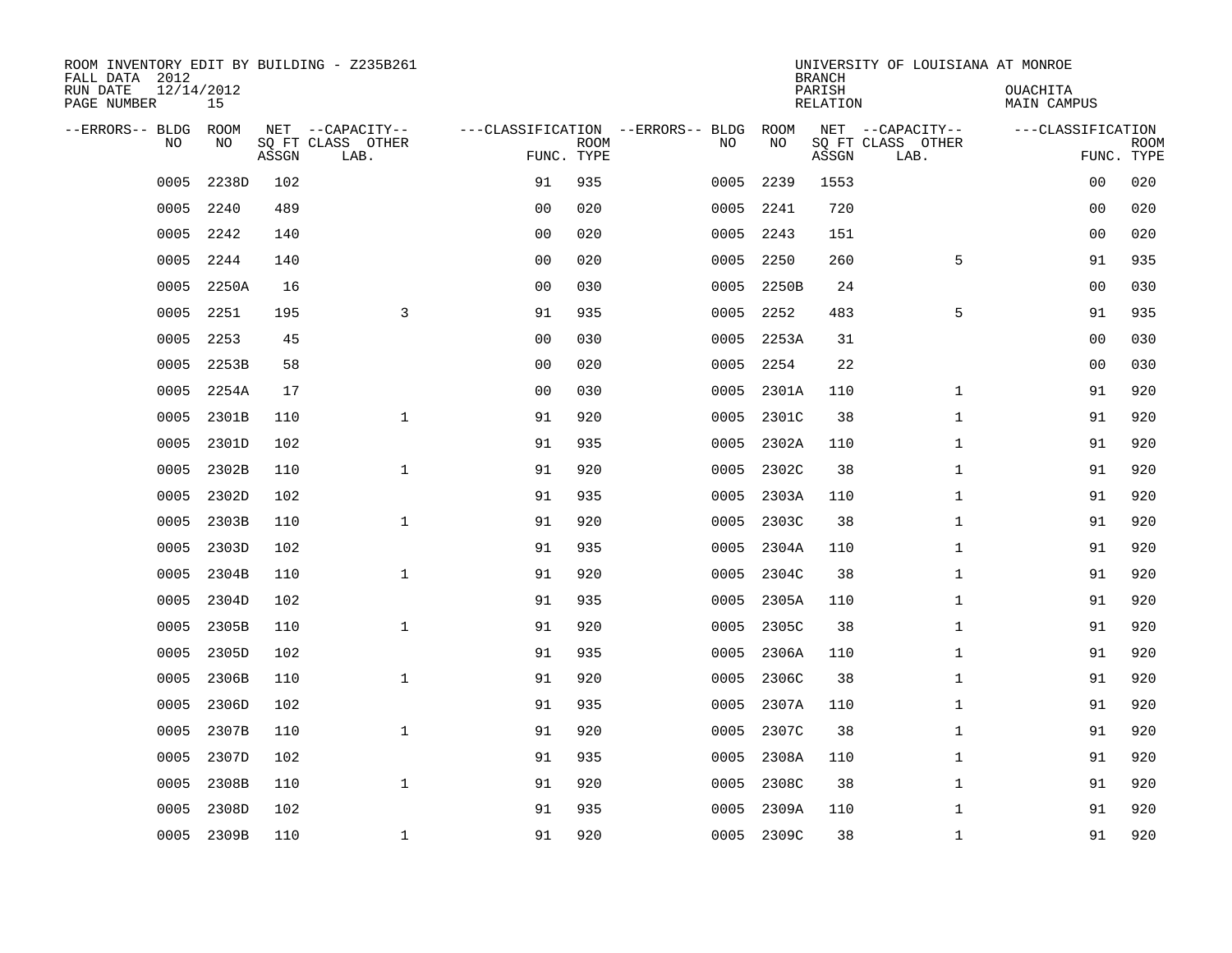ROOM INVENTORY EDIT BY BUILDING - Z235B261
FALL DATA 2012
RUN DATE 12/14/2012
PAGE NUMBER 15

UNIVERSITY OF LOUISIANA AT MONROE
BRANCH
PARISH OUACHITA
RELATION MAIN CAMPUS

| --ERRORS-- | BLDG NO | ROOM NO | NET SQ FT ASSGN | --CAPACITY-- CLASS LAB. | OTHER | ---CLASSIFICATION FUNC. | ROOM TYPE | --ERRORS-- | BLDG NO | ROOM NO | NET SQ FT ASSGN | --CAPACITY-- CLASS LAB. | OTHER | ---CLASSIFICATION FUNC. | ROOM TYPE |
|---|---|---|---|---|---|---|---|---|---|---|---|---|---|---|---|
| | 0005 | 2238D | 102 | | | 91 | 935 | | 0005 | 2239 | 1553 | | | 00 | 020 |
| | 0005 | 2240 | 489 | | | 00 | 020 | | 0005 | 2241 | 720 | | | 00 | 020 |
| | 0005 | 2242 | 140 | | | 00 | 020 | | 0005 | 2243 | 151 | | | 00 | 020 |
| | 0005 | 2244 | 140 | | | 00 | 020 | | 0005 | 2250 | 260 | | 5 | 91 | 935 |
| | 0005 | 2250A | 16 | | | 00 | 030 | | 0005 | 2250B | 24 | | | 00 | 030 |
| | 0005 | 2251 | 195 | | 3 | 91 | 935 | | 0005 | 2252 | 483 | | 5 | 91 | 935 |
| | 0005 | 2253 | 45 | | | 00 | 030 | | 0005 | 2253A | 31 | | | 00 | 030 |
| | 0005 | 2253B | 58 | | | 00 | 020 | | 0005 | 2254 | 22 | | | 00 | 030 |
| | 0005 | 2254A | 17 | | | 00 | 030 | | 0005 | 2301A | 110 | | 1 | 91 | 920 |
| | 0005 | 2301B | 110 | | 1 | 91 | 920 | | 0005 | 2301C | 38 | | 1 | 91 | 920 |
| | 0005 | 2301D | 102 | | | 91 | 935 | | 0005 | 2302A | 110 | | 1 | 91 | 920 |
| | 0005 | 2302B | 110 | | 1 | 91 | 920 | | 0005 | 2302C | 38 | | 1 | 91 | 920 |
| | 0005 | 2302D | 102 | | | 91 | 935 | | 0005 | 2303A | 110 | | 1 | 91 | 920 |
| | 0005 | 2303B | 110 | | 1 | 91 | 920 | | 0005 | 2303C | 38 | | 1 | 91 | 920 |
| | 0005 | 2303D | 102 | | | 91 | 935 | | 0005 | 2304A | 110 | | 1 | 91 | 920 |
| | 0005 | 2304B | 110 | | 1 | 91 | 920 | | 0005 | 2304C | 38 | | 1 | 91 | 920 |
| | 0005 | 2304D | 102 | | | 91 | 935 | | 0005 | 2305A | 110 | | 1 | 91 | 920 |
| | 0005 | 2305B | 110 | | 1 | 91 | 920 | | 0005 | 2305C | 38 | | 1 | 91 | 920 |
| | 0005 | 2305D | 102 | | | 91 | 935 | | 0005 | 2306A | 110 | | 1 | 91 | 920 |
| | 0005 | 2306B | 110 | | 1 | 91 | 920 | | 0005 | 2306C | 38 | | 1 | 91 | 920 |
| | 0005 | 2306D | 102 | | | 91 | 935 | | 0005 | 2307A | 110 | | 1 | 91 | 920 |
| | 0005 | 2307B | 110 | | 1 | 91 | 920 | | 0005 | 2307C | 38 | | 1 | 91 | 920 |
| | 0005 | 2307D | 102 | | | 91 | 935 | | 0005 | 2308A | 110 | | 1 | 91 | 920 |
| | 0005 | 2308B | 110 | | 1 | 91 | 920 | | 0005 | 2308C | 38 | | 1 | 91 | 920 |
| | 0005 | 2308D | 102 | | | 91 | 935 | | 0005 | 2309A | 110 | | 1 | 91 | 920 |
| | 0005 | 2309B | 110 | | 1 | 91 | 920 | | 0005 | 2309C | 38 | | 1 | 91 | 920 |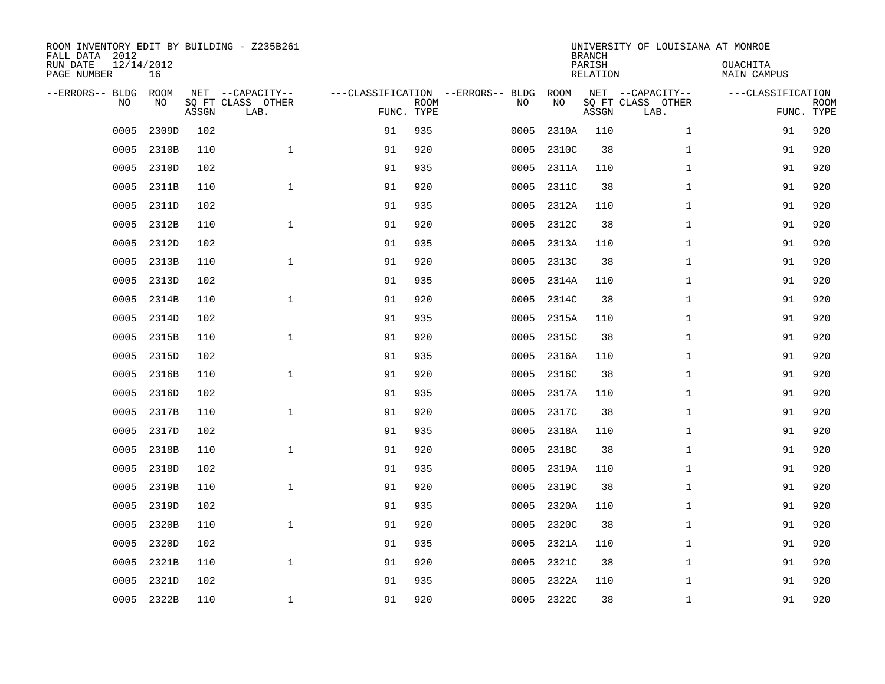ROOM INVENTORY EDIT BY BUILDING - Z235B261
FALL DATA 2012
RUN DATE 12/14/2012
PAGE NUMBER 16

UNIVERSITY OF LOUISIANA AT MONROE
BRANCH
PARISH OUACHITA
RELATION MAIN CAMPUS

| --ERRORS-- | BLDG NO | ROOM NO | NET SQ FT ASSGN | --CAPACITY-- CLASS LAB. | OTHER | ---CLASSIFICATION FUNC. | ROOM TYPE | --ERRORS-- | BLDG NO | ROOM NO | NET SQ FT ASSGN | --CAPACITY-- CLASS LAB. | OTHER | ---CLASSIFICATION FUNC. | ROOM TYPE |
|---|---|---|---|---|---|---|---|---|---|---|---|---|---|---|---|
| | 0005 | 2309D | 102 | | | 91 | 935 | | 0005 | 2310A | 110 | | 1 | 91 | 920 |
| | 0005 | 2310B | 110 | | 1 | 91 | 920 | | 0005 | 2310C | 38 | | 1 | 91 | 920 |
| | 0005 | 2310D | 102 | | | 91 | 935 | | 0005 | 2311A | 110 | | 1 | 91 | 920 |
| | 0005 | 2311B | 110 | | 1 | 91 | 920 | | 0005 | 2311C | 38 | | 1 | 91 | 920 |
| | 0005 | 2311D | 102 | | | 91 | 935 | | 0005 | 2312A | 110 | | 1 | 91 | 920 |
| | 0005 | 2312B | 110 | | 1 | 91 | 920 | | 0005 | 2312C | 38 | | 1 | 91 | 920 |
| | 0005 | 2312D | 102 | | | 91 | 935 | | 0005 | 2313A | 110 | | 1 | 91 | 920 |
| | 0005 | 2313B | 110 | | 1 | 91 | 920 | | 0005 | 2313C | 38 | | 1 | 91 | 920 |
| | 0005 | 2313D | 102 | | | 91 | 935 | | 0005 | 2314A | 110 | | 1 | 91 | 920 |
| | 0005 | 2314B | 110 | | 1 | 91 | 920 | | 0005 | 2314C | 38 | | 1 | 91 | 920 |
| | 0005 | 2314D | 102 | | | 91 | 935 | | 0005 | 2315A | 110 | | 1 | 91 | 920 |
| | 0005 | 2315B | 110 | | 1 | 91 | 920 | | 0005 | 2315C | 38 | | 1 | 91 | 920 |
| | 0005 | 2315D | 102 | | | 91 | 935 | | 0005 | 2316A | 110 | | 1 | 91 | 920 |
| | 0005 | 2316B | 110 | | 1 | 91 | 920 | | 0005 | 2316C | 38 | | 1 | 91 | 920 |
| | 0005 | 2316D | 102 | | | 91 | 935 | | 0005 | 2317A | 110 | | 1 | 91 | 920 |
| | 0005 | 2317B | 110 | | 1 | 91 | 920 | | 0005 | 2317C | 38 | | 1 | 91 | 920 |
| | 0005 | 2317D | 102 | | | 91 | 935 | | 0005 | 2318A | 110 | | 1 | 91 | 920 |
| | 0005 | 2318B | 110 | | 1 | 91 | 920 | | 0005 | 2318C | 38 | | 1 | 91 | 920 |
| | 0005 | 2318D | 102 | | | 91 | 935 | | 0005 | 2319A | 110 | | 1 | 91 | 920 |
| | 0005 | 2319B | 110 | | 1 | 91 | 920 | | 0005 | 2319C | 38 | | 1 | 91 | 920 |
| | 0005 | 2319D | 102 | | | 91 | 935 | | 0005 | 2320A | 110 | | 1 | 91 | 920 |
| | 0005 | 2320B | 110 | | 1 | 91 | 920 | | 0005 | 2320C | 38 | | 1 | 91 | 920 |
| | 0005 | 2320D | 102 | | | 91 | 935 | | 0005 | 2321A | 110 | | 1 | 91 | 920 |
| | 0005 | 2321B | 110 | | 1 | 91 | 920 | | 0005 | 2321C | 38 | | 1 | 91 | 920 |
| | 0005 | 2321D | 102 | | | 91 | 935 | | 0005 | 2322A | 110 | | 1 | 91 | 920 |
| | 0005 | 2322B | 110 | | 1 | 91 | 920 | | 0005 | 2322C | 38 | | 1 | 91 | 920 |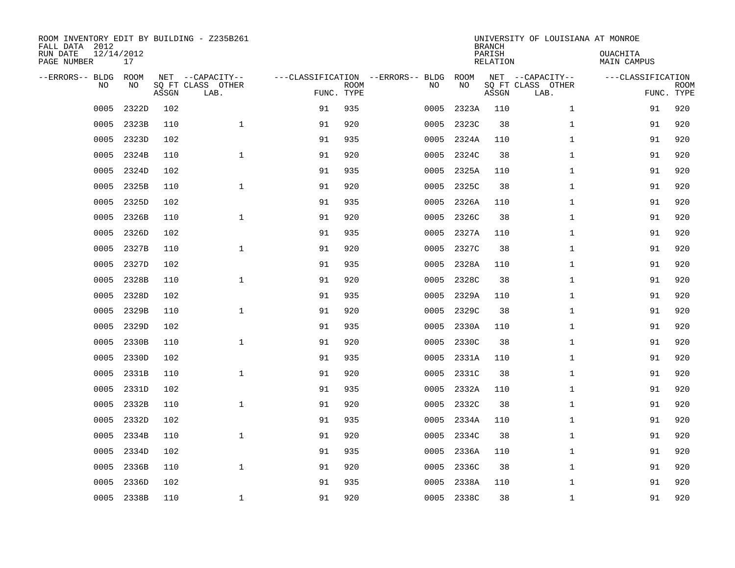ROOM INVENTORY EDIT BY BUILDING - Z235B261
FALL DATA 2012
RUN DATE 12/14/2012
PAGE NUMBER 17

UNIVERSITY OF LOUISIANA AT MONROE
BRANCH
PARISH OUACHITA
RELATION MAIN CAMPUS

| --ERRORS-- | BLDG NO | ROOM NO | NET SQ FT ASSGN | --CAPACITY-- CLASS LAB. | OTHER | ---CLASSIFICATION FUNC. | ROOM TYPE | --ERRORS-- | BLDG NO | ROOM NO | NET SQ FT ASSGN | --CAPACITY-- CLASS LAB. | OTHER | ---CLASSIFICATION FUNC. | ROOM TYPE |
|---|---|---|---|---|---|---|---|---|---|---|---|---|---|---|---|
| | 0005 | 2322D | 102 | | | 91 | 935 | | 0005 | 2323A | 110 | | 1 | 91 | 920 |
| | 0005 | 2323B | 110 | | 1 | 91 | 920 | | 0005 | 2323C | 38 | | 1 | 91 | 920 |
| | 0005 | 2323D | 102 | | | 91 | 935 | | 0005 | 2324A | 110 | | 1 | 91 | 920 |
| | 0005 | 2324B | 110 | | 1 | 91 | 920 | | 0005 | 2324C | 38 | | 1 | 91 | 920 |
| | 0005 | 2324D | 102 | | | 91 | 935 | | 0005 | 2325A | 110 | | 1 | 91 | 920 |
| | 0005 | 2325B | 110 | | 1 | 91 | 920 | | 0005 | 2325C | 38 | | 1 | 91 | 920 |
| | 0005 | 2325D | 102 | | | 91 | 935 | | 0005 | 2326A | 110 | | 1 | 91 | 920 |
| | 0005 | 2326B | 110 | | 1 | 91 | 920 | | 0005 | 2326C | 38 | | 1 | 91 | 920 |
| | 0005 | 2326D | 102 | | | 91 | 935 | | 0005 | 2327A | 110 | | 1 | 91 | 920 |
| | 0005 | 2327B | 110 | | 1 | 91 | 920 | | 0005 | 2327C | 38 | | 1 | 91 | 920 |
| | 0005 | 2327D | 102 | | | 91 | 935 | | 0005 | 2328A | 110 | | 1 | 91 | 920 |
| | 0005 | 2328B | 110 | | 1 | 91 | 920 | | 0005 | 2328C | 38 | | 1 | 91 | 920 |
| | 0005 | 2328D | 102 | | | 91 | 935 | | 0005 | 2329A | 110 | | 1 | 91 | 920 |
| | 0005 | 2329B | 110 | | 1 | 91 | 920 | | 0005 | 2329C | 38 | | 1 | 91 | 920 |
| | 0005 | 2329D | 102 | | | 91 | 935 | | 0005 | 2330A | 110 | | 1 | 91 | 920 |
| | 0005 | 2330B | 110 | | 1 | 91 | 920 | | 0005 | 2330C | 38 | | 1 | 91 | 920 |
| | 0005 | 2330D | 102 | | | 91 | 935 | | 0005 | 2331A | 110 | | 1 | 91 | 920 |
| | 0005 | 2331B | 110 | | 1 | 91 | 920 | | 0005 | 2331C | 38 | | 1 | 91 | 920 |
| | 0005 | 2331D | 102 | | | 91 | 935 | | 0005 | 2332A | 110 | | 1 | 91 | 920 |
| | 0005 | 2332B | 110 | | 1 | 91 | 920 | | 0005 | 2332C | 38 | | 1 | 91 | 920 |
| | 0005 | 2332D | 102 | | | 91 | 935 | | 0005 | 2334A | 110 | | 1 | 91 | 920 |
| | 0005 | 2334B | 110 | | 1 | 91 | 920 | | 0005 | 2334C | 38 | | 1 | 91 | 920 |
| | 0005 | 2334D | 102 | | | 91 | 935 | | 0005 | 2336A | 110 | | 1 | 91 | 920 |
| | 0005 | 2336B | 110 | | 1 | 91 | 920 | | 0005 | 2336C | 38 | | 1 | 91 | 920 |
| | 0005 | 2336D | 102 | | | 91 | 935 | | 0005 | 2338A | 110 | | 1 | 91 | 920 |
| | 0005 | 2338B | 110 | | 1 | 91 | 920 | | 0005 | 2338C | 38 | | 1 | 91 | 920 |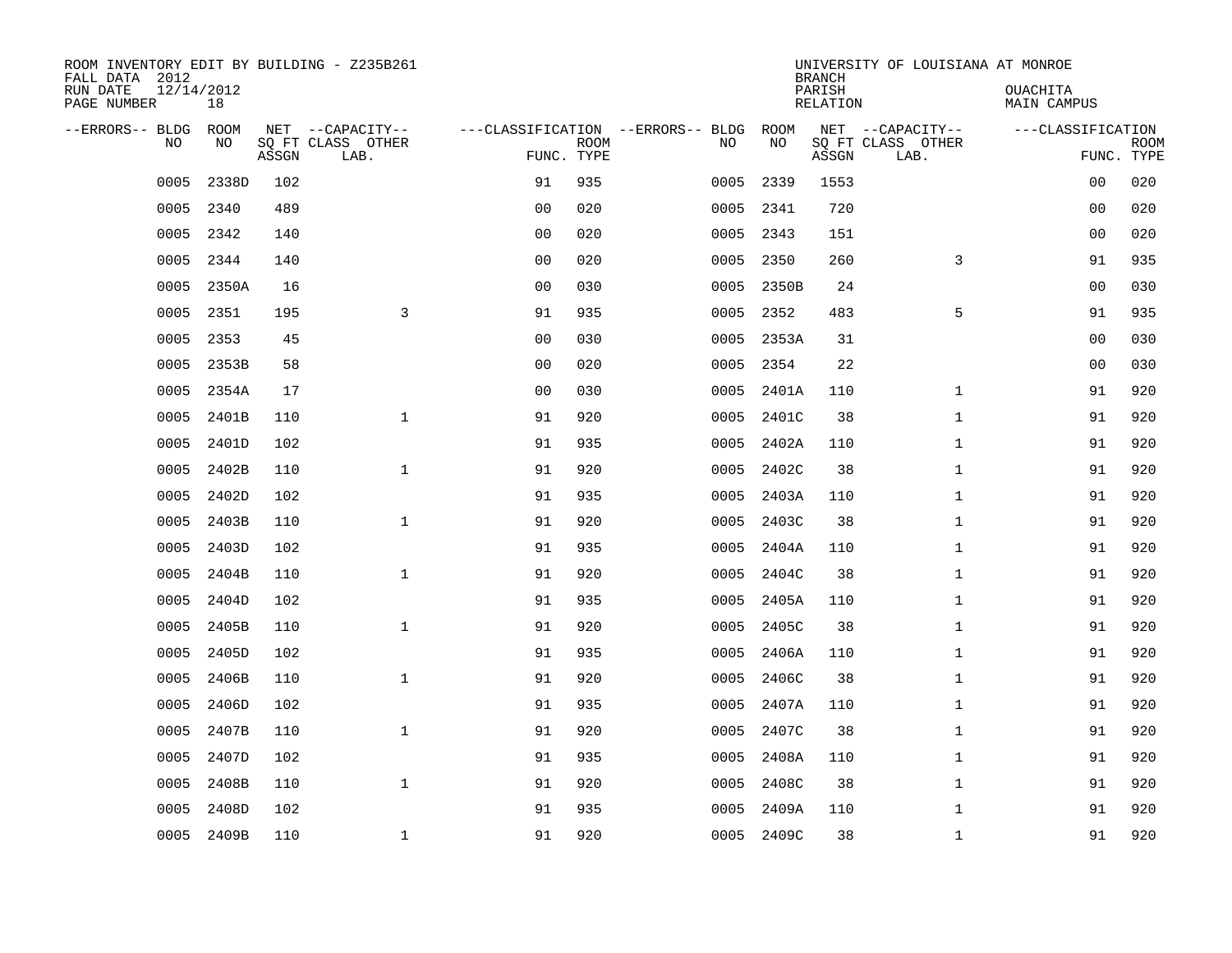ROOM INVENTORY EDIT BY BUILDING - Z235B261
FALL DATA 2012
RUN DATE 12/14/2012
PAGE NUMBER 18

UNIVERSITY OF LOUISIANA AT MONROE
BRANCH
PARISH OUACHITA
RELATION MAIN CAMPUS

| --ERRORS-- | BLDG NO | ROOM NO | NET SQ FT ASSGN | CAPACITY CLASS LAB. | CAPACITY OTHER | CLASSIFICATION FUNC. | ROOM TYPE | --ERRORS-- | BLDG NO | ROOM NO | NET SQ FT ASSGN | CAPACITY CLASS LAB. | CAPACITY OTHER | CLASSIFICATION FUNC. | ROOM TYPE |
|---|---|---|---|---|---|---|---|---|---|---|---|---|---|---|---|
| | 0005 | 2338D | 102 | | | 91 | 935 | | 0005 | 2339 | 1553 | | | 00 | 020 |
| | 0005 | 2340 | 489 | | | 00 | 020 | | 0005 | 2341 | 720 | | | 00 | 020 |
| | 0005 | 2342 | 140 | | | 00 | 020 | | 0005 | 2343 | 151 | | | 00 | 020 |
| | 0005 | 2344 | 140 | | | 00 | 020 | | 0005 | 2350 | 260 | | 3 | 91 | 935 |
| | 0005 | 2350A | 16 | | | 00 | 030 | | 0005 | 2350B | 24 | | | 00 | 030 |
| | 0005 | 2351 | 195 | | 3 | 91 | 935 | | 0005 | 2352 | 483 | | 5 | 91 | 935 |
| | 0005 | 2353 | 45 | | | 00 | 030 | | 0005 | 2353A | 31 | | | 00 | 030 |
| | 0005 | 2353B | 58 | | | 00 | 020 | | 0005 | 2354 | 22 | | | 00 | 030 |
| | 0005 | 2354A | 17 | | | 00 | 030 | | 0005 | 2401A | 110 | | 1 | 91 | 920 |
| | 0005 | 2401B | 110 | | 1 | 91 | 920 | | 0005 | 2401C | 38 | | 1 | 91 | 920 |
| | 0005 | 2401D | 102 | | | 91 | 935 | | 0005 | 2402A | 110 | | 1 | 91 | 920 |
| | 0005 | 2402B | 110 | | 1 | 91 | 920 | | 0005 | 2402C | 38 | | 1 | 91 | 920 |
| | 0005 | 2402D | 102 | | | 91 | 935 | | 0005 | 2403A | 110 | | 1 | 91 | 920 |
| | 0005 | 2403B | 110 | | 1 | 91 | 920 | | 0005 | 2403C | 38 | | 1 | 91 | 920 |
| | 0005 | 2403D | 102 | | | 91 | 935 | | 0005 | 2404A | 110 | | 1 | 91 | 920 |
| | 0005 | 2404B | 110 | | 1 | 91 | 920 | | 0005 | 2404C | 38 | | 1 | 91 | 920 |
| | 0005 | 2404D | 102 | | | 91 | 935 | | 0005 | 2405A | 110 | | 1 | 91 | 920 |
| | 0005 | 2405B | 110 | | 1 | 91 | 920 | | 0005 | 2405C | 38 | | 1 | 91 | 920 |
| | 0005 | 2405D | 102 | | | 91 | 935 | | 0005 | 2406A | 110 | | 1 | 91 | 920 |
| | 0005 | 2406B | 110 | | 1 | 91 | 920 | | 0005 | 2406C | 38 | | 1 | 91 | 920 |
| | 0005 | 2406D | 102 | | | 91 | 935 | | 0005 | 2407A | 110 | | 1 | 91 | 920 |
| | 0005 | 2407B | 110 | | 1 | 91 | 920 | | 0005 | 2407C | 38 | | 1 | 91 | 920 |
| | 0005 | 2407D | 102 | | | 91 | 935 | | 0005 | 2408A | 110 | | 1 | 91 | 920 |
| | 0005 | 2408B | 110 | | 1 | 91 | 920 | | 0005 | 2408C | 38 | | 1 | 91 | 920 |
| | 0005 | 2408D | 102 | | | 91 | 935 | | 0005 | 2409A | 110 | | 1 | 91 | 920 |
| | 0005 | 2409B | 110 | | 1 | 91 | 920 | | 0005 | 2409C | 38 | | 1 | 91 | 920 |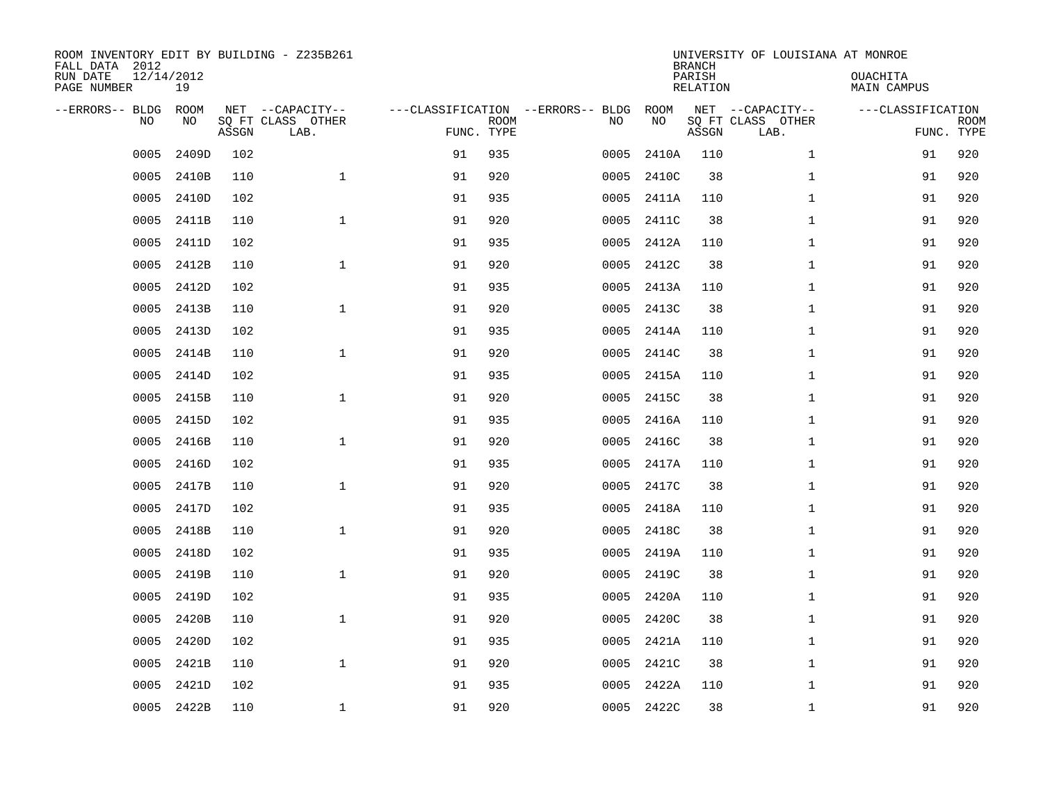ROOM INVENTORY EDIT BY BUILDING - Z235B261
FALL DATA 2012
RUN DATE 12/14/2012
PAGE NUMBER 19

UNIVERSITY OF LOUISIANA AT MONROE
BRANCH
PARISH OUACHITA
RELATION MAIN CAMPUS

| --ERRORS-- | BLDG NO | ROOM NO | NET SQ FT ASSGN | --CAPACITY-- CLASS LAB. | OTHER | ---CLASSIFICATION FUNC. | ROOM TYPE | --ERRORS-- | BLDG NO | ROOM NO | NET SQ FT ASSGN | --CAPACITY-- CLASS LAB. | OTHER | ---CLASSIFICATION FUNC. | ROOM TYPE |
|---|---|---|---|---|---|---|---|---|---|---|---|---|---|---|---|
| | 0005 | 2409D | 102 | | | 91 | 935 | | 0005 | 2410A | 110 | | 1 | 91 | 920 |
| | 0005 | 2410B | 110 | | 1 | 91 | 920 | | 0005 | 2410C | 38 | | 1 | 91 | 920 |
| | 0005 | 2410D | 102 | | | 91 | 935 | | 0005 | 2411A | 110 | | 1 | 91 | 920 |
| | 0005 | 2411B | 110 | | 1 | 91 | 920 | | 0005 | 2411C | 38 | | 1 | 91 | 920 |
| | 0005 | 2411D | 102 | | | 91 | 935 | | 0005 | 2412A | 110 | | 1 | 91 | 920 |
| | 0005 | 2412B | 110 | | 1 | 91 | 920 | | 0005 | 2412C | 38 | | 1 | 91 | 920 |
| | 0005 | 2412D | 102 | | | 91 | 935 | | 0005 | 2413A | 110 | | 1 | 91 | 920 |
| | 0005 | 2413B | 110 | | 1 | 91 | 920 | | 0005 | 2413C | 38 | | 1 | 91 | 920 |
| | 0005 | 2413D | 102 | | | 91 | 935 | | 0005 | 2414A | 110 | | 1 | 91 | 920 |
| | 0005 | 2414B | 110 | | 1 | 91 | 920 | | 0005 | 2414C | 38 | | 1 | 91 | 920 |
| | 0005 | 2414D | 102 | | | 91 | 935 | | 0005 | 2415A | 110 | | 1 | 91 | 920 |
| | 0005 | 2415B | 110 | | 1 | 91 | 920 | | 0005 | 2415C | 38 | | 1 | 91 | 920 |
| | 0005 | 2415D | 102 | | | 91 | 935 | | 0005 | 2416A | 110 | | 1 | 91 | 920 |
| | 0005 | 2416B | 110 | | 1 | 91 | 920 | | 0005 | 2416C | 38 | | 1 | 91 | 920 |
| | 0005 | 2416D | 102 | | | 91 | 935 | | 0005 | 2417A | 110 | | 1 | 91 | 920 |
| | 0005 | 2417B | 110 | | 1 | 91 | 920 | | 0005 | 2417C | 38 | | 1 | 91 | 920 |
| | 0005 | 2417D | 102 | | | 91 | 935 | | 0005 | 2418A | 110 | | 1 | 91 | 920 |
| | 0005 | 2418B | 110 | | 1 | 91 | 920 | | 0005 | 2418C | 38 | | 1 | 91 | 920 |
| | 0005 | 2418D | 102 | | | 91 | 935 | | 0005 | 2419A | 110 | | 1 | 91 | 920 |
| | 0005 | 2419B | 110 | | 1 | 91 | 920 | | 0005 | 2419C | 38 | | 1 | 91 | 920 |
| | 0005 | 2419D | 102 | | | 91 | 935 | | 0005 | 2420A | 110 | | 1 | 91 | 920 |
| | 0005 | 2420B | 110 | | 1 | 91 | 920 | | 0005 | 2420C | 38 | | 1 | 91 | 920 |
| | 0005 | 2420D | 102 | | | 91 | 935 | | 0005 | 2421A | 110 | | 1 | 91 | 920 |
| | 0005 | 2421B | 110 | | 1 | 91 | 920 | | 0005 | 2421C | 38 | | 1 | 91 | 920 |
| | 0005 | 2421D | 102 | | | 91 | 935 | | 0005 | 2422A | 110 | | 1 | 91 | 920 |
| | 0005 | 2422B | 110 | | 1 | 91 | 920 | | 0005 | 2422C | 38 | | 1 | 91 | 920 |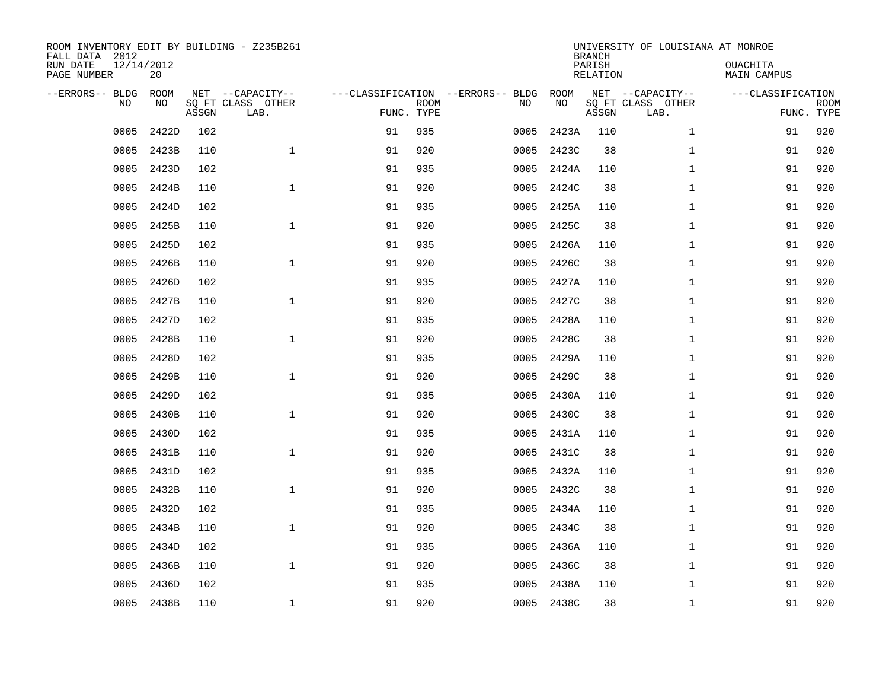ROOM INVENTORY EDIT BY BUILDING - Z235B261
FALL DATA 2012
RUN DATE 12/14/2012
PAGE NUMBER 20

UNIVERSITY OF LOUISIANA AT MONROE
BRANCH
PARISH OUACHITA
RELATION MAIN CAMPUS

| --ERRORS-- | BLDG NO | ROOM NO | NET SQ FT ASSGN | --CAPACITY-- CLASS LAB. | OTHER | ---CLASSIFICATION FUNC. | ROOM TYPE | --ERRORS-- | BLDG NO | ROOM NO | NET SQ FT ASSGN | --CAPACITY-- CLASS LAB. | OTHER | ---CLASSIFICATION FUNC. | ROOM TYPE |
|---|---|---|---|---|---|---|---|---|---|---|---|---|---|---|---|
| | 0005 | 2422D | 102 | | | 91 | 935 | | 0005 | 2423A | 110 | | 1 | 91 | 920 |
| | 0005 | 2423B | 110 | | 1 | 91 | 920 | | 0005 | 2423C | 38 | | 1 | 91 | 920 |
| | 0005 | 2423D | 102 | | | 91 | 935 | | 0005 | 2424A | 110 | | 1 | 91 | 920 |
| | 0005 | 2424B | 110 | | 1 | 91 | 920 | | 0005 | 2424C | 38 | | 1 | 91 | 920 |
| | 0005 | 2424D | 102 | | | 91 | 935 | | 0005 | 2425A | 110 | | 1 | 91 | 920 |
| | 0005 | 2425B | 110 | | 1 | 91 | 920 | | 0005 | 2425C | 38 | | 1 | 91 | 920 |
| | 0005 | 2425D | 102 | | | 91 | 935 | | 0005 | 2426A | 110 | | 1 | 91 | 920 |
| | 0005 | 2426B | 110 | | 1 | 91 | 920 | | 0005 | 2426C | 38 | | 1 | 91 | 920 |
| | 0005 | 2426D | 102 | | | 91 | 935 | | 0005 | 2427A | 110 | | 1 | 91 | 920 |
| | 0005 | 2427B | 110 | | 1 | 91 | 920 | | 0005 | 2427C | 38 | | 1 | 91 | 920 |
| | 0005 | 2427D | 102 | | | 91 | 935 | | 0005 | 2428A | 110 | | 1 | 91 | 920 |
| | 0005 | 2428B | 110 | | 1 | 91 | 920 | | 0005 | 2428C | 38 | | 1 | 91 | 920 |
| | 0005 | 2428D | 102 | | | 91 | 935 | | 0005 | 2429A | 110 | | 1 | 91 | 920 |
| | 0005 | 2429B | 110 | | 1 | 91 | 920 | | 0005 | 2429C | 38 | | 1 | 91 | 920 |
| | 0005 | 2429D | 102 | | | 91 | 935 | | 0005 | 2430A | 110 | | 1 | 91 | 920 |
| | 0005 | 2430B | 110 | | 1 | 91 | 920 | | 0005 | 2430C | 38 | | 1 | 91 | 920 |
| | 0005 | 2430D | 102 | | | 91 | 935 | | 0005 | 2431A | 110 | | 1 | 91 | 920 |
| | 0005 | 2431B | 110 | | 1 | 91 | 920 | | 0005 | 2431C | 38 | | 1 | 91 | 920 |
| | 0005 | 2431D | 102 | | | 91 | 935 | | 0005 | 2432A | 110 | | 1 | 91 | 920 |
| | 0005 | 2432B | 110 | | 1 | 91 | 920 | | 0005 | 2432C | 38 | | 1 | 91 | 920 |
| | 0005 | 2432D | 102 | | | 91 | 935 | | 0005 | 2434A | 110 | | 1 | 91 | 920 |
| | 0005 | 2434B | 110 | | 1 | 91 | 920 | | 0005 | 2434C | 38 | | 1 | 91 | 920 |
| | 0005 | 2434D | 102 | | | 91 | 935 | | 0005 | 2436A | 110 | | 1 | 91 | 920 |
| | 0005 | 2436B | 110 | | 1 | 91 | 920 | | 0005 | 2436C | 38 | | 1 | 91 | 920 |
| | 0005 | 2436D | 102 | | | 91 | 935 | | 0005 | 2438A | 110 | | 1 | 91 | 920 |
| | 0005 | 2438B | 110 | | 1 | 91 | 920 | | 0005 | 2438C | 38 | | 1 | 91 | 920 |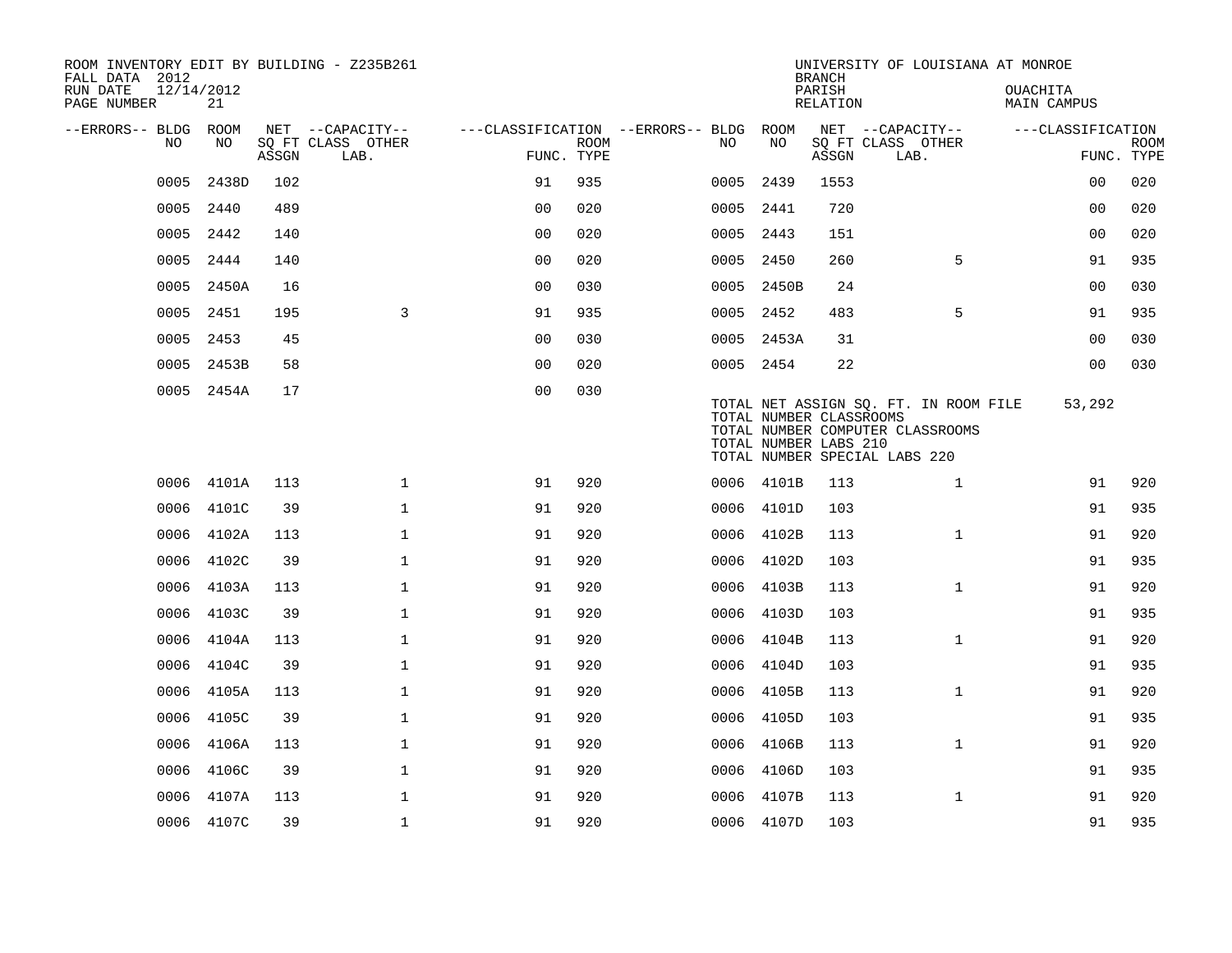ROOM INVENTORY EDIT BY BUILDING - Z235B261
FALL DATA 2012
RUN DATE 12/14/2012
PAGE NUMBER 21

UNIVERSITY OF LOUISIANA AT MONROE
BRANCH
PARISH OUACHITA
RELATION MAIN CAMPUS

| --ERRORS-- | BLDG NO | ROOM NO | NET SQ FT ASSGN | CAPACITY CLASS LAB. | CAPACITY OTHER | CLASSIFICATION FUNC. | ROOM TYPE | --ERRORS-- | BLDG NO | ROOM NO | NET SQ FT ASSGN | CAPACITY CLASS LAB. | CAPACITY OTHER | CLASSIFICATION FUNC. | ROOM TYPE |
|---|---|---|---|---|---|---|---|---|---|---|---|---|---|---|---|
| | 0005 | 2438D | 102 | | | 91 | 935 | | 0005 | 2439 | 1553 | | | 00 | 020 |
| | 0005 | 2440 | 489 | | | 00 | 020 | | 0005 | 2441 | 720 | | | 00 | 020 |
| | 0005 | 2442 | 140 | | | 00 | 020 | | 0005 | 2443 | 151 | | | 00 | 020 |
| | 0005 | 2444 | 140 | | | 00 | 020 | | 0005 | 2450 | 260 | | 5 | 91 | 935 |
| | 0005 | 2450A | 16 | | | 00 | 030 | | 0005 | 2450B | 24 | | | 00 | 030 |
| | 0005 | 2451 | 195 | | 3 | 91 | 935 | | 0005 | 2452 | 483 | | 5 | 91 | 935 |
| | 0005 | 2453 | 45 | | | 00 | 030 | | 0005 | 2453A | 31 | | | 00 | 030 |
| | 0005 | 2453B | 58 | | | 00 | 020 | | 0005 | 2454 | 22 | | | 00 | 030 |
| | 0005 | 2454A | 17 | | | 00 | 030 | | | | | | | | |

TOTAL NET ASSIGN SQ. FT. IN ROOM FILE 53,292
TOTAL NUMBER CLASSROOMS
TOTAL NUMBER COMPUTER CLASSROOMS
TOTAL NUMBER LABS 210
TOTAL NUMBER SPECIAL LABS 220

| --ERRORS-- | BLDG NO | ROOM NO | NET SQ FT ASSGN | CAPACITY CLASS LAB. | CAPACITY OTHER | CLASSIFICATION FUNC. | ROOM TYPE | --ERRORS-- | BLDG NO | ROOM NO | NET SQ FT ASSGN | CAPACITY CLASS LAB. | CAPACITY OTHER | CLASSIFICATION FUNC. | ROOM TYPE |
|---|---|---|---|---|---|---|---|---|---|---|---|---|---|---|---|
| | 0006 | 4101A | 113 | | 1 | 91 | 920 | | 0006 | 4101B | 113 | | 1 | 91 | 920 |
| | 0006 | 4101C | 39 | | 1 | 91 | 920 | | 0006 | 4101D | 103 | | | 91 | 935 |
| | 0006 | 4102A | 113 | | 1 | 91 | 920 | | 0006 | 4102B | 113 | | 1 | 91 | 920 |
| | 0006 | 4102C | 39 | | 1 | 91 | 920 | | 0006 | 4102D | 103 | | | 91 | 935 |
| | 0006 | 4103A | 113 | | 1 | 91 | 920 | | 0006 | 4103B | 113 | | 1 | 91 | 920 |
| | 0006 | 4103C | 39 | | 1 | 91 | 920 | | 0006 | 4103D | 103 | | | 91 | 935 |
| | 0006 | 4104A | 113 | | 1 | 91 | 920 | | 0006 | 4104B | 113 | | 1 | 91 | 920 |
| | 0006 | 4104C | 39 | | 1 | 91 | 920 | | 0006 | 4104D | 103 | | | 91 | 935 |
| | 0006 | 4105A | 113 | | 1 | 91 | 920 | | 0006 | 4105B | 113 | | 1 | 91 | 920 |
| | 0006 | 4105C | 39 | | 1 | 91 | 920 | | 0006 | 4105D | 103 | | | 91 | 935 |
| | 0006 | 4106A | 113 | | 1 | 91 | 920 | | 0006 | 4106B | 113 | | 1 | 91 | 920 |
| | 0006 | 4106C | 39 | | 1 | 91 | 920 | | 0006 | 4106D | 103 | | | 91 | 935 |
| | 0006 | 4107A | 113 | | 1 | 91 | 920 | | 0006 | 4107B | 113 | | 1 | 91 | 920 |
| | 0006 | 4107C | 39 | | 1 | 91 | 920 | | 0006 | 4107D | 103 | | | 91 | 935 |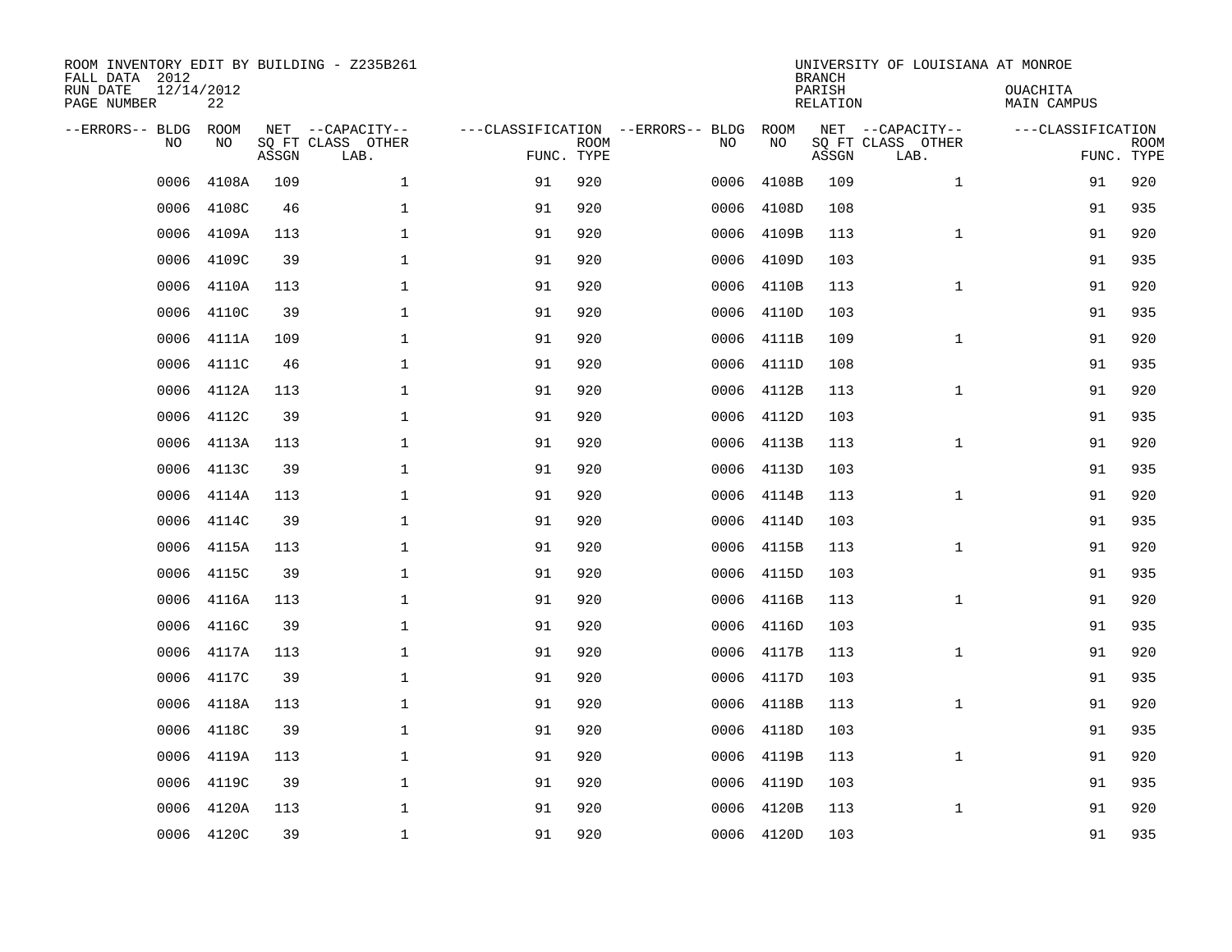ROOM INVENTORY EDIT BY BUILDING - Z235B261
FALL DATA 2012
RUN DATE 12/14/2012
PAGE NUMBER 22

UNIVERSITY OF LOUISIANA AT MONROE
BRANCH
PARISH OUACHITA
RELATION MAIN CAMPUS

| --ERRORS-- | BLDG NO | ROOM NO | NET SQ FT ASSGN | CAPACITY CLASS LAB. | CAPACITY OTHER | CLASSIFICATION FUNC. | ROOM TYPE | --ERRORS-- | BLDG NO | ROOM NO | NET SQ FT ASSGN | CAPACITY CLASS LAB. | CAPACITY OTHER | CLASSIFICATION FUNC. | ROOM TYPE |
|---|---|---|---|---|---|---|---|---|---|---|---|---|---|---|---|
| | 0006 | 4108A | 109 | | 1 | 91 | 920 | | 0006 | 4108B | 109 | | 1 | 91 | 920 |
| | 0006 | 4108C | 46 | | 1 | 91 | 920 | | 0006 | 4108D | 108 | | | 91 | 935 |
| | 0006 | 4109A | 113 | | 1 | 91 | 920 | | 0006 | 4109B | 113 | | 1 | 91 | 920 |
| | 0006 | 4109C | 39 | | 1 | 91 | 920 | | 0006 | 4109D | 103 | | | 91 | 935 |
| | 0006 | 4110A | 113 | | 1 | 91 | 920 | | 0006 | 4110B | 113 | | 1 | 91 | 920 |
| | 0006 | 4110C | 39 | | 1 | 91 | 920 | | 0006 | 4110D | 103 | | | 91 | 935 |
| | 0006 | 4111A | 109 | | 1 | 91 | 920 | | 0006 | 4111B | 109 | | 1 | 91 | 920 |
| | 0006 | 4111C | 46 | | 1 | 91 | 920 | | 0006 | 4111D | 108 | | | 91 | 935 |
| | 0006 | 4112A | 113 | | 1 | 91 | 920 | | 0006 | 4112B | 113 | | 1 | 91 | 920 |
| | 0006 | 4112C | 39 | | 1 | 91 | 920 | | 0006 | 4112D | 103 | | | 91 | 935 |
| | 0006 | 4113A | 113 | | 1 | 91 | 920 | | 0006 | 4113B | 113 | | 1 | 91 | 920 |
| | 0006 | 4113C | 39 | | 1 | 91 | 920 | | 0006 | 4113D | 103 | | | 91 | 935 |
| | 0006 | 4114A | 113 | | 1 | 91 | 920 | | 0006 | 4114B | 113 | | 1 | 91 | 920 |
| | 0006 | 4114C | 39 | | 1 | 91 | 920 | | 0006 | 4114D | 103 | | | 91 | 935 |
| | 0006 | 4115A | 113 | | 1 | 91 | 920 | | 0006 | 4115B | 113 | | 1 | 91 | 920 |
| | 0006 | 4115C | 39 | | 1 | 91 | 920 | | 0006 | 4115D | 103 | | | 91 | 935 |
| | 0006 | 4116A | 113 | | 1 | 91 | 920 | | 0006 | 4116B | 113 | | 1 | 91 | 920 |
| | 0006 | 4116C | 39 | | 1 | 91 | 920 | | 0006 | 4116D | 103 | | | 91 | 935 |
| | 0006 | 4117A | 113 | | 1 | 91 | 920 | | 0006 | 4117B | 113 | | 1 | 91 | 920 |
| | 0006 | 4117C | 39 | | 1 | 91 | 920 | | 0006 | 4117D | 103 | | | 91 | 935 |
| | 0006 | 4118A | 113 | | 1 | 91 | 920 | | 0006 | 4118B | 113 | | 1 | 91 | 920 |
| | 0006 | 4118C | 39 | | 1 | 91 | 920 | | 0006 | 4118D | 103 | | | 91 | 935 |
| | 0006 | 4119A | 113 | | 1 | 91 | 920 | | 0006 | 4119B | 113 | | 1 | 91 | 920 |
| | 0006 | 4119C | 39 | | 1 | 91 | 920 | | 0006 | 4119D | 103 | | | 91 | 935 |
| | 0006 | 4120A | 113 | | 1 | 91 | 920 | | 0006 | 4120B | 113 | | 1 | 91 | 920 |
| | 0006 | 4120C | 39 | | 1 | 91 | 920 | | 0006 | 4120D | 103 | | | 91 | 935 |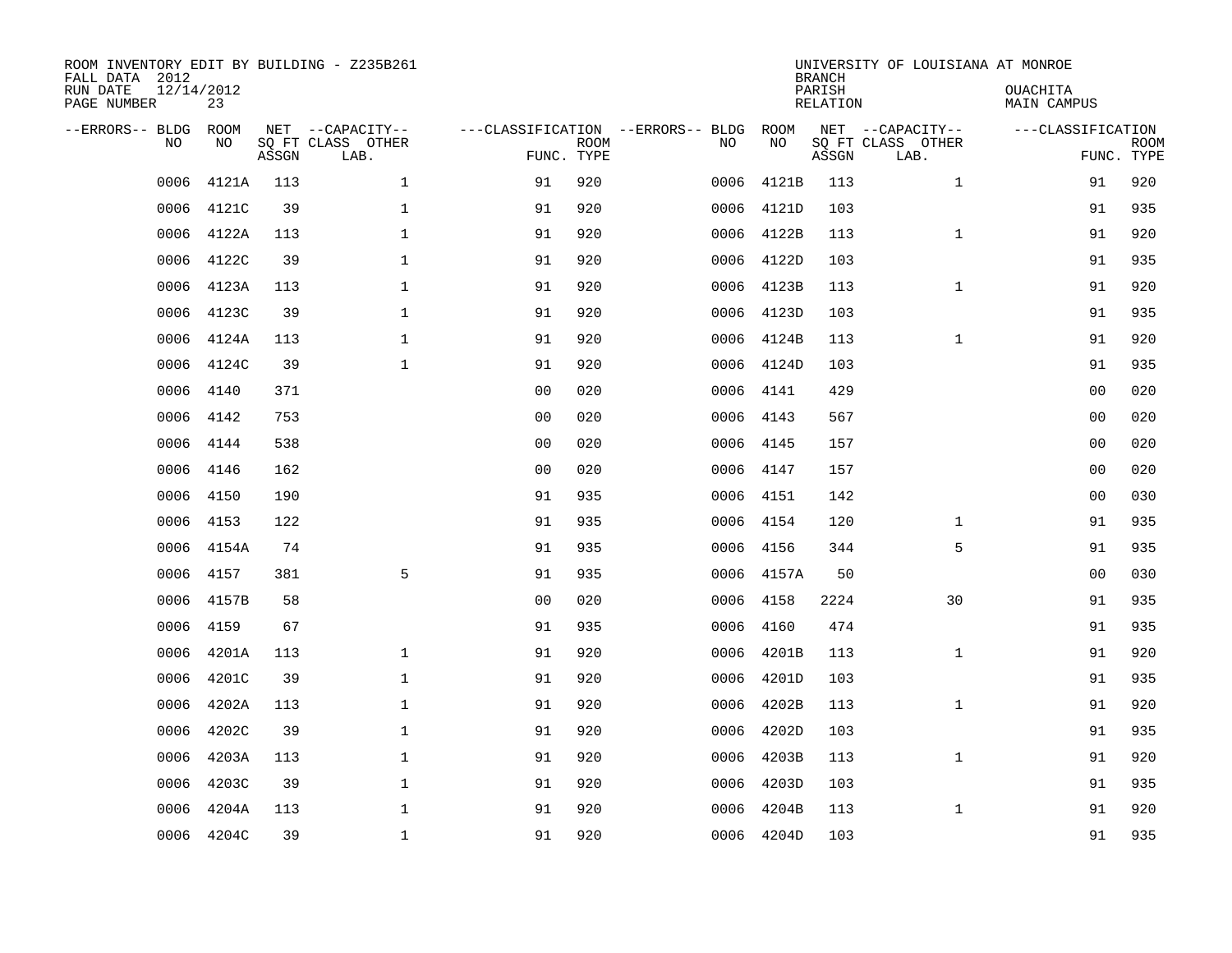ROOM INVENTORY EDIT BY BUILDING - Z235B261
FALL DATA 2012
RUN DATE 12/14/2012
PAGE NUMBER 23

UNIVERSITY OF LOUISIANA AT MONROE
BRANCH
PARISH OUACHITA
RELATION MAIN CAMPUS

| --ERRORS-- | BLDG NO | ROOM NO | NET SQ FT ASSGN | CAPACITY CLASS LAB. | CAPACITY OTHER | FUNC. | ROOM TYPE | --ERRORS-- | BLDG NO | ROOM NO | NET SQ FT ASSGN | CAPACITY CLASS LAB. | CAPACITY OTHER | FUNC. | ROOM TYPE |
|---|---|---|---|---|---|---|---|---|---|---|---|---|---|---|---|
| | 0006 | 4121A | 113 | | 1 | 91 | 920 | | 0006 | 4121B | 113 | | 1 | 91 | 920 |
| | 0006 | 4121C | 39 | | 1 | 91 | 920 | | 0006 | 4121D | 103 | | | 91 | 935 |
| | 0006 | 4122A | 113 | | 1 | 91 | 920 | | 0006 | 4122B | 113 | | 1 | 91 | 920 |
| | 0006 | 4122C | 39 | | 1 | 91 | 920 | | 0006 | 4122D | 103 | | | 91 | 935 |
| | 0006 | 4123A | 113 | | 1 | 91 | 920 | | 0006 | 4123B | 113 | | 1 | 91 | 920 |
| | 0006 | 4123C | 39 | | 1 | 91 | 920 | | 0006 | 4123D | 103 | | | 91 | 935 |
| | 0006 | 4124A | 113 | | 1 | 91 | 920 | | 0006 | 4124B | 113 | | 1 | 91 | 920 |
| | 0006 | 4124C | 39 | | 1 | 91 | 920 | | 0006 | 4124D | 103 | | | 91 | 935 |
| | 0006 | 4140 | 371 | | | 00 | 020 | | 0006 | 4141 | 429 | | | 00 | 020 |
| | 0006 | 4142 | 753 | | | 00 | 020 | | 0006 | 4143 | 567 | | | 00 | 020 |
| | 0006 | 4144 | 538 | | | 00 | 020 | | 0006 | 4145 | 157 | | | 00 | 020 |
| | 0006 | 4146 | 162 | | | 00 | 020 | | 0006 | 4147 | 157 | | | 00 | 020 |
| | 0006 | 4150 | 190 | | | 91 | 935 | | 0006 | 4151 | 142 | | | 00 | 030 |
| | 0006 | 4153 | 122 | | | 91 | 935 | | 0006 | 4154 | 120 | | 1 | 91 | 935 |
| | 0006 | 4154A | 74 | | | 91 | 935 | | 0006 | 4156 | 344 | | 5 | 91 | 935 |
| | 0006 | 4157 | 381 | | 5 | 91 | 935 | | 0006 | 4157A | 50 | | | 00 | 030 |
| | 0006 | 4157B | 58 | | | 00 | 020 | | 0006 | 4158 | 2224 | | 30 | 91 | 935 |
| | 0006 | 4159 | 67 | | | 91 | 935 | | 0006 | 4160 | 474 | | | 91 | 935 |
| | 0006 | 4201A | 113 | | 1 | 91 | 920 | | 0006 | 4201B | 113 | | 1 | 91 | 920 |
| | 0006 | 4201C | 39 | | 1 | 91 | 920 | | 0006 | 4201D | 103 | | | 91 | 935 |
| | 0006 | 4202A | 113 | | 1 | 91 | 920 | | 0006 | 4202B | 113 | | 1 | 91 | 920 |
| | 0006 | 4202C | 39 | | 1 | 91 | 920 | | 0006 | 4202D | 103 | | | 91 | 935 |
| | 0006 | 4203A | 113 | | 1 | 91 | 920 | | 0006 | 4203B | 113 | | 1 | 91 | 920 |
| | 0006 | 4203C | 39 | | 1 | 91 | 920 | | 0006 | 4203D | 103 | | | 91 | 935 |
| | 0006 | 4204A | 113 | | 1 | 91 | 920 | | 0006 | 4204B | 113 | | 1 | 91 | 920 |
| | 0006 | 4204C | 39 | | 1 | 91 | 920 | | 0006 | 4204D | 103 | | | 91 | 935 |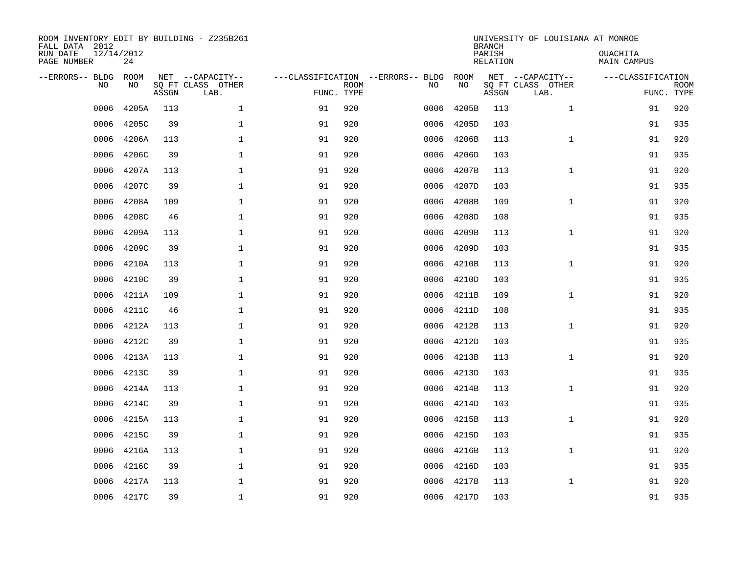ROOM INVENTORY EDIT BY BUILDING - Z235B261
FALL DATA 2012
RUN DATE 12/14/2012
PAGE NUMBER 24

UNIVERSITY OF LOUISIANA AT MONROE
BRANCH
PARISH OUACHITA
RELATION MAIN CAMPUS

| --ERRORS-- | BLDG NO | ROOM NO | NET SQ FT ASSGN | CAPACITY CLASS LAB. | CAPACITY OTHER | CLASSIFICATION FUNC. | ROOM TYPE | --ERRORS-- | BLDG NO | ROOM NO | NET SQ FT ASSGN | CAPACITY CLASS LAB. | CAPACITY OTHER | CLASSIFICATION FUNC. | ROOM TYPE |
|---|---|---|---|---|---|---|---|---|---|---|---|---|---|---|---|
| | 0006 | 4205A | 113 | | 1 | 91 | 920 | | 0006 | 4205B | 113 | | 1 | 91 | 920 |
| | 0006 | 4205C | 39 | | 1 | 91 | 920 | | 0006 | 4205D | 103 | | | 91 | 935 |
| | 0006 | 4206A | 113 | | 1 | 91 | 920 | | 0006 | 4206B | 113 | | 1 | 91 | 920 |
| | 0006 | 4206C | 39 | | 1 | 91 | 920 | | 0006 | 4206D | 103 | | | 91 | 935 |
| | 0006 | 4207A | 113 | | 1 | 91 | 920 | | 0006 | 4207B | 113 | | 1 | 91 | 920 |
| | 0006 | 4207C | 39 | | 1 | 91 | 920 | | 0006 | 4207D | 103 | | | 91 | 935 |
| | 0006 | 4208A | 109 | | 1 | 91 | 920 | | 0006 | 4208B | 109 | | 1 | 91 | 920 |
| | 0006 | 4208C | 46 | | 1 | 91 | 920 | | 0006 | 4208D | 108 | | | 91 | 935 |
| | 0006 | 4209A | 113 | | 1 | 91 | 920 | | 0006 | 4209B | 113 | | 1 | 91 | 920 |
| | 0006 | 4209C | 39 | | 1 | 91 | 920 | | 0006 | 4209D | 103 | | | 91 | 935 |
| | 0006 | 4210A | 113 | | 1 | 91 | 920 | | 0006 | 4210B | 113 | | 1 | 91 | 920 |
| | 0006 | 4210C | 39 | | 1 | 91 | 920 | | 0006 | 4210D | 103 | | | 91 | 935 |
| | 0006 | 4211A | 109 | | 1 | 91 | 920 | | 0006 | 4211B | 109 | | 1 | 91 | 920 |
| | 0006 | 4211C | 46 | | 1 | 91 | 920 | | 0006 | 4211D | 108 | | | 91 | 935 |
| | 0006 | 4212A | 113 | | 1 | 91 | 920 | | 0006 | 4212B | 113 | | 1 | 91 | 920 |
| | 0006 | 4212C | 39 | | 1 | 91 | 920 | | 0006 | 4212D | 103 | | | 91 | 935 |
| | 0006 | 4213A | 113 | | 1 | 91 | 920 | | 0006 | 4213B | 113 | | 1 | 91 | 920 |
| | 0006 | 4213C | 39 | | 1 | 91 | 920 | | 0006 | 4213D | 103 | | | 91 | 935 |
| | 0006 | 4214A | 113 | | 1 | 91 | 920 | | 0006 | 4214B | 113 | | 1 | 91 | 920 |
| | 0006 | 4214C | 39 | | 1 | 91 | 920 | | 0006 | 4214D | 103 | | | 91 | 935 |
| | 0006 | 4215A | 113 | | 1 | 91 | 920 | | 0006 | 4215B | 113 | | 1 | 91 | 920 |
| | 0006 | 4215C | 39 | | 1 | 91 | 920 | | 0006 | 4215D | 103 | | | 91 | 935 |
| | 0006 | 4216A | 113 | | 1 | 91 | 920 | | 0006 | 4216B | 113 | | 1 | 91 | 920 |
| | 0006 | 4216C | 39 | | 1 | 91 | 920 | | 0006 | 4216D | 103 | | | 91 | 935 |
| | 0006 | 4217A | 113 | | 1 | 91 | 920 | | 0006 | 4217B | 113 | | 1 | 91 | 920 |
| | 0006 | 4217C | 39 | | 1 | 91 | 920 | | 0006 | 4217D | 103 | | | 91 | 935 |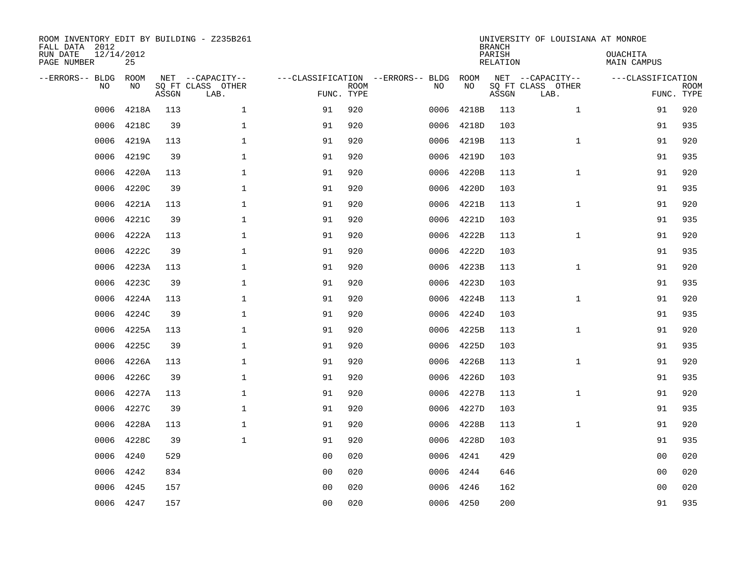ROOM INVENTORY EDIT BY BUILDING - Z235B261
FALL DATA 2012
RUN DATE 12/14/2012
PAGE NUMBER 25

UNIVERSITY OF LOUISIANA AT MONROE
BRANCH
PARISH OUACHITA
RELATION MAIN CAMPUS

| --ERRORS-- | BLDG NO | ROOM NO | NET SQ FT ASSGN | --CAPACITY-- CLASS LAB. | OTHER | ---CLASSIFICATION FUNC. | ROOM TYPE | --ERRORS-- | BLDG NO | ROOM NO | NET SQ FT ASSGN | --CAPACITY-- CLASS LAB. | OTHER | ---CLASSIFICATION FUNC. | ROOM TYPE |
|---|---|---|---|---|---|---|---|---|---|---|---|---|---|---|---|
| | 0006 | 4218A | 113 | | 1 | 91 | 920 | | 0006 | 4218B | 113 | | 1 | 91 | 920 |
| | 0006 | 4218C | 39 | | 1 | 91 | 920 | | 0006 | 4218D | 103 | | | 91 | 935 |
| | 0006 | 4219A | 113 | | 1 | 91 | 920 | | 0006 | 4219B | 113 | | 1 | 91 | 920 |
| | 0006 | 4219C | 39 | | 1 | 91 | 920 | | 0006 | 4219D | 103 | | | 91 | 935 |
| | 0006 | 4220A | 113 | | 1 | 91 | 920 | | 0006 | 4220B | 113 | | 1 | 91 | 920 |
| | 0006 | 4220C | 39 | | 1 | 91 | 920 | | 0006 | 4220D | 103 | | | 91 | 935 |
| | 0006 | 4221A | 113 | | 1 | 91 | 920 | | 0006 | 4221B | 113 | | 1 | 91 | 920 |
| | 0006 | 4221C | 39 | | 1 | 91 | 920 | | 0006 | 4221D | 103 | | | 91 | 935 |
| | 0006 | 4222A | 113 | | 1 | 91 | 920 | | 0006 | 4222B | 113 | | 1 | 91 | 920 |
| | 0006 | 4222C | 39 | | 1 | 91 | 920 | | 0006 | 4222D | 103 | | | 91 | 935 |
| | 0006 | 4223A | 113 | | 1 | 91 | 920 | | 0006 | 4223B | 113 | | 1 | 91 | 920 |
| | 0006 | 4223C | 39 | | 1 | 91 | 920 | | 0006 | 4223D | 103 | | | 91 | 935 |
| | 0006 | 4224A | 113 | | 1 | 91 | 920 | | 0006 | 4224B | 113 | | 1 | 91 | 920 |
| | 0006 | 4224C | 39 | | 1 | 91 | 920 | | 0006 | 4224D | 103 | | | 91 | 935 |
| | 0006 | 4225A | 113 | | 1 | 91 | 920 | | 0006 | 4225B | 113 | | 1 | 91 | 920 |
| | 0006 | 4225C | 39 | | 1 | 91 | 920 | | 0006 | 4225D | 103 | | | 91 | 935 |
| | 0006 | 4226A | 113 | | 1 | 91 | 920 | | 0006 | 4226B | 113 | | 1 | 91 | 920 |
| | 0006 | 4226C | 39 | | 1 | 91 | 920 | | 0006 | 4226D | 103 | | | 91 | 935 |
| | 0006 | 4227A | 113 | | 1 | 91 | 920 | | 0006 | 4227B | 113 | | 1 | 91 | 920 |
| | 0006 | 4227C | 39 | | 1 | 91 | 920 | | 0006 | 4227D | 103 | | | 91 | 935 |
| | 0006 | 4228A | 113 | | 1 | 91 | 920 | | 0006 | 4228B | 113 | | 1 | 91 | 920 |
| | 0006 | 4228C | 39 | | 1 | 91 | 920 | | 0006 | 4228D | 103 | | | 91 | 935 |
| | 0006 | 4240 | 529 | | | 00 | 020 | | 0006 | 4241 | 429 | | | 00 | 020 |
| | 0006 | 4242 | 834 | | | 00 | 020 | | 0006 | 4244 | 646 | | | 00 | 020 |
| | 0006 | 4245 | 157 | | | 00 | 020 | | 0006 | 4246 | 162 | | | 00 | 020 |
| | 0006 | 4247 | 157 | | | 00 | 020 | | 0006 | 4250 | 200 | | | 91 | 935 |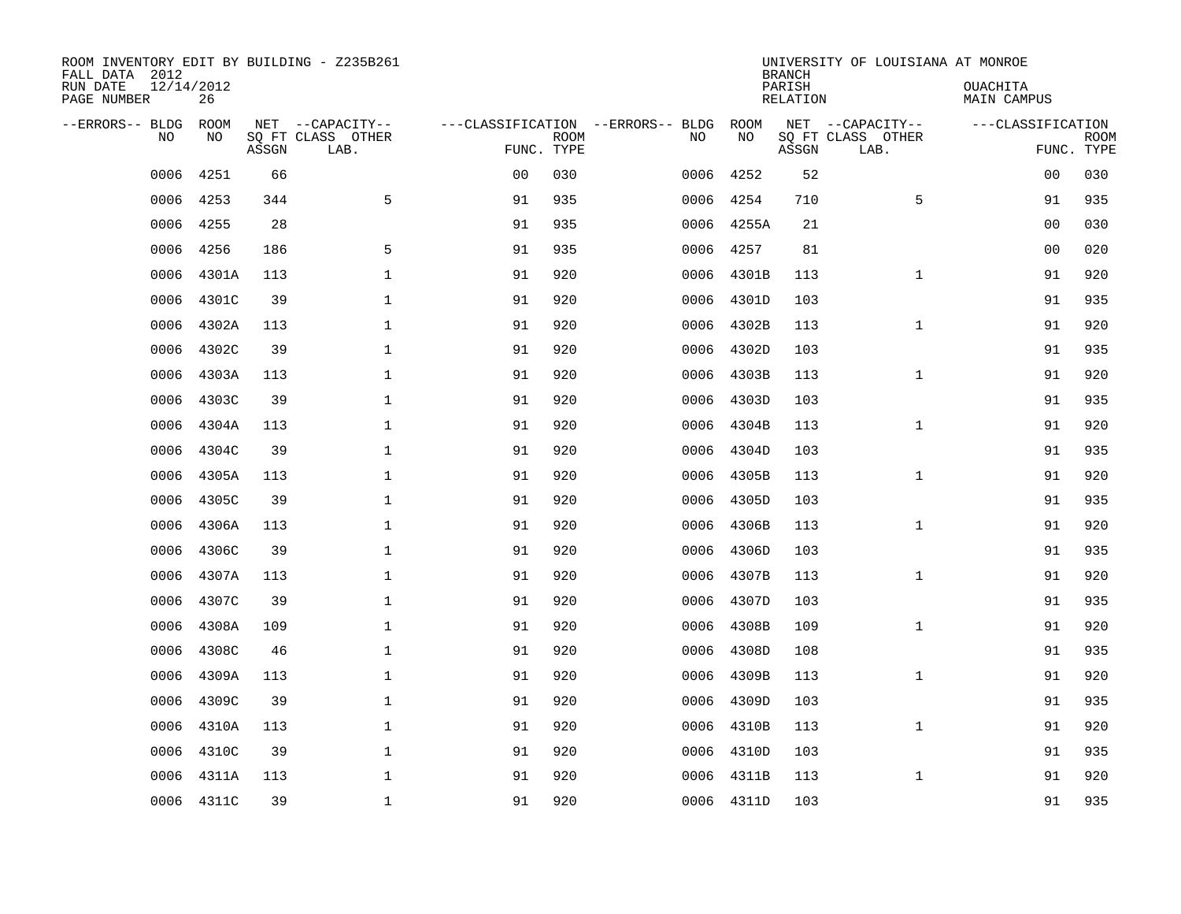ROOM INVENTORY EDIT BY BUILDING - Z235B261
FALL DATA 2012
RUN DATE 12/14/2012
PAGE NUMBER 26

UNIVERSITY OF LOUISIANA AT MONROE
BRANCH
PARISH OUACHITA
RELATION MAIN CAMPUS

| --ERRORS-- | BLDG NO | ROOM NO | NET SQ FT ASSGN | --CAPACITY-- CLASS LAB. | OTHER | ---CLASSIFICATION FUNC. | ROOM TYPE | --ERRORS-- | BLDG NO | ROOM NO | NET SQ FT ASSGN | --CAPACITY-- CLASS LAB. | OTHER | ---CLASSIFICATION FUNC. | ROOM TYPE |
|---|---|---|---|---|---|---|---|---|---|---|---|---|---|---|---|
| | 0006 | 4251 | 66 | | | 00 | 030 | | 0006 | 4252 | 52 | | | 00 | 030 |
| | 0006 | 4253 | 344 | | 5 | 91 | 935 | | 0006 | 4254 | 710 | | 5 | 91 | 935 |
| | 0006 | 4255 | 28 | | | 91 | 935 | | 0006 | 4255A | 21 | | | 00 | 030 |
| | 0006 | 4256 | 186 | | 5 | 91 | 935 | | 0006 | 4257 | 81 | | | 00 | 020 |
| | 0006 | 4301A | 113 | | 1 | 91 | 920 | | 0006 | 4301B | 113 | | 1 | 91 | 920 |
| | 0006 | 4301C | 39 | | 1 | 91 | 920 | | 0006 | 4301D | 103 | | | 91 | 935 |
| | 0006 | 4302A | 113 | | 1 | 91 | 920 | | 0006 | 4302B | 113 | | 1 | 91 | 920 |
| | 0006 | 4302C | 39 | | 1 | 91 | 920 | | 0006 | 4302D | 103 | | | 91 | 935 |
| | 0006 | 4303A | 113 | | 1 | 91 | 920 | | 0006 | 4303B | 113 | | 1 | 91 | 920 |
| | 0006 | 4303C | 39 | | 1 | 91 | 920 | | 0006 | 4303D | 103 | | | 91 | 935 |
| | 0006 | 4304A | 113 | | 1 | 91 | 920 | | 0006 | 4304B | 113 | | 1 | 91 | 920 |
| | 0006 | 4304C | 39 | | 1 | 91 | 920 | | 0006 | 4304D | 103 | | | 91 | 935 |
| | 0006 | 4305A | 113 | | 1 | 91 | 920 | | 0006 | 4305B | 113 | | 1 | 91 | 920 |
| | 0006 | 4305C | 39 | | 1 | 91 | 920 | | 0006 | 4305D | 103 | | | 91 | 935 |
| | 0006 | 4306A | 113 | | 1 | 91 | 920 | | 0006 | 4306B | 113 | | 1 | 91 | 920 |
| | 0006 | 4306C | 39 | | 1 | 91 | 920 | | 0006 | 4306D | 103 | | | 91 | 935 |
| | 0006 | 4307A | 113 | | 1 | 91 | 920 | | 0006 | 4307B | 113 | | 1 | 91 | 920 |
| | 0006 | 4307C | 39 | | 1 | 91 | 920 | | 0006 | 4307D | 103 | | | 91 | 935 |
| | 0006 | 4308A | 109 | | 1 | 91 | 920 | | 0006 | 4308B | 109 | | 1 | 91 | 920 |
| | 0006 | 4308C | 46 | | 1 | 91 | 920 | | 0006 | 4308D | 108 | | | 91 | 935 |
| | 0006 | 4309A | 113 | | 1 | 91 | 920 | | 0006 | 4309B | 113 | | 1 | 91 | 920 |
| | 0006 | 4309C | 39 | | 1 | 91 | 920 | | 0006 | 4309D | 103 | | | 91 | 935 |
| | 0006 | 4310A | 113 | | 1 | 91 | 920 | | 0006 | 4310B | 113 | | 1 | 91 | 920 |
| | 0006 | 4310C | 39 | | 1 | 91 | 920 | | 0006 | 4310D | 103 | | | 91 | 935 |
| | 0006 | 4311A | 113 | | 1 | 91 | 920 | | 0006 | 4311B | 113 | | 1 | 91 | 920 |
| | 0006 | 4311C | 39 | | 1 | 91 | 920 | | 0006 | 4311D | 103 | | | 91 | 935 |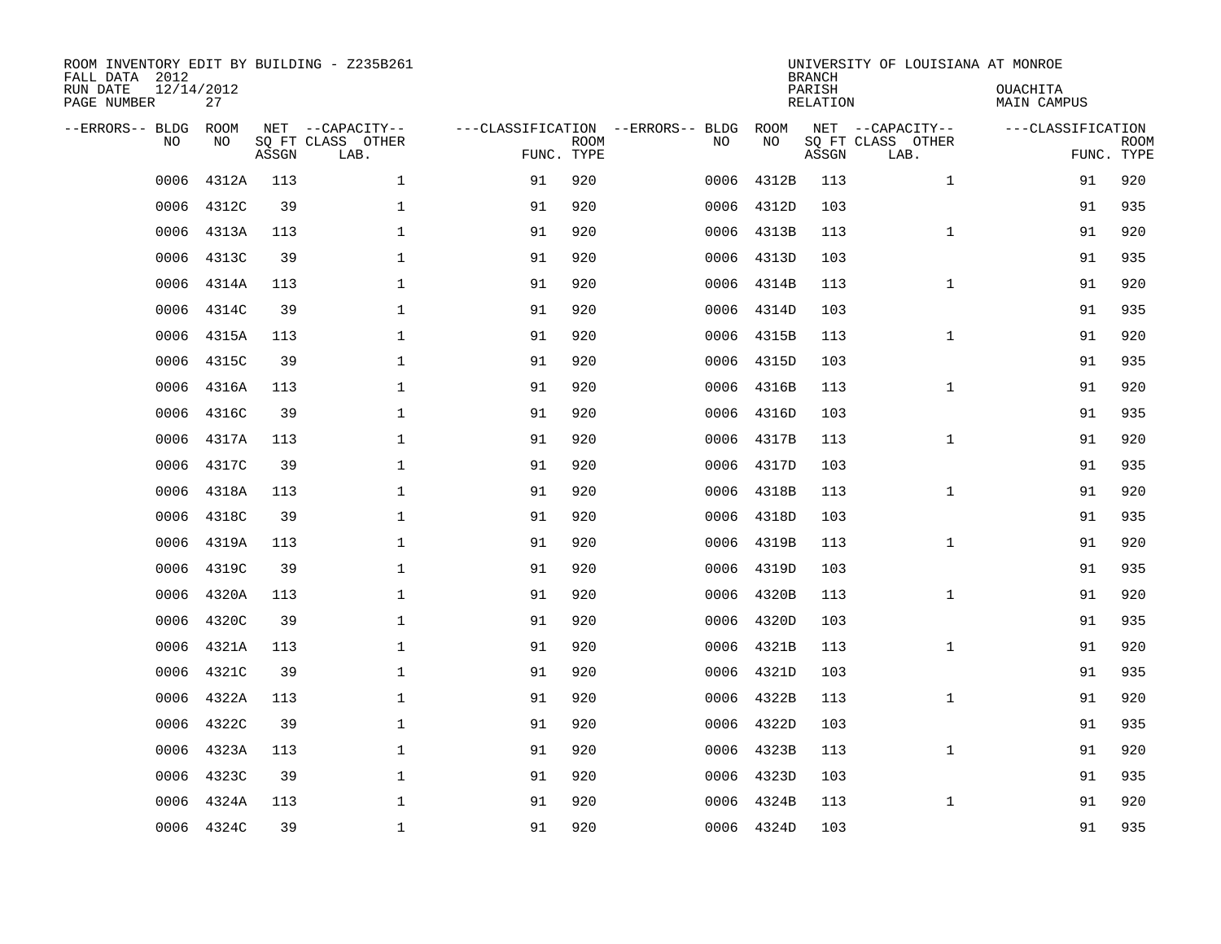ROOM INVENTORY EDIT BY BUILDING - Z235B261
FALL DATA 2012
RUN DATE 12/14/2012
PAGE NUMBER 27

UNIVERSITY OF LOUISIANA AT MONROE
BRANCH
PARISH OUACHITA
RELATION MAIN CAMPUS

| --ERRORS-- | BLDG NO | ROOM NO | NET SQ FT ASSGN | CAPACITY CLASS LAB. | CAPACITY OTHER | CLASSIFICATION FUNC. | ROOM TYPE | --ERRORS-- | BLDG NO | ROOM NO | NET SQ FT ASSGN | CAPACITY CLASS LAB. | CAPACITY OTHER | CLASSIFICATION FUNC. | ROOM TYPE |
|---|---|---|---|---|---|---|---|---|---|---|---|---|---|---|---|
| | 0006 | 4312A | 113 | | 1 | 91 | 920 | | 0006 | 4312B | 113 | | 1 | 91 | 920 |
| | 0006 | 4312C | 39 | | 1 | 91 | 920 | | 0006 | 4312D | 103 | | | 91 | 935 |
| | 0006 | 4313A | 113 | | 1 | 91 | 920 | | 0006 | 4313B | 113 | | 1 | 91 | 920 |
| | 0006 | 4313C | 39 | | 1 | 91 | 920 | | 0006 | 4313D | 103 | | | 91 | 935 |
| | 0006 | 4314A | 113 | | 1 | 91 | 920 | | 0006 | 4314B | 113 | | 1 | 91 | 920 |
| | 0006 | 4314C | 39 | | 1 | 91 | 920 | | 0006 | 4314D | 103 | | | 91 | 935 |
| | 0006 | 4315A | 113 | | 1 | 91 | 920 | | 0006 | 4315B | 113 | | 1 | 91 | 920 |
| | 0006 | 4315C | 39 | | 1 | 91 | 920 | | 0006 | 4315D | 103 | | | 91 | 935 |
| | 0006 | 4316A | 113 | | 1 | 91 | 920 | | 0006 | 4316B | 113 | | 1 | 91 | 920 |
| | 0006 | 4316C | 39 | | 1 | 91 | 920 | | 0006 | 4316D | 103 | | | 91 | 935 |
| | 0006 | 4317A | 113 | | 1 | 91 | 920 | | 0006 | 4317B | 113 | | 1 | 91 | 920 |
| | 0006 | 4317C | 39 | | 1 | 91 | 920 | | 0006 | 4317D | 103 | | | 91 | 935 |
| | 0006 | 4318A | 113 | | 1 | 91 | 920 | | 0006 | 4318B | 113 | | 1 | 91 | 920 |
| | 0006 | 4318C | 39 | | 1 | 91 | 920 | | 0006 | 4318D | 103 | | | 91 | 935 |
| | 0006 | 4319A | 113 | | 1 | 91 | 920 | | 0006 | 4319B | 113 | | 1 | 91 | 920 |
| | 0006 | 4319C | 39 | | 1 | 91 | 920 | | 0006 | 4319D | 103 | | | 91 | 935 |
| | 0006 | 4320A | 113 | | 1 | 91 | 920 | | 0006 | 4320B | 113 | | 1 | 91 | 920 |
| | 0006 | 4320C | 39 | | 1 | 91 | 920 | | 0006 | 4320D | 103 | | | 91 | 935 |
| | 0006 | 4321A | 113 | | 1 | 91 | 920 | | 0006 | 4321B | 113 | | 1 | 91 | 920 |
| | 0006 | 4321C | 39 | | 1 | 91 | 920 | | 0006 | 4321D | 103 | | | 91 | 935 |
| | 0006 | 4322A | 113 | | 1 | 91 | 920 | | 0006 | 4322B | 113 | | 1 | 91 | 920 |
| | 0006 | 4322C | 39 | | 1 | 91 | 920 | | 0006 | 4322D | 103 | | | 91 | 935 |
| | 0006 | 4323A | 113 | | 1 | 91 | 920 | | 0006 | 4323B | 113 | | 1 | 91 | 920 |
| | 0006 | 4323C | 39 | | 1 | 91 | 920 | | 0006 | 4323D | 103 | | | 91 | 935 |
| | 0006 | 4324A | 113 | | 1 | 91 | 920 | | 0006 | 4324B | 113 | | 1 | 91 | 920 |
| | 0006 | 4324C | 39 | | 1 | 91 | 920 | | 0006 | 4324D | 103 | | | 91 | 935 |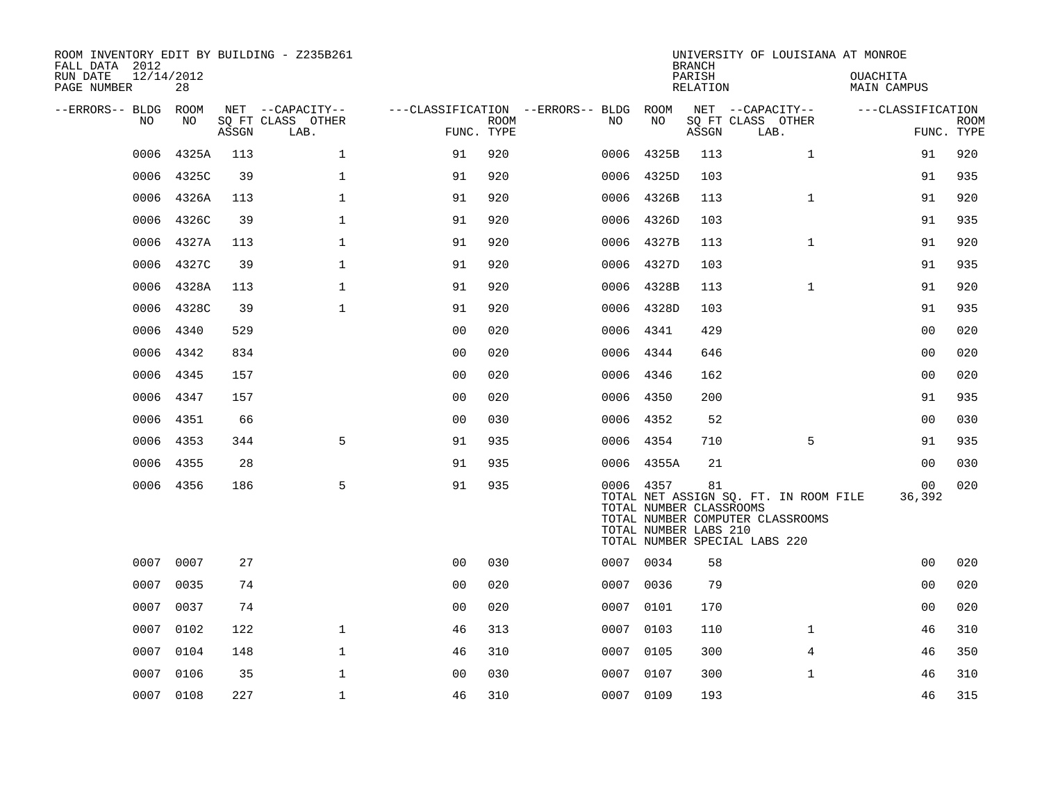ROOM INVENTORY EDIT BY BUILDING - Z235B261
FALL DATA 2012
RUN DATE 12/14/2012
PAGE NUMBER 28

UNIVERSITY OF LOUISIANA AT MONROE
BRANCH
PARISH OUACHITA
RELATION MAIN CAMPUS

| --ERRORS-- | BLDG NO | ROOM NO | NET SQ FT ASSGN | CAPACITY CLASS LAB. | CAPACITY OTHER | CLASSIFICATION FUNC. | ROOM TYPE | --ERRORS-- | BLDG NO | ROOM NO | NET SQ FT ASSGN | CAPACITY CLASS LAB. | CAPACITY OTHER | CLASSIFICATION FUNC. | ROOM TYPE |
|---|---|---|---|---|---|---|---|---|---|---|---|---|---|---|---|
| | 0006 | 4325A | 113 | | 1 | 91 | 920 | | 0006 | 4325B | 113 | | 1 | 91 | 920 |
| | 0006 | 4325C | 39 | | 1 | 91 | 920 | | 0006 | 4325D | 103 | | | 91 | 935 |
| | 0006 | 4326A | 113 | | 1 | 91 | 920 | | 0006 | 4326B | 113 | | 1 | 91 | 920 |
| | 0006 | 4326C | 39 | | 1 | 91 | 920 | | 0006 | 4326D | 103 | | | 91 | 935 |
| | 0006 | 4327A | 113 | | 1 | 91 | 920 | | 0006 | 4327B | 113 | | 1 | 91 | 920 |
| | 0006 | 4327C | 39 | | 1 | 91 | 920 | | 0006 | 4327D | 103 | | | 91 | 935 |
| | 0006 | 4328A | 113 | | 1 | 91 | 920 | | 0006 | 4328B | 113 | | 1 | 91 | 920 |
| | 0006 | 4328C | 39 | | 1 | 91 | 920 | | 0006 | 4328D | 103 | | | 91 | 935 |
| | 0006 | 4340 | 529 | | | 00 | 020 | | 0006 | 4341 | 429 | | | 00 | 020 |
| | 0006 | 4342 | 834 | | | 00 | 020 | | 0006 | 4344 | 646 | | | 00 | 020 |
| | 0006 | 4345 | 157 | | | 00 | 020 | | 0006 | 4346 | 162 | | | 00 | 020 |
| | 0006 | 4347 | 157 | | | 00 | 020 | | 0006 | 4350 | 200 | | | 91 | 935 |
| | 0006 | 4351 | 66 | | | 00 | 030 | | 0006 | 4352 | 52 | | | 00 | 030 |
| | 0006 | 4353 | 344 | | 5 | 91 | 935 | | 0006 | 4354 | 710 | | 5 | 91 | 935 |
| | 0006 | 4355 | 28 | | | 91 | 935 | | 0006 | 4355A | 21 | | | 00 | 030 |
| | 0006 | 4356 | 186 | | 5 | 91 | 935 | | 0006 | 4357 | 81 | | | 00 | 020 |

TOTAL NET ASSIGN SQ. FT. IN ROOM FILE 36,392
TOTAL NUMBER CLASSROOMS
TOTAL NUMBER COMPUTER CLASSROOMS
TOTAL NUMBER LABS 210
TOTAL NUMBER SPECIAL LABS 220

| --ERRORS-- | BLDG NO | ROOM NO | NET SQ FT ASSGN | CAPACITY CLASS LAB. | CAPACITY OTHER | CLASSIFICATION FUNC. | ROOM TYPE | --ERRORS-- | BLDG NO | ROOM NO | NET SQ FT ASSGN | CAPACITY CLASS LAB. | CAPACITY OTHER | CLASSIFICATION FUNC. | ROOM TYPE |
|---|---|---|---|---|---|---|---|---|---|---|---|---|---|---|---|
| | 0007 | 0007 | 27 | | | 00 | 030 | | 0007 | 0034 | 58 | | | 00 | 020 |
| | 0007 | 0035 | 74 | | | 00 | 020 | | 0007 | 0036 | 79 | | | 00 | 020 |
| | 0007 | 0037 | 74 | | | 00 | 020 | | 0007 | 0101 | 170 | | | 00 | 020 |
| | 0007 | 0102 | 122 | | 1 | 46 | 313 | | 0007 | 0103 | 110 | | 1 | 46 | 310 |
| | 0007 | 0104 | 148 | | 1 | 46 | 310 | | 0007 | 0105 | 300 | | 4 | 46 | 350 |
| | 0007 | 0106 | 35 | | 1 | 00 | 030 | | 0007 | 0107 | 300 | | 1 | 46 | 310 |
| | 0007 | 0108 | 227 | | 1 | 46 | 310 | | 0007 | 0109 | 193 | | | 46 | 315 |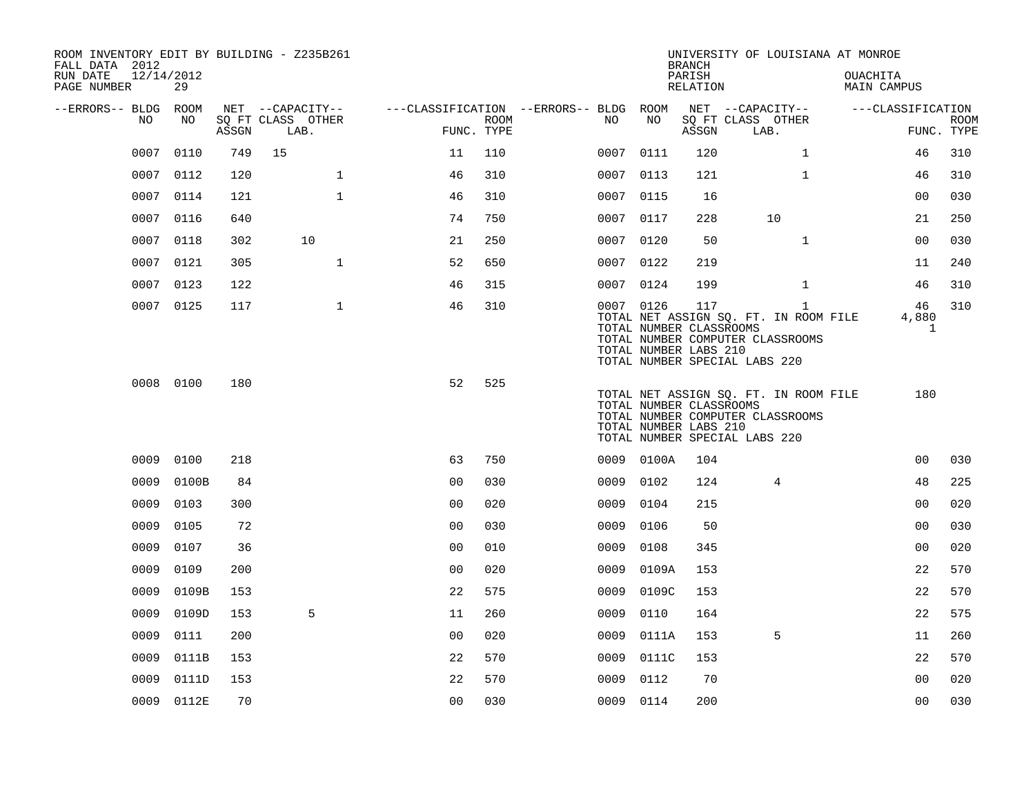ROOM INVENTORY EDIT BY BUILDING - Z235B261
FALL DATA 2012
RUN DATE 12/14/2012

UNIVERSITY OF LOUISIANA AT MONROE
BRANCH
PARISH OUACHITA
RELATION MAIN CAMPUS

| --ERRORS-- | BLDG NO | ROOM NO | NET SQ FT ASSGN | --CAPACITY-- CLASS | LAB. | OTHER | ---CLASSIFICATION FUNC. | ROOM TYPE | --ERRORS-- | BLDG NO | ROOM NO | NET SQ FT ASSGN | --CAPACITY-- CLASS | LAB. | OTHER | ---CLASSIFICATION FUNC. | ROOM TYPE |
|---|---|---|---|---|---|---|---|---|---|---|---|---|---|---|---|---|---|
| | 0007 | 0110 | 749 | 15 | | | 11 | 110 | | 0007 | 0111 | 120 | | | 1 | 46 | 310 |
| | 0007 | 0112 | 120 | | | 1 | 46 | 310 | | 0007 | 0113 | 121 | | | 1 | 46 | 310 |
| | 0007 | 0114 | 121 | | | 1 | 46 | 310 | | 0007 | 0115 | 16 | | | | 00 | 030 |
| | 0007 | 0116 | 640 | | | | 74 | 750 | | 0007 | 0117 | 228 | | 10 | | 21 | 250 |
| | 0007 | 0118 | 302 | | 10 | | 21 | 250 | | 0007 | 0120 | 50 | | | 1 | 00 | 030 |
| | 0007 | 0121 | 305 | | | 1 | 52 | 650 | | 0007 | 0122 | 219 | | | | 11 | 240 |
| | 0007 | 0123 | 122 | | | | 46 | 315 | | 0007 | 0124 | 199 | | | 1 | 46 | 310 |
| | 0007 | 0125 | 117 | | | 1 | 46 | 310 | | 0007 | 0126 | 117 | | | 1 | 46 | 310 |

TOTAL NET ASSIGN SQ. FT. IN ROOM FILE 4,880
TOTAL NUMBER CLASSROOMS 1
TOTAL NUMBER COMPUTER CLASSROOMS
TOTAL NUMBER LABS 210
TOTAL NUMBER SPECIAL LABS 220

| --ERRORS-- | BLDG NO | ROOM NO | NET SQ FT ASSGN | --CAPACITY-- CLASS | LAB. | OTHER | ---CLASSIFICATION FUNC. | ROOM TYPE |
|---|---|---|---|---|---|---|---|---|
| | 0008 | 0100 | 180 | | | | 52 | 525 |

TOTAL NET ASSIGN SQ. FT. IN ROOM FILE 180
TOTAL NUMBER CLASSROOMS
TOTAL NUMBER COMPUTER CLASSROOMS
TOTAL NUMBER LABS 210
TOTAL NUMBER SPECIAL LABS 220

| --ERRORS-- | BLDG NO | ROOM NO | NET SQ FT ASSGN | --CAPACITY-- CLASS | LAB. | OTHER | ---CLASSIFICATION FUNC. | ROOM TYPE | --ERRORS-- | BLDG NO | ROOM NO | NET SQ FT ASSGN | --CAPACITY-- CLASS | LAB. | OTHER | ---CLASSIFICATION FUNC. | ROOM TYPE |
|---|---|---|---|---|---|---|---|---|---|---|---|---|---|---|---|---|---|
| | 0009 | 0100 | 218 | | | | 63 | 750 | | 0009 | 0100A | 104 | | | | 00 | 030 |
| | 0009 | 0100B | 84 | | | | 00 | 030 | | 0009 | 0102 | 124 | | 4 | | 48 | 225 |
| | 0009 | 0103 | 300 | | | | 00 | 020 | | 0009 | 0104 | 215 | | | | 00 | 020 |
| | 0009 | 0105 | 72 | | | | 00 | 030 | | 0009 | 0106 | 50 | | | | 00 | 030 |
| | 0009 | 0107 | 36 | | | | 00 | 010 | | 0009 | 0108 | 345 | | | | 00 | 020 |
| | 0009 | 0109 | 200 | | | | 00 | 020 | | 0009 | 0109A | 153 | | | | 22 | 570 |
| | 0009 | 0109B | 153 | | | | 22 | 575 | | 0009 | 0109C | 153 | | | | 22 | 570 |
| | 0009 | 0109D | 153 | | 5 | | 11 | 260 | | 0009 | 0110 | 164 | | | | 22 | 575 |
| | 0009 | 0111 | 200 | | | | 00 | 020 | | 0009 | 0111A | 153 | | 5 | | 11 | 260 |
| | 0009 | 0111B | 153 | | | | 22 | 570 | | 0009 | 0111C | 153 | | | | 22 | 570 |
| | 0009 | 0111D | 153 | | | | 22 | 570 | | 0009 | 0112 | 70 | | | | 00 | 020 |
| | 0009 | 0112E | 70 | | | | 00 | 030 | | 0009 | 0114 | 200 | | | | 00 | 030 |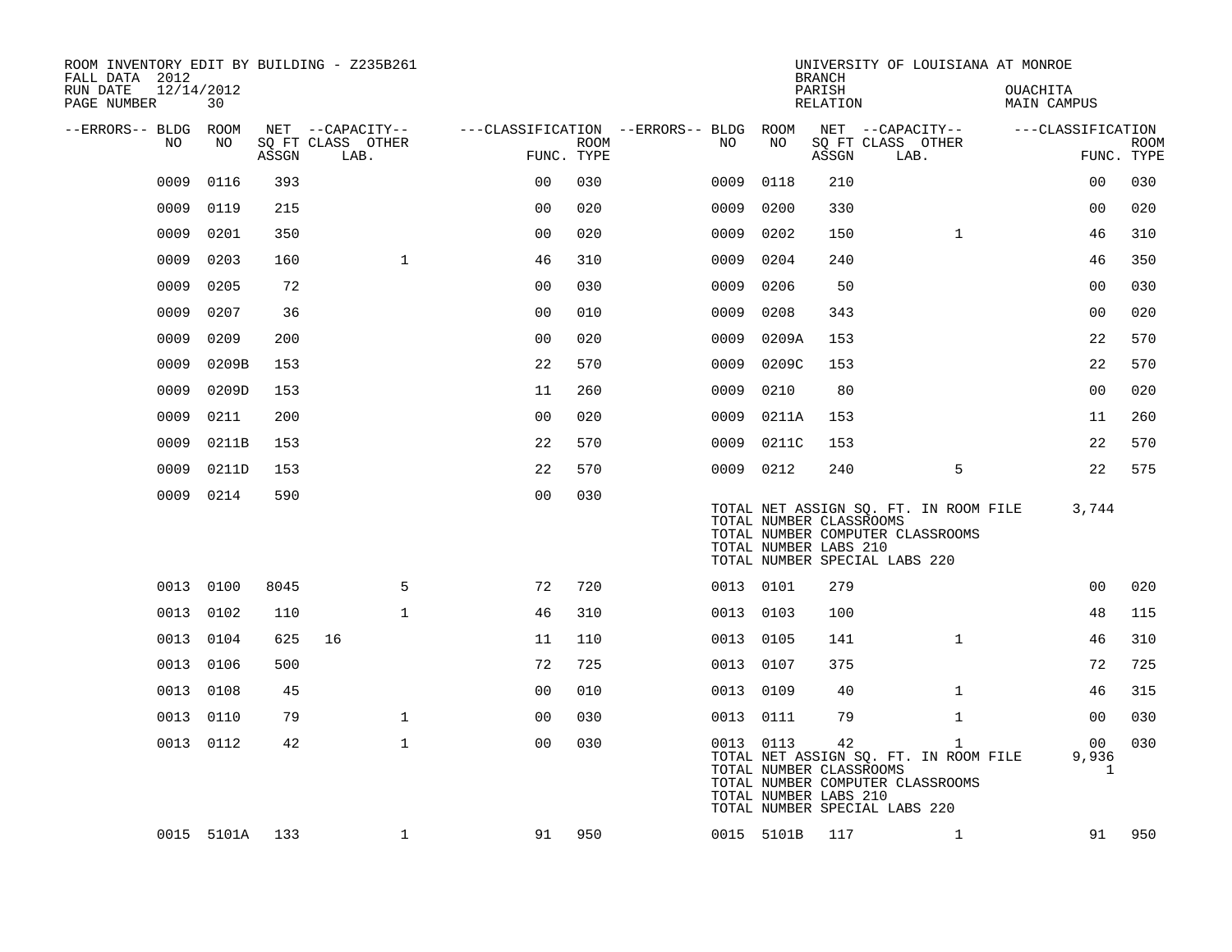ROOM INVENTORY EDIT BY BUILDING - Z235B261
FALL DATA 2012
RUN DATE 12/14/2012
PAGE NUMBER 30

UNIVERSITY OF LOUISIANA AT MONROE
BRANCH
PARISH OUACHITA
RELATION MAIN CAMPUS

| --ERRORS-- | BLDG NO | ROOM NO | NET SQ FT ASSGN | CAPACITY CLASS LAB. | CAPACITY OTHER | CLASSIFICATION FUNC. | ROOM TYPE | --ERRORS-- | BLDG NO | ROOM NO | NET SQ FT ASSGN | CAPACITY CLASS LAB. | CAPACITY OTHER | CLASSIFICATION FUNC. | ROOM TYPE |
|---|---|---|---|---|---|---|---|---|---|---|---|---|---|---|---|
| | 0009 | 0116 | 393 | | | 00 | 030 | | 0009 | 0118 | 210 | | | 00 | 030 |
| | 0009 | 0119 | 215 | | | 00 | 020 | | 0009 | 0200 | 330 | | | 00 | 020 |
| | 0009 | 0201 | 350 | | | 00 | 020 | | 0009 | 0202 | 150 | | 1 | 46 | 310 |
| | 0009 | 0203 | 160 | | 1 | 46 | 310 | | 0009 | 0204 | 240 | | | 46 | 350 |
| | 0009 | 0205 | 72 | | | 00 | 030 | | 0009 | 0206 | 50 | | | 00 | 030 |
| | 0009 | 0207 | 36 | | | 00 | 010 | | 0009 | 0208 | 343 | | | 00 | 020 |
| | 0009 | 0209 | 200 | | | 00 | 020 | | 0009 | 0209A | 153 | | | 22 | 570 |
| | 0009 | 0209B | 153 | | | 22 | 570 | | 0009 | 0209C | 153 | | | 22 | 570 |
| | 0009 | 0209D | 153 | | | 11 | 260 | | 0009 | 0210 | 80 | | | 00 | 020 |
| | 0009 | 0211 | 200 | | | 00 | 020 | | 0009 | 0211A | 153 | | | 11 | 260 |
| | 0009 | 0211B | 153 | | | 22 | 570 | | 0009 | 0211C | 153 | | | 22 | 570 |
| | 0009 | 0211D | 153 | | | 22 | 570 | | 0009 | 0212 | 240 | | 5 | 22 | 575 |
| | 0009 | 0214 | 590 | | | 00 | 030 | | | | | | | | |

TOTAL NET ASSIGN SQ. FT. IN ROOM FILE 3,744
TOTAL NUMBER CLASSROOMS
TOTAL NUMBER COMPUTER CLASSROOMS
TOTAL NUMBER LABS 210
TOTAL NUMBER SPECIAL LABS 220

| --ERRORS-- | BLDG NO | ROOM NO | NET SQ FT ASSGN | CAPACITY CLASS LAB. | CAPACITY OTHER | CLASSIFICATION FUNC. | ROOM TYPE | --ERRORS-- | BLDG NO | ROOM NO | NET SQ FT ASSGN | CAPACITY CLASS LAB. | CAPACITY OTHER | CLASSIFICATION FUNC. | ROOM TYPE |
|---|---|---|---|---|---|---|---|---|---|---|---|---|---|---|---|
| | 0013 | 0100 | 8045 | | 5 | 72 | 720 | | 0013 | 0101 | 279 | | | 00 | 020 |
| | 0013 | 0102 | 110 | | 1 | 46 | 310 | | 0013 | 0103 | 100 | | | 48 | 115 |
| | 0013 | 0104 | 625 | 16 | | 11 | 110 | | 0013 | 0105 | 141 | | 1 | 46 | 310 |
| | 0013 | 0106 | 500 | | | 72 | 725 | | 0013 | 0107 | 375 | | | 72 | 725 |
| | 0013 | 0108 | 45 | | | 00 | 010 | | 0013 | 0109 | 40 | | 1 | 46 | 315 |
| | 0013 | 0110 | 79 | | 1 | 00 | 030 | | 0013 | 0111 | 79 | | 1 | 00 | 030 |
| | 0013 | 0112 | 42 | | 1 | 00 | 030 | | 0013 | 0113 | 42 | | 1 | 00 | 030 |

TOTAL NET ASSIGN SQ. FT. IN ROOM FILE 9,936
TOTAL NUMBER CLASSROOMS 1
TOTAL NUMBER COMPUTER CLASSROOMS
TOTAL NUMBER LABS 210
TOTAL NUMBER SPECIAL LABS 220

| --ERRORS-- | BLDG NO | ROOM NO | NET SQ FT ASSGN | CAPACITY CLASS LAB. | CAPACITY OTHER | CLASSIFICATION FUNC. | ROOM TYPE | --ERRORS-- | BLDG NO | ROOM NO | NET SQ FT ASSGN | CAPACITY CLASS LAB. | CAPACITY OTHER | CLASSIFICATION FUNC. | ROOM TYPE |
|---|---|---|---|---|---|---|---|---|---|---|---|---|---|---|---|
| | 0015 | 5101A | 133 | | 1 | 91 | 950 | | 0015 | 5101B | 117 | | 1 | 91 | 950 |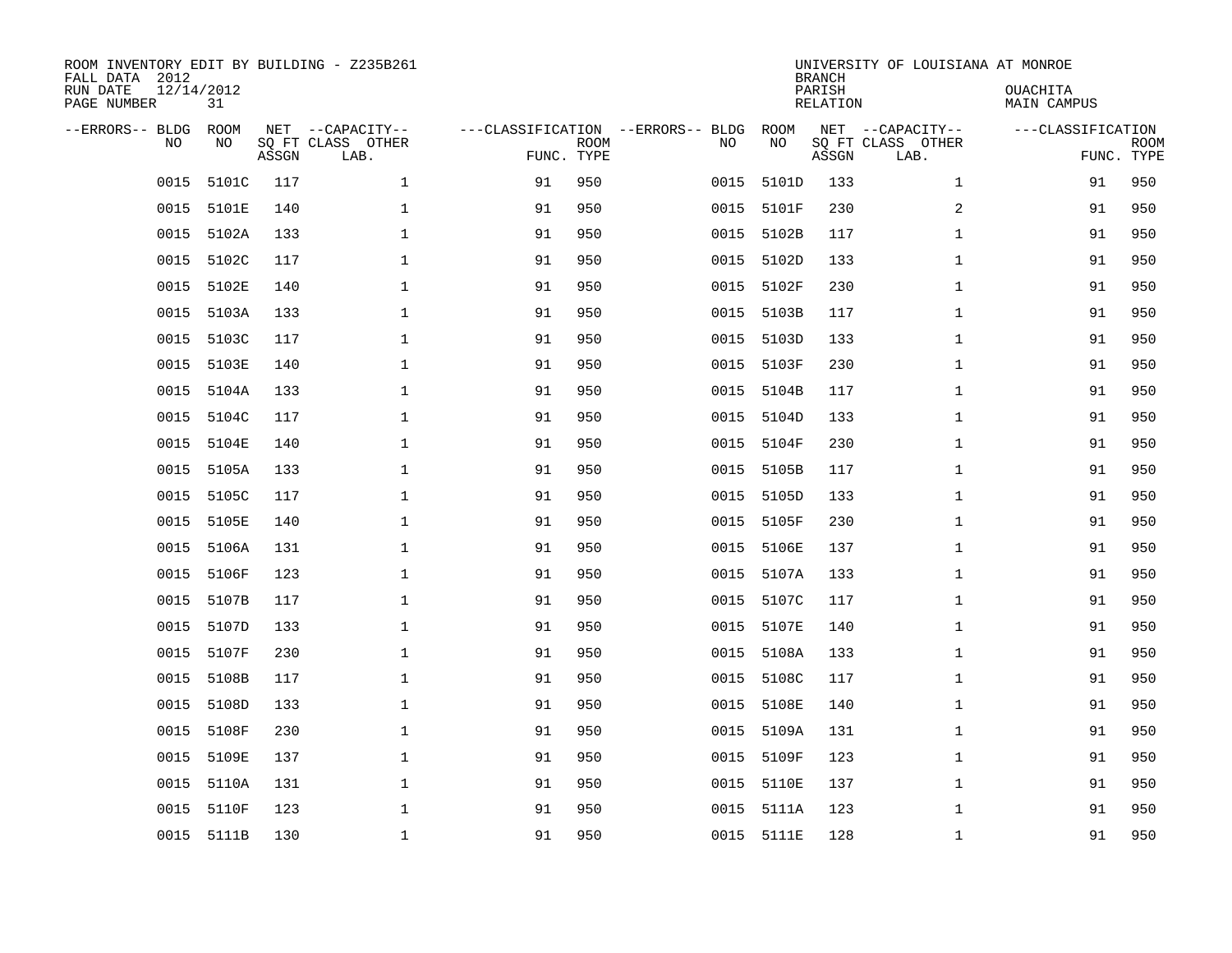ROOM INVENTORY EDIT BY BUILDING - Z235B261
FALL DATA 2012
RUN DATE 12/14/2012
PAGE NUMBER 31

UNIVERSITY OF LOUISIANA AT MONROE
BRANCH
PARISH OUACHITA
RELATION MAIN CAMPUS

| --ERRORS-- | BLDG NO | ROOM NO | NET SQ FT ASSGN | --CAPACITY-- CLASS LAB. | OTHER | ---CLASSIFICATION FUNC. | ROOM TYPE | --ERRORS-- | BLDG NO | ROOM NO | NET SQ FT ASSGN | --CAPACITY-- CLASS LAB. | OTHER | ---CLASSIFICATION FUNC. | ROOM TYPE |
|---|---|---|---|---|---|---|---|---|---|---|---|---|---|---|---|
| | 0015 | 5101C | 117 | | 1 | 91 | 950 | | 0015 | 5101D | 133 | | 1 | 91 | 950 |
| | 0015 | 5101E | 140 | | 1 | 91 | 950 | | 0015 | 5101F | 230 | | 2 | 91 | 950 |
| | 0015 | 5102A | 133 | | 1 | 91 | 950 | | 0015 | 5102B | 117 | | 1 | 91 | 950 |
| | 0015 | 5102C | 117 | | 1 | 91 | 950 | | 0015 | 5102D | 133 | | 1 | 91 | 950 |
| | 0015 | 5102E | 140 | | 1 | 91 | 950 | | 0015 | 5102F | 230 | | 1 | 91 | 950 |
| | 0015 | 5103A | 133 | | 1 | 91 | 950 | | 0015 | 5103B | 117 | | 1 | 91 | 950 |
| | 0015 | 5103C | 117 | | 1 | 91 | 950 | | 0015 | 5103D | 133 | | 1 | 91 | 950 |
| | 0015 | 5103E | 140 | | 1 | 91 | 950 | | 0015 | 5103F | 230 | | 1 | 91 | 950 |
| | 0015 | 5104A | 133 | | 1 | 91 | 950 | | 0015 | 5104B | 117 | | 1 | 91 | 950 |
| | 0015 | 5104C | 117 | | 1 | 91 | 950 | | 0015 | 5104D | 133 | | 1 | 91 | 950 |
| | 0015 | 5104E | 140 | | 1 | 91 | 950 | | 0015 | 5104F | 230 | | 1 | 91 | 950 |
| | 0015 | 5105A | 133 | | 1 | 91 | 950 | | 0015 | 5105B | 117 | | 1 | 91 | 950 |
| | 0015 | 5105C | 117 | | 1 | 91 | 950 | | 0015 | 5105D | 133 | | 1 | 91 | 950 |
| | 0015 | 5105E | 140 | | 1 | 91 | 950 | | 0015 | 5105F | 230 | | 1 | 91 | 950 |
| | 0015 | 5106A | 131 | | 1 | 91 | 950 | | 0015 | 5106E | 137 | | 1 | 91 | 950 |
| | 0015 | 5106F | 123 | | 1 | 91 | 950 | | 0015 | 5107A | 133 | | 1 | 91 | 950 |
| | 0015 | 5107B | 117 | | 1 | 91 | 950 | | 0015 | 5107C | 117 | | 1 | 91 | 950 |
| | 0015 | 5107D | 133 | | 1 | 91 | 950 | | 0015 | 5107E | 140 | | 1 | 91 | 950 |
| | 0015 | 5107F | 230 | | 1 | 91 | 950 | | 0015 | 5108A | 133 | | 1 | 91 | 950 |
| | 0015 | 5108B | 117 | | 1 | 91 | 950 | | 0015 | 5108C | 117 | | 1 | 91 | 950 |
| | 0015 | 5108D | 133 | | 1 | 91 | 950 | | 0015 | 5108E | 140 | | 1 | 91 | 950 |
| | 0015 | 5108F | 230 | | 1 | 91 | 950 | | 0015 | 5109A | 131 | | 1 | 91 | 950 |
| | 0015 | 5109E | 137 | | 1 | 91 | 950 | | 0015 | 5109F | 123 | | 1 | 91 | 950 |
| | 0015 | 5110A | 131 | | 1 | 91 | 950 | | 0015 | 5110E | 137 | | 1 | 91 | 950 |
| | 0015 | 5110F | 123 | | 1 | 91 | 950 | | 0015 | 5111A | 123 | | 1 | 91 | 950 |
| | 0015 | 5111B | 130 | | 1 | 91 | 950 | | 0015 | 5111E | 128 | | 1 | 91 | 950 |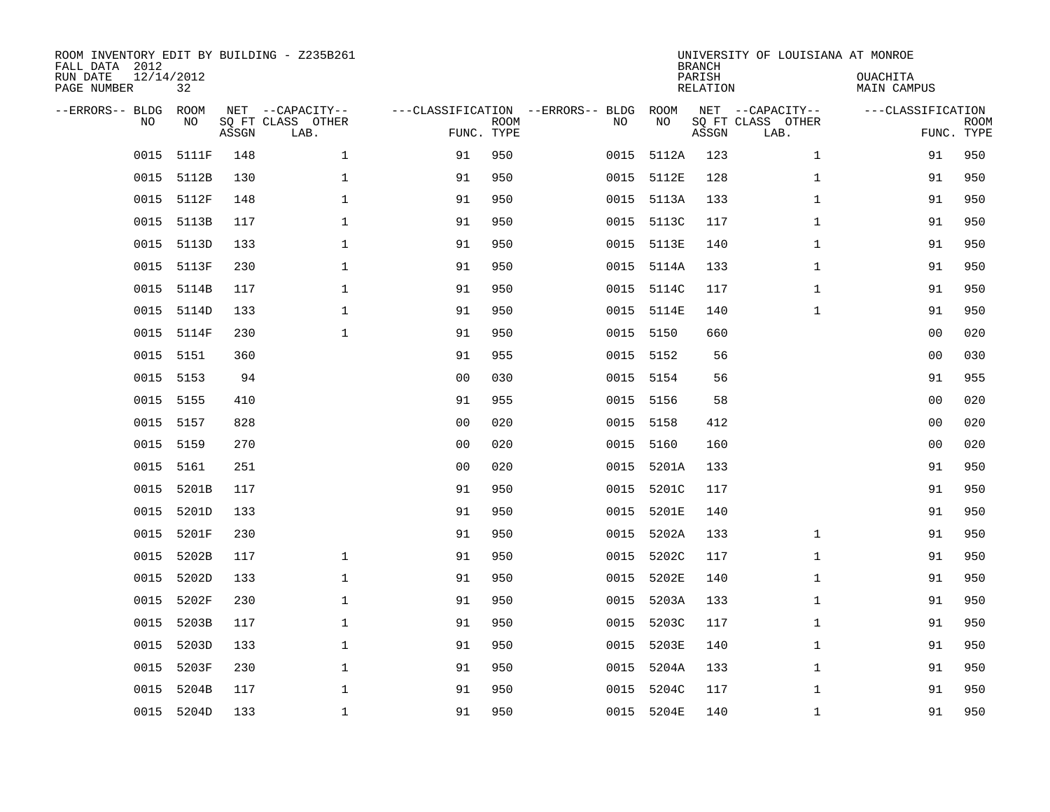ROOM INVENTORY EDIT BY BUILDING - Z235B261
FALL DATA 2012
RUN DATE 12/14/2012
PAGE NUMBER 32

UNIVERSITY OF LOUISIANA AT MONROE
BRANCH
PARISH OUACHITA
RELATION MAIN CAMPUS

| --ERRORS-- | BLDG NO | ROOM NO | NET SQ FT ASSGN | --CAPACITY-- CLASS LAB. | OTHER | ---CLASSIFICATION FUNC. | ROOM TYPE | --ERRORS-- | BLDG NO | ROOM NO | NET SQ FT ASSGN | --CAPACITY-- CLASS LAB. | OTHER | ---CLASSIFICATION FUNC. | ROOM TYPE |
|---|---|---|---|---|---|---|---|---|---|---|---|---|---|---|---|
| | 0015 | 5111F | 148 | | 1 | 91 | 950 | | 0015 | 5112A | 123 | | 1 | 91 | 950 |
| | 0015 | 5112B | 130 | | 1 | 91 | 950 | | 0015 | 5112E | 128 | | 1 | 91 | 950 |
| | 0015 | 5112F | 148 | | 1 | 91 | 950 | | 0015 | 5113A | 133 | | 1 | 91 | 950 |
| | 0015 | 5113B | 117 | | 1 | 91 | 950 | | 0015 | 5113C | 117 | | 1 | 91 | 950 |
| | 0015 | 5113D | 133 | | 1 | 91 | 950 | | 0015 | 5113E | 140 | | 1 | 91 | 950 |
| | 0015 | 5113F | 230 | | 1 | 91 | 950 | | 0015 | 5114A | 133 | | 1 | 91 | 950 |
| | 0015 | 5114B | 117 | | 1 | 91 | 950 | | 0015 | 5114C | 117 | | 1 | 91 | 950 |
| | 0015 | 5114D | 133 | | 1 | 91 | 950 | | 0015 | 5114E | 140 | | 1 | 91 | 950 |
| | 0015 | 5114F | 230 | | 1 | 91 | 950 | | 0015 | 5150 | 660 | | | 00 | 020 |
| | 0015 | 5151 | 360 | | | 91 | 955 | | 0015 | 5152 | 56 | | | 00 | 030 |
| | 0015 | 5153 | 94 | | | 00 | 030 | | 0015 | 5154 | 56 | | | 91 | 955 |
| | 0015 | 5155 | 410 | | | 91 | 955 | | 0015 | 5156 | 58 | | | 00 | 020 |
| | 0015 | 5157 | 828 | | | 00 | 020 | | 0015 | 5158 | 412 | | | 00 | 020 |
| | 0015 | 5159 | 270 | | | 00 | 020 | | 0015 | 5160 | 160 | | | 00 | 020 |
| | 0015 | 5161 | 251 | | | 00 | 020 | | 0015 | 5201A | 133 | | | 91 | 950 |
| | 0015 | 5201B | 117 | | | 91 | 950 | | 0015 | 5201C | 117 | | | 91 | 950 |
| | 0015 | 5201D | 133 | | | 91 | 950 | | 0015 | 5201E | 140 | | | 91 | 950 |
| | 0015 | 5201F | 230 | | | 91 | 950 | | 0015 | 5202A | 133 | | 1 | 91 | 950 |
| | 0015 | 5202B | 117 | | 1 | 91 | 950 | | 0015 | 5202C | 117 | | 1 | 91 | 950 |
| | 0015 | 5202D | 133 | | 1 | 91 | 950 | | 0015 | 5202E | 140 | | 1 | 91 | 950 |
| | 0015 | 5202F | 230 | | 1 | 91 | 950 | | 0015 | 5203A | 133 | | 1 | 91 | 950 |
| | 0015 | 5203B | 117 | | 1 | 91 | 950 | | 0015 | 5203C | 117 | | 1 | 91 | 950 |
| | 0015 | 5203D | 133 | | 1 | 91 | 950 | | 0015 | 5203E | 140 | | 1 | 91 | 950 |
| | 0015 | 5203F | 230 | | 1 | 91 | 950 | | 0015 | 5204A | 133 | | 1 | 91 | 950 |
| | 0015 | 5204B | 117 | | 1 | 91 | 950 | | 0015 | 5204C | 117 | | 1 | 91 | 950 |
| | 0015 | 5204D | 133 | | 1 | 91 | 950 | | 0015 | 5204E | 140 | | 1 | 91 | 950 |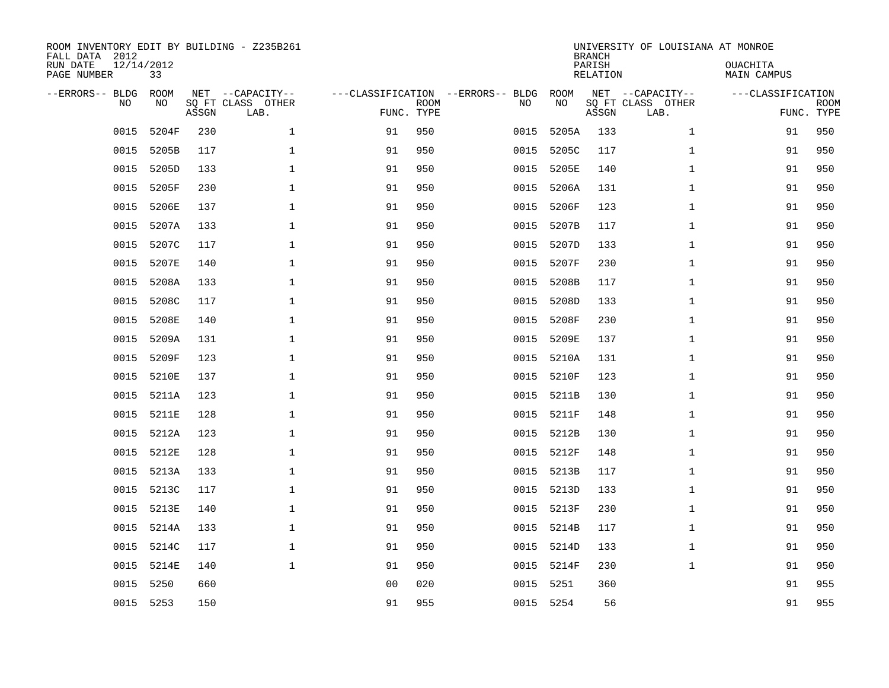ROOM INVENTORY EDIT BY BUILDING - Z235B261
FALL DATA 2012
RUN DATE 12/14/2012
PAGE NUMBER 33

UNIVERSITY OF LOUISIANA AT MONROE
BRANCH
PARISH OUACHITA
RELATION MAIN CAMPUS

| --ERRORS-- | BLDG NO | ROOM NO | NET SQ FT ASSGN | --CAPACITY-- CLASS LAB. | OTHER | ---CLASSIFICATION FUNC. | ROOM TYPE | --ERRORS-- | BLDG NO | ROOM NO | NET SQ FT ASSGN | --CAPACITY-- CLASS LAB. | OTHER | ---CLASSIFICATION FUNC. | ROOM TYPE |
|---|---|---|---|---|---|---|---|---|---|---|---|---|---|---|---|
| | 0015 | 5204F | 230 | | 1 | 91 | 950 | | 0015 | 5205A | 133 | | 1 | 91 | 950 |
| | 0015 | 5205B | 117 | | 1 | 91 | 950 | | 0015 | 5205C | 117 | | 1 | 91 | 950 |
| | 0015 | 5205D | 133 | | 1 | 91 | 950 | | 0015 | 5205E | 140 | | 1 | 91 | 950 |
| | 0015 | 5205F | 230 | | 1 | 91 | 950 | | 0015 | 5206A | 131 | | 1 | 91 | 950 |
| | 0015 | 5206E | 137 | | 1 | 91 | 950 | | 0015 | 5206F | 123 | | 1 | 91 | 950 |
| | 0015 | 5207A | 133 | | 1 | 91 | 950 | | 0015 | 5207B | 117 | | 1 | 91 | 950 |
| | 0015 | 5207C | 117 | | 1 | 91 | 950 | | 0015 | 5207D | 133 | | 1 | 91 | 950 |
| | 0015 | 5207E | 140 | | 1 | 91 | 950 | | 0015 | 5207F | 230 | | 1 | 91 | 950 |
| | 0015 | 5208A | 133 | | 1 | 91 | 950 | | 0015 | 5208B | 117 | | 1 | 91 | 950 |
| | 0015 | 5208C | 117 | | 1 | 91 | 950 | | 0015 | 5208D | 133 | | 1 | 91 | 950 |
| | 0015 | 5208E | 140 | | 1 | 91 | 950 | | 0015 | 5208F | 230 | | 1 | 91 | 950 |
| | 0015 | 5209A | 131 | | 1 | 91 | 950 | | 0015 | 5209E | 137 | | 1 | 91 | 950 |
| | 0015 | 5209F | 123 | | 1 | 91 | 950 | | 0015 | 5210A | 131 | | 1 | 91 | 950 |
| | 0015 | 5210E | 137 | | 1 | 91 | 950 | | 0015 | 5210F | 123 | | 1 | 91 | 950 |
| | 0015 | 5211A | 123 | | 1 | 91 | 950 | | 0015 | 5211B | 130 | | 1 | 91 | 950 |
| | 0015 | 5211E | 128 | | 1 | 91 | 950 | | 0015 | 5211F | 148 | | 1 | 91 | 950 |
| | 0015 | 5212A | 123 | | 1 | 91 | 950 | | 0015 | 5212B | 130 | | 1 | 91 | 950 |
| | 0015 | 5212E | 128 | | 1 | 91 | 950 | | 0015 | 5212F | 148 | | 1 | 91 | 950 |
| | 0015 | 5213A | 133 | | 1 | 91 | 950 | | 0015 | 5213B | 117 | | 1 | 91 | 950 |
| | 0015 | 5213C | 117 | | 1 | 91 | 950 | | 0015 | 5213D | 133 | | 1 | 91 | 950 |
| | 0015 | 5213E | 140 | | 1 | 91 | 950 | | 0015 | 5213F | 230 | | 1 | 91 | 950 |
| | 0015 | 5214A | 133 | | 1 | 91 | 950 | | 0015 | 5214B | 117 | | 1 | 91 | 950 |
| | 0015 | 5214C | 117 | | 1 | 91 | 950 | | 0015 | 5214D | 133 | | 1 | 91 | 950 |
| | 0015 | 5214E | 140 | | 1 | 91 | 950 | | 0015 | 5214F | 230 | | 1 | 91 | 950 |
| | 0015 | 5250 | 660 | | | 00 | 020 | | 0015 | 5251 | 360 | | | 91 | 955 |
| | 0015 | 5253 | 150 | | | 91 | 955 | | 0015 | 5254 | 56 | | | 91 | 955 |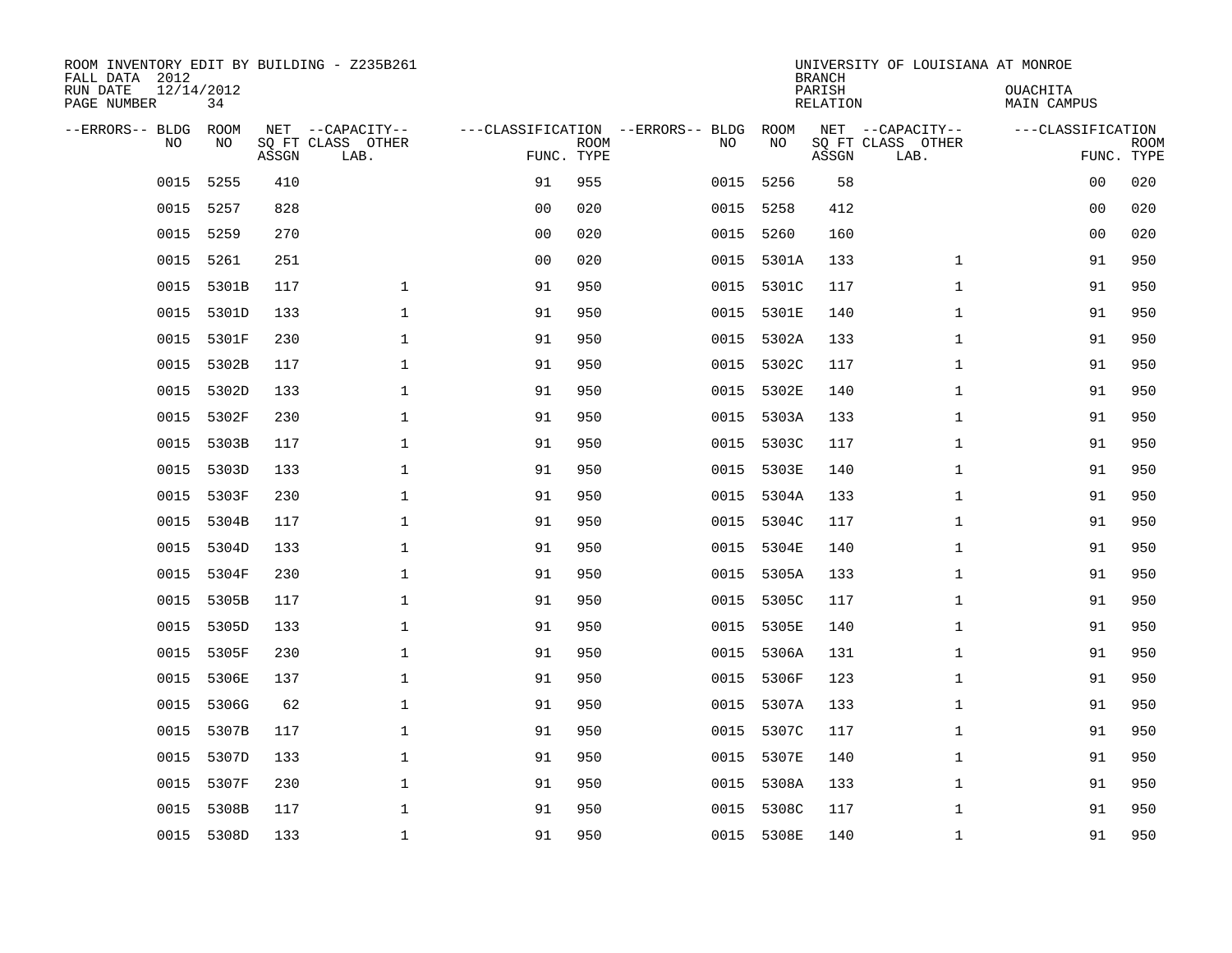ROOM INVENTORY EDIT BY BUILDING - Z235B261
FALL DATA 2012
RUN DATE 12/14/2012
PAGE NUMBER 34

UNIVERSITY OF LOUISIANA AT MONROE
BRANCH
PARISH OUACHITA
RELATION MAIN CAMPUS

| --ERRORS-- | BLDG NO | ROOM NO | NET SQ FT ASSGN | --CAPACITY-- CLASS LAB. | OTHER | ---CLASSIFICATION FUNC. | ROOM TYPE | --ERRORS-- | BLDG NO | ROOM NO | NET SQ FT ASSGN | --CAPACITY-- CLASS LAB. | OTHER | ---CLASSIFICATION FUNC. | ROOM TYPE |
|---|---|---|---|---|---|---|---|---|---|---|---|---|---|---|---|
| | 0015 | 5255 | 410 | | | 91 | 955 | | 0015 | 5256 | 58 | | | 00 | 020 |
| | 0015 | 5257 | 828 | | | 00 | 020 | | 0015 | 5258 | 412 | | | 00 | 020 |
| | 0015 | 5259 | 270 | | | 00 | 020 | | 0015 | 5260 | 160 | | | 00 | 020 |
| | 0015 | 5261 | 251 | | | 00 | 020 | | 0015 | 5301A | 133 | | 1 | 91 | 950 |
| | 0015 | 5301B | 117 | | 1 | 91 | 950 | | 0015 | 5301C | 117 | | 1 | 91 | 950 |
| | 0015 | 5301D | 133 | | 1 | 91 | 950 | | 0015 | 5301E | 140 | | 1 | 91 | 950 |
| | 0015 | 5301F | 230 | | 1 | 91 | 950 | | 0015 | 5302A | 133 | | 1 | 91 | 950 |
| | 0015 | 5302B | 117 | | 1 | 91 | 950 | | 0015 | 5302C | 117 | | 1 | 91 | 950 |
| | 0015 | 5302D | 133 | | 1 | 91 | 950 | | 0015 | 5302E | 140 | | 1 | 91 | 950 |
| | 0015 | 5302F | 230 | | 1 | 91 | 950 | | 0015 | 5303A | 133 | | 1 | 91 | 950 |
| | 0015 | 5303B | 117 | | 1 | 91 | 950 | | 0015 | 5303C | 117 | | 1 | 91 | 950 |
| | 0015 | 5303D | 133 | | 1 | 91 | 950 | | 0015 | 5303E | 140 | | 1 | 91 | 950 |
| | 0015 | 5303F | 230 | | 1 | 91 | 950 | | 0015 | 5304A | 133 | | 1 | 91 | 950 |
| | 0015 | 5304B | 117 | | 1 | 91 | 950 | | 0015 | 5304C | 117 | | 1 | 91 | 950 |
| | 0015 | 5304D | 133 | | 1 | 91 | 950 | | 0015 | 5304E | 140 | | 1 | 91 | 950 |
| | 0015 | 5304F | 230 | | 1 | 91 | 950 | | 0015 | 5305A | 133 | | 1 | 91 | 950 |
| | 0015 | 5305B | 117 | | 1 | 91 | 950 | | 0015 | 5305C | 117 | | 1 | 91 | 950 |
| | 0015 | 5305D | 133 | | 1 | 91 | 950 | | 0015 | 5305E | 140 | | 1 | 91 | 950 |
| | 0015 | 5305F | 230 | | 1 | 91 | 950 | | 0015 | 5306A | 131 | | 1 | 91 | 950 |
| | 0015 | 5306E | 137 | | 1 | 91 | 950 | | 0015 | 5306F | 123 | | 1 | 91 | 950 |
| | 0015 | 5306G | 62 | | 1 | 91 | 950 | | 0015 | 5307A | 133 | | 1 | 91 | 950 |
| | 0015 | 5307B | 117 | | 1 | 91 | 950 | | 0015 | 5307C | 117 | | 1 | 91 | 950 |
| | 0015 | 5307D | 133 | | 1 | 91 | 950 | | 0015 | 5307E | 140 | | 1 | 91 | 950 |
| | 0015 | 5307F | 230 | | 1 | 91 | 950 | | 0015 | 5308A | 133 | | 1 | 91 | 950 |
| | 0015 | 5308B | 117 | | 1 | 91 | 950 | | 0015 | 5308C | 117 | | 1 | 91 | 950 |
| | 0015 | 5308D | 133 | | 1 | 91 | 950 | | 0015 | 5308E | 140 | | 1 | 91 | 950 |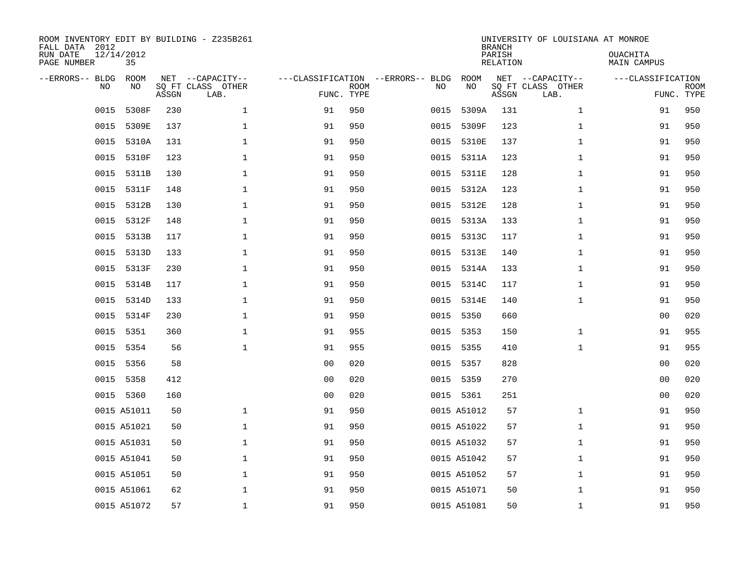ROOM INVENTORY EDIT BY BUILDING - Z235B261
FALL DATA 2012
RUN DATE 12/14/2012
PAGE NUMBER 35

UNIVERSITY OF LOUISIANA AT MONROE
BRANCH
PARISH OUACHITA
RELATION MAIN CAMPUS

| --ERRORS-- | BLDG NO | ROOM NO | NET SQ FT ASSGN | --CAPACITY-- CLASS LAB. | OTHER | ---CLASSIFICATION FUNC. | ROOM TYPE | --ERRORS-- | BLDG NO | ROOM NO | NET SQ FT ASSGN | --CAPACITY-- CLASS LAB. | OTHER | ---CLASSIFICATION FUNC. | ROOM TYPE |
|---|---|---|---|---|---|---|---|---|---|---|---|---|---|---|---|
| | 0015 | 5308F | 230 | | 1 | 91 | 950 | | 0015 | 5309A | 131 | | 1 | 91 | 950 |
| | 0015 | 5309E | 137 | | 1 | 91 | 950 | | 0015 | 5309F | 123 | | 1 | 91 | 950 |
| | 0015 | 5310A | 131 | | 1 | 91 | 950 | | 0015 | 5310E | 137 | | 1 | 91 | 950 |
| | 0015 | 5310F | 123 | | 1 | 91 | 950 | | 0015 | 5311A | 123 | | 1 | 91 | 950 |
| | 0015 | 5311B | 130 | | 1 | 91 | 950 | | 0015 | 5311E | 128 | | 1 | 91 | 950 |
| | 0015 | 5311F | 148 | | 1 | 91 | 950 | | 0015 | 5312A | 123 | | 1 | 91 | 950 |
| | 0015 | 5312B | 130 | | 1 | 91 | 950 | | 0015 | 5312E | 128 | | 1 | 91 | 950 |
| | 0015 | 5312F | 148 | | 1 | 91 | 950 | | 0015 | 5313A | 133 | | 1 | 91 | 950 |
| | 0015 | 5313B | 117 | | 1 | 91 | 950 | | 0015 | 5313C | 117 | | 1 | 91 | 950 |
| | 0015 | 5313D | 133 | | 1 | 91 | 950 | | 0015 | 5313E | 140 | | 1 | 91 | 950 |
| | 0015 | 5313F | 230 | | 1 | 91 | 950 | | 0015 | 5314A | 133 | | 1 | 91 | 950 |
| | 0015 | 5314B | 117 | | 1 | 91 | 950 | | 0015 | 5314C | 117 | | 1 | 91 | 950 |
| | 0015 | 5314D | 133 | | 1 | 91 | 950 | | 0015 | 5314E | 140 | | 1 | 91 | 950 |
| | 0015 | 5314F | 230 | | 1 | 91 | 950 | | 0015 | 5350 | 660 | | | 00 | 020 |
| | 0015 | 5351 | 360 | | 1 | 91 | 955 | | 0015 | 5353 | 150 | | 1 | 91 | 955 |
| | 0015 | 5354 | 56 | | 1 | 91 | 955 | | 0015 | 5355 | 410 | | 1 | 91 | 955 |
| | 0015 | 5356 | 58 | | | 00 | 020 | | 0015 | 5357 | 828 | | | 00 | 020 |
| | 0015 | 5358 | 412 | | | 00 | 020 | | 0015 | 5359 | 270 | | | 00 | 020 |
| | 0015 | 5360 | 160 | | | 00 | 020 | | 0015 | 5361 | 251 | | | 00 | 020 |
| | 0015 | A51011 | 50 | | 1 | 91 | 950 | | 0015 | A51012 | 57 | | 1 | 91 | 950 |
| | 0015 | A51021 | 50 | | 1 | 91 | 950 | | 0015 | A51022 | 57 | | 1 | 91 | 950 |
| | 0015 | A51031 | 50 | | 1 | 91 | 950 | | 0015 | A51032 | 57 | | 1 | 91 | 950 |
| | 0015 | A51041 | 50 | | 1 | 91 | 950 | | 0015 | A51042 | 57 | | 1 | 91 | 950 |
| | 0015 | A51051 | 50 | | 1 | 91 | 950 | | 0015 | A51052 | 57 | | 1 | 91 | 950 |
| | 0015 | A51061 | 62 | | 1 | 91 | 950 | | 0015 | A51071 | 50 | | 1 | 91 | 950 |
| | 0015 | A51072 | 57 | | 1 | 91 | 950 | | 0015 | A51081 | 50 | | 1 | 91 | 950 |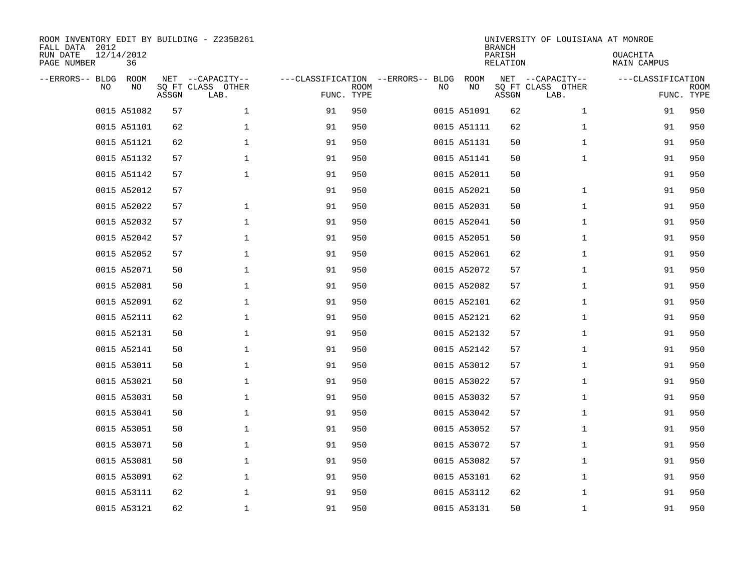ROOM INVENTORY EDIT BY BUILDING - Z235B261
FALL DATA 2012
RUN DATE 12/14/2012
PAGE NUMBER 36

UNIVERSITY OF LOUISIANA AT MONROE
BRANCH
PARISH OUACHITA
RELATION MAIN CAMPUS

| --ERRORS-- | BLDG NO | ROOM NO | NET SQ FT ASSGN | --CAPACITY-- CLASS | OTHER LAB. | ---CLASSIFICATION FUNC. | ROOM TYPE | --ERRORS-- | BLDG NO | ROOM NO | NET SQ FT ASSGN | --CAPACITY-- CLASS | OTHER LAB. | ---CLASSIFICATION FUNC. | ROOM TYPE |
|---|---|---|---|---|---|---|---|---|---|---|---|---|---|---|---|
| | 0015 | A51082 | 57 | | 1 | 91 | 950 | | 0015 | A51091 | 62 | | 1 | 91 | 950 |
| | 0015 | A51101 | 62 | | 1 | 91 | 950 | | 0015 | A51111 | 62 | | 1 | 91 | 950 |
| | 0015 | A51121 | 62 | | 1 | 91 | 950 | | 0015 | A51131 | 50 | | 1 | 91 | 950 |
| | 0015 | A51132 | 57 | | 1 | 91 | 950 | | 0015 | A51141 | 50 | | 1 | 91 | 950 |
| | 0015 | A51142 | 57 | | 1 | 91 | 950 | | 0015 | A52011 | 50 | | | 91 | 950 |
| | 0015 | A52012 | 57 | | | 91 | 950 | | 0015 | A52021 | 50 | | 1 | 91 | 950 |
| | 0015 | A52022 | 57 | | 1 | 91 | 950 | | 0015 | A52031 | 50 | | 1 | 91 | 950 |
| | 0015 | A52032 | 57 | | 1 | 91 | 950 | | 0015 | A52041 | 50 | | 1 | 91 | 950 |
| | 0015 | A52042 | 57 | | 1 | 91 | 950 | | 0015 | A52051 | 50 | | 1 | 91 | 950 |
| | 0015 | A52052 | 57 | | 1 | 91 | 950 | | 0015 | A52061 | 62 | | 1 | 91 | 950 |
| | 0015 | A52071 | 50 | | 1 | 91 | 950 | | 0015 | A52072 | 57 | | 1 | 91 | 950 |
| | 0015 | A52081 | 50 | | 1 | 91 | 950 | | 0015 | A52082 | 57 | | 1 | 91 | 950 |
| | 0015 | A52091 | 62 | | 1 | 91 | 950 | | 0015 | A52101 | 62 | | 1 | 91 | 950 |
| | 0015 | A52111 | 62 | | 1 | 91 | 950 | | 0015 | A52121 | 62 | | 1 | 91 | 950 |
| | 0015 | A52131 | 50 | | 1 | 91 | 950 | | 0015 | A52132 | 57 | | 1 | 91 | 950 |
| | 0015 | A52141 | 50 | | 1 | 91 | 950 | | 0015 | A52142 | 57 | | 1 | 91 | 950 |
| | 0015 | A53011 | 50 | | 1 | 91 | 950 | | 0015 | A53012 | 57 | | 1 | 91 | 950 |
| | 0015 | A53021 | 50 | | 1 | 91 | 950 | | 0015 | A53022 | 57 | | 1 | 91 | 950 |
| | 0015 | A53031 | 50 | | 1 | 91 | 950 | | 0015 | A53032 | 57 | | 1 | 91 | 950 |
| | 0015 | A53041 | 50 | | 1 | 91 | 950 | | 0015 | A53042 | 57 | | 1 | 91 | 950 |
| | 0015 | A53051 | 50 | | 1 | 91 | 950 | | 0015 | A53052 | 57 | | 1 | 91 | 950 |
| | 0015 | A53071 | 50 | | 1 | 91 | 950 | | 0015 | A53072 | 57 | | 1 | 91 | 950 |
| | 0015 | A53081 | 50 | | 1 | 91 | 950 | | 0015 | A53082 | 57 | | 1 | 91 | 950 |
| | 0015 | A53091 | 62 | | 1 | 91 | 950 | | 0015 | A53101 | 62 | | 1 | 91 | 950 |
| | 0015 | A53111 | 62 | | 1 | 91 | 950 | | 0015 | A53112 | 62 | | 1 | 91 | 950 |
| | 0015 | A53121 | 62 | | 1 | 91 | 950 | | 0015 | A53131 | 50 | | 1 | 91 | 950 |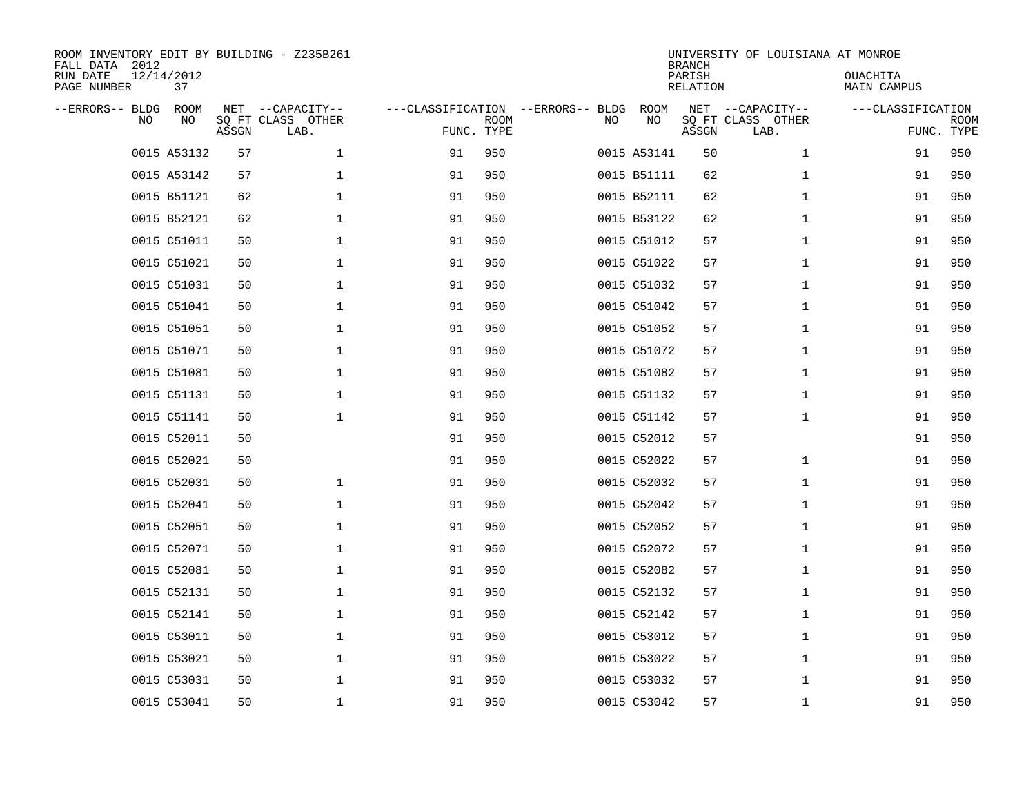ROOM INVENTORY EDIT BY BUILDING - Z235B261
FALL DATA 2012
RUN DATE 12/14/2012
PAGE NUMBER 37

UNIVERSITY OF LOUISIANA AT MONROE
BRANCH
PARISH OUACHITA
RELATION MAIN CAMPUS

| --ERRORS-- | BLDG NO | ROOM NO | NET SQ FT ASSGN | --CAPACITY-- CLASS LAB. | OTHER | ---CLASSIFICATION FUNC. | ROOM TYPE | --ERRORS-- | BLDG NO | ROOM NO | NET SQ FT ASSGN | --CAPACITY-- CLASS LAB. | OTHER | ---CLASSIFICATION FUNC. | ROOM TYPE |
|---|---|---|---|---|---|---|---|---|---|---|---|---|---|---|---|
| | 0015 | A53132 | 57 | | 1 | 91 | 950 | | 0015 | A53141 | 50 | | 1 | 91 | 950 |
| | 0015 | A53142 | 57 | | 1 | 91 | 950 | | 0015 | B51111 | 62 | | 1 | 91 | 950 |
| | 0015 | B51121 | 62 | | 1 | 91 | 950 | | 0015 | B52111 | 62 | | 1 | 91 | 950 |
| | 0015 | B52121 | 62 | | 1 | 91 | 950 | | 0015 | B53122 | 62 | | 1 | 91 | 950 |
| | 0015 | C51011 | 50 | | 1 | 91 | 950 | | 0015 | C51012 | 57 | | 1 | 91 | 950 |
| | 0015 | C51021 | 50 | | 1 | 91 | 950 | | 0015 | C51022 | 57 | | 1 | 91 | 950 |
| | 0015 | C51031 | 50 | | 1 | 91 | 950 | | 0015 | C51032 | 57 | | 1 | 91 | 950 |
| | 0015 | C51041 | 50 | | 1 | 91 | 950 | | 0015 | C51042 | 57 | | 1 | 91 | 950 |
| | 0015 | C51051 | 50 | | 1 | 91 | 950 | | 0015 | C51052 | 57 | | 1 | 91 | 950 |
| | 0015 | C51071 | 50 | | 1 | 91 | 950 | | 0015 | C51072 | 57 | | 1 | 91 | 950 |
| | 0015 | C51081 | 50 | | 1 | 91 | 950 | | 0015 | C51082 | 57 | | 1 | 91 | 950 |
| | 0015 | C51131 | 50 | | 1 | 91 | 950 | | 0015 | C51132 | 57 | | 1 | 91 | 950 |
| | 0015 | C51141 | 50 | | 1 | 91 | 950 | | 0015 | C51142 | 57 | | 1 | 91 | 950 |
| | 0015 | C52011 | 50 | | | 91 | 950 | | 0015 | C52012 | 57 | | | 91 | 950 |
| | 0015 | C52021 | 50 | | | 91 | 950 | | 0015 | C52022 | 57 | | 1 | 91 | 950 |
| | 0015 | C52031 | 50 | | 1 | 91 | 950 | | 0015 | C52032 | 57 | | 1 | 91 | 950 |
| | 0015 | C52041 | 50 | | 1 | 91 | 950 | | 0015 | C52042 | 57 | | 1 | 91 | 950 |
| | 0015 | C52051 | 50 | | 1 | 91 | 950 | | 0015 | C52052 | 57 | | 1 | 91 | 950 |
| | 0015 | C52071 | 50 | | 1 | 91 | 950 | | 0015 | C52072 | 57 | | 1 | 91 | 950 |
| | 0015 | C52081 | 50 | | 1 | 91 | 950 | | 0015 | C52082 | 57 | | 1 | 91 | 950 |
| | 0015 | C52131 | 50 | | 1 | 91 | 950 | | 0015 | C52132 | 57 | | 1 | 91 | 950 |
| | 0015 | C52141 | 50 | | 1 | 91 | 950 | | 0015 | C52142 | 57 | | 1 | 91 | 950 |
| | 0015 | C53011 | 50 | | 1 | 91 | 950 | | 0015 | C53012 | 57 | | 1 | 91 | 950 |
| | 0015 | C53021 | 50 | | 1 | 91 | 950 | | 0015 | C53022 | 57 | | 1 | 91 | 950 |
| | 0015 | C53031 | 50 | | 1 | 91 | 950 | | 0015 | C53032 | 57 | | 1 | 91 | 950 |
| | 0015 | C53041 | 50 | | 1 | 91 | 950 | | 0015 | C53042 | 57 | | 1 | 91 | 950 |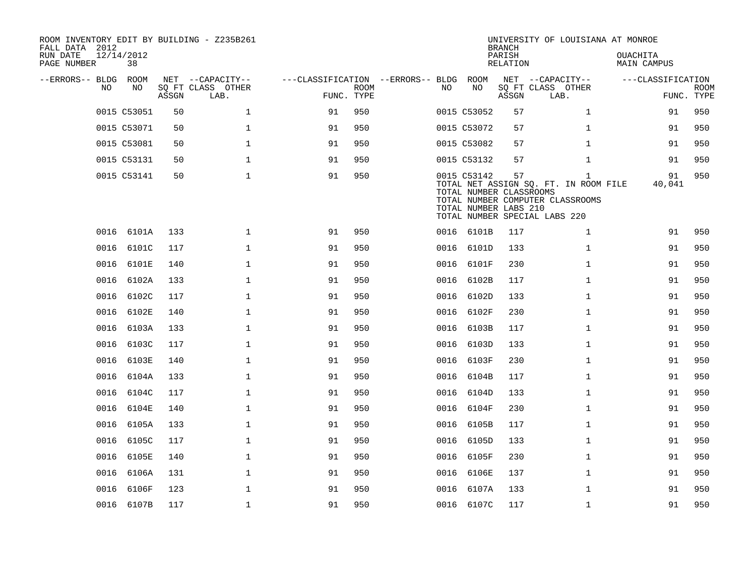ROOM INVENTORY EDIT BY BUILDING - Z235B261
FALL DATA 2012
RUN DATE 12/14/2012
PAGE NUMBER 38

UNIVERSITY OF LOUISIANA AT MONROE
BRANCH
PARISH OUACHITA
RELATION MAIN CAMPUS

| --ERRORS-- | BLDG NO | ROOM NO | NET SQ FT ASSGN | --CAPACITY-- CLASS | OTHER LAB. | ---CLASSIFICATION FUNC. | ROOM TYPE | --ERRORS-- | BLDG NO | ROOM NO | NET SQ FT ASSGN | --CAPACITY-- CLASS | OTHER LAB. | ---CLASSIFICATION FUNC. | ROOM TYPE |
|---|---|---|---|---|---|---|---|---|---|---|---|---|---|---|---|
| | 0015 | C53051 | 50 | | 1 | 91 | 950 | | 0015 | C53052 | 57 | | 1 | 91 | 950 |
| | 0015 | C53071 | 50 | | 1 | 91 | 950 | | 0015 | C53072 | 57 | | 1 | 91 | 950 |
| | 0015 | C53081 | 50 | | 1 | 91 | 950 | | 0015 | C53082 | 57 | | 1 | 91 | 950 |
| | 0015 | C53131 | 50 | | 1 | 91 | 950 | | 0015 | C53132 | 57 | | 1 | 91 | 950 |
| | 0015 | C53141 | 50 | | 1 | 91 | 950 | | 0015 | C53142 | 57 | | 1 | 91 | 950 |

TOTAL NET ASSIGN SQ. FT. IN ROOM FILE 40,041
TOTAL NUMBER CLASSROOMS
TOTAL NUMBER COMPUTER CLASSROOMS
TOTAL NUMBER LABS 210
TOTAL NUMBER SPECIAL LABS 220

| --ERRORS-- | BLDG NO | ROOM NO | NET SQ FT ASSGN | --CAPACITY-- CLASS | OTHER LAB. | ---CLASSIFICATION FUNC. | ROOM TYPE | --ERRORS-- | BLDG NO | ROOM NO | NET SQ FT ASSGN | --CAPACITY-- CLASS | OTHER LAB. | ---CLASSIFICATION FUNC. | ROOM TYPE |
|---|---|---|---|---|---|---|---|---|---|---|---|---|---|---|---|
| | 0016 | 6101A | 133 | | 1 | 91 | 950 | | 0016 | 6101B | 117 | | 1 | 91 | 950 |
| | 0016 | 6101C | 117 | | 1 | 91 | 950 | | 0016 | 6101D | 133 | | 1 | 91 | 950 |
| | 0016 | 6101E | 140 | | 1 | 91 | 950 | | 0016 | 6101F | 230 | | 1 | 91 | 950 |
| | 0016 | 6102A | 133 | | 1 | 91 | 950 | | 0016 | 6102B | 117 | | 1 | 91 | 950 |
| | 0016 | 6102C | 117 | | 1 | 91 | 950 | | 0016 | 6102D | 133 | | 1 | 91 | 950 |
| | 0016 | 6102E | 140 | | 1 | 91 | 950 | | 0016 | 6102F | 230 | | 1 | 91 | 950 |
| | 0016 | 6103A | 133 | | 1 | 91 | 950 | | 0016 | 6103B | 117 | | 1 | 91 | 950 |
| | 0016 | 6103C | 117 | | 1 | 91 | 950 | | 0016 | 6103D | 133 | | 1 | 91 | 950 |
| | 0016 | 6103E | 140 | | 1 | 91 | 950 | | 0016 | 6103F | 230 | | 1 | 91 | 950 |
| | 0016 | 6104A | 133 | | 1 | 91 | 950 | | 0016 | 6104B | 117 | | 1 | 91 | 950 |
| | 0016 | 6104C | 117 | | 1 | 91 | 950 | | 0016 | 6104D | 133 | | 1 | 91 | 950 |
| | 0016 | 6104E | 140 | | 1 | 91 | 950 | | 0016 | 6104F | 230 | | 1 | 91 | 950 |
| | 0016 | 6105A | 133 | | 1 | 91 | 950 | | 0016 | 6105B | 117 | | 1 | 91 | 950 |
| | 0016 | 6105C | 117 | | 1 | 91 | 950 | | 0016 | 6105D | 133 | | 1 | 91 | 950 |
| | 0016 | 6105E | 140 | | 1 | 91 | 950 | | 0016 | 6105F | 230 | | 1 | 91 | 950 |
| | 0016 | 6106A | 131 | | 1 | 91 | 950 | | 0016 | 6106E | 137 | | 1 | 91 | 950 |
| | 0016 | 6106F | 123 | | 1 | 91 | 950 | | 0016 | 6107A | 133 | | 1 | 91 | 950 |
| | 0016 | 6107B | 117 | | 1 | 91 | 950 | | 0016 | 6107C | 117 | | 1 | 91 | 950 |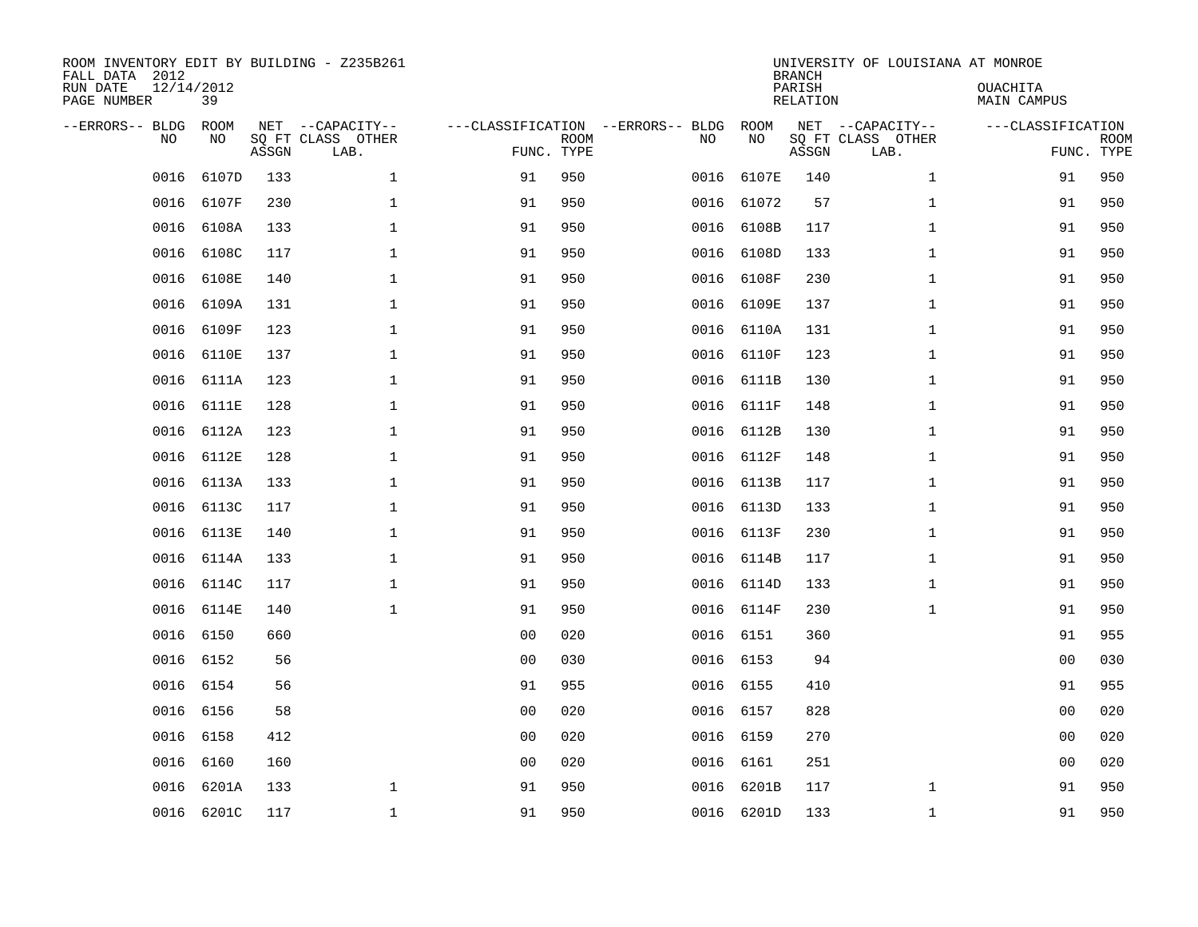ROOM INVENTORY EDIT BY BUILDING - Z235B261
FALL DATA 2012
RUN DATE 12/14/2012
PAGE NUMBER 39

UNIVERSITY OF LOUISIANA AT MONROE
BRANCH
PARISH OUACHITA
RELATION MAIN CAMPUS

| --ERRORS-- | BLDG NO | ROOM NO | NET SQ FT ASSGN | --CAPACITY-- CLASS LAB. | OTHER | ---CLASSIFICATION FUNC. | ROOM TYPE | --ERRORS-- | BLDG NO | ROOM NO | NET SQ FT ASSGN | --CAPACITY-- CLASS LAB. | OTHER | ---CLASSIFICATION FUNC. | ROOM TYPE |
|---|---|---|---|---|---|---|---|---|---|---|---|---|---|---|---|
| | 0016 | 6107D | 133 | | 1 | 91 | 950 | | 0016 | 6107E | 140 | | 1 | 91 | 950 |
| | 0016 | 6107F | 230 | | 1 | 91 | 950 | | 0016 | 61072 | 57 | | 1 | 91 | 950 |
| | 0016 | 6108A | 133 | | 1 | 91 | 950 | | 0016 | 6108B | 117 | | 1 | 91 | 950 |
| | 0016 | 6108C | 117 | | 1 | 91 | 950 | | 0016 | 6108D | 133 | | 1 | 91 | 950 |
| | 0016 | 6108E | 140 | | 1 | 91 | 950 | | 0016 | 6108F | 230 | | 1 | 91 | 950 |
| | 0016 | 6109A | 131 | | 1 | 91 | 950 | | 0016 | 6109E | 137 | | 1 | 91 | 950 |
| | 0016 | 6109F | 123 | | 1 | 91 | 950 | | 0016 | 6110A | 131 | | 1 | 91 | 950 |
| | 0016 | 6110E | 137 | | 1 | 91 | 950 | | 0016 | 6110F | 123 | | 1 | 91 | 950 |
| | 0016 | 6111A | 123 | | 1 | 91 | 950 | | 0016 | 6111B | 130 | | 1 | 91 | 950 |
| | 0016 | 6111E | 128 | | 1 | 91 | 950 | | 0016 | 6111F | 148 | | 1 | 91 | 950 |
| | 0016 | 6112A | 123 | | 1 | 91 | 950 | | 0016 | 6112B | 130 | | 1 | 91 | 950 |
| | 0016 | 6112E | 128 | | 1 | 91 | 950 | | 0016 | 6112F | 148 | | 1 | 91 | 950 |
| | 0016 | 6113A | 133 | | 1 | 91 | 950 | | 0016 | 6113B | 117 | | 1 | 91 | 950 |
| | 0016 | 6113C | 117 | | 1 | 91 | 950 | | 0016 | 6113D | 133 | | 1 | 91 | 950 |
| | 0016 | 6113E | 140 | | 1 | 91 | 950 | | 0016 | 6113F | 230 | | 1 | 91 | 950 |
| | 0016 | 6114A | 133 | | 1 | 91 | 950 | | 0016 | 6114B | 117 | | 1 | 91 | 950 |
| | 0016 | 6114C | 117 | | 1 | 91 | 950 | | 0016 | 6114D | 133 | | 1 | 91 | 950 |
| | 0016 | 6114E | 140 | | 1 | 91 | 950 | | 0016 | 6114F | 230 | | 1 | 91 | 950 |
| | 0016 | 6150 | 660 | | | 00 | 020 | | 0016 | 6151 | 360 | | | 91 | 955 |
| | 0016 | 6152 | 56 | | | 00 | 030 | | 0016 | 6153 | 94 | | | 00 | 030 |
| | 0016 | 6154 | 56 | | | 91 | 955 | | 0016 | 6155 | 410 | | | 91 | 955 |
| | 0016 | 6156 | 58 | | | 00 | 020 | | 0016 | 6157 | 828 | | | 00 | 020 |
| | 0016 | 6158 | 412 | | | 00 | 020 | | 0016 | 6159 | 270 | | | 00 | 020 |
| | 0016 | 6160 | 160 | | | 00 | 020 | | 0016 | 6161 | 251 | | | 00 | 020 |
| | 0016 | 6201A | 133 | | 1 | 91 | 950 | | 0016 | 6201B | 117 | | 1 | 91 | 950 |
| | 0016 | 6201C | 117 | | 1 | 91 | 950 | | 0016 | 6201D | 133 | | 1 | 91 | 950 |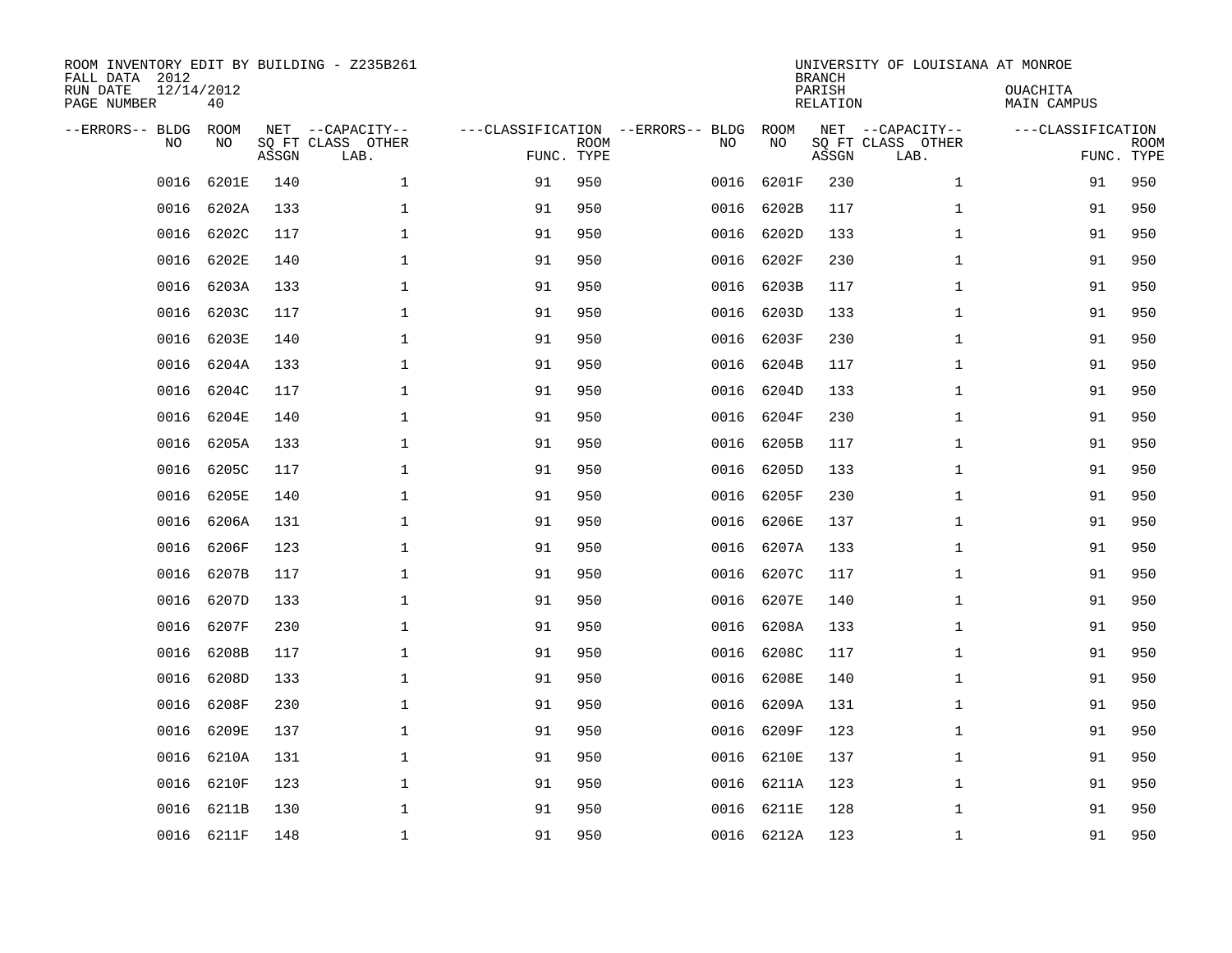ROOM INVENTORY EDIT BY BUILDING - Z235B261
FALL DATA 2012
RUN DATE 12/14/2012
PAGE NUMBER 40

UNIVERSITY OF LOUISIANA AT MONROE
BRANCH
PARISH OUACHITA
RELATION MAIN CAMPUS

| --ERRORS-- | BLDG NO | ROOM NO | NET SQ FT ASSGN | --CAPACITY-- CLASS | OTHER LAB. | ---CLASSIFICATION FUNC. | ROOM TYPE | --ERRORS-- | BLDG NO | ROOM NO | NET SQ FT ASSGN | --CAPACITY-- CLASS | OTHER LAB. | ---CLASSIFICATION FUNC. | ROOM TYPE |
|---|---|---|---|---|---|---|---|---|---|---|---|---|---|---|---|
| | 0016 | 6201E | 140 | | 1 | 91 | 950 | | 0016 | 6201F | 230 | | 1 | 91 | 950 |
| | 0016 | 6202A | 133 | | 1 | 91 | 950 | | 0016 | 6202B | 117 | | 1 | 91 | 950 |
| | 0016 | 6202C | 117 | | 1 | 91 | 950 | | 0016 | 6202D | 133 | | 1 | 91 | 950 |
| | 0016 | 6202E | 140 | | 1 | 91 | 950 | | 0016 | 6202F | 230 | | 1 | 91 | 950 |
| | 0016 | 6203A | 133 | | 1 | 91 | 950 | | 0016 | 6203B | 117 | | 1 | 91 | 950 |
| | 0016 | 6203C | 117 | | 1 | 91 | 950 | | 0016 | 6203D | 133 | | 1 | 91 | 950 |
| | 0016 | 6203E | 140 | | 1 | 91 | 950 | | 0016 | 6203F | 230 | | 1 | 91 | 950 |
| | 0016 | 6204A | 133 | | 1 | 91 | 950 | | 0016 | 6204B | 117 | | 1 | 91 | 950 |
| | 0016 | 6204C | 117 | | 1 | 91 | 950 | | 0016 | 6204D | 133 | | 1 | 91 | 950 |
| | 0016 | 6204E | 140 | | 1 | 91 | 950 | | 0016 | 6204F | 230 | | 1 | 91 | 950 |
| | 0016 | 6205A | 133 | | 1 | 91 | 950 | | 0016 | 6205B | 117 | | 1 | 91 | 950 |
| | 0016 | 6205C | 117 | | 1 | 91 | 950 | | 0016 | 6205D | 133 | | 1 | 91 | 950 |
| | 0016 | 6205E | 140 | | 1 | 91 | 950 | | 0016 | 6205F | 230 | | 1 | 91 | 950 |
| | 0016 | 6206A | 131 | | 1 | 91 | 950 | | 0016 | 6206E | 137 | | 1 | 91 | 950 |
| | 0016 | 6206F | 123 | | 1 | 91 | 950 | | 0016 | 6207A | 133 | | 1 | 91 | 950 |
| | 0016 | 6207B | 117 | | 1 | 91 | 950 | | 0016 | 6207C | 117 | | 1 | 91 | 950 |
| | 0016 | 6207D | 133 | | 1 | 91 | 950 | | 0016 | 6207E | 140 | | 1 | 91 | 950 |
| | 0016 | 6207F | 230 | | 1 | 91 | 950 | | 0016 | 6208A | 133 | | 1 | 91 | 950 |
| | 0016 | 6208B | 117 | | 1 | 91 | 950 | | 0016 | 6208C | 117 | | 1 | 91 | 950 |
| | 0016 | 6208D | 133 | | 1 | 91 | 950 | | 0016 | 6208E | 140 | | 1 | 91 | 950 |
| | 0016 | 6208F | 230 | | 1 | 91 | 950 | | 0016 | 6209A | 131 | | 1 | 91 | 950 |
| | 0016 | 6209E | 137 | | 1 | 91 | 950 | | 0016 | 6209F | 123 | | 1 | 91 | 950 |
| | 0016 | 6210A | 131 | | 1 | 91 | 950 | | 0016 | 6210E | 137 | | 1 | 91 | 950 |
| | 0016 | 6210F | 123 | | 1 | 91 | 950 | | 0016 | 6211A | 123 | | 1 | 91 | 950 |
| | 0016 | 6211B | 130 | | 1 | 91 | 950 | | 0016 | 6211E | 128 | | 1 | 91 | 950 |
| | 0016 | 6211F | 148 | | 1 | 91 | 950 | | 0016 | 6212A | 123 | | 1 | 91 | 950 |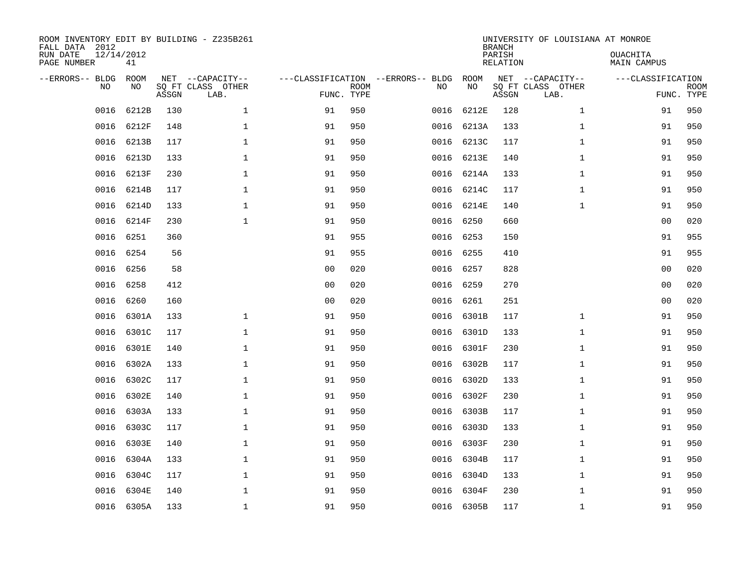ROOM INVENTORY EDIT BY BUILDING - Z235B261
FALL DATA 2012
RUN DATE 12/14/2012
PAGE NUMBER 41

UNIVERSITY OF LOUISIANA AT MONROE
BRANCH
PARISH OUACHITA
RELATION MAIN CAMPUS

| --ERRORS-- | BLDG NO | ROOM NO | NET SQ FT ASSGN | --CAPACITY-- CLASS | OTHER LAB. | ---CLASSIFICATION FUNC. | ROOM TYPE | --ERRORS-- | BLDG NO | ROOM NO | NET SQ FT ASSGN | --CAPACITY-- CLASS | OTHER LAB. | ---CLASSIFICATION FUNC. | ROOM TYPE |
|---|---|---|---|---|---|---|---|---|---|---|---|---|---|---|---|
| | 0016 | 6212B | 130 | | 1 | 91 | 950 | | 0016 | 6212E | 128 | | 1 | 91 | 950 |
| | 0016 | 6212F | 148 | | 1 | 91 | 950 | | 0016 | 6213A | 133 | | 1 | 91 | 950 |
| | 0016 | 6213B | 117 | | 1 | 91 | 950 | | 0016 | 6213C | 117 | | 1 | 91 | 950 |
| | 0016 | 6213D | 133 | | 1 | 91 | 950 | | 0016 | 6213E | 140 | | 1 | 91 | 950 |
| | 0016 | 6213F | 230 | | 1 | 91 | 950 | | 0016 | 6214A | 133 | | 1 | 91 | 950 |
| | 0016 | 6214B | 117 | | 1 | 91 | 950 | | 0016 | 6214C | 117 | | 1 | 91 | 950 |
| | 0016 | 6214D | 133 | | 1 | 91 | 950 | | 0016 | 6214E | 140 | | 1 | 91 | 950 |
| | 0016 | 6214F | 230 | | 1 | 91 | 950 | | 0016 | 6250 | 660 | | | 00 | 020 |
| | 0016 | 6251 | 360 | | | 91 | 955 | | 0016 | 6253 | 150 | | | 91 | 955 |
| | 0016 | 6254 | 56 | | | 91 | 955 | | 0016 | 6255 | 410 | | | 91 | 955 |
| | 0016 | 6256 | 58 | | | 00 | 020 | | 0016 | 6257 | 828 | | | 00 | 020 |
| | 0016 | 6258 | 412 | | | 00 | 020 | | 0016 | 6259 | 270 | | | 00 | 020 |
| | 0016 | 6260 | 160 | | | 00 | 020 | | 0016 | 6261 | 251 | | | 00 | 020 |
| | 0016 | 6301A | 133 | | 1 | 91 | 950 | | 0016 | 6301B | 117 | | 1 | 91 | 950 |
| | 0016 | 6301C | 117 | | 1 | 91 | 950 | | 0016 | 6301D | 133 | | 1 | 91 | 950 |
| | 0016 | 6301E | 140 | | 1 | 91 | 950 | | 0016 | 6301F | 230 | | 1 | 91 | 950 |
| | 0016 | 6302A | 133 | | 1 | 91 | 950 | | 0016 | 6302B | 117 | | 1 | 91 | 950 |
| | 0016 | 6302C | 117 | | 1 | 91 | 950 | | 0016 | 6302D | 133 | | 1 | 91 | 950 |
| | 0016 | 6302E | 140 | | 1 | 91 | 950 | | 0016 | 6302F | 230 | | 1 | 91 | 950 |
| | 0016 | 6303A | 133 | | 1 | 91 | 950 | | 0016 | 6303B | 117 | | 1 | 91 | 950 |
| | 0016 | 6303C | 117 | | 1 | 91 | 950 | | 0016 | 6303D | 133 | | 1 | 91 | 950 |
| | 0016 | 6303E | 140 | | 1 | 91 | 950 | | 0016 | 6303F | 230 | | 1 | 91 | 950 |
| | 0016 | 6304A | 133 | | 1 | 91 | 950 | | 0016 | 6304B | 117 | | 1 | 91 | 950 |
| | 0016 | 6304C | 117 | | 1 | 91 | 950 | | 0016 | 6304D | 133 | | 1 | 91 | 950 |
| | 0016 | 6304E | 140 | | 1 | 91 | 950 | | 0016 | 6304F | 230 | | 1 | 91 | 950 |
| | 0016 | 6305A | 133 | | 1 | 91 | 950 | | 0016 | 6305B | 117 | | 1 | 91 | 950 |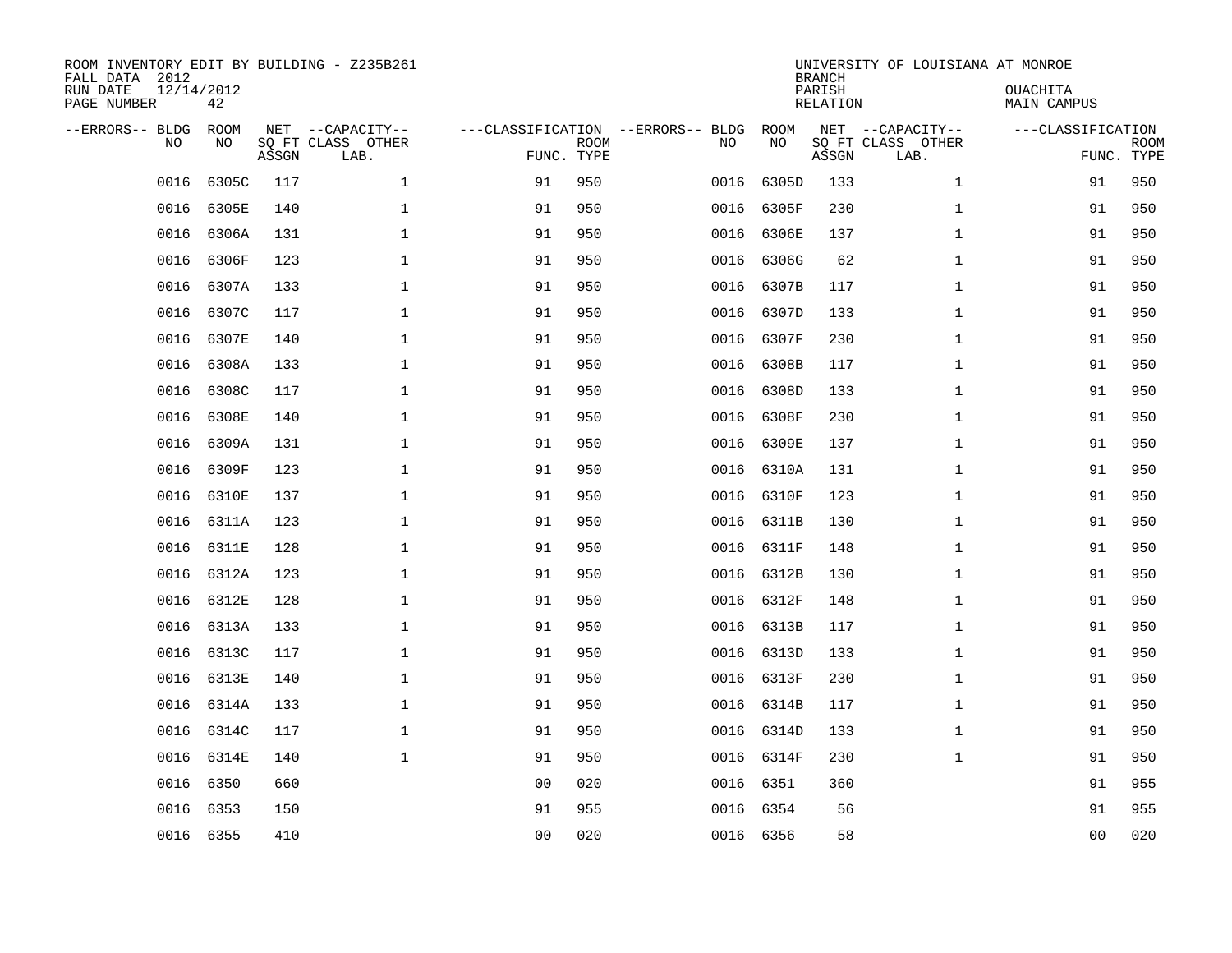ROOM INVENTORY EDIT BY BUILDING - Z235B261
FALL DATA 2012
RUN DATE 12/14/2012
PAGE NUMBER 42

UNIVERSITY OF LOUISIANA AT MONROE
BRANCH
PARISH OUACHITA
RELATION MAIN CAMPUS

| --ERRORS-- | BLDG NO | ROOM NO | NET SQ FT ASSGN | CAPACITY CLASS LAB. | CAPACITY OTHER | CLASSIFICATION FUNC. | ROOM TYPE | --ERRORS-- | BLDG NO | ROOM NO | NET SQ FT ASSGN | CAPACITY CLASS LAB. | CAPACITY OTHER | CLASSIFICATION FUNC. | ROOM TYPE |
|---|---|---|---|---|---|---|---|---|---|---|---|---|---|---|---|
| | 0016 | 6305C | 117 | | 1 | 91 | 950 | | 0016 | 6305D | 133 | | 1 | 91 | 950 |
| | 0016 | 6305E | 140 | | 1 | 91 | 950 | | 0016 | 6305F | 230 | | 1 | 91 | 950 |
| | 0016 | 6306A | 131 | | 1 | 91 | 950 | | 0016 | 6306E | 137 | | 1 | 91 | 950 |
| | 0016 | 6306F | 123 | | 1 | 91 | 950 | | 0016 | 6306G | 62 | | 1 | 91 | 950 |
| | 0016 | 6307A | 133 | | 1 | 91 | 950 | | 0016 | 6307B | 117 | | 1 | 91 | 950 |
| | 0016 | 6307C | 117 | | 1 | 91 | 950 | | 0016 | 6307D | 133 | | 1 | 91 | 950 |
| | 0016 | 6307E | 140 | | 1 | 91 | 950 | | 0016 | 6307F | 230 | | 1 | 91 | 950 |
| | 0016 | 6308A | 133 | | 1 | 91 | 950 | | 0016 | 6308B | 117 | | 1 | 91 | 950 |
| | 0016 | 6308C | 117 | | 1 | 91 | 950 | | 0016 | 6308D | 133 | | 1 | 91 | 950 |
| | 0016 | 6308E | 140 | | 1 | 91 | 950 | | 0016 | 6308F | 230 | | 1 | 91 | 950 |
| | 0016 | 6309A | 131 | | 1 | 91 | 950 | | 0016 | 6309E | 137 | | 1 | 91 | 950 |
| | 0016 | 6309F | 123 | | 1 | 91 | 950 | | 0016 | 6310A | 131 | | 1 | 91 | 950 |
| | 0016 | 6310E | 137 | | 1 | 91 | 950 | | 0016 | 6310F | 123 | | 1 | 91 | 950 |
| | 0016 | 6311A | 123 | | 1 | 91 | 950 | | 0016 | 6311B | 130 | | 1 | 91 | 950 |
| | 0016 | 6311E | 128 | | 1 | 91 | 950 | | 0016 | 6311F | 148 | | 1 | 91 | 950 |
| | 0016 | 6312A | 123 | | 1 | 91 | 950 | | 0016 | 6312B | 130 | | 1 | 91 | 950 |
| | 0016 | 6312E | 128 | | 1 | 91 | 950 | | 0016 | 6312F | 148 | | 1 | 91 | 950 |
| | 0016 | 6313A | 133 | | 1 | 91 | 950 | | 0016 | 6313B | 117 | | 1 | 91 | 950 |
| | 0016 | 6313C | 117 | | 1 | 91 | 950 | | 0016 | 6313D | 133 | | 1 | 91 | 950 |
| | 0016 | 6313E | 140 | | 1 | 91 | 950 | | 0016 | 6313F | 230 | | 1 | 91 | 950 |
| | 0016 | 6314A | 133 | | 1 | 91 | 950 | | 0016 | 6314B | 117 | | 1 | 91 | 950 |
| | 0016 | 6314C | 117 | | 1 | 91 | 950 | | 0016 | 6314D | 133 | | 1 | 91 | 950 |
| | 0016 | 6314E | 140 | | 1 | 91 | 950 | | 0016 | 6314F | 230 | | 1 | 91 | 950 |
| | 0016 | 6350 | 660 | | | 00 | 020 | | 0016 | 6351 | 360 | | | 91 | 955 |
| | 0016 | 6353 | 150 | | | 91 | 955 | | 0016 | 6354 | 56 | | | 91 | 955 |
| | 0016 | 6355 | 410 | | | 00 | 020 | | 0016 | 6356 | 58 | | | 00 | 020 |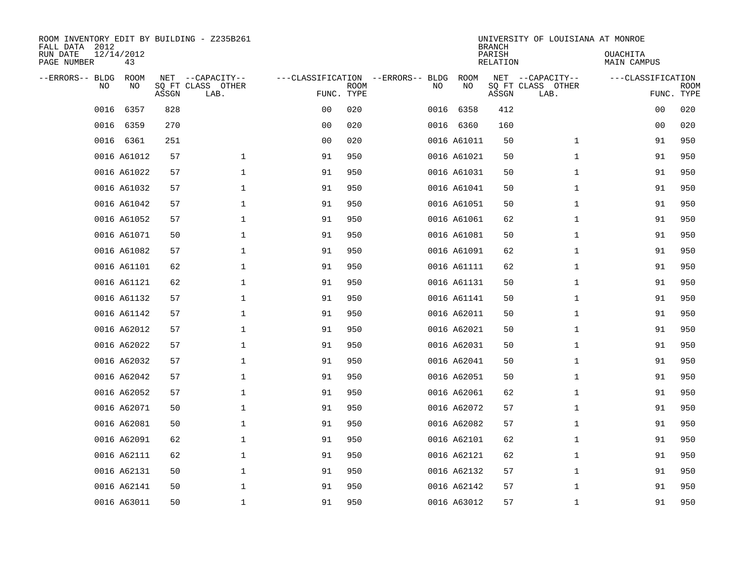ROOM INVENTORY EDIT BY BUILDING - Z235B261
FALL DATA 2012
RUN DATE 12/14/2012
PAGE NUMBER 43

UNIVERSITY OF LOUISIANA AT MONROE
BRANCH
PARISH OUACHITA
RELATION MAIN CAMPUS

| --ERRORS-- | BLDG NO | ROOM NO | NET SQ FT ASSGN | --CAPACITY-- CLASS LAB. | OTHER | ---CLASSIFICATION FUNC. | ROOM TYPE | --ERRORS-- | BLDG NO | ROOM NO | NET SQ FT ASSGN | --CAPACITY-- CLASS LAB. | OTHER | ---CLASSIFICATION FUNC. | ROOM TYPE |
|---|---|---|---|---|---|---|---|---|---|---|---|---|---|---|---|
| | 0016 | 6357 | 828 | | | 00 | 020 | | 0016 | 6358 | 412 | | | 00 | 020 |
| | 0016 | 6359 | 270 | | | 00 | 020 | | 0016 | 6360 | 160 | | | 00 | 020 |
| | 0016 | 6361 | 251 | | | 00 | 020 | | 0016 | A61011 | 50 | | 1 | 91 | 950 |
| | 0016 | A61012 | 57 | | 1 | 91 | 950 | | 0016 | A61021 | 50 | | 1 | 91 | 950 |
| | 0016 | A61022 | 57 | | 1 | 91 | 950 | | 0016 | A61031 | 50 | | 1 | 91 | 950 |
| | 0016 | A61032 | 57 | | 1 | 91 | 950 | | 0016 | A61041 | 50 | | 1 | 91 | 950 |
| | 0016 | A61042 | 57 | | 1 | 91 | 950 | | 0016 | A61051 | 50 | | 1 | 91 | 950 |
| | 0016 | A61052 | 57 | | 1 | 91 | 950 | | 0016 | A61061 | 62 | | 1 | 91 | 950 |
| | 0016 | A61071 | 50 | | 1 | 91 | 950 | | 0016 | A61081 | 50 | | 1 | 91 | 950 |
| | 0016 | A61082 | 57 | | 1 | 91 | 950 | | 0016 | A61091 | 62 | | 1 | 91 | 950 |
| | 0016 | A61101 | 62 | | 1 | 91 | 950 | | 0016 | A61111 | 62 | | 1 | 91 | 950 |
| | 0016 | A61121 | 62 | | 1 | 91 | 950 | | 0016 | A61131 | 50 | | 1 | 91 | 950 |
| | 0016 | A61132 | 57 | | 1 | 91 | 950 | | 0016 | A61141 | 50 | | 1 | 91 | 950 |
| | 0016 | A61142 | 57 | | 1 | 91 | 950 | | 0016 | A62011 | 50 | | 1 | 91 | 950 |
| | 0016 | A62012 | 57 | | 1 | 91 | 950 | | 0016 | A62021 | 50 | | 1 | 91 | 950 |
| | 0016 | A62022 | 57 | | 1 | 91 | 950 | | 0016 | A62031 | 50 | | 1 | 91 | 950 |
| | 0016 | A62032 | 57 | | 1 | 91 | 950 | | 0016 | A62041 | 50 | | 1 | 91 | 950 |
| | 0016 | A62042 | 57 | | 1 | 91 | 950 | | 0016 | A62051 | 50 | | 1 | 91 | 950 |
| | 0016 | A62052 | 57 | | 1 | 91 | 950 | | 0016 | A62061 | 62 | | 1 | 91 | 950 |
| | 0016 | A62071 | 50 | | 1 | 91 | 950 | | 0016 | A62072 | 57 | | 1 | 91 | 950 |
| | 0016 | A62081 | 50 | | 1 | 91 | 950 | | 0016 | A62082 | 57 | | 1 | 91 | 950 |
| | 0016 | A62091 | 62 | | 1 | 91 | 950 | | 0016 | A62101 | 62 | | 1 | 91 | 950 |
| | 0016 | A62111 | 62 | | 1 | 91 | 950 | | 0016 | A62121 | 62 | | 1 | 91 | 950 |
| | 0016 | A62131 | 50 | | 1 | 91 | 950 | | 0016 | A62132 | 57 | | 1 | 91 | 950 |
| | 0016 | A62141 | 50 | | 1 | 91 | 950 | | 0016 | A62142 | 57 | | 1 | 91 | 950 |
| | 0016 | A63011 | 50 | | 1 | 91 | 950 | | 0016 | A63012 | 57 | | 1 | 91 | 950 |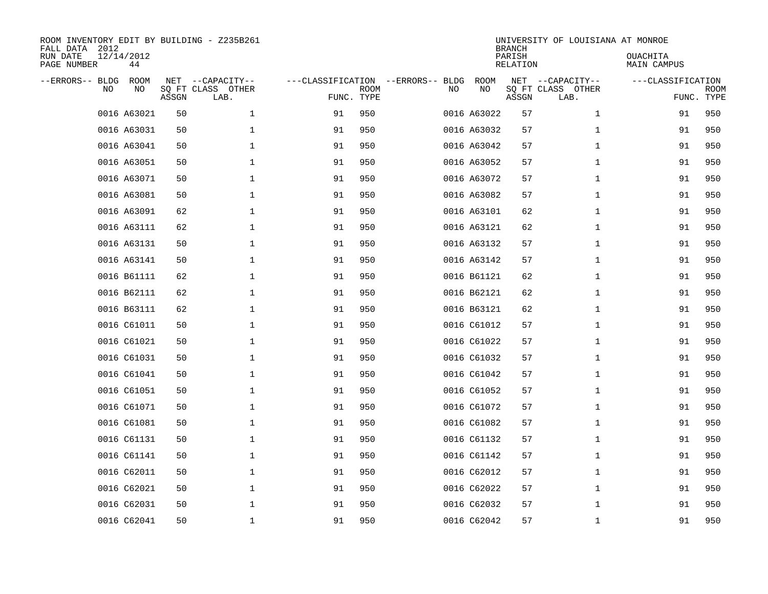ROOM INVENTORY EDIT BY BUILDING - Z235B261
FALL DATA 2012
RUN DATE 12/14/2012
PAGE NUMBER 44

UNIVERSITY OF LOUISIANA AT MONROE
BRANCH
PARISH OUACHITA
RELATION MAIN CAMPUS

| --ERRORS-- | BLDG NO | ROOM NO | NET SQ FT ASSGN | --CAPACITY-- CLASS LAB. | OTHER | ---CLASSIFICATION FUNC. | ROOM TYPE | --ERRORS-- | BLDG NO | ROOM NO | NET SQ FT ASSGN | --CAPACITY-- CLASS LAB. | OTHER | ---CLASSIFICATION FUNC. | ROOM TYPE |
|---|---|---|---|---|---|---|---|---|---|---|---|---|---|---|---|
| | 0016 | A63021 | 50 | | 1 | 91 | 950 | | 0016 | A63022 | 57 | | 1 | 91 | 950 |
| | 0016 | A63031 | 50 | | 1 | 91 | 950 | | 0016 | A63032 | 57 | | 1 | 91 | 950 |
| | 0016 | A63041 | 50 | | 1 | 91 | 950 | | 0016 | A63042 | 57 | | 1 | 91 | 950 |
| | 0016 | A63051 | 50 | | 1 | 91 | 950 | | 0016 | A63052 | 57 | | 1 | 91 | 950 |
| | 0016 | A63071 | 50 | | 1 | 91 | 950 | | 0016 | A63072 | 57 | | 1 | 91 | 950 |
| | 0016 | A63081 | 50 | | 1 | 91 | 950 | | 0016 | A63082 | 57 | | 1 | 91 | 950 |
| | 0016 | A63091 | 62 | | 1 | 91 | 950 | | 0016 | A63101 | 62 | | 1 | 91 | 950 |
| | 0016 | A63111 | 62 | | 1 | 91 | 950 | | 0016 | A63121 | 62 | | 1 | 91 | 950 |
| | 0016 | A63131 | 50 | | 1 | 91 | 950 | | 0016 | A63132 | 57 | | 1 | 91 | 950 |
| | 0016 | A63141 | 50 | | 1 | 91 | 950 | | 0016 | A63142 | 57 | | 1 | 91 | 950 |
| | 0016 | B61111 | 62 | | 1 | 91 | 950 | | 0016 | B61121 | 62 | | 1 | 91 | 950 |
| | 0016 | B62111 | 62 | | 1 | 91 | 950 | | 0016 | B62121 | 62 | | 1 | 91 | 950 |
| | 0016 | B63111 | 62 | | 1 | 91 | 950 | | 0016 | B63121 | 62 | | 1 | 91 | 950 |
| | 0016 | C61011 | 50 | | 1 | 91 | 950 | | 0016 | C61012 | 57 | | 1 | 91 | 950 |
| | 0016 | C61021 | 50 | | 1 | 91 | 950 | | 0016 | C61022 | 57 | | 1 | 91 | 950 |
| | 0016 | C61031 | 50 | | 1 | 91 | 950 | | 0016 | C61032 | 57 | | 1 | 91 | 950 |
| | 0016 | C61041 | 50 | | 1 | 91 | 950 | | 0016 | C61042 | 57 | | 1 | 91 | 950 |
| | 0016 | C61051 | 50 | | 1 | 91 | 950 | | 0016 | C61052 | 57 | | 1 | 91 | 950 |
| | 0016 | C61071 | 50 | | 1 | 91 | 950 | | 0016 | C61072 | 57 | | 1 | 91 | 950 |
| | 0016 | C61081 | 50 | | 1 | 91 | 950 | | 0016 | C61082 | 57 | | 1 | 91 | 950 |
| | 0016 | C61131 | 50 | | 1 | 91 | 950 | | 0016 | C61132 | 57 | | 1 | 91 | 950 |
| | 0016 | C61141 | 50 | | 1 | 91 | 950 | | 0016 | C61142 | 57 | | 1 | 91 | 950 |
| | 0016 | C62011 | 50 | | 1 | 91 | 950 | | 0016 | C62012 | 57 | | 1 | 91 | 950 |
| | 0016 | C62021 | 50 | | 1 | 91 | 950 | | 0016 | C62022 | 57 | | 1 | 91 | 950 |
| | 0016 | C62031 | 50 | | 1 | 91 | 950 | | 0016 | C62032 | 57 | | 1 | 91 | 950 |
| | 0016 | C62041 | 50 | | 1 | 91 | 950 | | 0016 | C62042 | 57 | | 1 | 91 | 950 |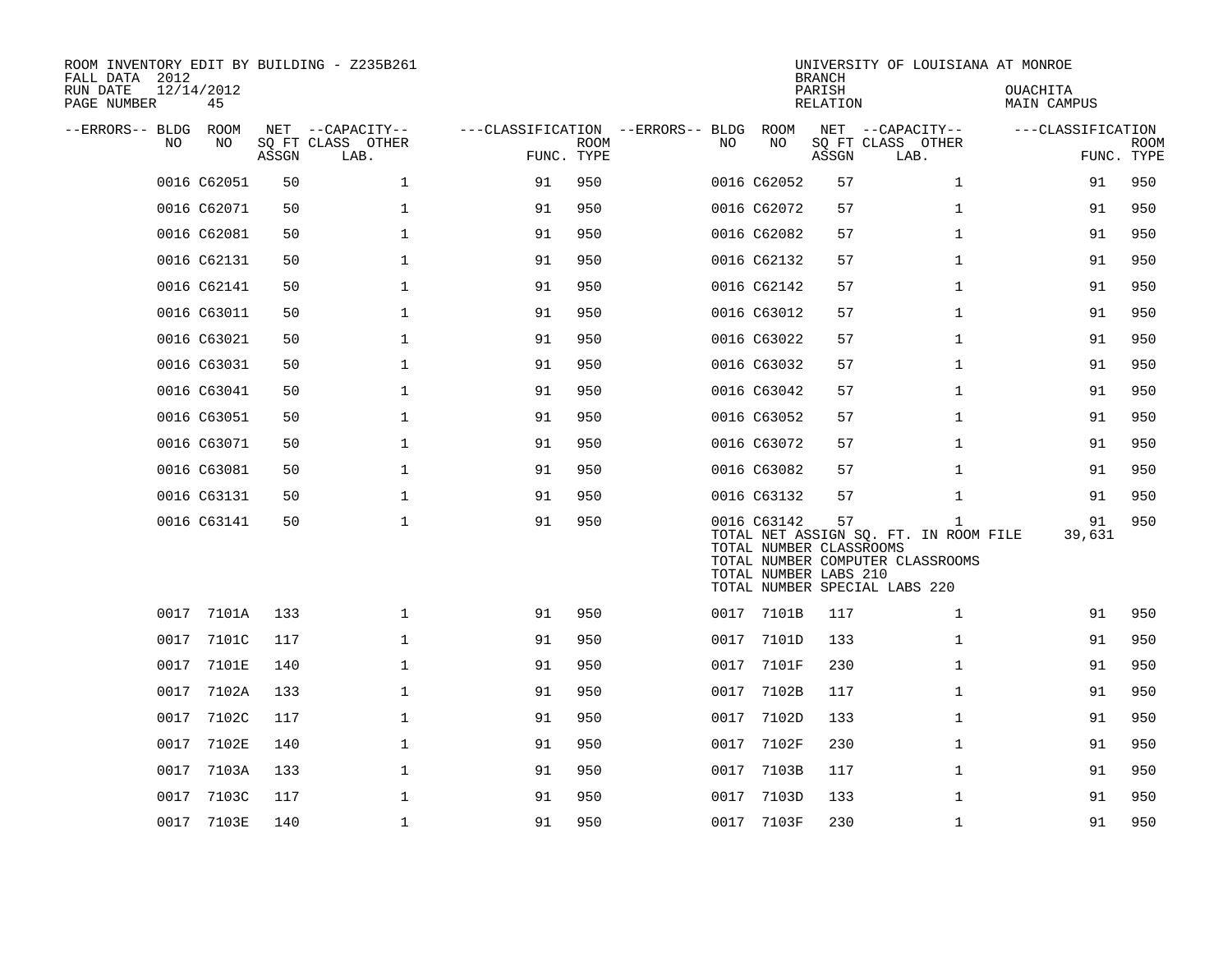ROOM INVENTORY EDIT BY BUILDING - Z235B261
FALL DATA 2012
RUN DATE 12/14/2012
PAGE NUMBER 45

UNIVERSITY OF LOUISIANA AT MONROE
BRANCH
PARISH OUACHITA
RELATION MAIN CAMPUS

| --ERRORS-- | BLDG NO | ROOM NO | NET SQ FT ASSGN | --CAPACITY-- CLASS | OTHER LAB. | ---CLASSIFICATION FUNC. | ROOM TYPE | --ERRORS-- | BLDG NO | ROOM NO | NET SQ FT ASSGN | --CAPACITY-- CLASS | OTHER LAB. | ---CLASSIFICATION FUNC. | ROOM TYPE |
|---|---|---|---|---|---|---|---|---|---|---|---|---|---|---|---|
| | 0016 | C62051 | 50 | | 1 | 91 | 950 | | 0016 | C62052 | 57 | | 1 | 91 | 950 |
| | 0016 | C62071 | 50 | | 1 | 91 | 950 | | 0016 | C62072 | 57 | | 1 | 91 | 950 |
| | 0016 | C62081 | 50 | | 1 | 91 | 950 | | 0016 | C62082 | 57 | | 1 | 91 | 950 |
| | 0016 | C62131 | 50 | | 1 | 91 | 950 | | 0016 | C62132 | 57 | | 1 | 91 | 950 |
| | 0016 | C62141 | 50 | | 1 | 91 | 950 | | 0016 | C62142 | 57 | | 1 | 91 | 950 |
| | 0016 | C63011 | 50 | | 1 | 91 | 950 | | 0016 | C63012 | 57 | | 1 | 91 | 950 |
| | 0016 | C63021 | 50 | | 1 | 91 | 950 | | 0016 | C63022 | 57 | | 1 | 91 | 950 |
| | 0016 | C63031 | 50 | | 1 | 91 | 950 | | 0016 | C63032 | 57 | | 1 | 91 | 950 |
| | 0016 | C63041 | 50 | | 1 | 91 | 950 | | 0016 | C63042 | 57 | | 1 | 91 | 950 |
| | 0016 | C63051 | 50 | | 1 | 91 | 950 | | 0016 | C63052 | 57 | | 1 | 91 | 950 |
| | 0016 | C63071 | 50 | | 1 | 91 | 950 | | 0016 | C63072 | 57 | | 1 | 91 | 950 |
| | 0016 | C63081 | 50 | | 1 | 91 | 950 | | 0016 | C63082 | 57 | | 1 | 91 | 950 |
| | 0016 | C63131 | 50 | | 1 | 91 | 950 | | 0016 | C63132 | 57 | | 1 | 91 | 950 |
| | 0016 | C63141 | 50 | | 1 | 91 | 950 | | 0016 | C63142 | 57 | | 1 | 91 | 950 |

TOTAL NET ASSIGN SQ. FT. IN ROOM FILE 39,631
TOTAL NUMBER CLASSROOMS
TOTAL NUMBER COMPUTER CLASSROOMS
TOTAL NUMBER LABS 210
TOTAL NUMBER SPECIAL LABS 220

| --ERRORS-- | BLDG NO | ROOM NO | NET SQ FT ASSGN | --CAPACITY-- CLASS | OTHER LAB. | ---CLASSIFICATION FUNC. | ROOM TYPE | --ERRORS-- | BLDG NO | ROOM NO | NET SQ FT ASSGN | --CAPACITY-- CLASS | OTHER LAB. | ---CLASSIFICATION FUNC. | ROOM TYPE |
|---|---|---|---|---|---|---|---|---|---|---|---|---|---|---|---|
| | 0017 | 7101A | 133 | | 1 | 91 | 950 | | 0017 | 7101B | 117 | | 1 | 91 | 950 |
| | 0017 | 7101C | 117 | | 1 | 91 | 950 | | 0017 | 7101D | 133 | | 1 | 91 | 950 |
| | 0017 | 7101E | 140 | | 1 | 91 | 950 | | 0017 | 7101F | 230 | | 1 | 91 | 950 |
| | 0017 | 7102A | 133 | | 1 | 91 | 950 | | 0017 | 7102B | 117 | | 1 | 91 | 950 |
| | 0017 | 7102C | 117 | | 1 | 91 | 950 | | 0017 | 7102D | 133 | | 1 | 91 | 950 |
| | 0017 | 7102E | 140 | | 1 | 91 | 950 | | 0017 | 7102F | 230 | | 1 | 91 | 950 |
| | 0017 | 7103A | 133 | | 1 | 91 | 950 | | 0017 | 7103B | 117 | | 1 | 91 | 950 |
| | 0017 | 7103C | 117 | | 1 | 91 | 950 | | 0017 | 7103D | 133 | | 1 | 91 | 950 |
| | 0017 | 7103E | 140 | | 1 | 91 | 950 | | 0017 | 7103F | 230 | | 1 | 91 | 950 |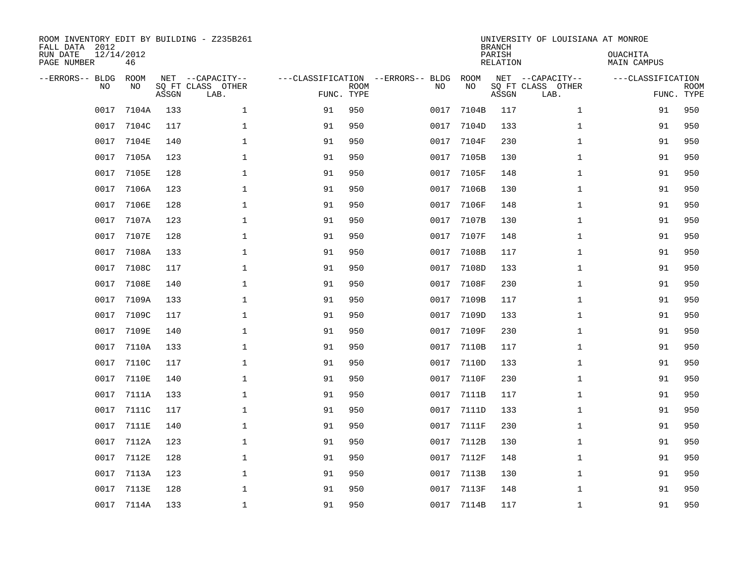ROOM INVENTORY EDIT BY BUILDING - Z235B261
FALL DATA 2012
RUN DATE 12/14/2012
PAGE NUMBER 46

UNIVERSITY OF LOUISIANA AT MONROE
BRANCH
PARISH OUACHITA
RELATION MAIN CAMPUS

| --ERRORS-- | BLDG NO | ROOM NO | NET SQ FT ASSGN | --CAPACITY-- CLASS LAB. | OTHER | ---CLASSIFICATION FUNC. | ROOM TYPE | --ERRORS-- | BLDG NO | ROOM NO | NET SQ FT ASSGN | --CAPACITY-- CLASS LAB. | OTHER | ---CLASSIFICATION FUNC. | ROOM TYPE |
|---|---|---|---|---|---|---|---|---|---|---|---|---|---|---|---|
| | 0017 | 7104A | 133 | | 1 | 91 | 950 | | 0017 | 7104B | 117 | | 1 | 91 | 950 |
| | 0017 | 7104C | 117 | | 1 | 91 | 950 | | 0017 | 7104D | 133 | | 1 | 91 | 950 |
| | 0017 | 7104E | 140 | | 1 | 91 | 950 | | 0017 | 7104F | 230 | | 1 | 91 | 950 |
| | 0017 | 7105A | 123 | | 1 | 91 | 950 | | 0017 | 7105B | 130 | | 1 | 91 | 950 |
| | 0017 | 7105E | 128 | | 1 | 91 | 950 | | 0017 | 7105F | 148 | | 1 | 91 | 950 |
| | 0017 | 7106A | 123 | | 1 | 91 | 950 | | 0017 | 7106B | 130 | | 1 | 91 | 950 |
| | 0017 | 7106E | 128 | | 1 | 91 | 950 | | 0017 | 7106F | 148 | | 1 | 91 | 950 |
| | 0017 | 7107A | 123 | | 1 | 91 | 950 | | 0017 | 7107B | 130 | | 1 | 91 | 950 |
| | 0017 | 7107E | 128 | | 1 | 91 | 950 | | 0017 | 7107F | 148 | | 1 | 91 | 950 |
| | 0017 | 7108A | 133 | | 1 | 91 | 950 | | 0017 | 7108B | 117 | | 1 | 91 | 950 |
| | 0017 | 7108C | 117 | | 1 | 91 | 950 | | 0017 | 7108D | 133 | | 1 | 91 | 950 |
| | 0017 | 7108E | 140 | | 1 | 91 | 950 | | 0017 | 7108F | 230 | | 1 | 91 | 950 |
| | 0017 | 7109A | 133 | | 1 | 91 | 950 | | 0017 | 7109B | 117 | | 1 | 91 | 950 |
| | 0017 | 7109C | 117 | | 1 | 91 | 950 | | 0017 | 7109D | 133 | | 1 | 91 | 950 |
| | 0017 | 7109E | 140 | | 1 | 91 | 950 | | 0017 | 7109F | 230 | | 1 | 91 | 950 |
| | 0017 | 7110A | 133 | | 1 | 91 | 950 | | 0017 | 7110B | 117 | | 1 | 91 | 950 |
| | 0017 | 7110C | 117 | | 1 | 91 | 950 | | 0017 | 7110D | 133 | | 1 | 91 | 950 |
| | 0017 | 7110E | 140 | | 1 | 91 | 950 | | 0017 | 7110F | 230 | | 1 | 91 | 950 |
| | 0017 | 7111A | 133 | | 1 | 91 | 950 | | 0017 | 7111B | 117 | | 1 | 91 | 950 |
| | 0017 | 7111C | 117 | | 1 | 91 | 950 | | 0017 | 7111D | 133 | | 1 | 91 | 950 |
| | 0017 | 7111E | 140 | | 1 | 91 | 950 | | 0017 | 7111F | 230 | | 1 | 91 | 950 |
| | 0017 | 7112A | 123 | | 1 | 91 | 950 | | 0017 | 7112B | 130 | | 1 | 91 | 950 |
| | 0017 | 7112E | 128 | | 1 | 91 | 950 | | 0017 | 7112F | 148 | | 1 | 91 | 950 |
| | 0017 | 7113A | 123 | | 1 | 91 | 950 | | 0017 | 7113B | 130 | | 1 | 91 | 950 |
| | 0017 | 7113E | 128 | | 1 | 91 | 950 | | 0017 | 7113F | 148 | | 1 | 91 | 950 |
| | 0017 | 7114A | 133 | | 1 | 91 | 950 | | 0017 | 7114B | 117 | | 1 | 91 | 950 |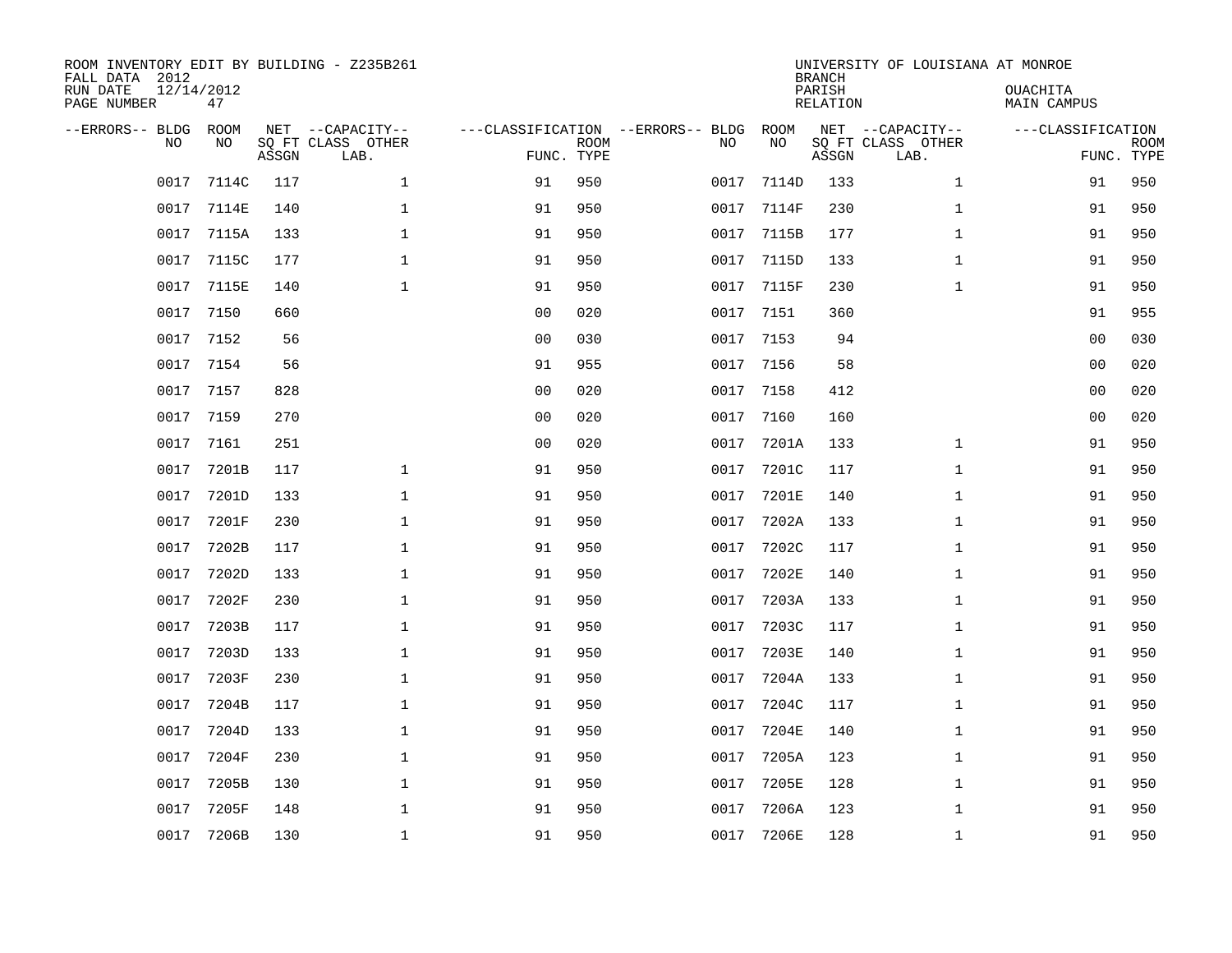ROOM INVENTORY EDIT BY BUILDING - Z235B261
FALL DATA 2012
RUN DATE 12/14/2012
PAGE NUMBER 47

UNIVERSITY OF LOUISIANA AT MONROE
BRANCH
PARISH OUACHITA
RELATION MAIN CAMPUS

| --ERRORS-- | BLDG NO | ROOM NO | NET SQ FT ASSGN | --CAPACITY-- CLASS | OTHER LAB. | ---CLASSIFICATION FUNC. | ROOM TYPE | --ERRORS-- | BLDG NO | ROOM NO | NET SQ FT ASSGN | --CAPACITY-- CLASS | OTHER LAB. | ---CLASSIFICATION FUNC. | ROOM TYPE |
|---|---|---|---|---|---|---|---|---|---|---|---|---|---|---|---|
| | 0017 | 7114C | 117 | | 1 | 91 | 950 | | 0017 | 7114D | 133 | | 1 | 91 | 950 |
| | 0017 | 7114E | 140 | | 1 | 91 | 950 | | 0017 | 7114F | 230 | | 1 | 91 | 950 |
| | 0017 | 7115A | 133 | | 1 | 91 | 950 | | 0017 | 7115B | 177 | | 1 | 91 | 950 |
| | 0017 | 7115C | 177 | | 1 | 91 | 950 | | 0017 | 7115D | 133 | | 1 | 91 | 950 |
| | 0017 | 7115E | 140 | | 1 | 91 | 950 | | 0017 | 7115F | 230 | | 1 | 91 | 950 |
| | 0017 | 7150 | 660 | | | 00 | 020 | | 0017 | 7151 | 360 | | | 91 | 955 |
| | 0017 | 7152 | 56 | | | 00 | 030 | | 0017 | 7153 | 94 | | | 00 | 030 |
| | 0017 | 7154 | 56 | | | 91 | 955 | | 0017 | 7156 | 58 | | | 00 | 020 |
| | 0017 | 7157 | 828 | | | 00 | 020 | | 0017 | 7158 | 412 | | | 00 | 020 |
| | 0017 | 7159 | 270 | | | 00 | 020 | | 0017 | 7160 | 160 | | | 00 | 020 |
| | 0017 | 7161 | 251 | | | 00 | 020 | | 0017 | 7201A | 133 | | 1 | 91 | 950 |
| | 0017 | 7201B | 117 | | 1 | 91 | 950 | | 0017 | 7201C | 117 | | 1 | 91 | 950 |
| | 0017 | 7201D | 133 | | 1 | 91 | 950 | | 0017 | 7201E | 140 | | 1 | 91 | 950 |
| | 0017 | 7201F | 230 | | 1 | 91 | 950 | | 0017 | 7202A | 133 | | 1 | 91 | 950 |
| | 0017 | 7202B | 117 | | 1 | 91 | 950 | | 0017 | 7202C | 117 | | 1 | 91 | 950 |
| | 0017 | 7202D | 133 | | 1 | 91 | 950 | | 0017 | 7202E | 140 | | 1 | 91 | 950 |
| | 0017 | 7202F | 230 | | 1 | 91 | 950 | | 0017 | 7203A | 133 | | 1 | 91 | 950 |
| | 0017 | 7203B | 117 | | 1 | 91 | 950 | | 0017 | 7203C | 117 | | 1 | 91 | 950 |
| | 0017 | 7203D | 133 | | 1 | 91 | 950 | | 0017 | 7203E | 140 | | 1 | 91 | 950 |
| | 0017 | 7203F | 230 | | 1 | 91 | 950 | | 0017 | 7204A | 133 | | 1 | 91 | 950 |
| | 0017 | 7204B | 117 | | 1 | 91 | 950 | | 0017 | 7204C | 117 | | 1 | 91 | 950 |
| | 0017 | 7204D | 133 | | 1 | 91 | 950 | | 0017 | 7204E | 140 | | 1 | 91 | 950 |
| | 0017 | 7204F | 230 | | 1 | 91 | 950 | | 0017 | 7205A | 123 | | 1 | 91 | 950 |
| | 0017 | 7205B | 130 | | 1 | 91 | 950 | | 0017 | 7205E | 128 | | 1 | 91 | 950 |
| | 0017 | 7205F | 148 | | 1 | 91 | 950 | | 0017 | 7206A | 123 | | 1 | 91 | 950 |
| | 0017 | 7206B | 130 | | 1 | 91 | 950 | | 0017 | 7206E | 128 | | 1 | 91 | 950 |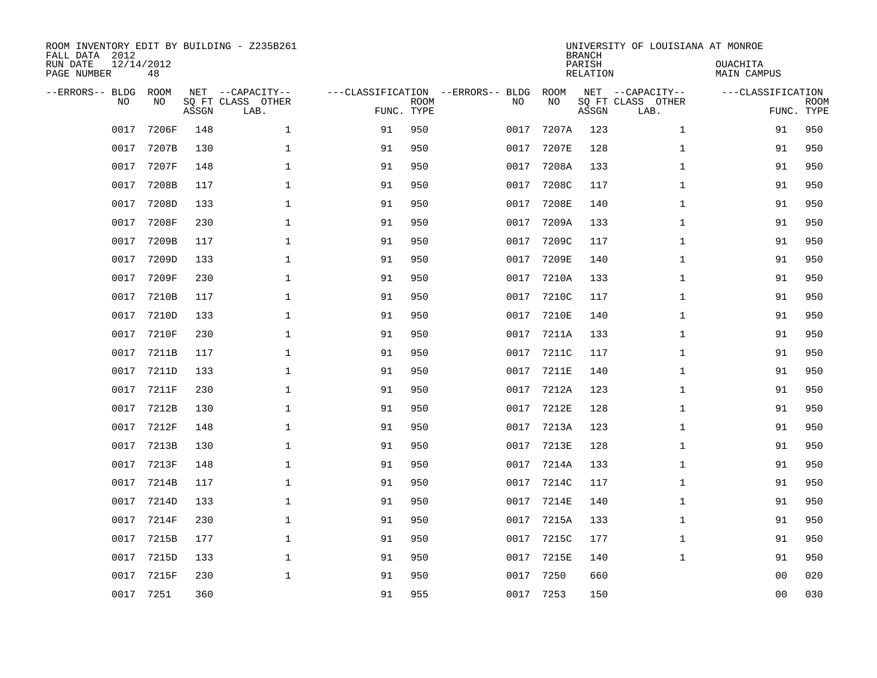ROOM INVENTORY EDIT BY BUILDING - Z235B261
FALL DATA 2012
RUN DATE 12/14/2012
PAGE NUMBER 48

UNIVERSITY OF LOUISIANA AT MONROE
BRANCH
PARISH OUACHITA
RELATION MAIN CAMPUS

| --ERRORS-- | BLDG NO | ROOM NO | NET SQ FT ASSGN | --CAPACITY-- CLASS LAB. | OTHER | ---CLASSIFICATION FUNC. | ROOM TYPE | --ERRORS-- | BLDG NO | ROOM NO | NET SQ FT ASSGN | --CAPACITY-- CLASS LAB. | OTHER | ---CLASSIFICATION FUNC. | ROOM TYPE |
|---|---|---|---|---|---|---|---|---|---|---|---|---|---|---|---|
| | 0017 | 7206F | 148 | | 1 | 91 | 950 | | 0017 | 7207A | 123 | | 1 | 91 | 950 |
| | 0017 | 7207B | 130 | | 1 | 91 | 950 | | 0017 | 7207E | 128 | | 1 | 91 | 950 |
| | 0017 | 7207F | 148 | | 1 | 91 | 950 | | 0017 | 7208A | 133 | | 1 | 91 | 950 |
| | 0017 | 7208B | 117 | | 1 | 91 | 950 | | 0017 | 7208C | 117 | | 1 | 91 | 950 |
| | 0017 | 7208D | 133 | | 1 | 91 | 950 | | 0017 | 7208E | 140 | | 1 | 91 | 950 |
| | 0017 | 7208F | 230 | | 1 | 91 | 950 | | 0017 | 7209A | 133 | | 1 | 91 | 950 |
| | 0017 | 7209B | 117 | | 1 | 91 | 950 | | 0017 | 7209C | 117 | | 1 | 91 | 950 |
| | 0017 | 7209D | 133 | | 1 | 91 | 950 | | 0017 | 7209E | 140 | | 1 | 91 | 950 |
| | 0017 | 7209F | 230 | | 1 | 91 | 950 | | 0017 | 7210A | 133 | | 1 | 91 | 950 |
| | 0017 | 7210B | 117 | | 1 | 91 | 950 | | 0017 | 7210C | 117 | | 1 | 91 | 950 |
| | 0017 | 7210D | 133 | | 1 | 91 | 950 | | 0017 | 7210E | 140 | | 1 | 91 | 950 |
| | 0017 | 7210F | 230 | | 1 | 91 | 950 | | 0017 | 7211A | 133 | | 1 | 91 | 950 |
| | 0017 | 7211B | 117 | | 1 | 91 | 950 | | 0017 | 7211C | 117 | | 1 | 91 | 950 |
| | 0017 | 7211D | 133 | | 1 | 91 | 950 | | 0017 | 7211E | 140 | | 1 | 91 | 950 |
| | 0017 | 7211F | 230 | | 1 | 91 | 950 | | 0017 | 7212A | 123 | | 1 | 91 | 950 |
| | 0017 | 7212B | 130 | | 1 | 91 | 950 | | 0017 | 7212E | 128 | | 1 | 91 | 950 |
| | 0017 | 7212F | 148 | | 1 | 91 | 950 | | 0017 | 7213A | 123 | | 1 | 91 | 950 |
| | 0017 | 7213B | 130 | | 1 | 91 | 950 | | 0017 | 7213E | 128 | | 1 | 91 | 950 |
| | 0017 | 7213F | 148 | | 1 | 91 | 950 | | 0017 | 7214A | 133 | | 1 | 91 | 950 |
| | 0017 | 7214B | 117 | | 1 | 91 | 950 | | 0017 | 7214C | 117 | | 1 | 91 | 950 |
| | 0017 | 7214D | 133 | | 1 | 91 | 950 | | 0017 | 7214E | 140 | | 1 | 91 | 950 |
| | 0017 | 7214F | 230 | | 1 | 91 | 950 | | 0017 | 7215A | 133 | | 1 | 91 | 950 |
| | 0017 | 7215B | 177 | | 1 | 91 | 950 | | 0017 | 7215C | 177 | | 1 | 91 | 950 |
| | 0017 | 7215D | 133 | | 1 | 91 | 950 | | 0017 | 7215E | 140 | | 1 | 91 | 950 |
| | 0017 | 7215F | 230 | | 1 | 91 | 950 | | 0017 | 7250 | 660 | | | 00 | 020 |
| | 0017 | 7251 | 360 | | | 91 | 955 | | 0017 | 7253 | 150 | | | 00 | 030 |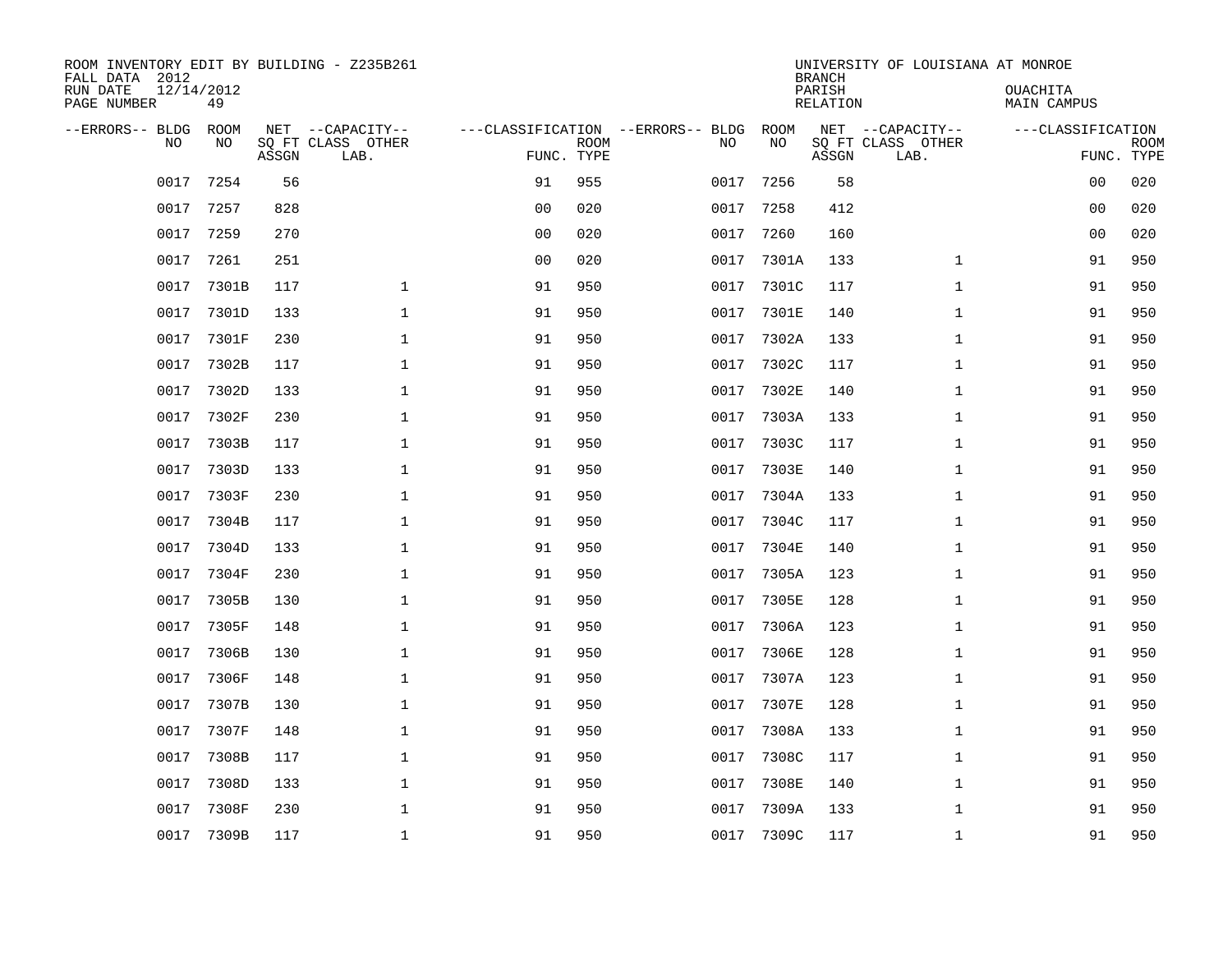ROOM INVENTORY EDIT BY BUILDING - Z235B261
FALL DATA 2012
RUN DATE 12/14/2012
PAGE NUMBER 49

UNIVERSITY OF LOUISIANA AT MONROE
BRANCH
PARISH OUACHITA
RELATION MAIN CAMPUS

| --ERRORS-- | BLDG NO | ROOM NO | NET SQ FT ASSGN | CAPACITY CLASS LAB. | CAPACITY OTHER | CLASSIFICATION FUNC. | ROOM TYPE | --ERRORS-- | BLDG NO | ROOM NO | NET SQ FT ASSGN | CAPACITY CLASS LAB. | CAPACITY OTHER | CLASSIFICATION FUNC. | ROOM TYPE |
|---|---|---|---|---|---|---|---|---|---|---|---|---|---|---|---|
| | 0017 | 7254 | 56 | | | 91 | 955 | | 0017 | 7256 | 58 | | | 00 | 020 |
| | 0017 | 7257 | 828 | | | 00 | 020 | | 0017 | 7258 | 412 | | | 00 | 020 |
| | 0017 | 7259 | 270 | | | 00 | 020 | | 0017 | 7260 | 160 | | | 00 | 020 |
| | 0017 | 7261 | 251 | | | 00 | 020 | | 0017 | 7301A | 133 | | 1 | 91 | 950 |
| | 0017 | 7301B | 117 | | 1 | 91 | 950 | | 0017 | 7301C | 117 | | 1 | 91 | 950 |
| | 0017 | 7301D | 133 | | 1 | 91 | 950 | | 0017 | 7301E | 140 | | 1 | 91 | 950 |
| | 0017 | 7301F | 230 | | 1 | 91 | 950 | | 0017 | 7302A | 133 | | 1 | 91 | 950 |
| | 0017 | 7302B | 117 | | 1 | 91 | 950 | | 0017 | 7302C | 117 | | 1 | 91 | 950 |
| | 0017 | 7302D | 133 | | 1 | 91 | 950 | | 0017 | 7302E | 140 | | 1 | 91 | 950 |
| | 0017 | 7302F | 230 | | 1 | 91 | 950 | | 0017 | 7303A | 133 | | 1 | 91 | 950 |
| | 0017 | 7303B | 117 | | 1 | 91 | 950 | | 0017 | 7303C | 117 | | 1 | 91 | 950 |
| | 0017 | 7303D | 133 | | 1 | 91 | 950 | | 0017 | 7303E | 140 | | 1 | 91 | 950 |
| | 0017 | 7303F | 230 | | 1 | 91 | 950 | | 0017 | 7304A | 133 | | 1 | 91 | 950 |
| | 0017 | 7304B | 117 | | 1 | 91 | 950 | | 0017 | 7304C | 117 | | 1 | 91 | 950 |
| | 0017 | 7304D | 133 | | 1 | 91 | 950 | | 0017 | 7304E | 140 | | 1 | 91 | 950 |
| | 0017 | 7304F | 230 | | 1 | 91 | 950 | | 0017 | 7305A | 123 | | 1 | 91 | 950 |
| | 0017 | 7305B | 130 | | 1 | 91 | 950 | | 0017 | 7305E | 128 | | 1 | 91 | 950 |
| | 0017 | 7305F | 148 | | 1 | 91 | 950 | | 0017 | 7306A | 123 | | 1 | 91 | 950 |
| | 0017 | 7306B | 130 | | 1 | 91 | 950 | | 0017 | 7306E | 128 | | 1 | 91 | 950 |
| | 0017 | 7306F | 148 | | 1 | 91 | 950 | | 0017 | 7307A | 123 | | 1 | 91 | 950 |
| | 0017 | 7307B | 130 | | 1 | 91 | 950 | | 0017 | 7307E | 128 | | 1 | 91 | 950 |
| | 0017 | 7307F | 148 | | 1 | 91 | 950 | | 0017 | 7308A | 133 | | 1 | 91 | 950 |
| | 0017 | 7308B | 117 | | 1 | 91 | 950 | | 0017 | 7308C | 117 | | 1 | 91 | 950 |
| | 0017 | 7308D | 133 | | 1 | 91 | 950 | | 0017 | 7308E | 140 | | 1 | 91 | 950 |
| | 0017 | 7308F | 230 | | 1 | 91 | 950 | | 0017 | 7309A | 133 | | 1 | 91 | 950 |
| | 0017 | 7309B | 117 | | 1 | 91 | 950 | | 0017 | 7309C | 117 | | 1 | 91 | 950 |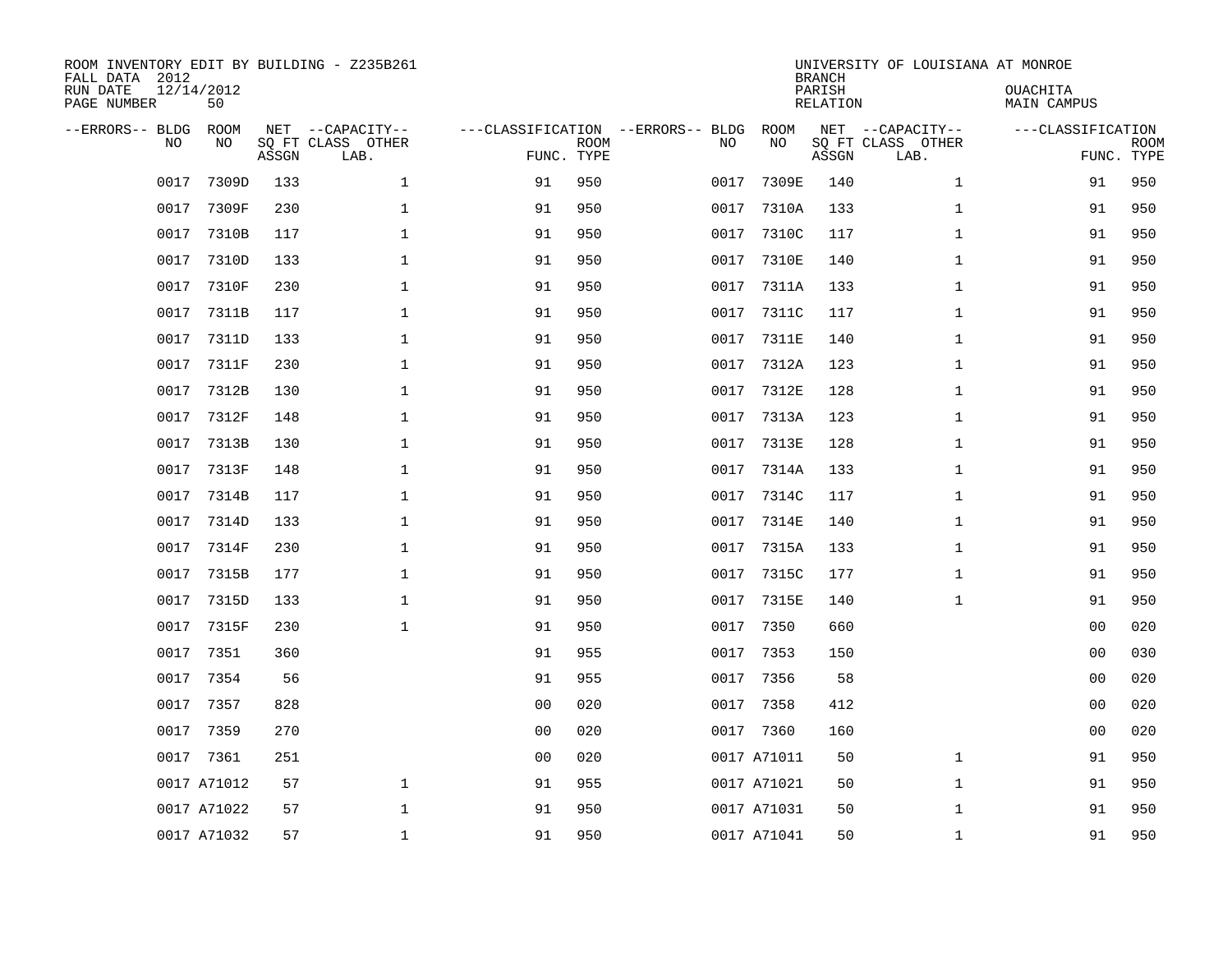ROOM INVENTORY EDIT BY BUILDING - Z235B261
FALL DATA 2012
RUN DATE 12/14/2012
PAGE NUMBER 50

UNIVERSITY OF LOUISIANA AT MONROE
BRANCH
PARISH OUACHITA
RELATION MAIN CAMPUS

| --ERRORS-- | BLDG NO | ROOM NO | NET SQ FT ASSGN | --CAPACITY-- CLASS LAB. | OTHER | ---CLASSIFICATION FUNC. | ROOM TYPE | --ERRORS-- | BLDG NO | ROOM NO | NET SQ FT ASSGN | --CAPACITY-- CLASS LAB. | OTHER | ---CLASSIFICATION FUNC. | ROOM TYPE |
|---|---|---|---|---|---|---|---|---|---|---|---|---|---|---|---|
| | 0017 | 7309D | 133 | | 1 | 91 | 950 | | 0017 | 7309E | 140 | | 1 | 91 | 950 |
| | 0017 | 7309F | 230 | | 1 | 91 | 950 | | 0017 | 7310A | 133 | | 1 | 91 | 950 |
| | 0017 | 7310B | 117 | | 1 | 91 | 950 | | 0017 | 7310C | 117 | | 1 | 91 | 950 |
| | 0017 | 7310D | 133 | | 1 | 91 | 950 | | 0017 | 7310E | 140 | | 1 | 91 | 950 |
| | 0017 | 7310F | 230 | | 1 | 91 | 950 | | 0017 | 7311A | 133 | | 1 | 91 | 950 |
| | 0017 | 7311B | 117 | | 1 | 91 | 950 | | 0017 | 7311C | 117 | | 1 | 91 | 950 |
| | 0017 | 7311D | 133 | | 1 | 91 | 950 | | 0017 | 7311E | 140 | | 1 | 91 | 950 |
| | 0017 | 7311F | 230 | | 1 | 91 | 950 | | 0017 | 7312A | 123 | | 1 | 91 | 950 |
| | 0017 | 7312B | 130 | | 1 | 91 | 950 | | 0017 | 7312E | 128 | | 1 | 91 | 950 |
| | 0017 | 7312F | 148 | | 1 | 91 | 950 | | 0017 | 7313A | 123 | | 1 | 91 | 950 |
| | 0017 | 7313B | 130 | | 1 | 91 | 950 | | 0017 | 7313E | 128 | | 1 | 91 | 950 |
| | 0017 | 7313F | 148 | | 1 | 91 | 950 | | 0017 | 7314A | 133 | | 1 | 91 | 950 |
| | 0017 | 7314B | 117 | | 1 | 91 | 950 | | 0017 | 7314C | 117 | | 1 | 91 | 950 |
| | 0017 | 7314D | 133 | | 1 | 91 | 950 | | 0017 | 7314E | 140 | | 1 | 91 | 950 |
| | 0017 | 7314F | 230 | | 1 | 91 | 950 | | 0017 | 7315A | 133 | | 1 | 91 | 950 |
| | 0017 | 7315B | 177 | | 1 | 91 | 950 | | 0017 | 7315C | 177 | | 1 | 91 | 950 |
| | 0017 | 7315D | 133 | | 1 | 91 | 950 | | 0017 | 7315E | 140 | | 1 | 91 | 950 |
| | 0017 | 7315F | 230 | | 1 | 91 | 950 | | 0017 | 7350 | 660 | | | 00 | 020 |
| | 0017 | 7351 | 360 | | | 91 | 955 | | 0017 | 7353 | 150 | | | 00 | 030 |
| | 0017 | 7354 | 56 | | | 91 | 955 | | 0017 | 7356 | 58 | | | 00 | 020 |
| | 0017 | 7357 | 828 | | | 00 | 020 | | 0017 | 7358 | 412 | | | 00 | 020 |
| | 0017 | 7359 | 270 | | | 00 | 020 | | 0017 | 7360 | 160 | | | 00 | 020 |
| | 0017 | 7361 | 251 | | | 00 | 020 | | 0017 | A71011 | 50 | | 1 | 91 | 950 |
| | 0017 | A71012 | 57 | | 1 | 91 | 955 | | 0017 | A71021 | 50 | | 1 | 91 | 950 |
| | 0017 | A71022 | 57 | | 1 | 91 | 950 | | 0017 | A71031 | 50 | | 1 | 91 | 950 |
| | 0017 | A71032 | 57 | | 1 | 91 | 950 | | 0017 | A71041 | 50 | | 1 | 91 | 950 |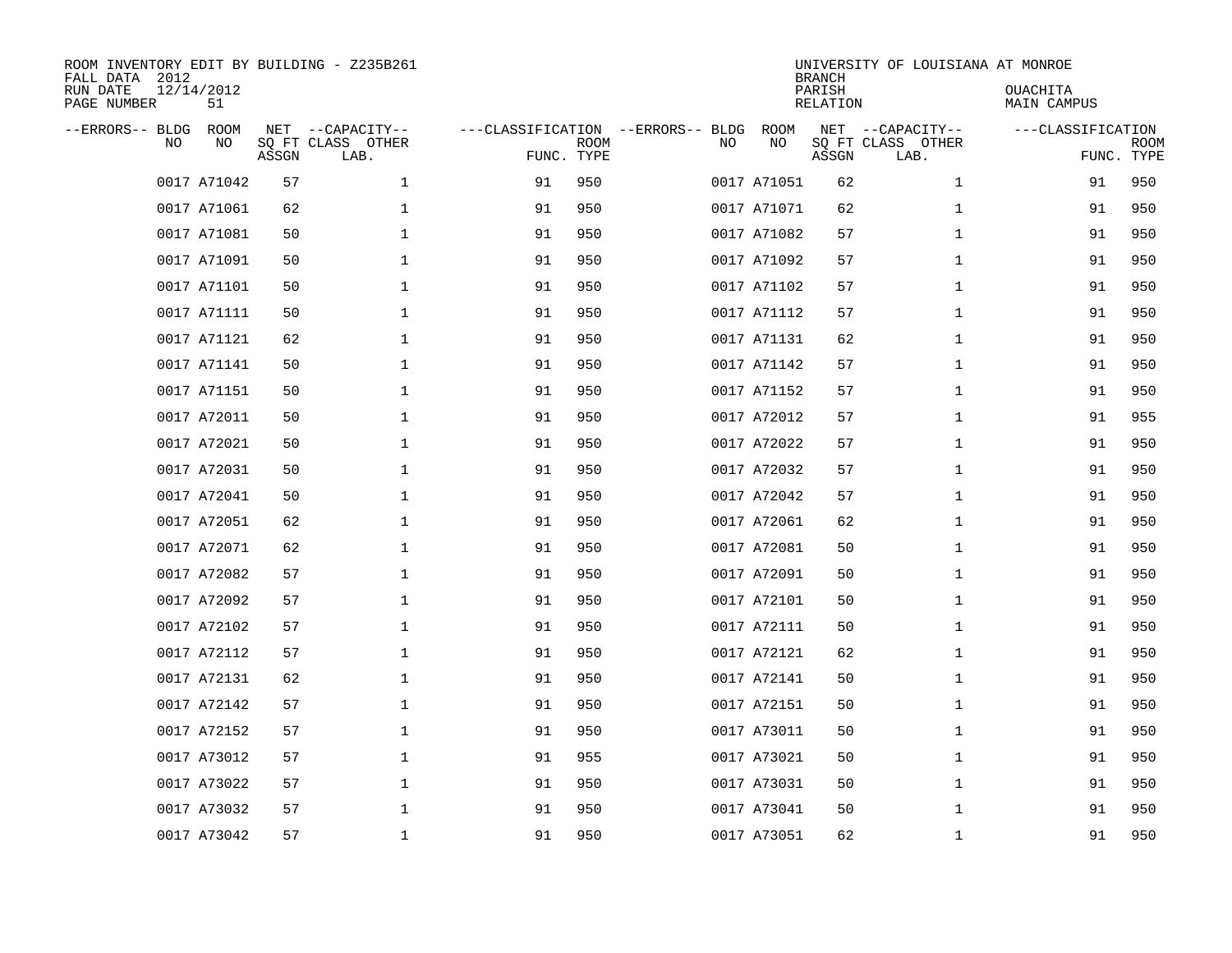ROOM INVENTORY EDIT BY BUILDING - Z235B261
FALL DATA 2012
RUN DATE 12/14/2012
PAGE NUMBER 51

UNIVERSITY OF LOUISIANA AT MONROE
BRANCH
PARISH OUACHITA
RELATION MAIN CAMPUS

| --ERRORS-- | BLDG NO | ROOM NO | NET SQ FT ASSGN | --CAPACITY-- CLASS LAB. | OTHER | ---CLASSIFICATION FUNC. | ROOM TYPE | --ERRORS-- | BLDG NO | ROOM NO | NET SQ FT ASSGN | --CAPACITY-- CLASS LAB. | OTHER | ---CLASSIFICATION FUNC. | ROOM TYPE |
|---|---|---|---|---|---|---|---|---|---|---|---|---|---|---|---|
| | 0017 | A71042 | 57 | | 1 | 91 | 950 | | 0017 | A71051 | 62 | | 1 | 91 | 950 |
| | 0017 | A71061 | 62 | | 1 | 91 | 950 | | 0017 | A71071 | 62 | | 1 | 91 | 950 |
| | 0017 | A71081 | 50 | | 1 | 91 | 950 | | 0017 | A71082 | 57 | | 1 | 91 | 950 |
| | 0017 | A71091 | 50 | | 1 | 91 | 950 | | 0017 | A71092 | 57 | | 1 | 91 | 950 |
| | 0017 | A71101 | 50 | | 1 | 91 | 950 | | 0017 | A71102 | 57 | | 1 | 91 | 950 |
| | 0017 | A71111 | 50 | | 1 | 91 | 950 | | 0017 | A71112 | 57 | | 1 | 91 | 950 |
| | 0017 | A71121 | 62 | | 1 | 91 | 950 | | 0017 | A71131 | 62 | | 1 | 91 | 950 |
| | 0017 | A71141 | 50 | | 1 | 91 | 950 | | 0017 | A71142 | 57 | | 1 | 91 | 950 |
| | 0017 | A71151 | 50 | | 1 | 91 | 950 | | 0017 | A71152 | 57 | | 1 | 91 | 950 |
| | 0017 | A72011 | 50 | | 1 | 91 | 950 | | 0017 | A72012 | 57 | | 1 | 91 | 955 |
| | 0017 | A72021 | 50 | | 1 | 91 | 950 | | 0017 | A72022 | 57 | | 1 | 91 | 950 |
| | 0017 | A72031 | 50 | | 1 | 91 | 950 | | 0017 | A72032 | 57 | | 1 | 91 | 950 |
| | 0017 | A72041 | 50 | | 1 | 91 | 950 | | 0017 | A72042 | 57 | | 1 | 91 | 950 |
| | 0017 | A72051 | 62 | | 1 | 91 | 950 | | 0017 | A72061 | 62 | | 1 | 91 | 950 |
| | 0017 | A72071 | 62 | | 1 | 91 | 950 | | 0017 | A72081 | 50 | | 1 | 91 | 950 |
| | 0017 | A72082 | 57 | | 1 | 91 | 950 | | 0017 | A72091 | 50 | | 1 | 91 | 950 |
| | 0017 | A72092 | 57 | | 1 | 91 | 950 | | 0017 | A72101 | 50 | | 1 | 91 | 950 |
| | 0017 | A72102 | 57 | | 1 | 91 | 950 | | 0017 | A72111 | 50 | | 1 | 91 | 950 |
| | 0017 | A72112 | 57 | | 1 | 91 | 950 | | 0017 | A72121 | 62 | | 1 | 91 | 950 |
| | 0017 | A72131 | 62 | | 1 | 91 | 950 | | 0017 | A72141 | 50 | | 1 | 91 | 950 |
| | 0017 | A72142 | 57 | | 1 | 91 | 950 | | 0017 | A72151 | 50 | | 1 | 91 | 950 |
| | 0017 | A72152 | 57 | | 1 | 91 | 950 | | 0017 | A73011 | 50 | | 1 | 91 | 950 |
| | 0017 | A73012 | 57 | | 1 | 91 | 955 | | 0017 | A73021 | 50 | | 1 | 91 | 950 |
| | 0017 | A73022 | 57 | | 1 | 91 | 950 | | 0017 | A73031 | 50 | | 1 | 91 | 950 |
| | 0017 | A73032 | 57 | | 1 | 91 | 950 | | 0017 | A73041 | 50 | | 1 | 91 | 950 |
| | 0017 | A73042 | 57 | | 1 | 91 | 950 | | 0017 | A73051 | 62 | | 1 | 91 | 950 |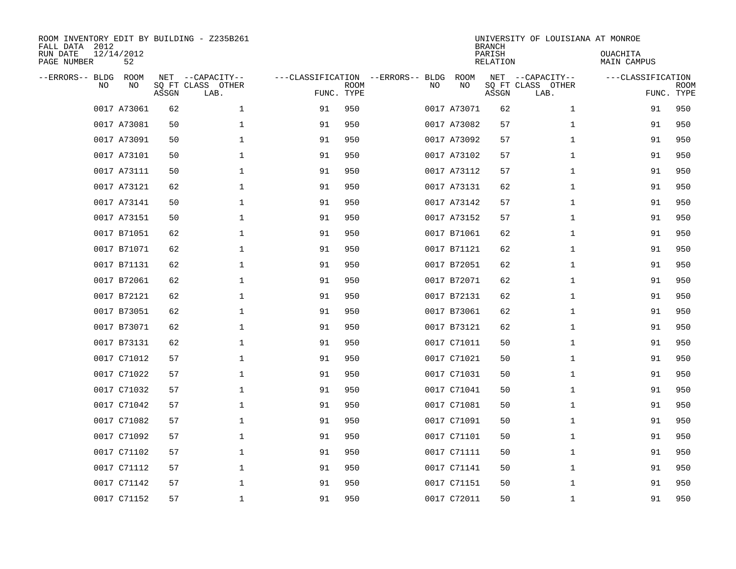ROOM INVENTORY EDIT BY BUILDING - Z235B261
FALL DATA 2012
RUN DATE 12/14/2012
PAGE NUMBER 52

UNIVERSITY OF LOUISIANA AT MONROE
BRANCH
PARISH OUACHITA
RELATION MAIN CAMPUS

| --ERRORS-- | BLDG NO | ROOM NO | NET SQ FT ASSGN | --CAPACITY-- CLASS LAB. | OTHER | ---CLASSIFICATION FUNC. | ROOM TYPE | --ERRORS-- | BLDG NO | ROOM NO | NET SQ FT ASSGN | --CAPACITY-- CLASS LAB. | OTHER | ---CLASSIFICATION FUNC. | ROOM TYPE |
|---|---|---|---|---|---|---|---|---|---|---|---|---|---|---|---|
| | 0017 | A73061 | 62 | | 1 | 91 | 950 | | 0017 | A73071 | 62 | | 1 | 91 | 950 |
| | 0017 | A73081 | 50 | | 1 | 91 | 950 | | 0017 | A73082 | 57 | | 1 | 91 | 950 |
| | 0017 | A73091 | 50 | | 1 | 91 | 950 | | 0017 | A73092 | 57 | | 1 | 91 | 950 |
| | 0017 | A73101 | 50 | | 1 | 91 | 950 | | 0017 | A73102 | 57 | | 1 | 91 | 950 |
| | 0017 | A73111 | 50 | | 1 | 91 | 950 | | 0017 | A73112 | 57 | | 1 | 91 | 950 |
| | 0017 | A73121 | 62 | | 1 | 91 | 950 | | 0017 | A73131 | 62 | | 1 | 91 | 950 |
| | 0017 | A73141 | 50 | | 1 | 91 | 950 | | 0017 | A73142 | 57 | | 1 | 91 | 950 |
| | 0017 | A73151 | 50 | | 1 | 91 | 950 | | 0017 | A73152 | 57 | | 1 | 91 | 950 |
| | 0017 | B71051 | 62 | | 1 | 91 | 950 | | 0017 | B71061 | 62 | | 1 | 91 | 950 |
| | 0017 | B71071 | 62 | | 1 | 91 | 950 | | 0017 | B71121 | 62 | | 1 | 91 | 950 |
| | 0017 | B71131 | 62 | | 1 | 91 | 950 | | 0017 | B72051 | 62 | | 1 | 91 | 950 |
| | 0017 | B72061 | 62 | | 1 | 91 | 950 | | 0017 | B72071 | 62 | | 1 | 91 | 950 |
| | 0017 | B72121 | 62 | | 1 | 91 | 950 | | 0017 | B72131 | 62 | | 1 | 91 | 950 |
| | 0017 | B73051 | 62 | | 1 | 91 | 950 | | 0017 | B73061 | 62 | | 1 | 91 | 950 |
| | 0017 | B73071 | 62 | | 1 | 91 | 950 | | 0017 | B73121 | 62 | | 1 | 91 | 950 |
| | 0017 | B73131 | 62 | | 1 | 91 | 950 | | 0017 | C71011 | 50 | | 1 | 91 | 950 |
| | 0017 | C71012 | 57 | | 1 | 91 | 950 | | 0017 | C71021 | 50 | | 1 | 91 | 950 |
| | 0017 | C71022 | 57 | | 1 | 91 | 950 | | 0017 | C71031 | 50 | | 1 | 91 | 950 |
| | 0017 | C71032 | 57 | | 1 | 91 | 950 | | 0017 | C71041 | 50 | | 1 | 91 | 950 |
| | 0017 | C71042 | 57 | | 1 | 91 | 950 | | 0017 | C71081 | 50 | | 1 | 91 | 950 |
| | 0017 | C71082 | 57 | | 1 | 91 | 950 | | 0017 | C71091 | 50 | | 1 | 91 | 950 |
| | 0017 | C71092 | 57 | | 1 | 91 | 950 | | 0017 | C71101 | 50 | | 1 | 91 | 950 |
| | 0017 | C71102 | 57 | | 1 | 91 | 950 | | 0017 | C71111 | 50 | | 1 | 91 | 950 |
| | 0017 | C71112 | 57 | | 1 | 91 | 950 | | 0017 | C71141 | 50 | | 1 | 91 | 950 |
| | 0017 | C71142 | 57 | | 1 | 91 | 950 | | 0017 | C71151 | 50 | | 1 | 91 | 950 |
| | 0017 | C71152 | 57 | | 1 | 91 | 950 | | 0017 | C72011 | 50 | | 1 | 91 | 950 |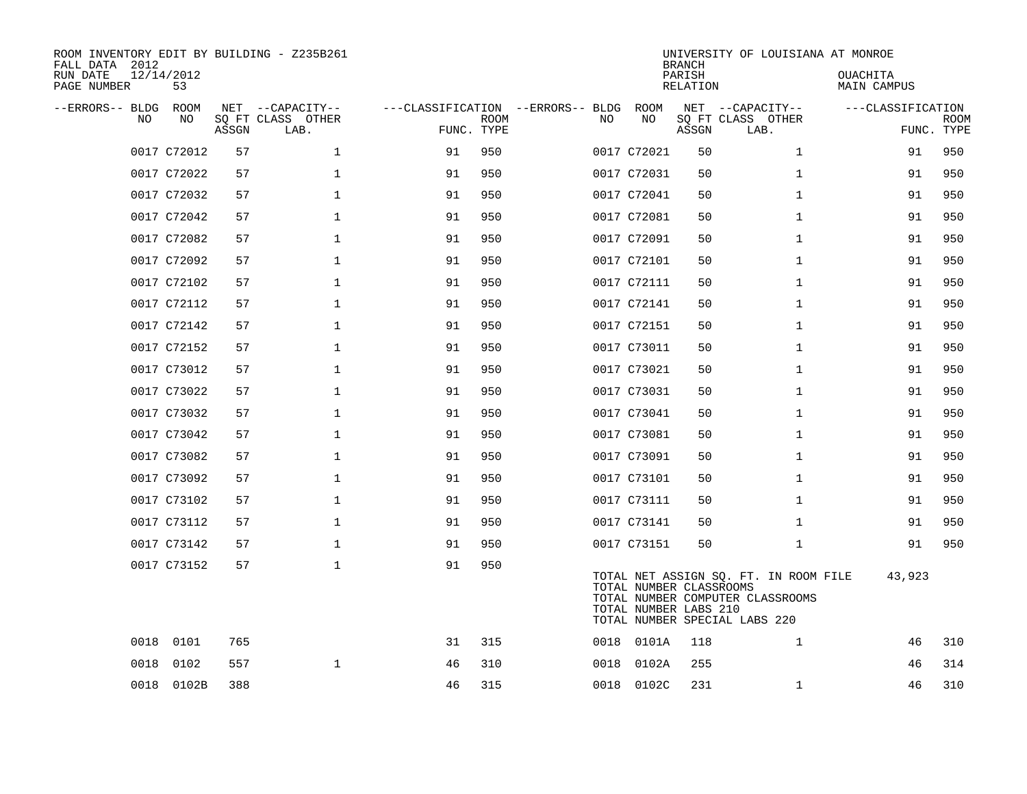ROOM INVENTORY EDIT BY BUILDING - Z235B261
FALL DATA 2012
RUN DATE 12/14/2012
PAGE NUMBER 53

UNIVERSITY OF LOUISIANA AT MONROE
BRANCH
PARISH OUACHITA
RELATION MAIN CAMPUS

| --ERRORS-- | BLDG NO | ROOM NO | NET SQ FT ASSGN | CAPACITY CLASS | CAPACITY OTHER LAB. | CLASSIFICATION FUNC. | ROOM TYPE | --ERRORS-- | BLDG NO | ROOM NO | NET SQ FT ASSGN | CAPACITY CLASS | CAPACITY OTHER LAB. | CLASSIFICATION FUNC. | ROOM TYPE |
|---|---|---|---|---|---|---|---|---|---|---|---|---|---|---|---|
| | 0017 | C72012 | 57 | | 1 | 91 | 950 | | 0017 | C72021 | 50 | | 1 | 91 | 950 |
| | 0017 | C72022 | 57 | | 1 | 91 | 950 | | 0017 | C72031 | 50 | | 1 | 91 | 950 |
| | 0017 | C72032 | 57 | | 1 | 91 | 950 | | 0017 | C72041 | 50 | | 1 | 91 | 950 |
| | 0017 | C72042 | 57 | | 1 | 91 | 950 | | 0017 | C72081 | 50 | | 1 | 91 | 950 |
| | 0017 | C72082 | 57 | | 1 | 91 | 950 | | 0017 | C72091 | 50 | | 1 | 91 | 950 |
| | 0017 | C72092 | 57 | | 1 | 91 | 950 | | 0017 | C72101 | 50 | | 1 | 91 | 950 |
| | 0017 | C72102 | 57 | | 1 | 91 | 950 | | 0017 | C72111 | 50 | | 1 | 91 | 950 |
| | 0017 | C72112 | 57 | | 1 | 91 | 950 | | 0017 | C72141 | 50 | | 1 | 91 | 950 |
| | 0017 | C72142 | 57 | | 1 | 91 | 950 | | 0017 | C72151 | 50 | | 1 | 91 | 950 |
| | 0017 | C72152 | 57 | | 1 | 91 | 950 | | 0017 | C73011 | 50 | | 1 | 91 | 950 |
| | 0017 | C73012 | 57 | | 1 | 91 | 950 | | 0017 | C73021 | 50 | | 1 | 91 | 950 |
| | 0017 | C73022 | 57 | | 1 | 91 | 950 | | 0017 | C73031 | 50 | | 1 | 91 | 950 |
| | 0017 | C73032 | 57 | | 1 | 91 | 950 | | 0017 | C73041 | 50 | | 1 | 91 | 950 |
| | 0017 | C73042 | 57 | | 1 | 91 | 950 | | 0017 | C73081 | 50 | | 1 | 91 | 950 |
| | 0017 | C73082 | 57 | | 1 | 91 | 950 | | 0017 | C73091 | 50 | | 1 | 91 | 950 |
| | 0017 | C73092 | 57 | | 1 | 91 | 950 | | 0017 | C73101 | 50 | | 1 | 91 | 950 |
| | 0017 | C73102 | 57 | | 1 | 91 | 950 | | 0017 | C73111 | 50 | | 1 | 91 | 950 |
| | 0017 | C73112 | 57 | | 1 | 91 | 950 | | 0017 | C73141 | 50 | | 1 | 91 | 950 |
| | 0017 | C73142 | 57 | | 1 | 91 | 950 | | 0017 | C73151 | 50 | | 1 | 91 | 950 |
| | 0017 | C73152 | 57 | | 1 | 91 | 950 | | | | | | | | |

TOTAL NET ASSIGN SQ. FT. IN ROOM FILE 43,923
TOTAL NUMBER CLASSROOMS
TOTAL NUMBER COMPUTER CLASSROOMS
TOTAL NUMBER LABS 210
TOTAL NUMBER SPECIAL LABS 220

| --ERRORS-- | BLDG NO | ROOM NO | NET SQ FT ASSGN | CAPACITY CLASS | CAPACITY OTHER LAB. | CLASSIFICATION FUNC. | ROOM TYPE | --ERRORS-- | BLDG NO | ROOM NO | NET SQ FT ASSGN | CAPACITY CLASS | CAPACITY OTHER LAB. | CLASSIFICATION FUNC. | ROOM TYPE |
|---|---|---|---|---|---|---|---|---|---|---|---|---|---|---|---|
| | 0018 | 0101 | 765 | | | 31 | 315 | | 0018 | 0101A | 118 | | 1 | 46 | 310 |
| | 0018 | 0102 | 557 | | 1 | 46 | 310 | | 0018 | 0102A | 255 | | | 46 | 314 |
| | 0018 | 0102B | 388 | | | 46 | 315 | | 0018 | 0102C | 231 | | 1 | 46 | 310 |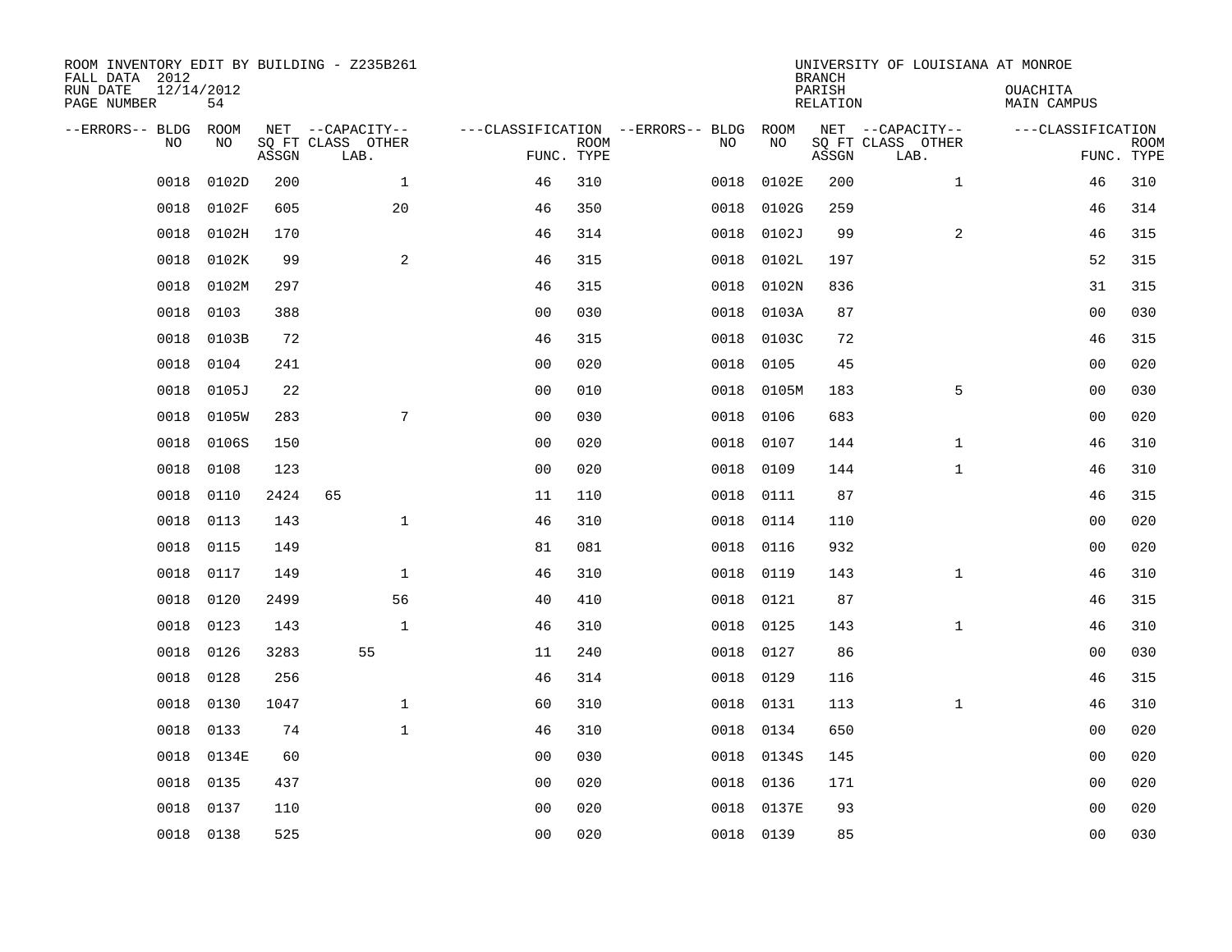ROOM INVENTORY EDIT BY BUILDING - Z235B261
FALL DATA 2012
RUN DATE 12/14/2012
PAGE NUMBER 54

UNIVERSITY OF LOUISIANA AT MONROE
BRANCH
PARISH OUACHITA
RELATION MAIN CAMPUS

| --ERRORS-- | BLDG NO | ROOM NO | NET SQ FT ASSGN | CAPACITY CLASS | CAPACITY OTHER LAB. | FUNC. | ROOM TYPE | --ERRORS-- | BLDG NO | ROOM NO | NET SQ FT ASSGN | CAPACITY CLASS | CAPACITY OTHER LAB. | FUNC. | ROOM TYPE |
|---|---|---|---|---|---|---|---|---|---|---|---|---|---|---|---|
| | 0018 | 0102D | 200 | | 1 | 46 | 310 | | 0018 | 0102E | 200 | | 1 | 46 | 310 |
| | 0018 | 0102F | 605 | | 20 | 46 | 350 | | 0018 | 0102G | 259 | | | 46 | 314 |
| | 0018 | 0102H | 170 | | | 46 | 314 | | 0018 | 0102J | 99 | | 2 | 46 | 315 |
| | 0018 | 0102K | 99 | | 2 | 46 | 315 | | 0018 | 0102L | 197 | | | 52 | 315 |
| | 0018 | 0102M | 297 | | | 46 | 315 | | 0018 | 0102N | 836 | | | 31 | 315 |
| | 0018 | 0103 | 388 | | | 00 | 030 | | 0018 | 0103A | 87 | | | 00 | 030 |
| | 0018 | 0103B | 72 | | | 46 | 315 | | 0018 | 0103C | 72 | | | 46 | 315 |
| | 0018 | 0104 | 241 | | | 00 | 020 | | 0018 | 0105 | 45 | | | 00 | 020 |
| | 0018 | 0105J | 22 | | | 00 | 010 | | 0018 | 0105M | 183 | | 5 | 00 | 030 |
| | 0018 | 0105W | 283 | | 7 | 00 | 030 | | 0018 | 0106 | 683 | | | 00 | 020 |
| | 0018 | 0106S | 150 | | | 00 | 020 | | 0018 | 0107 | 144 | | 1 | 46 | 310 |
| | 0018 | 0108 | 123 | | | 00 | 020 | | 0018 | 0109 | 144 | | 1 | 46 | 310 |
| | 0018 | 0110 | 2424 | 65 | | 11 | 110 | | 0018 | 0111 | 87 | | | 46 | 315 |
| | 0018 | 0113 | 143 | | 1 | 46 | 310 | | 0018 | 0114 | 110 | | | 00 | 020 |
| | 0018 | 0115 | 149 | | | 81 | 081 | | 0018 | 0116 | 932 | | | 00 | 020 |
| | 0018 | 0117 | 149 | | 1 | 46 | 310 | | 0018 | 0119 | 143 | | 1 | 46 | 310 |
| | 0018 | 0120 | 2499 | | 56 | 40 | 410 | | 0018 | 0121 | 87 | | | 46 | 315 |
| | 0018 | 0123 | 143 | | 1 | 46 | 310 | | 0018 | 0125 | 143 | | 1 | 46 | 310 |
| | 0018 | 0126 | 3283 | | 55 | 11 | 240 | | 0018 | 0127 | 86 | | | 00 | 030 |
| | 0018 | 0128 | 256 | | | 46 | 314 | | 0018 | 0129 | 116 | | | 46 | 315 |
| | 0018 | 0130 | 1047 | | 1 | 60 | 310 | | 0018 | 0131 | 113 | | 1 | 46 | 310 |
| | 0018 | 0133 | 74 | | 1 | 46 | 310 | | 0018 | 0134 | 650 | | | 00 | 020 |
| | 0018 | 0134E | 60 | | | 00 | 030 | | 0018 | 0134S | 145 | | | 00 | 020 |
| | 0018 | 0135 | 437 | | | 00 | 020 | | 0018 | 0136 | 171 | | | 00 | 020 |
| | 0018 | 0137 | 110 | | | 00 | 020 | | 0018 | 0137E | 93 | | | 00 | 020 |
| | 0018 | 0138 | 525 | | | 00 | 020 | | 0018 | 0139 | 85 | | | 00 | 030 |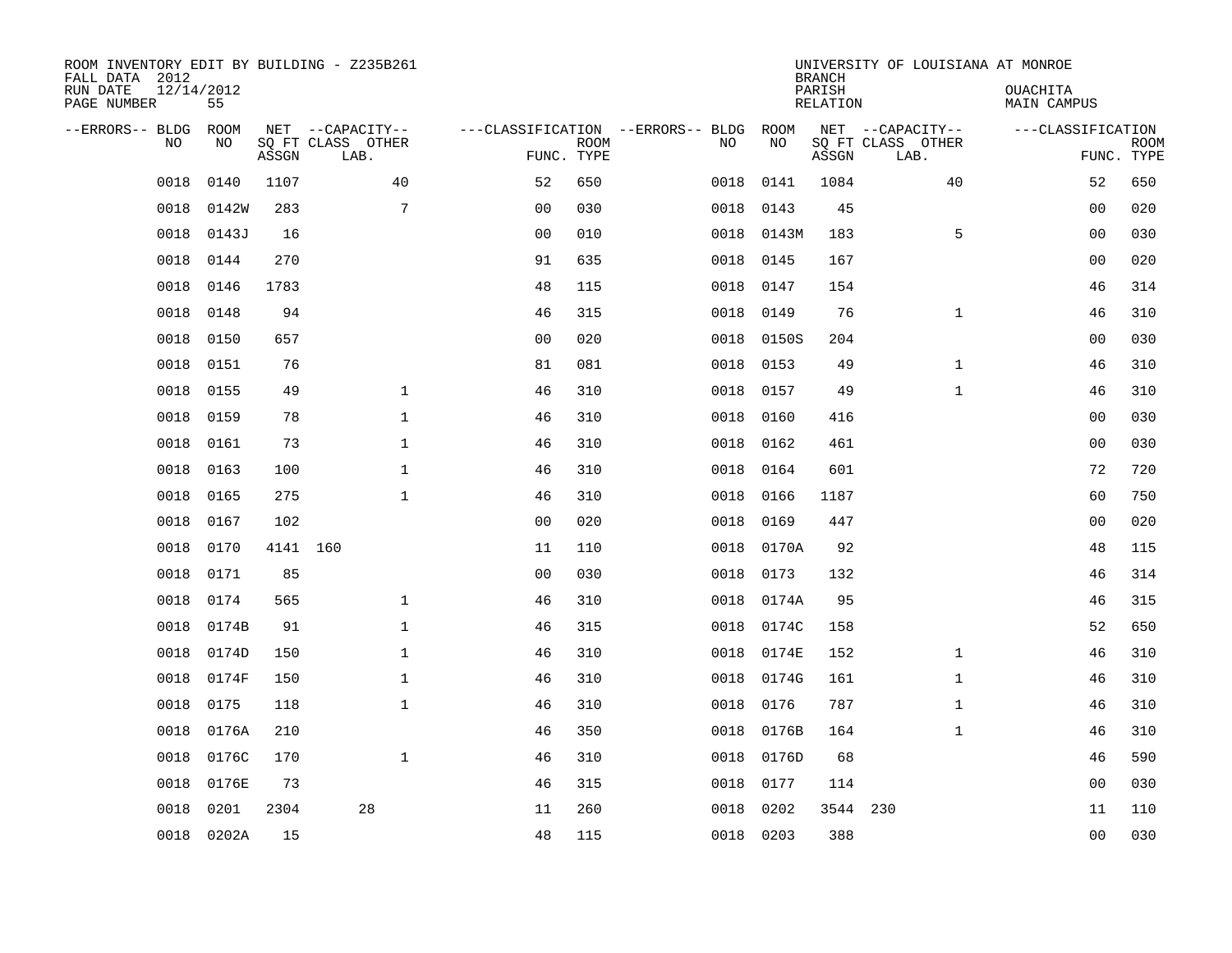ROOM INVENTORY EDIT BY BUILDING - Z235B261
FALL DATA 2012
RUN DATE 12/14/2012
PAGE NUMBER 55

UNIVERSITY OF LOUISIANA AT MONROE
BRANCH
PARISH OUACHITA
RELATION MAIN CAMPUS

| --ERRORS-- | BLDG NO | ROOM NO | NET ASSGN | CAPACITY CLASS | CAPACITY OTHER LAB. | FUNC. | ROOM TYPE | --ERRORS-- | BLDG NO | ROOM NO | NET ASSGN | CAPACITY CLASS | CAPACITY OTHER LAB. | FUNC. | ROOM TYPE |
|---|---|---|---|---|---|---|---|---|---|---|---|---|---|---|---|
| | 0018 | 0140 | 1107 | | 40 | 52 | 650 | | 0018 | 0141 | 1084 | | 40 | 52 | 650 |
| | 0018 | 0142W | 283 | | 7 | 00 | 030 | | 0018 | 0143 | 45 | | | 00 | 020 |
| | 0018 | 0143J | 16 | | | 00 | 010 | | 0018 | 0143M | 183 | | 5 | 00 | 030 |
| | 0018 | 0144 | 270 | | | 91 | 635 | | 0018 | 0145 | 167 | | | 00 | 020 |
| | 0018 | 0146 | 1783 | | | 48 | 115 | | 0018 | 0147 | 154 | | | 46 | 314 |
| | 0018 | 0148 | 94 | | | 46 | 315 | | 0018 | 0149 | 76 | | 1 | 46 | 310 |
| | 0018 | 0150 | 657 | | | 00 | 020 | | 0018 | 0150S | 204 | | | 00 | 030 |
| | 0018 | 0151 | 76 | | | 81 | 081 | | 0018 | 0153 | 49 | | 1 | 46 | 310 |
| | 0018 | 0155 | 49 | | 1 | 46 | 310 | | 0018 | 0157 | 49 | | 1 | 46 | 310 |
| | 0018 | 0159 | 78 | | 1 | 46 | 310 | | 0018 | 0160 | 416 | | | 00 | 030 |
| | 0018 | 0161 | 73 | | 1 | 46 | 310 | | 0018 | 0162 | 461 | | | 00 | 030 |
| | 0018 | 0163 | 100 | | 1 | 46 | 310 | | 0018 | 0164 | 601 | | | 72 | 720 |
| | 0018 | 0165 | 275 | | 1 | 46 | 310 | | 0018 | 0166 | 1187 | | | 60 | 750 |
| | 0018 | 0167 | 102 | | | 00 | 020 | | 0018 | 0169 | 447 | | | 00 | 020 |
| | 0018 | 0170 | 4141 | 160 | | 11 | 110 | | 0018 | 0170A | 92 | | | 48 | 115 |
| | 0018 | 0171 | 85 | | | 00 | 030 | | 0018 | 0173 | 132 | | | 46 | 314 |
| | 0018 | 0174 | 565 | | 1 | 46 | 310 | | 0018 | 0174A | 95 | | | 46 | 315 |
| | 0018 | 0174B | 91 | | 1 | 46 | 315 | | 0018 | 0174C | 158 | | | 52 | 650 |
| | 0018 | 0174D | 150 | | 1 | 46 | 310 | | 0018 | 0174E | 152 | | 1 | 46 | 310 |
| | 0018 | 0174F | 150 | | 1 | 46 | 310 | | 0018 | 0174G | 161 | | 1 | 46 | 310 |
| | 0018 | 0175 | 118 | | 1 | 46 | 310 | | 0018 | 0176 | 787 | | 1 | 46 | 310 |
| | 0018 | 0176A | 210 | | | 46 | 350 | | 0018 | 0176B | 164 | | 1 | 46 | 310 |
| | 0018 | 0176C | 170 | | 1 | 46 | 310 | | 0018 | 0176D | 68 | | | 46 | 590 |
| | 0018 | 0176E | 73 | | | 46 | 315 | | 0018 | 0177 | 114 | | | 00 | 030 |
| | 0018 | 0201 | 2304 | 28 | | 11 | 260 | | 0018 | 0202 | 3544 | 230 | | 11 | 110 |
| | 0018 | 0202A | 15 | | | 48 | 115 | | 0018 | 0203 | 388 | | | 00 | 030 |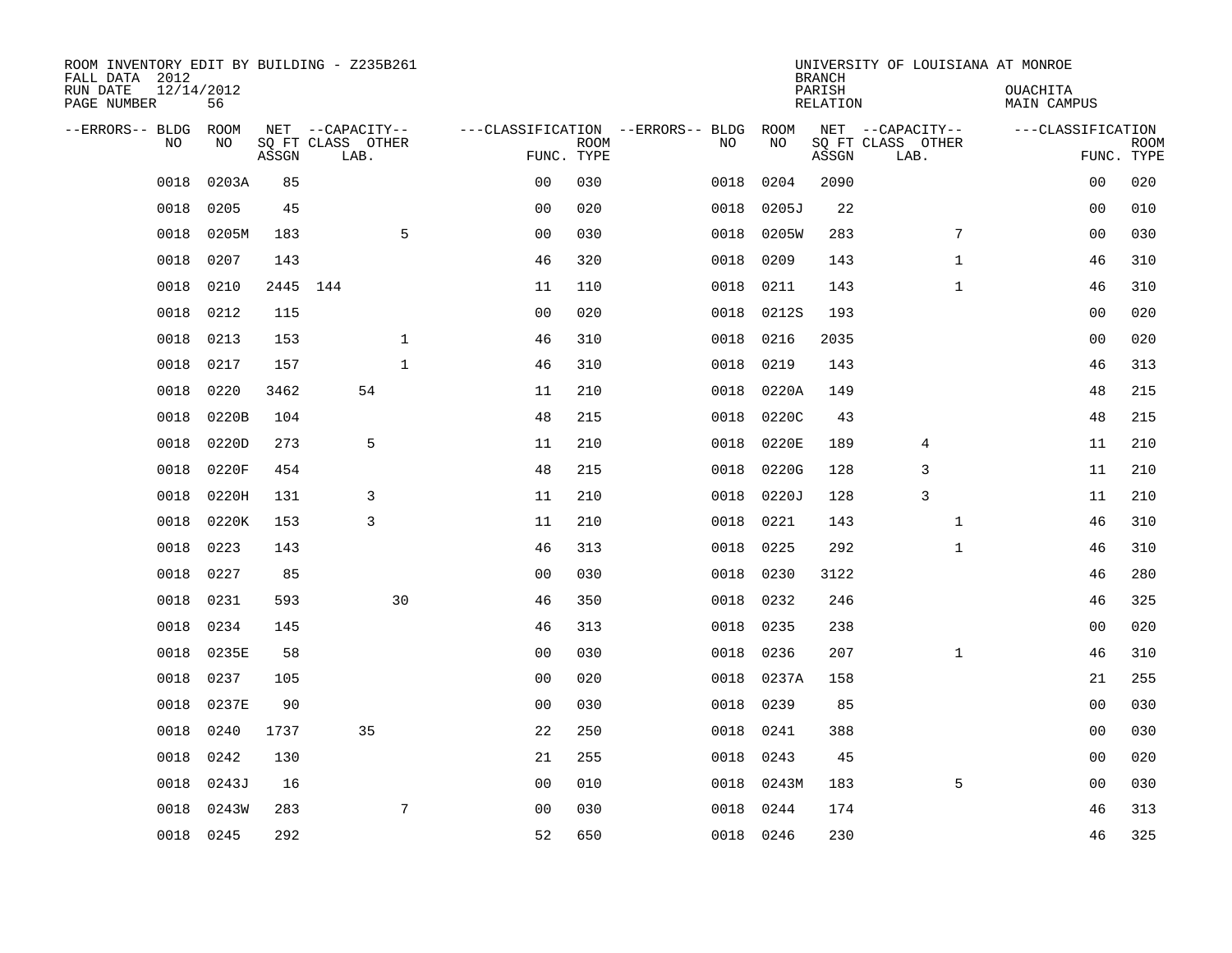ROOM INVENTORY EDIT BY BUILDING - Z235B261
FALL DATA 2012
RUN DATE 12/14/2012
PAGE NUMBER 56

UNIVERSITY OF LOUISIANA AT MONROE
BRANCH
PARISH OUACHITA
RELATION MAIN CAMPUS

| --ERRORS-- | BLDG NO | ROOM NO | NET SQ FT ASSGN | CAPACITY CLASS | CAPACITY LAB. | CAPACITY OTHER | FUNC. | ROOM TYPE | --ERRORS-- | BLDG NO | ROOM NO | NET SQ FT ASSGN | CAPACITY CLASS | CAPACITY LAB. | CAPACITY OTHER | FUNC. | ROOM TYPE |
|---|---|---|---|---|---|---|---|---|---|---|---|---|---|---|---|---|---|
| | 0018 | 0203A | 85 | | | | 00 | 030 | | 0018 | 0204 | 2090 | | | | 00 | 020 |
| | 0018 | 0205 | 45 | | | | 00 | 020 | | 0018 | 0205J | 22 | | | | 00 | 010 |
| | 0018 | 0205M | 183 | | | 5 | 00 | 030 | | 0018 | 0205W | 283 | | | 7 | 00 | 030 |
| | 0018 | 0207 | 143 | | | | 46 | 320 | | 0018 | 0209 | 143 | | | 1 | 46 | 310 |
| | 0018 | 0210 | 2445 | 144 | | | 11 | 110 | | 0018 | 0211 | 143 | | | 1 | 46 | 310 |
| | 0018 | 0212 | 115 | | | | 00 | 020 | | 0018 | 0212S | 193 | | | | 00 | 020 |
| | 0018 | 0213 | 153 | | | 1 | 46 | 310 | | 0018 | 0216 | 2035 | | | | 00 | 020 |
| | 0018 | 0217 | 157 | | | 1 | 46 | 310 | | 0018 | 0219 | 143 | | | | 46 | 313 |
| | 0018 | 0220 | 3462 | | 54 | | 11 | 210 | | 0018 | 0220A | 149 | | | | 48 | 215 |
| | 0018 | 0220B | 104 | | | | 48 | 215 | | 0018 | 0220C | 43 | | | | 48 | 215 |
| | 0018 | 0220D | 273 | | 5 | | 11 | 210 | | 0018 | 0220E | 189 | | 4 | | 11 | 210 |
| | 0018 | 0220F | 454 | | | | 48 | 215 | | 0018 | 0220G | 128 | | 3 | | 11 | 210 |
| | 0018 | 0220H | 131 | | 3 | | 11 | 210 | | 0018 | 0220J | 128 | | 3 | | 11 | 210 |
| | 0018 | 0220K | 153 | | 3 | | 11 | 210 | | 0018 | 0221 | 143 | | | 1 | 46 | 310 |
| | 0018 | 0223 | 143 | | | | 46 | 313 | | 0018 | 0225 | 292 | | | 1 | 46 | 310 |
| | 0018 | 0227 | 85 | | | | 00 | 030 | | 0018 | 0230 | 3122 | | | | 46 | 280 |
| | 0018 | 0231 | 593 | | | 30 | 46 | 350 | | 0018 | 0232 | 246 | | | | 46 | 325 |
| | 0018 | 0234 | 145 | | | | 46 | 313 | | 0018 | 0235 | 238 | | | | 00 | 020 |
| | 0018 | 0235E | 58 | | | | 00 | 030 | | 0018 | 0236 | 207 | | | 1 | 46 | 310 |
| | 0018 | 0237 | 105 | | | | 00 | 020 | | 0018 | 0237A | 158 | | | | 21 | 255 |
| | 0018 | 0237E | 90 | | | | 00 | 030 | | 0018 | 0239 | 85 | | | | 00 | 030 |
| | 0018 | 0240 | 1737 | | 35 | | 22 | 250 | | 0018 | 0241 | 388 | | | | 00 | 030 |
| | 0018 | 0242 | 130 | | | | 21 | 255 | | 0018 | 0243 | 45 | | | | 00 | 020 |
| | 0018 | 0243J | 16 | | | | 00 | 010 | | 0018 | 0243M | 183 | | | 5 | 00 | 030 |
| | 0018 | 0243W | 283 | | | 7 | 00 | 030 | | 0018 | 0244 | 174 | | | | 46 | 313 |
| | 0018 | 0245 | 292 | | | | 52 | 650 | | 0018 | 0246 | 230 | | | | 46 | 325 |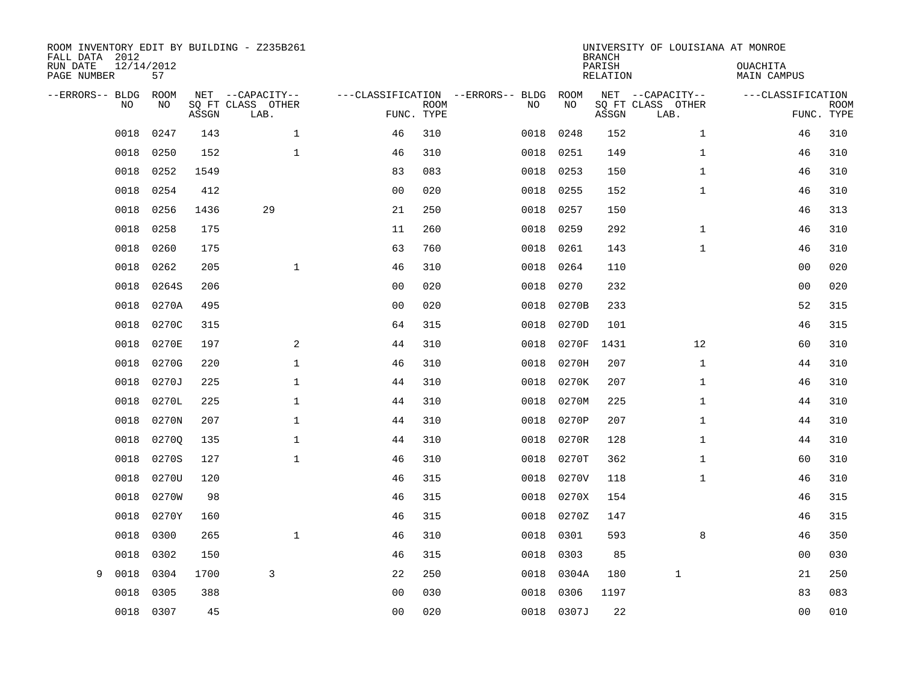ROOM INVENTORY EDIT BY BUILDING - Z235B261
FALL DATA 2012
RUN DATE 12/14/2012
PAGE NUMBER 57

UNIVERSITY OF LOUISIANA AT MONROE
BRANCH
PARISH OUACHITA
RELATION MAIN CAMPUS

| --ERRORS-- | BLDG NO | ROOM NO | NET SQ FT ASSGN | --CAPACITY-- CLASS LAB. | OTHER | ---CLASSIFICATION FUNC. | ROOM TYPE | --ERRORS-- | BLDG NO | ROOM NO | NET SQ FT ASSGN | --CAPACITY-- CLASS LAB. | OTHER | ---CLASSIFICATION FUNC. | ROOM TYPE |
|---|---|---|---|---|---|---|---|---|---|---|---|---|---|---|---|
| | 0018 | 0247 | 143 | | 1 | 46 | 310 | | 0018 | 0248 | 152 | | 1 | 46 | 310 |
| | 0018 | 0250 | 152 | | 1 | 46 | 310 | | 0018 | 0251 | 149 | | 1 | 46 | 310 |
| | 0018 | 0252 | 1549 | | | 83 | 083 | | 0018 | 0253 | 150 | | 1 | 46 | 310 |
| | 0018 | 0254 | 412 | | | 00 | 020 | | 0018 | 0255 | 152 | | 1 | 46 | 310 |
| | 0018 | 0256 | 1436 | 29 | | 21 | 250 | | 0018 | 0257 | 150 | | | 46 | 313 |
| | 0018 | 0258 | 175 | | | 11 | 260 | | 0018 | 0259 | 292 | | 1 | 46 | 310 |
| | 0018 | 0260 | 175 | | | 63 | 760 | | 0018 | 0261 | 143 | | 1 | 46 | 310 |
| | 0018 | 0262 | 205 | | 1 | 46 | 310 | | 0018 | 0264 | 110 | | | 00 | 020 |
| | 0018 | 0264S | 206 | | | 00 | 020 | | 0018 | 0270 | 232 | | | 00 | 020 |
| | 0018 | 0270A | 495 | | | 00 | 020 | | 0018 | 0270B | 233 | | | 52 | 315 |
| | 0018 | 0270C | 315 | | | 64 | 315 | | 0018 | 0270D | 101 | | | 46 | 315 |
| | 0018 | 0270E | 197 | | 2 | 44 | 310 | | 0018 | 0270F | 1431 | | 12 | 60 | 310 |
| | 0018 | 0270G | 220 | | 1 | 46 | 310 | | 0018 | 0270H | 207 | | 1 | 44 | 310 |
| | 0018 | 0270J | 225 | | 1 | 44 | 310 | | 0018 | 0270K | 207 | | 1 | 46 | 310 |
| | 0018 | 0270L | 225 | | 1 | 44 | 310 | | 0018 | 0270M | 225 | | 1 | 44 | 310 |
| | 0018 | 0270N | 207 | | 1 | 44 | 310 | | 0018 | 0270P | 207 | | 1 | 44 | 310 |
| | 0018 | 0270Q | 135 | | 1 | 44 | 310 | | 0018 | 0270R | 128 | | 1 | 44 | 310 |
| | 0018 | 0270S | 127 | | 1 | 46 | 310 | | 0018 | 0270T | 362 | | 1 | 60 | 310 |
| | 0018 | 0270U | 120 | | | 46 | 315 | | 0018 | 0270V | 118 | | 1 | 46 | 310 |
| | 0018 | 0270W | 98 | | | 46 | 315 | | 0018 | 0270X | 154 | | | 46 | 315 |
| | 0018 | 0270Y | 160 | | | 46 | 315 | | 0018 | 0270Z | 147 | | | 46 | 315 |
| | 0018 | 0300 | 265 | | 1 | 46 | 310 | | 0018 | 0301 | 593 | | 8 | 46 | 350 |
| | 0018 | 0302 | 150 | | | 46 | 315 | | 0018 | 0303 | 85 | | | 00 | 030 |
| 9 | 0018 | 0304 | 1700 | 3 | | 22 | 250 | | 0018 | 0304A | 180 | 1 | | 21 | 250 |
| | 0018 | 0305 | 388 | | | 00 | 030 | | 0018 | 0306 | 1197 | | | 83 | 083 |
| | 0018 | 0307 | 45 | | | 00 | 020 | | 0018 | 0307J | 22 | | | 00 | 010 |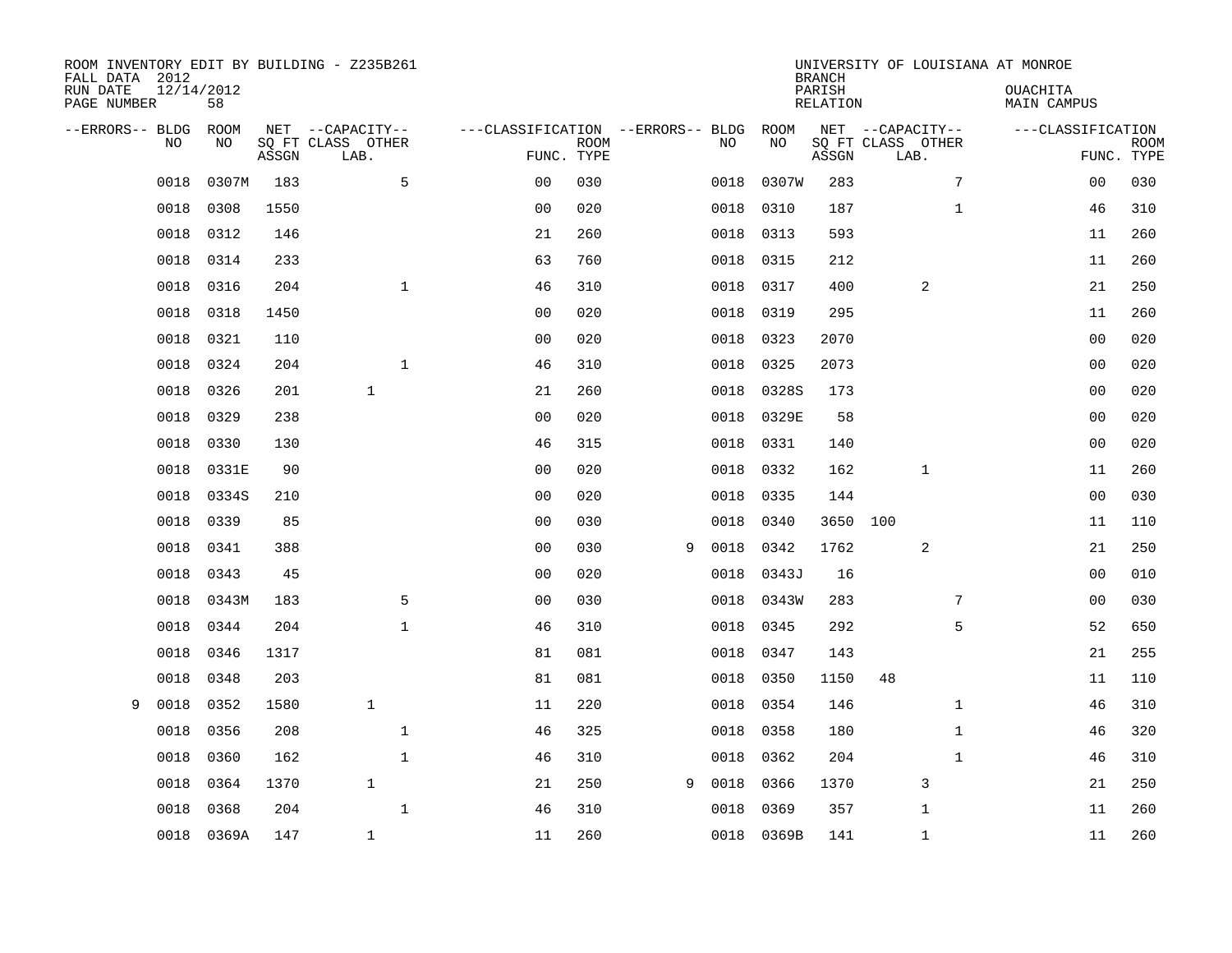ROOM INVENTORY EDIT BY BUILDING - Z235B261
FALL DATA 2012
RUN DATE 12/14/2012
PAGE NUMBER 58

UNIVERSITY OF LOUISIANA AT MONROE
BRANCH
PARISH OUACHITA
RELATION MAIN CAMPUS

| --ERRORS-- | BLDG NO | ROOM NO | NET SQ FT ASSGN | CAPACITY CLASS LAB. | CAPACITY OTHER | CLASSIFICATION FUNC. | ROOM TYPE | --ERRORS-- | BLDG NO | ROOM NO | NET SQ FT ASSGN | CAPACITY CLASS LAB. | CAPACITY OTHER | CLASSIFICATION FUNC. | ROOM TYPE |
|---|---|---|---|---|---|---|---|---|---|---|---|---|---|---|---|
| | 0018 | 0307M | 183 | | 5 | 00 | 030 | | 0018 | 0307W | 283 | | 7 | 00 | 030 |
| | 0018 | 0308 | 1550 | | | 00 | 020 | | 0018 | 0310 | 187 | | 1 | 46 | 310 |
| | 0018 | 0312 | 146 | | | 21 | 260 | | 0018 | 0313 | 593 | | | 11 | 260 |
| | 0018 | 0314 | 233 | | | 63 | 760 | | 0018 | 0315 | 212 | | | 11 | 260 |
| | 0018 | 0316 | 204 | | 1 | 46 | 310 | | 0018 | 0317 | 400 | 2 | | 21 | 250 |
| | 0018 | 0318 | 1450 | | | 00 | 020 | | 0018 | 0319 | 295 | | | 11 | 260 |
| | 0018 | 0321 | 110 | | | 00 | 020 | | 0018 | 0323 | 2070 | | | 00 | 020 |
| | 0018 | 0324 | 204 | | 1 | 46 | 310 | | 0018 | 0325 | 2073 | | | 00 | 020 |
| | 0018 | 0326 | 201 | 1 | | 21 | 260 | | 0018 | 0328S | 173 | | | 00 | 020 |
| | 0018 | 0329 | 238 | | | 00 | 020 | | 0018 | 0329E | 58 | | | 00 | 020 |
| | 0018 | 0330 | 130 | | | 46 | 315 | | 0018 | 0331 | 140 | | | 00 | 020 |
| | 0018 | 0331E | 90 | | | 00 | 020 | | 0018 | 0332 | 162 | 1 | | 11 | 260 |
| | 0018 | 0334S | 210 | | | 00 | 020 | | 0018 | 0335 | 144 | | | 00 | 030 |
| | 0018 | 0339 | 85 | | | 00 | 030 | | 0018 | 0340 | 3650 | 100 | | 11 | 110 |
| | 0018 | 0341 | 388 | | | 00 | 030 | 9 | 0018 | 0342 | 1762 | 2 | | 21 | 250 |
| | 0018 | 0343 | 45 | | | 00 | 020 | | 0018 | 0343J | 16 | | | 00 | 010 |
| | 0018 | 0343M | 183 | | 5 | 00 | 030 | | 0018 | 0343W | 283 | | 7 | 00 | 030 |
| | 0018 | 0344 | 204 | | 1 | 46 | 310 | | 0018 | 0345 | 292 | | 5 | 52 | 650 |
| | 0018 | 0346 | 1317 | | | 81 | 081 | | 0018 | 0347 | 143 | | | 21 | 255 |
| | 0018 | 0348 | 203 | | | 81 | 081 | | 0018 | 0350 | 1150 | 48 | | 11 | 110 |
| 9 | 0018 | 0352 | 1580 | 1 | | 11 | 220 | | 0018 | 0354 | 146 | | 1 | 46 | 310 |
| | 0018 | 0356 | 208 | | 1 | 46 | 325 | | 0018 | 0358 | 180 | | 1 | 46 | 320 |
| | 0018 | 0360 | 162 | | 1 | 46 | 310 | | 0018 | 0362 | 204 | | 1 | 46 | 310 |
| | 0018 | 0364 | 1370 | 1 | | 21 | 250 | 9 | 0018 | 0366 | 1370 | 3 | | 21 | 250 |
| | 0018 | 0368 | 204 | | 1 | 46 | 310 | | 0018 | 0369 | 357 | 1 | | 11 | 260 |
| | 0018 | 0369A | 147 | 1 | | 11 | 260 | | 0018 | 0369B | 141 | 1 | | 11 | 260 |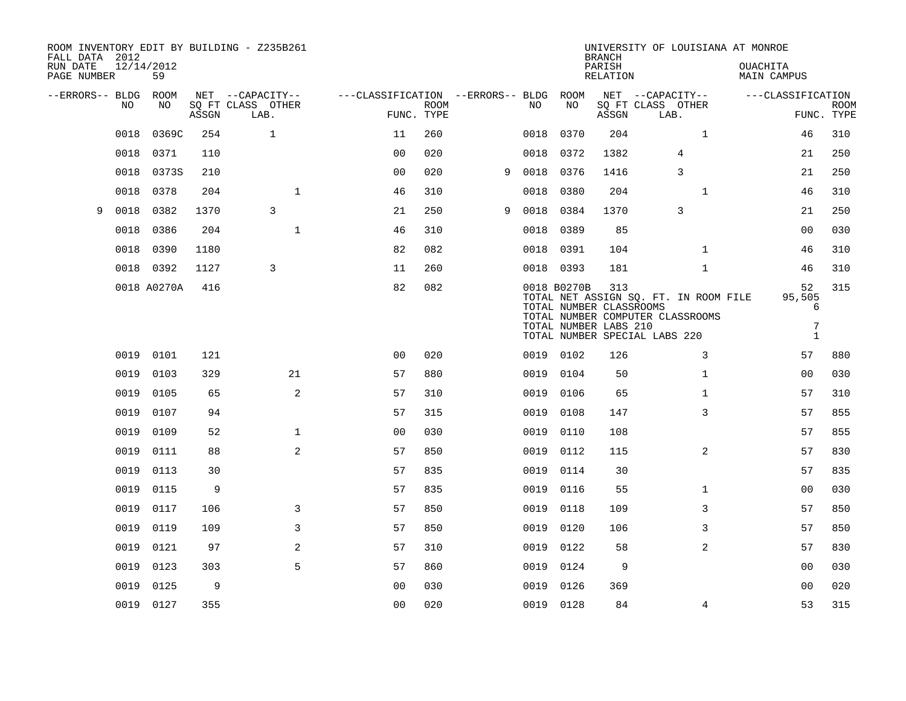ROOM INVENTORY EDIT BY BUILDING - Z235B261
FALL DATA 2012
RUN DATE 12/14/2012
PAGE NUMBER 59

UNIVERSITY OF LOUISIANA AT MONROE
BRANCH
PARISH OUACHITA
RELATION MAIN CAMPUS

| --ERRORS-- | BLDG NO | ROOM NO | NET SQ FT ASSGN | CAPACITY CLASS LAB. | CAPACITY OTHER | CLASSIFICATION FUNC. | ROOM TYPE | --ERRORS-- | BLDG NO | ROOM NO | NET SQ FT ASSGN | CAPACITY CLASS LAB. | CAPACITY OTHER | CLASSIFICATION FUNC. | ROOM TYPE |
|---|---|---|---|---|---|---|---|---|---|---|---|---|---|---|---|
| | 0018 | 0369C | 254 | 1 | | 11 | 260 | | 0018 | 0370 | 204 | | 1 | 46 | 310 |
| | 0018 | 0371 | 110 | | | 00 | 020 | | 0018 | 0372 | 1382 | 4 | | 21 | 250 |
| | 0018 | 0373S | 210 | | | 00 | 020 | 9 | 0018 | 0376 | 1416 | 3 | | 21 | 250 |
| | 0018 | 0378 | 204 | | 1 | 46 | 310 | | 0018 | 0380 | 204 | | 1 | 46 | 310 |
| 9 | 0018 | 0382 | 1370 | 3 | | 21 | 250 | 9 | 0018 | 0384 | 1370 | 3 | | 21 | 250 |
| | 0018 | 0386 | 204 | | 1 | 46 | 310 | | 0018 | 0389 | 85 | | | 00 | 030 |
| | 0018 | 0390 | 1180 | | | 82 | 082 | | 0018 | 0391 | 104 | | 1 | 46 | 310 |
| | 0018 | 0392 | 1127 | 3 | | 11 | 260 | | 0018 | 0393 | 181 | | 1 | 46 | 310 |
| | 0018 | A0270A | 416 | | | 82 | 082 | | 0018 | B0270B | 313 | | | 52 | 315 |

TOTAL NET ASSIGN SQ. FT. IN ROOM FILE 95,505
TOTAL NUMBER CLASSROOMS 6
TOTAL NUMBER COMPUTER CLASSROOMS
TOTAL NUMBER LABS 210 7
TOTAL NUMBER SPECIAL LABS 220 1

| --ERRORS-- | BLDG NO | ROOM NO | NET SQ FT ASSGN | CAPACITY CLASS LAB. | CAPACITY OTHER | CLASSIFICATION FUNC. | ROOM TYPE | --ERRORS-- | BLDG NO | ROOM NO | NET SQ FT ASSGN | CAPACITY CLASS LAB. | CAPACITY OTHER | CLASSIFICATION FUNC. | ROOM TYPE |
|---|---|---|---|---|---|---|---|---|---|---|---|---|---|---|---|
| | 0019 | 0101 | 121 | | | 00 | 020 | | 0019 | 0102 | 126 | | 3 | 57 | 880 |
| | 0019 | 0103 | 329 | | 21 | 57 | 880 | | 0019 | 0104 | 50 | | 1 | 00 | 030 |
| | 0019 | 0105 | 65 | | 2 | 57 | 310 | | 0019 | 0106 | 65 | | 1 | 57 | 310 |
| | 0019 | 0107 | 94 | | | 57 | 315 | | 0019 | 0108 | 147 | | 3 | 57 | 855 |
| | 0019 | 0109 | 52 | | 1 | 00 | 030 | | 0019 | 0110 | 108 | | | 57 | 855 |
| | 0019 | 0111 | 88 | | 2 | 57 | 850 | | 0019 | 0112 | 115 | | 2 | 57 | 830 |
| | 0019 | 0113 | 30 | | | 57 | 835 | | 0019 | 0114 | 30 | | | 57 | 835 |
| | 0019 | 0115 | 9 | | | 57 | 835 | | 0019 | 0116 | 55 | | 1 | 00 | 030 |
| | 0019 | 0117 | 106 | | 3 | 57 | 850 | | 0019 | 0118 | 109 | | 3 | 57 | 850 |
| | 0019 | 0119 | 109 | | 3 | 57 | 850 | | 0019 | 0120 | 106 | | 3 | 57 | 850 |
| | 0019 | 0121 | 97 | | 2 | 57 | 310 | | 0019 | 0122 | 58 | | 2 | 57 | 830 |
| | 0019 | 0123 | 303 | | 5 | 57 | 860 | | 0019 | 0124 | 9 | | | 00 | 030 |
| | 0019 | 0125 | 9 | | | 00 | 030 | | 0019 | 0126 | 369 | | | 00 | 020 |
| | 0019 | 0127 | 355 | | | 00 | 020 | | 0019 | 0128 | 84 | | 4 | 53 | 315 |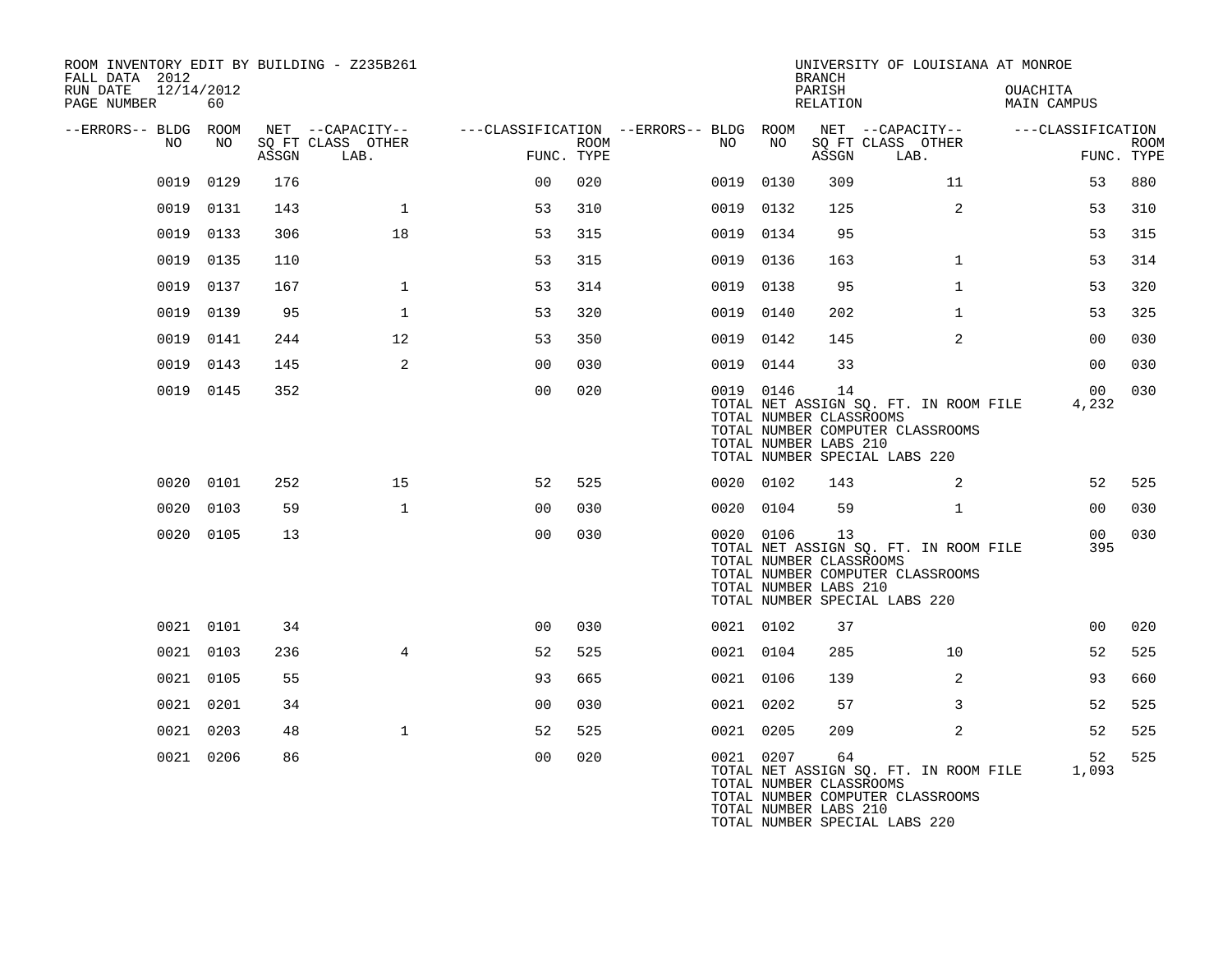ROOM INVENTORY EDIT BY BUILDING - Z235B261
FALL DATA 2012
RUN DATE 12/14/2012
PAGE NUMBER 60

UNIVERSITY OF LOUISIANA AT MONROE
BRANCH
PARISH OUACHITA
RELATION MAIN CAMPUS

| --ERRORS-- | BLDG NO | ROOM NO | NET SQ FT ASSGN | CAPACITY CLASS LAB. | CAPACITY OTHER | CLASSIFICATION FUNC. | ROOM TYPE | --ERRORS-- | BLDG NO | ROOM NO | NET SQ FT ASSGN | CAPACITY CLASS LAB. | CAPACITY OTHER | CLASSIFICATION FUNC. | ROOM TYPE |
|---|---|---|---|---|---|---|---|---|---|---|---|---|---|---|---|
| | 0019 | 0129 | 176 | | | 00 | 020 | | 0019 | 0130 | 309 | 11 | | 53 | 880 |
| | 0019 | 0131 | 143 | 1 | | 53 | 310 | | 0019 | 0132 | 125 | 2 | | 53 | 310 |
| | 0019 | 0133 | 306 | 18 | | 53 | 315 | | 0019 | 0134 | 95 | | | 53 | 315 |
| | 0019 | 0135 | 110 | | | 53 | 315 | | 0019 | 0136 | 163 | 1 | | 53 | 314 |
| | 0019 | 0137 | 167 | 1 | | 53 | 314 | | 0019 | 0138 | 95 | 1 | | 53 | 320 |
| | 0019 | 0139 | 95 | 1 | | 53 | 320 | | 0019 | 0140 | 202 | 1 | | 53 | 325 |
| | 0019 | 0141 | 244 | 12 | | 53 | 350 | | 0019 | 0142 | 145 | 2 | | 00 | 030 |
| | 0019 | 0143 | 145 | 2 | | 00 | 030 | | 0019 | 0144 | 33 | | | 00 | 030 |
| | 0019 | 0145 | 352 | | | 00 | 020 | | 0019 | 0146 | 14 | | | 00 | 030 |

TOTAL NET ASSIGN SQ. FT. IN ROOM FILE 4,232
TOTAL NUMBER CLASSROOMS
TOTAL NUMBER COMPUTER CLASSROOMS
TOTAL NUMBER LABS 210
TOTAL NUMBER SPECIAL LABS 220

| --ERRORS-- | BLDG NO | ROOM NO | NET SQ FT ASSGN | CAPACITY CLASS LAB. | CAPACITY OTHER | CLASSIFICATION FUNC. | ROOM TYPE | --ERRORS-- | BLDG NO | ROOM NO | NET SQ FT ASSGN | CAPACITY CLASS LAB. | CAPACITY OTHER | CLASSIFICATION FUNC. | ROOM TYPE |
|---|---|---|---|---|---|---|---|---|---|---|---|---|---|---|---|
| | 0020 | 0101 | 252 | 15 | | 52 | 525 | | 0020 | 0102 | 143 | 2 | | 52 | 525 |
| | 0020 | 0103 | 59 | 1 | | 00 | 030 | | 0020 | 0104 | 59 | 1 | | 00 | 030 |
| | 0020 | 0105 | 13 | | | 00 | 030 | | 0020 | 0106 | 13 | | | 00 | 030 |

TOTAL NET ASSIGN SQ. FT. IN ROOM FILE 395
TOTAL NUMBER CLASSROOMS
TOTAL NUMBER COMPUTER CLASSROOMS
TOTAL NUMBER LABS 210
TOTAL NUMBER SPECIAL LABS 220

| --ERRORS-- | BLDG NO | ROOM NO | NET SQ FT ASSGN | CAPACITY CLASS LAB. | CAPACITY OTHER | CLASSIFICATION FUNC. | ROOM TYPE | --ERRORS-- | BLDG NO | ROOM NO | NET SQ FT ASSGN | CAPACITY CLASS LAB. | CAPACITY OTHER | CLASSIFICATION FUNC. | ROOM TYPE |
|---|---|---|---|---|---|---|---|---|---|---|---|---|---|---|---|
| | 0021 | 0101 | 34 | | | 00 | 030 | | 0021 | 0102 | 37 | | | 00 | 020 |
| | 0021 | 0103 | 236 | 4 | | 52 | 525 | | 0021 | 0104 | 285 | 10 | | 52 | 525 |
| | 0021 | 0105 | 55 | | | 93 | 665 | | 0021 | 0106 | 139 | 2 | | 93 | 660 |
| | 0021 | 0201 | 34 | | | 00 | 030 | | 0021 | 0202 | 57 | 3 | | 52 | 525 |
| | 0021 | 0203 | 48 | 1 | | 52 | 525 | | 0021 | 0205 | 209 | 2 | | 52 | 525 |
| | 0021 | 0206 | 86 | | | 00 | 020 | | 0021 | 0207 | 64 | | | 52 | 525 |

TOTAL NET ASSIGN SQ. FT. IN ROOM FILE 1,093
TOTAL NUMBER CLASSROOMS
TOTAL NUMBER COMPUTER CLASSROOMS
TOTAL NUMBER LABS 210
TOTAL NUMBER SPECIAL LABS 220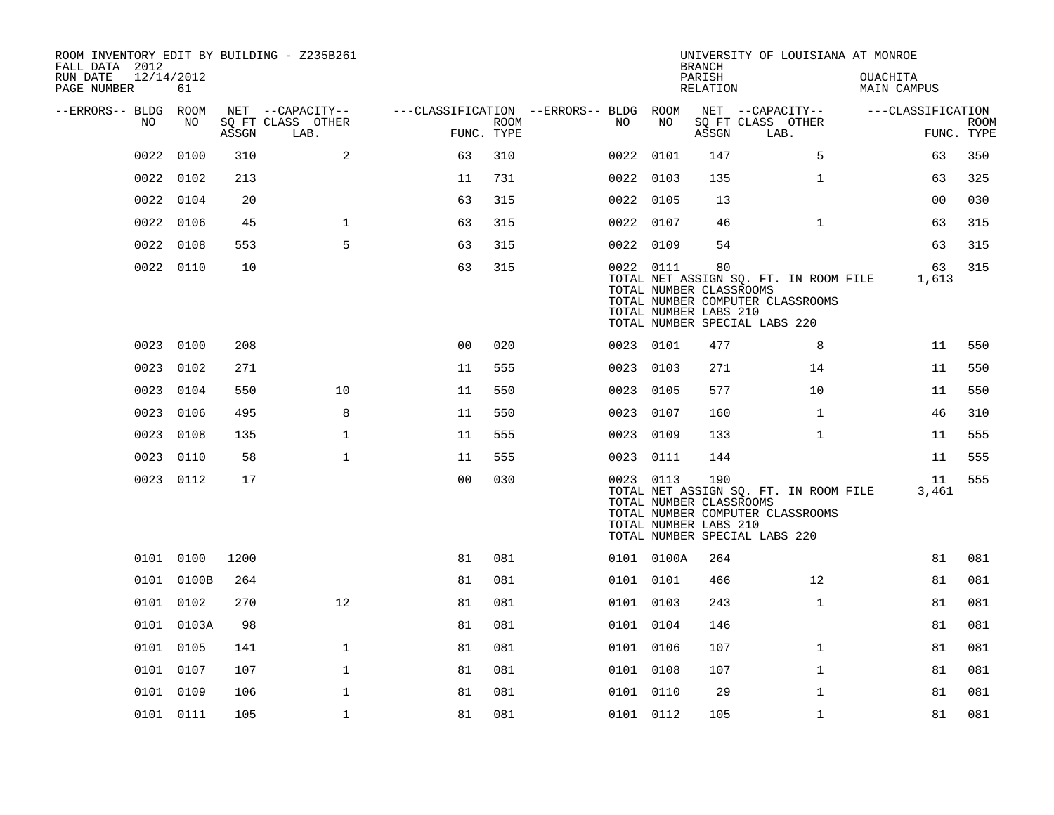ROOM INVENTORY EDIT BY BUILDING - Z235B261
FALL DATA 2012
RUN DATE 12/14/2012
PAGE NUMBER 61

UNIVERSITY OF LOUISIANA AT MONROE
BRANCH
PARISH OUACHITA
RELATION MAIN CAMPUS

| --ERRORS-- | BLDG NO | ROOM NO | NET SQ FT ASSGN | --CAPACITY-- CLASS LAB. | OTHER | ---CLASSIFICATION FUNC. | ROOM TYPE | --ERRORS-- | BLDG NO | ROOM NO | NET SQ FT ASSGN | --CAPACITY-- CLASS LAB. | OTHER | ---CLASSIFICATION FUNC. | ROOM TYPE |
|---|---|---|---|---|---|---|---|---|---|---|---|---|---|---|---|
| | 0022 | 0100 | 310 | | 2 | 63 | 310 | | 0022 | 0101 | 147 | | 5 | 63 | 350 |
| | 0022 | 0102 | 213 | | | 11 | 731 | | 0022 | 0103 | 135 | | 1 | 63 | 325 |
| | 0022 | 0104 | 20 | | | 63 | 315 | | 0022 | 0105 | 13 | | | 00 | 030 |
| | 0022 | 0106 | 45 | | 1 | 63 | 315 | | 0022 | 0107 | 46 | | 1 | 63 | 315 |
| | 0022 | 0108 | 553 | | 5 | 63 | 315 | | 0022 | 0109 | 54 | | | 63 | 315 |
| | 0022 | 0110 | 10 | | | 63 | 315 | | 0022 | 0111 | 80 | | | 63 | 315 |
| | | | | | | | | | TOTAL NET ASSIGN SQ. FT. IN ROOM FILE | | | | | 1,613 | |
| | | | | | | | | | TOTAL NUMBER CLASSROOMS | | | | | | |
| | | | | | | | | | TOTAL NUMBER COMPUTER CLASSROOMS | | | | | | |
| | | | | | | | | | TOTAL NUMBER LABS 210 | | | | | | |
| | | | | | | | | | TOTAL NUMBER SPECIAL LABS 220 | | | | | | |
| | 0023 | 0100 | 208 | | | 00 | 020 | | 0023 | 0101 | 477 | | 8 | 11 | 550 |
| | 0023 | 0102 | 271 | | | 11 | 555 | | 0023 | 0103 | 271 | | 14 | 11 | 550 |
| | 0023 | 0104 | 550 | | 10 | 11 | 550 | | 0023 | 0105 | 577 | | 10 | 11 | 550 |
| | 0023 | 0106 | 495 | | 8 | 11 | 550 | | 0023 | 0107 | 160 | | 1 | 46 | 310 |
| | 0023 | 0108 | 135 | | 1 | 11 | 555 | | 0023 | 0109 | 133 | | 1 | 11 | 555 |
| | 0023 | 0110 | 58 | | 1 | 11 | 555 | | 0023 | 0111 | 144 | | | 11 | 555 |
| | 0023 | 0112 | 17 | | | 00 | 030 | | 0023 | 0113 | 190 | | | 11 | 555 |
| | | | | | | | | | TOTAL NET ASSIGN SQ. FT. IN ROOM FILE | | | | | 3,461 | |
| | | | | | | | | | TOTAL NUMBER CLASSROOMS | | | | | | |
| | | | | | | | | | TOTAL NUMBER COMPUTER CLASSROOMS | | | | | | |
| | | | | | | | | | TOTAL NUMBER LABS 210 | | | | | | |
| | | | | | | | | | TOTAL NUMBER SPECIAL LABS 220 | | | | | | |
| | 0101 | 0100 | 1200 | | | 81 | 081 | | 0101 | 0100A | 264 | | | 81 | 081 |
| | 0101 | 0100B | 264 | | | 81 | 081 | | 0101 | 0101 | 466 | | 12 | 81 | 081 |
| | 0101 | 0102 | 270 | | 12 | 81 | 081 | | 0101 | 0103 | 243 | | 1 | 81 | 081 |
| | 0101 | 0103A | 98 | | | 81 | 081 | | 0101 | 0104 | 146 | | | 81 | 081 |
| | 0101 | 0105 | 141 | | 1 | 81 | 081 | | 0101 | 0106 | 107 | | 1 | 81 | 081 |
| | 0101 | 0107 | 107 | | 1 | 81 | 081 | | 0101 | 0108 | 107 | | 1 | 81 | 081 |
| | 0101 | 0109 | 106 | | 1 | 81 | 081 | | 0101 | 0110 | 29 | | 1 | 81 | 081 |
| | 0101 | 0111 | 105 | | 1 | 81 | 081 | | 0101 | 0112 | 105 | | 1 | 81 | 081 |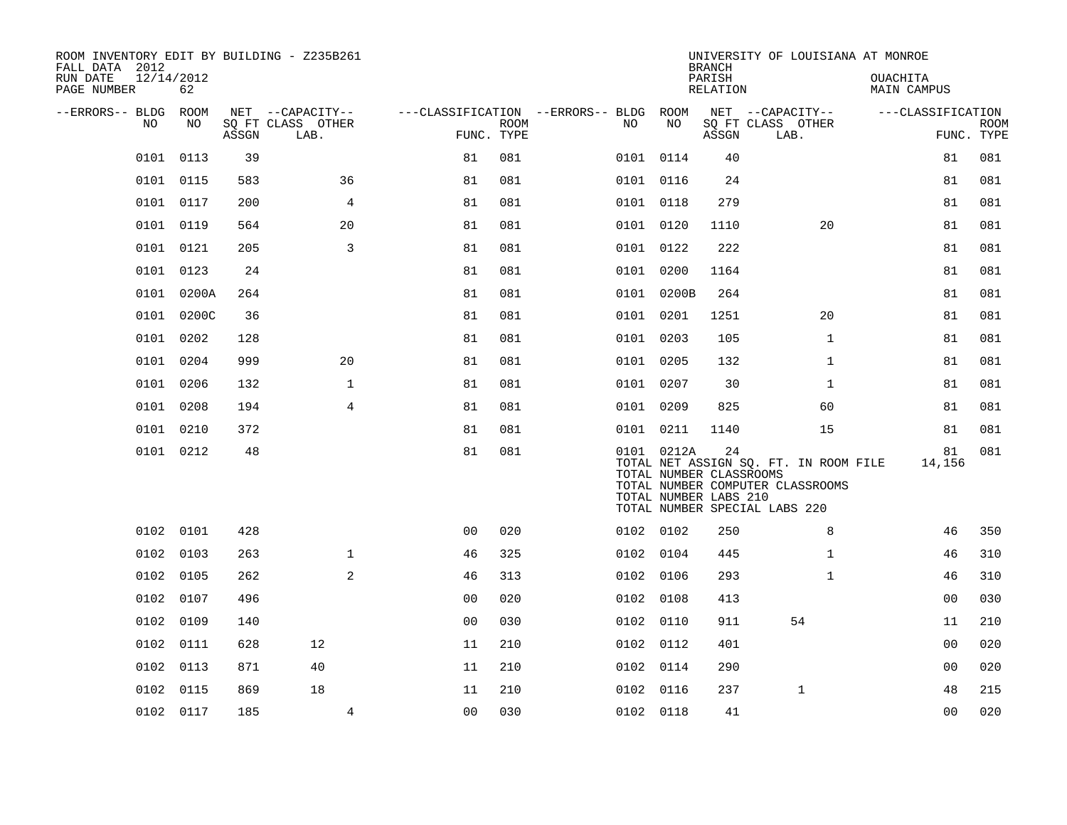ROOM INVENTORY EDIT BY BUILDING - Z235B261
FALL DATA 2012
RUN DATE 12/14/2012
PAGE NUMBER 62

UNIVERSITY OF LOUISIANA AT MONROE
BRANCH
PARISH OUACHITA
RELATION MAIN CAMPUS

| --ERRORS-- | BLDG NO | ROOM NO | NET SQ FT ASSGN | --CAPACITY-- CLASS | OTHER LAB. | ---CLASSIFICATION FUNC. | ROOM TYPE | --ERRORS-- | BLDG NO | ROOM NO | NET SQ FT ASSGN | --CAPACITY-- CLASS | OTHER LAB. | ---CLASSIFICATION FUNC. | ROOM TYPE |
|---|---|---|---|---|---|---|---|---|---|---|---|---|---|---|---|
| | 0101 | 0113 | 39 | | | 81 | 081 | | 0101 | 0114 | 40 | | | 81 | 081 |
| | 0101 | 0115 | 583 | | 36 | 81 | 081 | | 0101 | 0116 | 24 | | | 81 | 081 |
| | 0101 | 0117 | 200 | | 4 | 81 | 081 | | 0101 | 0118 | 279 | | | 81 | 081 |
| | 0101 | 0119 | 564 | | 20 | 81 | 081 | | 0101 | 0120 | 1110 | | 20 | 81 | 081 |
| | 0101 | 0121 | 205 | | 3 | 81 | 081 | | 0101 | 0122 | 222 | | | 81 | 081 |
| | 0101 | 0123 | 24 | | | 81 | 081 | | 0101 | 0200 | 1164 | | | 81 | 081 |
| | 0101 | 0200A | 264 | | | 81 | 081 | | 0101 | 0200B | 264 | | | 81 | 081 |
| | 0101 | 0200C | 36 | | | 81 | 081 | | 0101 | 0201 | 1251 | | 20 | 81 | 081 |
| | 0101 | 0202 | 128 | | | 81 | 081 | | 0101 | 0203 | 105 | | 1 | 81 | 081 |
| | 0101 | 0204 | 999 | | 20 | 81 | 081 | | 0101 | 0205 | 132 | | 1 | 81 | 081 |
| | 0101 | 0206 | 132 | | 1 | 81 | 081 | | 0101 | 0207 | 30 | | 1 | 81 | 081 |
| | 0101 | 0208 | 194 | | 4 | 81 | 081 | | 0101 | 0209 | 825 | | 60 | 81 | 081 |
| | 0101 | 0210 | 372 | | | 81 | 081 | | 0101 | 0211 | 1140 | | 15 | 81 | 081 |
| | 0101 | 0212 | 48 | | | 81 | 081 | | 0101 | 0212A | 24 | | | 81 | 081 |
| | | | | | | | | | TOTAL NET ASSIGN SQ. FT. IN ROOM FILE | | | | | 14,156 | |
| | | | | | | | | | TOTAL NUMBER CLASSROOMS | | | | | | |
| | | | | | | | | | TOTAL NUMBER COMPUTER CLASSROOMS | | | | | | |
| | | | | | | | | | TOTAL NUMBER LABS 210 | | | | | | |
| | | | | | | | | | TOTAL NUMBER SPECIAL LABS 220 | | | | | | |
| | 0102 | 0101 | 428 | | | 00 | 020 | | 0102 | 0102 | 250 | | 8 | 46 | 350 |
| | 0102 | 0103 | 263 | | 1 | 46 | 325 | | 0102 | 0104 | 445 | | 1 | 46 | 310 |
| | 0102 | 0105 | 262 | | 2 | 46 | 313 | | 0102 | 0106 | 293 | | 1 | 46 | 310 |
| | 0102 | 0107 | 496 | | | 00 | 020 | | 0102 | 0108 | 413 | | | 00 | 030 |
| | 0102 | 0109 | 140 | | | 00 | 030 | | 0102 | 0110 | 911 | 54 | | 11 | 210 |
| | 0102 | 0111 | 628 | 12 | | 11 | 210 | | 0102 | 0112 | 401 | | | 00 | 020 |
| | 0102 | 0113 | 871 | 40 | | 11 | 210 | | 0102 | 0114 | 290 | | | 00 | 020 |
| | 0102 | 0115 | 869 | 18 | | 11 | 210 | | 0102 | 0116 | 237 | 1 | | 48 | 215 |
| | 0102 | 0117 | 185 | | 4 | 00 | 030 | | 0102 | 0118 | 41 | | | 00 | 020 |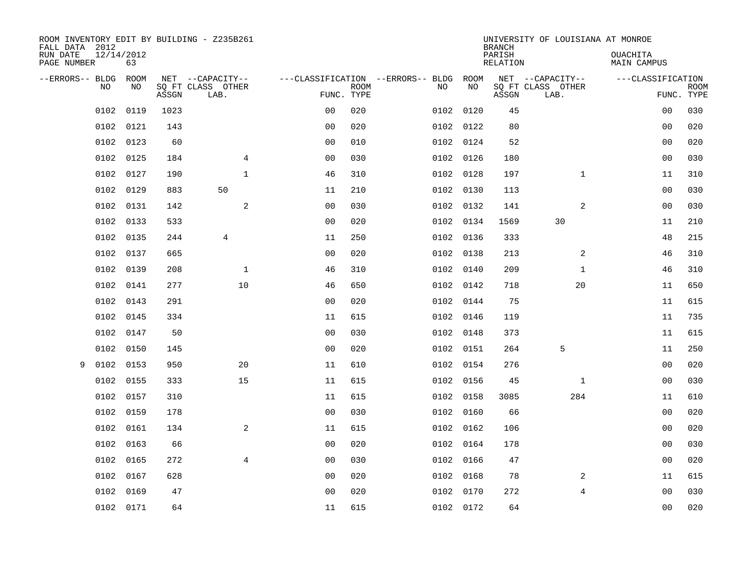ROOM INVENTORY EDIT BY BUILDING - Z235B261
FALL DATA 2012
RUN DATE 12/14/2012
PAGE NUMBER 63

UNIVERSITY OF LOUISIANA AT MONROE
BRANCH
PARISH OUACHITA
RELATION MAIN CAMPUS

| --ERRORS-- | BLDG NO | ROOM NO | NET SQ FT ASSGN | --CAPACITY-- CLASS LAB. | OTHER | ---CLASSIFICATION FUNC. | ROOM TYPE | --ERRORS-- | BLDG NO | ROOM NO | NET SQ FT ASSGN | --CAPACITY-- CLASS LAB. | OTHER | ---CLASSIFICATION FUNC. | ROOM TYPE |
|---|---|---|---|---|---|---|---|---|---|---|---|---|---|---|---|
| | 0102 | 0119 | 1023 | | | 00 | 020 | | 0102 | 0120 | 45 | | | 00 | 030 |
| | 0102 | 0121 | 143 | | | 00 | 020 | | 0102 | 0122 | 80 | | | 00 | 020 |
| | 0102 | 0123 | 60 | | | 00 | 010 | | 0102 | 0124 | 52 | | | 00 | 020 |
| | 0102 | 0125 | 184 | | 4 | 00 | 030 | | 0102 | 0126 | 180 | | | 00 | 030 |
| | 0102 | 0127 | 190 | | 1 | 46 | 310 | | 0102 | 0128 | 197 | | 1 | 11 | 310 |
| | 0102 | 0129 | 883 | 50 | | 11 | 210 | | 0102 | 0130 | 113 | | | 00 | 030 |
| | 0102 | 0131 | 142 | | 2 | 00 | 030 | | 0102 | 0132 | 141 | | 2 | 00 | 030 |
| | 0102 | 0133 | 533 | | | 00 | 020 | | 0102 | 0134 | 1569 | 30 | | 11 | 210 |
| | 0102 | 0135 | 244 | 4 | | 11 | 250 | | 0102 | 0136 | 333 | | | 48 | 215 |
| | 0102 | 0137 | 665 | | | 00 | 020 | | 0102 | 0138 | 213 | | 2 | 46 | 310 |
| | 0102 | 0139 | 208 | | 1 | 46 | 310 | | 0102 | 0140 | 209 | | 1 | 46 | 310 |
| | 0102 | 0141 | 277 | | 10 | 46 | 650 | | 0102 | 0142 | 718 | | 20 | 11 | 650 |
| | 0102 | 0143 | 291 | | | 00 | 020 | | 0102 | 0144 | 75 | | | 11 | 615 |
| | 0102 | 0145 | 334 | | | 11 | 615 | | 0102 | 0146 | 119 | | | 11 | 735 |
| | 0102 | 0147 | 50 | | | 00 | 030 | | 0102 | 0148 | 373 | | | 11 | 615 |
| | 0102 | 0150 | 145 | | | 00 | 020 | | 0102 | 0151 | 264 | 5 | | 11 | 250 |
| 9 | 0102 | 0153 | 950 | | 20 | 11 | 610 | | 0102 | 0154 | 276 | | | 00 | 020 |
| | 0102 | 0155 | 333 | | 15 | 11 | 615 | | 0102 | 0156 | 45 | | 1 | 00 | 030 |
| | 0102 | 0157 | 310 | | | 11 | 615 | | 0102 | 0158 | 3085 | | 284 | 11 | 610 |
| | 0102 | 0159 | 178 | | | 00 | 030 | | 0102 | 0160 | 66 | | | 00 | 020 |
| | 0102 | 0161 | 134 | | 2 | 11 | 615 | | 0102 | 0162 | 106 | | | 00 | 020 |
| | 0102 | 0163 | 66 | | | 00 | 020 | | 0102 | 0164 | 178 | | | 00 | 030 |
| | 0102 | 0165 | 272 | | 4 | 00 | 030 | | 0102 | 0166 | 47 | | | 00 | 020 |
| | 0102 | 0167 | 628 | | | 00 | 020 | | 0102 | 0168 | 78 | | 2 | 11 | 615 |
| | 0102 | 0169 | 47 | | | 00 | 020 | | 0102 | 0170 | 272 | | 4 | 00 | 030 |
| | 0102 | 0171 | 64 | | | 11 | 615 | | 0102 | 0172 | 64 | | | 00 | 020 |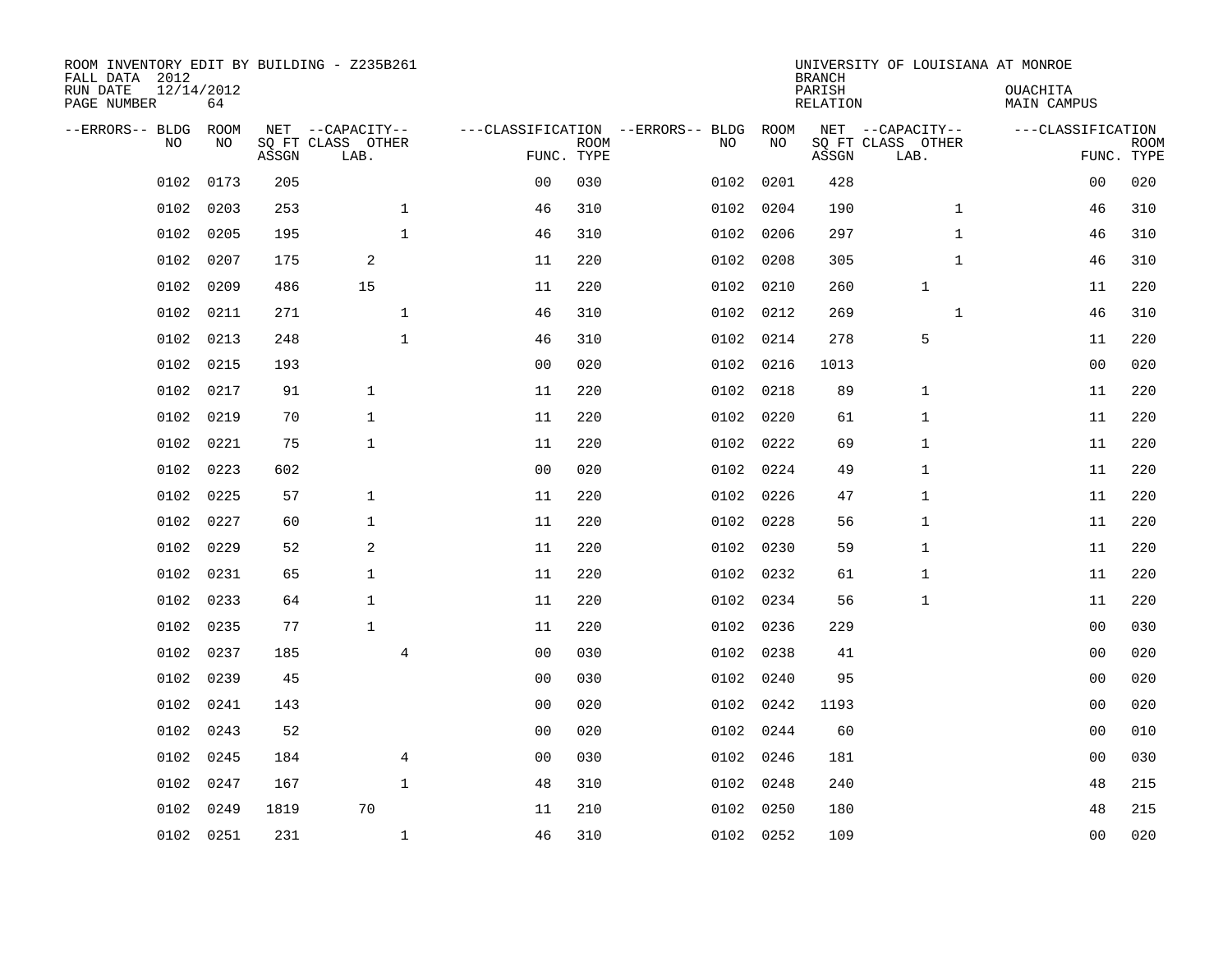ROOM INVENTORY EDIT BY BUILDING - Z235B261
FALL DATA 2012
RUN DATE 12/14/2012
PAGE NUMBER 64

UNIVERSITY OF LOUISIANA AT MONROE
BRANCH
PARISH OUACHITA
RELATION MAIN CAMPUS

| --ERRORS-- | BLDG NO | ROOM NO | NET SQ FT ASSGN | CAPACITY CLASS LAB. | CAPACITY OTHER | CLASSIFICATION FUNC. | ROOM TYPE | --ERRORS-- | BLDG NO | ROOM NO | NET SQ FT ASSGN | CAPACITY CLASS LAB. | CAPACITY OTHER | CLASSIFICATION FUNC. | ROOM TYPE |
|---|---|---|---|---|---|---|---|---|---|---|---|---|---|---|---|
| | 0102 | 0173 | 205 | | | 00 | 030 | | 0102 | 0201 | 428 | | | 00 | 020 |
| | 0102 | 0203 | 253 | | 1 | 46 | 310 | | 0102 | 0204 | 190 | | 1 | 46 | 310 |
| | 0102 | 0205 | 195 | | 1 | 46 | 310 | | 0102 | 0206 | 297 | | 1 | 46 | 310 |
| | 0102 | 0207 | 175 | 2 | | 11 | 220 | | 0102 | 0208 | 305 | | 1 | 46 | 310 |
| | 0102 | 0209 | 486 | 15 | | 11 | 220 | | 0102 | 0210 | 260 | 1 | | 11 | 220 |
| | 0102 | 0211 | 271 | | 1 | 46 | 310 | | 0102 | 0212 | 269 | | 1 | 46 | 310 |
| | 0102 | 0213 | 248 | | 1 | 46 | 310 | | 0102 | 0214 | 278 | 5 | | 11 | 220 |
| | 0102 | 0215 | 193 | | | 00 | 020 | | 0102 | 0216 | 1013 | | | 00 | 020 |
| | 0102 | 0217 | 91 | 1 | | 11 | 220 | | 0102 | 0218 | 89 | 1 | | 11 | 220 |
| | 0102 | 0219 | 70 | 1 | | 11 | 220 | | 0102 | 0220 | 61 | 1 | | 11 | 220 |
| | 0102 | 0221 | 75 | 1 | | 11 | 220 | | 0102 | 0222 | 69 | 1 | | 11 | 220 |
| | 0102 | 0223 | 602 | | | 00 | 020 | | 0102 | 0224 | 49 | 1 | | 11 | 220 |
| | 0102 | 0225 | 57 | 1 | | 11 | 220 | | 0102 | 0226 | 47 | 1 | | 11 | 220 |
| | 0102 | 0227 | 60 | 1 | | 11 | 220 | | 0102 | 0228 | 56 | 1 | | 11 | 220 |
| | 0102 | 0229 | 52 | 2 | | 11 | 220 | | 0102 | 0230 | 59 | 1 | | 11 | 220 |
| | 0102 | 0231 | 65 | 1 | | 11 | 220 | | 0102 | 0232 | 61 | 1 | | 11 | 220 |
| | 0102 | 0233 | 64 | 1 | | 11 | 220 | | 0102 | 0234 | 56 | 1 | | 11 | 220 |
| | 0102 | 0235 | 77 | 1 | | 11 | 220 | | 0102 | 0236 | 229 | | | 00 | 030 |
| | 0102 | 0237 | 185 | | 4 | 00 | 030 | | 0102 | 0238 | 41 | | | 00 | 020 |
| | 0102 | 0239 | 45 | | | 00 | 030 | | 0102 | 0240 | 95 | | | 00 | 020 |
| | 0102 | 0241 | 143 | | | 00 | 020 | | 0102 | 0242 | 1193 | | | 00 | 020 |
| | 0102 | 0243 | 52 | | | 00 | 020 | | 0102 | 0244 | 60 | | | 00 | 010 |
| | 0102 | 0245 | 184 | | 4 | 00 | 030 | | 0102 | 0246 | 181 | | | 00 | 030 |
| | 0102 | 0247 | 167 | | 1 | 48 | 310 | | 0102 | 0248 | 240 | | | 48 | 215 |
| | 0102 | 0249 | 1819 | 70 | | 11 | 210 | | 0102 | 0250 | 180 | | | 48 | 215 |
| | 0102 | 0251 | 231 | | 1 | 46 | 310 | | 0102 | 0252 | 109 | | | 00 | 020 |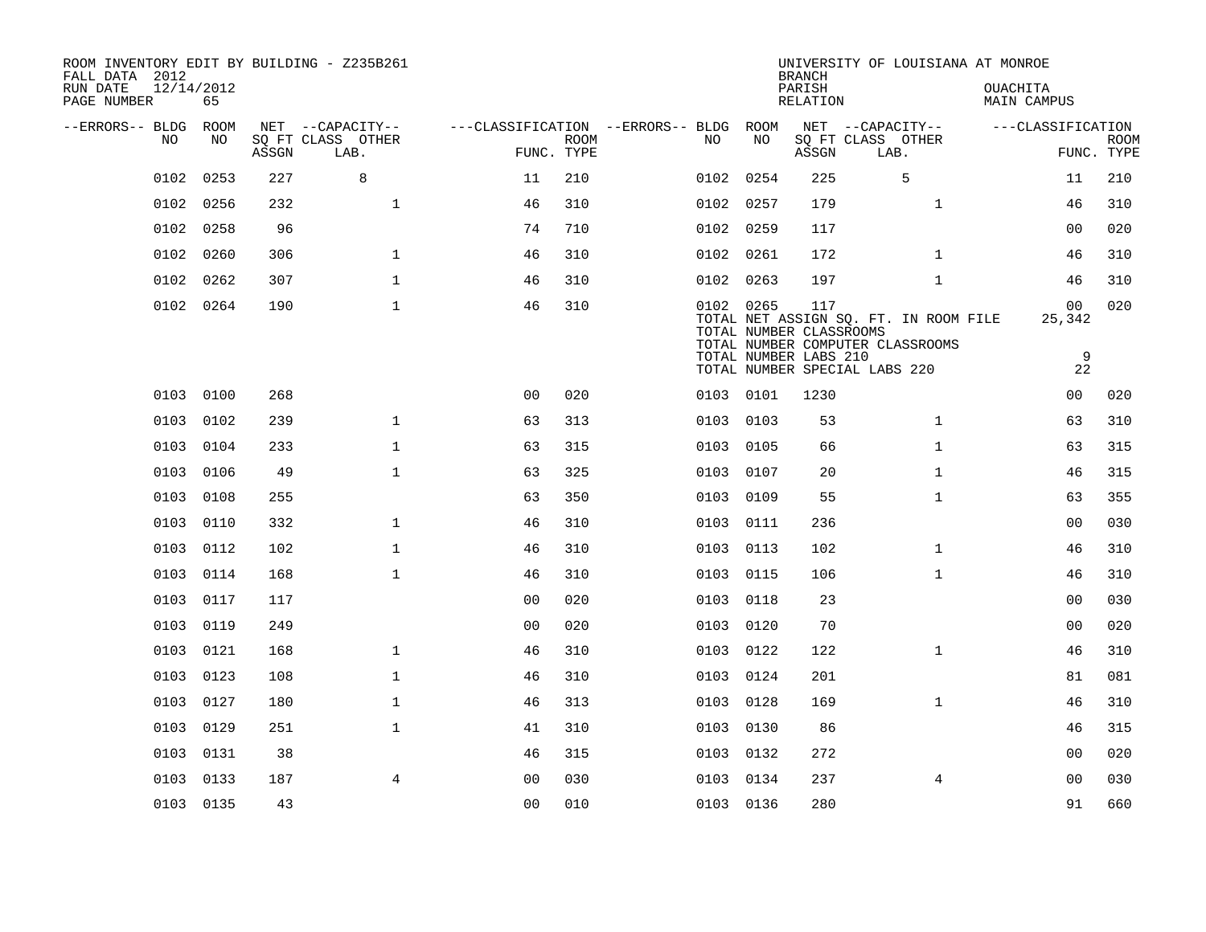ROOM INVENTORY EDIT BY BUILDING - Z235B261
FALL DATA 2012
RUN DATE 12/14/2012
PAGE NUMBER 65

UNIVERSITY OF LOUISIANA AT MONROE
BRANCH
PARISH OUACHITA
RELATION MAIN CAMPUS

| --ERRORS-- | BLDG NO | ROOM NO | NET SQ FT ASSGN | CAPACITY CLASS LAB. | CAPACITY OTHER | CLASSIFICATION FUNC. | ROOM TYPE | --ERRORS-- | BLDG NO | ROOM NO | NET SQ FT ASSGN | CAPACITY CLASS LAB. | CAPACITY OTHER | CLASSIFICATION FUNC. | ROOM TYPE |
|---|---|---|---|---|---|---|---|---|---|---|---|---|---|---|---|
| | 0102 | 0253 | 227 | 8 | | 11 | 210 | | 0102 | 0254 | 225 | 5 | | 11 | 210 |
| | 0102 | 0256 | 232 | | 1 | 46 | 310 | | 0102 | 0257 | 179 | | 1 | 46 | 310 |
| | 0102 | 0258 | 96 | | | 74 | 710 | | 0102 | 0259 | 117 | | | 00 | 020 |
| | 0102 | 0260 | 306 | | 1 | 46 | 310 | | 0102 | 0261 | 172 | | 1 | 46 | 310 |
| | 0102 | 0262 | 307 | | 1 | 46 | 310 | | 0102 | 0263 | 197 | | 1 | 46 | 310 |
| | 0102 | 0264 | 190 | | 1 | 46 | 310 | | 0102 | 0265 | 117 | | | 00 | 020 |

TOTAL NET ASSIGN SQ. FT. IN ROOM FILE 25,342
TOTAL NUMBER CLASSROOMS
TOTAL NUMBER COMPUTER CLASSROOMS
TOTAL NUMBER LABS 210 9
TOTAL NUMBER SPECIAL LABS 220 22

| --ERRORS-- | BLDG NO | ROOM NO | NET SQ FT ASSGN | CAPACITY CLASS LAB. | CAPACITY OTHER | CLASSIFICATION FUNC. | ROOM TYPE | --ERRORS-- | BLDG NO | ROOM NO | NET SQ FT ASSGN | CAPACITY CLASS LAB. | CAPACITY OTHER | CLASSIFICATION FUNC. | ROOM TYPE |
|---|---|---|---|---|---|---|---|---|---|---|---|---|---|---|---|
| | 0103 | 0100 | 268 | | | 00 | 020 | | 0103 | 0101 | 1230 | | | 00 | 020 |
| | 0103 | 0102 | 239 | | 1 | 63 | 313 | | 0103 | 0103 | 53 | | 1 | 63 | 310 |
| | 0103 | 0104 | 233 | | 1 | 63 | 315 | | 0103 | 0105 | 66 | | 1 | 63 | 315 |
| | 0103 | 0106 | 49 | | 1 | 63 | 325 | | 0103 | 0107 | 20 | | 1 | 46 | 315 |
| | 0103 | 0108 | 255 | | | 63 | 350 | | 0103 | 0109 | 55 | | 1 | 63 | 355 |
| | 0103 | 0110 | 332 | | 1 | 46 | 310 | | 0103 | 0111 | 236 | | | 00 | 030 |
| | 0103 | 0112 | 102 | | 1 | 46 | 310 | | 0103 | 0113 | 102 | | 1 | 46 | 310 |
| | 0103 | 0114 | 168 | | 1 | 46 | 310 | | 0103 | 0115 | 106 | | 1 | 46 | 310 |
| | 0103 | 0117 | 117 | | | 00 | 020 | | 0103 | 0118 | 23 | | | 00 | 030 |
| | 0103 | 0119 | 249 | | | 00 | 020 | | 0103 | 0120 | 70 | | | 00 | 020 |
| | 0103 | 0121 | 168 | | 1 | 46 | 310 | | 0103 | 0122 | 122 | | 1 | 46 | 310 |
| | 0103 | 0123 | 108 | | 1 | 46 | 310 | | 0103 | 0124 | 201 | | | 81 | 081 |
| | 0103 | 0127 | 180 | | 1 | 46 | 313 | | 0103 | 0128 | 169 | | 1 | 46 | 310 |
| | 0103 | 0129 | 251 | | 1 | 41 | 310 | | 0103 | 0130 | 86 | | | 46 | 315 |
| | 0103 | 0131 | 38 | | | 46 | 315 | | 0103 | 0132 | 272 | | | 00 | 020 |
| | 0103 | 0133 | 187 | | 4 | 00 | 030 | | 0103 | 0134 | 237 | | 4 | 00 | 030 |
| | 0103 | 0135 | 43 | | | 00 | 010 | | 0103 | 0136 | 280 | | | 91 | 660 |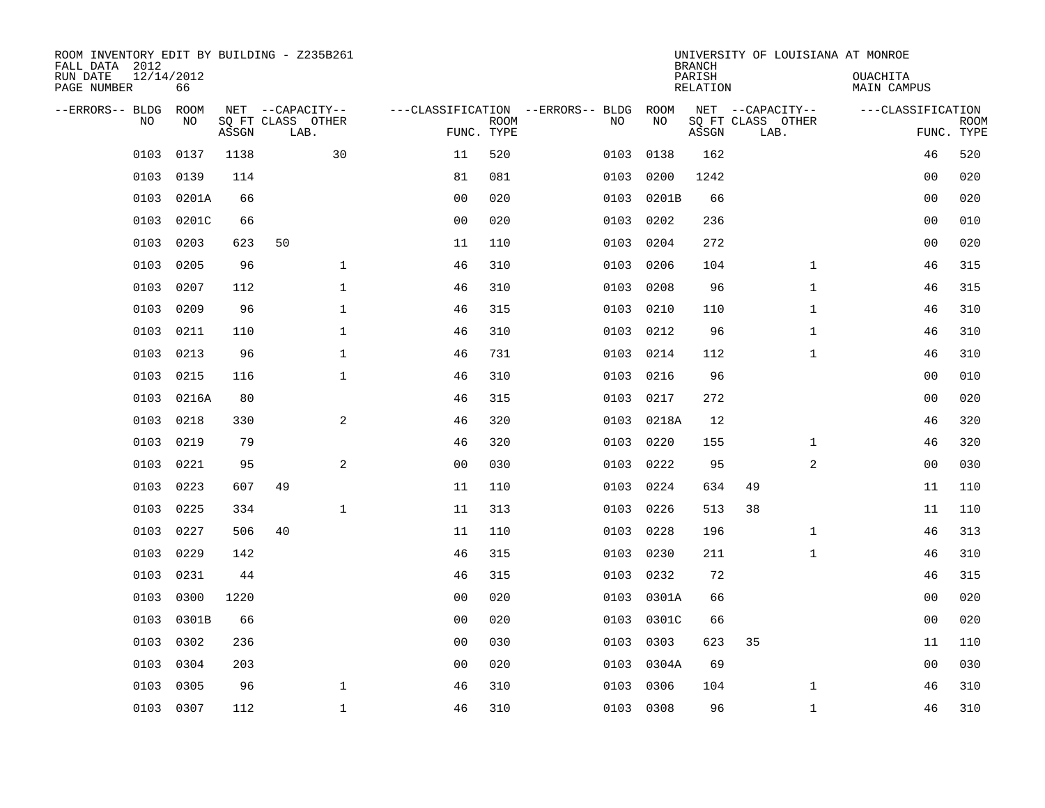ROOM INVENTORY EDIT BY BUILDING - Z235B261
FALL DATA 2012
RUN DATE 12/14/2012
PAGE NUMBER 66

UNIVERSITY OF LOUISIANA AT MONROE
BRANCH
PARISH OUACHITA
RELATION MAIN CAMPUS

| --ERRORS-- | BLDG NO | ROOM NO | NET SQ FT ASSGN | --CAPACITY-- CLASS | OTHER LAB. | ---CLASSIFICATION FUNC. | ROOM TYPE | --ERRORS-- | BLDG NO | ROOM NO | NET SQ FT ASSGN | --CAPACITY-- CLASS | OTHER LAB. | ---CLASSIFICATION FUNC. | ROOM TYPE |
|---|---|---|---|---|---|---|---|---|---|---|---|---|---|---|---|
| | 0103 | 0137 | 1138 | | 30 | 11 | 520 | | 0103 | 0138 | 162 | | | 46 | 520 |
| | 0103 | 0139 | 114 | | | 81 | 081 | | 0103 | 0200 | 1242 | | | 00 | 020 |
| | 0103 | 0201A | 66 | | | 00 | 020 | | 0103 | 0201B | 66 | | | 00 | 020 |
| | 0103 | 0201C | 66 | | | 00 | 020 | | 0103 | 0202 | 236 | | | 00 | 010 |
| | 0103 | 0203 | 623 | 50 | | 11 | 110 | | 0103 | 0204 | 272 | | | 00 | 020 |
| | 0103 | 0205 | 96 | | 1 | 46 | 310 | | 0103 | 0206 | 104 | | 1 | 46 | 315 |
| | 0103 | 0207 | 112 | | 1 | 46 | 310 | | 0103 | 0208 | 96 | | 1 | 46 | 315 |
| | 0103 | 0209 | 96 | | 1 | 46 | 315 | | 0103 | 0210 | 110 | | 1 | 46 | 310 |
| | 0103 | 0211 | 110 | | 1 | 46 | 310 | | 0103 | 0212 | 96 | | 1 | 46 | 310 |
| | 0103 | 0213 | 96 | | 1 | 46 | 731 | | 0103 | 0214 | 112 | | 1 | 46 | 310 |
| | 0103 | 0215 | 116 | | 1 | 46 | 310 | | 0103 | 0216 | 96 | | | 00 | 010 |
| | 0103 | 0216A | 80 | | | 46 | 315 | | 0103 | 0217 | 272 | | | 00 | 020 |
| | 0103 | 0218 | 330 | | 2 | 46 | 320 | | 0103 | 0218A | 12 | | | 46 | 320 |
| | 0103 | 0219 | 79 | | | 46 | 320 | | 0103 | 0220 | 155 | | 1 | 46 | 320 |
| | 0103 | 0221 | 95 | | 2 | 00 | 030 | | 0103 | 0222 | 95 | | 2 | 00 | 030 |
| | 0103 | 0223 | 607 | 49 | | 11 | 110 | | 0103 | 0224 | 634 | 49 | | 11 | 110 |
| | 0103 | 0225 | 334 | | 1 | 11 | 313 | | 0103 | 0226 | 513 | 38 | | 11 | 110 |
| | 0103 | 0227 | 506 | 40 | | 11 | 110 | | 0103 | 0228 | 196 | | 1 | 46 | 313 |
| | 0103 | 0229 | 142 | | | 46 | 315 | | 0103 | 0230 | 211 | | 1 | 46 | 310 |
| | 0103 | 0231 | 44 | | | 46 | 315 | | 0103 | 0232 | 72 | | | 46 | 315 |
| | 0103 | 0300 | 1220 | | | 00 | 020 | | 0103 | 0301A | 66 | | | 00 | 020 |
| | 0103 | 0301B | 66 | | | 00 | 020 | | 0103 | 0301C | 66 | | | 00 | 020 |
| | 0103 | 0302 | 236 | | | 00 | 030 | | 0103 | 0303 | 623 | 35 | | 11 | 110 |
| | 0103 | 0304 | 203 | | | 00 | 020 | | 0103 | 0304A | 69 | | | 00 | 030 |
| | 0103 | 0305 | 96 | | 1 | 46 | 310 | | 0103 | 0306 | 104 | | 1 | 46 | 310 |
| | 0103 | 0307 | 112 | | 1 | 46 | 310 | | 0103 | 0308 | 96 | | 1 | 46 | 310 |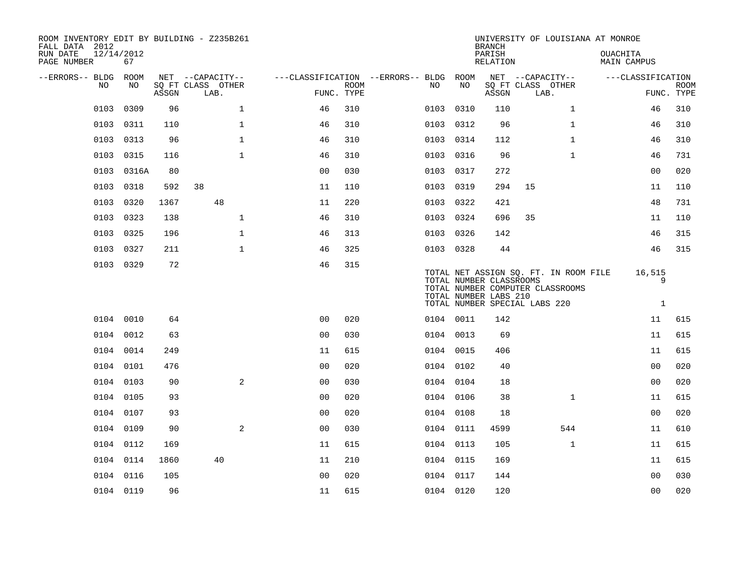ROOM INVENTORY EDIT BY BUILDING - Z235B261
FALL DATA 2012
RUN DATE 12/14/2012

UNIVERSITY OF LOUISIANA AT MONROE
BRANCH
PARISH OUACHITA
RELATION MAIN CAMPUS

| --ERRORS-- | BLDG NO | ROOM NO | NET SQ FT ASSGN | CAPACITY CLASS | CAPACITY LAB. | CAPACITY OTHER | CLASSIFICATION FUNC. | ROOM TYPE |
|---|---|---|---|---|---|---|---|---|
| | 0103 | 0309 | 96 | | | 1 | 46 | 310 |
| | 0103 | 0310 | 110 | | | 1 | 46 | 310 |
| | 0103 | 0311 | 110 | | | 1 | 46 | 310 |
| | 0103 | 0312 | 96 | | | 1 | 46 | 310 |
| | 0103 | 0313 | 96 | | | 1 | 46 | 310 |
| | 0103 | 0314 | 112 | | | 1 | 46 | 310 |
| | 0103 | 0315 | 116 | | | 1 | 46 | 310 |
| | 0103 | 0316 | 96 | | | 1 | 46 | 731 |
| | 0103 | 0316A | 80 | | | | 00 | 030 |
| | 0103 | 0317 | 272 | | | | 00 | 020 |
| | 0103 | 0318 | 592 | 38 | | | 11 | 110 |
| | 0103 | 0319 | 294 | 15 | | | 11 | 110 |
| | 0103 | 0320 | 1367 | | 48 | | 11 | 220 |
| | 0103 | 0322 | 421 | | | | 48 | 731 |
| | 0103 | 0323 | 138 | | | 1 | 46 | 310 |
| | 0103 | 0324 | 696 | 35 | | | 11 | 110 |
| | 0103 | 0325 | 196 | | | 1 | 46 | 313 |
| | 0103 | 0326 | 142 | | | | 46 | 315 |
| | 0103 | 0327 | 211 | | | 1 | 46 | 325 |
| | 0103 | 0328 | 44 | | | | 46 | 315 |
| | 0103 | 0329 | 72 | | | | 46 | 315 |

TOTAL NET ASSIGN SQ. FT. IN ROOM FILE 16,515
TOTAL NUMBER CLASSROOMS 9
TOTAL NUMBER COMPUTER CLASSROOMS
TOTAL NUMBER LABS 210
TOTAL NUMBER SPECIAL LABS 220 1

| --ERRORS-- | BLDG NO | ROOM NO | NET SQ FT ASSGN | CAPACITY CLASS | CAPACITY LAB. | CAPACITY OTHER | CLASSIFICATION FUNC. | ROOM TYPE |
|---|---|---|---|---|---|---|---|---|
| | 0104 | 0010 | 64 | | | | 00 | 020 |
| | 0104 | 0011 | 142 | | | | 11 | 615 |
| | 0104 | 0012 | 63 | | | | 00 | 030 |
| | 0104 | 0013 | 69 | | | | 11 | 615 |
| | 0104 | 0014 | 249 | | | | 11 | 615 |
| | 0104 | 0015 | 406 | | | | 11 | 615 |
| | 0104 | 0101 | 476 | | | | 00 | 020 |
| | 0104 | 0102 | 40 | | | | 00 | 020 |
| | 0104 | 0103 | 90 | | | 2 | 00 | 030 |
| | 0104 | 0104 | 18 | | | | 00 | 020 |
| | 0104 | 0105 | 93 | | | | 00 | 020 |
| | 0104 | 0106 | 38 | | | 1 | 11 | 615 |
| | 0104 | 0107 | 93 | | | | 00 | 020 |
| | 0104 | 0108 | 18 | | | | 00 | 020 |
| | 0104 | 0109 | 90 | | | 2 | 00 | 030 |
| | 0104 | 0111 | 4599 | | | 544 | 11 | 610 |
| | 0104 | 0112 | 169 | | | | 11 | 615 |
| | 0104 | 0113 | 105 | | | 1 | 11 | 615 |
| | 0104 | 0114 | 1860 | | 40 | | 11 | 210 |
| | 0104 | 0115 | 169 | | | | 11 | 615 |
| | 0104 | 0116 | 105 | | | | 00 | 020 |
| | 0104 | 0117 | 144 | | | | 00 | 030 |
| | 0104 | 0119 | 96 | | | | 11 | 615 |
| | 0104 | 0120 | 120 | | | | 00 | 020 |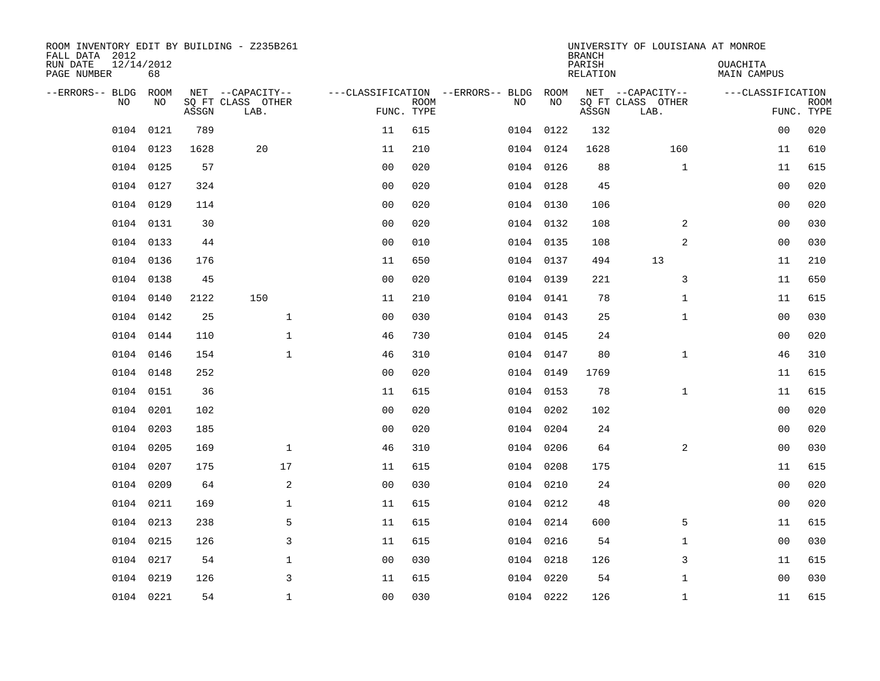ROOM INVENTORY EDIT BY BUILDING - Z235B261
FALL DATA 2012
RUN DATE 12/14/2012
PAGE NUMBER 68

UNIVERSITY OF LOUISIANA AT MONROE
BRANCH
PARISH OUACHITA
RELATION MAIN CAMPUS

| --ERRORS-- | BLDG NO | ROOM NO | NET SQ FT ASSGN | --CAPACITY-- CLASS | OTHER LAB. | ---CLASSIFICATION FUNC. | ROOM TYPE | --ERRORS-- | BLDG NO | ROOM NO | NET SQ FT ASSGN | --CAPACITY-- CLASS | OTHER LAB. | ---CLASSIFICATION FUNC. | ROOM TYPE |
|---|---|---|---|---|---|---|---|---|---|---|---|---|---|---|---|
| | 0104 | 0121 | 789 | | | 11 | 615 | | 0104 | 0122 | 132 | | | 00 | 020 |
| | 0104 | 0123 | 1628 | 20 | | 11 | 210 | | 0104 | 0124 | 1628 | | 160 | 11 | 610 |
| | 0104 | 0125 | 57 | | | 00 | 020 | | 0104 | 0126 | 88 | | 1 | 11 | 615 |
| | 0104 | 0127 | 324 | | | 00 | 020 | | 0104 | 0128 | 45 | | | 00 | 020 |
| | 0104 | 0129 | 114 | | | 00 | 020 | | 0104 | 0130 | 106 | | | 00 | 020 |
| | 0104 | 0131 | 30 | | | 00 | 020 | | 0104 | 0132 | 108 | | 2 | 00 | 030 |
| | 0104 | 0133 | 44 | | | 00 | 010 | | 0104 | 0135 | 108 | | 2 | 00 | 030 |
| | 0104 | 0136 | 176 | | | 11 | 650 | | 0104 | 0137 | 494 | 13 | | 11 | 210 |
| | 0104 | 0138 | 45 | | | 00 | 020 | | 0104 | 0139 | 221 | | 3 | 11 | 650 |
| | 0104 | 0140 | 2122 | 150 | | 11 | 210 | | 0104 | 0141 | 78 | | 1 | 11 | 615 |
| | 0104 | 0142 | 25 | | 1 | 00 | 030 | | 0104 | 0143 | 25 | | 1 | 00 | 030 |
| | 0104 | 0144 | 110 | | 1 | 46 | 730 | | 0104 | 0145 | 24 | | | 00 | 020 |
| | 0104 | 0146 | 154 | | 1 | 46 | 310 | | 0104 | 0147 | 80 | | 1 | 46 | 310 |
| | 0104 | 0148 | 252 | | | 00 | 020 | | 0104 | 0149 | 1769 | | | 11 | 615 |
| | 0104 | 0151 | 36 | | | 11 | 615 | | 0104 | 0153 | 78 | | 1 | 11 | 615 |
| | 0104 | 0201 | 102 | | | 00 | 020 | | 0104 | 0202 | 102 | | | 00 | 020 |
| | 0104 | 0203 | 185 | | | 00 | 020 | | 0104 | 0204 | 24 | | | 00 | 020 |
| | 0104 | 0205 | 169 | | 1 | 46 | 310 | | 0104 | 0206 | 64 | | 2 | 00 | 030 |
| | 0104 | 0207 | 175 | | 17 | 11 | 615 | | 0104 | 0208 | 175 | | | 11 | 615 |
| | 0104 | 0209 | 64 | | 2 | 00 | 030 | | 0104 | 0210 | 24 | | | 00 | 020 |
| | 0104 | 0211 | 169 | | 1 | 11 | 615 | | 0104 | 0212 | 48 | | | 00 | 020 |
| | 0104 | 0213 | 238 | | 5 | 11 | 615 | | 0104 | 0214 | 600 | | 5 | 11 | 615 |
| | 0104 | 0215 | 126 | | 3 | 11 | 615 | | 0104 | 0216 | 54 | | 1 | 00 | 030 |
| | 0104 | 0217 | 54 | | 1 | 00 | 030 | | 0104 | 0218 | 126 | | 3 | 11 | 615 |
| | 0104 | 0219 | 126 | | 3 | 11 | 615 | | 0104 | 0220 | 54 | | 1 | 00 | 030 |
| | 0104 | 0221 | 54 | | 1 | 00 | 030 | | 0104 | 0222 | 126 | | 1 | 11 | 615 |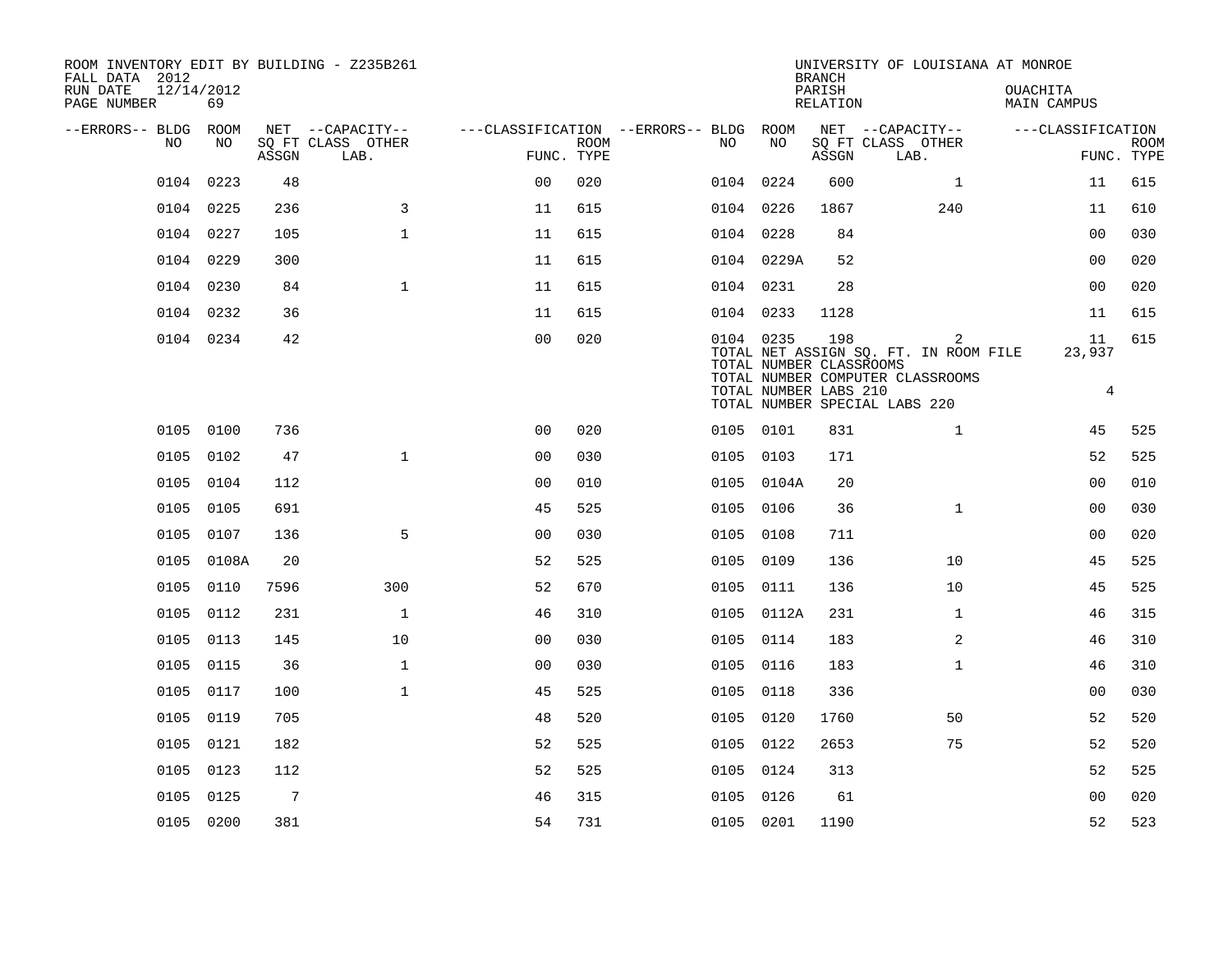ROOM INVENTORY EDIT BY BUILDING - Z235B261
FALL DATA 2012
RUN DATE 12/14/2012
PAGE NUMBER 69

UNIVERSITY OF LOUISIANA AT MONROE
BRANCH
PARISH OUACHITA
RELATION MAIN CAMPUS

| --ERRORS-- | BLDG NO | ROOM NO | NET SQ FT ASSGN | --CAPACITY-- CLASS LAB. | OTHER | ---CLASSIFICATION FUNC. | ROOM TYPE | --ERRORS-- | BLDG NO | ROOM NO | NET SQ FT ASSGN | --CAPACITY-- CLASS LAB. | OTHER | ---CLASSIFICATION FUNC. | ROOM TYPE |
|---|---|---|---|---|---|---|---|---|---|---|---|---|---|---|---|
| | 0104 | 0223 | 48 | | | 00 | 020 | | 0104 | 0224 | 600 | | 1 | 11 | 615 |
| | 0104 | 0225 | 236 | | 3 | 11 | 615 | | 0104 | 0226 | 1867 | | 240 | 11 | 610 |
| | 0104 | 0227 | 105 | | 1 | 11 | 615 | | 0104 | 0228 | 84 | | | 00 | 030 |
| | 0104 | 0229 | 300 | | | 11 | 615 | | 0104 | 0229A | 52 | | | 00 | 020 |
| | 0104 | 0230 | 84 | | 1 | 11 | 615 | | 0104 | 0231 | 28 | | | 00 | 020 |
| | 0104 | 0232 | 36 | | | 11 | 615 | | 0104 | 0233 | 1128 | | | 11 | 615 |
| | 0104 | 0234 | 42 | | | 00 | 020 | | 0104 | 0235 | 198 | | 2 | 11 | 615 |

TOTAL NET ASSIGN SQ. FT. IN ROOM FILE 23,937
TOTAL NUMBER CLASSROOMS
TOTAL NUMBER COMPUTER CLASSROOMS
TOTAL NUMBER LABS 210 4
TOTAL NUMBER SPECIAL LABS 220

| --ERRORS-- | BLDG NO | ROOM NO | NET SQ FT ASSGN | --CAPACITY-- CLASS LAB. | OTHER | ---CLASSIFICATION FUNC. | ROOM TYPE | --ERRORS-- | BLDG NO | ROOM NO | NET SQ FT ASSGN | --CAPACITY-- CLASS LAB. | OTHER | ---CLASSIFICATION FUNC. | ROOM TYPE |
|---|---|---|---|---|---|---|---|---|---|---|---|---|---|---|---|
| | 0105 | 0100 | 736 | | | 00 | 020 | | 0105 | 0101 | 831 | | 1 | 45 | 525 |
| | 0105 | 0102 | 47 | | 1 | 00 | 030 | | 0105 | 0103 | 171 | | | 52 | 525 |
| | 0105 | 0104 | 112 | | | 00 | 010 | | 0105 | 0104A | 20 | | | 00 | 010 |
| | 0105 | 0105 | 691 | | | 45 | 525 | | 0105 | 0106 | 36 | | 1 | 00 | 030 |
| | 0105 | 0107 | 136 | | 5 | 00 | 030 | | 0105 | 0108 | 711 | | | 00 | 020 |
| | 0105 | 0108A | 20 | | | 52 | 525 | | 0105 | 0109 | 136 | | 10 | 45 | 525 |
| | 0105 | 0110 | 7596 | | 300 | 52 | 670 | | 0105 | 0111 | 136 | | 10 | 45 | 525 |
| | 0105 | 0112 | 231 | | 1 | 46 | 310 | | 0105 | 0112A | 231 | | 1 | 46 | 315 |
| | 0105 | 0113 | 145 | | 10 | 00 | 030 | | 0105 | 0114 | 183 | | 2 | 46 | 310 |
| | 0105 | 0115 | 36 | | 1 | 00 | 030 | | 0105 | 0116 | 183 | | 1 | 46 | 310 |
| | 0105 | 0117 | 100 | | 1 | 45 | 525 | | 0105 | 0118 | 336 | | | 00 | 030 |
| | 0105 | 0119 | 705 | | | 48 | 520 | | 0105 | 0120 | 1760 | | 50 | 52 | 520 |
| | 0105 | 0121 | 182 | | | 52 | 525 | | 0105 | 0122 | 2653 | | 75 | 52 | 520 |
| | 0105 | 0123 | 112 | | | 52 | 525 | | 0105 | 0124 | 313 | | | 52 | 525 |
| | 0105 | 0125 | 7 | | | 46 | 315 | | 0105 | 0126 | 61 | | | 00 | 020 |
| | 0105 | 0200 | 381 | | | 54 | 731 | | 0105 | 0201 | 1190 | | | 52 | 523 |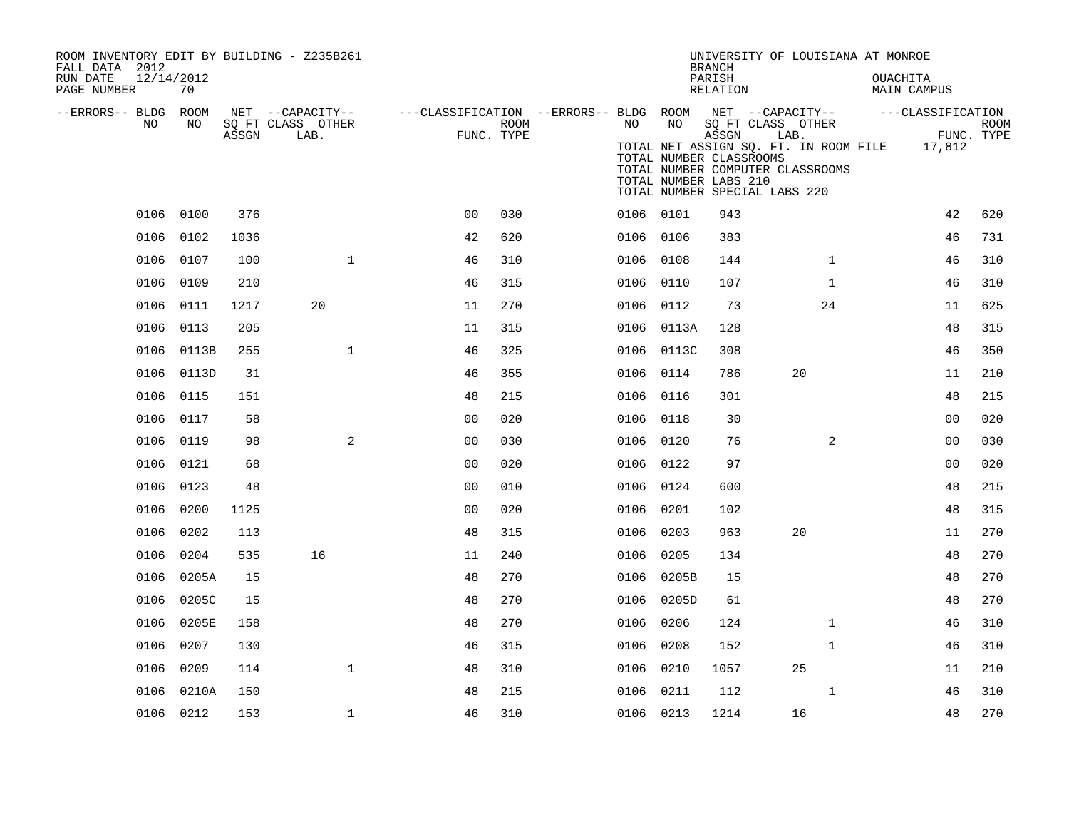ROOM INVENTORY EDIT BY BUILDING - Z235B261
FALL DATA 2012
RUN DATE 12/14/2012
PAGE NUMBER 70

UNIVERSITY OF LOUISIANA AT MONROE
BRANCH
PARISH OUACHITA
RELATION MAIN CAMPUS

TOTAL NET ASSIGN SQ. FT. IN ROOM FILE 17,812
TOTAL NUMBER CLASSROOMS
TOTAL NUMBER COMPUTER CLASSROOMS
TOTAL NUMBER LABS 210
TOTAL NUMBER SPECIAL LABS 220

| --ERRORS-- | BLDG NO | ROOM NO | NET SQ FT ASSGN | CAPACITY CLASS LAB. | CAPACITY OTHER | CLASSIFICATION FUNC. | ROOM TYPE | --ERRORS-- | BLDG NO | ROOM NO | NET SQ FT ASSGN | CAPACITY CLASS LAB. | CAPACITY OTHER | CLASSIFICATION FUNC. | ROOM TYPE |
|---|---|---|---|---|---|---|---|---|---|---|---|---|---|---|---|
| | 0106 | 0100 | 376 | | | 00 | 030 | | 0106 | 0101 | 943 | | | 42 | 620 |
| | 0106 | 0102 | 1036 | | | 42 | 620 | | 0106 | 0106 | 383 | | | 46 | 731 |
| | 0106 | 0107 | 100 | | 1 | 46 | 310 | | 0106 | 0108 | 144 | | 1 | 46 | 310 |
| | 0106 | 0109 | 210 | | | 46 | 315 | | 0106 | 0110 | 107 | | 1 | 46 | 310 |
| | 0106 | 0111 | 1217 | 20 | | 11 | 270 | | 0106 | 0112 | 73 | | 24 | 11 | 625 |
| | 0106 | 0113 | 205 | | | 11 | 315 | | 0106 | 0113A | 128 | | | 48 | 315 |
| | 0106 | 0113B | 255 | | 1 | 46 | 325 | | 0106 | 0113C | 308 | | | 46 | 350 |
| | 0106 | 0113D | 31 | | | 46 | 355 | | 0106 | 0114 | 786 | 20 | | 11 | 210 |
| | 0106 | 0115 | 151 | | | 48 | 215 | | 0106 | 0116 | 301 | | | 48 | 215 |
| | 0106 | 0117 | 58 | | | 00 | 020 | | 0106 | 0118 | 30 | | | 00 | 020 |
| | 0106 | 0119 | 98 | | 2 | 00 | 030 | | 0106 | 0120 | 76 | | 2 | 00 | 030 |
| | 0106 | 0121 | 68 | | | 00 | 020 | | 0106 | 0122 | 97 | | | 00 | 020 |
| | 0106 | 0123 | 48 | | | 00 | 010 | | 0106 | 0124 | 600 | | | 48 | 215 |
| | 0106 | 0200 | 1125 | | | 00 | 020 | | 0106 | 0201 | 102 | | | 48 | 315 |
| | 0106 | 0202 | 113 | | | 48 | 315 | | 0106 | 0203 | 963 | 20 | | 11 | 270 |
| | 0106 | 0204 | 535 | 16 | | 11 | 240 | | 0106 | 0205 | 134 | | | 48 | 270 |
| | 0106 | 0205A | 15 | | | 48 | 270 | | 0106 | 0205B | 15 | | | 48 | 270 |
| | 0106 | 0205C | 15 | | | 48 | 270 | | 0106 | 0205D | 61 | | | 48 | 270 |
| | 0106 | 0205E | 158 | | | 48 | 270 | | 0106 | 0206 | 124 | | 1 | 46 | 310 |
| | 0106 | 0207 | 130 | | | 46 | 315 | | 0106 | 0208 | 152 | | 1 | 46 | 310 |
| | 0106 | 0209 | 114 | | 1 | 48 | 310 | | 0106 | 0210 | 1057 | 25 | | 11 | 210 |
| | 0106 | 0210A | 150 | | | 48 | 215 | | 0106 | 0211 | 112 | | 1 | 46 | 310 |
| | 0106 | 0212 | 153 | | 1 | 46 | 310 | | 0106 | 0213 | 1214 | 16 | | 48 | 270 |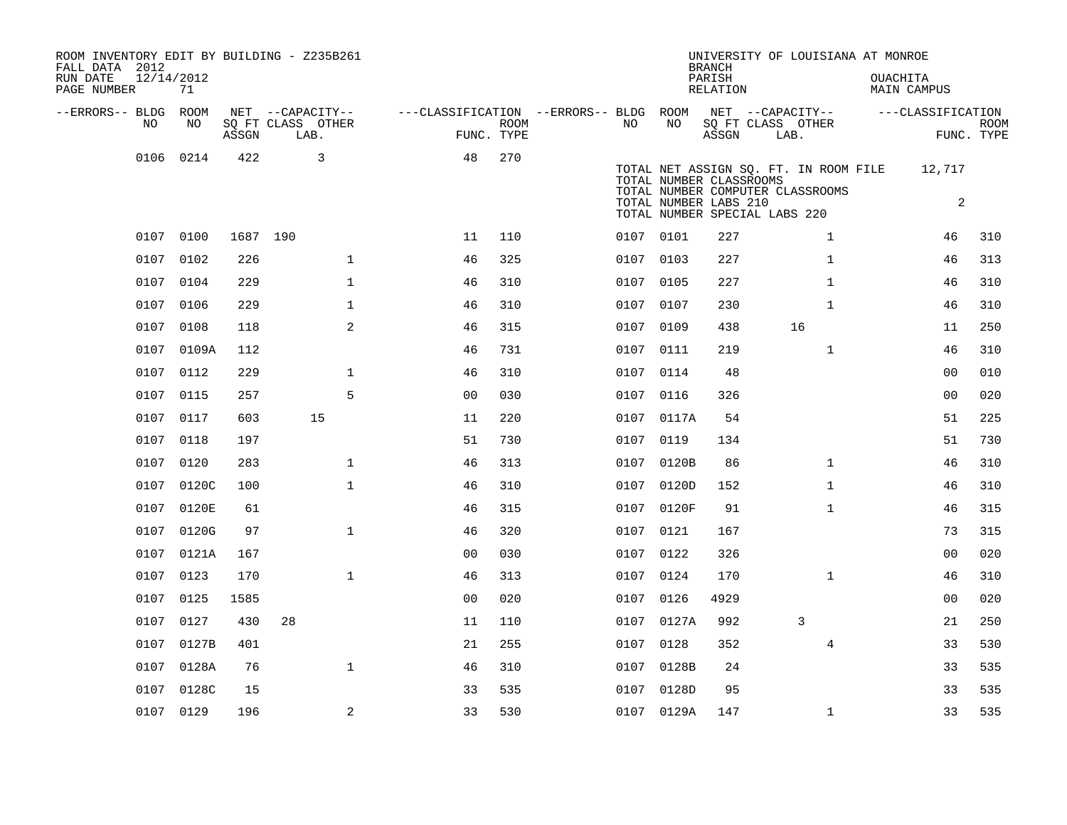ROOM INVENTORY EDIT BY BUILDING - Z235B261
FALL DATA 2012
RUN DATE 12/14/2012
PAGE NUMBER 71

UNIVERSITY OF LOUISIANA AT MONROE
BRANCH
PARISH OUACHITA
RELATION MAIN CAMPUS

| --ERRORS-- | BLDG NO | ROOM NO | NET SQ FT ASSGN | CAPACITY CLASS | CAPACITY LAB. | CAPACITY OTHER | FUNC. | ROOM TYPE | --ERRORS-- | BLDG NO | ROOM NO | NET SQ FT ASSGN | CAPACITY CLASS | CAPACITY LAB. | CAPACITY OTHER | FUNC. | ROOM TYPE |
|---|---|---|---|---|---|---|---|---|---|---|---|---|---|---|---|---|---|
| | 0106 | 0214 | 422 | | 3 | | 48 | 270 | | | | | | | | | |
| | 0107 | 0100 | 1687 | 190 | | | 11 | 110 | | 0107 | 0101 | 227 | | | 1 | 46 | 310 |
| | 0107 | 0102 | 226 | | | 1 | 46 | 325 | | 0107 | 0103 | 227 | | | 1 | 46 | 313 |
| | 0107 | 0104 | 229 | | | 1 | 46 | 310 | | 0107 | 0105 | 227 | | | 1 | 46 | 310 |
| | 0107 | 0106 | 229 | | | 1 | 46 | 310 | | 0107 | 0107 | 230 | | | 1 | 46 | 310 |
| | 0107 | 0108 | 118 | | | 2 | 46 | 315 | | 0107 | 0109 | 438 | | 16 | | 11 | 250 |
| | 0107 | 0109A | 112 | | | | 46 | 731 | | 0107 | 0111 | 219 | | | 1 | 46 | 310 |
| | 0107 | 0112 | 229 | | | 1 | 46 | 310 | | 0107 | 0114 | 48 | | | | 00 | 010 |
| | 0107 | 0115 | 257 | | | 5 | 00 | 030 | | 0107 | 0116 | 326 | | | | 00 | 020 |
| | 0107 | 0117 | 603 | | 15 | | 11 | 220 | | 0107 | 0117A | 54 | | | | 51 | 225 |
| | 0107 | 0118 | 197 | | | | 51 | 730 | | 0107 | 0119 | 134 | | | | 51 | 730 |
| | 0107 | 0120 | 283 | | | 1 | 46 | 313 | | 0107 | 0120B | 86 | | | 1 | 46 | 310 |
| | 0107 | 0120C | 100 | | | 1 | 46 | 310 | | 0107 | 0120D | 152 | | | 1 | 46 | 310 |
| | 0107 | 0120E | 61 | | | | 46 | 315 | | 0107 | 0120F | 91 | | | 1 | 46 | 315 |
| | 0107 | 0120G | 97 | | | 1 | 46 | 320 | | 0107 | 0121 | 167 | | | | 73 | 315 |
| | 0107 | 0121A | 167 | | | | 00 | 030 | | 0107 | 0122 | 326 | | | | 00 | 020 |
| | 0107 | 0123 | 170 | | | 1 | 46 | 313 | | 0107 | 0124 | 170 | | | 1 | 46 | 310 |
| | 0107 | 0125 | 1585 | | | | 00 | 020 | | 0107 | 0126 | 4929 | | | | 00 | 020 |
| | 0107 | 0127 | 430 | 28 | | | 11 | 110 | | 0107 | 0127A | 992 | | 3 | | 21 | 250 |
| | 0107 | 0127B | 401 | | | | 21 | 255 | | 0107 | 0128 | 352 | | | 4 | 33 | 530 |
| | 0107 | 0128A | 76 | | | 1 | 46 | 310 | | 0107 | 0128B | 24 | | | | 33 | 535 |
| | 0107 | 0128C | 15 | | | | 33 | 535 | | 0107 | 0128D | 95 | | | | 33 | 535 |
| | 0107 | 0129 | 196 | | | 2 | 33 | 530 | | 0107 | 0129A | 147 | | | 1 | 33 | 535 |

TOTAL NET ASSIGN SQ. FT. IN ROOM FILE 12,717
TOTAL NUMBER CLASSROOMS
TOTAL NUMBER COMPUTER CLASSROOMS
TOTAL NUMBER LABS 210 2
TOTAL NUMBER SPECIAL LABS 220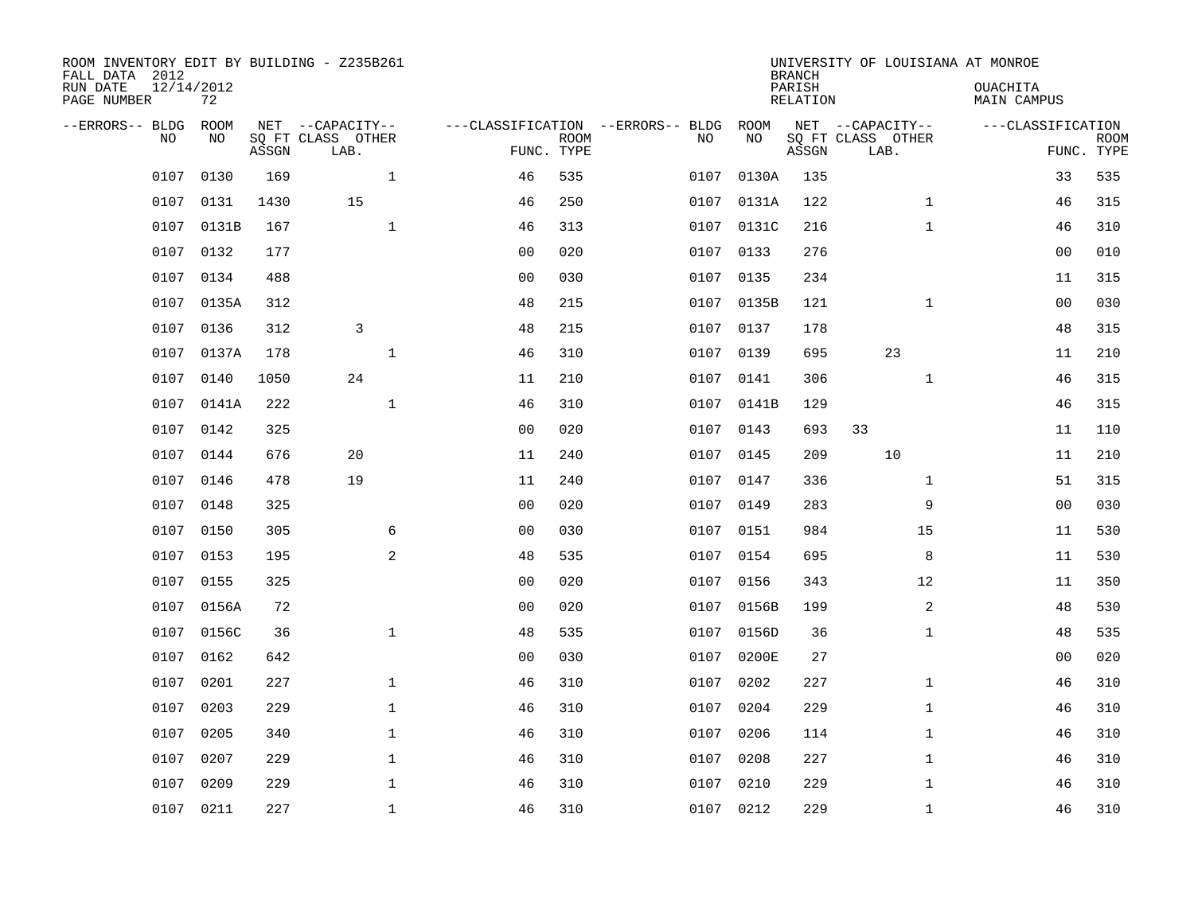ROOM INVENTORY EDIT BY BUILDING - Z235B261
FALL DATA 2012
RUN DATE 12/14/2012
PAGE NUMBER 72

UNIVERSITY OF LOUISIANA AT MONROE
BRANCH
PARISH OUACHITA
RELATION MAIN CAMPUS

| --ERRORS-- | BLDG NO | ROOM NO | NET SQ FT ASSGN | --CAPACITY-- CLASS | LAB. | OTHER | ---CLASSIFICATION FUNC. | ROOM TYPE | --ERRORS-- | BLDG NO | ROOM NO | NET SQ FT ASSGN | --CAPACITY-- CLASS | LAB. | OTHER | ---CLASSIFICATION FUNC. | ROOM TYPE |
|---|---|---|---|---|---|---|---|---|---|---|---|---|---|---|---|---|---|
| | 0107 | 0130 | 169 | | | 1 | 46 | 535 | | 0107 | 0130A | 135 | | | | 33 | 535 |
| | 0107 | 0131 | 1430 | | 15 | | 46 | 250 | | 0107 | 0131A | 122 | | | 1 | 46 | 315 |
| | 0107 | 0131B | 167 | | | 1 | 46 | 313 | | 0107 | 0131C | 216 | | | 1 | 46 | 310 |
| | 0107 | 0132 | 177 | | | | 00 | 020 | | 0107 | 0133 | 276 | | | | 00 | 010 |
| | 0107 | 0134 | 488 | | | | 00 | 030 | | 0107 | 0135 | 234 | | | | 11 | 315 |
| | 0107 | 0135A | 312 | | | | 48 | 215 | | 0107 | 0135B | 121 | | | 1 | 00 | 030 |
| | 0107 | 0136 | 312 | | 3 | | 48 | 215 | | 0107 | 0137 | 178 | | | | 48 | 315 |
| | 0107 | 0137A | 178 | | | 1 | 46 | 310 | | 0107 | 0139 | 695 | | 23 | | 11 | 210 |
| | 0107 | 0140 | 1050 | | 24 | | 11 | 210 | | 0107 | 0141 | 306 | | | 1 | 46 | 315 |
| | 0107 | 0141A | 222 | | | 1 | 46 | 310 | | 0107 | 0141B | 129 | | | | 46 | 315 |
| | 0107 | 0142 | 325 | | | | 00 | 020 | | 0107 | 0143 | 693 | 33 | | | 11 | 110 |
| | 0107 | 0144 | 676 | | 20 | | 11 | 240 | | 0107 | 0145 | 209 | | 10 | | 11 | 210 |
| | 0107 | 0146 | 478 | | 19 | | 11 | 240 | | 0107 | 0147 | 336 | | | 1 | 51 | 315 |
| | 0107 | 0148 | 325 | | | | 00 | 020 | | 0107 | 0149 | 283 | | | 9 | 00 | 030 |
| | 0107 | 0150 | 305 | | | 6 | 00 | 030 | | 0107 | 0151 | 984 | | | 15 | 11 | 530 |
| | 0107 | 0153 | 195 | | | 2 | 48 | 535 | | 0107 | 0154 | 695 | | | 8 | 11 | 530 |
| | 0107 | 0155 | 325 | | | | 00 | 020 | | 0107 | 0156 | 343 | | | 12 | 11 | 350 |
| | 0107 | 0156A | 72 | | | | 00 | 020 | | 0107 | 0156B | 199 | | | 2 | 48 | 530 |
| | 0107 | 0156C | 36 | | | 1 | 48 | 535 | | 0107 | 0156D | 36 | | | 1 | 48 | 535 |
| | 0107 | 0162 | 642 | | | | 00 | 030 | | 0107 | 0200E | 27 | | | | 00 | 020 |
| | 0107 | 0201 | 227 | | | 1 | 46 | 310 | | 0107 | 0202 | 227 | | | 1 | 46 | 310 |
| | 0107 | 0203 | 229 | | | 1 | 46 | 310 | | 0107 | 0204 | 229 | | | 1 | 46 | 310 |
| | 0107 | 0205 | 340 | | | 1 | 46 | 310 | | 0107 | 0206 | 114 | | | 1 | 46 | 310 |
| | 0107 | 0207 | 229 | | | 1 | 46 | 310 | | 0107 | 0208 | 227 | | | 1 | 46 | 310 |
| | 0107 | 0209 | 229 | | | 1 | 46 | 310 | | 0107 | 0210 | 229 | | | 1 | 46 | 310 |
| | 0107 | 0211 | 227 | | | 1 | 46 | 310 | | 0107 | 0212 | 229 | | | 1 | 46 | 310 |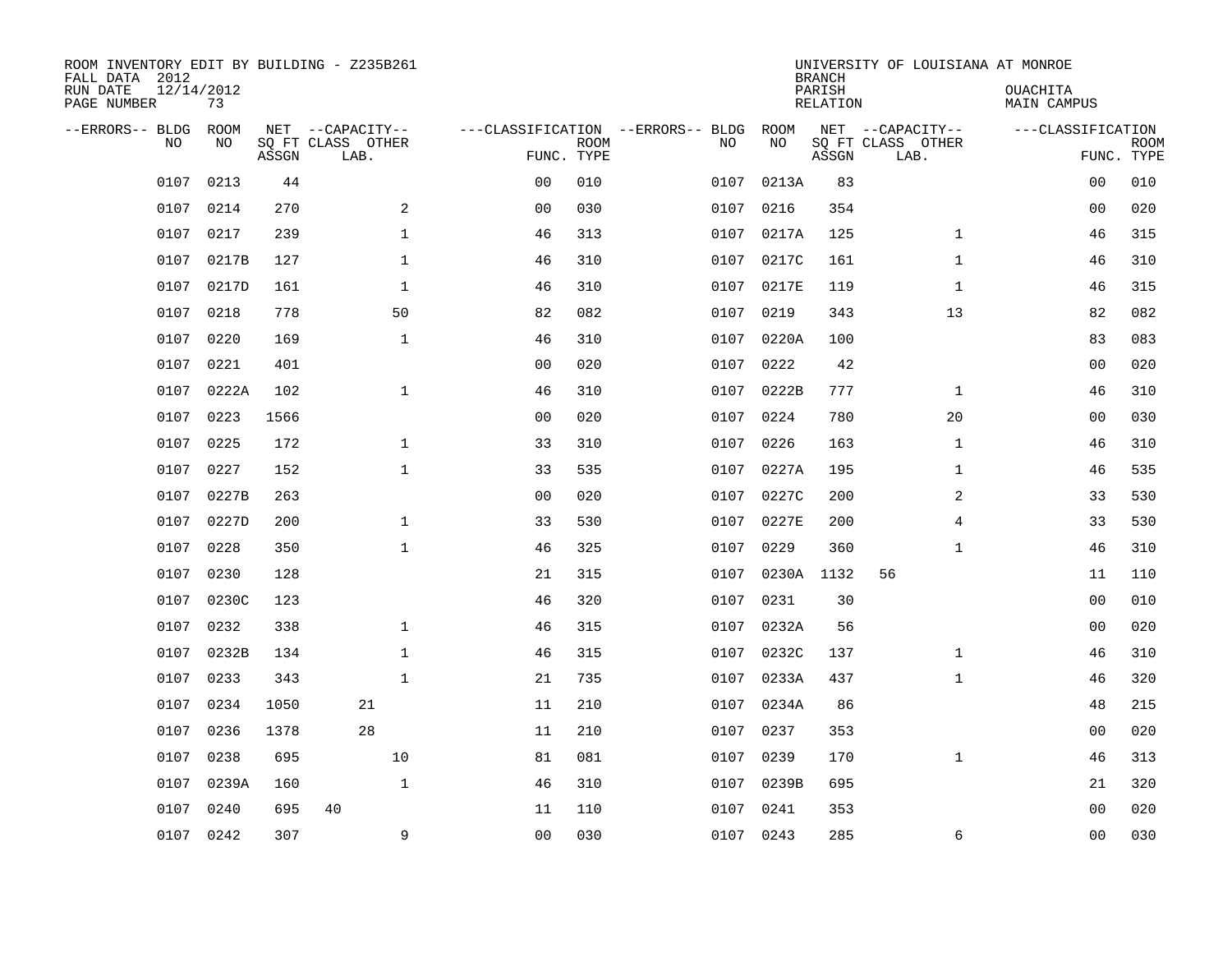ROOM INVENTORY EDIT BY BUILDING - Z235B261
FALL DATA 2012
RUN DATE 12/14/2012
PAGE NUMBER 73

UNIVERSITY OF LOUISIANA AT MONROE
BRANCH
PARISH OUACHITA
RELATION MAIN CAMPUS

| --ERRORS-- | BLDG NO | ROOM NO | NET SQ FT ASSGN | CAPACITY CLASS | CAPACITY OTHER LAB. | CLASSIFICATION FUNC. | ROOM TYPE | --ERRORS-- | BLDG NO | ROOM NO | NET SQ FT ASSGN | CAPACITY CLASS | CAPACITY OTHER LAB. | CLASSIFICATION FUNC. | ROOM TYPE |
|---|---|---|---|---|---|---|---|---|---|---|---|---|---|---|---|
| | 0107 | 0213 | 44 | | | 00 | 010 | | 0107 | 0213A | 83 | | | 00 | 010 |
| | 0107 | 0214 | 270 | | 2 | 00 | 030 | | 0107 | 0216 | 354 | | | 00 | 020 |
| | 0107 | 0217 | 239 | | 1 | 46 | 313 | | 0107 | 0217A | 125 | | 1 | 46 | 315 |
| | 0107 | 0217B | 127 | | 1 | 46 | 310 | | 0107 | 0217C | 161 | | 1 | 46 | 310 |
| | 0107 | 0217D | 161 | | 1 | 46 | 310 | | 0107 | 0217E | 119 | | 1 | 46 | 315 |
| | 0107 | 0218 | 778 | | 50 | 82 | 082 | | 0107 | 0219 | 343 | | 13 | 82 | 082 |
| | 0107 | 0220 | 169 | | 1 | 46 | 310 | | 0107 | 0220A | 100 | | | 83 | 083 |
| | 0107 | 0221 | 401 | | | 00 | 020 | | 0107 | 0222 | 42 | | | 00 | 020 |
| | 0107 | 0222A | 102 | | 1 | 46 | 310 | | 0107 | 0222B | 777 | | 1 | 46 | 310 |
| | 0107 | 0223 | 1566 | | | 00 | 020 | | 0107 | 0224 | 780 | | 20 | 00 | 030 |
| | 0107 | 0225 | 172 | | 1 | 33 | 310 | | 0107 | 0226 | 163 | | 1 | 46 | 310 |
| | 0107 | 0227 | 152 | | 1 | 33 | 535 | | 0107 | 0227A | 195 | | 1 | 46 | 535 |
| | 0107 | 0227B | 263 | | | 00 | 020 | | 0107 | 0227C | 200 | | 2 | 33 | 530 |
| | 0107 | 0227D | 200 | | 1 | 33 | 530 | | 0107 | 0227E | 200 | | 4 | 33 | 530 |
| | 0107 | 0228 | 350 | | 1 | 46 | 325 | | 0107 | 0229 | 360 | | 1 | 46 | 310 |
| | 0107 | 0230 | 128 | | | 21 | 315 | | 0107 | 0230A | 1132 | 56 | | 11 | 110 |
| | 0107 | 0230C | 123 | | | 46 | 320 | | 0107 | 0231 | 30 | | | 00 | 010 |
| | 0107 | 0232 | 338 | | 1 | 46 | 315 | | 0107 | 0232A | 56 | | | 00 | 020 |
| | 0107 | 0232B | 134 | | 1 | 46 | 315 | | 0107 | 0232C | 137 | | 1 | 46 | 310 |
| | 0107 | 0233 | 343 | | 1 | 21 | 735 | | 0107 | 0233A | 437 | | 1 | 46 | 320 |
| | 0107 | 0234 | 1050 | 21 | | 11 | 210 | | 0107 | 0234A | 86 | | | 48 | 215 |
| | 0107 | 0236 | 1378 | 28 | | 11 | 210 | | 0107 | 0237 | 353 | | | 00 | 020 |
| | 0107 | 0238 | 695 | | 10 | 81 | 081 | | 0107 | 0239 | 170 | | 1 | 46 | 313 |
| | 0107 | 0239A | 160 | | 1 | 46 | 310 | | 0107 | 0239B | 695 | | | 21 | 320 |
| | 0107 | 0240 | 695 | 40 | | 11 | 110 | | 0107 | 0241 | 353 | | | 00 | 020 |
| | 0107 | 0242 | 307 | | 9 | 00 | 030 | | 0107 | 0243 | 285 | | 6 | 00 | 030 |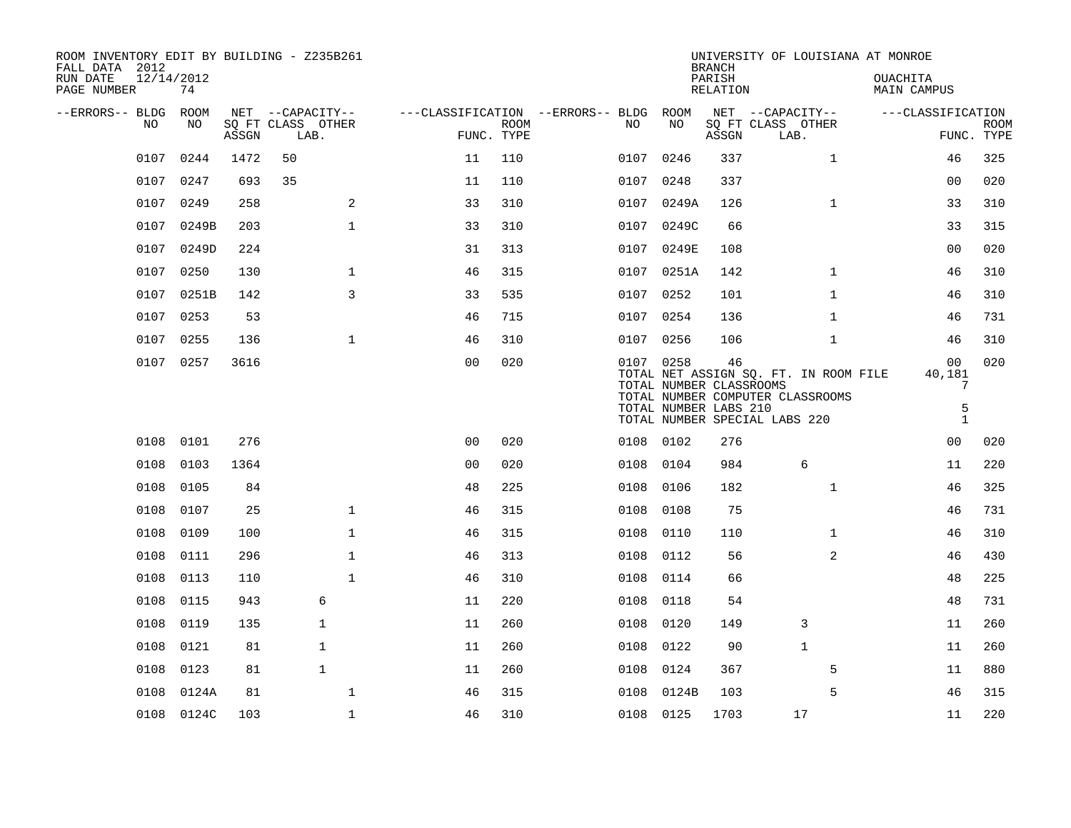ROOM INVENTORY EDIT BY BUILDING - Z235B261
FALL DATA 2012
RUN DATE 12/14/2012
PAGE NUMBER 74

UNIVERSITY OF LOUISIANA AT MONROE
BRANCH
PARISH OUACHITA
RELATION MAIN CAMPUS

| --ERRORS-- | BLDG NO | ROOM NO | NET SQ FT ASSGN | CAPACITY CLASS LAB. | CAPACITY OTHER | CLASSIFICATION FUNC. | ROOM TYPE | --ERRORS-- | BLDG NO | ROOM NO | NET SQ FT ASSGN | CAPACITY CLASS LAB. | CAPACITY OTHER | CLASSIFICATION FUNC. | ROOM TYPE |
|---|---|---|---|---|---|---|---|---|---|---|---|---|---|---|---|
| | 0107 | 0244 | 1472 | 50 | | 11 | 110 | | 0107 | 0246 | 337 | | 1 | 46 | 325 |
| | 0107 | 0247 | 693 | 35 | | 11 | 110 | | 0107 | 0248 | 337 | | | 00 | 020 |
| | 0107 | 0249 | 258 | | 2 | 33 | 310 | | 0107 | 0249A | 126 | | 1 | 33 | 310 |
| | 0107 | 0249B | 203 | | 1 | 33 | 310 | | 0107 | 0249C | 66 | | | 33 | 315 |
| | 0107 | 0249D | 224 | | | 31 | 313 | | 0107 | 0249E | 108 | | | 00 | 020 |
| | 0107 | 0250 | 130 | | 1 | 46 | 315 | | 0107 | 0251A | 142 | | 1 | 46 | 310 |
| | 0107 | 0251B | 142 | | 3 | 33 | 535 | | 0107 | 0252 | 101 | | 1 | 46 | 310 |
| | 0107 | 0253 | 53 | | | 46 | 715 | | 0107 | 0254 | 136 | | 1 | 46 | 731 |
| | 0107 | 0255 | 136 | | 1 | 46 | 310 | | 0107 | 0256 | 106 | | 1 | 46 | 310 |
| | 0107 | 0257 | 3616 | | | 00 | 020 | | 0107 | 0258 | 46 | | | 00 | 020 |

TOTAL NET ASSIGN SQ. FT. IN ROOM FILE 40,181
TOTAL NUMBER CLASSROOMS 7
TOTAL NUMBER COMPUTER CLASSROOMS
TOTAL NUMBER LABS 210 5
TOTAL NUMBER SPECIAL LABS 220 1

| --ERRORS-- | BLDG NO | ROOM NO | NET SQ FT ASSGN | CAPACITY CLASS LAB. | CAPACITY OTHER | CLASSIFICATION FUNC. | ROOM TYPE | --ERRORS-- | BLDG NO | ROOM NO | NET SQ FT ASSGN | CAPACITY CLASS LAB. | CAPACITY OTHER | CLASSIFICATION FUNC. | ROOM TYPE |
|---|---|---|---|---|---|---|---|---|---|---|---|---|---|---|---|
| | 0108 | 0101 | 276 | | | 00 | 020 | | 0108 | 0102 | 276 | | | 00 | 020 |
| | 0108 | 0103 | 1364 | | | 00 | 020 | | 0108 | 0104 | 984 | 6 | | 11 | 220 |
| | 0108 | 0105 | 84 | | | 48 | 225 | | 0108 | 0106 | 182 | | 1 | 46 | 325 |
| | 0108 | 0107 | 25 | | 1 | 46 | 315 | | 0108 | 0108 | 75 | | | 46 | 731 |
| | 0108 | 0109 | 100 | | 1 | 46 | 315 | | 0108 | 0110 | 110 | | 1 | 46 | 310 |
| | 0108 | 0111 | 296 | | 1 | 46 | 313 | | 0108 | 0112 | 56 | | 2 | 46 | 430 |
| | 0108 | 0113 | 110 | | 1 | 46 | 310 | | 0108 | 0114 | 66 | | | 48 | 225 |
| | 0108 | 0115 | 943 | 6 | | 11 | 220 | | 0108 | 0118 | 54 | | | 48 | 731 |
| | 0108 | 0119 | 135 | 1 | | 11 | 260 | | 0108 | 0120 | 149 | 3 | | 11 | 260 |
| | 0108 | 0121 | 81 | 1 | | 11 | 260 | | 0108 | 0122 | 90 | 1 | | 11 | 260 |
| | 0108 | 0123 | 81 | 1 | | 11 | 260 | | 0108 | 0124 | 367 | | 5 | 11 | 880 |
| | 0108 | 0124A | 81 | | 1 | 46 | 315 | | 0108 | 0124B | 103 | | 5 | 46 | 315 |
| | 0108 | 0124C | 103 | | 1 | 46 | 310 | | 0108 | 0125 | 1703 | 17 | | 11 | 220 |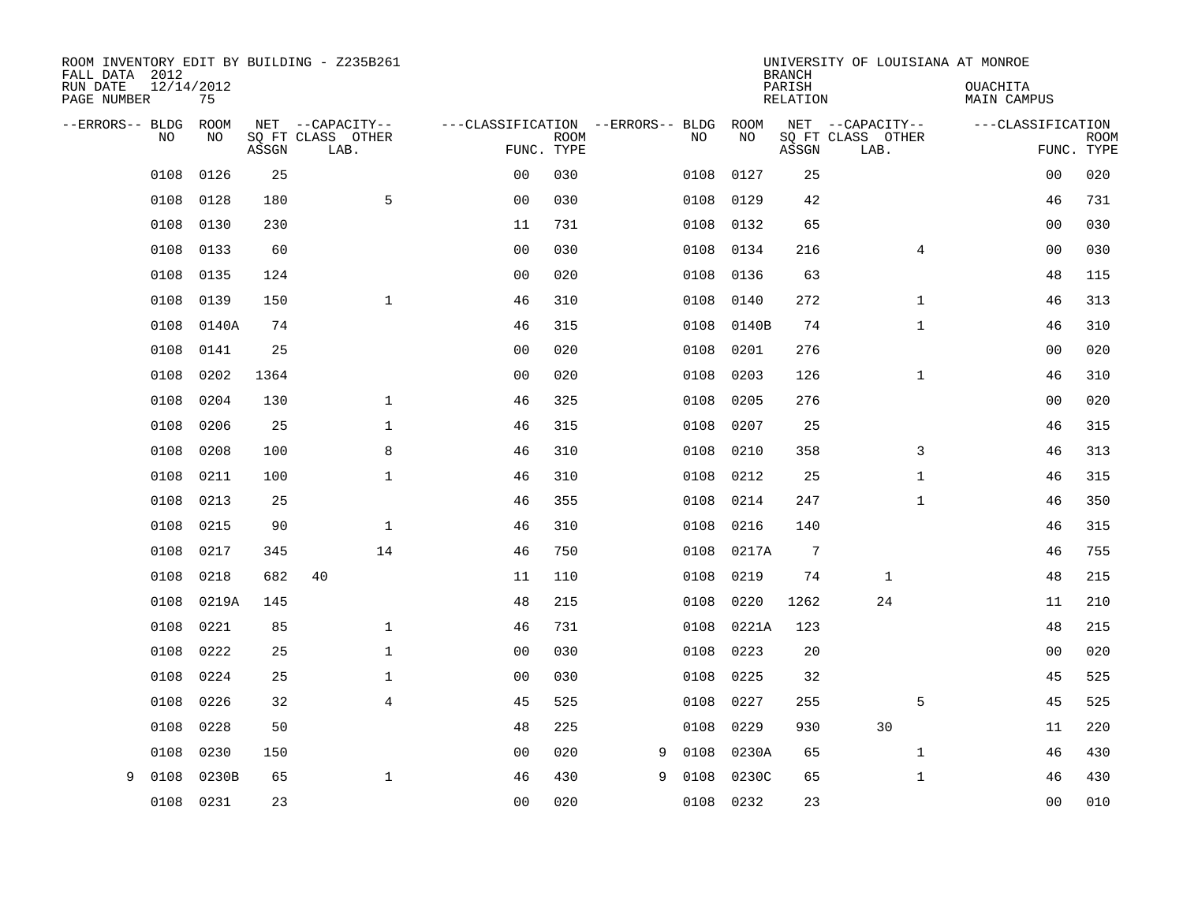ROOM INVENTORY EDIT BY BUILDING - Z235B261
FALL DATA 2012
RUN DATE 12/14/2012
PAGE NUMBER 75

UNIVERSITY OF LOUISIANA AT MONROE
BRANCH
PARISH OUACHITA
RELATION MAIN CAMPUS

| --ERRORS-- | BLDG NO | ROOM NO | NET SQ FT ASSGN | CAPACITY CLASS LAB. | CAPACITY OTHER | CLASSIFICATION FUNC. | ROOM TYPE | --ERRORS-- | BLDG NO | ROOM NO | NET SQ FT ASSGN | CAPACITY CLASS LAB. | CAPACITY OTHER | CLASSIFICATION FUNC. | ROOM TYPE |
|---|---|---|---|---|---|---|---|---|---|---|---|---|---|---|---|
| | 0108 | 0126 | 25 | | | 00 | 030 | | 0108 | 0127 | 25 | | | 00 | 020 |
| | 0108 | 0128 | 180 | | 5 | 00 | 030 | | 0108 | 0129 | 42 | | | 46 | 731 |
| | 0108 | 0130 | 230 | | | 11 | 731 | | 0108 | 0132 | 65 | | | 00 | 030 |
| | 0108 | 0133 | 60 | | | 00 | 030 | | 0108 | 0134 | 216 | | 4 | 00 | 030 |
| | 0108 | 0135 | 124 | | | 00 | 020 | | 0108 | 0136 | 63 | | | 48 | 115 |
| | 0108 | 0139 | 150 | | 1 | 46 | 310 | | 0108 | 0140 | 272 | | 1 | 46 | 313 |
| | 0108 | 0140A | 74 | | | 46 | 315 | | 0108 | 0140B | 74 | | 1 | 46 | 310 |
| | 0108 | 0141 | 25 | | | 00 | 020 | | 0108 | 0201 | 276 | | | 00 | 020 |
| | 0108 | 0202 | 1364 | | | 00 | 020 | | 0108 | 0203 | 126 | | 1 | 46 | 310 |
| | 0108 | 0204 | 130 | | 1 | 46 | 325 | | 0108 | 0205 | 276 | | | 00 | 020 |
| | 0108 | 0206 | 25 | | 1 | 46 | 315 | | 0108 | 0207 | 25 | | | 46 | 315 |
| | 0108 | 0208 | 100 | | 8 | 46 | 310 | | 0108 | 0210 | 358 | | 3 | 46 | 313 |
| | 0108 | 0211 | 100 | | 1 | 46 | 310 | | 0108 | 0212 | 25 | | 1 | 46 | 315 |
| | 0108 | 0213 | 25 | | | 46 | 355 | | 0108 | 0214 | 247 | | 1 | 46 | 350 |
| | 0108 | 0215 | 90 | | 1 | 46 | 310 | | 0108 | 0216 | 140 | | | 46 | 315 |
| | 0108 | 0217 | 345 | | 14 | 46 | 750 | | 0108 | 0217A | 7 | | | 46 | 755 |
| | 0108 | 0218 | 682 | 40 | | 11 | 110 | | 0108 | 0219 | 74 | 1 | | 48 | 215 |
| | 0108 | 0219A | 145 | | | 48 | 215 | | 0108 | 0220 | 1262 | 24 | | 11 | 210 |
| | 0108 | 0221 | 85 | | 1 | 46 | 731 | | 0108 | 0221A | 123 | | | 48 | 215 |
| | 0108 | 0222 | 25 | | 1 | 00 | 030 | | 0108 | 0223 | 20 | | | 00 | 020 |
| | 0108 | 0224 | 25 | | 1 | 00 | 030 | | 0108 | 0225 | 32 | | | 45 | 525 |
| | 0108 | 0226 | 32 | | 4 | 45 | 525 | | 0108 | 0227 | 255 | | 5 | 45 | 525 |
| | 0108 | 0228 | 50 | | | 48 | 225 | | 0108 | 0229 | 930 | 30 | | 11 | 220 |
| | 0108 | 0230 | 150 | | | 00 | 020 | 9 | 0108 | 0230A | 65 | | 1 | 46 | 430 |
| 9 | 0108 | 0230B | 65 | | 1 | 46 | 430 | 9 | 0108 | 0230C | 65 | | 1 | 46 | 430 |
| | 0108 | 0231 | 23 | | | 00 | 020 | | 0108 | 0232 | 23 | | | 00 | 010 |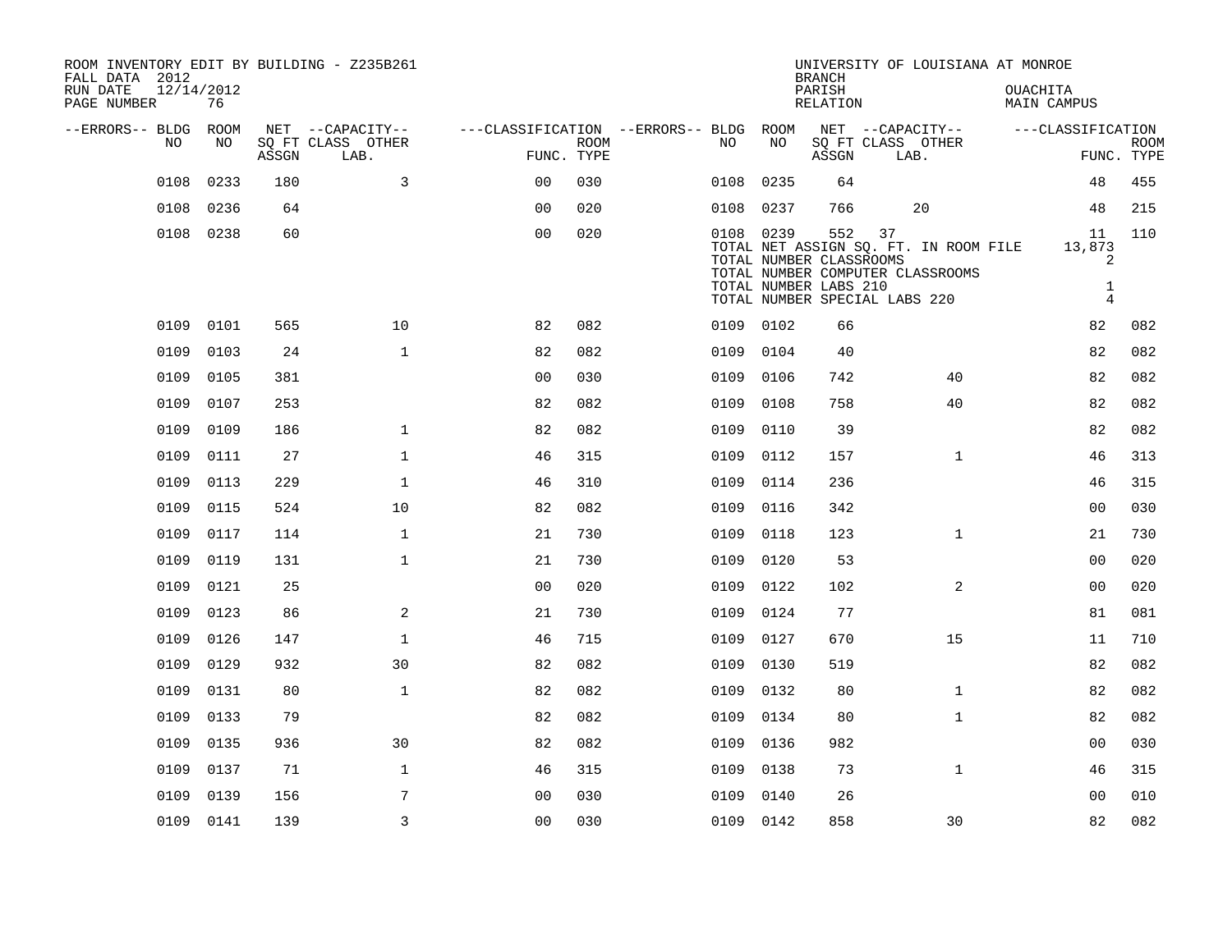ROOM INVENTORY EDIT BY BUILDING - Z235B261
FALL DATA 2012
RUN DATE 12/14/2012
PAGE NUMBER 76

UNIVERSITY OF LOUISIANA AT MONROE
BRANCH
PARISH OUACHITA
RELATION MAIN CAMPUS

| --ERRORS-- | BLDG NO | ROOM NO | NET ASSGN SQ FT | CAPACITY CLASS | CAPACITY OTHER LAB. | FUNC. | ROOM TYPE | --ERRORS-- | BLDG NO | ROOM NO | NET ASSGN SQ FT | CAPACITY CLASS | CAPACITY OTHER LAB. | FUNC. | ROOM TYPE |
|---|---|---|---|---|---|---|---|---|---|---|---|---|---|---|---|
| | 0108 | 0233 | 180 | | 3 | 00 | 030 | | 0108 | 0235 | 64 | | | 48 | 455 |
| | 0108 | 0236 | 64 | | | 00 | 020 | | 0108 | 0237 | 766 | 20 | | 48 | 215 |
| | 0108 | 0238 | 60 | | | 00 | 020 | | 0108 | 0239 | 552 | 37 | | 11 | 110 |
| | 0109 | 0101 | 565 | | 10 | 82 | 082 | | 0109 | 0102 | 66 | | | 82 | 082 |
| | 0109 | 0103 | 24 | | 1 | 82 | 082 | | 0109 | 0104 | 40 | | | 82 | 082 |
| | 0109 | 0105 | 381 | | | 00 | 030 | | 0109 | 0106 | 742 | | 40 | 82 | 082 |
| | 0109 | 0107 | 253 | | | 82 | 082 | | 0109 | 0108 | 758 | | 40 | 82 | 082 |
| | 0109 | 0109 | 186 | | 1 | 82 | 082 | | 0109 | 0110 | 39 | | | 82 | 082 |
| | 0109 | 0111 | 27 | | 1 | 46 | 315 | | 0109 | 0112 | 157 | | 1 | 46 | 313 |
| | 0109 | 0113 | 229 | | 1 | 46 | 310 | | 0109 | 0114 | 236 | | | 46 | 315 |
| | 0109 | 0115 | 524 | | 10 | 82 | 082 | | 0109 | 0116 | 342 | | | 00 | 030 |
| | 0109 | 0117 | 114 | | 1 | 21 | 730 | | 0109 | 0118 | 123 | | 1 | 21 | 730 |
| | 0109 | 0119 | 131 | | 1 | 21 | 730 | | 0109 | 0120 | 53 | | | 00 | 020 |
| | 0109 | 0121 | 25 | | | 00 | 020 | | 0109 | 0122 | 102 | | 2 | 00 | 020 |
| | 0109 | 0123 | 86 | | 2 | 21 | 730 | | 0109 | 0124 | 77 | | | 81 | 081 |
| | 0109 | 0126 | 147 | | 1 | 46 | 715 | | 0109 | 0127 | 670 | | 15 | 11 | 710 |
| | 0109 | 0129 | 932 | | 30 | 82 | 082 | | 0109 | 0130 | 519 | | | 82 | 082 |
| | 0109 | 0131 | 80 | | 1 | 82 | 082 | | 0109 | 0132 | 80 | | 1 | 82 | 082 |
| | 0109 | 0133 | 79 | | | 82 | 082 | | 0109 | 0134 | 80 | | 1 | 82 | 082 |
| | 0109 | 0135 | 936 | | 30 | 82 | 082 | | 0109 | 0136 | 982 | | | 00 | 030 |
| | 0109 | 0137 | 71 | | 1 | 46 | 315 | | 0109 | 0138 | 73 | | 1 | 46 | 315 |
| | 0109 | 0139 | 156 | | 7 | 00 | 030 | | 0109 | 0140 | 26 | | | 00 | 010 |
| | 0109 | 0141 | 139 | | 3 | 00 | 030 | | 0109 | 0142 | 858 | | 30 | 82 | 082 |

Building 0108 totals:

| | |
|---|---|
| TOTAL NET ASSIGN SQ. FT. IN ROOM FILE | 13,873 |
| TOTAL NUMBER CLASSROOMS | 2 |
| TOTAL NUMBER COMPUTER CLASSROOMS | |
| TOTAL NUMBER LABS 210 | 1 |
| TOTAL NUMBER SPECIAL LABS 220 | 4 |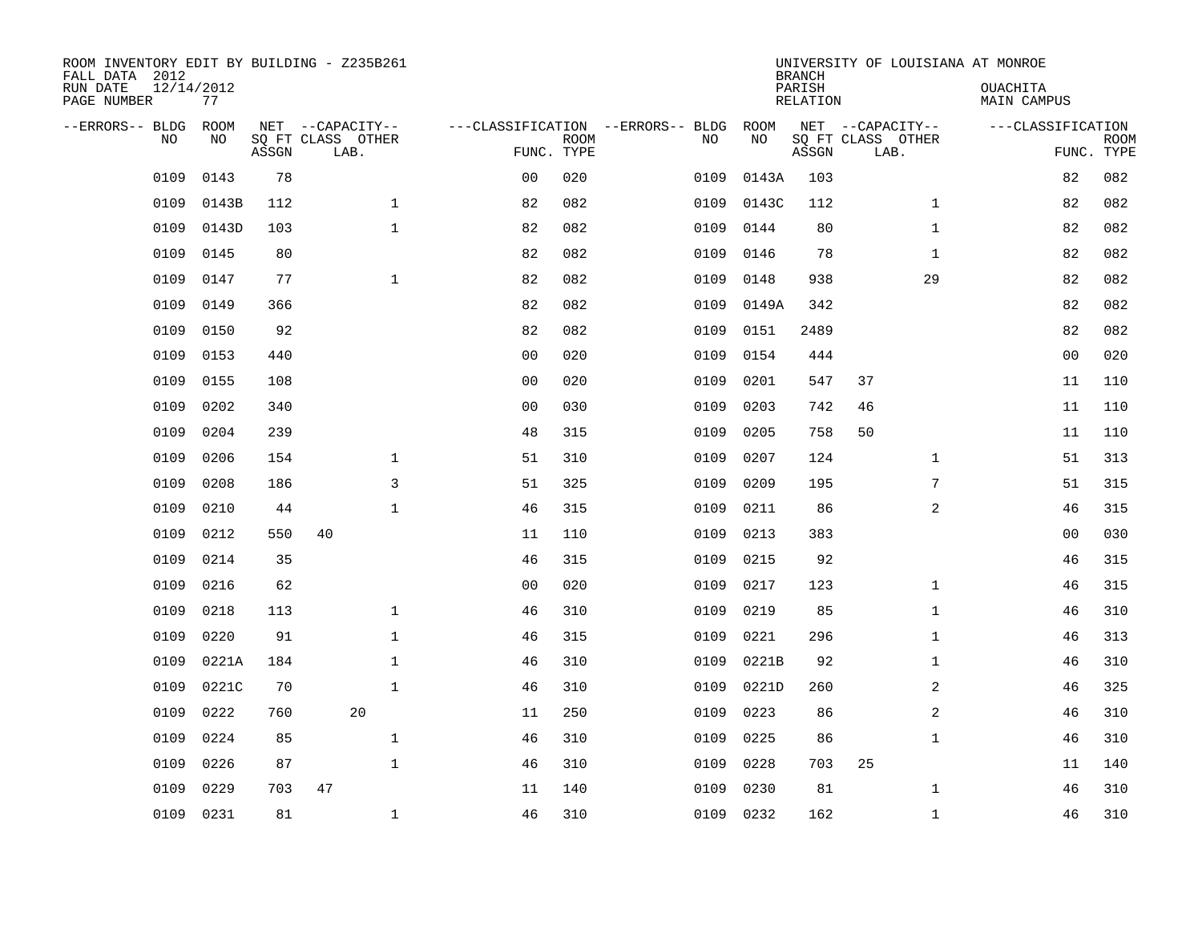ROOM INVENTORY EDIT BY BUILDING - Z235B261
FALL DATA 2012
RUN DATE 12/14/2012
PAGE NUMBER 77

UNIVERSITY OF LOUISIANA AT MONROE
BRANCH
PARISH OUACHITA
RELATION MAIN CAMPUS

| --ERRORS-- | BLDG NO | ROOM NO | NET SQ FT ASSGN | CAPACITY CLASS LAB. | CAPACITY OTHER | CLASSIFICATION FUNC. | ROOM TYPE | --ERRORS-- | BLDG NO | ROOM NO | NET SQ FT ASSGN | CAPACITY CLASS LAB. | CAPACITY OTHER | CLASSIFICATION FUNC. | ROOM TYPE |
|---|---|---|---|---|---|---|---|---|---|---|---|---|---|---|---|
| | 0109 | 0143 | 78 | | | 00 | 020 | | 0109 | 0143A | 103 | | | 82 | 082 |
| | 0109 | 0143B | 112 | | 1 | 82 | 082 | | 0109 | 0143C | 112 | | 1 | 82 | 082 |
| | 0109 | 0143D | 103 | | 1 | 82 | 082 | | 0109 | 0144 | 80 | | 1 | 82 | 082 |
| | 0109 | 0145 | 80 | | | 82 | 082 | | 0109 | 0146 | 78 | | 1 | 82 | 082 |
| | 0109 | 0147 | 77 | | 1 | 82 | 082 | | 0109 | 0148 | 938 | | 29 | 82 | 082 |
| | 0109 | 0149 | 366 | | | 82 | 082 | | 0109 | 0149A | 342 | | | 82 | 082 |
| | 0109 | 0150 | 92 | | | 82 | 082 | | 0109 | 0151 | 2489 | | | 82 | 082 |
| | 0109 | 0153 | 440 | | | 00 | 020 | | 0109 | 0154 | 444 | | | 00 | 020 |
| | 0109 | 0155 | 108 | | | 00 | 020 | | 0109 | 0201 | 547 | 37 | | 11 | 110 |
| | 0109 | 0202 | 340 | | | 00 | 030 | | 0109 | 0203 | 742 | 46 | | 11 | 110 |
| | 0109 | 0204 | 239 | | | 48 | 315 | | 0109 | 0205 | 758 | 50 | | 11 | 110 |
| | 0109 | 0206 | 154 | | 1 | 51 | 310 | | 0109 | 0207 | 124 | | 1 | 51 | 313 |
| | 0109 | 0208 | 186 | | 3 | 51 | 325 | | 0109 | 0209 | 195 | | 7 | 51 | 315 |
| | 0109 | 0210 | 44 | | 1 | 46 | 315 | | 0109 | 0211 | 86 | | 2 | 46 | 315 |
| | 0109 | 0212 | 550 | 40 | | 11 | 110 | | 0109 | 0213 | 383 | | | 00 | 030 |
| | 0109 | 0214 | 35 | | | 46 | 315 | | 0109 | 0215 | 92 | | | 46 | 315 |
| | 0109 | 0216 | 62 | | | 00 | 020 | | 0109 | 0217 | 123 | | 1 | 46 | 315 |
| | 0109 | 0218 | 113 | | 1 | 46 | 310 | | 0109 | 0219 | 85 | | 1 | 46 | 310 |
| | 0109 | 0220 | 91 | | 1 | 46 | 315 | | 0109 | 0221 | 296 | | 1 | 46 | 313 |
| | 0109 | 0221A | 184 | | 1 | 46 | 310 | | 0109 | 0221B | 92 | | 1 | 46 | 310 |
| | 0109 | 0221C | 70 | | 1 | 46 | 310 | | 0109 | 0221D | 260 | | 2 | 46 | 325 |
| | 0109 | 0222 | 760 | 20 | | 11 | 250 | | 0109 | 0223 | 86 | | 2 | 46 | 310 |
| | 0109 | 0224 | 85 | | 1 | 46 | 310 | | 0109 | 0225 | 86 | | 1 | 46 | 310 |
| | 0109 | 0226 | 87 | | 1 | 46 | 310 | | 0109 | 0228 | 703 | 25 | | 11 | 140 |
| | 0109 | 0229 | 703 | 47 | | 11 | 140 | | 0109 | 0230 | 81 | | 1 | 46 | 310 |
| | 0109 | 0231 | 81 | | 1 | 46 | 310 | | 0109 | 0232 | 162 | | 1 | 46 | 310 |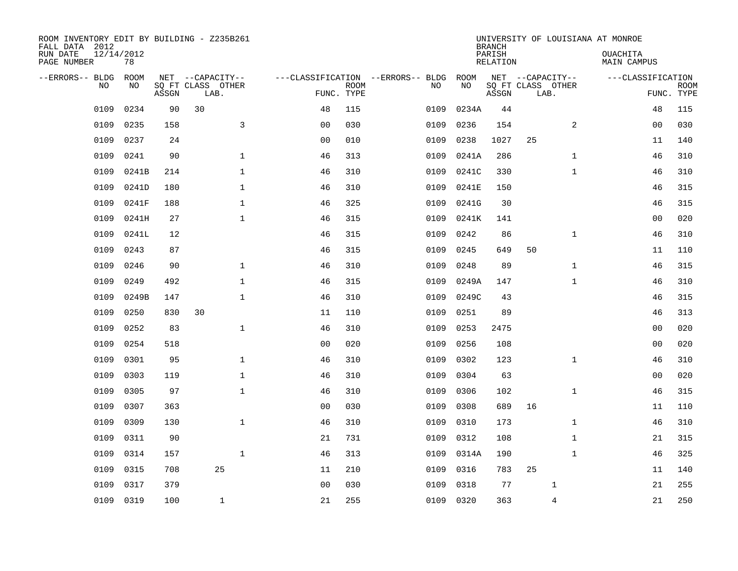ROOM INVENTORY EDIT BY BUILDING - Z235B261
FALL DATA 2012
RUN DATE 12/14/2012
PAGE NUMBER 78

UNIVERSITY OF LOUISIANA AT MONROE
BRANCH
PARISH OUACHITA
RELATION MAIN CAMPUS

| --ERRORS-- | BLDG NO | ROOM NO | NET SQ FT ASSGN | CAPACITY CLASS LAB. | CAPACITY OTHER | CLASSIFICATION FUNC. | ROOM TYPE | --ERRORS-- | BLDG NO | ROOM NO | NET SQ FT ASSGN | CAPACITY CLASS LAB. | CAPACITY OTHER | CLASSIFICATION FUNC. | ROOM TYPE |
|---|---|---|---|---|---|---|---|---|---|---|---|---|---|---|---|
| | 0109 | 0234 | 90 | 30 | | 48 | 115 | | 0109 | 0234A | 44 | | | 48 | 115 |
| | 0109 | 0235 | 158 | | 3 | 00 | 030 | | 0109 | 0236 | 154 | | 2 | 00 | 030 |
| | 0109 | 0237 | 24 | | | 00 | 010 | | 0109 | 0238 | 1027 | 25 | | 11 | 140 |
| | 0109 | 0241 | 90 | | 1 | 46 | 313 | | 0109 | 0241A | 286 | | 1 | 46 | 310 |
| | 0109 | 0241B | 214 | | 1 | 46 | 310 | | 0109 | 0241C | 330 | | 1 | 46 | 310 |
| | 0109 | 0241D | 180 | | 1 | 46 | 310 | | 0109 | 0241E | 150 | | | 46 | 315 |
| | 0109 | 0241F | 188 | | 1 | 46 | 325 | | 0109 | 0241G | 30 | | | 46 | 315 |
| | 0109 | 0241H | 27 | | 1 | 46 | 315 | | 0109 | 0241K | 141 | | | 00 | 020 |
| | 0109 | 0241L | 12 | | | 46 | 315 | | 0109 | 0242 | 86 | | 1 | 46 | 310 |
| | 0109 | 0243 | 87 | | | 46 | 315 | | 0109 | 0245 | 649 | 50 | | 11 | 110 |
| | 0109 | 0246 | 90 | | 1 | 46 | 310 | | 0109 | 0248 | 89 | | 1 | 46 | 315 |
| | 0109 | 0249 | 492 | | 1 | 46 | 315 | | 0109 | 0249A | 147 | | 1 | 46 | 310 |
| | 0109 | 0249B | 147 | | 1 | 46 | 310 | | 0109 | 0249C | 43 | | | 46 | 315 |
| | 0109 | 0250 | 830 | 30 | | 11 | 110 | | 0109 | 0251 | 89 | | | 46 | 313 |
| | 0109 | 0252 | 83 | | 1 | 46 | 310 | | 0109 | 0253 | 2475 | | | 00 | 020 |
| | 0109 | 0254 | 518 | | | 00 | 020 | | 0109 | 0256 | 108 | | | 00 | 020 |
| | 0109 | 0301 | 95 | | 1 | 46 | 310 | | 0109 | 0302 | 123 | | 1 | 46 | 310 |
| | 0109 | 0303 | 119 | | 1 | 46 | 310 | | 0109 | 0304 | 63 | | | 00 | 020 |
| | 0109 | 0305 | 97 | | 1 | 46 | 310 | | 0109 | 0306 | 102 | | 1 | 46 | 315 |
| | 0109 | 0307 | 363 | | | 00 | 030 | | 0109 | 0308 | 689 | 16 | | 11 | 110 |
| | 0109 | 0309 | 130 | | 1 | 46 | 310 | | 0109 | 0310 | 173 | | 1 | 46 | 310 |
| | 0109 | 0311 | 90 | | | 21 | 731 | | 0109 | 0312 | 108 | | 1 | 21 | 315 |
| | 0109 | 0314 | 157 | | 1 | 46 | 313 | | 0109 | 0314A | 190 | | 1 | 46 | 325 |
| | 0109 | 0315 | 708 | 25 | | 11 | 210 | | 0109 | 0316 | 783 | 25 | | 11 | 140 |
| | 0109 | 0317 | 379 | | | 00 | 030 | | 0109 | 0318 | 77 | 1 | | 21 | 255 |
| | 0109 | 0319 | 100 | 1 | | 21 | 255 | | 0109 | 0320 | 363 | 4 | | 21 | 250 |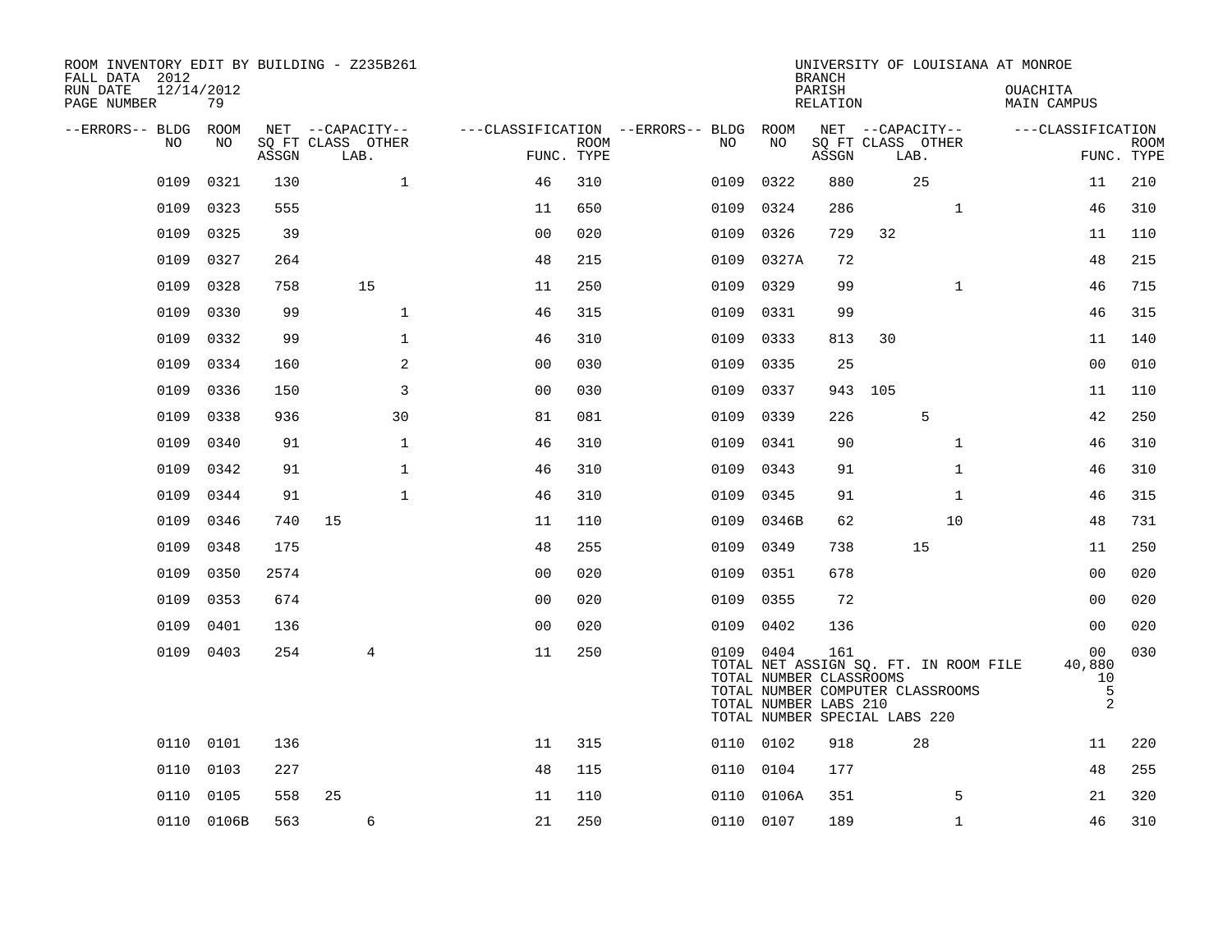ROOM INVENTORY EDIT BY BUILDING - Z235B261
FALL DATA 2012
RUN DATE 12/14/2012
PAGE NUMBER 79

UNIVERSITY OF LOUISIANA AT MONROE
BRANCH
PARISH OUACHITA
RELATION MAIN CAMPUS

| --ERRORS-- | BLDG NO | ROOM NO | NET SQ FT ASSGN | CAPACITY CLASS | CAPACITY LAB. | CAPACITY OTHER | CLASSIFICATION FUNC. | ROOM TYPE | --ERRORS-- | BLDG NO | ROOM NO | NET SQ FT ASSGN | CAPACITY CLASS | CAPACITY LAB. | CAPACITY OTHER | CLASSIFICATION FUNC. | ROOM TYPE |
|---|---|---|---|---|---|---|---|---|---|---|---|---|---|---|---|---|---|
| | 0109 | 0321 | 130 | | | 1 | 46 | 310 | | 0109 | 0322 | 880 | | 25 | | 11 | 210 |
| | 0109 | 0323 | 555 | | | | 11 | 650 | | 0109 | 0324 | 286 | | | 1 | 46 | 310 |
| | 0109 | 0325 | 39 | | | | 00 | 020 | | 0109 | 0326 | 729 | 32 | | | 11 | 110 |
| | 0109 | 0327 | 264 | | | | 48 | 215 | | 0109 | 0327A | 72 | | | | 48 | 215 |
| | 0109 | 0328 | 758 | | 15 | | 11 | 250 | | 0109 | 0329 | 99 | | | 1 | 46 | 715 |
| | 0109 | 0330 | 99 | | | 1 | 46 | 315 | | 0109 | 0331 | 99 | | | | 46 | 315 |
| | 0109 | 0332 | 99 | | | 1 | 46 | 310 | | 0109 | 0333 | 813 | 30 | | | 11 | 140 |
| | 0109 | 0334 | 160 | | | 2 | 00 | 030 | | 0109 | 0335 | 25 | | | | 00 | 010 |
| | 0109 | 0336 | 150 | | | 3 | 00 | 030 | | 0109 | 0337 | 943 | 105 | | | 11 | 110 |
| | 0109 | 0338 | 936 | | | 30 | 81 | 081 | | 0109 | 0339 | 226 | | 5 | | 42 | 250 |
| | 0109 | 0340 | 91 | | | 1 | 46 | 310 | | 0109 | 0341 | 90 | | | 1 | 46 | 310 |
| | 0109 | 0342 | 91 | | | 1 | 46 | 310 | | 0109 | 0343 | 91 | | | 1 | 46 | 310 |
| | 0109 | 0344 | 91 | | | 1 | 46 | 310 | | 0109 | 0345 | 91 | | | 1 | 46 | 315 |
| | 0109 | 0346 | 740 | 15 | | | 11 | 110 | | 0109 | 0346B | 62 | | | 10 | 48 | 731 |
| | 0109 | 0348 | 175 | | | | 48 | 255 | | 0109 | 0349 | 738 | | 15 | | 11 | 250 |
| | 0109 | 0350 | 2574 | | | | 00 | 020 | | 0109 | 0351 | 678 | | | | 00 | 020 |
| | 0109 | 0353 | 674 | | | | 00 | 020 | | 0109 | 0355 | 72 | | | | 00 | 020 |
| | 0109 | 0401 | 136 | | | | 00 | 020 | | 0109 | 0402 | 136 | | | | 00 | 020 |
| | 0109 | 0403 | 254 | | 4 | | 11 | 250 | | 0109 | 0404 | 161 | | | | 00 | 030 |
| | | | | | | | | | | | TOTAL NET ASSIGN SQ. FT. IN ROOM FILE | | | | | 40,880 | |
| | | | | | | | | | | | TOTAL NUMBER CLASSROOMS | | | | | 10 | |
| | | | | | | | | | | | TOTAL NUMBER COMPUTER CLASSROOMS | | | | | 5 | |
| | | | | | | | | | | | TOTAL NUMBER LABS 210 | | | | | 2 | |
| | | | | | | | | | | | TOTAL NUMBER SPECIAL LABS 220 | | | | | | |
| | 0110 | 0101 | 136 | | | | 11 | 315 | | 0110 | 0102 | 918 | | 28 | | 11 | 220 |
| | 0110 | 0103 | 227 | | | | 48 | 115 | | 0110 | 0104 | 177 | | | | 48 | 255 |
| | 0110 | 0105 | 558 | 25 | | | 11 | 110 | | 0110 | 0106A | 351 | | | 5 | 21 | 320 |
| | 0110 | 0106B | 563 | | 6 | | 21 | 250 | | 0110 | 0107 | 189 | | | 1 | 46 | 310 |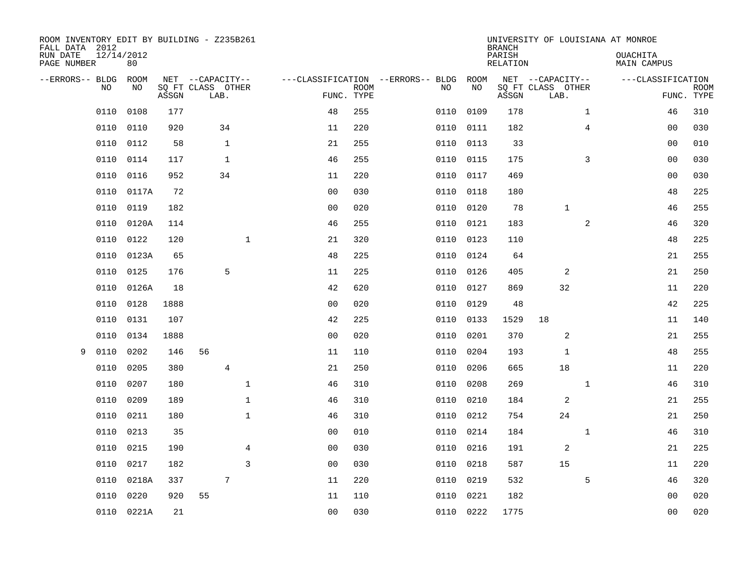ROOM INVENTORY EDIT BY BUILDING - Z235B261
FALL DATA 2012
RUN DATE 12/14/2012
PAGE NUMBER 80

UNIVERSITY OF LOUISIANA AT MONROE
BRANCH
PARISH OUACHITA
RELATION MAIN CAMPUS

| --ERRORS-- | BLDG NO | ROOM NO | NET SQ FT ASSGN | CAPACITY CLASS | CAPACITY LAB. | CAPACITY OTHER | CLASSIFICATION FUNC. | ROOM TYPE | --ERRORS-- | BLDG NO | ROOM NO | NET SQ FT ASSGN | CAPACITY CLASS | CAPACITY LAB. | CAPACITY OTHER | CLASSIFICATION FUNC. | ROOM TYPE |
|---|---|---|---|---|---|---|---|---|---|---|---|---|---|---|---|---|---|
| | 0110 | 0108 | 177 | | | | 48 | 255 | | 0110 | 0109 | 178 | | | 1 | 46 | 310 |
| | 0110 | 0110 | 920 | | 34 | | 11 | 220 | | 0110 | 0111 | 182 | | | 4 | 00 | 030 |
| | 0110 | 0112 | 58 | | 1 | | 21 | 255 | | 0110 | 0113 | 33 | | | | 00 | 010 |
| | 0110 | 0114 | 117 | | 1 | | 46 | 255 | | 0110 | 0115 | 175 | | | 3 | 00 | 030 |
| | 0110 | 0116 | 952 | | 34 | | 11 | 220 | | 0110 | 0117 | 469 | | | | 00 | 030 |
| | 0110 | 0117A | 72 | | | | 00 | 030 | | 0110 | 0118 | 180 | | | | 48 | 225 |
| | 0110 | 0119 | 182 | | | | 00 | 020 | | 0110 | 0120 | 78 | | 1 | | 46 | 255 |
| | 0110 | 0120A | 114 | | | | 46 | 255 | | 0110 | 0121 | 183 | | | 2 | 46 | 320 |
| | 0110 | 0122 | 120 | | | 1 | 21 | 320 | | 0110 | 0123 | 110 | | | | 48 | 225 |
| | 0110 | 0123A | 65 | | | | 48 | 225 | | 0110 | 0124 | 64 | | | | 21 | 255 |
| | 0110 | 0125 | 176 | | 5 | | 11 | 225 | | 0110 | 0126 | 405 | | 2 | | 21 | 250 |
| | 0110 | 0126A | 18 | | | | 42 | 620 | | 0110 | 0127 | 869 | | 32 | | 11 | 220 |
| | 0110 | 0128 | 1888 | | | | 00 | 020 | | 0110 | 0129 | 48 | | | | 42 | 225 |
| | 0110 | 0131 | 107 | | | | 42 | 225 | | 0110 | 0133 | 1529 | 18 | | | 11 | 140 |
| | 0110 | 0134 | 1888 | | | | 00 | 020 | | 0110 | 0201 | 370 | | 2 | | 21 | 255 |
| 9 | 0110 | 0202 | 146 | 56 | | | 11 | 110 | | 0110 | 0204 | 193 | | 1 | | 48 | 255 |
| | 0110 | 0205 | 380 | | 4 | | 21 | 250 | | 0110 | 0206 | 665 | | 18 | | 11 | 220 |
| | 0110 | 0207 | 180 | | | 1 | 46 | 310 | | 0110 | 0208 | 269 | | | 1 | 46 | 310 |
| | 0110 | 0209 | 189 | | | 1 | 46 | 310 | | 0110 | 0210 | 184 | | 2 | | 21 | 255 |
| | 0110 | 0211 | 180 | | | 1 | 46 | 310 | | 0110 | 0212 | 754 | | 24 | | 21 | 250 |
| | 0110 | 0213 | 35 | | | | 00 | 010 | | 0110 | 0214 | 184 | | | 1 | 46 | 310 |
| | 0110 | 0215 | 190 | | | 4 | 00 | 030 | | 0110 | 0216 | 191 | | 2 | | 21 | 225 |
| | 0110 | 0217 | 182 | | | 3 | 00 | 030 | | 0110 | 0218 | 587 | | 15 | | 11 | 220 |
| | 0110 | 0218A | 337 | | 7 | | 11 | 220 | | 0110 | 0219 | 532 | | | 5 | 46 | 320 |
| | 0110 | 0220 | 920 | 55 | | | 11 | 110 | | 0110 | 0221 | 182 | | | | 00 | 020 |
| | 0110 | 0221A | 21 | | | | 00 | 030 | | 0110 | 0222 | 1775 | | | | 00 | 020 |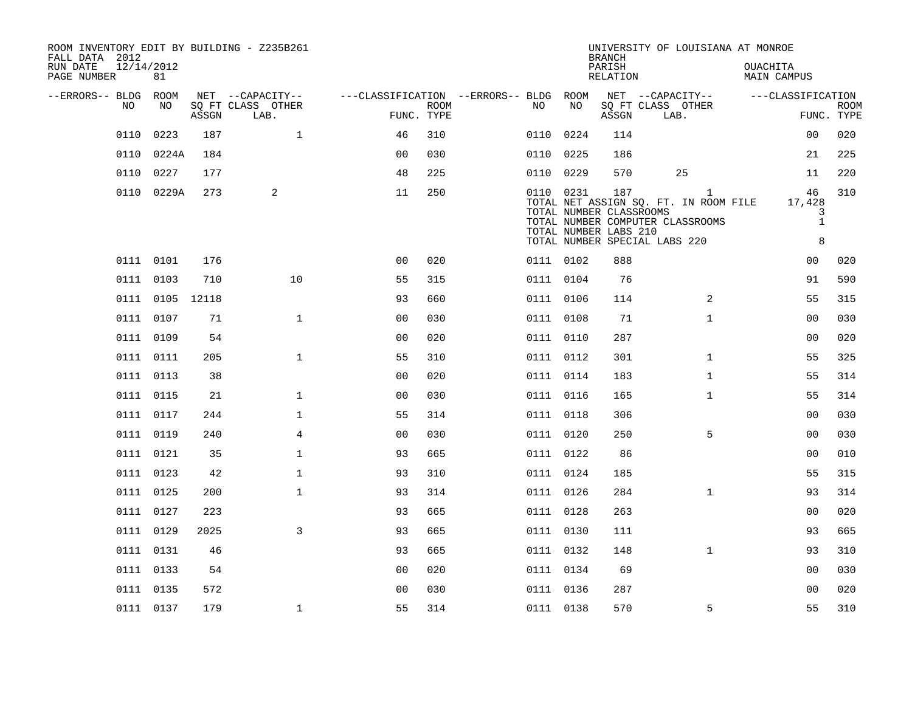ROOM INVENTORY EDIT BY BUILDING - Z235B261
FALL DATA 2012
RUN DATE 12/14/2012
PAGE NUMBER 81

UNIVERSITY OF LOUISIANA AT MONROE
BRANCH
PARISH OUACHITA
RELATION MAIN CAMPUS

| --ERRORS-- | BLDG NO | ROOM NO | NET SQ FT ASSGN | CAPACITY CLASS LAB. | CAPACITY OTHER | CLASSIFICATION FUNC. | ROOM TYPE | --ERRORS-- | BLDG NO | ROOM NO | NET SQ FT ASSGN | CAPACITY CLASS LAB. | CAPACITY OTHER | CLASSIFICATION FUNC. | ROOM TYPE |
|---|---|---|---|---|---|---|---|---|---|---|---|---|---|---|---|
| | 0110 | 0223 | 187 | | 1 | 46 | 310 | | 0110 | 0224 | 114 | | | 00 | 020 |
| | 0110 | 0224A | 184 | | | 00 | 030 | | 0110 | 0225 | 186 | | | 21 | 225 |
| | 0110 | 0227 | 177 | | | 48 | 225 | | 0110 | 0229 | 570 | 25 | | 11 | 220 |
| | 0110 | 0229A | 273 | 2 | | 11 | 250 | | 0110 | 0231 | 187 | | 1 | 46 | 310 |

TOTAL NET ASSIGN SQ. FT. IN ROOM FILE 17,428
TOTAL NUMBER CLASSROOMS 3
TOTAL NUMBER COMPUTER CLASSROOMS 1
TOTAL NUMBER LABS 210
TOTAL NUMBER SPECIAL LABS 220 8

| --ERRORS-- | BLDG NO | ROOM NO | NET SQ FT ASSGN | CAPACITY CLASS LAB. | CAPACITY OTHER | CLASSIFICATION FUNC. | ROOM TYPE | --ERRORS-- | BLDG NO | ROOM NO | NET SQ FT ASSGN | CAPACITY CLASS LAB. | CAPACITY OTHER | CLASSIFICATION FUNC. | ROOM TYPE |
|---|---|---|---|---|---|---|---|---|---|---|---|---|---|---|---|
| | 0111 | 0101 | 176 | | | 00 | 020 | | 0111 | 0102 | 888 | | | 00 | 020 |
| | 0111 | 0103 | 710 | | 10 | 55 | 315 | | 0111 | 0104 | 76 | | | 91 | 590 |
| | 0111 | 0105 | 12118 | | | 93 | 660 | | 0111 | 0106 | 114 | | 2 | 55 | 315 |
| | 0111 | 0107 | 71 | | 1 | 00 | 030 | | 0111 | 0108 | 71 | | 1 | 00 | 030 |
| | 0111 | 0109 | 54 | | | 00 | 020 | | 0111 | 0110 | 287 | | | 00 | 020 |
| | 0111 | 0111 | 205 | | 1 | 55 | 310 | | 0111 | 0112 | 301 | | 1 | 55 | 325 |
| | 0111 | 0113 | 38 | | | 00 | 020 | | 0111 | 0114 | 183 | | 1 | 55 | 314 |
| | 0111 | 0115 | 21 | | 1 | 00 | 030 | | 0111 | 0116 | 165 | | 1 | 55 | 314 |
| | 0111 | 0117 | 244 | | 1 | 55 | 314 | | 0111 | 0118 | 306 | | | 00 | 030 |
| | 0111 | 0119 | 240 | | 4 | 00 | 030 | | 0111 | 0120 | 250 | | 5 | 00 | 030 |
| | 0111 | 0121 | 35 | | 1 | 93 | 665 | | 0111 | 0122 | 86 | | | 00 | 010 |
| | 0111 | 0123 | 42 | | 1 | 93 | 310 | | 0111 | 0124 | 185 | | | 55 | 315 |
| | 0111 | 0125 | 200 | | 1 | 93 | 314 | | 0111 | 0126 | 284 | | 1 | 93 | 314 |
| | 0111 | 0127 | 223 | | | 93 | 665 | | 0111 | 0128 | 263 | | | 00 | 020 |
| | 0111 | 0129 | 2025 | | 3 | 93 | 665 | | 0111 | 0130 | 111 | | | 93 | 665 |
| | 0111 | 0131 | 46 | | | 93 | 665 | | 0111 | 0132 | 148 | | 1 | 93 | 310 |
| | 0111 | 0133 | 54 | | | 00 | 020 | | 0111 | 0134 | 69 | | | 00 | 030 |
| | 0111 | 0135 | 572 | | | 00 | 030 | | 0111 | 0136 | 287 | | | 00 | 020 |
| | 0111 | 0137 | 179 | | 1 | 55 | 314 | | 0111 | 0138 | 570 | | 5 | 55 | 310 |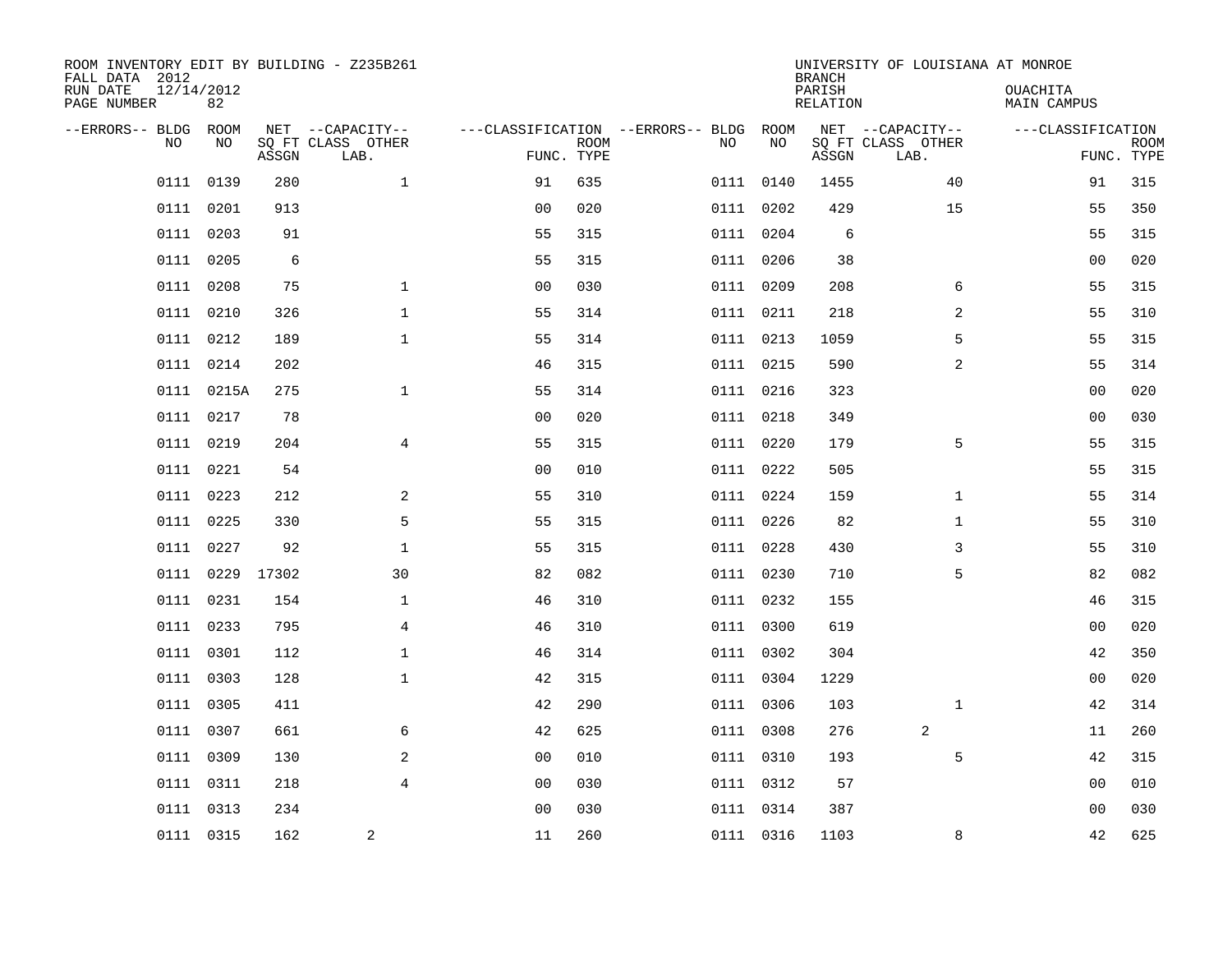ROOM INVENTORY EDIT BY BUILDING - Z235B261
FALL DATA 2012
RUN DATE 12/14/2012
PAGE NUMBER 82

UNIVERSITY OF LOUISIANA AT MONROE
BRANCH
PARISH OUACHITA
RELATION MAIN CAMPUS

| --ERRORS-- | BLDG NO | ROOM NO | NET SQ FT ASSGN | --CAPACITY-- CLASS LAB. | OTHER | ---CLASSIFICATION FUNC. | ROOM TYPE | --ERRORS-- | BLDG NO | ROOM NO | NET SQ FT ASSGN | --CAPACITY-- CLASS LAB. | OTHER | ---CLASSIFICATION FUNC. | ROOM TYPE |
|---|---|---|---|---|---|---|---|---|---|---|---|---|---|---|---|
| | 0111 | 0139 | 280 | | 1 | 91 | 635 | | 0111 | 0140 | 1455 | | 40 | 91 | 315 |
| | 0111 | 0201 | 913 | | | 00 | 020 | | 0111 | 0202 | 429 | | 15 | 55 | 350 |
| | 0111 | 0203 | 91 | | | 55 | 315 | | 0111 | 0204 | 6 | | | 55 | 315 |
| | 0111 | 0205 | 6 | | | 55 | 315 | | 0111 | 0206 | 38 | | | 00 | 020 |
| | 0111 | 0208 | 75 | | 1 | 00 | 030 | | 0111 | 0209 | 208 | | 6 | 55 | 315 |
| | 0111 | 0210 | 326 | | 1 | 55 | 314 | | 0111 | 0211 | 218 | | 2 | 55 | 310 |
| | 0111 | 0212 | 189 | | 1 | 55 | 314 | | 0111 | 0213 | 1059 | | 5 | 55 | 315 |
| | 0111 | 0214 | 202 | | | 46 | 315 | | 0111 | 0215 | 590 | | 2 | 55 | 314 |
| | 0111 | 0215A | 275 | | 1 | 55 | 314 | | 0111 | 0216 | 323 | | | 00 | 020 |
| | 0111 | 0217 | 78 | | | 00 | 020 | | 0111 | 0218 | 349 | | | 00 | 030 |
| | 0111 | 0219 | 204 | | 4 | 55 | 315 | | 0111 | 0220 | 179 | | 5 | 55 | 315 |
| | 0111 | 0221 | 54 | | | 00 | 010 | | 0111 | 0222 | 505 | | | 55 | 315 |
| | 0111 | 0223 | 212 | | 2 | 55 | 310 | | 0111 | 0224 | 159 | | 1 | 55 | 314 |
| | 0111 | 0225 | 330 | | 5 | 55 | 315 | | 0111 | 0226 | 82 | | 1 | 55 | 310 |
| | 0111 | 0227 | 92 | | 1 | 55 | 315 | | 0111 | 0228 | 430 | | 3 | 55 | 310 |
| | 0111 | 0229 | 17302 | | 30 | 82 | 082 | | 0111 | 0230 | 710 | | 5 | 82 | 082 |
| | 0111 | 0231 | 154 | | 1 | 46 | 310 | | 0111 | 0232 | 155 | | | 46 | 315 |
| | 0111 | 0233 | 795 | | 4 | 46 | 310 | | 0111 | 0300 | 619 | | | 00 | 020 |
| | 0111 | 0301 | 112 | | 1 | 46 | 314 | | 0111 | 0302 | 304 | | | 42 | 350 |
| | 0111 | 0303 | 128 | | 1 | 42 | 315 | | 0111 | 0304 | 1229 | | | 00 | 020 |
| | 0111 | 0305 | 411 | | | 42 | 290 | | 0111 | 0306 | 103 | | 1 | 42 | 314 |
| | 0111 | 0307 | 661 | | 6 | 42 | 625 | | 0111 | 0308 | 276 | 2 | | 11 | 260 |
| | 0111 | 0309 | 130 | | 2 | 00 | 010 | | 0111 | 0310 | 193 | | 5 | 42 | 315 |
| | 0111 | 0311 | 218 | | 4 | 00 | 030 | | 0111 | 0312 | 57 | | | 00 | 010 |
| | 0111 | 0313 | 234 | | | 00 | 030 | | 0111 | 0314 | 387 | | | 00 | 030 |
| | 0111 | 0315 | 162 | 2 | | 11 | 260 | | 0111 | 0316 | 1103 | | 8 | 42 | 625 |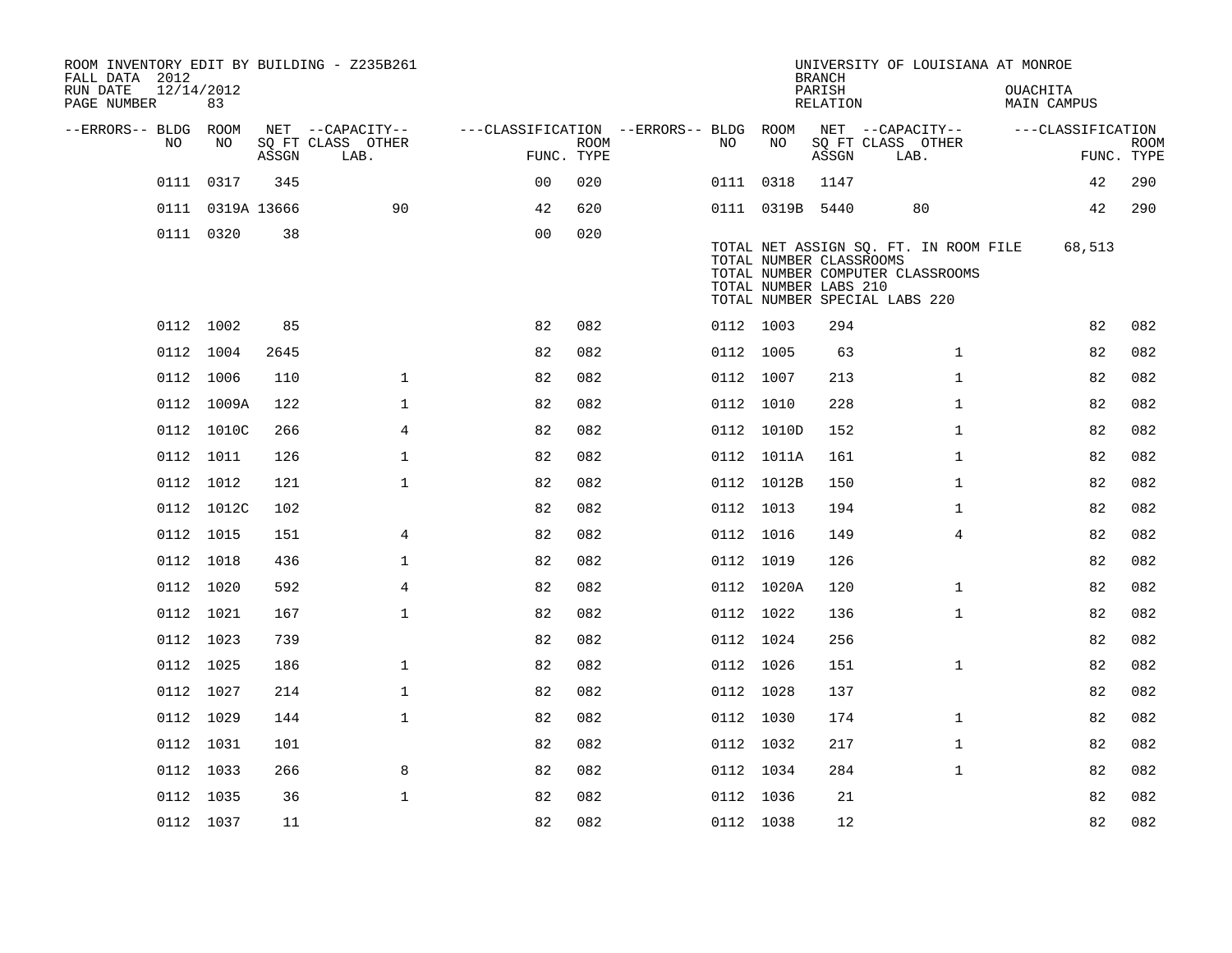ROOM INVENTORY EDIT BY BUILDING - Z235B261
FALL DATA 2012
RUN DATE 12/14/2012
PAGE NUMBER 83

UNIVERSITY OF LOUISIANA AT MONROE
BRANCH
PARISH OUACHITA
RELATION MAIN CAMPUS

| --ERRORS-- | BLDG NO | ROOM NO | NET SQ FT ASSGN | CAPACITY CLASS LAB. | CAPACITY OTHER | CLASSIFICATION FUNC. | ROOM TYPE | --ERRORS-- | BLDG NO | ROOM NO | NET SQ FT ASSGN | CAPACITY CLASS LAB. | CAPACITY OTHER | CLASSIFICATION FUNC. | ROOM TYPE |
|---|---|---|---|---|---|---|---|---|---|---|---|---|---|---|---|
| | 0111 | 0317 | 345 | | | 00 | 020 | | 0111 | 0318 | 1147 | | | 42 | 290 |
| | 0111 | 0319A | 13666 | | 90 | 42 | 620 | | 0111 | 0319B | 5440 | | 80 | 42 | 290 |
| | 0111 | 0320 | 38 | | | 00 | 020 | | | | | | | | |

TOTAL NET ASSIGN SQ. FT. IN ROOM FILE 68,513
TOTAL NUMBER CLASSROOMS
TOTAL NUMBER COMPUTER CLASSROOMS
TOTAL NUMBER LABS 210
TOTAL NUMBER SPECIAL LABS 220

| --ERRORS-- | BLDG NO | ROOM NO | NET SQ FT ASSGN | CAPACITY CLASS LAB. | CAPACITY OTHER | CLASSIFICATION FUNC. | ROOM TYPE | --ERRORS-- | BLDG NO | ROOM NO | NET SQ FT ASSGN | CAPACITY CLASS LAB. | CAPACITY OTHER | CLASSIFICATION FUNC. | ROOM TYPE |
|---|---|---|---|---|---|---|---|---|---|---|---|---|---|---|---|
| | 0112 | 1002 | 85 | | | 82 | 082 | | 0112 | 1003 | 294 | | | 82 | 082 |
| | 0112 | 1004 | 2645 | | | 82 | 082 | | 0112 | 1005 | 63 | | 1 | 82 | 082 |
| | 0112 | 1006 | 110 | | 1 | 82 | 082 | | 0112 | 1007 | 213 | | 1 | 82 | 082 |
| | 0112 | 1009A | 122 | | 1 | 82 | 082 | | 0112 | 1010 | 228 | | 1 | 82 | 082 |
| | 0112 | 1010C | 266 | | 4 | 82 | 082 | | 0112 | 1010D | 152 | | 1 | 82 | 082 |
| | 0112 | 1011 | 126 | | 1 | 82 | 082 | | 0112 | 1011A | 161 | | 1 | 82 | 082 |
| | 0112 | 1012 | 121 | | 1 | 82 | 082 | | 0112 | 1012B | 150 | | 1 | 82 | 082 |
| | 0112 | 1012C | 102 | | | 82 | 082 | | 0112 | 1013 | 194 | | 1 | 82 | 082 |
| | 0112 | 1015 | 151 | | 4 | 82 | 082 | | 0112 | 1016 | 149 | | 4 | 82 | 082 |
| | 0112 | 1018 | 436 | | 1 | 82 | 082 | | 0112 | 1019 | 126 | | | 82 | 082 |
| | 0112 | 1020 | 592 | | 4 | 82 | 082 | | 0112 | 1020A | 120 | | 1 | 82 | 082 |
| | 0112 | 1021 | 167 | | 1 | 82 | 082 | | 0112 | 1022 | 136 | | 1 | 82 | 082 |
| | 0112 | 1023 | 739 | | | 82 | 082 | | 0112 | 1024 | 256 | | | 82 | 082 |
| | 0112 | 1025 | 186 | | 1 | 82 | 082 | | 0112 | 1026 | 151 | | 1 | 82 | 082 |
| | 0112 | 1027 | 214 | | 1 | 82 | 082 | | 0112 | 1028 | 137 | | | 82 | 082 |
| | 0112 | 1029 | 144 | | 1 | 82 | 082 | | 0112 | 1030 | 174 | | 1 | 82 | 082 |
| | 0112 | 1031 | 101 | | | 82 | 082 | | 0112 | 1032 | 217 | | 1 | 82 | 082 |
| | 0112 | 1033 | 266 | | 8 | 82 | 082 | | 0112 | 1034 | 284 | | 1 | 82 | 082 |
| | 0112 | 1035 | 36 | | 1 | 82 | 082 | | 0112 | 1036 | 21 | | | 82 | 082 |
| | 0112 | 1037 | 11 | | | 82 | 082 | | 0112 | 1038 | 12 | | | 82 | 082 |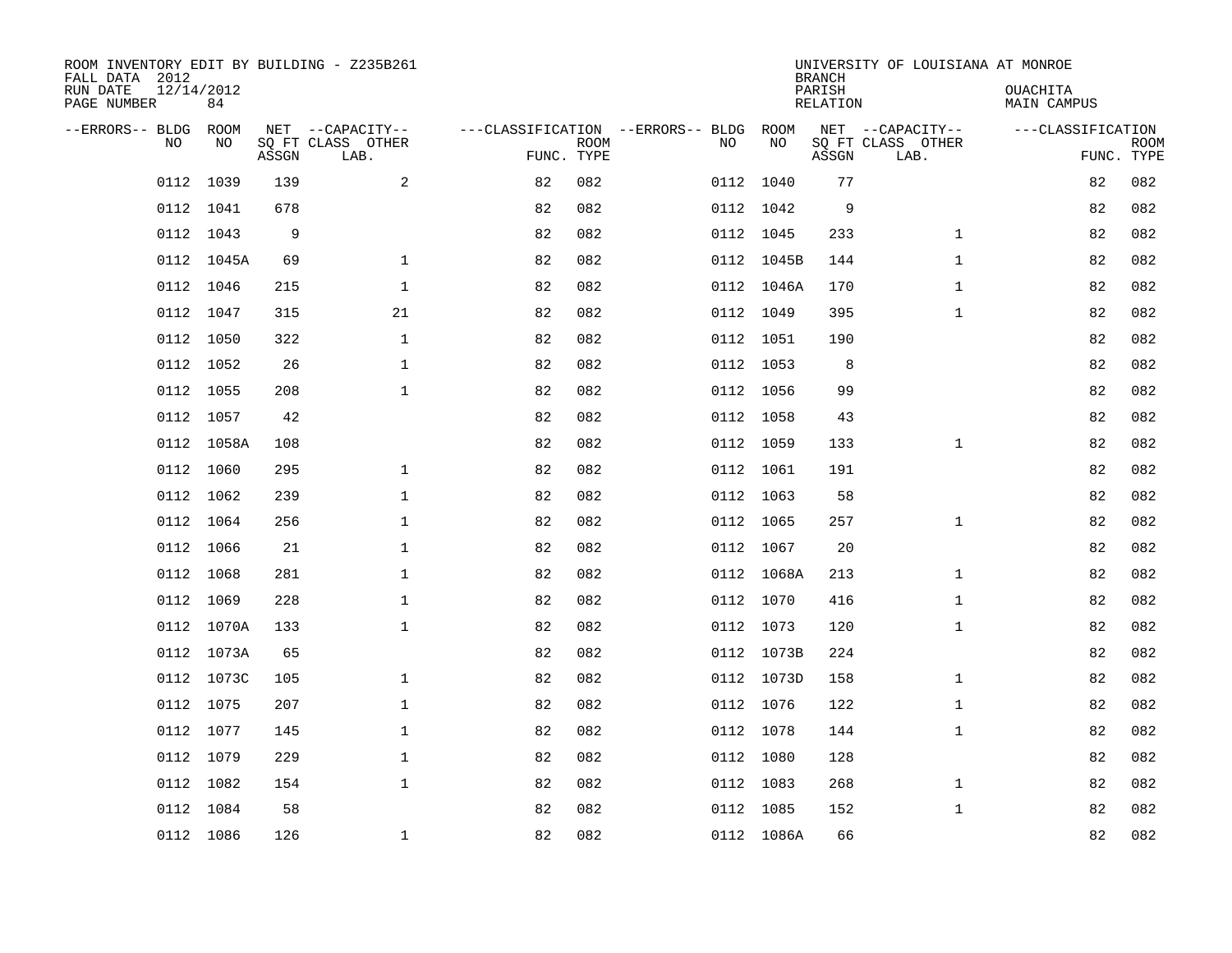ROOM INVENTORY EDIT BY BUILDING - Z235B261
FALL DATA 2012
RUN DATE 12/14/2012
PAGE NUMBER 84

UNIVERSITY OF LOUISIANA AT MONROE
BRANCH
PARISH OUACHITA
RELATION MAIN CAMPUS

| --ERRORS-- | BLDG NO | ROOM NO | NET SQ FT ASSGN | --CAPACITY-- CLASS LAB. | OTHER | ---CLASSIFICATION FUNC. | ROOM TYPE | --ERRORS-- | BLDG NO | ROOM NO | NET SQ FT ASSGN | --CAPACITY-- CLASS LAB. | OTHER | ---CLASSIFICATION FUNC. | ROOM TYPE |
|---|---|---|---|---|---|---|---|---|---|---|---|---|---|---|---|
| | 0112 | 1039 | 139 | | 2 | 82 | 082 | | 0112 | 1040 | 77 | | | 82 | 082 |
| | 0112 | 1041 | 678 | | | 82 | 082 | | 0112 | 1042 | 9 | | | 82 | 082 |
| | 0112 | 1043 | 9 | | | 82 | 082 | | 0112 | 1045 | 233 | | 1 | 82 | 082 |
| | 0112 | 1045A | 69 | | 1 | 82 | 082 | | 0112 | 1045B | 144 | | 1 | 82 | 082 |
| | 0112 | 1046 | 215 | | 1 | 82 | 082 | | 0112 | 1046A | 170 | | 1 | 82 | 082 |
| | 0112 | 1047 | 315 | | 21 | 82 | 082 | | 0112 | 1049 | 395 | | 1 | 82 | 082 |
| | 0112 | 1050 | 322 | | 1 | 82 | 082 | | 0112 | 1051 | 190 | | | 82 | 082 |
| | 0112 | 1052 | 26 | | 1 | 82 | 082 | | 0112 | 1053 | 8 | | | 82 | 082 |
| | 0112 | 1055 | 208 | | 1 | 82 | 082 | | 0112 | 1056 | 99 | | | 82 | 082 |
| | 0112 | 1057 | 42 | | | 82 | 082 | | 0112 | 1058 | 43 | | | 82 | 082 |
| | 0112 | 1058A | 108 | | | 82 | 082 | | 0112 | 1059 | 133 | | 1 | 82 | 082 |
| | 0112 | 1060 | 295 | | 1 | 82 | 082 | | 0112 | 1061 | 191 | | | 82 | 082 |
| | 0112 | 1062 | 239 | | 1 | 82 | 082 | | 0112 | 1063 | 58 | | | 82 | 082 |
| | 0112 | 1064 | 256 | | 1 | 82 | 082 | | 0112 | 1065 | 257 | | 1 | 82 | 082 |
| | 0112 | 1066 | 21 | | 1 | 82 | 082 | | 0112 | 1067 | 20 | | | 82 | 082 |
| | 0112 | 1068 | 281 | | 1 | 82 | 082 | | 0112 | 1068A | 213 | | 1 | 82 | 082 |
| | 0112 | 1069 | 228 | | 1 | 82 | 082 | | 0112 | 1070 | 416 | | 1 | 82 | 082 |
| | 0112 | 1070A | 133 | | 1 | 82 | 082 | | 0112 | 1073 | 120 | | 1 | 82 | 082 |
| | 0112 | 1073A | 65 | | | 82 | 082 | | 0112 | 1073B | 224 | | | 82 | 082 |
| | 0112 | 1073C | 105 | | 1 | 82 | 082 | | 0112 | 1073D | 158 | | 1 | 82 | 082 |
| | 0112 | 1075 | 207 | | 1 | 82 | 082 | | 0112 | 1076 | 122 | | 1 | 82 | 082 |
| | 0112 | 1077 | 145 | | 1 | 82 | 082 | | 0112 | 1078 | 144 | | 1 | 82 | 082 |
| | 0112 | 1079 | 229 | | 1 | 82 | 082 | | 0112 | 1080 | 128 | | | 82 | 082 |
| | 0112 | 1082 | 154 | | 1 | 82 | 082 | | 0112 | 1083 | 268 | | 1 | 82 | 082 |
| | 0112 | 1084 | 58 | | | 82 | 082 | | 0112 | 1085 | 152 | | 1 | 82 | 082 |
| | 0112 | 1086 | 126 | | 1 | 82 | 082 | | 0112 | 1086A | 66 | | | 82 | 082 |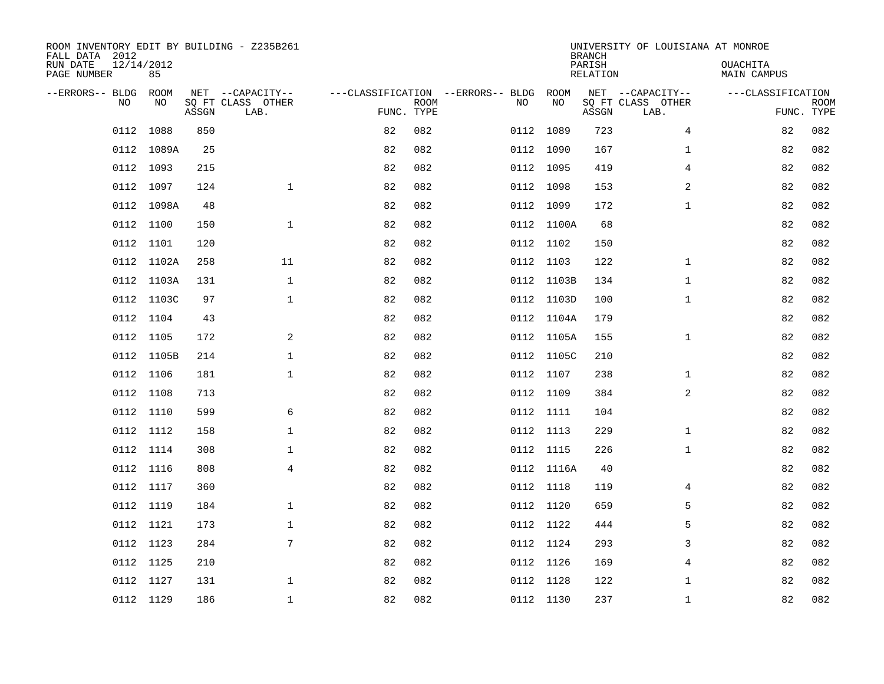ROOM INVENTORY EDIT BY BUILDING - Z235B261
FALL DATA 2012
RUN DATE 12/14/2012
PAGE NUMBER 85

UNIVERSITY OF LOUISIANA AT MONROE
BRANCH
PARISH OUACHITA
RELATION MAIN CAMPUS

| --ERRORS-- | BLDG NO | ROOM NO | NET SQ FT ASSGN | --CAPACITY-- CLASS | OTHER LAB. | ---CLASSIFICATION FUNC. | ROOM TYPE | --ERRORS-- | BLDG NO | ROOM NO | NET SQ FT ASSGN | --CAPACITY-- CLASS | OTHER LAB. | ---CLASSIFICATION FUNC. | ROOM TYPE |
|---|---|---|---|---|---|---|---|---|---|---|---|---|---|---|---|
| | 0112 | 1088 | 850 | | | 82 | 082 | | 0112 | 1089 | 723 | 4 | | 82 | 082 |
| | 0112 | 1089A | 25 | | | 82 | 082 | | 0112 | 1090 | 167 | 1 | | 82 | 082 |
| | 0112 | 1093 | 215 | | | 82 | 082 | | 0112 | 1095 | 419 | 4 | | 82 | 082 |
| | 0112 | 1097 | 124 | 1 | | 82 | 082 | | 0112 | 1098 | 153 | 2 | | 82 | 082 |
| | 0112 | 1098A | 48 | | | 82 | 082 | | 0112 | 1099 | 172 | 1 | | 82 | 082 |
| | 0112 | 1100 | 150 | 1 | | 82 | 082 | | 0112 | 1100A | 68 | | | 82 | 082 |
| | 0112 | 1101 | 120 | | | 82 | 082 | | 0112 | 1102 | 150 | | | 82 | 082 |
| | 0112 | 1102A | 258 | 11 | | 82 | 082 | | 0112 | 1103 | 122 | 1 | | 82 | 082 |
| | 0112 | 1103A | 131 | 1 | | 82 | 082 | | 0112 | 1103B | 134 | 1 | | 82 | 082 |
| | 0112 | 1103C | 97 | 1 | | 82 | 082 | | 0112 | 1103D | 100 | 1 | | 82 | 082 |
| | 0112 | 1104 | 43 | | | 82 | 082 | | 0112 | 1104A | 179 | | | 82 | 082 |
| | 0112 | 1105 | 172 | 2 | | 82 | 082 | | 0112 | 1105A | 155 | 1 | | 82 | 082 |
| | 0112 | 1105B | 214 | 1 | | 82 | 082 | | 0112 | 1105C | 210 | | | 82 | 082 |
| | 0112 | 1106 | 181 | 1 | | 82 | 082 | | 0112 | 1107 | 238 | 1 | | 82 | 082 |
| | 0112 | 1108 | 713 | | | 82 | 082 | | 0112 | 1109 | 384 | 2 | | 82 | 082 |
| | 0112 | 1110 | 599 | 6 | | 82 | 082 | | 0112 | 1111 | 104 | | | 82 | 082 |
| | 0112 | 1112 | 158 | 1 | | 82 | 082 | | 0112 | 1113 | 229 | 1 | | 82 | 082 |
| | 0112 | 1114 | 308 | 1 | | 82 | 082 | | 0112 | 1115 | 226 | 1 | | 82 | 082 |
| | 0112 | 1116 | 808 | 4 | | 82 | 082 | | 0112 | 1116A | 40 | | | 82 | 082 |
| | 0112 | 1117 | 360 | | | 82 | 082 | | 0112 | 1118 | 119 | 4 | | 82 | 082 |
| | 0112 | 1119 | 184 | 1 | | 82 | 082 | | 0112 | 1120 | 659 | 5 | | 82 | 082 |
| | 0112 | 1121 | 173 | 1 | | 82 | 082 | | 0112 | 1122 | 444 | 5 | | 82 | 082 |
| | 0112 | 1123 | 284 | 7 | | 82 | 082 | | 0112 | 1124 | 293 | 3 | | 82 | 082 |
| | 0112 | 1125 | 210 | | | 82 | 082 | | 0112 | 1126 | 169 | 4 | | 82 | 082 |
| | 0112 | 1127 | 131 | 1 | | 82 | 082 | | 0112 | 1128 | 122 | 1 | | 82 | 082 |
| | 0112 | 1129 | 186 | 1 | | 82 | 082 | | 0112 | 1130 | 237 | 1 | | 82 | 082 |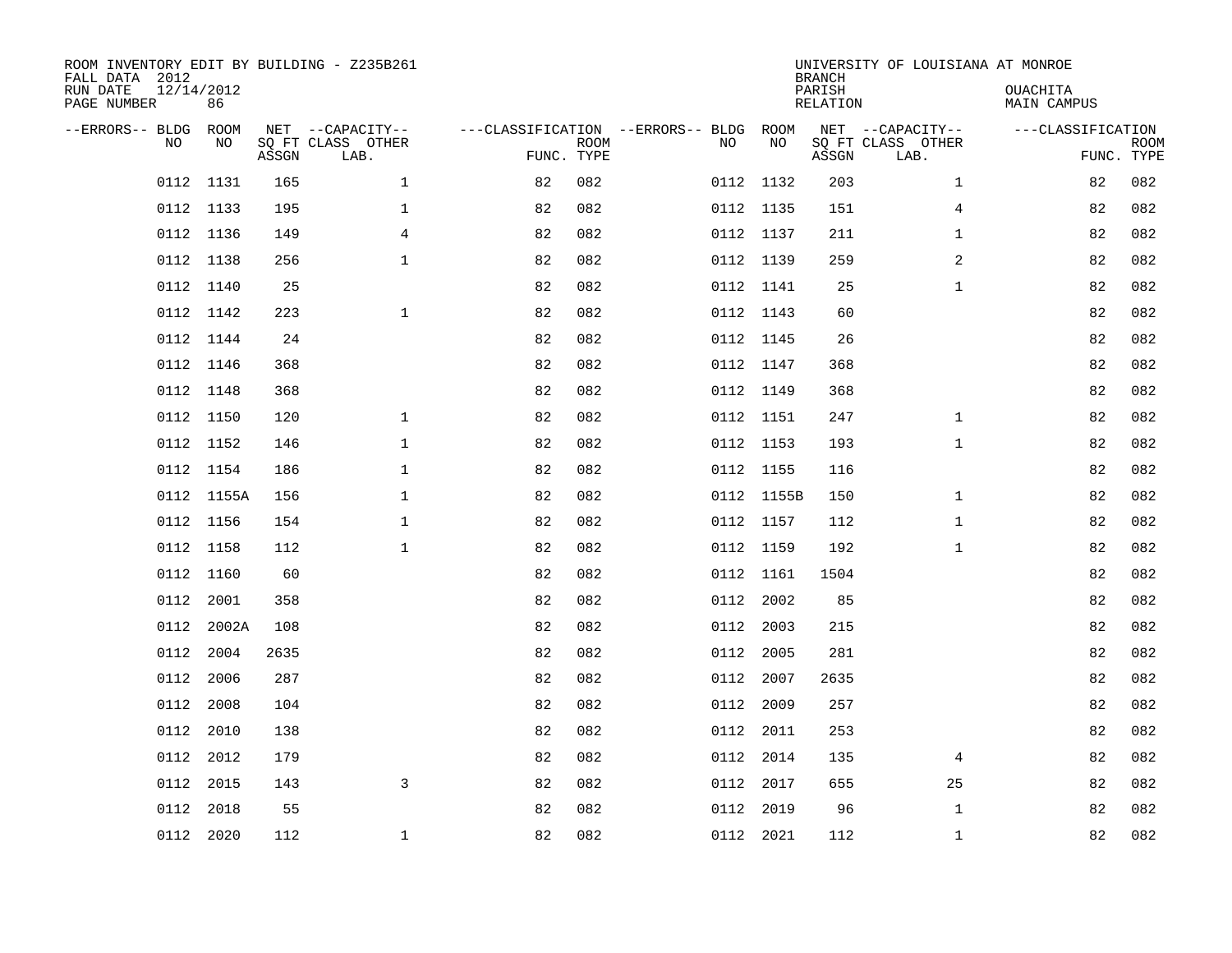ROOM INVENTORY EDIT BY BUILDING - Z235B261
FALL DATA 2012
RUN DATE 12/14/2012
PAGE NUMBER 86

UNIVERSITY OF LOUISIANA AT MONROE
BRANCH
PARISH OUACHITA
RELATION MAIN CAMPUS

| --ERRORS-- | BLDG NO | ROOM NO | NET SQ FT ASSGN | --CAPACITY-- CLASS LAB. | OTHER | ---CLASSIFICATION FUNC. | ROOM TYPE | --ERRORS-- | BLDG NO | ROOM NO | NET SQ FT ASSGN | --CAPACITY-- CLASS LAB. | OTHER | ---CLASSIFICATION FUNC. | ROOM TYPE |
|---|---|---|---|---|---|---|---|---|---|---|---|---|---|---|---|
| | 0112 | 1131 | 165 | | 1 | 82 | 082 | | 0112 | 1132 | 203 | | 1 | 82 | 082 |
| | 0112 | 1133 | 195 | | 1 | 82 | 082 | | 0112 | 1135 | 151 | | 4 | 82 | 082 |
| | 0112 | 1136 | 149 | | 4 | 82 | 082 | | 0112 | 1137 | 211 | | 1 | 82 | 082 |
| | 0112 | 1138 | 256 | | 1 | 82 | 082 | | 0112 | 1139 | 259 | | 2 | 82 | 082 |
| | 0112 | 1140 | 25 | | | 82 | 082 | | 0112 | 1141 | 25 | | 1 | 82 | 082 |
| | 0112 | 1142 | 223 | | 1 | 82 | 082 | | 0112 | 1143 | 60 | | | 82 | 082 |
| | 0112 | 1144 | 24 | | | 82 | 082 | | 0112 | 1145 | 26 | | | 82 | 082 |
| | 0112 | 1146 | 368 | | | 82 | 082 | | 0112 | 1147 | 368 | | | 82 | 082 |
| | 0112 | 1148 | 368 | | | 82 | 082 | | 0112 | 1149 | 368 | | | 82 | 082 |
| | 0112 | 1150 | 120 | | 1 | 82 | 082 | | 0112 | 1151 | 247 | | 1 | 82 | 082 |
| | 0112 | 1152 | 146 | | 1 | 82 | 082 | | 0112 | 1153 | 193 | | 1 | 82 | 082 |
| | 0112 | 1154 | 186 | | 1 | 82 | 082 | | 0112 | 1155 | 116 | | | 82 | 082 |
| | 0112 | 1155A | 156 | | 1 | 82 | 082 | | 0112 | 1155B | 150 | | 1 | 82 | 082 |
| | 0112 | 1156 | 154 | | 1 | 82 | 082 | | 0112 | 1157 | 112 | | 1 | 82 | 082 |
| | 0112 | 1158 | 112 | | 1 | 82 | 082 | | 0112 | 1159 | 192 | | 1 | 82 | 082 |
| | 0112 | 1160 | 60 | | | 82 | 082 | | 0112 | 1161 | 1504 | | | 82 | 082 |
| | 0112 | 2001 | 358 | | | 82 | 082 | | 0112 | 2002 | 85 | | | 82 | 082 |
| | 0112 | 2002A | 108 | | | 82 | 082 | | 0112 | 2003 | 215 | | | 82 | 082 |
| | 0112 | 2004 | 2635 | | | 82 | 082 | | 0112 | 2005 | 281 | | | 82 | 082 |
| | 0112 | 2006 | 287 | | | 82 | 082 | | 0112 | 2007 | 2635 | | | 82 | 082 |
| | 0112 | 2008 | 104 | | | 82 | 082 | | 0112 | 2009 | 257 | | | 82 | 082 |
| | 0112 | 2010 | 138 | | | 82 | 082 | | 0112 | 2011 | 253 | | | 82 | 082 |
| | 0112 | 2012 | 179 | | | 82 | 082 | | 0112 | 2014 | 135 | | 4 | 82 | 082 |
| | 0112 | 2015 | 143 | | 3 | 82 | 082 | | 0112 | 2017 | 655 | | 25 | 82 | 082 |
| | 0112 | 2018 | 55 | | | 82 | 082 | | 0112 | 2019 | 96 | | 1 | 82 | 082 |
| | 0112 | 2020 | 112 | | 1 | 82 | 082 | | 0112 | 2021 | 112 | | 1 | 82 | 082 |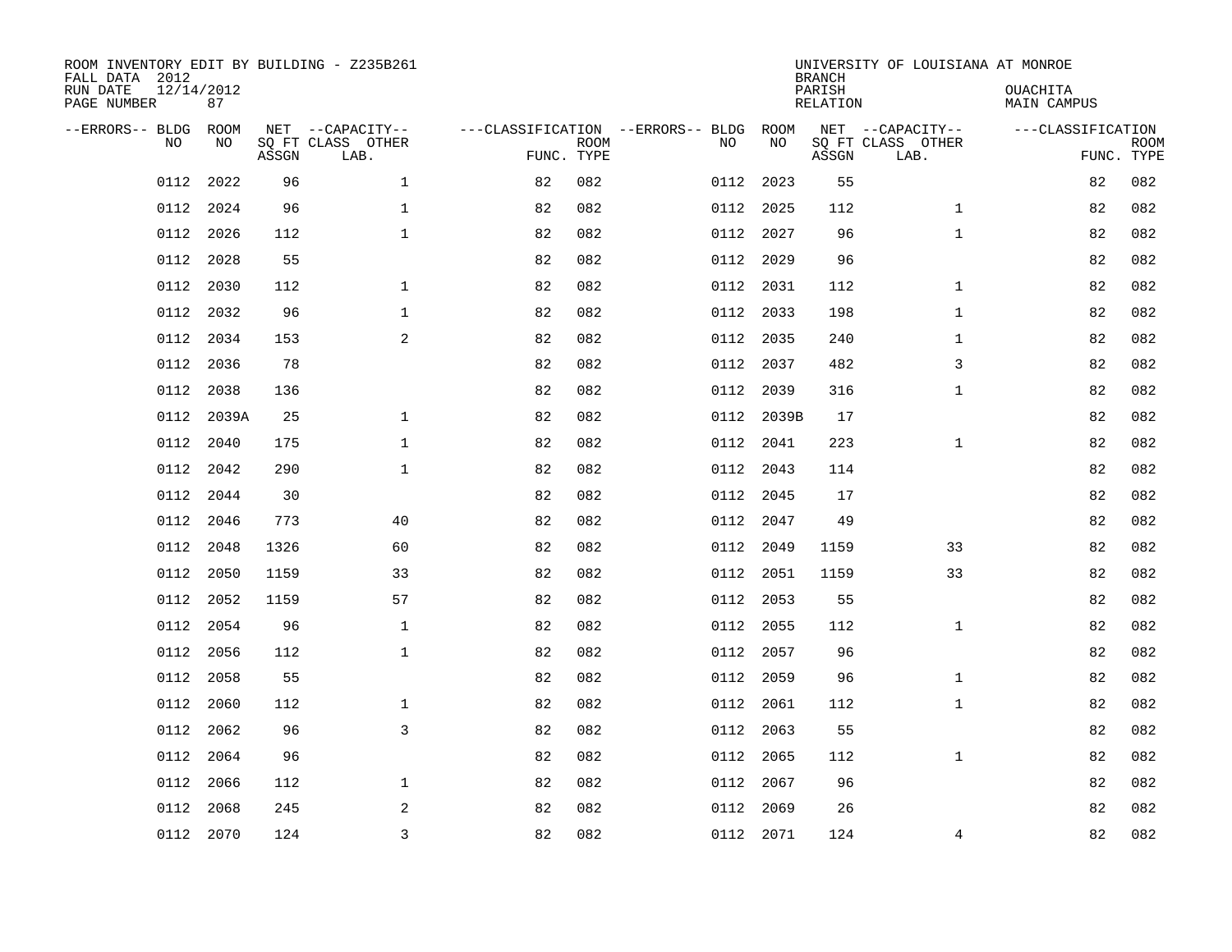ROOM INVENTORY EDIT BY BUILDING - Z235B261
FALL DATA 2012
RUN DATE 12/14/2012
PAGE NUMBER 87

UNIVERSITY OF LOUISIANA AT MONROE
BRANCH
PARISH OUACHITA
RELATION MAIN CAMPUS

| --ERRORS-- | BLDG NO | ROOM NO | NET SQ FT ASSGN | --CAPACITY-- CLASS LAB. | OTHER | ---CLASSIFICATION FUNC. | ROOM TYPE | --ERRORS-- | BLDG NO | ROOM NO | NET SQ FT ASSGN | --CAPACITY-- CLASS LAB. | OTHER | ---CLASSIFICATION FUNC. | ROOM TYPE |
|---|---|---|---|---|---|---|---|---|---|---|---|---|---|---|---|
| | 0112 | 2022 | 96 | | 1 | 82 | 082 | | 0112 | 2023 | 55 | | | 82 | 082 |
| | 0112 | 2024 | 96 | | 1 | 82 | 082 | | 0112 | 2025 | 112 | | 1 | 82 | 082 |
| | 0112 | 2026 | 112 | | 1 | 82 | 082 | | 0112 | 2027 | 96 | | 1 | 82 | 082 |
| | 0112 | 2028 | 55 | | | 82 | 082 | | 0112 | 2029 | 96 | | | 82 | 082 |
| | 0112 | 2030 | 112 | | 1 | 82 | 082 | | 0112 | 2031 | 112 | | 1 | 82 | 082 |
| | 0112 | 2032 | 96 | | 1 | 82 | 082 | | 0112 | 2033 | 198 | | 1 | 82 | 082 |
| | 0112 | 2034 | 153 | | 2 | 82 | 082 | | 0112 | 2035 | 240 | | 1 | 82 | 082 |
| | 0112 | 2036 | 78 | | | 82 | 082 | | 0112 | 2037 | 482 | | 3 | 82 | 082 |
| | 0112 | 2038 | 136 | | | 82 | 082 | | 0112 | 2039 | 316 | | 1 | 82 | 082 |
| | 0112 | 2039A | 25 | | 1 | 82 | 082 | | 0112 | 2039B | 17 | | | 82 | 082 |
| | 0112 | 2040 | 175 | | 1 | 82 | 082 | | 0112 | 2041 | 223 | | 1 | 82 | 082 |
| | 0112 | 2042 | 290 | | 1 | 82 | 082 | | 0112 | 2043 | 114 | | | 82 | 082 |
| | 0112 | 2044 | 30 | | | 82 | 082 | | 0112 | 2045 | 17 | | | 82 | 082 |
| | 0112 | 2046 | 773 | | 40 | 82 | 082 | | 0112 | 2047 | 49 | | | 82 | 082 |
| | 0112 | 2048 | 1326 | | 60 | 82 | 082 | | 0112 | 2049 | 1159 | | 33 | 82 | 082 |
| | 0112 | 2050 | 1159 | | 33 | 82 | 082 | | 0112 | 2051 | 1159 | | 33 | 82 | 082 |
| | 0112 | 2052 | 1159 | | 57 | 82 | 082 | | 0112 | 2053 | 55 | | | 82 | 082 |
| | 0112 | 2054 | 96 | | 1 | 82 | 082 | | 0112 | 2055 | 112 | | 1 | 82 | 082 |
| | 0112 | 2056 | 112 | | 1 | 82 | 082 | | 0112 | 2057 | 96 | | | 82 | 082 |
| | 0112 | 2058 | 55 | | | 82 | 082 | | 0112 | 2059 | 96 | | 1 | 82 | 082 |
| | 0112 | 2060 | 112 | | 1 | 82 | 082 | | 0112 | 2061 | 112 | | 1 | 82 | 082 |
| | 0112 | 2062 | 96 | | 3 | 82 | 082 | | 0112 | 2063 | 55 | | | 82 | 082 |
| | 0112 | 2064 | 96 | | | 82 | 082 | | 0112 | 2065 | 112 | | 1 | 82 | 082 |
| | 0112 | 2066 | 112 | | 1 | 82 | 082 | | 0112 | 2067 | 96 | | | 82 | 082 |
| | 0112 | 2068 | 245 | | 2 | 82 | 082 | | 0112 | 2069 | 26 | | | 82 | 082 |
| | 0112 | 2070 | 124 | | 3 | 82 | 082 | | 0112 | 2071 | 124 | | 4 | 82 | 082 |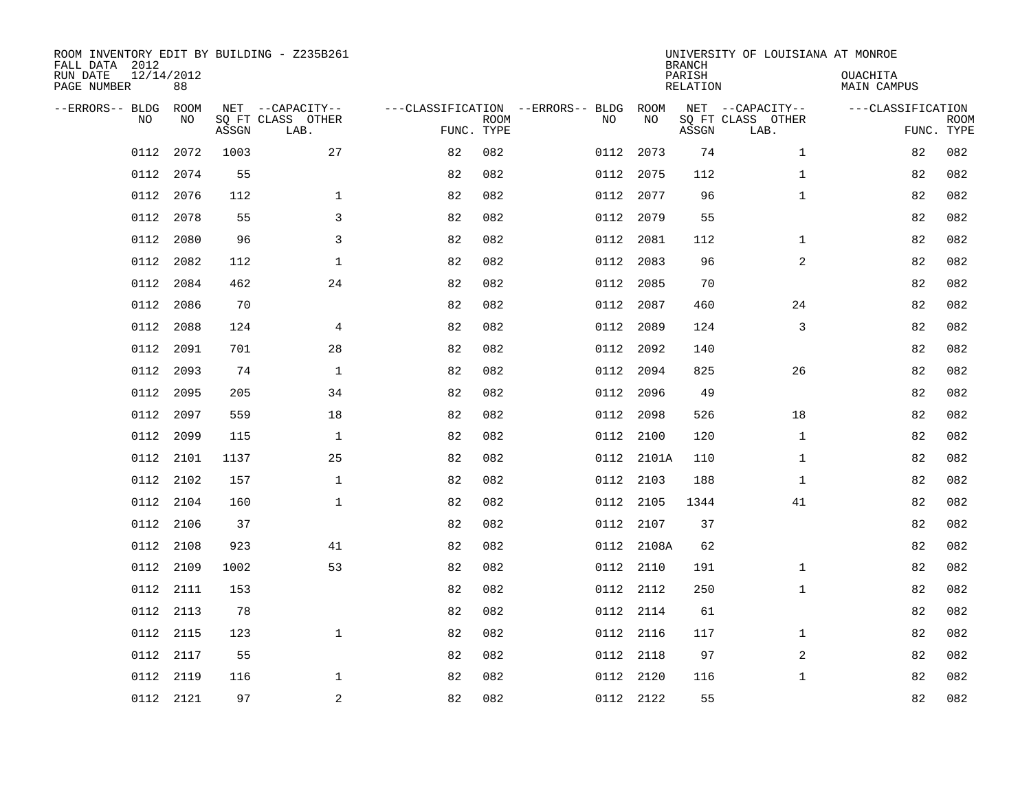ROOM INVENTORY EDIT BY BUILDING - Z235B261
FALL DATA 2012
RUN DATE 12/14/2012
PAGE NUMBER 88

UNIVERSITY OF LOUISIANA AT MONROE
BRANCH
PARISH OUACHITA
RELATION MAIN CAMPUS

| --ERRORS-- | BLDG NO | ROOM NO | NET SQ FT ASSGN | --CAPACITY-- CLASS LAB. | OTHER | ---CLASSIFICATION FUNC. | ROOM TYPE | --ERRORS-- | BLDG NO | ROOM NO | NET SQ FT ASSGN | --CAPACITY-- CLASS LAB. | OTHER | ---CLASSIFICATION FUNC. | ROOM TYPE |
|---|---|---|---|---|---|---|---|---|---|---|---|---|---|---|---|
| | 0112 | 2072 | 1003 | | 27 | 82 | 082 | | 0112 | 2073 | 74 | | 1 | 82 | 082 |
| | 0112 | 2074 | 55 | | | 82 | 082 | | 0112 | 2075 | 112 | | 1 | 82 | 082 |
| | 0112 | 2076 | 112 | | 1 | 82 | 082 | | 0112 | 2077 | 96 | | 1 | 82 | 082 |
| | 0112 | 2078 | 55 | | 3 | 82 | 082 | | 0112 | 2079 | 55 | | | 82 | 082 |
| | 0112 | 2080 | 96 | | 3 | 82 | 082 | | 0112 | 2081 | 112 | | 1 | 82 | 082 |
| | 0112 | 2082 | 112 | | 1 | 82 | 082 | | 0112 | 2083 | 96 | | 2 | 82 | 082 |
| | 0112 | 2084 | 462 | | 24 | 82 | 082 | | 0112 | 2085 | 70 | | | 82 | 082 |
| | 0112 | 2086 | 70 | | | 82 | 082 | | 0112 | 2087 | 460 | | 24 | 82 | 082 |
| | 0112 | 2088 | 124 | | 4 | 82 | 082 | | 0112 | 2089 | 124 | | 3 | 82 | 082 |
| | 0112 | 2091 | 701 | | 28 | 82 | 082 | | 0112 | 2092 | 140 | | | 82 | 082 |
| | 0112 | 2093 | 74 | | 1 | 82 | 082 | | 0112 | 2094 | 825 | | 26 | 82 | 082 |
| | 0112 | 2095 | 205 | | 34 | 82 | 082 | | 0112 | 2096 | 49 | | | 82 | 082 |
| | 0112 | 2097 | 559 | | 18 | 82 | 082 | | 0112 | 2098 | 526 | | 18 | 82 | 082 |
| | 0112 | 2099 | 115 | | 1 | 82 | 082 | | 0112 | 2100 | 120 | | 1 | 82 | 082 |
| | 0112 | 2101 | 1137 | | 25 | 82 | 082 | | 0112 | 2101A | 110 | | 1 | 82 | 082 |
| | 0112 | 2102 | 157 | | 1 | 82 | 082 | | 0112 | 2103 | 188 | | 1 | 82 | 082 |
| | 0112 | 2104 | 160 | | 1 | 82 | 082 | | 0112 | 2105 | 1344 | | 41 | 82 | 082 |
| | 0112 | 2106 | 37 | | | 82 | 082 | | 0112 | 2107 | 37 | | | 82 | 082 |
| | 0112 | 2108 | 923 | | 41 | 82 | 082 | | 0112 | 2108A | 62 | | | 82 | 082 |
| | 0112 | 2109 | 1002 | | 53 | 82 | 082 | | 0112 | 2110 | 191 | | 1 | 82 | 082 |
| | 0112 | 2111 | 153 | | | 82 | 082 | | 0112 | 2112 | 250 | | 1 | 82 | 082 |
| | 0112 | 2113 | 78 | | | 82 | 082 | | 0112 | 2114 | 61 | | | 82 | 082 |
| | 0112 | 2115 | 123 | | 1 | 82 | 082 | | 0112 | 2116 | 117 | | 1 | 82 | 082 |
| | 0112 | 2117 | 55 | | | 82 | 082 | | 0112 | 2118 | 97 | | 2 | 82 | 082 |
| | 0112 | 2119 | 116 | | 1 | 82 | 082 | | 0112 | 2120 | 116 | | 1 | 82 | 082 |
| | 0112 | 2121 | 97 | | 2 | 82 | 082 | | 0112 | 2122 | 55 | | | 82 | 082 |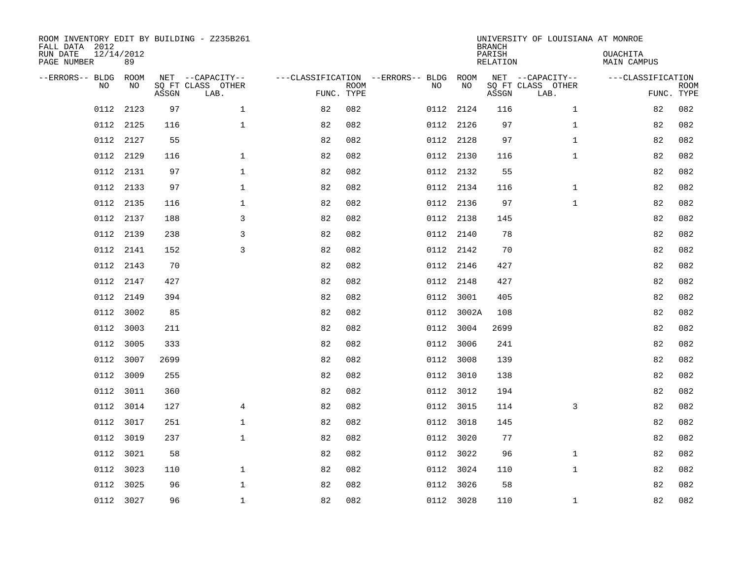ROOM INVENTORY EDIT BY BUILDING - Z235B261
FALL DATA 2012
RUN DATE 12/14/2012
PAGE NUMBER 89

UNIVERSITY OF LOUISIANA AT MONROE
BRANCH
PARISH OUACHITA
RELATION MAIN CAMPUS

| --ERRORS-- | BLDG NO | ROOM NO | NET SQ FT ASSGN | --CAPACITY-- CLASS LAB. | OTHER | ---CLASSIFICATION FUNC. | ROOM TYPE | --ERRORS-- | BLDG NO | ROOM NO | NET SQ FT ASSGN | --CAPACITY-- CLASS LAB. | OTHER | ---CLASSIFICATION FUNC. | ROOM TYPE |
|---|---|---|---|---|---|---|---|---|---|---|---|---|---|---|---|
| | 0112 | 2123 | 97 | | 1 | 82 | 082 | | 0112 | 2124 | 116 | | 1 | 82 | 082 |
| | 0112 | 2125 | 116 | | 1 | 82 | 082 | | 0112 | 2126 | 97 | | 1 | 82 | 082 |
| | 0112 | 2127 | 55 | | | 82 | 082 | | 0112 | 2128 | 97 | | 1 | 82 | 082 |
| | 0112 | 2129 | 116 | | 1 | 82 | 082 | | 0112 | 2130 | 116 | | 1 | 82 | 082 |
| | 0112 | 2131 | 97 | | 1 | 82 | 082 | | 0112 | 2132 | 55 | | | 82 | 082 |
| | 0112 | 2133 | 97 | | 1 | 82 | 082 | | 0112 | 2134 | 116 | | 1 | 82 | 082 |
| | 0112 | 2135 | 116 | | 1 | 82 | 082 | | 0112 | 2136 | 97 | | 1 | 82 | 082 |
| | 0112 | 2137 | 188 | | 3 | 82 | 082 | | 0112 | 2138 | 145 | | | 82 | 082 |
| | 0112 | 2139 | 238 | | 3 | 82 | 082 | | 0112 | 2140 | 78 | | | 82 | 082 |
| | 0112 | 2141 | 152 | | 3 | 82 | 082 | | 0112 | 2142 | 70 | | | 82 | 082 |
| | 0112 | 2143 | 70 | | | 82 | 082 | | 0112 | 2146 | 427 | | | 82 | 082 |
| | 0112 | 2147 | 427 | | | 82 | 082 | | 0112 | 2148 | 427 | | | 82 | 082 |
| | 0112 | 2149 | 394 | | | 82 | 082 | | 0112 | 3001 | 405 | | | 82 | 082 |
| | 0112 | 3002 | 85 | | | 82 | 082 | | 0112 | 3002A | 108 | | | 82 | 082 |
| | 0112 | 3003 | 211 | | | 82 | 082 | | 0112 | 3004 | 2699 | | | 82 | 082 |
| | 0112 | 3005 | 333 | | | 82 | 082 | | 0112 | 3006 | 241 | | | 82 | 082 |
| | 0112 | 3007 | 2699 | | | 82 | 082 | | 0112 | 3008 | 139 | | | 82 | 082 |
| | 0112 | 3009 | 255 | | | 82 | 082 | | 0112 | 3010 | 138 | | | 82 | 082 |
| | 0112 | 3011 | 360 | | | 82 | 082 | | 0112 | 3012 | 194 | | | 82 | 082 |
| | 0112 | 3014 | 127 | | 4 | 82 | 082 | | 0112 | 3015 | 114 | | 3 | 82 | 082 |
| | 0112 | 3017 | 251 | | 1 | 82 | 082 | | 0112 | 3018 | 145 | | | 82 | 082 |
| | 0112 | 3019 | 237 | | 1 | 82 | 082 | | 0112 | 3020 | 77 | | | 82 | 082 |
| | 0112 | 3021 | 58 | | | 82 | 082 | | 0112 | 3022 | 96 | | 1 | 82 | 082 |
| | 0112 | 3023 | 110 | | 1 | 82 | 082 | | 0112 | 3024 | 110 | | 1 | 82 | 082 |
| | 0112 | 3025 | 96 | | 1 | 82 | 082 | | 0112 | 3026 | 58 | | | 82 | 082 |
| | 0112 | 3027 | 96 | | 1 | 82 | 082 | | 0112 | 3028 | 110 | | 1 | 82 | 082 |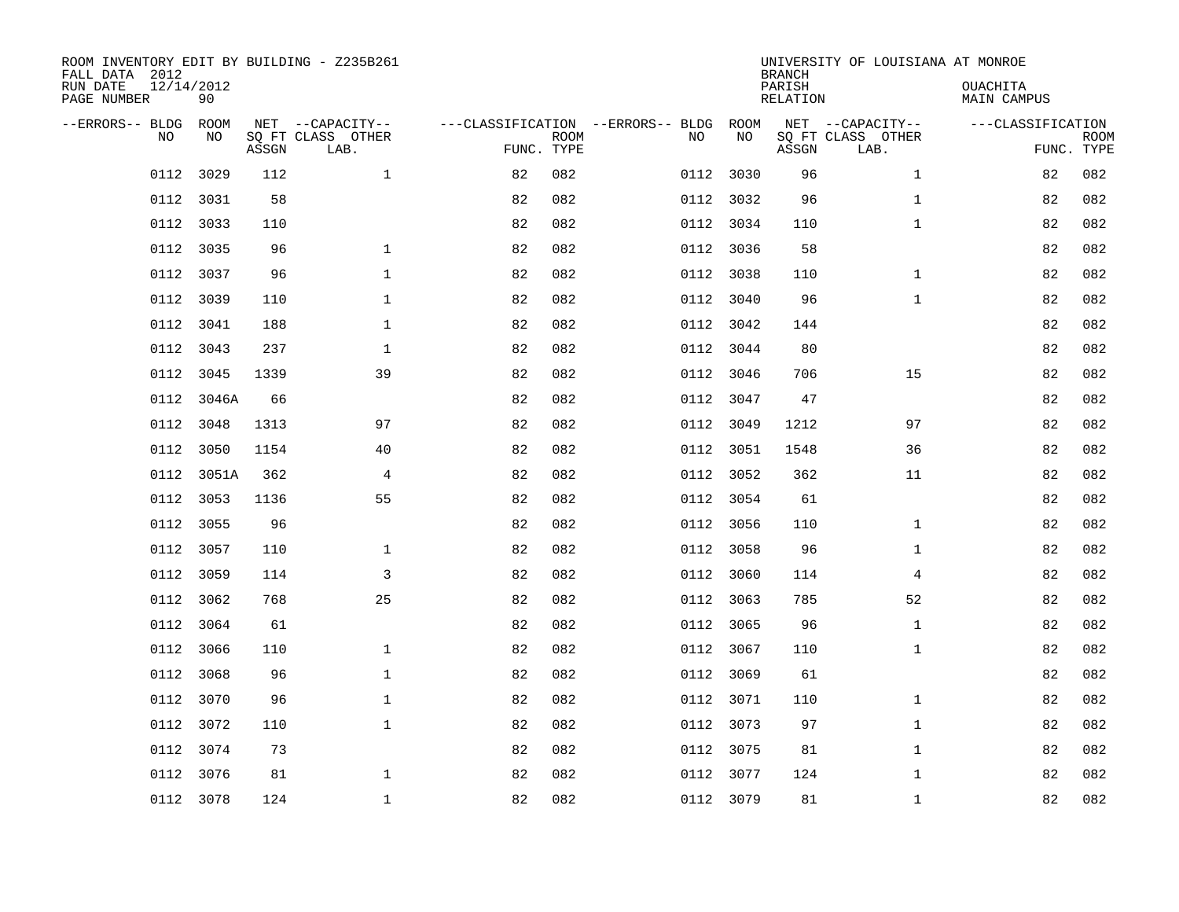ROOM INVENTORY EDIT BY BUILDING - Z235B261
FALL DATA 2012
RUN DATE 12/14/2012
PAGE NUMBER 90

UNIVERSITY OF LOUISIANA AT MONROE
BRANCH
PARISH OUACHITA
RELATION MAIN CAMPUS

| --ERRORS-- | BLDG NO | ROOM NO | NET SQ FT ASSGN | --CAPACITY-- CLASS LAB. | OTHER | ---CLASSIFICATION FUNC. | ROOM TYPE | --ERRORS-- | BLDG NO | ROOM NO | NET SQ FT ASSGN | --CAPACITY-- CLASS LAB. | OTHER | ---CLASSIFICATION FUNC. | ROOM TYPE |
|---|---|---|---|---|---|---|---|---|---|---|---|---|---|---|---|
| | 0112 | 3029 | 112 | | 1 | 82 | 082 | | 0112 | 3030 | 96 | | 1 | 82 | 082 |
| | 0112 | 3031 | 58 | | | 82 | 082 | | 0112 | 3032 | 96 | | 1 | 82 | 082 |
| | 0112 | 3033 | 110 | | | 82 | 082 | | 0112 | 3034 | 110 | | 1 | 82 | 082 |
| | 0112 | 3035 | 96 | | 1 | 82 | 082 | | 0112 | 3036 | 58 | | | 82 | 082 |
| | 0112 | 3037 | 96 | | 1 | 82 | 082 | | 0112 | 3038 | 110 | | 1 | 82 | 082 |
| | 0112 | 3039 | 110 | | 1 | 82 | 082 | | 0112 | 3040 | 96 | | 1 | 82 | 082 |
| | 0112 | 3041 | 188 | | 1 | 82 | 082 | | 0112 | 3042 | 144 | | | 82 | 082 |
| | 0112 | 3043 | 237 | | 1 | 82 | 082 | | 0112 | 3044 | 80 | | | 82 | 082 |
| | 0112 | 3045 | 1339 | | 39 | 82 | 082 | | 0112 | 3046 | 706 | | 15 | 82 | 082 |
| | 0112 | 3046A | 66 | | | 82 | 082 | | 0112 | 3047 | 47 | | | 82 | 082 |
| | 0112 | 3048 | 1313 | | 97 | 82 | 082 | | 0112 | 3049 | 1212 | | 97 | 82 | 082 |
| | 0112 | 3050 | 1154 | | 40 | 82 | 082 | | 0112 | 3051 | 1548 | | 36 | 82 | 082 |
| | 0112 | 3051A | 362 | | 4 | 82 | 082 | | 0112 | 3052 | 362 | | 11 | 82 | 082 |
| | 0112 | 3053 | 1136 | | 55 | 82 | 082 | | 0112 | 3054 | 61 | | | 82 | 082 |
| | 0112 | 3055 | 96 | | | 82 | 082 | | 0112 | 3056 | 110 | | 1 | 82 | 082 |
| | 0112 | 3057 | 110 | | 1 | 82 | 082 | | 0112 | 3058 | 96 | | 1 | 82 | 082 |
| | 0112 | 3059 | 114 | | 3 | 82 | 082 | | 0112 | 3060 | 114 | | 4 | 82 | 082 |
| | 0112 | 3062 | 768 | | 25 | 82 | 082 | | 0112 | 3063 | 785 | | 52 | 82 | 082 |
| | 0112 | 3064 | 61 | | | 82 | 082 | | 0112 | 3065 | 96 | | 1 | 82 | 082 |
| | 0112 | 3066 | 110 | | 1 | 82 | 082 | | 0112 | 3067 | 110 | | 1 | 82 | 082 |
| | 0112 | 3068 | 96 | | 1 | 82 | 082 | | 0112 | 3069 | 61 | | | 82 | 082 |
| | 0112 | 3070 | 96 | | 1 | 82 | 082 | | 0112 | 3071 | 110 | | 1 | 82 | 082 |
| | 0112 | 3072 | 110 | | 1 | 82 | 082 | | 0112 | 3073 | 97 | | 1 | 82 | 082 |
| | 0112 | 3074 | 73 | | | 82 | 082 | | 0112 | 3075 | 81 | | 1 | 82 | 082 |
| | 0112 | 3076 | 81 | | 1 | 82 | 082 | | 0112 | 3077 | 124 | | 1 | 82 | 082 |
| | 0112 | 3078 | 124 | | 1 | 82 | 082 | | 0112 | 3079 | 81 | | 1 | 82 | 082 |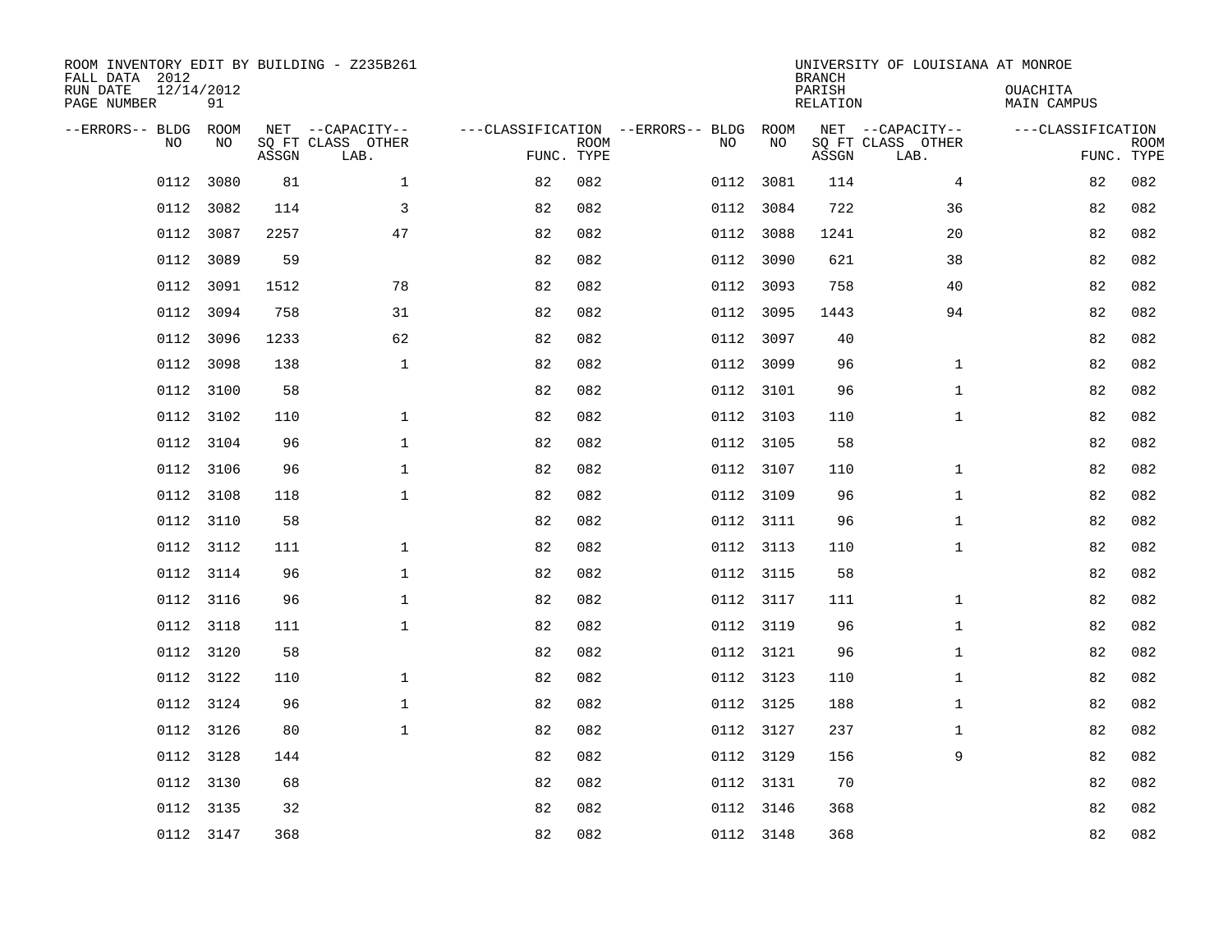ROOM INVENTORY EDIT BY BUILDING - Z235B261
FALL DATA 2012
RUN DATE 12/14/2012
PAGE NUMBER 91

UNIVERSITY OF LOUISIANA AT MONROE
BRANCH
PARISH OUACHITA
RELATION MAIN CAMPUS

| --ERRORS-- | BLDG NO | ROOM NO | NET SQ FT ASSGN | --CAPACITY-- CLASS | OTHER LAB. | ---CLASSIFICATION FUNC. | ROOM TYPE | --ERRORS-- | BLDG NO | ROOM NO | NET SQ FT ASSGN | --CAPACITY-- CLASS | OTHER LAB. | ---CLASSIFICATION FUNC. | ROOM TYPE |
|---|---|---|---|---|---|---|---|---|---|---|---|---|---|---|---|
| | 0112 | 3080 | 81 | | 1 | 82 | 082 | | 0112 | 3081 | 114 | | 4 | 82 | 082 |
| | 0112 | 3082 | 114 | | 3 | 82 | 082 | | 0112 | 3084 | 722 | | 36 | 82 | 082 |
| | 0112 | 3087 | 2257 | | 47 | 82 | 082 | | 0112 | 3088 | 1241 | | 20 | 82 | 082 |
| | 0112 | 3089 | 59 | | | 82 | 082 | | 0112 | 3090 | 621 | | 38 | 82 | 082 |
| | 0112 | 3091 | 1512 | | 78 | 82 | 082 | | 0112 | 3093 | 758 | | 40 | 82 | 082 |
| | 0112 | 3094 | 758 | | 31 | 82 | 082 | | 0112 | 3095 | 1443 | | 94 | 82 | 082 |
| | 0112 | 3096 | 1233 | | 62 | 82 | 082 | | 0112 | 3097 | 40 | | | 82 | 082 |
| | 0112 | 3098 | 138 | | 1 | 82 | 082 | | 0112 | 3099 | 96 | | 1 | 82 | 082 |
| | 0112 | 3100 | 58 | | | 82 | 082 | | 0112 | 3101 | 96 | | 1 | 82 | 082 |
| | 0112 | 3102 | 110 | | 1 | 82 | 082 | | 0112 | 3103 | 110 | | 1 | 82 | 082 |
| | 0112 | 3104 | 96 | | 1 | 82 | 082 | | 0112 | 3105 | 58 | | | 82 | 082 |
| | 0112 | 3106 | 96 | | 1 | 82 | 082 | | 0112 | 3107 | 110 | | 1 | 82 | 082 |
| | 0112 | 3108 | 118 | | 1 | 82 | 082 | | 0112 | 3109 | 96 | | 1 | 82 | 082 |
| | 0112 | 3110 | 58 | | | 82 | 082 | | 0112 | 3111 | 96 | | 1 | 82 | 082 |
| | 0112 | 3112 | 111 | | 1 | 82 | 082 | | 0112 | 3113 | 110 | | 1 | 82 | 082 |
| | 0112 | 3114 | 96 | | 1 | 82 | 082 | | 0112 | 3115 | 58 | | | 82 | 082 |
| | 0112 | 3116 | 96 | | 1 | 82 | 082 | | 0112 | 3117 | 111 | | 1 | 82 | 082 |
| | 0112 | 3118 | 111 | | 1 | 82 | 082 | | 0112 | 3119 | 96 | | 1 | 82 | 082 |
| | 0112 | 3120 | 58 | | | 82 | 082 | | 0112 | 3121 | 96 | | 1 | 82 | 082 |
| | 0112 | 3122 | 110 | | 1 | 82 | 082 | | 0112 | 3123 | 110 | | 1 | 82 | 082 |
| | 0112 | 3124 | 96 | | 1 | 82 | 082 | | 0112 | 3125 | 188 | | 1 | 82 | 082 |
| | 0112 | 3126 | 80 | | 1 | 82 | 082 | | 0112 | 3127 | 237 | | 1 | 82 | 082 |
| | 0112 | 3128 | 144 | | | 82 | 082 | | 0112 | 3129 | 156 | | 9 | 82 | 082 |
| | 0112 | 3130 | 68 | | | 82 | 082 | | 0112 | 3131 | 70 | | | 82 | 082 |
| | 0112 | 3135 | 32 | | | 82 | 082 | | 0112 | 3146 | 368 | | | 82 | 082 |
| | 0112 | 3147 | 368 | | | 82 | 082 | | 0112 | 3148 | 368 | | | 82 | 082 |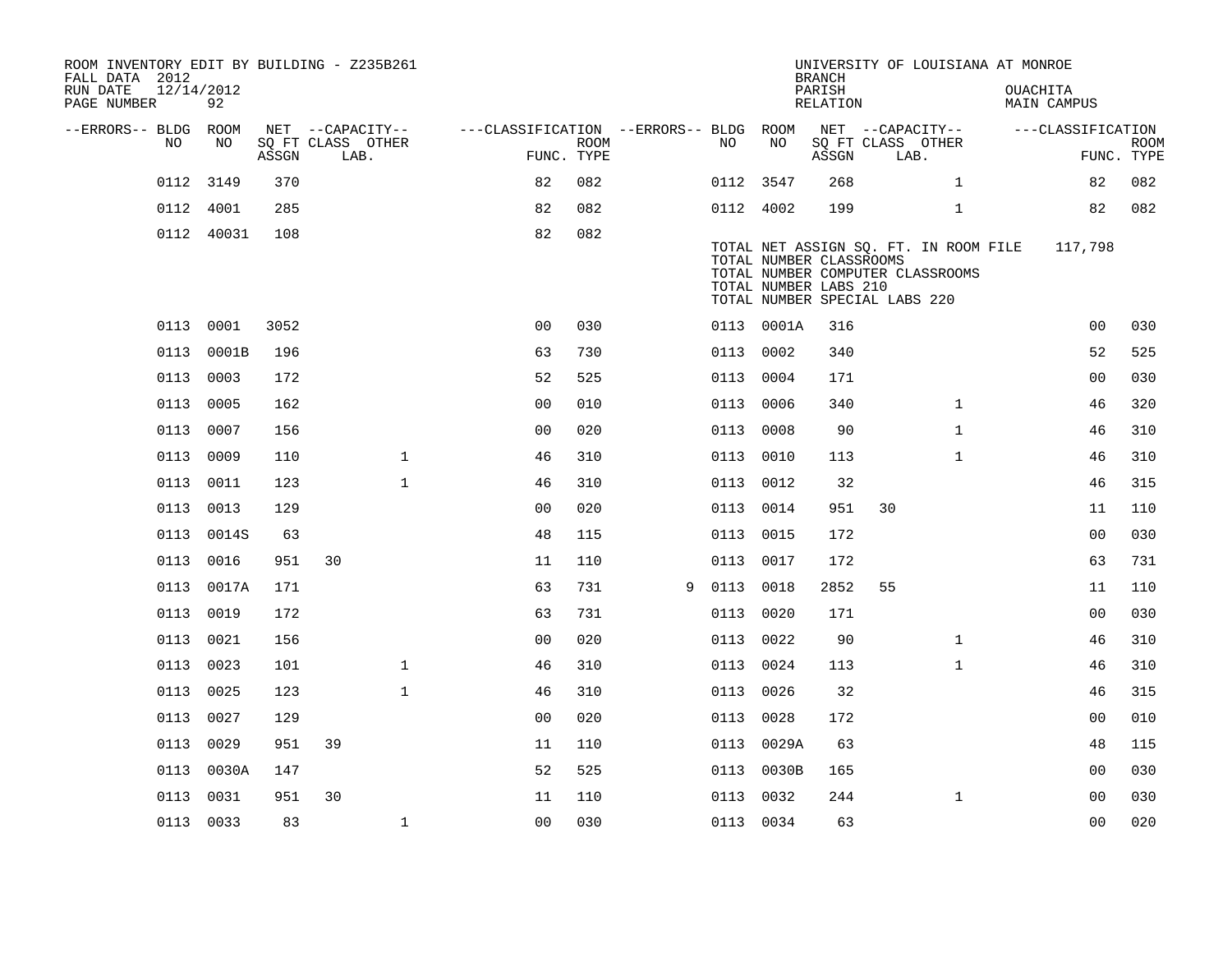ROOM INVENTORY EDIT BY BUILDING - Z235B261
FALL DATA 2012
RUN DATE 12/14/2012
PAGE NUMBER 92

UNIVERSITY OF LOUISIANA AT MONROE
BRANCH
PARISH OUACHITA
RELATION MAIN CAMPUS

| --ERRORS-- | BLDG NO | ROOM NO | NET SQ FT ASSGN | CAPACITY CLASS LAB. | CAPACITY OTHER | CLASSIFICATION FUNC. | ROOM TYPE | --ERRORS-- | BLDG NO | ROOM NO | NET SQ FT ASSGN | CAPACITY CLASS LAB. | CAPACITY OTHER | CLASSIFICATION FUNC. | ROOM TYPE |
|---|---|---|---|---|---|---|---|---|---|---|---|---|---|---|---|
| | 0112 | 3149 | 370 | | | 82 | 082 | | 0112 | 3547 | 268 | | 1 | 82 | 082 |
| | 0112 | 4001 | 285 | | | 82 | 082 | | 0112 | 4002 | 199 | | 1 | 82 | 082 |
| | 0112 | 40031 | 108 | | | 82 | 082 | | | | | | | | |

TOTAL NET ASSIGN SQ. FT. IN ROOM FILE 117,798
TOTAL NUMBER CLASSROOMS
TOTAL NUMBER COMPUTER CLASSROOMS
TOTAL NUMBER LABS 210
TOTAL NUMBER SPECIAL LABS 220

| --ERRORS-- | BLDG NO | ROOM NO | NET SQ FT ASSGN | CAPACITY CLASS LAB. | CAPACITY OTHER | CLASSIFICATION FUNC. | ROOM TYPE | --ERRORS-- | BLDG NO | ROOM NO | NET SQ FT ASSGN | CAPACITY CLASS LAB. | CAPACITY OTHER | CLASSIFICATION FUNC. | ROOM TYPE |
|---|---|---|---|---|---|---|---|---|---|---|---|---|---|---|---|
| | 0113 | 0001 | 3052 | | | 00 | 030 | | 0113 | 0001A | 316 | | | 00 | 030 |
| | 0113 | 0001B | 196 | | | 63 | 730 | | 0113 | 0002 | 340 | | | 52 | 525 |
| | 0113 | 0003 | 172 | | | 52 | 525 | | 0113 | 0004 | 171 | | | 00 | 030 |
| | 0113 | 0005 | 162 | | | 00 | 010 | | 0113 | 0006 | 340 | | 1 | 46 | 320 |
| | 0113 | 0007 | 156 | | | 00 | 020 | | 0113 | 0008 | 90 | | 1 | 46 | 310 |
| | 0113 | 0009 | 110 | | 1 | 46 | 310 | | 0113 | 0010 | 113 | | 1 | 46 | 310 |
| | 0113 | 0011 | 123 | | 1 | 46 | 310 | | 0113 | 0012 | 32 | | | 46 | 315 |
| | 0113 | 0013 | 129 | | | 00 | 020 | | 0113 | 0014 | 951 | 30 | | 11 | 110 |
| | 0113 | 0014S | 63 | | | 48 | 115 | | 0113 | 0015 | 172 | | | 00 | 030 |
| | 0113 | 0016 | 951 | 30 | | 11 | 110 | | 0113 | 0017 | 172 | | | 63 | 731 |
| | 0113 | 0017A | 171 | | | 63 | 731 | 9 | 0113 | 0018 | 2852 | 55 | | 11 | 110 |
| | 0113 | 0019 | 172 | | | 63 | 731 | | 0113 | 0020 | 171 | | | 00 | 030 |
| | 0113 | 0021 | 156 | | | 00 | 020 | | 0113 | 0022 | 90 | | 1 | 46 | 310 |
| | 0113 | 0023 | 101 | | 1 | 46 | 310 | | 0113 | 0024 | 113 | | 1 | 46 | 310 |
| | 0113 | 0025 | 123 | | 1 | 46 | 310 | | 0113 | 0026 | 32 | | | 46 | 315 |
| | 0113 | 0027 | 129 | | | 00 | 020 | | 0113 | 0028 | 172 | | | 00 | 010 |
| | 0113 | 0029 | 951 | 39 | | 11 | 110 | | 0113 | 0029A | 63 | | | 48 | 115 |
| | 0113 | 0030A | 147 | | | 52 | 525 | | 0113 | 0030B | 165 | | | 00 | 030 |
| | 0113 | 0031 | 951 | 30 | | 11 | 110 | | 0113 | 0032 | 244 | | 1 | 00 | 030 |
| | 0113 | 0033 | 83 | | 1 | 00 | 030 | | 0113 | 0034 | 63 | | | 00 | 020 |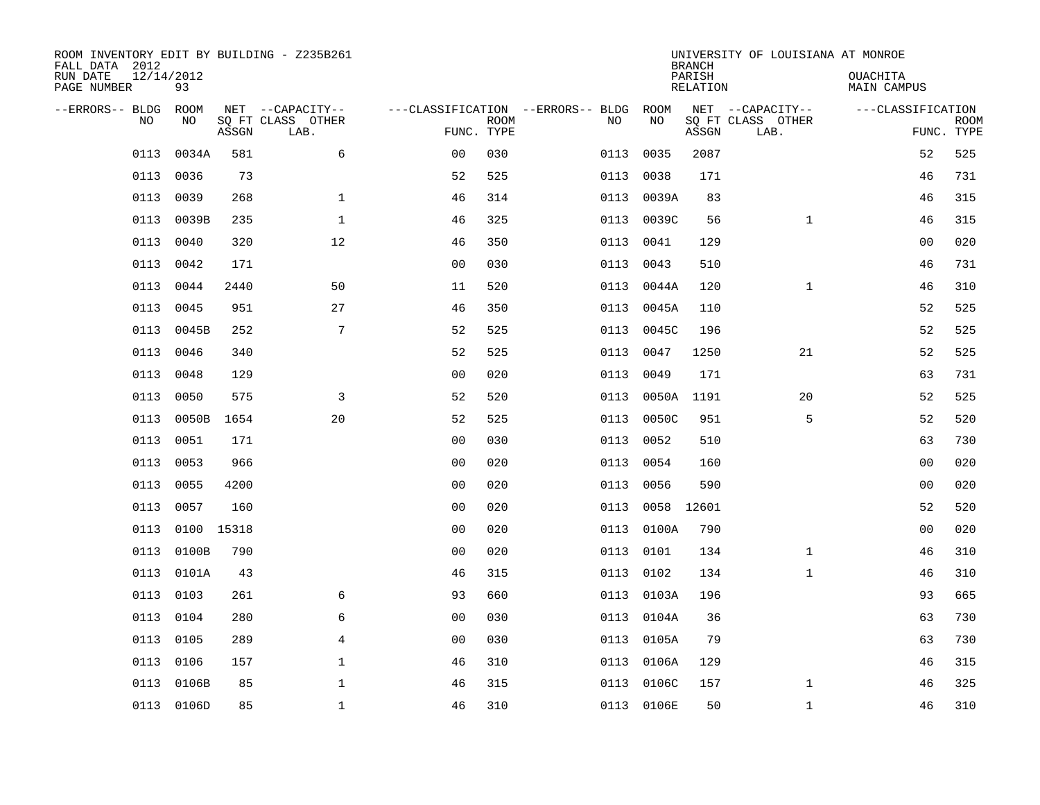ROOM INVENTORY EDIT BY BUILDING - Z235B261
FALL DATA 2012
RUN DATE 12/14/2012
PAGE NUMBER 93

UNIVERSITY OF LOUISIANA AT MONROE
BRANCH
PARISH OUACHITA
RELATION MAIN CAMPUS

| --ERRORS-- | BLDG NO | ROOM NO | NET SQ FT ASSGN | --CAPACITY-- CLASS LAB. | OTHER | ---CLASSIFICATION FUNC. | ROOM TYPE | --ERRORS-- | BLDG NO | ROOM NO | NET SQ FT ASSGN | --CAPACITY-- CLASS LAB. | OTHER | ---CLASSIFICATION FUNC. | ROOM TYPE |
|---|---|---|---|---|---|---|---|---|---|---|---|---|---|---|---|
| | 0113 | 0034A | 581 | | 6 | 00 | 030 | | 0113 | 0035 | 2087 | | | 52 | 525 |
| | 0113 | 0036 | 73 | | | 52 | 525 | | 0113 | 0038 | 171 | | | 46 | 731 |
| | 0113 | 0039 | 268 | | 1 | 46 | 314 | | 0113 | 0039A | 83 | | | 46 | 315 |
| | 0113 | 0039B | 235 | | 1 | 46 | 325 | | 0113 | 0039C | 56 | | 1 | 46 | 315 |
| | 0113 | 0040 | 320 | | 12 | 46 | 350 | | 0113 | 0041 | 129 | | | 00 | 020 |
| | 0113 | 0042 | 171 | | | 00 | 030 | | 0113 | 0043 | 510 | | | 46 | 731 |
| | 0113 | 0044 | 2440 | | 50 | 11 | 520 | | 0113 | 0044A | 120 | | 1 | 46 | 310 |
| | 0113 | 0045 | 951 | | 27 | 46 | 350 | | 0113 | 0045A | 110 | | | 52 | 525 |
| | 0113 | 0045B | 252 | | 7 | 52 | 525 | | 0113 | 0045C | 196 | | | 52 | 525 |
| | 0113 | 0046 | 340 | | | 52 | 525 | | 0113 | 0047 | 1250 | | 21 | 52 | 525 |
| | 0113 | 0048 | 129 | | | 00 | 020 | | 0113 | 0049 | 171 | | | 63 | 731 |
| | 0113 | 0050 | 575 | | 3 | 52 | 520 | | 0113 | 0050A | 1191 | | 20 | 52 | 525 |
| | 0113 | 0050B | 1654 | | 20 | 52 | 525 | | 0113 | 0050C | 951 | | 5 | 52 | 520 |
| | 0113 | 0051 | 171 | | | 00 | 030 | | 0113 | 0052 | 510 | | | 63 | 730 |
| | 0113 | 0053 | 966 | | | 00 | 020 | | 0113 | 0054 | 160 | | | 00 | 020 |
| | 0113 | 0055 | 4200 | | | 00 | 020 | | 0113 | 0056 | 590 | | | 00 | 020 |
| | 0113 | 0057 | 160 | | | 00 | 020 | | 0113 | 0058 | 12601 | | | 52 | 520 |
| | 0113 | 0100 | 15318 | | | 00 | 020 | | 0113 | 0100A | 790 | | | 00 | 020 |
| | 0113 | 0100B | 790 | | | 00 | 020 | | 0113 | 0101 | 134 | | 1 | 46 | 310 |
| | 0113 | 0101A | 43 | | | 46 | 315 | | 0113 | 0102 | 134 | | 1 | 46 | 310 |
| | 0113 | 0103 | 261 | | 6 | 93 | 660 | | 0113 | 0103A | 196 | | | 93 | 665 |
| | 0113 | 0104 | 280 | | 6 | 00 | 030 | | 0113 | 0104A | 36 | | | 63 | 730 |
| | 0113 | 0105 | 289 | | 4 | 00 | 030 | | 0113 | 0105A | 79 | | | 63 | 730 |
| | 0113 | 0106 | 157 | | 1 | 46 | 310 | | 0113 | 0106A | 129 | | | 46 | 315 |
| | 0113 | 0106B | 85 | | 1 | 46 | 315 | | 0113 | 0106C | 157 | | 1 | 46 | 325 |
| | 0113 | 0106D | 85 | | 1 | 46 | 310 | | 0113 | 0106E | 50 | | 1 | 46 | 310 |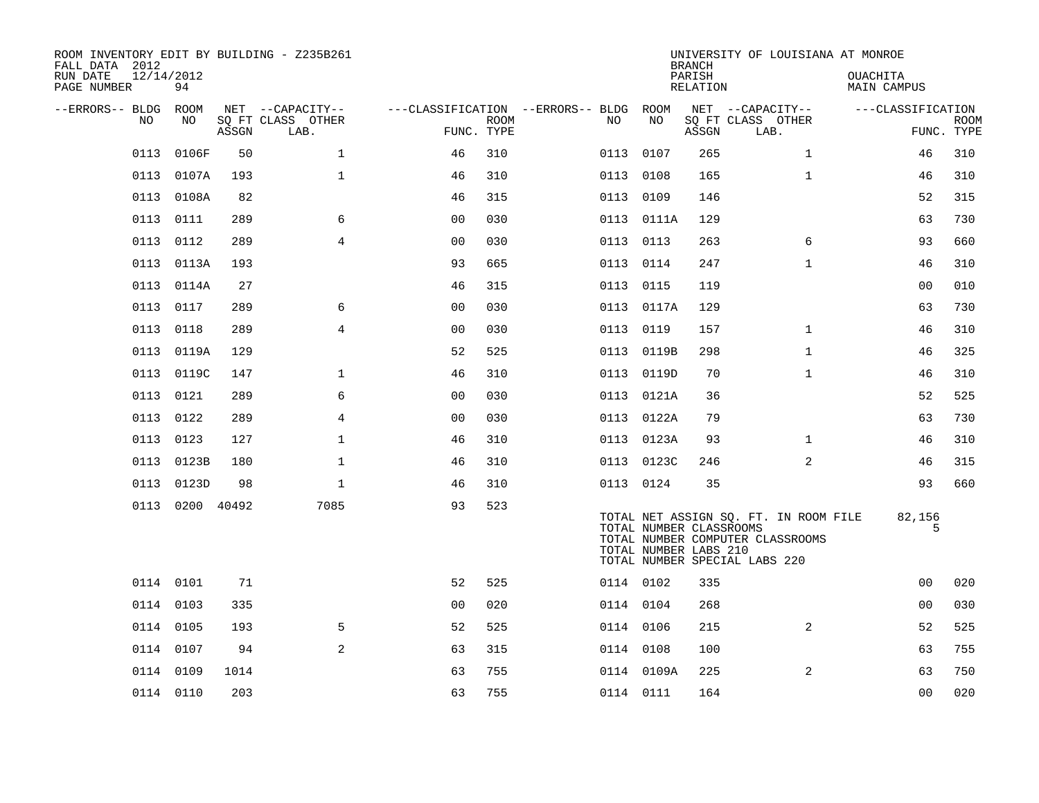ROOM INVENTORY EDIT BY BUILDING - Z235B261
FALL DATA 2012
RUN DATE 12/14/2012
PAGE NUMBER 94

UNIVERSITY OF LOUISIANA AT MONROE
BRANCH
PARISH OUACHITA
RELATION MAIN CAMPUS

| --ERRORS-- | BLDG NO | ROOM NO | NET SQ FT ASSGN | --CAPACITY-- CLASS LAB. | OTHER | ---CLASSIFICATION FUNC. | ROOM TYPE | --ERRORS-- | BLDG NO | ROOM NO | NET SQ FT ASSGN | --CAPACITY-- CLASS LAB. | OTHER | ---CLASSIFICATION FUNC. | ROOM TYPE |
|---|---|---|---|---|---|---|---|---|---|---|---|---|---|---|---|
| | 0113 | 0106F | 50 | | 1 | 46 | 310 | | 0113 | 0107 | 265 | | 1 | 46 | 310 |
| | 0113 | 0107A | 193 | | 1 | 46 | 310 | | 0113 | 0108 | 165 | | 1 | 46 | 310 |
| | 0113 | 0108A | 82 | | | 46 | 315 | | 0113 | 0109 | 146 | | | 52 | 315 |
| | 0113 | 0111 | 289 | | 6 | 00 | 030 | | 0113 | 0111A | 129 | | | 63 | 730 |
| | 0113 | 0112 | 289 | | 4 | 00 | 030 | | 0113 | 0113 | 263 | | 6 | 93 | 660 |
| | 0113 | 0113A | 193 | | | 93 | 665 | | 0113 | 0114 | 247 | | 1 | 46 | 310 |
| | 0113 | 0114A | 27 | | | 46 | 315 | | 0113 | 0115 | 119 | | | 00 | 010 |
| | 0113 | 0117 | 289 | | 6 | 00 | 030 | | 0113 | 0117A | 129 | | | 63 | 730 |
| | 0113 | 0118 | 289 | | 4 | 00 | 030 | | 0113 | 0119 | 157 | | 1 | 46 | 310 |
| | 0113 | 0119A | 129 | | | 52 | 525 | | 0113 | 0119B | 298 | | 1 | 46 | 325 |
| | 0113 | 0119C | 147 | | 1 | 46 | 310 | | 0113 | 0119D | 70 | | 1 | 46 | 310 |
| | 0113 | 0121 | 289 | | 6 | 00 | 030 | | 0113 | 0121A | 36 | | | 52 | 525 |
| | 0113 | 0122 | 289 | | 4 | 00 | 030 | | 0113 | 0122A | 79 | | | 63 | 730 |
| | 0113 | 0123 | 127 | | 1 | 46 | 310 | | 0113 | 0123A | 93 | | 1 | 46 | 310 |
| | 0113 | 0123B | 180 | | 1 | 46 | 310 | | 0113 | 0123C | 246 | | 2 | 46 | 315 |
| | 0113 | 0123D | 98 | | 1 | 46 | 310 | | 0113 | 0124 | 35 | | | 93 | 660 |
| | 0113 | 0200 | 40492 | | 7085 | 93 | 523 | | | | | | | | |

TOTAL NET ASSIGN SQ. FT. IN ROOM FILE 82,156
TOTAL NUMBER CLASSROOMS 5
TOTAL NUMBER COMPUTER CLASSROOMS
TOTAL NUMBER LABS 210
TOTAL NUMBER SPECIAL LABS 220

| --ERRORS-- | BLDG NO | ROOM NO | NET SQ FT ASSGN | --CAPACITY-- CLASS LAB. | OTHER | ---CLASSIFICATION FUNC. | ROOM TYPE | --ERRORS-- | BLDG NO | ROOM NO | NET SQ FT ASSGN | --CAPACITY-- CLASS LAB. | OTHER | ---CLASSIFICATION FUNC. | ROOM TYPE |
|---|---|---|---|---|---|---|---|---|---|---|---|---|---|---|---|
| | 0114 | 0101 | 71 | | | 52 | 525 | | 0114 | 0102 | 335 | | | 00 | 020 |
| | 0114 | 0103 | 335 | | | 00 | 020 | | 0114 | 0104 | 268 | | | 00 | 030 |
| | 0114 | 0105 | 193 | | 5 | 52 | 525 | | 0114 | 0106 | 215 | | 2 | 52 | 525 |
| | 0114 | 0107 | 94 | | 2 | 63 | 315 | | 0114 | 0108 | 100 | | | 63 | 755 |
| | 0114 | 0109 | 1014 | | | 63 | 755 | | 0114 | 0109A | 225 | | 2 | 63 | 750 |
| | 0114 | 0110 | 203 | | | 63 | 755 | | 0114 | 0111 | 164 | | | 00 | 020 |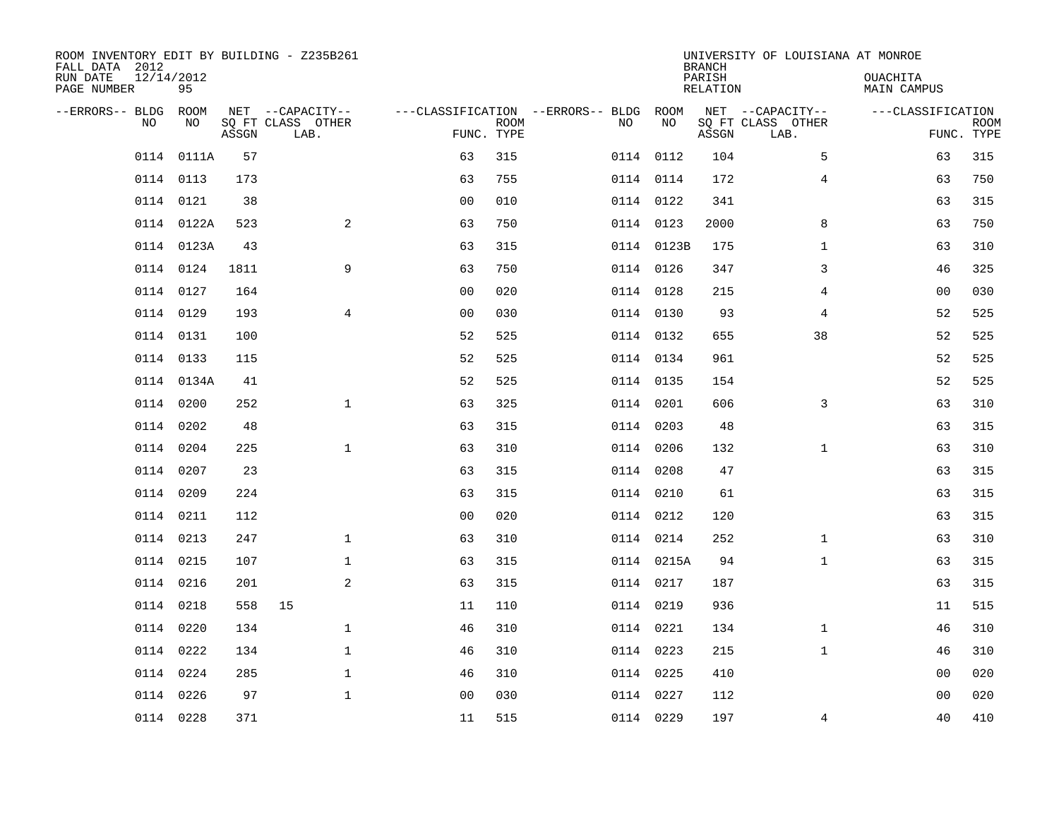ROOM INVENTORY EDIT BY BUILDING - Z235B261
FALL DATA 2012
RUN DATE 12/14/2012
PAGE NUMBER 95

UNIVERSITY OF LOUISIANA AT MONROE
BRANCH
PARISH OUACHITA
RELATION MAIN CAMPUS

| --ERRORS-- | BLDG NO | ROOM NO | NET SQ FT ASSGN | --CAPACITY-- CLASS | OTHER LAB. | ---CLASSIFICATION FUNC. | ROOM TYPE | --ERRORS-- | BLDG NO | ROOM NO | NET SQ FT ASSGN | --CAPACITY-- CLASS | OTHER LAB. | ---CLASSIFICATION FUNC. | ROOM TYPE |
|---|---|---|---|---|---|---|---|---|---|---|---|---|---|---|---|
| | 0114 | 0111A | 57 | | | 63 | 315 | | 0114 | 0112 | 104 | | 5 | 63 | 315 |
| | 0114 | 0113 | 173 | | | 63 | 755 | | 0114 | 0114 | 172 | | 4 | 63 | 750 |
| | 0114 | 0121 | 38 | | | 00 | 010 | | 0114 | 0122 | 341 | | | 63 | 315 |
| | 0114 | 0122A | 523 | | 2 | 63 | 750 | | 0114 | 0123 | 2000 | | 8 | 63 | 750 |
| | 0114 | 0123A | 43 | | | 63 | 315 | | 0114 | 0123B | 175 | | 1 | 63 | 310 |
| | 0114 | 0124 | 1811 | | 9 | 63 | 750 | | 0114 | 0126 | 347 | | 3 | 46 | 325 |
| | 0114 | 0127 | 164 | | | 00 | 020 | | 0114 | 0128 | 215 | | 4 | 00 | 030 |
| | 0114 | 0129 | 193 | | 4 | 00 | 030 | | 0114 | 0130 | 93 | | 4 | 52 | 525 |
| | 0114 | 0131 | 100 | | | 52 | 525 | | 0114 | 0132 | 655 | | 38 | 52 | 525 |
| | 0114 | 0133 | 115 | | | 52 | 525 | | 0114 | 0134 | 961 | | | 52 | 525 |
| | 0114 | 0134A | 41 | | | 52 | 525 | | 0114 | 0135 | 154 | | | 52 | 525 |
| | 0114 | 0200 | 252 | | 1 | 63 | 325 | | 0114 | 0201 | 606 | | 3 | 63 | 310 |
| | 0114 | 0202 | 48 | | | 63 | 315 | | 0114 | 0203 | 48 | | | 63 | 315 |
| | 0114 | 0204 | 225 | | 1 | 63 | 310 | | 0114 | 0206 | 132 | | 1 | 63 | 310 |
| | 0114 | 0207 | 23 | | | 63 | 315 | | 0114 | 0208 | 47 | | | 63 | 315 |
| | 0114 | 0209 | 224 | | | 63 | 315 | | 0114 | 0210 | 61 | | | 63 | 315 |
| | 0114 | 0211 | 112 | | | 00 | 020 | | 0114 | 0212 | 120 | | | 63 | 315 |
| | 0114 | 0213 | 247 | | 1 | 63 | 310 | | 0114 | 0214 | 252 | | 1 | 63 | 310 |
| | 0114 | 0215 | 107 | | 1 | 63 | 315 | | 0114 | 0215A | 94 | | 1 | 63 | 315 |
| | 0114 | 0216 | 201 | | 2 | 63 | 315 | | 0114 | 0217 | 187 | | | 63 | 315 |
| | 0114 | 0218 | 558 | 15 | | 11 | 110 | | 0114 | 0219 | 936 | | | 11 | 515 |
| | 0114 | 0220 | 134 | | 1 | 46 | 310 | | 0114 | 0221 | 134 | | 1 | 46 | 310 |
| | 0114 | 0222 | 134 | | 1 | 46 | 310 | | 0114 | 0223 | 215 | | 1 | 46 | 310 |
| | 0114 | 0224 | 285 | | 1 | 46 | 310 | | 0114 | 0225 | 410 | | | 00 | 020 |
| | 0114 | 0226 | 97 | | 1 | 00 | 030 | | 0114 | 0227 | 112 | | | 00 | 020 |
| | 0114 | 0228 | 371 | | | 11 | 515 | | 0114 | 0229 | 197 | | 4 | 40 | 410 |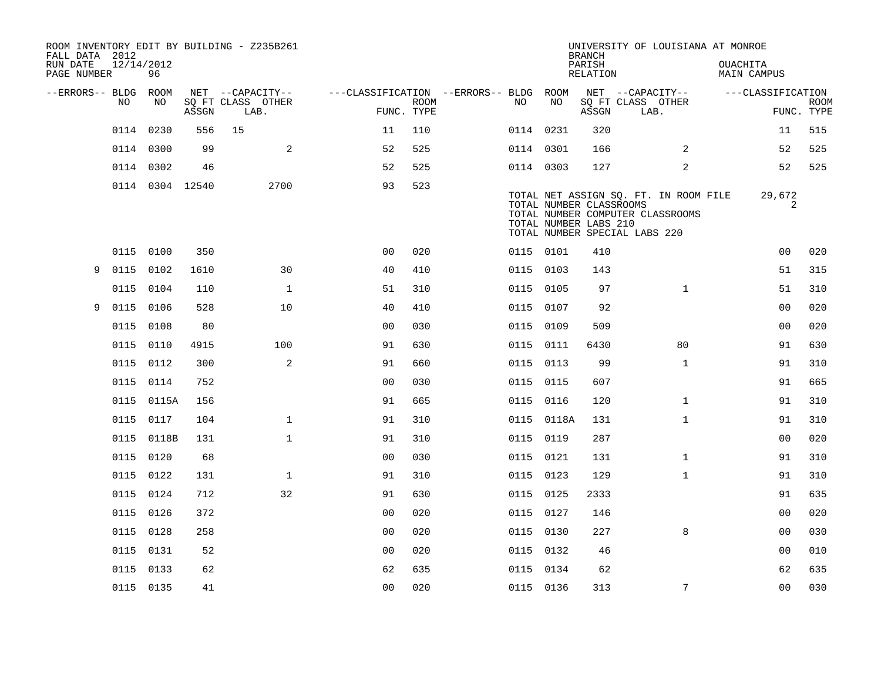ROOM INVENTORY EDIT BY BUILDING - Z235B261
FALL DATA 2012
RUN DATE 12/14/2012
PAGE NUMBER 96

UNIVERSITY OF LOUISIANA AT MONROE
BRANCH
PARISH OUACHITA
RELATION MAIN CAMPUS

| --ERRORS-- | BLDG NO | ROOM NO | NET SQ FT ASSGN | --CAPACITY-- CLASS LAB. | OTHER | ---CLASSIFICATION FUNC. | ROOM TYPE | --ERRORS-- | BLDG NO | ROOM NO | NET SQ FT ASSGN | --CAPACITY-- CLASS LAB. | OTHER | ---CLASSIFICATION FUNC. | ROOM TYPE |
|---|---|---|---|---|---|---|---|---|---|---|---|---|---|---|---|
| | 0114 | 0230 | 556 | 15 | | 11 | 110 | | 0114 | 0231 | 320 | | | 11 | 515 |
| | 0114 | 0300 | 99 | | 2 | 52 | 525 | | 0114 | 0301 | 166 | | 2 | 52 | 525 |
| | 0114 | 0302 | 46 | | | 52 | 525 | | 0114 | 0303 | 127 | | 2 | 52 | 525 |
| | 0114 | 0304 | 12540 | | 2700 | 93 | 523 | | | | | | | | |

TOTAL NET ASSIGN SQ. FT. IN ROOM FILE 29,672
TOTAL NUMBER CLASSROOMS 2
TOTAL NUMBER COMPUTER CLASSROOMS
TOTAL NUMBER LABS 210
TOTAL NUMBER SPECIAL LABS 220

| --ERRORS-- | BLDG NO | ROOM NO | NET SQ FT ASSGN | --CAPACITY-- CLASS LAB. | OTHER | ---CLASSIFICATION FUNC. | ROOM TYPE | --ERRORS-- | BLDG NO | ROOM NO | NET SQ FT ASSGN | --CAPACITY-- CLASS LAB. | OTHER | ---CLASSIFICATION FUNC. | ROOM TYPE |
|---|---|---|---|---|---|---|---|---|---|---|---|---|---|---|---|
| | 0115 | 0100 | 350 | | | 00 | 020 | | 0115 | 0101 | 410 | | | 00 | 020 |
| 9 | 0115 | 0102 | 1610 | | 30 | 40 | 410 | | 0115 | 0103 | 143 | | | 51 | 315 |
| | 0115 | 0104 | 110 | | 1 | 51 | 310 | | 0115 | 0105 | 97 | | 1 | 51 | 310 |
| 9 | 0115 | 0106 | 528 | | 10 | 40 | 410 | | 0115 | 0107 | 92 | | | 00 | 020 |
| | 0115 | 0108 | 80 | | | 00 | 030 | | 0115 | 0109 | 509 | | | 00 | 020 |
| | 0115 | 0110 | 4915 | | 100 | 91 | 630 | | 0115 | 0111 | 6430 | | 80 | 91 | 630 |
| | 0115 | 0112 | 300 | | 2 | 91 | 660 | | 0115 | 0113 | 99 | | 1 | 91 | 310 |
| | 0115 | 0114 | 752 | | | 00 | 030 | | 0115 | 0115 | 607 | | | 91 | 665 |
| | 0115 | 0115A | 156 | | | 91 | 665 | | 0115 | 0116 | 120 | | 1 | 91 | 310 |
| | 0115 | 0117 | 104 | | 1 | 91 | 310 | | 0115 | 0118A | 131 | | 1 | 91 | 310 |
| | 0115 | 0118B | 131 | | 1 | 91 | 310 | | 0115 | 0119 | 287 | | | 00 | 020 |
| | 0115 | 0120 | 68 | | | 00 | 030 | | 0115 | 0121 | 131 | | 1 | 91 | 310 |
| | 0115 | 0122 | 131 | | 1 | 91 | 310 | | 0115 | 0123 | 129 | | 1 | 91 | 310 |
| | 0115 | 0124 | 712 | | 32 | 91 | 630 | | 0115 | 0125 | 2333 | | | 91 | 635 |
| | 0115 | 0126 | 372 | | | 00 | 020 | | 0115 | 0127 | 146 | | | 00 | 020 |
| | 0115 | 0128 | 258 | | | 00 | 020 | | 0115 | 0130 | 227 | | 8 | 00 | 030 |
| | 0115 | 0131 | 52 | | | 00 | 020 | | 0115 | 0132 | 46 | | | 00 | 010 |
| | 0115 | 0133 | 62 | | | 62 | 635 | | 0115 | 0134 | 62 | | | 62 | 635 |
| | 0115 | 0135 | 41 | | | 00 | 020 | | 0115 | 0136 | 313 | | 7 | 00 | 030 |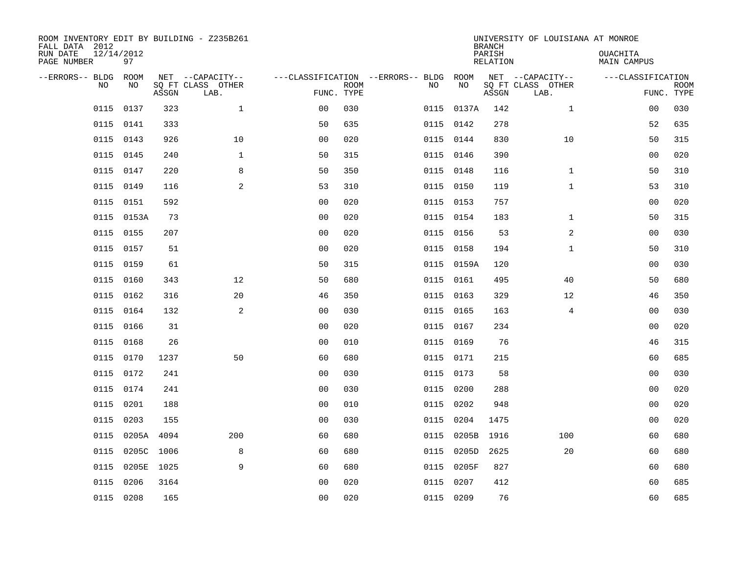ROOM INVENTORY EDIT BY BUILDING - Z235B261
FALL DATA 2012
RUN DATE 12/14/2012
PAGE NUMBER 97

UNIVERSITY OF LOUISIANA AT MONROE
BRANCH
PARISH OUACHITA
RELATION MAIN CAMPUS

| --ERRORS-- | BLDG NO | ROOM NO | NET SQ FT ASSGN | --CAPACITY-- CLASS LAB. | OTHER | ---CLASSIFICATION FUNC. | ROOM TYPE | --ERRORS-- | BLDG NO | ROOM NO | NET SQ FT ASSGN | --CAPACITY-- CLASS LAB. | OTHER | ---CLASSIFICATION FUNC. | ROOM TYPE |
|---|---|---|---|---|---|---|---|---|---|---|---|---|---|---|---|
| | 0115 | 0137 | 323 | | 1 | 00 | 030 | | 0115 | 0137A | 142 | | 1 | 00 | 030 |
| | 0115 | 0141 | 333 | | | 50 | 635 | | 0115 | 0142 | 278 | | | 52 | 635 |
| | 0115 | 0143 | 926 | | 10 | 00 | 020 | | 0115 | 0144 | 830 | | 10 | 50 | 315 |
| | 0115 | 0145 | 240 | | 1 | 50 | 315 | | 0115 | 0146 | 390 | | | 00 | 020 |
| | 0115 | 0147 | 220 | | 8 | 50 | 350 | | 0115 | 0148 | 116 | | 1 | 50 | 310 |
| | 0115 | 0149 | 116 | | 2 | 53 | 310 | | 0115 | 0150 | 119 | | 1 | 53 | 310 |
| | 0115 | 0151 | 592 | | | 00 | 020 | | 0115 | 0153 | 757 | | | 00 | 020 |
| | 0115 | 0153A | 73 | | | 00 | 020 | | 0115 | 0154 | 183 | | 1 | 50 | 315 |
| | 0115 | 0155 | 207 | | | 00 | 020 | | 0115 | 0156 | 53 | | 2 | 00 | 030 |
| | 0115 | 0157 | 51 | | | 00 | 020 | | 0115 | 0158 | 194 | | 1 | 50 | 310 |
| | 0115 | 0159 | 61 | | | 50 | 315 | | 0115 | 0159A | 120 | | | 00 | 030 |
| | 0115 | 0160 | 343 | | 12 | 50 | 680 | | 0115 | 0161 | 495 | | 40 | 50 | 680 |
| | 0115 | 0162 | 316 | | 20 | 46 | 350 | | 0115 | 0163 | 329 | | 12 | 46 | 350 |
| | 0115 | 0164 | 132 | | 2 | 00 | 030 | | 0115 | 0165 | 163 | | 4 | 00 | 030 |
| | 0115 | 0166 | 31 | | | 00 | 020 | | 0115 | 0167 | 234 | | | 00 | 020 |
| | 0115 | 0168 | 26 | | | 00 | 010 | | 0115 | 0169 | 76 | | | 46 | 315 |
| | 0115 | 0170 | 1237 | | 50 | 60 | 680 | | 0115 | 0171 | 215 | | | 60 | 685 |
| | 0115 | 0172 | 241 | | | 00 | 030 | | 0115 | 0173 | 58 | | | 00 | 030 |
| | 0115 | 0174 | 241 | | | 00 | 030 | | 0115 | 0200 | 288 | | | 00 | 020 |
| | 0115 | 0201 | 188 | | | 00 | 010 | | 0115 | 0202 | 948 | | | 00 | 020 |
| | 0115 | 0203 | 155 | | | 00 | 030 | | 0115 | 0204 | 1475 | | | 00 | 020 |
| | 0115 | 0205A | 4094 | | 200 | 60 | 680 | | 0115 | 0205B | 1916 | | 100 | 60 | 680 |
| | 0115 | 0205C | 1006 | | 8 | 60 | 680 | | 0115 | 0205D | 2625 | | 20 | 60 | 680 |
| | 0115 | 0205E | 1025 | | 9 | 60 | 680 | | 0115 | 0205F | 827 | | | 60 | 680 |
| | 0115 | 0206 | 3164 | | | 00 | 020 | | 0115 | 0207 | 412 | | | 60 | 685 |
| | 0115 | 0208 | 165 | | | 00 | 020 | | 0115 | 0209 | 76 | | | 60 | 685 |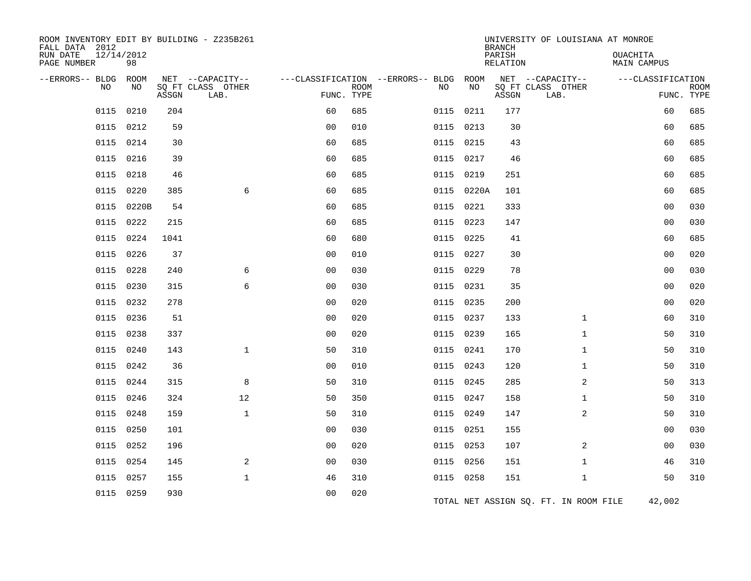ROOM INVENTORY EDIT BY BUILDING - Z235B261
FALL DATA 2012
RUN DATE 12/14/2012
PAGE NUMBER 98

UNIVERSITY OF LOUISIANA AT MONROE
BRANCH
PARISH OUACHITA
RELATION MAIN CAMPUS

| --ERRORS-- | BLDG NO | ROOM NO | NET SQ FT ASSGN | CAPACITY CLASS LAB. | CAPACITY OTHER | CLASSIFICATION FUNC. | ROOM TYPE | --ERRORS-- | BLDG NO | ROOM NO | NET SQ FT ASSGN | CAPACITY CLASS LAB. | CAPACITY OTHER | CLASSIFICATION FUNC. | ROOM TYPE |
|---|---|---|---|---|---|---|---|---|---|---|---|---|---|---|---|
| | 0115 | 0210 | 204 | | | 60 | 685 | | 0115 | 0211 | 177 | | | 60 | 685 |
| | 0115 | 0212 | 59 | | | 00 | 010 | | 0115 | 0213 | 30 | | | 60 | 685 |
| | 0115 | 0214 | 30 | | | 60 | 685 | | 0115 | 0215 | 43 | | | 60 | 685 |
| | 0115 | 0216 | 39 | | | 60 | 685 | | 0115 | 0217 | 46 | | | 60 | 685 |
| | 0115 | 0218 | 46 | | | 60 | 685 | | 0115 | 0219 | 251 | | | 60 | 685 |
| | 0115 | 0220 | 385 | | 6 | 60 | 685 | | 0115 | 0220A | 101 | | | 60 | 685 |
| | 0115 | 0220B | 54 | | | 60 | 685 | | 0115 | 0221 | 333 | | | 00 | 030 |
| | 0115 | 0222 | 215 | | | 60 | 685 | | 0115 | 0223 | 147 | | | 00 | 030 |
| | 0115 | 0224 | 1041 | | | 60 | 680 | | 0115 | 0225 | 41 | | | 60 | 685 |
| | 0115 | 0226 | 37 | | | 00 | 010 | | 0115 | 0227 | 30 | | | 00 | 020 |
| | 0115 | 0228 | 240 | | 6 | 00 | 030 | | 0115 | 0229 | 78 | | | 00 | 030 |
| | 0115 | 0230 | 315 | | 6 | 00 | 030 | | 0115 | 0231 | 35 | | | 00 | 020 |
| | 0115 | 0232 | 278 | | | 00 | 020 | | 0115 | 0235 | 200 | | | 00 | 020 |
| | 0115 | 0236 | 51 | | | 00 | 020 | | 0115 | 0237 | 133 | | 1 | 60 | 310 |
| | 0115 | 0238 | 337 | | | 00 | 020 | | 0115 | 0239 | 165 | | 1 | 50 | 310 |
| | 0115 | 0240 | 143 | | 1 | 50 | 310 | | 0115 | 0241 | 170 | | 1 | 50 | 310 |
| | 0115 | 0242 | 36 | | | 00 | 010 | | 0115 | 0243 | 120 | | 1 | 50 | 310 |
| | 0115 | 0244 | 315 | | 8 | 50 | 310 | | 0115 | 0245 | 285 | | 2 | 50 | 313 |
| | 0115 | 0246 | 324 | | 12 | 50 | 350 | | 0115 | 0247 | 158 | | 1 | 50 | 310 |
| | 0115 | 0248 | 159 | | 1 | 50 | 310 | | 0115 | 0249 | 147 | | 2 | 50 | 310 |
| | 0115 | 0250 | 101 | | | 00 | 030 | | 0115 | 0251 | 155 | | | 00 | 030 |
| | 0115 | 0252 | 196 | | | 00 | 020 | | 0115 | 0253 | 107 | | 2 | 00 | 030 |
| | 0115 | 0254 | 145 | | 2 | 00 | 030 | | 0115 | 0256 | 151 | | 1 | 46 | 310 |
| | 0115 | 0257 | 155 | | 1 | 46 | 310 | | 0115 | 0258 | 151 | | 1 | 50 | 310 |
| | 0115 | 0259 | 930 | | | 00 | 020 | | | | | | | | |

TOTAL NET ASSIGN SQ. FT. IN ROOM FILE 42,002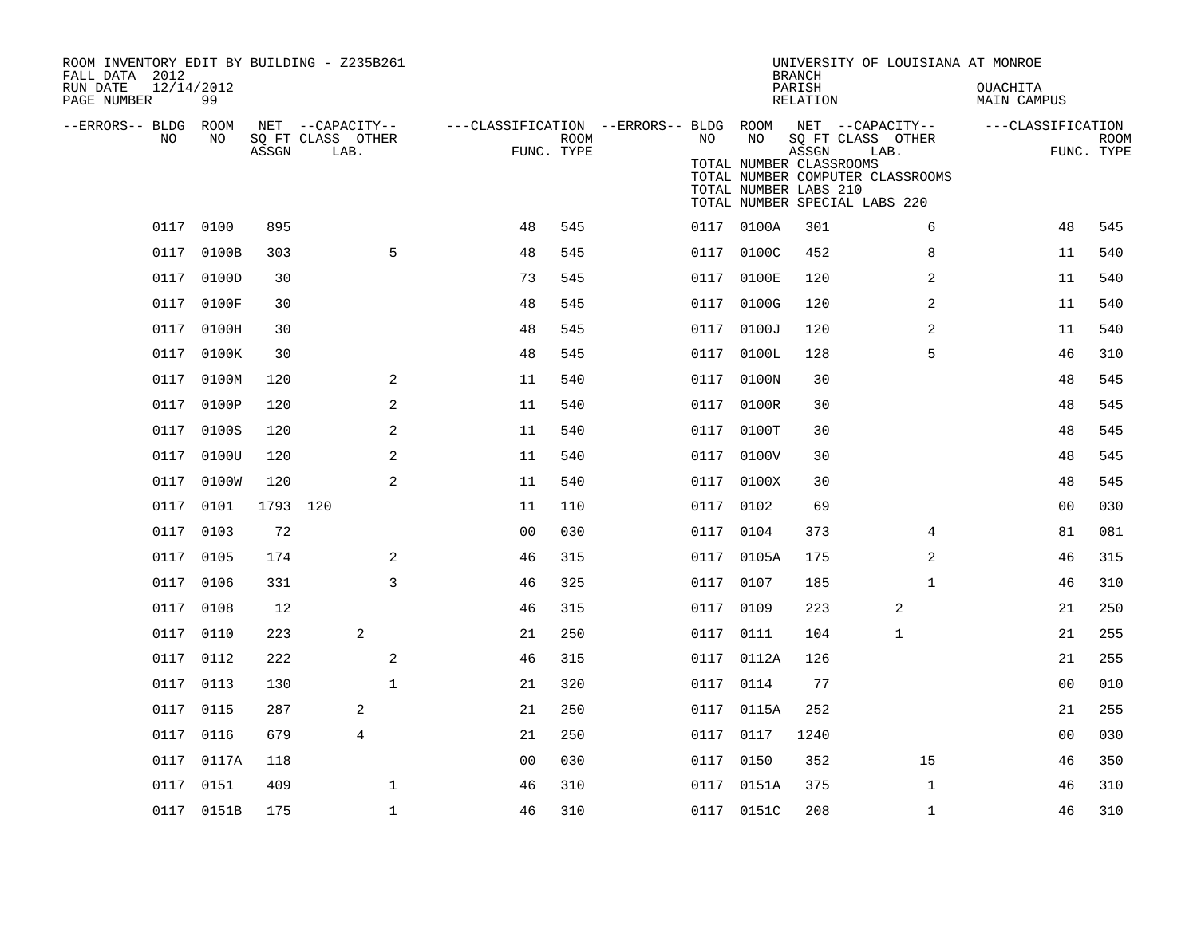ROOM INVENTORY EDIT BY BUILDING - Z235B261
FALL DATA 2012
RUN DATE 12/14/2012
PAGE NUMBER 99

UNIVERSITY OF LOUISIANA AT MONROE
BRANCH
PARISH OUACHITA
RELATION MAIN CAMPUS

TOTAL NUMBER CLASSROOMS
TOTAL NUMBER COMPUTER CLASSROOMS
TOTAL NUMBER LABS 210
TOTAL NUMBER SPECIAL LABS 220

| --ERRORS-- | BLDG NO | ROOM NO | NET SQ FT ASSGN | CAPACITY CLASS LAB. | CAPACITY OTHER | CLASSIFICATION FUNC. | ROOM TYPE | --ERRORS-- | BLDG NO | ROOM NO | NET SQ FT ASSGN | CAPACITY CLASS LAB. | CAPACITY OTHER | CLASSIFICATION FUNC. | ROOM TYPE |
|---|---|---|---|---|---|---|---|---|---|---|---|---|---|---|---|
| | 0117 | 0100 | 895 | | | 48 | 545 | | 0117 | 0100A | 301 | | 6 | 48 | 545 |
| | 0117 | 0100B | 303 | | 5 | 48 | 545 | | 0117 | 0100C | 452 | | 8 | 11 | 540 |
| | 0117 | 0100D | 30 | | | 73 | 545 | | 0117 | 0100E | 120 | | 2 | 11 | 540 |
| | 0117 | 0100F | 30 | | | 48 | 545 | | 0117 | 0100G | 120 | | 2 | 11 | 540 |
| | 0117 | 0100H | 30 | | | 48 | 545 | | 0117 | 0100J | 120 | | 2 | 11 | 540 |
| | 0117 | 0100K | 30 | | | 48 | 545 | | 0117 | 0100L | 128 | | 5 | 46 | 310 |
| | 0117 | 0100M | 120 | | 2 | 11 | 540 | | 0117 | 0100N | 30 | | | 48 | 545 |
| | 0117 | 0100P | 120 | | 2 | 11 | 540 | | 0117 | 0100R | 30 | | | 48 | 545 |
| | 0117 | 0100S | 120 | | 2 | 11 | 540 | | 0117 | 0100T | 30 | | | 48 | 545 |
| | 0117 | 0100U | 120 | | 2 | 11 | 540 | | 0117 | 0100V | 30 | | | 48 | 545 |
| | 0117 | 0100W | 120 | | 2 | 11 | 540 | | 0117 | 0100X | 30 | | | 48 | 545 |
| | 0117 | 0101 | 1793 | 120 | | 11 | 110 | | 0117 | 0102 | 69 | | | 00 | 030 |
| | 0117 | 0103 | 72 | | | 00 | 030 | | 0117 | 0104 | 373 | | 4 | 81 | 081 |
| | 0117 | 0105 | 174 | | 2 | 46 | 315 | | 0117 | 0105A | 175 | | 2 | 46 | 315 |
| | 0117 | 0106 | 331 | | 3 | 46 | 325 | | 0117 | 0107 | 185 | | 1 | 46 | 310 |
| | 0117 | 0108 | 12 | | | 46 | 315 | | 0117 | 0109 | 223 | 2 | | 21 | 250 |
| | 0117 | 0110 | 223 | 2 | | 21 | 250 | | 0117 | 0111 | 104 | 1 | | 21 | 255 |
| | 0117 | 0112 | 222 | | 2 | 46 | 315 | | 0117 | 0112A | 126 | | | 21 | 255 |
| | 0117 | 0113 | 130 | | 1 | 21 | 320 | | 0117 | 0114 | 77 | | | 00 | 010 |
| | 0117 | 0115 | 287 | 2 | | 21 | 250 | | 0117 | 0115A | 252 | | | 21 | 255 |
| | 0117 | 0116 | 679 | 4 | | 21 | 250 | | 0117 | 0117 | 1240 | | | 00 | 030 |
| | 0117 | 0117A | 118 | | | 00 | 030 | | 0117 | 0150 | 352 | | 15 | 46 | 350 |
| | 0117 | 0151 | 409 | | 1 | 46 | 310 | | 0117 | 0151A | 375 | | 1 | 46 | 310 |
| | 0117 | 0151B | 175 | | 1 | 46 | 310 | | 0117 | 0151C | 208 | | 1 | 46 | 310 |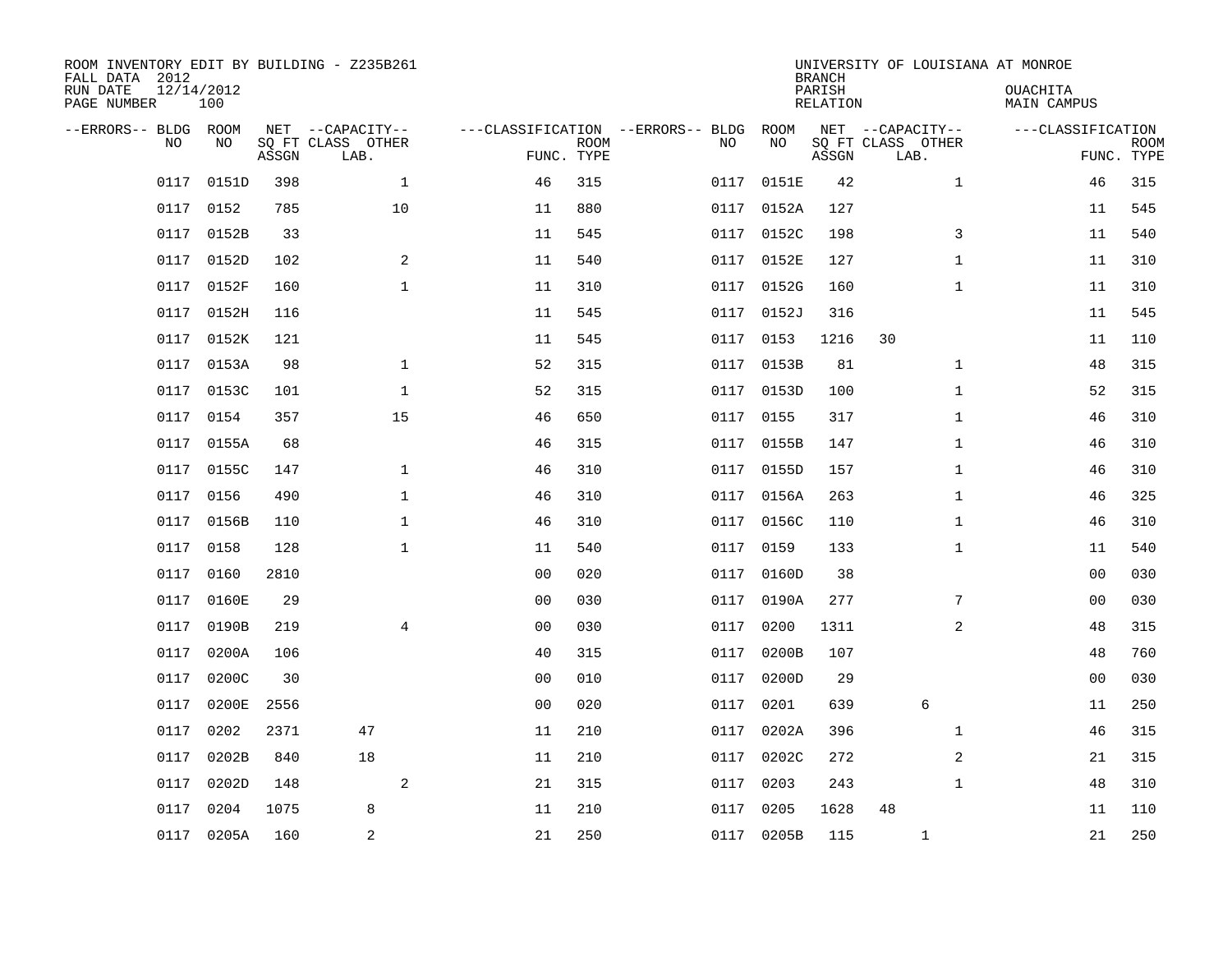ROOM INVENTORY EDIT BY BUILDING - Z235B261
FALL DATA 2012
RUN DATE 12/14/2012
PAGE NUMBER 100

UNIVERSITY OF LOUISIANA AT MONROE
BRANCH
PARISH OUACHITA
RELATION MAIN CAMPUS

| --ERRORS-- | BLDG NO | ROOM NO | NET SQ FT ASSGN | CAPACITY CLASS LAB. | CAPACITY OTHER | CLASSIFICATION FUNC. | ROOM TYPE | --ERRORS-- | BLDG NO | ROOM NO | NET SQ FT ASSGN | CAPACITY CLASS LAB. | CAPACITY OTHER | CLASSIFICATION FUNC. | ROOM TYPE |
|---|---|---|---|---|---|---|---|---|---|---|---|---|---|---|---|
| | 0117 | 0151D | 398 | | 1 | 46 | 315 | | 0117 | 0151E | 42 | | 1 | 46 | 315 |
| | 0117 | 0152 | 785 | | 10 | 11 | 880 | | 0117 | 0152A | 127 | | | 11 | 545 |
| | 0117 | 0152B | 33 | | | 11 | 545 | | 0117 | 0152C | 198 | | 3 | 11 | 540 |
| | 0117 | 0152D | 102 | | 2 | 11 | 540 | | 0117 | 0152E | 127 | | 1 | 11 | 310 |
| | 0117 | 0152F | 160 | | 1 | 11 | 310 | | 0117 | 0152G | 160 | | 1 | 11 | 310 |
| | 0117 | 0152H | 116 | | | 11 | 545 | | 0117 | 0152J | 316 | | | 11 | 545 |
| | 0117 | 0152K | 121 | | | 11 | 545 | | 0117 | 0153 | 1216 | 30 | | 11 | 110 |
| | 0117 | 0153A | 98 | | 1 | 52 | 315 | | 0117 | 0153B | 81 | | 1 | 48 | 315 |
| | 0117 | 0153C | 101 | | 1 | 52 | 315 | | 0117 | 0153D | 100 | | 1 | 52 | 315 |
| | 0117 | 0154 | 357 | | 15 | 46 | 650 | | 0117 | 0155 | 317 | | 1 | 46 | 310 |
| | 0117 | 0155A | 68 | | | 46 | 315 | | 0117 | 0155B | 147 | | 1 | 46 | 310 |
| | 0117 | 0155C | 147 | | 1 | 46 | 310 | | 0117 | 0155D | 157 | | 1 | 46 | 310 |
| | 0117 | 0156 | 490 | | 1 | 46 | 310 | | 0117 | 0156A | 263 | | 1 | 46 | 325 |
| | 0117 | 0156B | 110 | | 1 | 46 | 310 | | 0117 | 0156C | 110 | | 1 | 46 | 310 |
| | 0117 | 0158 | 128 | | 1 | 11 | 540 | | 0117 | 0159 | 133 | | 1 | 11 | 540 |
| | 0117 | 0160 | 2810 | | | 00 | 020 | | 0117 | 0160D | 38 | | | 00 | 030 |
| | 0117 | 0160E | 29 | | | 00 | 030 | | 0117 | 0190A | 277 | | 7 | 00 | 030 |
| | 0117 | 0190B | 219 | | 4 | 00 | 030 | | 0117 | 0200 | 1311 | | 2 | 48 | 315 |
| | 0117 | 0200A | 106 | | | 40 | 315 | | 0117 | 0200B | 107 | | | 48 | 760 |
| | 0117 | 0200C | 30 | | | 00 | 010 | | 0117 | 0200D | 29 | | | 00 | 030 |
| | 0117 | 0200E | 2556 | | | 00 | 020 | | 0117 | 0201 | 639 | 6 | | 11 | 250 |
| | 0117 | 0202 | 2371 | 47 | | 11 | 210 | | 0117 | 0202A | 396 | | 1 | 46 | 315 |
| | 0117 | 0202B | 840 | 18 | | 11 | 210 | | 0117 | 0202C | 272 | | 2 | 21 | 315 |
| | 0117 | 0202D | 148 | | 2 | 21 | 315 | | 0117 | 0203 | 243 | | 1 | 48 | 310 |
| | 0117 | 0204 | 1075 | 8 | | 11 | 210 | | 0117 | 0205 | 1628 | 48 | | 11 | 110 |
| | 0117 | 0205A | 160 | 2 | | 21 | 250 | | 0117 | 0205B | 115 | 1 | | 21 | 250 |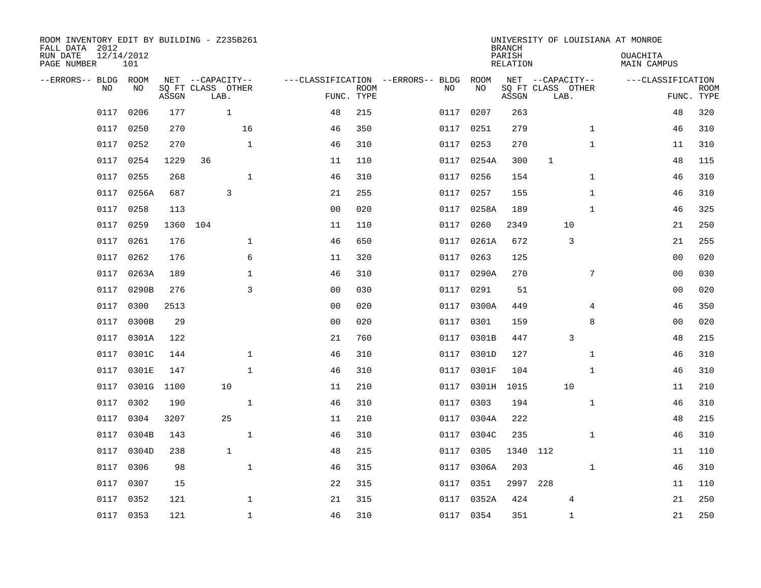ROOM INVENTORY EDIT BY BUILDING - Z235B261
FALL DATA 2012
RUN DATE 12/14/2012
PAGE NUMBER 101

UNIVERSITY OF LOUISIANA AT MONROE
BRANCH
PARISH OUACHITA
RELATION MAIN CAMPUS

| --ERRORS-- | BLDG NO | ROOM NO | NET SQ FT ASSGN | CAPACITY CLASS LAB. | CAPACITY OTHER | CLASSIFICATION FUNC. | ROOM TYPE | --ERRORS-- | BLDG NO | ROOM NO | NET SQ FT ASSGN | CAPACITY CLASS LAB. | CAPACITY OTHER | CLASSIFICATION FUNC. | ROOM TYPE |
|---|---|---|---|---|---|---|---|---|---|---|---|---|---|---|---|
| | 0117 | 0206 | 177 | 1 | | 48 | 215 | | 0117 | 0207 | 263 | | | 48 | 320 |
| | 0117 | 0250 | 270 | | 16 | 46 | 350 | | 0117 | 0251 | 279 | | 1 | 46 | 310 |
| | 0117 | 0252 | 270 | | 1 | 46 | 310 | | 0117 | 0253 | 270 | | 1 | 11 | 310 |
| | 0117 | 0254 | 1229 | 36 | | 11 | 110 | | 0117 | 0254A | 300 | 1 | | 48 | 115 |
| | 0117 | 0255 | 268 | | 1 | 46 | 310 | | 0117 | 0256 | 154 | | 1 | 46 | 310 |
| | 0117 | 0256A | 687 | 3 | | 21 | 255 | | 0117 | 0257 | 155 | | 1 | 46 | 310 |
| | 0117 | 0258 | 113 | | | 00 | 020 | | 0117 | 0258A | 189 | | 1 | 46 | 325 |
| | 0117 | 0259 | 1360 | 104 | | 11 | 110 | | 0117 | 0260 | 2349 | 10 | | 21 | 250 |
| | 0117 | 0261 | 176 | | 1 | 46 | 650 | | 0117 | 0261A | 672 | 3 | | 21 | 255 |
| | 0117 | 0262 | 176 | | 6 | 11 | 320 | | 0117 | 0263 | 125 | | | 00 | 020 |
| | 0117 | 0263A | 189 | | 1 | 46 | 310 | | 0117 | 0290A | 270 | | 7 | 00 | 030 |
| | 0117 | 0290B | 276 | | 3 | 00 | 030 | | 0117 | 0291 | 51 | | | 00 | 020 |
| | 0117 | 0300 | 2513 | | | 00 | 020 | | 0117 | 0300A | 449 | | 4 | 46 | 350 |
| | 0117 | 0300B | 29 | | | 00 | 020 | | 0117 | 0301 | 159 | | 8 | 00 | 020 |
| | 0117 | 0301A | 122 | | | 21 | 760 | | 0117 | 0301B | 447 | 3 | | 48 | 215 |
| | 0117 | 0301C | 144 | | 1 | 46 | 310 | | 0117 | 0301D | 127 | | 1 | 46 | 310 |
| | 0117 | 0301E | 147 | | 1 | 46 | 310 | | 0117 | 0301F | 104 | | 1 | 46 | 310 |
| | 0117 | 0301G | 1100 | 10 | | 11 | 210 | | 0117 | 0301H | 1015 | 10 | | 11 | 210 |
| | 0117 | 0302 | 190 | | 1 | 46 | 310 | | 0117 | 0303 | 194 | | 1 | 46 | 310 |
| | 0117 | 0304 | 3207 | 25 | | 11 | 210 | | 0117 | 0304A | 222 | | | 48 | 215 |
| | 0117 | 0304B | 143 | | 1 | 46 | 310 | | 0117 | 0304C | 235 | | 1 | 46 | 310 |
| | 0117 | 0304D | 238 | 1 | | 48 | 215 | | 0117 | 0305 | 1340 | 112 | | 11 | 110 |
| | 0117 | 0306 | 98 | | 1 | 46 | 315 | | 0117 | 0306A | 203 | | 1 | 46 | 310 |
| | 0117 | 0307 | 15 | | | 22 | 315 | | 0117 | 0351 | 2997 | 228 | | 11 | 110 |
| | 0117 | 0352 | 121 | | 1 | 21 | 315 | | 0117 | 0352A | 424 | 4 | | 21 | 250 |
| | 0117 | 0353 | 121 | | 1 | 46 | 310 | | 0117 | 0354 | 351 | 1 | | 21 | 250 |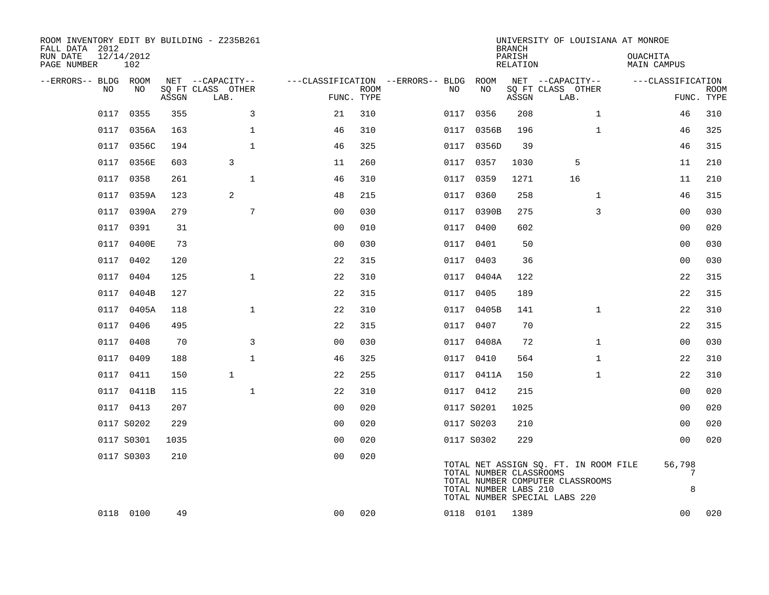ROOM INVENTORY EDIT BY BUILDING - Z235B261
FALL DATA 2012
RUN DATE 12/14/2012
PAGE NUMBER 102

UNIVERSITY OF LOUISIANA AT MONROE
BRANCH
PARISH OUACHITA
RELATION MAIN CAMPUS

| --ERRORS-- | BLDG NO | ROOM NO | NET SQ FT ASSGN | CAPACITY CLASS LAB. | CAPACITY OTHER | CLASSIFICATION FUNC. | ROOM TYPE | --ERRORS-- | BLDG NO | ROOM NO | NET SQ FT ASSGN | CAPACITY CLASS LAB. | CAPACITY OTHER | CLASSIFICATION FUNC. | ROOM TYPE |
|---|---|---|---|---|---|---|---|---|---|---|---|---|---|---|---|
| | 0117 | 0355 | 355 | | 3 | 21 | 310 | | 0117 | 0356 | 208 | | 1 | 46 | 310 |
| | 0117 | 0356A | 163 | | 1 | 46 | 310 | | 0117 | 0356B | 196 | | 1 | 46 | 325 |
| | 0117 | 0356C | 194 | | 1 | 46 | 325 | | 0117 | 0356D | 39 | | | 46 | 315 |
| | 0117 | 0356E | 603 | 3 | | 11 | 260 | | 0117 | 0357 | 1030 | 5 | | 11 | 210 |
| | 0117 | 0358 | 261 | | 1 | 46 | 310 | | 0117 | 0359 | 1271 | 16 | | 11 | 210 |
| | 0117 | 0359A | 123 | 2 | | 48 | 215 | | 0117 | 0360 | 258 | | 1 | 46 | 315 |
| | 0117 | 0390A | 279 | | 7 | 00 | 030 | | 0117 | 0390B | 275 | | 3 | 00 | 030 |
| | 0117 | 0391 | 31 | | | 00 | 010 | | 0117 | 0400 | 602 | | | 00 | 020 |
| | 0117 | 0400E | 73 | | | 00 | 030 | | 0117 | 0401 | 50 | | | 00 | 030 |
| | 0117 | 0402 | 120 | | | 22 | 315 | | 0117 | 0403 | 36 | | | 00 | 030 |
| | 0117 | 0404 | 125 | | 1 | 22 | 310 | | 0117 | 0404A | 122 | | | 22 | 315 |
| | 0117 | 0404B | 127 | | | 22 | 315 | | 0117 | 0405 | 189 | | | 22 | 315 |
| | 0117 | 0405A | 118 | | 1 | 22 | 310 | | 0117 | 0405B | 141 | | 1 | 22 | 310 |
| | 0117 | 0406 | 495 | | | 22 | 315 | | 0117 | 0407 | 70 | | | 22 | 315 |
| | 0117 | 0408 | 70 | | 3 | 00 | 030 | | 0117 | 0408A | 72 | | 1 | 00 | 030 |
| | 0117 | 0409 | 188 | | 1 | 46 | 325 | | 0117 | 0410 | 564 | | 1 | 22 | 310 |
| | 0117 | 0411 | 150 | 1 | | 22 | 255 | | 0117 | 0411A | 150 | | 1 | 22 | 310 |
| | 0117 | 0411B | 115 | | 1 | 22 | 310 | | 0117 | 0412 | 215 | | | 00 | 020 |
| | 0117 | 0413 | 207 | | | 00 | 020 | | 0117 | S0201 | 1025 | | | 00 | 020 |
| | 0117 | S0202 | 229 | | | 00 | 020 | | 0117 | S0203 | 210 | | | 00 | 020 |
| | 0117 | S0301 | 1035 | | | 00 | 020 | | 0117 | S0302 | 229 | | | 00 | 020 |
| | 0117 | S0303 | 210 | | | 00 | 020 | | | | | | | | |

TOTAL NET ASSIGN SQ. FT. IN ROOM FILE 56,798
TOTAL NUMBER CLASSROOMS 7
TOTAL NUMBER COMPUTER CLASSROOMS
TOTAL NUMBER LABS 210 8
TOTAL NUMBER SPECIAL LABS 220

| --ERRORS-- | BLDG NO | ROOM NO | NET SQ FT ASSGN | CAPACITY CLASS LAB. | CAPACITY OTHER | CLASSIFICATION FUNC. | ROOM TYPE | --ERRORS-- | BLDG NO | ROOM NO | NET SQ FT ASSGN | CAPACITY CLASS LAB. | CAPACITY OTHER | CLASSIFICATION FUNC. | ROOM TYPE |
|---|---|---|---|---|---|---|---|---|---|---|---|---|---|---|---|
| | 0118 | 0100 | 49 | | | 00 | 020 | | 0118 | 0101 | 1389 | | | 00 | 020 |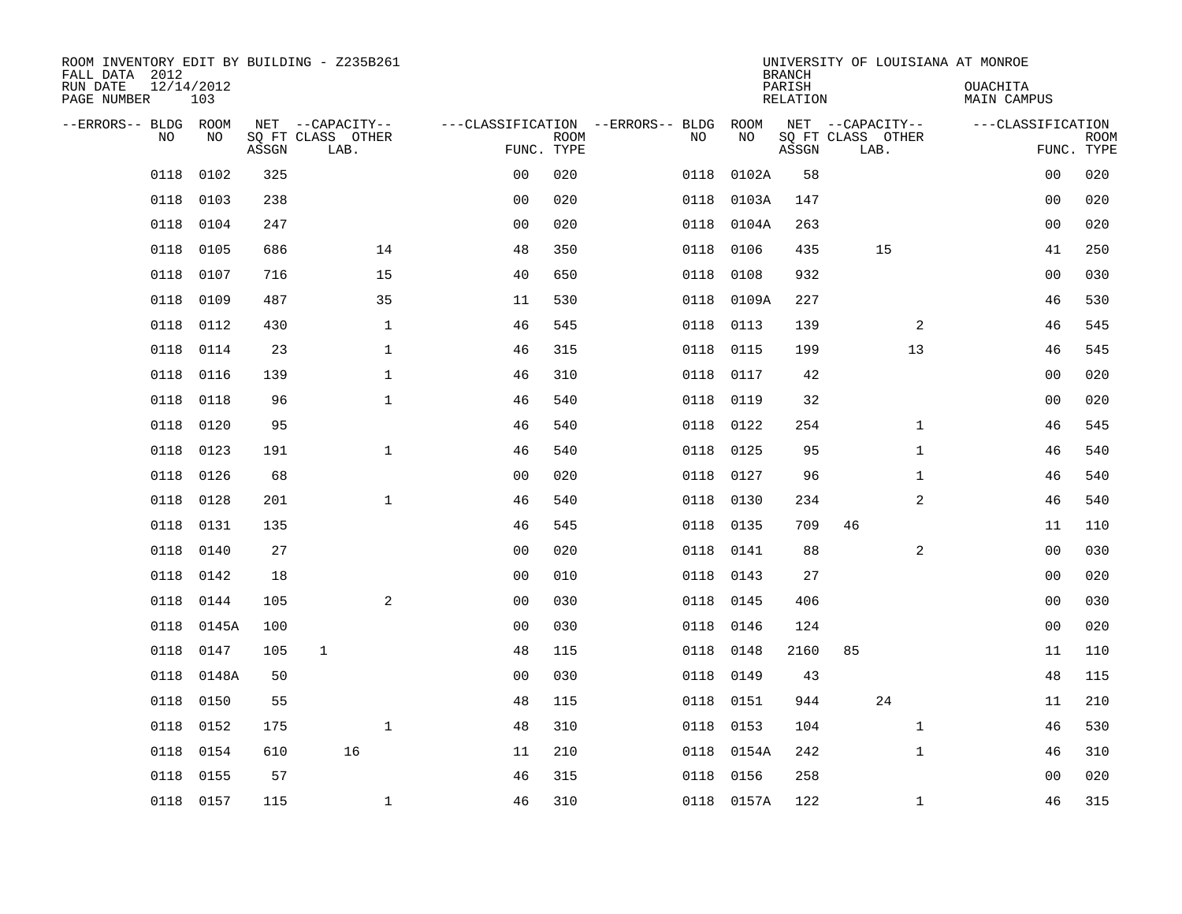ROOM INVENTORY EDIT BY BUILDING - Z235B261
FALL DATA 2012
RUN DATE 12/14/2012
PAGE NUMBER 103

UNIVERSITY OF LOUISIANA AT MONROE
BRANCH
PARISH OUACHITA
RELATION MAIN CAMPUS

| --ERRORS-- | BLDG NO | ROOM NO | NET SQ FT ASSGN | CAPACITY CLASS | CAPACITY LAB. | CAPACITY OTHER | CLASSIFICATION FUNC. | ROOM TYPE | --ERRORS-- | BLDG NO | ROOM NO | NET SQ FT ASSGN | CAPACITY CLASS | CAPACITY LAB. | CAPACITY OTHER | CLASSIFICATION FUNC. | ROOM TYPE |
|---|---|---|---|---|---|---|---|---|---|---|---|---|---|---|---|---|---|
| | 0118 | 0102 | 325 | | | | 00 | 020 | | 0118 | 0102A | 58 | | | | 00 | 020 |
| | 0118 | 0103 | 238 | | | | 00 | 020 | | 0118 | 0103A | 147 | | | | 00 | 020 |
| | 0118 | 0104 | 247 | | | | 00 | 020 | | 0118 | 0104A | 263 | | | | 00 | 020 |
| | 0118 | 0105 | 686 | | | 14 | 48 | 350 | | 0118 | 0106 | 435 | | 15 | | 41 | 250 |
| | 0118 | 0107 | 716 | | | 15 | 40 | 650 | | 0118 | 0108 | 932 | | | | 00 | 030 |
| | 0118 | 0109 | 487 | | | 35 | 11 | 530 | | 0118 | 0109A | 227 | | | | 46 | 530 |
| | 0118 | 0112 | 430 | | | 1 | 46 | 545 | | 0118 | 0113 | 139 | | | 2 | 46 | 545 |
| | 0118 | 0114 | 23 | | | 1 | 46 | 315 | | 0118 | 0115 | 199 | | | 13 | 46 | 545 |
| | 0118 | 0116 | 139 | | | 1 | 46 | 310 | | 0118 | 0117 | 42 | | | | 00 | 020 |
| | 0118 | 0118 | 96 | | | 1 | 46 | 540 | | 0118 | 0119 | 32 | | | | 00 | 020 |
| | 0118 | 0120 | 95 | | | | 46 | 540 | | 0118 | 0122 | 254 | | | 1 | 46 | 545 |
| | 0118 | 0123 | 191 | | | 1 | 46 | 540 | | 0118 | 0125 | 95 | | | 1 | 46 | 540 |
| | 0118 | 0126 | 68 | | | | 00 | 020 | | 0118 | 0127 | 96 | | | 1 | 46 | 540 |
| | 0118 | 0128 | 201 | | | 1 | 46 | 540 | | 0118 | 0130 | 234 | | | 2 | 46 | 540 |
| | 0118 | 0131 | 135 | | | | 46 | 545 | | 0118 | 0135 | 709 | 46 | | | 11 | 110 |
| | 0118 | 0140 | 27 | | | | 00 | 020 | | 0118 | 0141 | 88 | | | 2 | 00 | 030 |
| | 0118 | 0142 | 18 | | | | 00 | 010 | | 0118 | 0143 | 27 | | | | 00 | 020 |
| | 0118 | 0144 | 105 | | | 2 | 00 | 030 | | 0118 | 0145 | 406 | | | | 00 | 030 |
| | 0118 | 0145A | 100 | | | | 00 | 030 | | 0118 | 0146 | 124 | | | | 00 | 020 |
| | 0118 | 0147 | 105 | 1 | | | 48 | 115 | | 0118 | 0148 | 2160 | 85 | | | 11 | 110 |
| | 0118 | 0148A | 50 | | | | 00 | 030 | | 0118 | 0149 | 43 | | | | 48 | 115 |
| | 0118 | 0150 | 55 | | | | 48 | 115 | | 0118 | 0151 | 944 | | 24 | | 11 | 210 |
| | 0118 | 0152 | 175 | | | 1 | 48 | 310 | | 0118 | 0153 | 104 | | | 1 | 46 | 530 |
| | 0118 | 0154 | 610 | | 16 | | 11 | 210 | | 0118 | 0154A | 242 | | | 1 | 46 | 310 |
| | 0118 | 0155 | 57 | | | | 46 | 315 | | 0118 | 0156 | 258 | | | | 00 | 020 |
| | 0118 | 0157 | 115 | | | 1 | 46 | 310 | | 0118 | 0157A | 122 | | | 1 | 46 | 315 |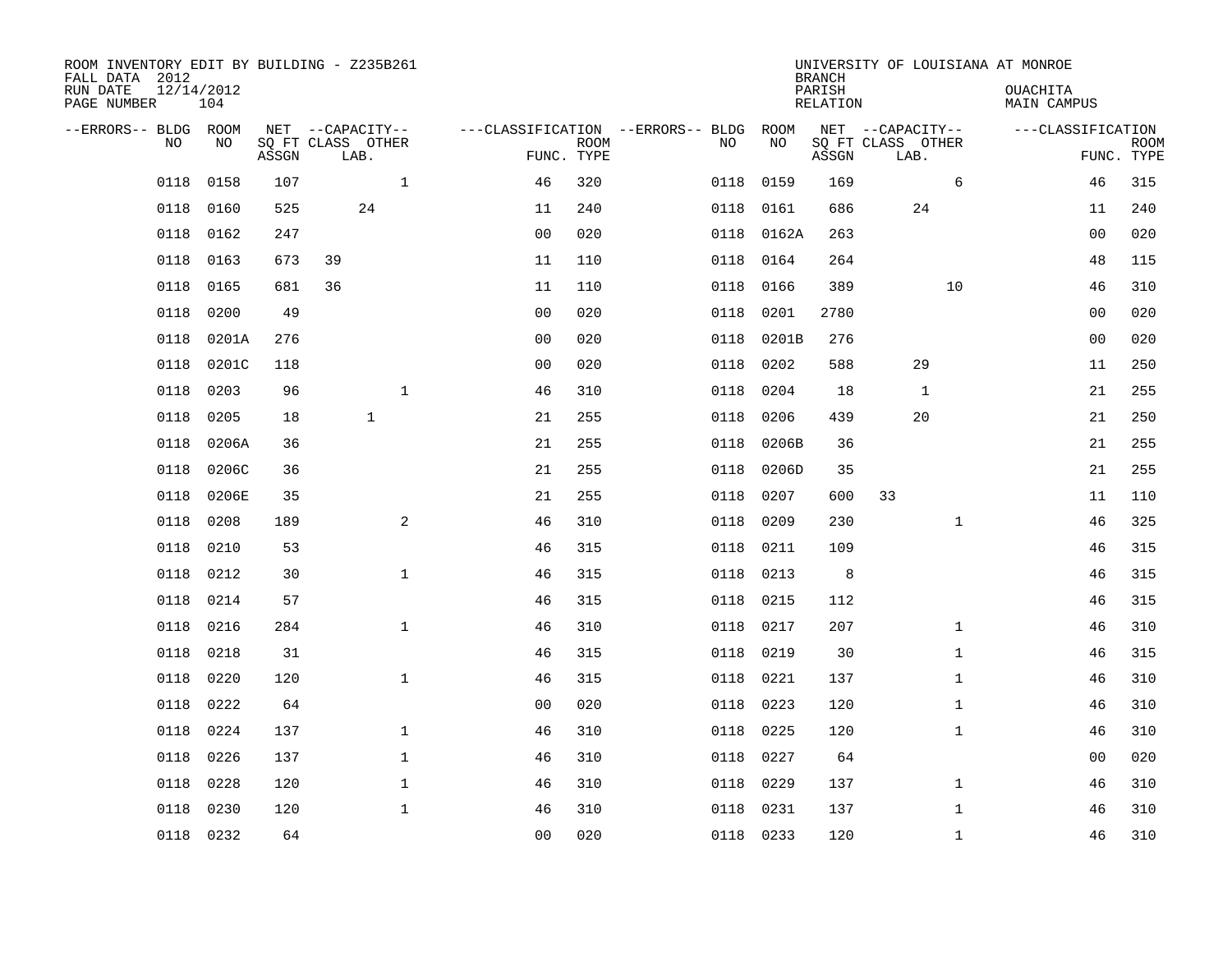ROOM INVENTORY EDIT BY BUILDING - Z235B261
FALL DATA 2012
RUN DATE 12/14/2012
PAGE NUMBER 104

UNIVERSITY OF LOUISIANA AT MONROE
BRANCH
PARISH OUACHITA
RELATION MAIN CAMPUS

| --ERRORS-- | BLDG NO | ROOM NO | NET SQ FT ASSGN | CAPACITY CLASS LAB. | CAPACITY OTHER | CLASSIFICATION FUNC. | ROOM TYPE | --ERRORS-- | BLDG NO | ROOM NO | NET SQ FT ASSGN | CAPACITY CLASS LAB. | CAPACITY OTHER | CLASSIFICATION FUNC. | ROOM TYPE |
|---|---|---|---|---|---|---|---|---|---|---|---|---|---|---|---|
| | 0118 | 0158 | 107 | | 1 | 46 | 320 | | 0118 | 0159 | 169 | | 6 | 46 | 315 |
| | 0118 | 0160 | 525 | 24 | | 11 | 240 | | 0118 | 0161 | 686 | 24 | | 11 | 240 |
| | 0118 | 0162 | 247 | | | 00 | 020 | | 0118 | 0162A | 263 | | | 00 | 020 |
| | 0118 | 0163 | 673 | 39 | | 11 | 110 | | 0118 | 0164 | 264 | | | 48 | 115 |
| | 0118 | 0165 | 681 | 36 | | 11 | 110 | | 0118 | 0166 | 389 | | 10 | 46 | 310 |
| | 0118 | 0200 | 49 | | | 00 | 020 | | 0118 | 0201 | 2780 | | | 00 | 020 |
| | 0118 | 0201A | 276 | | | 00 | 020 | | 0118 | 0201B | 276 | | | 00 | 020 |
| | 0118 | 0201C | 118 | | | 00 | 020 | | 0118 | 0202 | 588 | 29 | | 11 | 250 |
| | 0118 | 0203 | 96 | | 1 | 46 | 310 | | 0118 | 0204 | 18 | 1 | | 21 | 255 |
| | 0118 | 0205 | 18 | 1 | | 21 | 255 | | 0118 | 0206 | 439 | 20 | | 21 | 250 |
| | 0118 | 0206A | 36 | | | 21 | 255 | | 0118 | 0206B | 36 | | | 21 | 255 |
| | 0118 | 0206C | 36 | | | 21 | 255 | | 0118 | 0206D | 35 | | | 21 | 255 |
| | 0118 | 0206E | 35 | | | 21 | 255 | | 0118 | 0207 | 600 | 33 | | 11 | 110 |
| | 0118 | 0208 | 189 | | 2 | 46 | 310 | | 0118 | 0209 | 230 | | 1 | 46 | 325 |
| | 0118 | 0210 | 53 | | | 46 | 315 | | 0118 | 0211 | 109 | | | 46 | 315 |
| | 0118 | 0212 | 30 | | 1 | 46 | 315 | | 0118 | 0213 | 8 | | | 46 | 315 |
| | 0118 | 0214 | 57 | | | 46 | 315 | | 0118 | 0215 | 112 | | | 46 | 315 |
| | 0118 | 0216 | 284 | | 1 | 46 | 310 | | 0118 | 0217 | 207 | | 1 | 46 | 310 |
| | 0118 | 0218 | 31 | | | 46 | 315 | | 0118 | 0219 | 30 | | 1 | 46 | 315 |
| | 0118 | 0220 | 120 | | 1 | 46 | 315 | | 0118 | 0221 | 137 | | 1 | 46 | 310 |
| | 0118 | 0222 | 64 | | | 00 | 020 | | 0118 | 0223 | 120 | | 1 | 46 | 310 |
| | 0118 | 0224 | 137 | | 1 | 46 | 310 | | 0118 | 0225 | 120 | | 1 | 46 | 310 |
| | 0118 | 0226 | 137 | | 1 | 46 | 310 | | 0118 | 0227 | 64 | | | 00 | 020 |
| | 0118 | 0228 | 120 | | 1 | 46 | 310 | | 0118 | 0229 | 137 | | 1 | 46 | 310 |
| | 0118 | 0230 | 120 | | 1 | 46 | 310 | | 0118 | 0231 | 137 | | 1 | 46 | 310 |
| | 0118 | 0232 | 64 | | | 00 | 020 | | 0118 | 0233 | 120 | | 1 | 46 | 310 |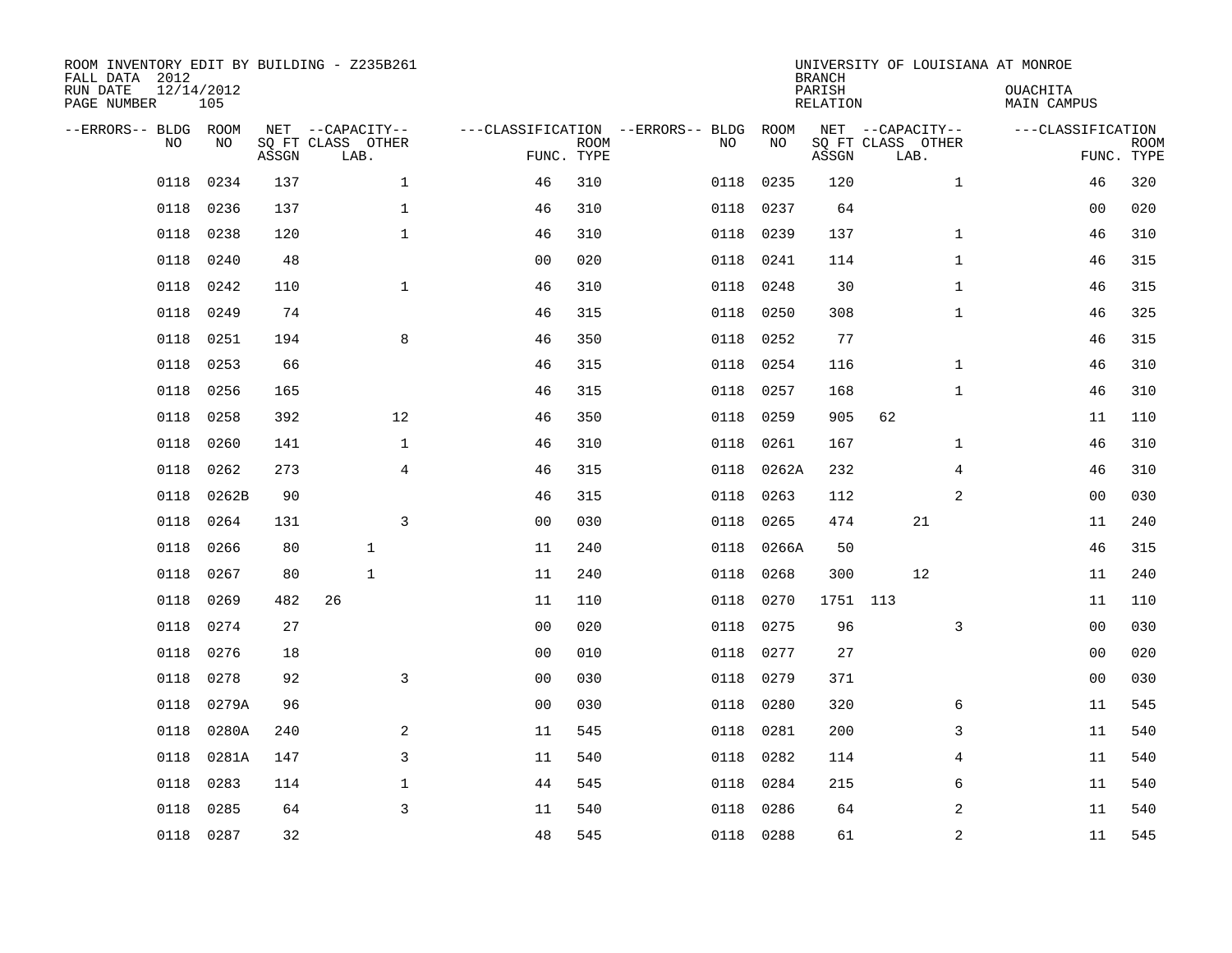ROOM INVENTORY EDIT BY BUILDING - Z235B261
FALL DATA 2012
RUN DATE 12/14/2012
PAGE NUMBER 105

UNIVERSITY OF LOUISIANA AT MONROE
BRANCH
PARISH OUACHITA
RELATION MAIN CAMPUS

| --ERRORS-- | BLDG NO | ROOM NO | NET SQ FT ASSGN | CAPACITY CLASS LAB. | CAPACITY OTHER | CLASSIFICATION FUNC. | ROOM TYPE | --ERRORS-- | BLDG NO | ROOM NO | NET SQ FT ASSGN | CAPACITY CLASS LAB. | CAPACITY OTHER | CLASSIFICATION FUNC. | ROOM TYPE |
|---|---|---|---|---|---|---|---|---|---|---|---|---|---|---|---|
| | 0118 | 0234 | 137 | | 1 | 46 | 310 | | 0118 | 0235 | 120 | | 1 | 46 | 320 |
| | 0118 | 0236 | 137 | | 1 | 46 | 310 | | 0118 | 0237 | 64 | | | 00 | 020 |
| | 0118 | 0238 | 120 | | 1 | 46 | 310 | | 0118 | 0239 | 137 | | 1 | 46 | 310 |
| | 0118 | 0240 | 48 | | | 00 | 020 | | 0118 | 0241 | 114 | | 1 | 46 | 315 |
| | 0118 | 0242 | 110 | | 1 | 46 | 310 | | 0118 | 0248 | 30 | | 1 | 46 | 315 |
| | 0118 | 0249 | 74 | | | 46 | 315 | | 0118 | 0250 | 308 | | 1 | 46 | 325 |
| | 0118 | 0251 | 194 | | 8 | 46 | 350 | | 0118 | 0252 | 77 | | | 46 | 315 |
| | 0118 | 0253 | 66 | | | 46 | 315 | | 0118 | 0254 | 116 | | 1 | 46 | 310 |
| | 0118 | 0256 | 165 | | | 46 | 315 | | 0118 | 0257 | 168 | | 1 | 46 | 310 |
| | 0118 | 0258 | 392 | | 12 | 46 | 350 | | 0118 | 0259 | 905 | 62 | | 11 | 110 |
| | 0118 | 0260 | 141 | | 1 | 46 | 310 | | 0118 | 0261 | 167 | | 1 | 46 | 310 |
| | 0118 | 0262 | 273 | | 4 | 46 | 315 | | 0118 | 0262A | 232 | | 4 | 46 | 310 |
| | 0118 | 0262B | 90 | | | 46 | 315 | | 0118 | 0263 | 112 | | 2 | 00 | 030 |
| | 0118 | 0264 | 131 | | 3 | 00 | 030 | | 0118 | 0265 | 474 | 21 | | 11 | 240 |
| | 0118 | 0266 | 80 | 1 | | 11 | 240 | | 0118 | 0266A | 50 | | | 46 | 315 |
| | 0118 | 0267 | 80 | 1 | | 11 | 240 | | 0118 | 0268 | 300 | 12 | | 11 | 240 |
| | 0118 | 0269 | 482 | 26 | | 11 | 110 | | 0118 | 0270 | 1751 | 113 | | 11 | 110 |
| | 0118 | 0274 | 27 | | | 00 | 020 | | 0118 | 0275 | 96 | | 3 | 00 | 030 |
| | 0118 | 0276 | 18 | | | 00 | 010 | | 0118 | 0277 | 27 | | | 00 | 020 |
| | 0118 | 0278 | 92 | | 3 | 00 | 030 | | 0118 | 0279 | 371 | | | 00 | 030 |
| | 0118 | 0279A | 96 | | | 00 | 030 | | 0118 | 0280 | 320 | | 6 | 11 | 545 |
| | 0118 | 0280A | 240 | | 2 | 11 | 545 | | 0118 | 0281 | 200 | | 3 | 11 | 540 |
| | 0118 | 0281A | 147 | | 3 | 11 | 540 | | 0118 | 0282 | 114 | | 4 | 11 | 540 |
| | 0118 | 0283 | 114 | | 1 | 44 | 545 | | 0118 | 0284 | 215 | | 6 | 11 | 540 |
| | 0118 | 0285 | 64 | | 3 | 11 | 540 | | 0118 | 0286 | 64 | | 2 | 11 | 540 |
| | 0118 | 0287 | 32 | | | 48 | 545 | | 0118 | 0288 | 61 | | 2 | 11 | 545 |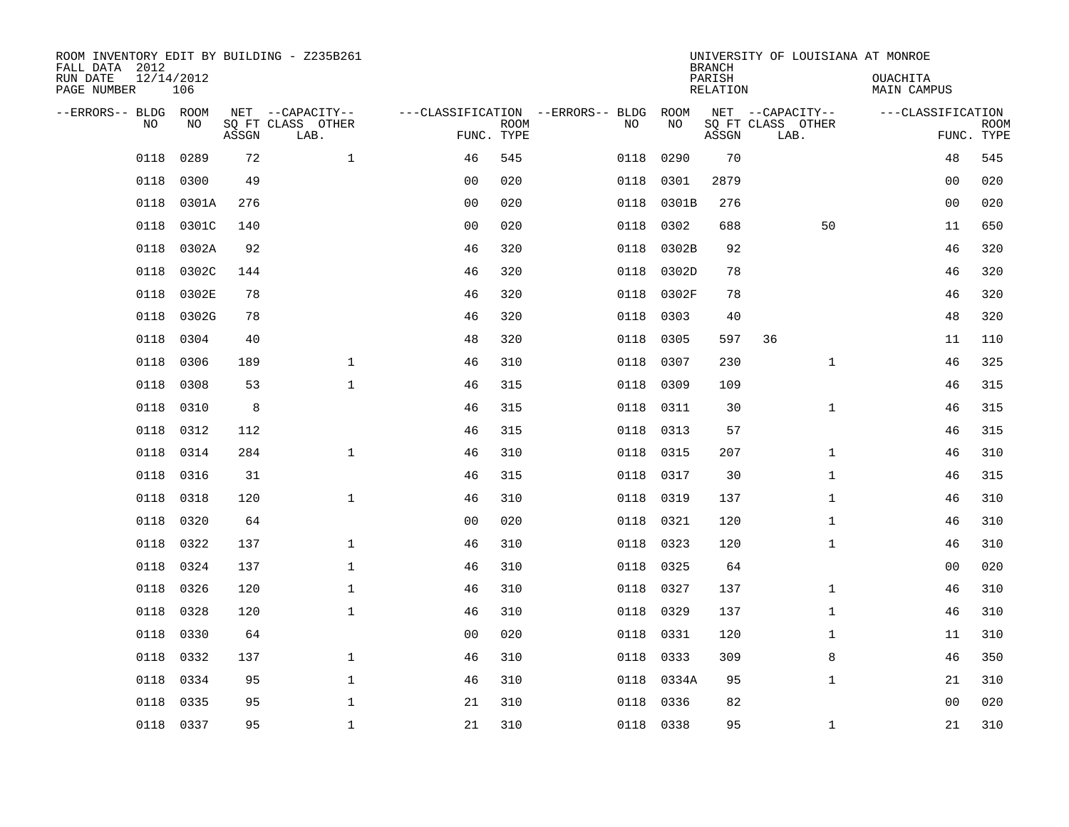ROOM INVENTORY EDIT BY BUILDING - Z235B261
FALL DATA 2012
RUN DATE 12/14/2012
PAGE NUMBER 106

UNIVERSITY OF LOUISIANA AT MONROE
BRANCH
PARISH OUACHITA
RELATION MAIN CAMPUS

| --ERRORS-- | BLDG NO | ROOM NO | NET SQ FT ASSGN | --CAPACITY-- CLASS | OTHER LAB. | ---CLASSIFICATION FUNC. | ROOM TYPE | --ERRORS-- | BLDG NO | ROOM NO | NET SQ FT ASSGN | --CAPACITY-- CLASS | OTHER LAB. | ---CLASSIFICATION FUNC. | ROOM TYPE |
|---|---|---|---|---|---|---|---|---|---|---|---|---|---|---|---|
| | 0118 | 0289 | 72 | | 1 | 46 | 545 | | 0118 | 0290 | 70 | | | 48 | 545 |
| | 0118 | 0300 | 49 | | | 00 | 020 | | 0118 | 0301 | 2879 | | | 00 | 020 |
| | 0118 | 0301A | 276 | | | 00 | 020 | | 0118 | 0301B | 276 | | | 00 | 020 |
| | 0118 | 0301C | 140 | | | 00 | 020 | | 0118 | 0302 | 688 | | 50 | 11 | 650 |
| | 0118 | 0302A | 92 | | | 46 | 320 | | 0118 | 0302B | 92 | | | 46 | 320 |
| | 0118 | 0302C | 144 | | | 46 | 320 | | 0118 | 0302D | 78 | | | 46 | 320 |
| | 0118 | 0302E | 78 | | | 46 | 320 | | 0118 | 0302F | 78 | | | 46 | 320 |
| | 0118 | 0302G | 78 | | | 46 | 320 | | 0118 | 0303 | 40 | | | 48 | 320 |
| | 0118 | 0304 | 40 | | | 48 | 320 | | 0118 | 0305 | 597 | 36 | | 11 | 110 |
| | 0118 | 0306 | 189 | | 1 | 46 | 310 | | 0118 | 0307 | 230 | | 1 | 46 | 325 |
| | 0118 | 0308 | 53 | | 1 | 46 | 315 | | 0118 | 0309 | 109 | | | 46 | 315 |
| | 0118 | 0310 | 8 | | | 46 | 315 | | 0118 | 0311 | 30 | | 1 | 46 | 315 |
| | 0118 | 0312 | 112 | | | 46 | 315 | | 0118 | 0313 | 57 | | | 46 | 315 |
| | 0118 | 0314 | 284 | | 1 | 46 | 310 | | 0118 | 0315 | 207 | | 1 | 46 | 310 |
| | 0118 | 0316 | 31 | | | 46 | 315 | | 0118 | 0317 | 30 | | 1 | 46 | 315 |
| | 0118 | 0318 | 120 | | 1 | 46 | 310 | | 0118 | 0319 | 137 | | 1 | 46 | 310 |
| | 0118 | 0320 | 64 | | | 00 | 020 | | 0118 | 0321 | 120 | | 1 | 46 | 310 |
| | 0118 | 0322 | 137 | | 1 | 46 | 310 | | 0118 | 0323 | 120 | | 1 | 46 | 310 |
| | 0118 | 0324 | 137 | | 1 | 46 | 310 | | 0118 | 0325 | 64 | | | 00 | 020 |
| | 0118 | 0326 | 120 | | 1 | 46 | 310 | | 0118 | 0327 | 137 | | 1 | 46 | 310 |
| | 0118 | 0328 | 120 | | 1 | 46 | 310 | | 0118 | 0329 | 137 | | 1 | 46 | 310 |
| | 0118 | 0330 | 64 | | | 00 | 020 | | 0118 | 0331 | 120 | | 1 | 11 | 310 |
| | 0118 | 0332 | 137 | | 1 | 46 | 310 | | 0118 | 0333 | 309 | | 8 | 46 | 350 |
| | 0118 | 0334 | 95 | | 1 | 46 | 310 | | 0118 | 0334A | 95 | | 1 | 21 | 310 |
| | 0118 | 0335 | 95 | | 1 | 21 | 310 | | 0118 | 0336 | 82 | | | 00 | 020 |
| | 0118 | 0337 | 95 | | 1 | 21 | 310 | | 0118 | 0338 | 95 | | 1 | 21 | 310 |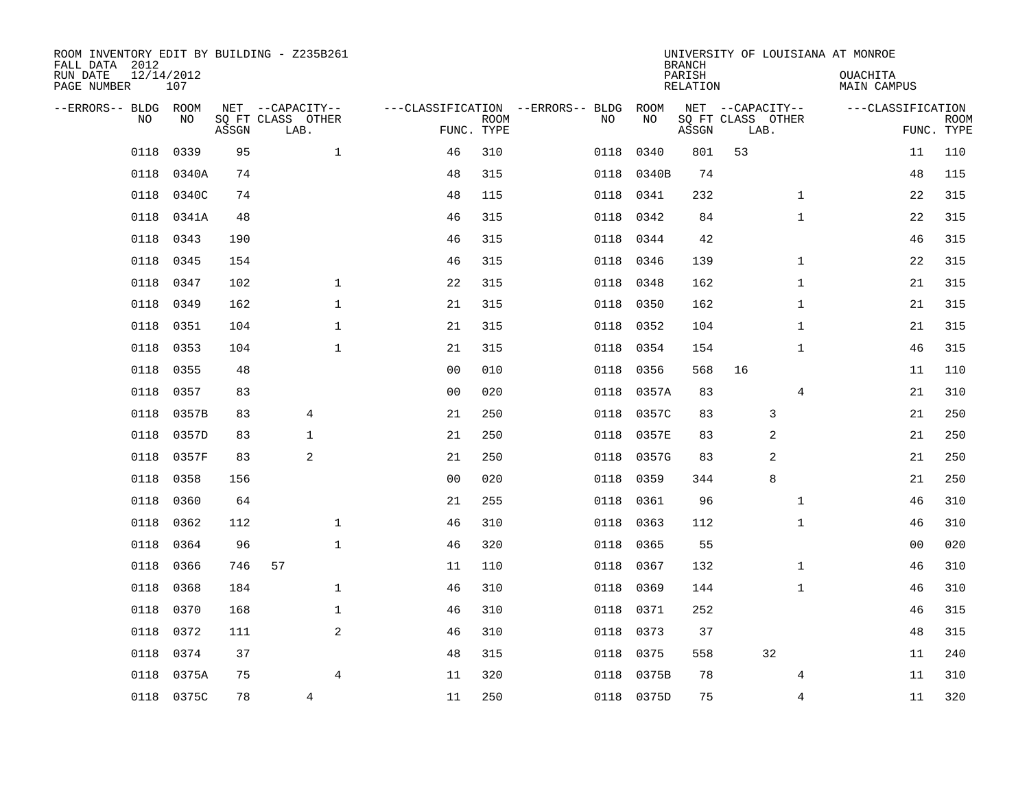ROOM INVENTORY EDIT BY BUILDING - Z235B261
FALL DATA 2012
RUN DATE 12/14/2012
PAGE NUMBER 107

UNIVERSITY OF LOUISIANA AT MONROE
BRANCH
PARISH OUACHITA
RELATION MAIN CAMPUS

| --ERRORS-- | BLDG NO | ROOM NO | NET SQ FT ASSGN | CAPACITY CLASS LAB. | CAPACITY OTHER | CLASSIFICATION FUNC. | ROOM TYPE | --ERRORS-- | BLDG NO | ROOM NO | NET SQ FT ASSGN | CAPACITY CLASS LAB. | CAPACITY OTHER | CLASSIFICATION FUNC. | ROOM TYPE |
|---|---|---|---|---|---|---|---|---|---|---|---|---|---|---|---|
| | 0118 | 0339 | 95 | | 1 | 46 | 310 | | 0118 | 0340 | 801 | 53 | | 11 | 110 |
| | 0118 | 0340A | 74 | | | 48 | 315 | | 0118 | 0340B | 74 | | | 48 | 115 |
| | 0118 | 0340C | 74 | | | 48 | 115 | | 0118 | 0341 | 232 | | 1 | 22 | 315 |
| | 0118 | 0341A | 48 | | | 46 | 315 | | 0118 | 0342 | 84 | | 1 | 22 | 315 |
| | 0118 | 0343 | 190 | | | 46 | 315 | | 0118 | 0344 | 42 | | | 46 | 315 |
| | 0118 | 0345 | 154 | | | 46 | 315 | | 0118 | 0346 | 139 | | 1 | 22 | 315 |
| | 0118 | 0347 | 102 | | 1 | 22 | 315 | | 0118 | 0348 | 162 | | 1 | 21 | 315 |
| | 0118 | 0349 | 162 | | 1 | 21 | 315 | | 0118 | 0350 | 162 | | 1 | 21 | 315 |
| | 0118 | 0351 | 104 | | 1 | 21 | 315 | | 0118 | 0352 | 104 | | 1 | 21 | 315 |
| | 0118 | 0353 | 104 | | 1 | 21 | 315 | | 0118 | 0354 | 154 | | 1 | 46 | 315 |
| | 0118 | 0355 | 48 | | | 00 | 010 | | 0118 | 0356 | 568 | 16 | | 11 | 110 |
| | 0118 | 0357 | 83 | | | 00 | 020 | | 0118 | 0357A | 83 | | 4 | 21 | 310 |
| | 0118 | 0357B | 83 | 4 | | 21 | 250 | | 0118 | 0357C | 83 | 3 | | 21 | 250 |
| | 0118 | 0357D | 83 | 1 | | 21 | 250 | | 0118 | 0357E | 83 | 2 | | 21 | 250 |
| | 0118 | 0357F | 83 | 2 | | 21 | 250 | | 0118 | 0357G | 83 | 2 | | 21 | 250 |
| | 0118 | 0358 | 156 | | | 00 | 020 | | 0118 | 0359 | 344 | 8 | | 21 | 250 |
| | 0118 | 0360 | 64 | | | 21 | 255 | | 0118 | 0361 | 96 | | 1 | 46 | 310 |
| | 0118 | 0362 | 112 | | 1 | 46 | 310 | | 0118 | 0363 | 112 | | 1 | 46 | 310 |
| | 0118 | 0364 | 96 | | 1 | 46 | 320 | | 0118 | 0365 | 55 | | | 00 | 020 |
| | 0118 | 0366 | 746 | 57 | | 11 | 110 | | 0118 | 0367 | 132 | | 1 | 46 | 310 |
| | 0118 | 0368 | 184 | | 1 | 46 | 310 | | 0118 | 0369 | 144 | | 1 | 46 | 310 |
| | 0118 | 0370 | 168 | | 1 | 46 | 310 | | 0118 | 0371 | 252 | | | 46 | 315 |
| | 0118 | 0372 | 111 | | 2 | 46 | 310 | | 0118 | 0373 | 37 | | | 48 | 315 |
| | 0118 | 0374 | 37 | | | 48 | 315 | | 0118 | 0375 | 558 | 32 | | 11 | 240 |
| | 0118 | 0375A | 75 | | 4 | 11 | 320 | | 0118 | 0375B | 78 | | 4 | 11 | 310 |
| | 0118 | 0375C | 78 | 4 | | 11 | 250 | | 0118 | 0375D | 75 | | 4 | 11 | 320 |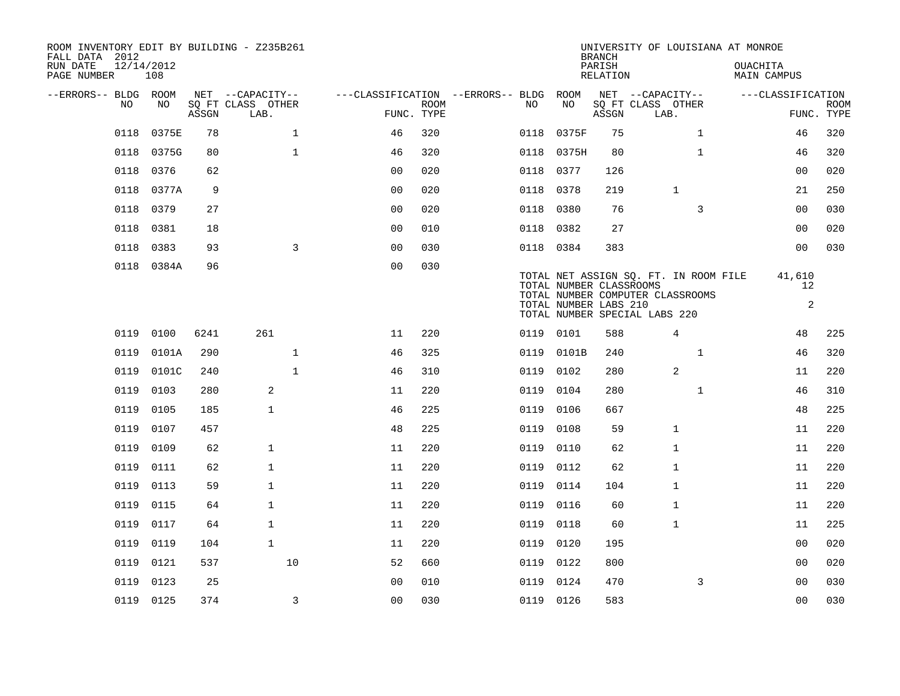ROOM INVENTORY EDIT BY BUILDING - Z235B261
FALL DATA 2012
RUN DATE 12/14/2012
PAGE NUMBER 108

UNIVERSITY OF LOUISIANA AT MONROE
BRANCH
PARISH OUACHITA
RELATION MAIN CAMPUS

| --ERRORS-- | BLDG NO | ROOM NO | NET SQ FT ASSGN | CAPACITY CLASS LAB. | CAPACITY OTHER | CLASSIFICATION FUNC. | ROOM TYPE | --ERRORS-- | BLDG NO | ROOM NO | NET SQ FT ASSGN | CAPACITY CLASS LAB. | CAPACITY OTHER | CLASSIFICATION FUNC. | ROOM TYPE |
|---|---|---|---|---|---|---|---|---|---|---|---|---|---|---|---|
| | 0118 | 0375E | 78 | | 1 | 46 | 320 | | 0118 | 0375F | 75 | | 1 | 46 | 320 |
| | 0118 | 0375G | 80 | | 1 | 46 | 320 | | 0118 | 0375H | 80 | | 1 | 46 | 320 |
| | 0118 | 0376 | 62 | | | 00 | 020 | | 0118 | 0377 | 126 | | | 00 | 020 |
| | 0118 | 0377A | 9 | | | 00 | 020 | | 0118 | 0378 | 219 | 1 | | 21 | 250 |
| | 0118 | 0379 | 27 | | | 00 | 020 | | 0118 | 0380 | 76 | | 3 | 00 | 030 |
| | 0118 | 0381 | 18 | | | 00 | 010 | | 0118 | 0382 | 27 | | | 00 | 020 |
| | 0118 | 0383 | 93 | | 3 | 00 | 030 | | 0118 | 0384 | 383 | | | 00 | 030 |
| | 0118 | 0384A | 96 | | | 00 | 030 | | | | | | | | |

TOTAL NET ASSIGN SQ. FT. IN ROOM FILE 41,610
TOTAL NUMBER CLASSROOMS 12
TOTAL NUMBER COMPUTER CLASSROOMS
TOTAL NUMBER LABS 210 2
TOTAL NUMBER SPECIAL LABS 220

| --ERRORS-- | BLDG NO | ROOM NO | NET SQ FT ASSGN | CAPACITY CLASS LAB. | CAPACITY OTHER | CLASSIFICATION FUNC. | ROOM TYPE | --ERRORS-- | BLDG NO | ROOM NO | NET SQ FT ASSGN | CAPACITY CLASS LAB. | CAPACITY OTHER | CLASSIFICATION FUNC. | ROOM TYPE |
|---|---|---|---|---|---|---|---|---|---|---|---|---|---|---|---|
| | 0119 | 0100 | 6241 | 261 | | 11 | 220 | | 0119 | 0101 | 588 | 4 | | 48 | 225 |
| | 0119 | 0101A | 290 | | 1 | 46 | 325 | | 0119 | 0101B | 240 | | 1 | 46 | 320 |
| | 0119 | 0101C | 240 | | 1 | 46 | 310 | | 0119 | 0102 | 280 | 2 | | 11 | 220 |
| | 0119 | 0103 | 280 | 2 | | 11 | 220 | | 0119 | 0104 | 280 | | 1 | 46 | 310 |
| | 0119 | 0105 | 185 | 1 | | 46 | 225 | | 0119 | 0106 | 667 | | | 48 | 225 |
| | 0119 | 0107 | 457 | | | 48 | 225 | | 0119 | 0108 | 59 | 1 | | 11 | 220 |
| | 0119 | 0109 | 62 | 1 | | 11 | 220 | | 0119 | 0110 | 62 | 1 | | 11 | 220 |
| | 0119 | 0111 | 62 | 1 | | 11 | 220 | | 0119 | 0112 | 62 | 1 | | 11 | 220 |
| | 0119 | 0113 | 59 | 1 | | 11 | 220 | | 0119 | 0114 | 104 | 1 | | 11 | 220 |
| | 0119 | 0115 | 64 | 1 | | 11 | 220 | | 0119 | 0116 | 60 | 1 | | 11 | 220 |
| | 0119 | 0117 | 64 | 1 | | 11 | 220 | | 0119 | 0118 | 60 | 1 | | 11 | 225 |
| | 0119 | 0119 | 104 | 1 | | 11 | 220 | | 0119 | 0120 | 195 | | | 00 | 020 |
| | 0119 | 0121 | 537 | | 10 | 52 | 660 | | 0119 | 0122 | 800 | | | 00 | 020 |
| | 0119 | 0123 | 25 | | | 00 | 010 | | 0119 | 0124 | 470 | | 3 | 00 | 030 |
| | 0119 | 0125 | 374 | | 3 | 00 | 030 | | 0119 | 0126 | 583 | | | 00 | 030 |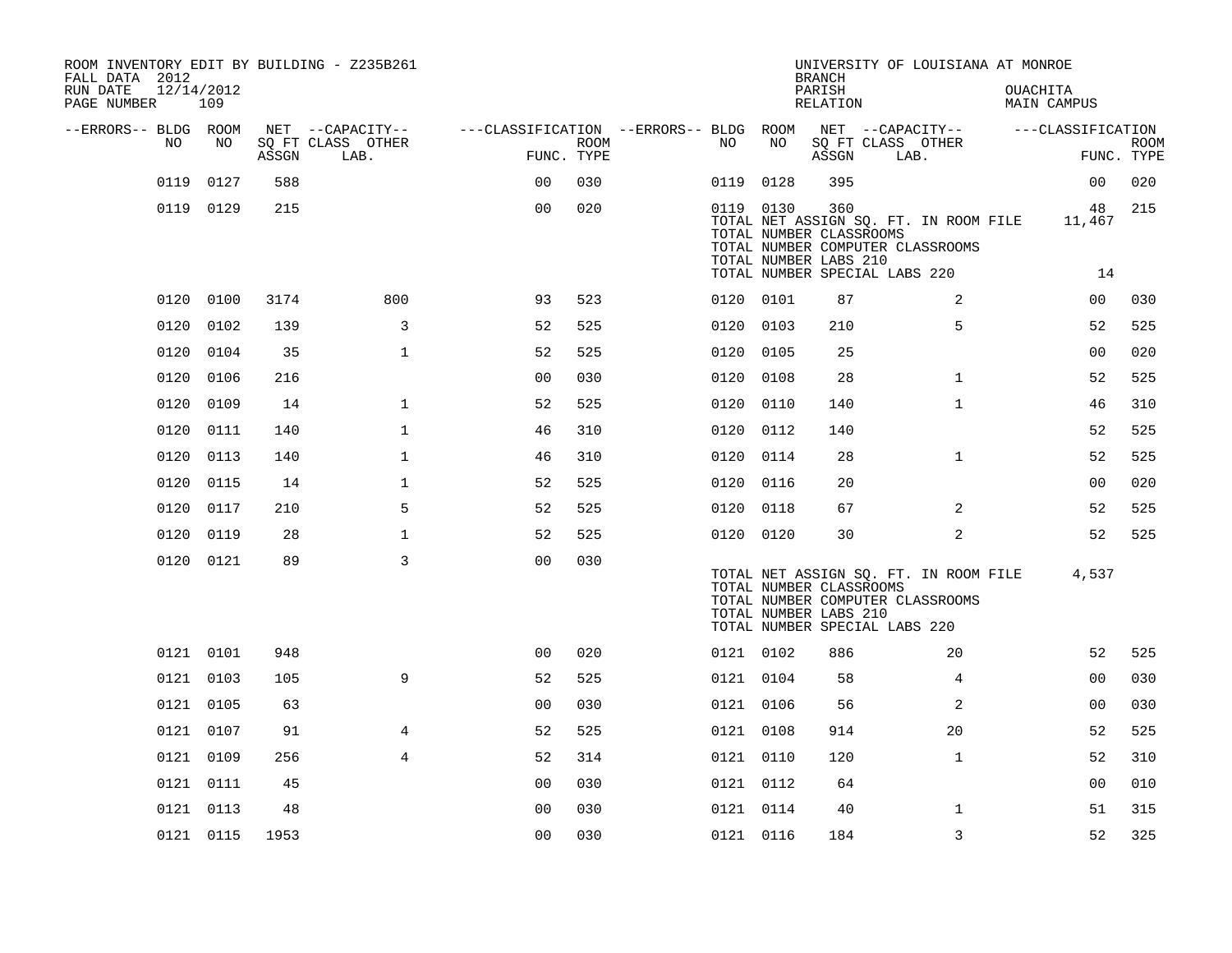ROOM INVENTORY EDIT BY BUILDING - Z235B261
FALL DATA 2012
RUN DATE 12/14/2012
PAGE NUMBER 109

UNIVERSITY OF LOUISIANA AT MONROE
BRANCH
PARISH OUACHITA
RELATION MAIN CAMPUS

| --ERRORS-- | BLDG NO | ROOM NO | NET SQ FT ASSGN | --CAPACITY-- CLASS | OTHER LAB. | ---CLASSIFICATION FUNC. | ROOM TYPE | --ERRORS-- | BLDG NO | ROOM NO | NET SQ FT ASSGN | --CAPACITY-- CLASS | OTHER LAB. | ---CLASSIFICATION FUNC. | ROOM TYPE |
|---|---|---|---|---|---|---|---|---|---|---|---|---|---|---|---|
| | 0119 | 0127 | 588 | | | 00 | 030 | | 0119 | 0128 | 395 | | | 00 | 020 |
| | 0119 | 0129 | 215 | | | 00 | 020 | | 0119 | 0130 | 360 | | | 48 | 215 |

TOTAL NET ASSIGN SQ. FT. IN ROOM FILE 11,467
TOTAL NUMBER CLASSROOMS
TOTAL NUMBER COMPUTER CLASSROOMS
TOTAL NUMBER LABS 210
TOTAL NUMBER SPECIAL LABS 220 14

| --ERRORS-- | BLDG NO | ROOM NO | NET SQ FT ASSGN | --CAPACITY-- CLASS | OTHER LAB. | ---CLASSIFICATION FUNC. | ROOM TYPE | --ERRORS-- | BLDG NO | ROOM NO | NET SQ FT ASSGN | --CAPACITY-- CLASS | OTHER LAB. | ---CLASSIFICATION FUNC. | ROOM TYPE |
|---|---|---|---|---|---|---|---|---|---|---|---|---|---|---|---|
| | 0120 | 0100 | 3174 | | 800 | 93 | 523 | | 0120 | 0101 | 87 | | 2 | 00 | 030 |
| | 0120 | 0102 | 139 | | 3 | 52 | 525 | | 0120 | 0103 | 210 | | 5 | 52 | 525 |
| | 0120 | 0104 | 35 | | 1 | 52 | 525 | | 0120 | 0105 | 25 | | | 00 | 020 |
| | 0120 | 0106 | 216 | | | 00 | 030 | | 0120 | 0108 | 28 | | 1 | 52 | 525 |
| | 0120 | 0109 | 14 | | 1 | 52 | 525 | | 0120 | 0110 | 140 | | 1 | 46 | 310 |
| | 0120 | 0111 | 140 | | 1 | 46 | 310 | | 0120 | 0112 | 140 | | | 52 | 525 |
| | 0120 | 0113 | 140 | | 1 | 46 | 310 | | 0120 | 0114 | 28 | | 1 | 52 | 525 |
| | 0120 | 0115 | 14 | | 1 | 52 | 525 | | 0120 | 0116 | 20 | | | 00 | 020 |
| | 0120 | 0117 | 210 | | 5 | 52 | 525 | | 0120 | 0118 | 67 | | 2 | 52 | 525 |
| | 0120 | 0119 | 28 | | 1 | 52 | 525 | | 0120 | 0120 | 30 | | 2 | 52 | 525 |
| | 0120 | 0121 | 89 | | 3 | 00 | 030 | | | | | | | | |

TOTAL NET ASSIGN SQ. FT. IN ROOM FILE 4,537
TOTAL NUMBER CLASSROOMS
TOTAL NUMBER COMPUTER CLASSROOMS
TOTAL NUMBER LABS 210
TOTAL NUMBER SPECIAL LABS 220

| --ERRORS-- | BLDG NO | ROOM NO | NET SQ FT ASSGN | --CAPACITY-- CLASS | OTHER LAB. | ---CLASSIFICATION FUNC. | ROOM TYPE | --ERRORS-- | BLDG NO | ROOM NO | NET SQ FT ASSGN | --CAPACITY-- CLASS | OTHER LAB. | ---CLASSIFICATION FUNC. | ROOM TYPE |
|---|---|---|---|---|---|---|---|---|---|---|---|---|---|---|---|
| | 0121 | 0101 | 948 | | | 00 | 020 | | 0121 | 0102 | 886 | | 20 | 52 | 525 |
| | 0121 | 0103 | 105 | | 9 | 52 | 525 | | 0121 | 0104 | 58 | | 4 | 00 | 030 |
| | 0121 | 0105 | 63 | | | 00 | 030 | | 0121 | 0106 | 56 | | 2 | 00 | 030 |
| | 0121 | 0107 | 91 | | 4 | 52 | 525 | | 0121 | 0108 | 914 | | 20 | 52 | 525 |
| | 0121 | 0109 | 256 | | 4 | 52 | 314 | | 0121 | 0110 | 120 | | 1 | 52 | 310 |
| | 0121 | 0111 | 45 | | | 00 | 030 | | 0121 | 0112 | 64 | | | 00 | 010 |
| | 0121 | 0113 | 48 | | | 00 | 030 | | 0121 | 0114 | 40 | | 1 | 51 | 315 |
| | 0121 | 0115 | 1953 | | | 00 | 030 | | 0121 | 0116 | 184 | | 3 | 52 | 325 |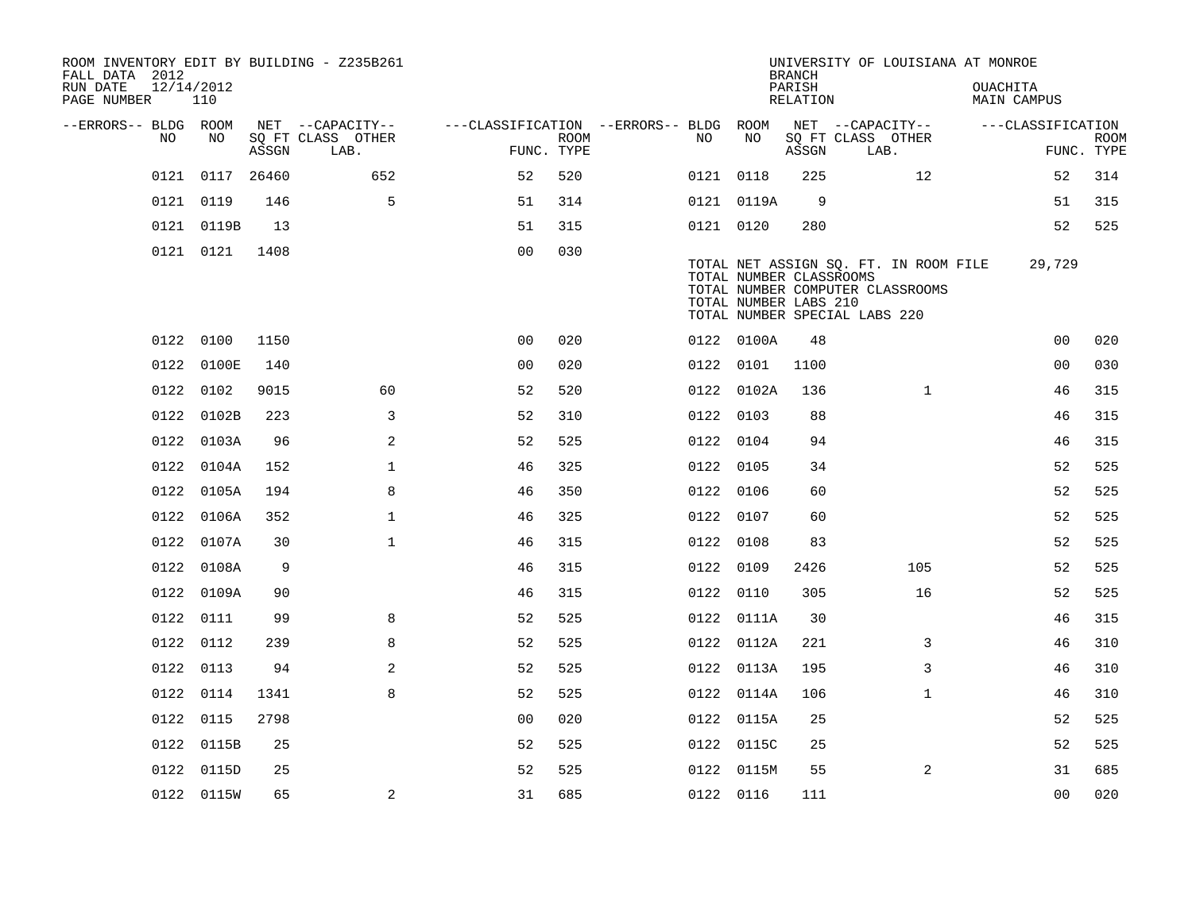ROOM INVENTORY EDIT BY BUILDING - Z235B261
FALL DATA 2012
RUN DATE 12/14/2012
PAGE NUMBER 110

UNIVERSITY OF LOUISIANA AT MONROE
BRANCH
PARISH OUACHITA
RELATION MAIN CAMPUS

| --ERRORS-- | BLDG NO | ROOM NO | NET SQ FT ASSGN | --CAPACITY-- CLASS LAB. | OTHER | ---CLASSIFICATION FUNC. | ROOM TYPE | --ERRORS-- | BLDG NO | ROOM NO | NET SQ FT ASSGN | --CAPACITY-- CLASS LAB. | OTHER | ---CLASSIFICATION FUNC. | ROOM TYPE |
|---|---|---|---|---|---|---|---|---|---|---|---|---|---|---|---|
| | 0121 | 0117 | 26460 | | 652 | 52 | 520 | | 0121 | 0118 | 225 | | 12 | 52 | 314 |
| | 0121 | 0119 | 146 | | 5 | 51 | 314 | | 0121 | 0119A | 9 | | | 51 | 315 |
| | 0121 | 0119B | 13 | | | 51 | 315 | | 0121 | 0120 | 280 | | | 52 | 525 |
| | 0121 | 0121 | 1408 | | | 00 | 030 | | | | | | | | |

TOTAL NET ASSIGN SQ. FT. IN ROOM FILE 29,729
TOTAL NUMBER CLASSROOMS
TOTAL NUMBER COMPUTER CLASSROOMS
TOTAL NUMBER LABS 210
TOTAL NUMBER SPECIAL LABS 220

| --ERRORS-- | BLDG NO | ROOM NO | NET SQ FT ASSGN | --CAPACITY-- CLASS LAB. | OTHER | ---CLASSIFICATION FUNC. | ROOM TYPE | --ERRORS-- | BLDG NO | ROOM NO | NET SQ FT ASSGN | --CAPACITY-- CLASS LAB. | OTHER | ---CLASSIFICATION FUNC. | ROOM TYPE |
|---|---|---|---|---|---|---|---|---|---|---|---|---|---|---|---|
| | 0122 | 0100 | 1150 | | | 00 | 020 | | 0122 | 0100A | 48 | | | 00 | 020 |
| | 0122 | 0100E | 140 | | | 00 | 020 | | 0122 | 0101 | 1100 | | | 00 | 030 |
| | 0122 | 0102 | 9015 | | 60 | 52 | 520 | | 0122 | 0102A | 136 | | 1 | 46 | 315 |
| | 0122 | 0102B | 223 | | 3 | 52 | 310 | | 0122 | 0103 | 88 | | | 46 | 315 |
| | 0122 | 0103A | 96 | | 2 | 52 | 525 | | 0122 | 0104 | 94 | | | 46 | 315 |
| | 0122 | 0104A | 152 | | 1 | 46 | 325 | | 0122 | 0105 | 34 | | | 52 | 525 |
| | 0122 | 0105A | 194 | | 8 | 46 | 350 | | 0122 | 0106 | 60 | | | 52 | 525 |
| | 0122 | 0106A | 352 | | 1 | 46 | 325 | | 0122 | 0107 | 60 | | | 52 | 525 |
| | 0122 | 0107A | 30 | | 1 | 46 | 315 | | 0122 | 0108 | 83 | | | 52 | 525 |
| | 0122 | 0108A | 9 | | | 46 | 315 | | 0122 | 0109 | 2426 | | 105 | 52 | 525 |
| | 0122 | 0109A | 90 | | | 46 | 315 | | 0122 | 0110 | 305 | | 16 | 52 | 525 |
| | 0122 | 0111 | 99 | | 8 | 52 | 525 | | 0122 | 0111A | 30 | | | 46 | 315 |
| | 0122 | 0112 | 239 | | 8 | 52 | 525 | | 0122 | 0112A | 221 | | 3 | 46 | 310 |
| | 0122 | 0113 | 94 | | 2 | 52 | 525 | | 0122 | 0113A | 195 | | 3 | 46 | 310 |
| | 0122 | 0114 | 1341 | | 8 | 52 | 525 | | 0122 | 0114A | 106 | | 1 | 46 | 310 |
| | 0122 | 0115 | 2798 | | | 00 | 020 | | 0122 | 0115A | 25 | | | 52 | 525 |
| | 0122 | 0115B | 25 | | | 52 | 525 | | 0122 | 0115C | 25 | | | 52 | 525 |
| | 0122 | 0115D | 25 | | | 52 | 525 | | 0122 | 0115M | 55 | | 2 | 31 | 685 |
| | 0122 | 0115W | 65 | | 2 | 31 | 685 | | 0122 | 0116 | 111 | | | 00 | 020 |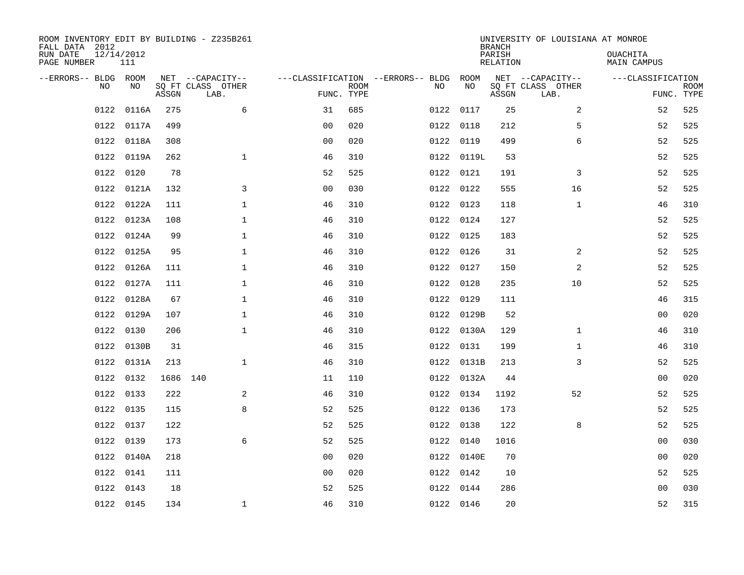ROOM INVENTORY EDIT BY BUILDING - Z235B261
FALL DATA 2012
RUN DATE 12/14/2012
PAGE NUMBER 111

UNIVERSITY OF LOUISIANA AT MONROE
BRANCH
PARISH OUACHITA
RELATION MAIN CAMPUS

| --ERRORS-- | BLDG NO | ROOM NO | NET SQ FT ASSGN | --CAPACITY-- CLASS | OTHER LAB. | ---CLASSIFICATION FUNC. | ROOM TYPE | --ERRORS-- | BLDG NO | ROOM NO | NET SQ FT ASSGN | --CAPACITY-- CLASS | OTHER LAB. | ---CLASSIFICATION FUNC. | ROOM TYPE |
|---|---|---|---|---|---|---|---|---|---|---|---|---|---|---|---|
| | 0122 | 0116A | 275 | | 6 | 31 | 685 | | 0122 | 0117 | 25 | | 2 | 52 | 525 |
| | 0122 | 0117A | 499 | | | 00 | 020 | | 0122 | 0118 | 212 | | 5 | 52 | 525 |
| | 0122 | 0118A | 308 | | | 00 | 020 | | 0122 | 0119 | 499 | | 6 | 52 | 525 |
| | 0122 | 0119A | 262 | | 1 | 46 | 310 | | 0122 | 0119L | 53 | | | 52 | 525 |
| | 0122 | 0120 | 78 | | | 52 | 525 | | 0122 | 0121 | 191 | | 3 | 52 | 525 |
| | 0122 | 0121A | 132 | | 3 | 00 | 030 | | 0122 | 0122 | 555 | | 16 | 52 | 525 |
| | 0122 | 0122A | 111 | | 1 | 46 | 310 | | 0122 | 0123 | 118 | | 1 | 46 | 310 |
| | 0122 | 0123A | 108 | | 1 | 46 | 310 | | 0122 | 0124 | 127 | | | 52 | 525 |
| | 0122 | 0124A | 99 | | 1 | 46 | 310 | | 0122 | 0125 | 183 | | | 52 | 525 |
| | 0122 | 0125A | 95 | | 1 | 46 | 310 | | 0122 | 0126 | 31 | | 2 | 52 | 525 |
| | 0122 | 0126A | 111 | | 1 | 46 | 310 | | 0122 | 0127 | 150 | | 2 | 52 | 525 |
| | 0122 | 0127A | 111 | | 1 | 46 | 310 | | 0122 | 0128 | 235 | | 10 | 52 | 525 |
| | 0122 | 0128A | 67 | | 1 | 46 | 310 | | 0122 | 0129 | 111 | | | 46 | 315 |
| | 0122 | 0129A | 107 | | 1 | 46 | 310 | | 0122 | 0129B | 52 | | | 00 | 020 |
| | 0122 | 0130 | 206 | | 1 | 46 | 310 | | 0122 | 0130A | 129 | | 1 | 46 | 310 |
| | 0122 | 0130B | 31 | | | 46 | 315 | | 0122 | 0131 | 199 | | 1 | 46 | 310 |
| | 0122 | 0131A | 213 | | 1 | 46 | 310 | | 0122 | 0131B | 213 | | 3 | 52 | 525 |
| | 0122 | 0132 | 1686 | 140 | | 11 | 110 | | 0122 | 0132A | 44 | | | 00 | 020 |
| | 0122 | 0133 | 222 | | 2 | 46 | 310 | | 0122 | 0134 | 1192 | | 52 | 52 | 525 |
| | 0122 | 0135 | 115 | | 8 | 52 | 525 | | 0122 | 0136 | 173 | | | 52 | 525 |
| | 0122 | 0137 | 122 | | | 52 | 525 | | 0122 | 0138 | 122 | | 8 | 52 | 525 |
| | 0122 | 0139 | 173 | | 6 | 52 | 525 | | 0122 | 0140 | 1016 | | | 00 | 030 |
| | 0122 | 0140A | 218 | | | 00 | 020 | | 0122 | 0140E | 70 | | | 00 | 020 |
| | 0122 | 0141 | 111 | | | 00 | 020 | | 0122 | 0142 | 10 | | | 52 | 525 |
| | 0122 | 0143 | 18 | | | 52 | 525 | | 0122 | 0144 | 286 | | | 00 | 030 |
| | 0122 | 0145 | 134 | | 1 | 46 | 310 | | 0122 | 0146 | 20 | | | 52 | 315 |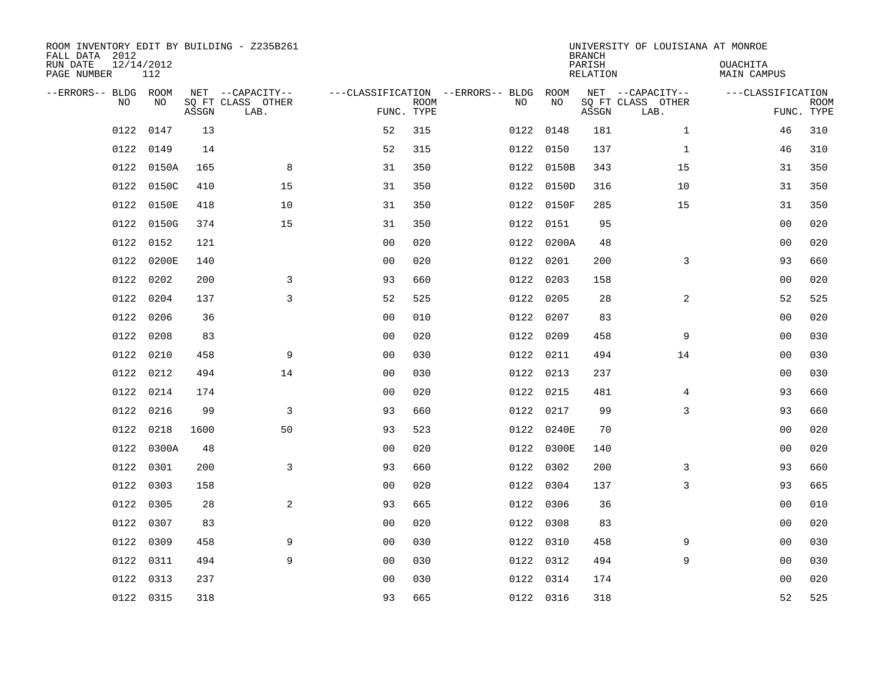ROOM INVENTORY EDIT BY BUILDING - Z235B261
FALL DATA 2012
RUN DATE 12/14/2012
PAGE NUMBER 112

UNIVERSITY OF LOUISIANA AT MONROE
BRANCH
PARISH OUACHITA
RELATION MAIN CAMPUS

| --ERRORS-- | BLDG NO | ROOM NO | NET SQ FT ASSGN | --CAPACITY-- CLASS LAB. | OTHER | ---CLASSIFICATION FUNC. | ROOM TYPE | --ERRORS-- | BLDG NO | ROOM NO | NET SQ FT ASSGN | --CAPACITY-- CLASS LAB. | OTHER | ---CLASSIFICATION FUNC. | ROOM TYPE |
|---|---|---|---|---|---|---|---|---|---|---|---|---|---|---|---|
| | 0122 | 0147 | 13 | | | 52 | 315 | | 0122 | 0148 | 181 | | 1 | 46 | 310 |
| | 0122 | 0149 | 14 | | | 52 | 315 | | 0122 | 0150 | 137 | | 1 | 46 | 310 |
| | 0122 | 0150A | 165 | | 8 | 31 | 350 | | 0122 | 0150B | 343 | | 15 | 31 | 350 |
| | 0122 | 0150C | 410 | | 15 | 31 | 350 | | 0122 | 0150D | 316 | | 10 | 31 | 350 |
| | 0122 | 0150E | 418 | | 10 | 31 | 350 | | 0122 | 0150F | 285 | | 15 | 31 | 350 |
| | 0122 | 0150G | 374 | | 15 | 31 | 350 | | 0122 | 0151 | 95 | | | 00 | 020 |
| | 0122 | 0152 | 121 | | | 00 | 020 | | 0122 | 0200A | 48 | | | 00 | 020 |
| | 0122 | 0200E | 140 | | | 00 | 020 | | 0122 | 0201 | 200 | | 3 | 93 | 660 |
| | 0122 | 0202 | 200 | | 3 | 93 | 660 | | 0122 | 0203 | 158 | | | 00 | 020 |
| | 0122 | 0204 | 137 | | 3 | 52 | 525 | | 0122 | 0205 | 28 | | 2 | 52 | 525 |
| | 0122 | 0206 | 36 | | | 00 | 010 | | 0122 | 0207 | 83 | | | 00 | 020 |
| | 0122 | 0208 | 83 | | | 00 | 020 | | 0122 | 0209 | 458 | | 9 | 00 | 030 |
| | 0122 | 0210 | 458 | | 9 | 00 | 030 | | 0122 | 0211 | 494 | | 14 | 00 | 030 |
| | 0122 | 0212 | 494 | | 14 | 00 | 030 | | 0122 | 0213 | 237 | | | 00 | 030 |
| | 0122 | 0214 | 174 | | | 00 | 020 | | 0122 | 0215 | 481 | | 4 | 93 | 660 |
| | 0122 | 0216 | 99 | | 3 | 93 | 660 | | 0122 | 0217 | 99 | | 3 | 93 | 660 |
| | 0122 | 0218 | 1600 | | 50 | 93 | 523 | | 0122 | 0240E | 70 | | | 00 | 020 |
| | 0122 | 0300A | 48 | | | 00 | 020 | | 0122 | 0300E | 140 | | | 00 | 020 |
| | 0122 | 0301 | 200 | | 3 | 93 | 660 | | 0122 | 0302 | 200 | | 3 | 93 | 660 |
| | 0122 | 0303 | 158 | | | 00 | 020 | | 0122 | 0304 | 137 | | 3 | 93 | 665 |
| | 0122 | 0305 | 28 | | 2 | 93 | 665 | | 0122 | 0306 | 36 | | | 00 | 010 |
| | 0122 | 0307 | 83 | | | 00 | 020 | | 0122 | 0308 | 83 | | | 00 | 020 |
| | 0122 | 0309 | 458 | | 9 | 00 | 030 | | 0122 | 0310 | 458 | | 9 | 00 | 030 |
| | 0122 | 0311 | 494 | | 9 | 00 | 030 | | 0122 | 0312 | 494 | | 9 | 00 | 030 |
| | 0122 | 0313 | 237 | | | 00 | 030 | | 0122 | 0314 | 174 | | | 00 | 020 |
| | 0122 | 0315 | 318 | | | 93 | 665 | | 0122 | 0316 | 318 | | | 52 | 525 |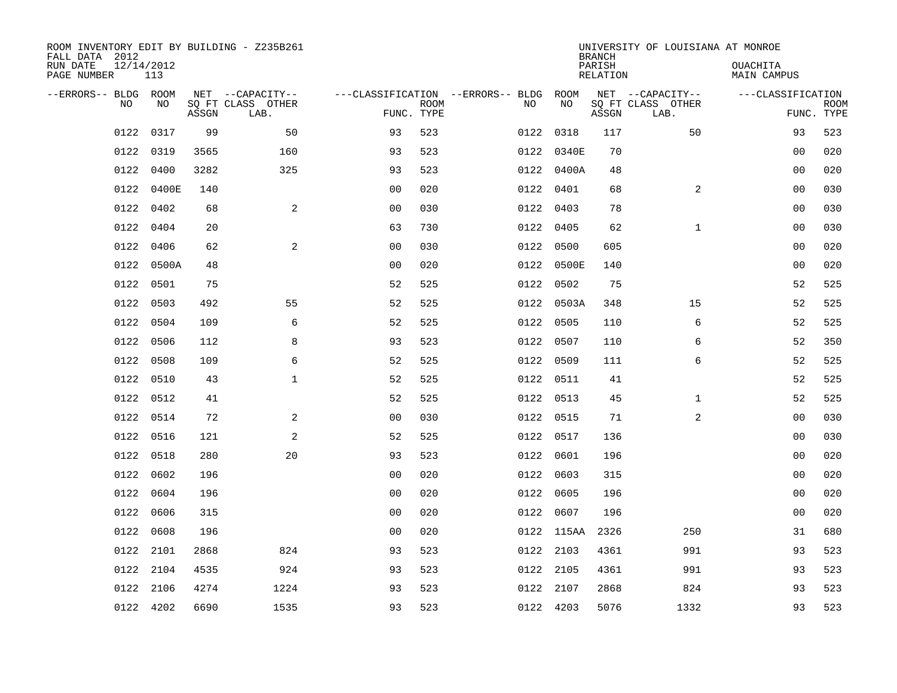ROOM INVENTORY EDIT BY BUILDING - Z235B261
FALL DATA 2012
RUN DATE 12/14/2012
PAGE NUMBER 113

UNIVERSITY OF LOUISIANA AT MONROE
BRANCH
PARISH OUACHITA
RELATION MAIN CAMPUS

| --ERRORS-- | BLDG NO | ROOM NO | NET SQ FT ASSGN | --CAPACITY-- CLASS LAB. | OTHER | ---CLASSIFICATION FUNC. | ROOM TYPE | --ERRORS-- | BLDG NO | ROOM NO | NET SQ FT ASSGN | --CAPACITY-- CLASS LAB. | OTHER | ---CLASSIFICATION FUNC. | ROOM TYPE |
|---|---|---|---|---|---|---|---|---|---|---|---|---|---|---|---|
| | 0122 | 0317 | 99 | | 50 | 93 | 523 | | 0122 | 0318 | 117 | | 50 | 93 | 523 |
| | 0122 | 0319 | 3565 | | 160 | 93 | 523 | | 0122 | 0340E | 70 | | | 00 | 020 |
| | 0122 | 0400 | 3282 | | 325 | 93 | 523 | | 0122 | 0400A | 48 | | | 00 | 020 |
| | 0122 | 0400E | 140 | | | 00 | 020 | | 0122 | 0401 | 68 | | 2 | 00 | 030 |
| | 0122 | 0402 | 68 | | 2 | 00 | 030 | | 0122 | 0403 | 78 | | | 00 | 030 |
| | 0122 | 0404 | 20 | | | 63 | 730 | | 0122 | 0405 | 62 | | 1 | 00 | 030 |
| | 0122 | 0406 | 62 | | 2 | 00 | 030 | | 0122 | 0500 | 605 | | | 00 | 020 |
| | 0122 | 0500A | 48 | | | 00 | 020 | | 0122 | 0500E | 140 | | | 00 | 020 |
| | 0122 | 0501 | 75 | | | 52 | 525 | | 0122 | 0502 | 75 | | | 52 | 525 |
| | 0122 | 0503 | 492 | | 55 | 52 | 525 | | 0122 | 0503A | 348 | | 15 | 52 | 525 |
| | 0122 | 0504 | 109 | | 6 | 52 | 525 | | 0122 | 0505 | 110 | | 6 | 52 | 525 |
| | 0122 | 0506 | 112 | | 8 | 93 | 523 | | 0122 | 0507 | 110 | | 6 | 52 | 350 |
| | 0122 | 0508 | 109 | | 6 | 52 | 525 | | 0122 | 0509 | 111 | | 6 | 52 | 525 |
| | 0122 | 0510 | 43 | | 1 | 52 | 525 | | 0122 | 0511 | 41 | | | 52 | 525 |
| | 0122 | 0512 | 41 | | | 52 | 525 | | 0122 | 0513 | 45 | | 1 | 52 | 525 |
| | 0122 | 0514 | 72 | | 2 | 00 | 030 | | 0122 | 0515 | 71 | | 2 | 00 | 030 |
| | 0122 | 0516 | 121 | | 2 | 52 | 525 | | 0122 | 0517 | 136 | | | 00 | 030 |
| | 0122 | 0518 | 280 | | 20 | 93 | 523 | | 0122 | 0601 | 196 | | | 00 | 020 |
| | 0122 | 0602 | 196 | | | 00 | 020 | | 0122 | 0603 | 315 | | | 00 | 020 |
| | 0122 | 0604 | 196 | | | 00 | 020 | | 0122 | 0605 | 196 | | | 00 | 020 |
| | 0122 | 0606 | 315 | | | 00 | 020 | | 0122 | 0607 | 196 | | | 00 | 020 |
| | 0122 | 0608 | 196 | | | 00 | 020 | | 0122 | 115AA | 2326 | | 250 | 31 | 680 |
| | 0122 | 2101 | 2868 | | 824 | 93 | 523 | | 0122 | 2103 | 4361 | | 991 | 93 | 523 |
| | 0122 | 2104 | 4535 | | 924 | 93 | 523 | | 0122 | 2105 | 4361 | | 991 | 93 | 523 |
| | 0122 | 2106 | 4274 | | 1224 | 93 | 523 | | 0122 | 2107 | 2868 | | 824 | 93 | 523 |
| | 0122 | 4202 | 6690 | | 1535 | 93 | 523 | | 0122 | 4203 | 5076 | | 1332 | 93 | 523 |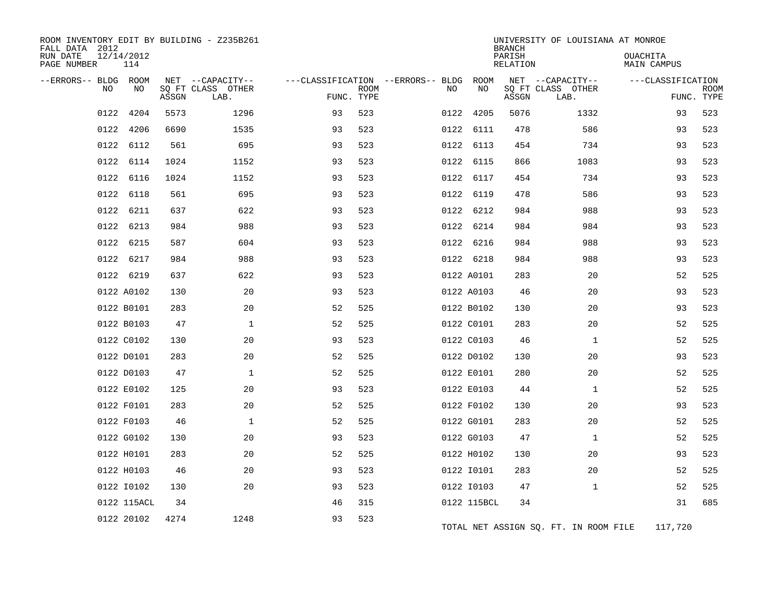ROOM INVENTORY EDIT BY BUILDING - Z235B261
FALL DATA 2012
RUN DATE 12/14/2012
PAGE NUMBER 114

UNIVERSITY OF LOUISIANA AT MONROE
BRANCH
PARISH OUACHITA
RELATION MAIN CAMPUS

| --ERRORS-- | BLDG NO | ROOM NO | NET SQ FT ASSGN | --CAPACITY-- CLASS LAB. | OTHER | ---CLASSIFICATION FUNC. | ROOM TYPE | --ERRORS-- | BLDG NO | ROOM NO | NET SQ FT ASSGN | --CAPACITY-- CLASS LAB. | OTHER | ---CLASSIFICATION FUNC. | ROOM TYPE |
|---|---|---|---|---|---|---|---|---|---|---|---|---|---|---|---|
| | 0122 | 4204 | 5573 | | 1296 | 93 | 523 | | 0122 | 4205 | 5076 | | 1332 | 93 | 523 |
| | 0122 | 4206 | 6690 | | 1535 | 93 | 523 | | 0122 | 6111 | 478 | | 586 | 93 | 523 |
| | 0122 | 6112 | 561 | | 695 | 93 | 523 | | 0122 | 6113 | 454 | | 734 | 93 | 523 |
| | 0122 | 6114 | 1024 | | 1152 | 93 | 523 | | 0122 | 6115 | 866 | | 1083 | 93 | 523 |
| | 0122 | 6116 | 1024 | | 1152 | 93 | 523 | | 0122 | 6117 | 454 | | 734 | 93 | 523 |
| | 0122 | 6118 | 561 | | 695 | 93 | 523 | | 0122 | 6119 | 478 | | 586 | 93 | 523 |
| | 0122 | 6211 | 637 | | 622 | 93 | 523 | | 0122 | 6212 | 984 | | 988 | 93 | 523 |
| | 0122 | 6213 | 984 | | 988 | 93 | 523 | | 0122 | 6214 | 984 | | 984 | 93 | 523 |
| | 0122 | 6215 | 587 | | 604 | 93 | 523 | | 0122 | 6216 | 984 | | 988 | 93 | 523 |
| | 0122 | 6217 | 984 | | 988 | 93 | 523 | | 0122 | 6218 | 984 | | 988 | 93 | 523 |
| | 0122 | 6219 | 637 | | 622 | 93 | 523 | | 0122 | A0101 | 283 | | 20 | 52 | 525 |
| | 0122 | A0102 | 130 | | 20 | 93 | 523 | | 0122 | A0103 | 46 | | 20 | 93 | 523 |
| | 0122 | B0101 | 283 | | 20 | 52 | 525 | | 0122 | B0102 | 130 | | 20 | 93 | 523 |
| | 0122 | B0103 | 47 | | 1 | 52 | 525 | | 0122 | C0101 | 283 | | 20 | 52 | 525 |
| | 0122 | C0102 | 130 | | 20 | 93 | 523 | | 0122 | C0103 | 46 | | 1 | 52 | 525 |
| | 0122 | D0101 | 283 | | 20 | 52 | 525 | | 0122 | D0102 | 130 | | 20 | 93 | 523 |
| | 0122 | D0103 | 47 | | 1 | 52 | 525 | | 0122 | E0101 | 280 | | 20 | 52 | 525 |
| | 0122 | E0102 | 125 | | 20 | 93 | 523 | | 0122 | E0103 | 44 | | 1 | 52 | 525 |
| | 0122 | F0101 | 283 | | 20 | 52 | 525 | | 0122 | F0102 | 130 | | 20 | 93 | 523 |
| | 0122 | F0103 | 46 | | 1 | 52 | 525 | | 0122 | G0101 | 283 | | 20 | 52 | 525 |
| | 0122 | G0102 | 130 | | 20 | 93 | 523 | | 0122 | G0103 | 47 | | 1 | 52 | 525 |
| | 0122 | H0101 | 283 | | 20 | 52 | 525 | | 0122 | H0102 | 130 | | 20 | 93 | 523 |
| | 0122 | H0103 | 46 | | 20 | 93 | 523 | | 0122 | I0101 | 283 | | 20 | 52 | 525 |
| | 0122 | I0102 | 130 | | 20 | 93 | 523 | | 0122 | I0103 | 47 | | 1 | 52 | 525 |
| | 0122 | 115ACL | 34 | | | 46 | 315 | | 0122 | 115BCL | 34 | | | 31 | 685 |
| | 0122 | 20102 | 4274 | | 1248 | 93 | 523 | | | | | | | | |

TOTAL NET ASSIGN SQ. FT. IN ROOM FILE 117,720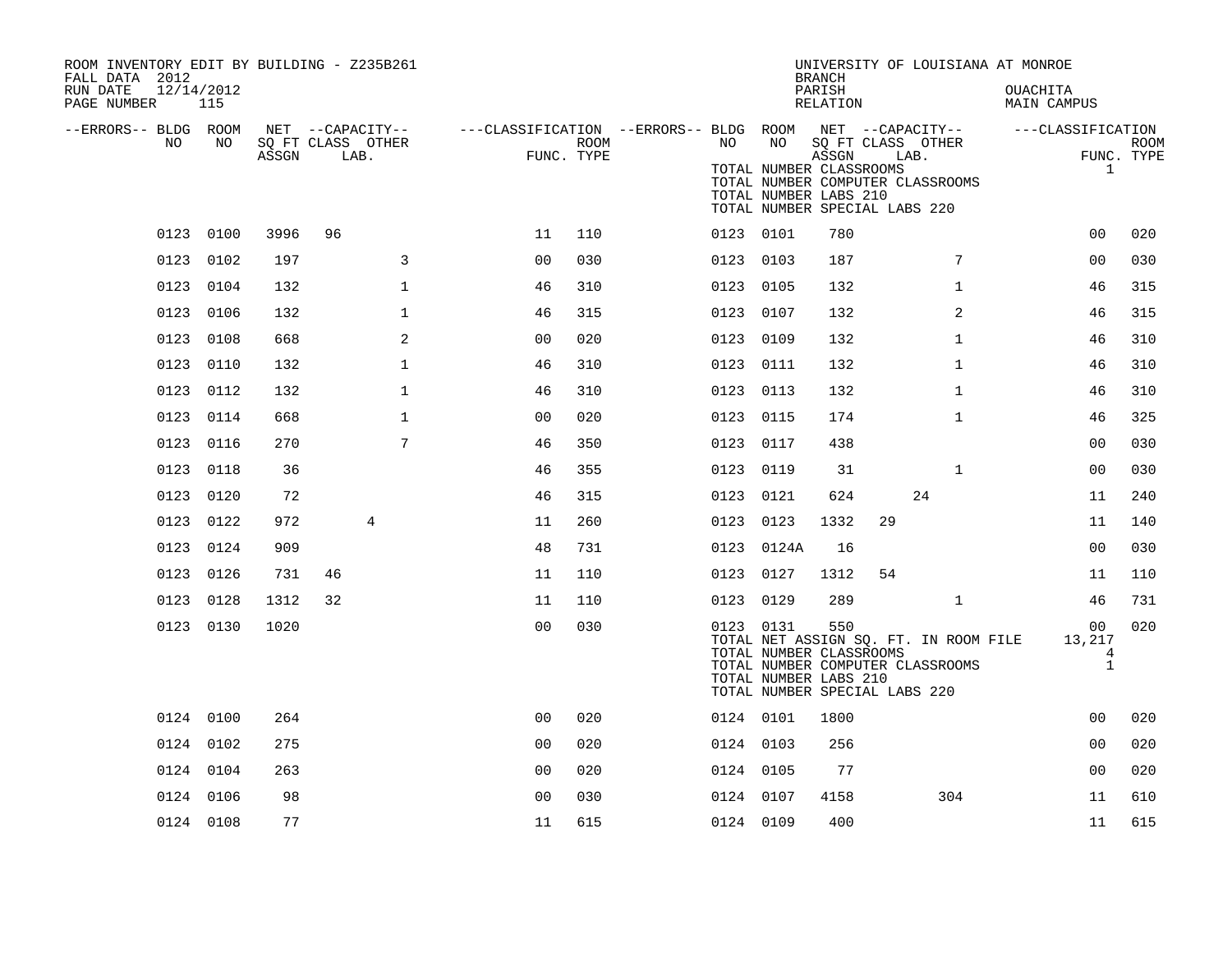ROOM INVENTORY EDIT BY BUILDING - Z235B261
FALL DATA 2012
RUN DATE 12/14/2012

UNIVERSITY OF LOUISIANA AT MONROE
BRANCH
PARISH OUACHITA
RELATION MAIN CAMPUS

TOTAL NUMBER CLASSROOMS
TOTAL NUMBER COMPUTER CLASSROOMS 1
TOTAL NUMBER LABS 210
TOTAL NUMBER SPECIAL LABS 220

| --ERRORS-- | BLDG NO | ROOM NO | NET ASSGN SQ FT | CAPACITY CLASS | CAPACITY LAB. | CAPACITY OTHER | CLASSIFICATION FUNC. | ROOM TYPE | --ERRORS-- | BLDG NO | ROOM NO | NET ASSGN SQ FT | CAPACITY CLASS | CAPACITY LAB. | CAPACITY OTHER | CLASSIFICATION FUNC. | ROOM TYPE |
|---|---|---|---|---|---|---|---|---|---|---|---|---|---|---|---|---|---|
| | 0123 | 0100 | 3996 | 96 | | | 11 | 110 | | 0123 | 0101 | 780 | | | | 00 | 020 |
| | 0123 | 0102 | 197 | | | 3 | 00 | 030 | | 0123 | 0103 | 187 | | | 7 | 00 | 030 |
| | 0123 | 0104 | 132 | | | 1 | 46 | 310 | | 0123 | 0105 | 132 | | | 1 | 46 | 315 |
| | 0123 | 0106 | 132 | | | 1 | 46 | 315 | | 0123 | 0107 | 132 | | | 2 | 46 | 315 |
| | 0123 | 0108 | 668 | | | 2 | 00 | 020 | | 0123 | 0109 | 132 | | | 1 | 46 | 310 |
| | 0123 | 0110 | 132 | | | 1 | 46 | 310 | | 0123 | 0111 | 132 | | | 1 | 46 | 310 |
| | 0123 | 0112 | 132 | | | 1 | 46 | 310 | | 0123 | 0113 | 132 | | | 1 | 46 | 310 |
| | 0123 | 0114 | 668 | | | 1 | 00 | 020 | | 0123 | 0115 | 174 | | | 1 | 46 | 325 |
| | 0123 | 0116 | 270 | | | 7 | 46 | 350 | | 0123 | 0117 | 438 | | | | 00 | 030 |
| | 0123 | 0118 | 36 | | | | 46 | 355 | | 0123 | 0119 | 31 | | | 1 | 00 | 030 |
| | 0123 | 0120 | 72 | | | | 46 | 315 | | 0123 | 0121 | 624 | | 24 | | 11 | 240 |
| | 0123 | 0122 | 972 | | 4 | | 11 | 260 | | 0123 | 0123 | 1332 | 29 | | | 11 | 140 |
| | 0123 | 0124 | 909 | | | | 48 | 731 | | 0123 | 0124A | 16 | | | | 00 | 030 |
| | 0123 | 0126 | 731 | 46 | | | 11 | 110 | | 0123 | 0127 | 1312 | 54 | | | 11 | 110 |
| | 0123 | 0128 | 1312 | 32 | | | 11 | 110 | | 0123 | 0129 | 289 | | | 1 | 46 | 731 |
| | 0123 | 0130 | 1020 | | | | 00 | 030 | | 0123 | 0131 | 550 | | | | 00 | 020 |

TOTAL NET ASSIGN SQ. FT. IN ROOM FILE 13,217
TOTAL NUMBER CLASSROOMS 4
TOTAL NUMBER COMPUTER CLASSROOMS 1
TOTAL NUMBER LABS 210
TOTAL NUMBER SPECIAL LABS 220

| --ERRORS-- | BLDG NO | ROOM NO | NET ASSGN SQ FT | CAPACITY CLASS | CAPACITY LAB. | CAPACITY OTHER | CLASSIFICATION FUNC. | ROOM TYPE | --ERRORS-- | BLDG NO | ROOM NO | NET ASSGN SQ FT | CAPACITY CLASS | CAPACITY LAB. | CAPACITY OTHER | CLASSIFICATION FUNC. | ROOM TYPE |
|---|---|---|---|---|---|---|---|---|---|---|---|---|---|---|---|---|---|
| | 0124 | 0100 | 264 | | | | 00 | 020 | | 0124 | 0101 | 1800 | | | | 00 | 020 |
| | 0124 | 0102 | 275 | | | | 00 | 020 | | 0124 | 0103 | 256 | | | | 00 | 020 |
| | 0124 | 0104 | 263 | | | | 00 | 020 | | 0124 | 0105 | 77 | | | | 00 | 020 |
| | 0124 | 0106 | 98 | | | | 00 | 030 | | 0124 | 0107 | 4158 | | | 304 | 11 | 610 |
| | 0124 | 0108 | 77 | | | | 11 | 615 | | 0124 | 0109 | 400 | | | | 11 | 615 |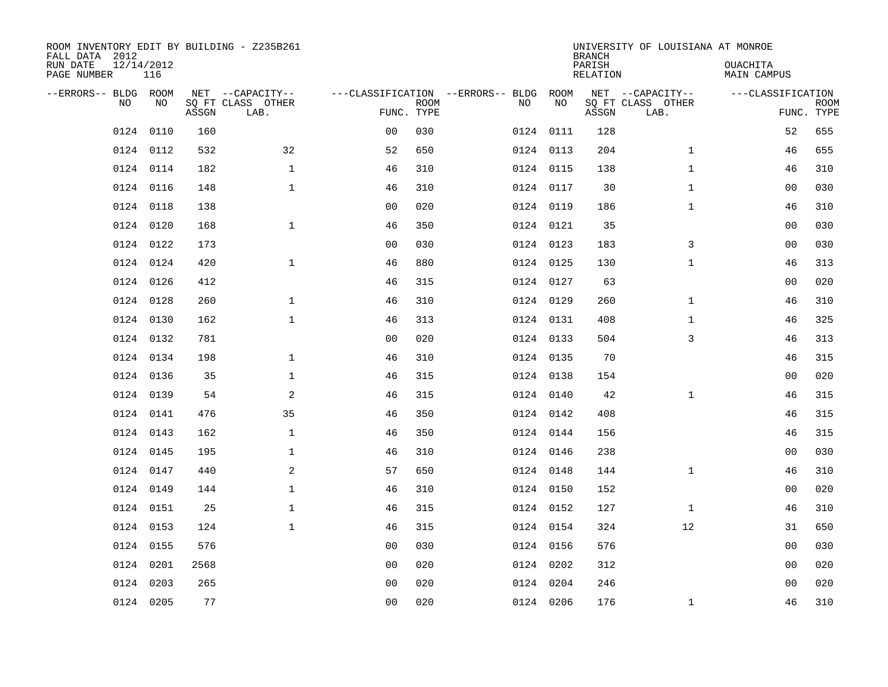ROOM INVENTORY EDIT BY BUILDING - Z235B261
FALL DATA 2012
RUN DATE 12/14/2012
PAGE NUMBER 116

UNIVERSITY OF LOUISIANA AT MONROE
BRANCH
PARISH OUACHITA
RELATION MAIN CAMPUS

| --ERRORS-- | BLDG NO | ROOM NO | NET ASSGN SQ FT | --CAPACITY-- CLASS LAB. | OTHER | ---CLASSIFICATION FUNC. | ROOM TYPE | --ERRORS-- | BLDG NO | ROOM NO | NET ASSGN SQ FT | --CAPACITY-- CLASS LAB. | OTHER | ---CLASSIFICATION FUNC. | ROOM TYPE |
|---|---|---|---|---|---|---|---|---|---|---|---|---|---|---|---|
| | 0124 | 0110 | 160 | | | 00 | 030 | | 0124 | 0111 | 128 | | | 52 | 655 |
| | 0124 | 0112 | 532 | | 32 | 52 | 650 | | 0124 | 0113 | 204 | | 1 | 46 | 655 |
| | 0124 | 0114 | 182 | | 1 | 46 | 310 | | 0124 | 0115 | 138 | | 1 | 46 | 310 |
| | 0124 | 0116 | 148 | | 1 | 46 | 310 | | 0124 | 0117 | 30 | | 1 | 00 | 030 |
| | 0124 | 0118 | 138 | | | 00 | 020 | | 0124 | 0119 | 186 | | 1 | 46 | 310 |
| | 0124 | 0120 | 168 | | 1 | 46 | 350 | | 0124 | 0121 | 35 | | | 00 | 030 |
| | 0124 | 0122 | 173 | | | 00 | 030 | | 0124 | 0123 | 183 | | 3 | 00 | 030 |
| | 0124 | 0124 | 420 | | 1 | 46 | 880 | | 0124 | 0125 | 130 | | 1 | 46 | 313 |
| | 0124 | 0126 | 412 | | | 46 | 315 | | 0124 | 0127 | 63 | | | 00 | 020 |
| | 0124 | 0128 | 260 | | 1 | 46 | 310 | | 0124 | 0129 | 260 | | 1 | 46 | 310 |
| | 0124 | 0130 | 162 | | 1 | 46 | 313 | | 0124 | 0131 | 408 | | 1 | 46 | 325 |
| | 0124 | 0132 | 781 | | | 00 | 020 | | 0124 | 0133 | 504 | | 3 | 46 | 313 |
| | 0124 | 0134 | 198 | | 1 | 46 | 310 | | 0124 | 0135 | 70 | | | 46 | 315 |
| | 0124 | 0136 | 35 | | 1 | 46 | 315 | | 0124 | 0138 | 154 | | | 00 | 020 |
| | 0124 | 0139 | 54 | | 2 | 46 | 315 | | 0124 | 0140 | 42 | | 1 | 46 | 315 |
| | 0124 | 0141 | 476 | | 35 | 46 | 350 | | 0124 | 0142 | 408 | | | 46 | 315 |
| | 0124 | 0143 | 162 | | 1 | 46 | 350 | | 0124 | 0144 | 156 | | | 46 | 315 |
| | 0124 | 0145 | 195 | | 1 | 46 | 310 | | 0124 | 0146 | 238 | | | 00 | 030 |
| | 0124 | 0147 | 440 | | 2 | 57 | 650 | | 0124 | 0148 | 144 | | 1 | 46 | 310 |
| | 0124 | 0149 | 144 | | 1 | 46 | 310 | | 0124 | 0150 | 152 | | | 00 | 020 |
| | 0124 | 0151 | 25 | | 1 | 46 | 315 | | 0124 | 0152 | 127 | | 1 | 46 | 310 |
| | 0124 | 0153 | 124 | | 1 | 46 | 315 | | 0124 | 0154 | 324 | | 12 | 31 | 650 |
| | 0124 | 0155 | 576 | | | 00 | 030 | | 0124 | 0156 | 576 | | | 00 | 030 |
| | 0124 | 0201 | 2568 | | | 00 | 020 | | 0124 | 0202 | 312 | | | 00 | 020 |
| | 0124 | 0203 | 265 | | | 00 | 020 | | 0124 | 0204 | 246 | | | 00 | 020 |
| | 0124 | 0205 | 77 | | | 00 | 020 | | 0124 | 0206 | 176 | | 1 | 46 | 310 |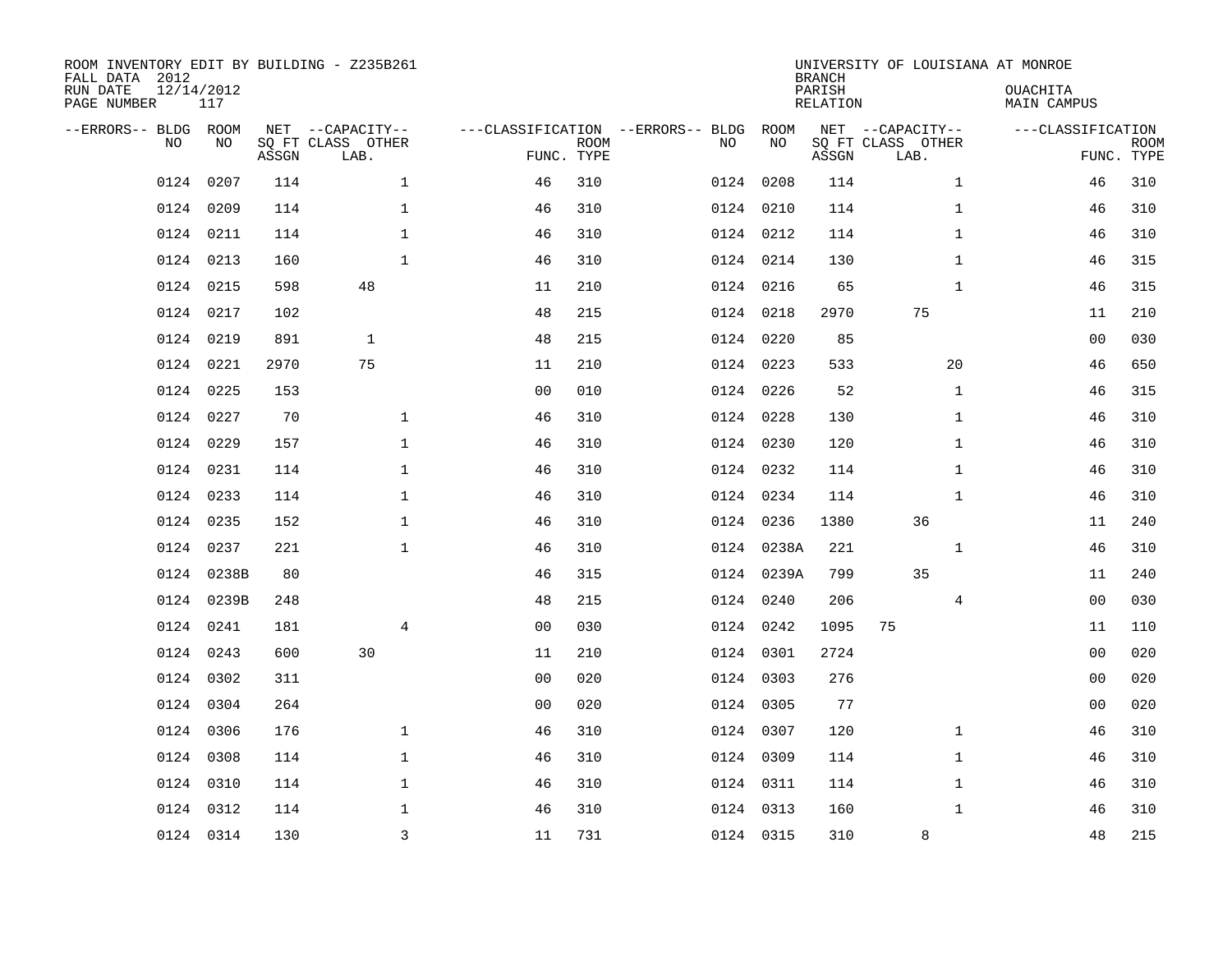ROOM INVENTORY EDIT BY BUILDING - Z235B261
FALL DATA 2012
RUN DATE 12/14/2012
PAGE NUMBER 117

UNIVERSITY OF LOUISIANA AT MONROE
BRANCH
PARISH OUACHITA
RELATION MAIN CAMPUS

| --ERRORS-- | BLDG NO | ROOM NO | NET SQ FT ASSGN | CAPACITY CLASS LAB. | CAPACITY OTHER | CLASSIFICATION FUNC. | ROOM TYPE | --ERRORS-- | BLDG NO | ROOM NO | NET SQ FT ASSGN | CAPACITY CLASS LAB. | CAPACITY OTHER | CLASSIFICATION FUNC. | ROOM TYPE |
|---|---|---|---|---|---|---|---|---|---|---|---|---|---|---|---|
| | 0124 | 0207 | 114 | | 1 | 46 | 310 | | 0124 | 0208 | 114 | | 1 | 46 | 310 |
| | 0124 | 0209 | 114 | | 1 | 46 | 310 | | 0124 | 0210 | 114 | | 1 | 46 | 310 |
| | 0124 | 0211 | 114 | | 1 | 46 | 310 | | 0124 | 0212 | 114 | | 1 | 46 | 310 |
| | 0124 | 0213 | 160 | | 1 | 46 | 310 | | 0124 | 0214 | 130 | | 1 | 46 | 315 |
| | 0124 | 0215 | 598 | 48 | | 11 | 210 | | 0124 | 0216 | 65 | | 1 | 46 | 315 |
| | 0124 | 0217 | 102 | | | 48 | 215 | | 0124 | 0218 | 2970 | 75 | | 11 | 210 |
| | 0124 | 0219 | 891 | 1 | | 48 | 215 | | 0124 | 0220 | 85 | | | 00 | 030 |
| | 0124 | 0221 | 2970 | 75 | | 11 | 210 | | 0124 | 0223 | 533 | | 20 | 46 | 650 |
| | 0124 | 0225 | 153 | | | 00 | 010 | | 0124 | 0226 | 52 | | 1 | 46 | 315 |
| | 0124 | 0227 | 70 | | 1 | 46 | 310 | | 0124 | 0228 | 130 | | 1 | 46 | 310 |
| | 0124 | 0229 | 157 | | 1 | 46 | 310 | | 0124 | 0230 | 120 | | 1 | 46 | 310 |
| | 0124 | 0231 | 114 | | 1 | 46 | 310 | | 0124 | 0232 | 114 | | 1 | 46 | 310 |
| | 0124 | 0233 | 114 | | 1 | 46 | 310 | | 0124 | 0234 | 114 | | 1 | 46 | 310 |
| | 0124 | 0235 | 152 | | 1 | 46 | 310 | | 0124 | 0236 | 1380 | 36 | | 11 | 240 |
| | 0124 | 0237 | 221 | | 1 | 46 | 310 | | 0124 | 0238A | 221 | | 1 | 46 | 310 |
| | 0124 | 0238B | 80 | | | 46 | 315 | | 0124 | 0239A | 799 | 35 | | 11 | 240 |
| | 0124 | 0239B | 248 | | | 48 | 215 | | 0124 | 0240 | 206 | | 4 | 00 | 030 |
| | 0124 | 0241 | 181 | | 4 | 00 | 030 | | 0124 | 0242 | 1095 | 75 | | 11 | 110 |
| | 0124 | 0243 | 600 | 30 | | 11 | 210 | | 0124 | 0301 | 2724 | | | 00 | 020 |
| | 0124 | 0302 | 311 | | | 00 | 020 | | 0124 | 0303 | 276 | | | 00 | 020 |
| | 0124 | 0304 | 264 | | | 00 | 020 | | 0124 | 0305 | 77 | | | 00 | 020 |
| | 0124 | 0306 | 176 | | 1 | 46 | 310 | | 0124 | 0307 | 120 | | 1 | 46 | 310 |
| | 0124 | 0308 | 114 | | 1 | 46 | 310 | | 0124 | 0309 | 114 | | 1 | 46 | 310 |
| | 0124 | 0310 | 114 | | 1 | 46 | 310 | | 0124 | 0311 | 114 | | 1 | 46 | 310 |
| | 0124 | 0312 | 114 | | 1 | 46 | 310 | | 0124 | 0313 | 160 | | 1 | 46 | 310 |
| | 0124 | 0314 | 130 | | 3 | 11 | 731 | | 0124 | 0315 | 310 | 8 | | 48 | 215 |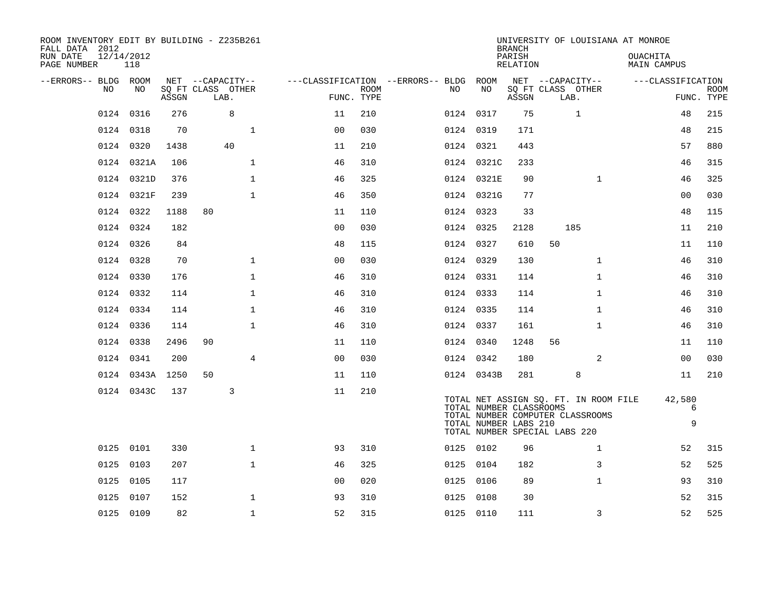ROOM INVENTORY EDIT BY BUILDING - Z235B261
FALL DATA 2012
RUN DATE 12/14/2012
PAGE NUMBER 118

UNIVERSITY OF LOUISIANA AT MONROE
BRANCH
PARISH OUACHITA
RELATION MAIN CAMPUS

| --ERRORS-- | BLDG NO | ROOM NO | NET SQ FT ASSGN | CAPACITY CLASS LAB. | CAPACITY OTHER | CLASSIFICATION FUNC. | ROOM TYPE | --ERRORS-- | BLDG NO | ROOM NO | NET SQ FT ASSGN | CAPACITY CLASS LAB. | CAPACITY OTHER | CLASSIFICATION FUNC. | ROOM TYPE |
|---|---|---|---|---|---|---|---|---|---|---|---|---|---|---|---|
| | 0124 | 0316 | 276 | 8 | | 11 | 210 | | 0124 | 0317 | 75 | 1 | | 48 | 215 |
| | 0124 | 0318 | 70 | | 1 | 00 | 030 | | 0124 | 0319 | 171 | | | 48 | 215 |
| | 0124 | 0320 | 1438 | 40 | | 11 | 210 | | 0124 | 0321 | 443 | | | 57 | 880 |
| | 0124 | 0321A | 106 | | 1 | 46 | 310 | | 0124 | 0321C | 233 | | | 46 | 315 |
| | 0124 | 0321D | 376 | | 1 | 46 | 325 | | 0124 | 0321E | 90 | | 1 | 46 | 325 |
| | 0124 | 0321F | 239 | | 1 | 46 | 350 | | 0124 | 0321G | 77 | | | 00 | 030 |
| | 0124 | 0322 | 1188 | 80 | | 11 | 110 | | 0124 | 0323 | 33 | | | 48 | 115 |
| | 0124 | 0324 | 182 | | | 00 | 030 | | 0124 | 0325 | 2128 | 185 | | 11 | 210 |
| | 0124 | 0326 | 84 | | | 48 | 115 | | 0124 | 0327 | 610 | 50 | | 11 | 110 |
| | 0124 | 0328 | 70 | | 1 | 00 | 030 | | 0124 | 0329 | 130 | | 1 | 46 | 310 |
| | 0124 | 0330 | 176 | | 1 | 46 | 310 | | 0124 | 0331 | 114 | | 1 | 46 | 310 |
| | 0124 | 0332 | 114 | | 1 | 46 | 310 | | 0124 | 0333 | 114 | | 1 | 46 | 310 |
| | 0124 | 0334 | 114 | | 1 | 46 | 310 | | 0124 | 0335 | 114 | | 1 | 46 | 310 |
| | 0124 | 0336 | 114 | | 1 | 46 | 310 | | 0124 | 0337 | 161 | | 1 | 46 | 310 |
| | 0124 | 0338 | 2496 | 90 | | 11 | 110 | | 0124 | 0340 | 1248 | 56 | | 11 | 110 |
| | 0124 | 0341 | 200 | | 4 | 00 | 030 | | 0124 | 0342 | 180 | | 2 | 00 | 030 |
| | 0124 | 0343A | 1250 | 50 | | 11 | 110 | | 0124 | 0343B | 281 | 8 | | 11 | 210 |
| | 0124 | 0343C | 137 | 3 | | 11 | 210 | | | | | | | | |

TOTAL NET ASSIGN SQ. FT. IN ROOM FILE 42,580
TOTAL NUMBER CLASSROOMS 6
TOTAL NUMBER COMPUTER CLASSROOMS
TOTAL NUMBER LABS 210 9
TOTAL NUMBER SPECIAL LABS 220

| --ERRORS-- | BLDG NO | ROOM NO | NET SQ FT ASSGN | CAPACITY CLASS LAB. | CAPACITY OTHER | CLASSIFICATION FUNC. | ROOM TYPE | --ERRORS-- | BLDG NO | ROOM NO | NET SQ FT ASSGN | CAPACITY CLASS LAB. | CAPACITY OTHER | CLASSIFICATION FUNC. | ROOM TYPE |
|---|---|---|---|---|---|---|---|---|---|---|---|---|---|---|---|
| | 0125 | 0101 | 330 | | 1 | 93 | 310 | | 0125 | 0102 | 96 | | 1 | 52 | 315 |
| | 0125 | 0103 | 207 | | 1 | 46 | 325 | | 0125 | 0104 | 182 | | 3 | 52 | 525 |
| | 0125 | 0105 | 117 | | | 00 | 020 | | 0125 | 0106 | 89 | | 1 | 93 | 310 |
| | 0125 | 0107 | 152 | | 1 | 93 | 310 | | 0125 | 0108 | 30 | | | 52 | 315 |
| | 0125 | 0109 | 82 | | 1 | 52 | 315 | | 0125 | 0110 | 111 | | 3 | 52 | 525 |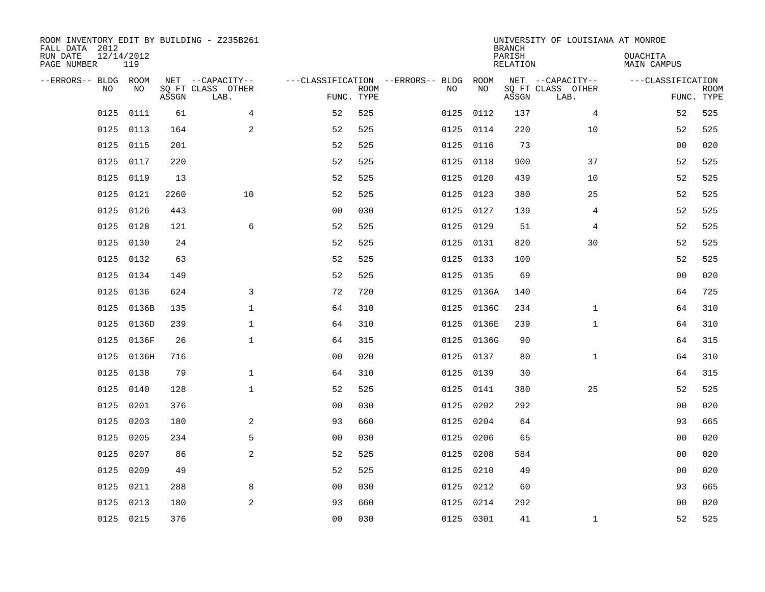ROOM INVENTORY EDIT BY BUILDING - Z235B261
FALL DATA 2012
RUN DATE 12/14/2012
PAGE NUMBER 119

UNIVERSITY OF LOUISIANA AT MONROE
BRANCH
PARISH OUACHITA
RELATION MAIN CAMPUS

| --ERRORS-- | BLDG NO | ROOM NO | NET SQ FT ASSGN | --CAPACITY-- CLASS | OTHER LAB. | ---CLASSIFICATION FUNC. | ROOM TYPE | --ERRORS-- | BLDG NO | ROOM NO | NET SQ FT ASSGN | --CAPACITY-- CLASS | OTHER LAB. | ---CLASSIFICATION FUNC. | ROOM TYPE |
|---|---|---|---|---|---|---|---|---|---|---|---|---|---|---|---|
| | 0125 | 0111 | 61 | | 4 | 52 | 525 | | 0125 | 0112 | 137 | | 4 | 52 | 525 |
| | 0125 | 0113 | 164 | | 2 | 52 | 525 | | 0125 | 0114 | 220 | | 10 | 52 | 525 |
| | 0125 | 0115 | 201 | | | 52 | 525 | | 0125 | 0116 | 73 | | | 00 | 020 |
| | 0125 | 0117 | 220 | | | 52 | 525 | | 0125 | 0118 | 900 | | 37 | 52 | 525 |
| | 0125 | 0119 | 13 | | | 52 | 525 | | 0125 | 0120 | 439 | | 10 | 52 | 525 |
| | 0125 | 0121 | 2260 | | 10 | 52 | 525 | | 0125 | 0123 | 380 | | 25 | 52 | 525 |
| | 0125 | 0126 | 443 | | | 00 | 030 | | 0125 | 0127 | 139 | | 4 | 52 | 525 |
| | 0125 | 0128 | 121 | | 6 | 52 | 525 | | 0125 | 0129 | 51 | | 4 | 52 | 525 |
| | 0125 | 0130 | 24 | | | 52 | 525 | | 0125 | 0131 | 820 | | 30 | 52 | 525 |
| | 0125 | 0132 | 63 | | | 52 | 525 | | 0125 | 0133 | 100 | | | 52 | 525 |
| | 0125 | 0134 | 149 | | | 52 | 525 | | 0125 | 0135 | 69 | | | 00 | 020 |
| | 0125 | 0136 | 624 | | 3 | 72 | 720 | | 0125 | 0136A | 140 | | | 64 | 725 |
| | 0125 | 0136B | 135 | | 1 | 64 | 310 | | 0125 | 0136C | 234 | | 1 | 64 | 310 |
| | 0125 | 0136D | 239 | | 1 | 64 | 310 | | 0125 | 0136E | 239 | | 1 | 64 | 310 |
| | 0125 | 0136F | 26 | | 1 | 64 | 315 | | 0125 | 0136G | 90 | | | 64 | 315 |
| | 0125 | 0136H | 716 | | | 00 | 020 | | 0125 | 0137 | 80 | | 1 | 64 | 310 |
| | 0125 | 0138 | 79 | | 1 | 64 | 310 | | 0125 | 0139 | 30 | | | 64 | 315 |
| | 0125 | 0140 | 128 | | 1 | 52 | 525 | | 0125 | 0141 | 380 | | 25 | 52 | 525 |
| | 0125 | 0201 | 376 | | | 00 | 030 | | 0125 | 0202 | 292 | | | 00 | 020 |
| | 0125 | 0203 | 180 | | 2 | 93 | 660 | | 0125 | 0204 | 64 | | | 93 | 665 |
| | 0125 | 0205 | 234 | | 5 | 00 | 030 | | 0125 | 0206 | 65 | | | 00 | 020 |
| | 0125 | 0207 | 86 | | 2 | 52 | 525 | | 0125 | 0208 | 584 | | | 00 | 020 |
| | 0125 | 0209 | 49 | | | 52 | 525 | | 0125 | 0210 | 49 | | | 00 | 020 |
| | 0125 | 0211 | 288 | | 8 | 00 | 030 | | 0125 | 0212 | 60 | | | 93 | 665 |
| | 0125 | 0213 | 180 | | 2 | 93 | 660 | | 0125 | 0214 | 292 | | | 00 | 020 |
| | 0125 | 0215 | 376 | | | 00 | 030 | | 0125 | 0301 | 41 | | 1 | 52 | 525 |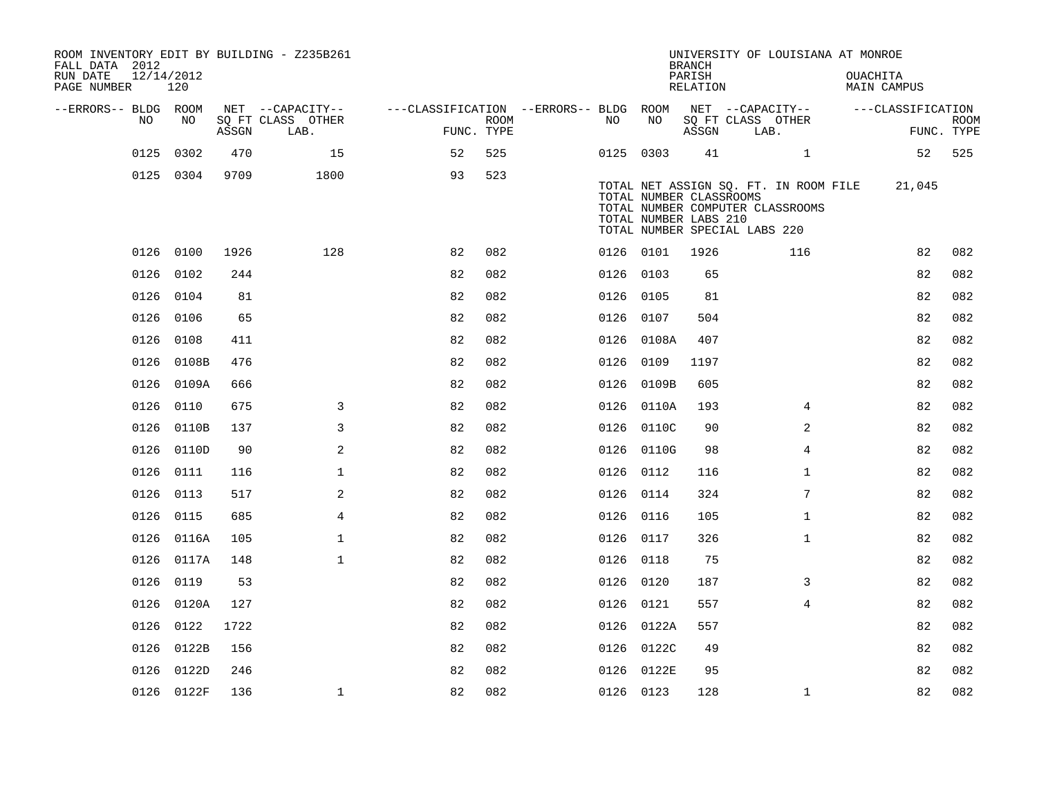ROOM INVENTORY EDIT BY BUILDING - Z235B261
FALL DATA 2012
RUN DATE 12/14/2012
PAGE NUMBER 120

UNIVERSITY OF LOUISIANA AT MONROE
BRANCH
PARISH OUACHITA
RELATION MAIN CAMPUS

| --ERRORS-- | BLDG NO | ROOM NO | NET SQ FT ASSGN | --CAPACITY-- CLASS LAB. | OTHER | ---CLASSIFICATION FUNC. | ROOM TYPE | --ERRORS-- | BLDG NO | ROOM NO | NET SQ FT ASSGN | --CAPACITY-- CLASS LAB. | OTHER | ---CLASSIFICATION FUNC. | ROOM TYPE |
|---|---|---|---|---|---|---|---|---|---|---|---|---|---|---|---|
| | 0125 | 0302 | 470 | | 15 | 52 | 525 | | 0125 | 0303 | 41 | | 1 | 52 | 525 |
| | 0125 | 0304 | 9709 | | 1800 | 93 | 523 | | | | | | | | |

TOTAL NET ASSIGN SQ. FT. IN ROOM FILE 21,045
TOTAL NUMBER CLASSROOMS
TOTAL NUMBER COMPUTER CLASSROOMS
TOTAL NUMBER LABS 210
TOTAL NUMBER SPECIAL LABS 220

| --ERRORS-- | BLDG NO | ROOM NO | NET SQ FT ASSGN | --CAPACITY-- CLASS LAB. | OTHER | ---CLASSIFICATION FUNC. | ROOM TYPE | --ERRORS-- | BLDG NO | ROOM NO | NET SQ FT ASSGN | --CAPACITY-- CLASS LAB. | OTHER | ---CLASSIFICATION FUNC. | ROOM TYPE |
|---|---|---|---|---|---|---|---|---|---|---|---|---|---|---|---|
| | 0126 | 0100 | 1926 | | 128 | 82 | 082 | | 0126 | 0101 | 1926 | | 116 | 82 | 082 |
| | 0126 | 0102 | 244 | | | 82 | 082 | | 0126 | 0103 | 65 | | | 82 | 082 |
| | 0126 | 0104 | 81 | | | 82 | 082 | | 0126 | 0105 | 81 | | | 82 | 082 |
| | 0126 | 0106 | 65 | | | 82 | 082 | | 0126 | 0107 | 504 | | | 82 | 082 |
| | 0126 | 0108 | 411 | | | 82 | 082 | | 0126 | 0108A | 407 | | | 82 | 082 |
| | 0126 | 0108B | 476 | | | 82 | 082 | | 0126 | 0109 | 1197 | | | 82 | 082 |
| | 0126 | 0109A | 666 | | | 82 | 082 | | 0126 | 0109B | 605 | | | 82 | 082 |
| | 0126 | 0110 | 675 | | 3 | 82 | 082 | | 0126 | 0110A | 193 | | 4 | 82 | 082 |
| | 0126 | 0110B | 137 | | 3 | 82 | 082 | | 0126 | 0110C | 90 | | 2 | 82 | 082 |
| | 0126 | 0110D | 90 | | 2 | 82 | 082 | | 0126 | 0110G | 98 | | 4 | 82 | 082 |
| | 0126 | 0111 | 116 | | 1 | 82 | 082 | | 0126 | 0112 | 116 | | 1 | 82 | 082 |
| | 0126 | 0113 | 517 | | 2 | 82 | 082 | | 0126 | 0114 | 324 | | 7 | 82 | 082 |
| | 0126 | 0115 | 685 | | 4 | 82 | 082 | | 0126 | 0116 | 105 | | 1 | 82 | 082 |
| | 0126 | 0116A | 105 | | 1 | 82 | 082 | | 0126 | 0117 | 326 | | 1 | 82 | 082 |
| | 0126 | 0117A | 148 | | 1 | 82 | 082 | | 0126 | 0118 | 75 | | | 82 | 082 |
| | 0126 | 0119 | 53 | | | 82 | 082 | | 0126 | 0120 | 187 | | 3 | 82 | 082 |
| | 0126 | 0120A | 127 | | | 82 | 082 | | 0126 | 0121 | 557 | | 4 | 82 | 082 |
| | 0126 | 0122 | 1722 | | | 82 | 082 | | 0126 | 0122A | 557 | | | 82 | 082 |
| | 0126 | 0122B | 156 | | | 82 | 082 | | 0126 | 0122C | 49 | | | 82 | 082 |
| | 0126 | 0122D | 246 | | | 82 | 082 | | 0126 | 0122E | 95 | | | 82 | 082 |
| | 0126 | 0122F | 136 | | 1 | 82 | 082 | | 0126 | 0123 | 128 | | 1 | 82 | 082 |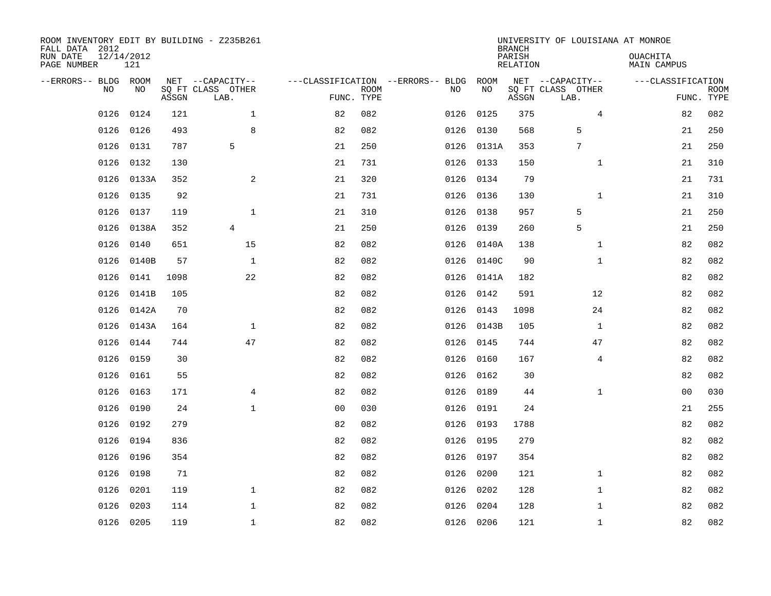ROOM INVENTORY EDIT BY BUILDING - Z235B261
FALL DATA 2012
RUN DATE 12/14/2012
PAGE NUMBER 121

UNIVERSITY OF LOUISIANA AT MONROE
BRANCH
PARISH OUACHITA
RELATION MAIN CAMPUS

| --ERRORS-- | BLDG NO | ROOM NO | NET SQ FT ASSGN | --CAPACITY-- CLASS LAB. | OTHER | ---CLASSIFICATION FUNC. | ROOM TYPE | --ERRORS-- | BLDG NO | ROOM NO | NET SQ FT ASSGN | --CAPACITY-- CLASS LAB. | OTHER | ---CLASSIFICATION FUNC. | ROOM TYPE |
|---|---|---|---|---|---|---|---|---|---|---|---|---|---|---|---|
| | 0126 | 0124 | 121 | | 1 | 82 | 082 | | 0126 | 0125 | 375 | | 4 | 82 | 082 |
| | 0126 | 0126 | 493 | | 8 | 82 | 082 | | 0126 | 0130 | 568 | 5 | | 21 | 250 |
| | 0126 | 0131 | 787 | 5 | | 21 | 250 | | 0126 | 0131A | 353 | 7 | | 21 | 250 |
| | 0126 | 0132 | 130 | | | 21 | 731 | | 0126 | 0133 | 150 | | 1 | 21 | 310 |
| | 0126 | 0133A | 352 | | 2 | 21 | 320 | | 0126 | 0134 | 79 | | | 21 | 731 |
| | 0126 | 0135 | 92 | | | 21 | 731 | | 0126 | 0136 | 130 | | 1 | 21 | 310 |
| | 0126 | 0137 | 119 | | 1 | 21 | 310 | | 0126 | 0138 | 957 | 5 | | 21 | 250 |
| | 0126 | 0138A | 352 | 4 | | 21 | 250 | | 0126 | 0139 | 260 | 5 | | 21 | 250 |
| | 0126 | 0140 | 651 | | 15 | 82 | 082 | | 0126 | 0140A | 138 | | 1 | 82 | 082 |
| | 0126 | 0140B | 57 | | 1 | 82 | 082 | | 0126 | 0140C | 90 | | 1 | 82 | 082 |
| | 0126 | 0141 | 1098 | | 22 | 82 | 082 | | 0126 | 0141A | 182 | | | 82 | 082 |
| | 0126 | 0141B | 105 | | | 82 | 082 | | 0126 | 0142 | 591 | | 12 | 82 | 082 |
| | 0126 | 0142A | 70 | | | 82 | 082 | | 0126 | 0143 | 1098 | | 24 | 82 | 082 |
| | 0126 | 0143A | 164 | | 1 | 82 | 082 | | 0126 | 0143B | 105 | | 1 | 82 | 082 |
| | 0126 | 0144 | 744 | | 47 | 82 | 082 | | 0126 | 0145 | 744 | | 47 | 82 | 082 |
| | 0126 | 0159 | 30 | | | 82 | 082 | | 0126 | 0160 | 167 | | 4 | 82 | 082 |
| | 0126 | 0161 | 55 | | | 82 | 082 | | 0126 | 0162 | 30 | | | 82 | 082 |
| | 0126 | 0163 | 171 | | 4 | 82 | 082 | | 0126 | 0189 | 44 | | 1 | 00 | 030 |
| | 0126 | 0190 | 24 | | 1 | 00 | 030 | | 0126 | 0191 | 24 | | | 21 | 255 |
| | 0126 | 0192 | 279 | | | 82 | 082 | | 0126 | 0193 | 1788 | | | 82 | 082 |
| | 0126 | 0194 | 836 | | | 82 | 082 | | 0126 | 0195 | 279 | | | 82 | 082 |
| | 0126 | 0196 | 354 | | | 82 | 082 | | 0126 | 0197 | 354 | | | 82 | 082 |
| | 0126 | 0198 | 71 | | | 82 | 082 | | 0126 | 0200 | 121 | | 1 | 82 | 082 |
| | 0126 | 0201 | 119 | | 1 | 82 | 082 | | 0126 | 0202 | 128 | | 1 | 82 | 082 |
| | 0126 | 0203 | 114 | | 1 | 82 | 082 | | 0126 | 0204 | 128 | | 1 | 82 | 082 |
| | 0126 | 0205 | 119 | | 1 | 82 | 082 | | 0126 | 0206 | 121 | | 1 | 82 | 082 |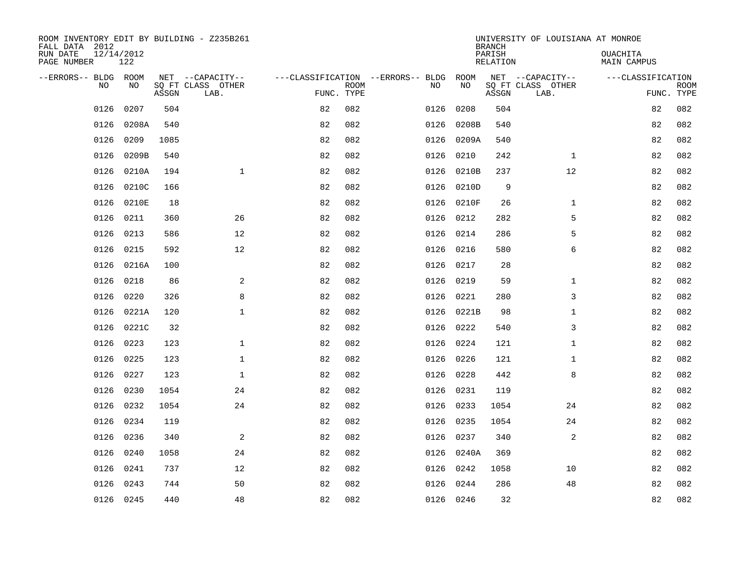ROOM INVENTORY EDIT BY BUILDING - Z235B261
FALL DATA 2012
RUN DATE 12/14/2012
PAGE NUMBER 122

UNIVERSITY OF LOUISIANA AT MONROE
BRANCH
PARISH OUACHITA
RELATION MAIN CAMPUS

| --ERRORS-- | BLDG NO | ROOM NO | NET SQ FT ASSGN | --CAPACITY-- CLASS LAB. | OTHER | ---CLASSIFICATION FUNC. | ROOM TYPE | --ERRORS-- | BLDG NO | ROOM NO | NET SQ FT ASSGN | --CAPACITY-- CLASS LAB. | OTHER | ---CLASSIFICATION FUNC. | ROOM TYPE |
|---|---|---|---|---|---|---|---|---|---|---|---|---|---|---|---|
| | 0126 | 0207 | 504 | | | 82 | 082 | | 0126 | 0208 | 504 | | | 82 | 082 |
| | 0126 | 0208A | 540 | | | 82 | 082 | | 0126 | 0208B | 540 | | | 82 | 082 |
| | 0126 | 0209 | 1085 | | | 82 | 082 | | 0126 | 0209A | 540 | | | 82 | 082 |
| | 0126 | 0209B | 540 | | | 82 | 082 | | 0126 | 0210 | 242 | | 1 | 82 | 082 |
| | 0126 | 0210A | 194 | | 1 | 82 | 082 | | 0126 | 0210B | 237 | | 12 | 82 | 082 |
| | 0126 | 0210C | 166 | | | 82 | 082 | | 0126 | 0210D | 9 | | | 82 | 082 |
| | 0126 | 0210E | 18 | | | 82 | 082 | | 0126 | 0210F | 26 | | 1 | 82 | 082 |
| | 0126 | 0211 | 360 | | 26 | 82 | 082 | | 0126 | 0212 | 282 | | 5 | 82 | 082 |
| | 0126 | 0213 | 586 | | 12 | 82 | 082 | | 0126 | 0214 | 286 | | 5 | 82 | 082 |
| | 0126 | 0215 | 592 | | 12 | 82 | 082 | | 0126 | 0216 | 580 | | 6 | 82 | 082 |
| | 0126 | 0216A | 100 | | | 82 | 082 | | 0126 | 0217 | 28 | | | 82 | 082 |
| | 0126 | 0218 | 86 | | 2 | 82 | 082 | | 0126 | 0219 | 59 | | 1 | 82 | 082 |
| | 0126 | 0220 | 326 | | 8 | 82 | 082 | | 0126 | 0221 | 280 | | 3 | 82 | 082 |
| | 0126 | 0221A | 120 | | 1 | 82 | 082 | | 0126 | 0221B | 98 | | 1 | 82 | 082 |
| | 0126 | 0221C | 32 | | | 82 | 082 | | 0126 | 0222 | 540 | | 3 | 82 | 082 |
| | 0126 | 0223 | 123 | | 1 | 82 | 082 | | 0126 | 0224 | 121 | | 1 | 82 | 082 |
| | 0126 | 0225 | 123 | | 1 | 82 | 082 | | 0126 | 0226 | 121 | | 1 | 82 | 082 |
| | 0126 | 0227 | 123 | | 1 | 82 | 082 | | 0126 | 0228 | 442 | | 8 | 82 | 082 |
| | 0126 | 0230 | 1054 | | 24 | 82 | 082 | | 0126 | 0231 | 119 | | | 82 | 082 |
| | 0126 | 0232 | 1054 | | 24 | 82 | 082 | | 0126 | 0233 | 1054 | | 24 | 82 | 082 |
| | 0126 | 0234 | 119 | | | 82 | 082 | | 0126 | 0235 | 1054 | | 24 | 82 | 082 |
| | 0126 | 0236 | 340 | | 2 | 82 | 082 | | 0126 | 0237 | 340 | | 2 | 82 | 082 |
| | 0126 | 0240 | 1058 | | 24 | 82 | 082 | | 0126 | 0240A | 369 | | | 82 | 082 |
| | 0126 | 0241 | 737 | | 12 | 82 | 082 | | 0126 | 0242 | 1058 | | 10 | 82 | 082 |
| | 0126 | 0243 | 744 | | 50 | 82 | 082 | | 0126 | 0244 | 286 | | 48 | 82 | 082 |
| | 0126 | 0245 | 440 | | 48 | 82 | 082 | | 0126 | 0246 | 32 | | | 82 | 082 |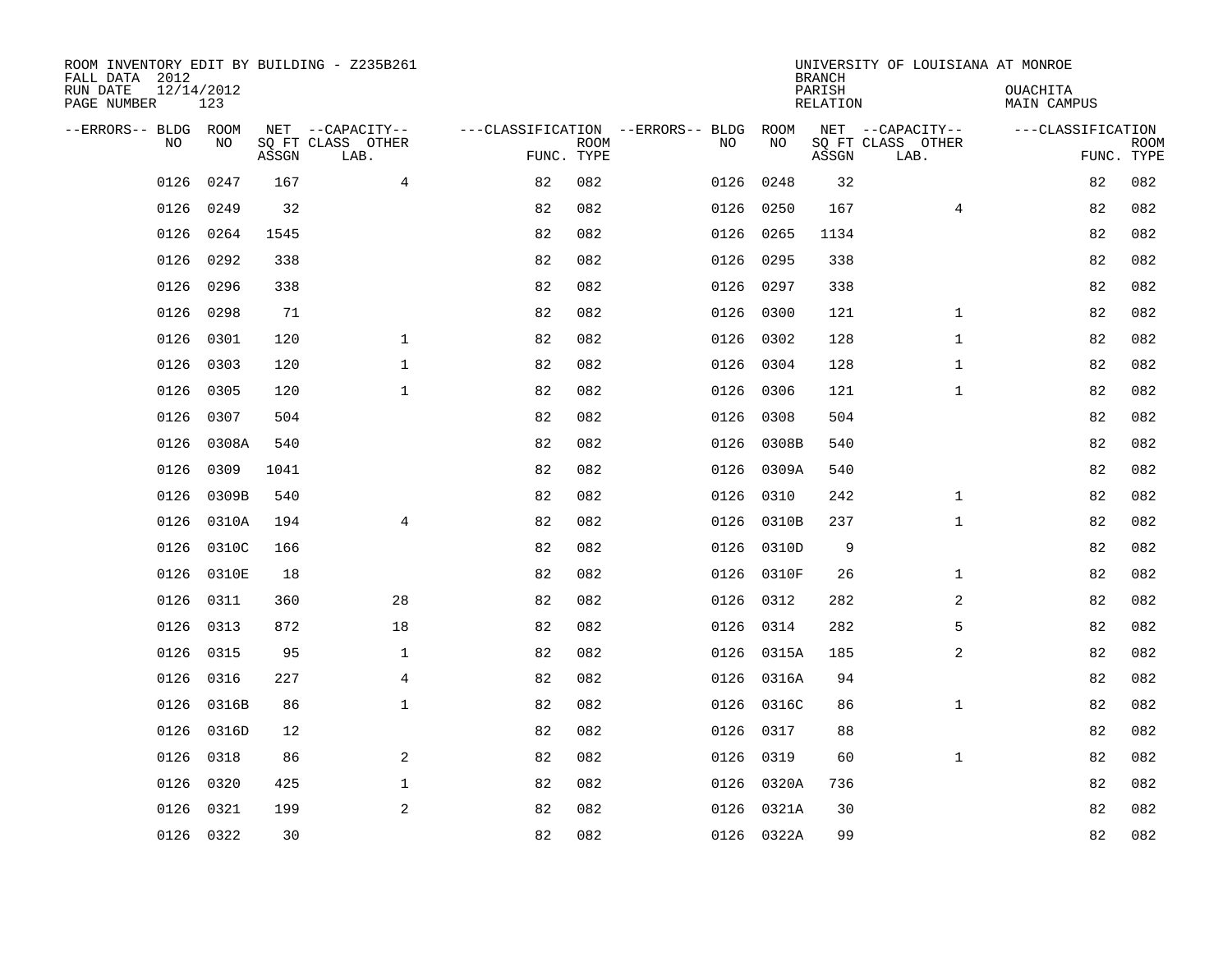ROOM INVENTORY EDIT BY BUILDING - Z235B261
FALL DATA 2012
RUN DATE 12/14/2012
PAGE NUMBER 123

UNIVERSITY OF LOUISIANA AT MONROE
BRANCH
PARISH OUACHITA
RELATION MAIN CAMPUS

| --ERRORS-- | BLDG NO | ROOM NO | NET SQ FT ASSGN | --CAPACITY-- CLASS LAB. | OTHER | ---CLASSIFICATION FUNC. | ROOM TYPE | --ERRORS-- | BLDG NO | ROOM NO | NET SQ FT ASSGN | --CAPACITY-- CLASS LAB. | OTHER | ---CLASSIFICATION FUNC. | ROOM TYPE |
|---|---|---|---|---|---|---|---|---|---|---|---|---|---|---|---|
| | 0126 | 0247 | 167 | | 4 | 82 | 082 | | 0126 | 0248 | 32 | | | 82 | 082 |
| | 0126 | 0249 | 32 | | | 82 | 082 | | 0126 | 0250 | 167 | | 4 | 82 | 082 |
| | 0126 | 0264 | 1545 | | | 82 | 082 | | 0126 | 0265 | 1134 | | | 82 | 082 |
| | 0126 | 0292 | 338 | | | 82 | 082 | | 0126 | 0295 | 338 | | | 82 | 082 |
| | 0126 | 0296 | 338 | | | 82 | 082 | | 0126 | 0297 | 338 | | | 82 | 082 |
| | 0126 | 0298 | 71 | | | 82 | 082 | | 0126 | 0300 | 121 | | 1 | 82 | 082 |
| | 0126 | 0301 | 120 | | 1 | 82 | 082 | | 0126 | 0302 | 128 | | 1 | 82 | 082 |
| | 0126 | 0303 | 120 | | 1 | 82 | 082 | | 0126 | 0304 | 128 | | 1 | 82 | 082 |
| | 0126 | 0305 | 120 | | 1 | 82 | 082 | | 0126 | 0306 | 121 | | 1 | 82 | 082 |
| | 0126 | 0307 | 504 | | | 82 | 082 | | 0126 | 0308 | 504 | | | 82 | 082 |
| | 0126 | 0308A | 540 | | | 82 | 082 | | 0126 | 0308B | 540 | | | 82 | 082 |
| | 0126 | 0309 | 1041 | | | 82 | 082 | | 0126 | 0309A | 540 | | | 82 | 082 |
| | 0126 | 0309B | 540 | | | 82 | 082 | | 0126 | 0310 | 242 | | 1 | 82 | 082 |
| | 0126 | 0310A | 194 | | 4 | 82 | 082 | | 0126 | 0310B | 237 | | 1 | 82 | 082 |
| | 0126 | 0310C | 166 | | | 82 | 082 | | 0126 | 0310D | 9 | | | 82 | 082 |
| | 0126 | 0310E | 18 | | | 82 | 082 | | 0126 | 0310F | 26 | | 1 | 82 | 082 |
| | 0126 | 0311 | 360 | | 28 | 82 | 082 | | 0126 | 0312 | 282 | | 2 | 82 | 082 |
| | 0126 | 0313 | 872 | | 18 | 82 | 082 | | 0126 | 0314 | 282 | | 5 | 82 | 082 |
| | 0126 | 0315 | 95 | | 1 | 82 | 082 | | 0126 | 0315A | 185 | | 2 | 82 | 082 |
| | 0126 | 0316 | 227 | | 4 | 82 | 082 | | 0126 | 0316A | 94 | | | 82 | 082 |
| | 0126 | 0316B | 86 | | 1 | 82 | 082 | | 0126 | 0316C | 86 | | 1 | 82 | 082 |
| | 0126 | 0316D | 12 | | | 82 | 082 | | 0126 | 0317 | 88 | | | 82 | 082 |
| | 0126 | 0318 | 86 | | 2 | 82 | 082 | | 0126 | 0319 | 60 | | 1 | 82 | 082 |
| | 0126 | 0320 | 425 | | 1 | 82 | 082 | | 0126 | 0320A | 736 | | | 82 | 082 |
| | 0126 | 0321 | 199 | | 2 | 82 | 082 | | 0126 | 0321A | 30 | | | 82 | 082 |
| | 0126 | 0322 | 30 | | | 82 | 082 | | 0126 | 0322A | 99 | | | 82 | 082 |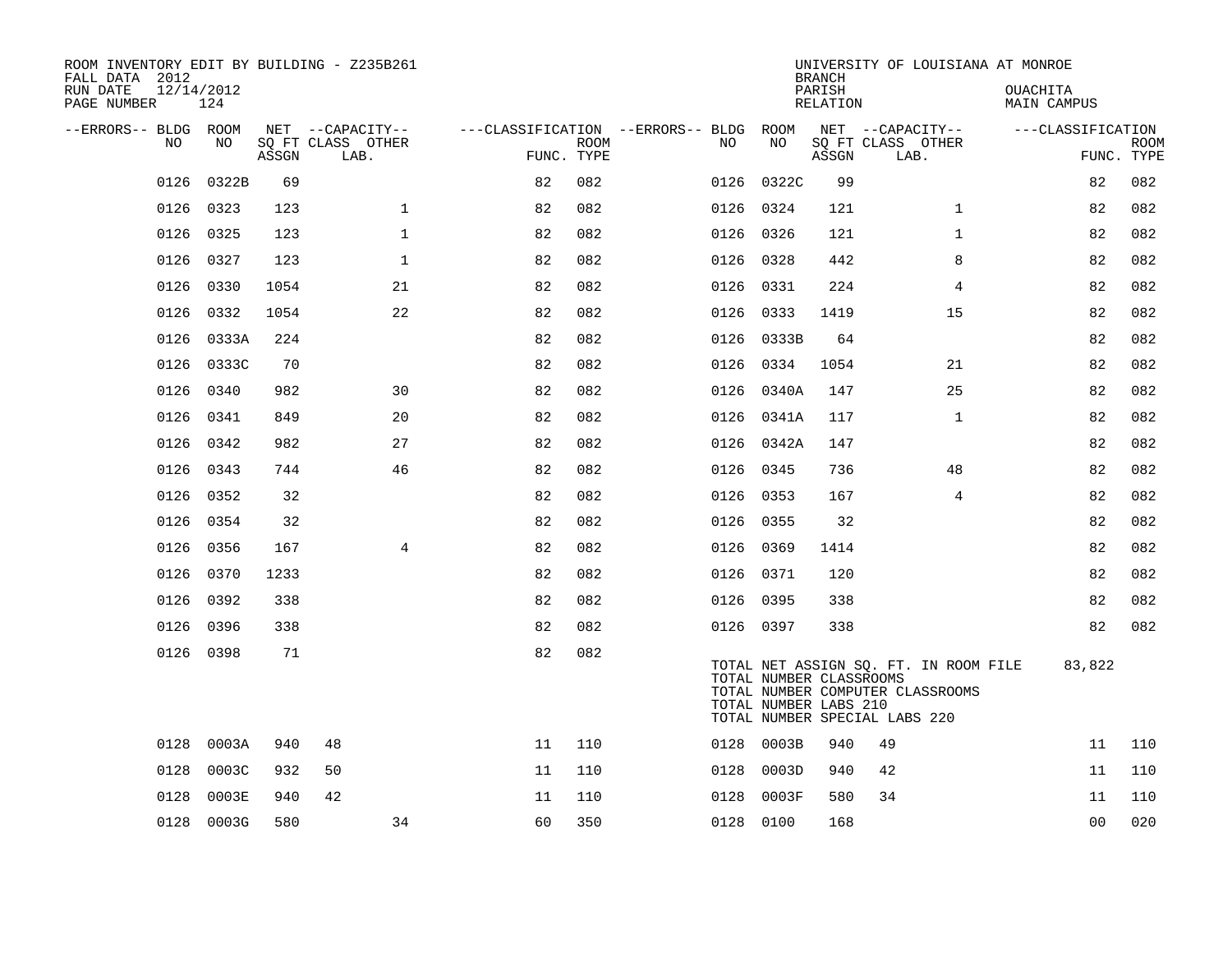ROOM INVENTORY EDIT BY BUILDING - Z235B261
FALL DATA 2012
RUN DATE 12/14/2012
PAGE NUMBER 124

UNIVERSITY OF LOUISIANA AT MONROE
BRANCH
PARISH OUACHITA
RELATION MAIN CAMPUS

| --ERRORS-- | BLDG NO | ROOM NO | NET SQ FT ASSGN | CAPACITY CLASS | CAPACITY OTHER LAB. | CLASSIFICATION FUNC. | ROOM TYPE | --ERRORS-- | BLDG NO | ROOM NO | NET SQ FT ASSGN | CAPACITY CLASS | CAPACITY OTHER LAB. | CLASSIFICATION FUNC. | ROOM TYPE |
|---|---|---|---|---|---|---|---|---|---|---|---|---|---|---|---|
| | 0126 | 0322B | 69 | | | 82 | 082 | | 0126 | 0322C | 99 | | | 82 | 082 |
| | 0126 | 0323 | 123 | | 1 | 82 | 082 | | 0126 | 0324 | 121 | | 1 | 82 | 082 |
| | 0126 | 0325 | 123 | | 1 | 82 | 082 | | 0126 | 0326 | 121 | | 1 | 82 | 082 |
| | 0126 | 0327 | 123 | | 1 | 82 | 082 | | 0126 | 0328 | 442 | | 8 | 82 | 082 |
| | 0126 | 0330 | 1054 | | 21 | 82 | 082 | | 0126 | 0331 | 224 | | 4 | 82 | 082 |
| | 0126 | 0332 | 1054 | | 22 | 82 | 082 | | 0126 | 0333 | 1419 | | 15 | 82 | 082 |
| | 0126 | 0333A | 224 | | | 82 | 082 | | 0126 | 0333B | 64 | | | 82 | 082 |
| | 0126 | 0333C | 70 | | | 82 | 082 | | 0126 | 0334 | 1054 | | 21 | 82 | 082 |
| | 0126 | 0340 | 982 | | 30 | 82 | 082 | | 0126 | 0340A | 147 | | 25 | 82 | 082 |
| | 0126 | 0341 | 849 | | 20 | 82 | 082 | | 0126 | 0341A | 117 | | 1 | 82 | 082 |
| | 0126 | 0342 | 982 | | 27 | 82 | 082 | | 0126 | 0342A | 147 | | | 82 | 082 |
| | 0126 | 0343 | 744 | | 46 | 82 | 082 | | 0126 | 0345 | 736 | | 48 | 82 | 082 |
| | 0126 | 0352 | 32 | | | 82 | 082 | | 0126 | 0353 | 167 | | 4 | 82 | 082 |
| | 0126 | 0354 | 32 | | | 82 | 082 | | 0126 | 0355 | 32 | | | 82 | 082 |
| | 0126 | 0356 | 167 | | 4 | 82 | 082 | | 0126 | 0369 | 1414 | | | 82 | 082 |
| | 0126 | 0370 | 1233 | | | 82 | 082 | | 0126 | 0371 | 120 | | | 82 | 082 |
| | 0126 | 0392 | 338 | | | 82 | 082 | | 0126 | 0395 | 338 | | | 82 | 082 |
| | 0126 | 0396 | 338 | | | 82 | 082 | | 0126 | 0397 | 338 | | | 82 | 082 |
| | 0126 | 0398 | 71 | | | 82 | 082 | | | | | | | | |

TOTAL NET ASSIGN SQ. FT. IN ROOM FILE 83,822
TOTAL NUMBER CLASSROOMS
TOTAL NUMBER COMPUTER CLASSROOMS
TOTAL NUMBER LABS 210
TOTAL NUMBER SPECIAL LABS 220

| --ERRORS-- | BLDG NO | ROOM NO | NET SQ FT ASSGN | CAPACITY CLASS | CAPACITY OTHER LAB. | CLASSIFICATION FUNC. | ROOM TYPE | --ERRORS-- | BLDG NO | ROOM NO | NET SQ FT ASSGN | CAPACITY CLASS | CAPACITY OTHER LAB. | CLASSIFICATION FUNC. | ROOM TYPE |
|---|---|---|---|---|---|---|---|---|---|---|---|---|---|---|---|
| | 0128 | 0003A | 940 | 48 | | 11 | 110 | | 0128 | 0003B | 940 | 49 | | 11 | 110 |
| | 0128 | 0003C | 932 | 50 | | 11 | 110 | | 0128 | 0003D | 940 | 42 | | 11 | 110 |
| | 0128 | 0003E | 940 | 42 | | 11 | 110 | | 0128 | 0003F | 580 | 34 | | 11 | 110 |
| | 0128 | 0003G | 580 | | 34 | 60 | 350 | | 0128 | 0100 | 168 | | | 00 | 020 |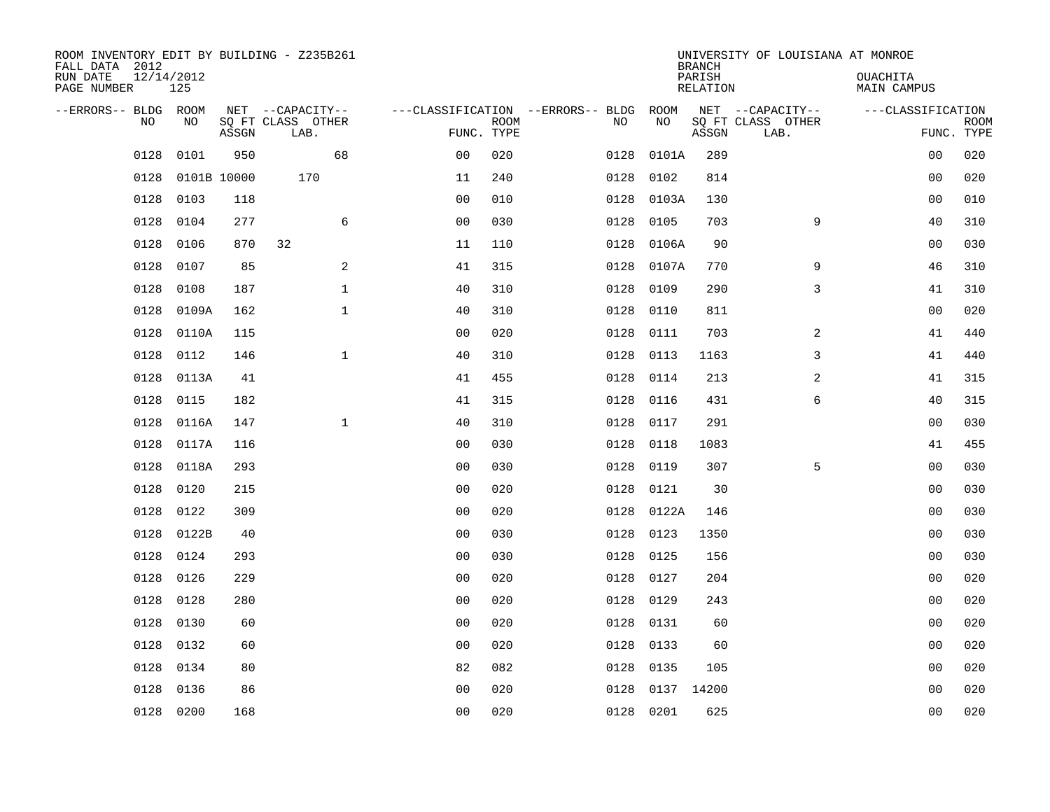ROOM INVENTORY EDIT BY BUILDING - Z235B261
FALL DATA 2012
RUN DATE 12/14/2012
PAGE NUMBER 125

UNIVERSITY OF LOUISIANA AT MONROE
BRANCH
PARISH OUACHITA
RELATION MAIN CAMPUS

| --ERRORS-- | BLDG NO | ROOM NO | NET SQ FT ASSGN | CAPACITY CLASS LAB. | CAPACITY OTHER | CLASSIFICATION FUNC. | ROOM TYPE | --ERRORS-- | BLDG NO | ROOM NO | NET SQ FT ASSGN | CAPACITY CLASS LAB. | CAPACITY OTHER | CLASSIFICATION FUNC. | ROOM TYPE |
|---|---|---|---|---|---|---|---|---|---|---|---|---|---|---|---|
| | 0128 | 0101 | 950 | | 68 | 00 | 020 | | 0128 | 0101A | 289 | | | 00 | 020 |
| | 0128 | 0101B | 10000 | 170 | | 11 | 240 | | 0128 | 0102 | 814 | | | 00 | 020 |
| | 0128 | 0103 | 118 | | | 00 | 010 | | 0128 | 0103A | 130 | | | 00 | 010 |
| | 0128 | 0104 | 277 | | 6 | 00 | 030 | | 0128 | 0105 | 703 | | 9 | 40 | 310 |
| | 0128 | 0106 | 870 | 32 | | 11 | 110 | | 0128 | 0106A | 90 | | | 00 | 030 |
| | 0128 | 0107 | 85 | | 2 | 41 | 315 | | 0128 | 0107A | 770 | | 9 | 46 | 310 |
| | 0128 | 0108 | 187 | | 1 | 40 | 310 | | 0128 | 0109 | 290 | | 3 | 41 | 310 |
| | 0128 | 0109A | 162 | | 1 | 40 | 310 | | 0128 | 0110 | 811 | | | 00 | 020 |
| | 0128 | 0110A | 115 | | | 00 | 020 | | 0128 | 0111 | 703 | | 2 | 41 | 440 |
| | 0128 | 0112 | 146 | | 1 | 40 | 310 | | 0128 | 0113 | 1163 | | 3 | 41 | 440 |
| | 0128 | 0113A | 41 | | | 41 | 455 | | 0128 | 0114 | 213 | | 2 | 41 | 315 |
| | 0128 | 0115 | 182 | | | 41 | 315 | | 0128 | 0116 | 431 | | 6 | 40 | 315 |
| | 0128 | 0116A | 147 | | 1 | 40 | 310 | | 0128 | 0117 | 291 | | | 00 | 030 |
| | 0128 | 0117A | 116 | | | 00 | 030 | | 0128 | 0118 | 1083 | | | 41 | 455 |
| | 0128 | 0118A | 293 | | | 00 | 030 | | 0128 | 0119 | 307 | | 5 | 00 | 030 |
| | 0128 | 0120 | 215 | | | 00 | 020 | | 0128 | 0121 | 30 | | | 00 | 030 |
| | 0128 | 0122 | 309 | | | 00 | 020 | | 0128 | 0122A | 146 | | | 00 | 030 |
| | 0128 | 0122B | 40 | | | 00 | 030 | | 0128 | 0123 | 1350 | | | 00 | 030 |
| | 0128 | 0124 | 293 | | | 00 | 030 | | 0128 | 0125 | 156 | | | 00 | 030 |
| | 0128 | 0126 | 229 | | | 00 | 020 | | 0128 | 0127 | 204 | | | 00 | 020 |
| | 0128 | 0128 | 280 | | | 00 | 020 | | 0128 | 0129 | 243 | | | 00 | 020 |
| | 0128 | 0130 | 60 | | | 00 | 020 | | 0128 | 0131 | 60 | | | 00 | 020 |
| | 0128 | 0132 | 60 | | | 00 | 020 | | 0128 | 0133 | 60 | | | 00 | 020 |
| | 0128 | 0134 | 80 | | | 82 | 082 | | 0128 | 0135 | 105 | | | 00 | 020 |
| | 0128 | 0136 | 86 | | | 00 | 020 | | 0128 | 0137 | 14200 | | | 00 | 020 |
| | 0128 | 0200 | 168 | | | 00 | 020 | | 0128 | 0201 | 625 | | | 00 | 020 |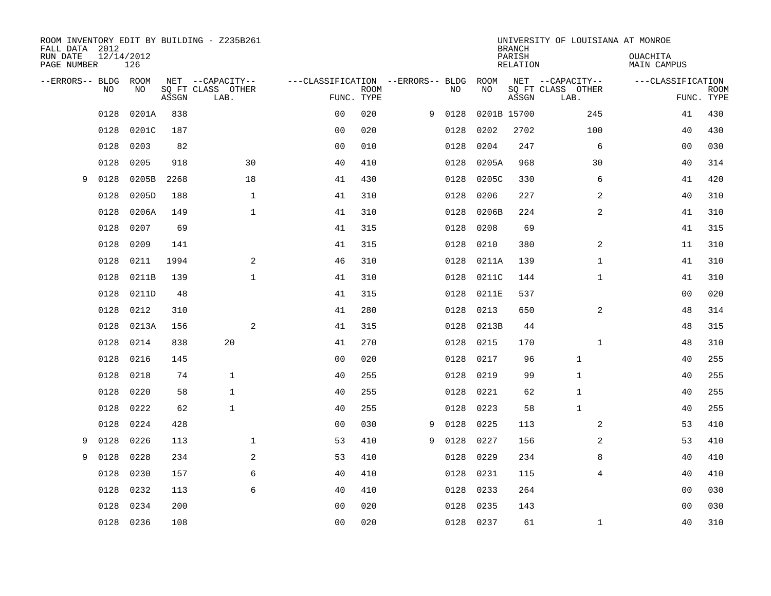ROOM INVENTORY EDIT BY BUILDING - Z235B261
FALL DATA 2012
RUN DATE 12/14/2012
PAGE NUMBER 126

UNIVERSITY OF LOUISIANA AT MONROE
BRANCH
PARISH OUACHITA
RELATION MAIN CAMPUS

| --ERRORS-- | BLDG NO | ROOM NO | NET SQ FT ASSGN | --CAPACITY-- CLASS LAB. | OTHER | ---CLASSIFICATION FUNC. | ROOM TYPE | --ERRORS-- | BLDG NO | ROOM NO | NET SQ FT ASSGN | --CAPACITY-- CLASS LAB. | OTHER | ---CLASSIFICATION FUNC. | ROOM TYPE |
|---|---|---|---|---|---|---|---|---|---|---|---|---|---|---|---|
| | 0128 | 0201A | 838 | | | 00 | 020 | 9 | 0128 | 0201B | 15700 | | 245 | 41 | 430 |
| | 0128 | 0201C | 187 | | | 00 | 020 | | 0128 | 0202 | 2702 | | 100 | 40 | 430 |
| | 0128 | 0203 | 82 | | | 00 | 010 | | 0128 | 0204 | 247 | | 6 | 00 | 030 |
| | 0128 | 0205 | 918 | | 30 | 40 | 410 | | 0128 | 0205A | 968 | | 30 | 40 | 314 |
| 9 | 0128 | 0205B | 2268 | | 18 | 41 | 430 | | 0128 | 0205C | 330 | | 6 | 41 | 420 |
| | 0128 | 0205D | 188 | | 1 | 41 | 310 | | 0128 | 0206 | 227 | | 2 | 40 | 310 |
| | 0128 | 0206A | 149 | | 1 | 41 | 310 | | 0128 | 0206B | 224 | | 2 | 41 | 310 |
| | 0128 | 0207 | 69 | | | 41 | 315 | | 0128 | 0208 | 69 | | | 41 | 315 |
| | 0128 | 0209 | 141 | | | 41 | 315 | | 0128 | 0210 | 380 | | 2 | 11 | 310 |
| | 0128 | 0211 | 1994 | | 2 | 46 | 310 | | 0128 | 0211A | 139 | | 1 | 41 | 310 |
| | 0128 | 0211B | 139 | | 1 | 41 | 310 | | 0128 | 0211C | 144 | | 1 | 41 | 310 |
| | 0128 | 0211D | 48 | | | 41 | 315 | | 0128 | 0211E | 537 | | | 00 | 020 |
| | 0128 | 0212 | 310 | | | 41 | 280 | | 0128 | 0213 | 650 | | 2 | 48 | 314 |
| | 0128 | 0213A | 156 | | 2 | 41 | 315 | | 0128 | 0213B | 44 | | | 48 | 315 |
| | 0128 | 0214 | 838 | 20 | | 41 | 270 | | 0128 | 0215 | 170 | | 1 | 48 | 310 |
| | 0128 | 0216 | 145 | | | 00 | 020 | | 0128 | 0217 | 96 | 1 | | 40 | 255 |
| | 0128 | 0218 | 74 | 1 | | 40 | 255 | | 0128 | 0219 | 99 | 1 | | 40 | 255 |
| | 0128 | 0220 | 58 | 1 | | 40 | 255 | | 0128 | 0221 | 62 | 1 | | 40 | 255 |
| | 0128 | 0222 | 62 | 1 | | 40 | 255 | | 0128 | 0223 | 58 | 1 | | 40 | 255 |
| | 0128 | 0224 | 428 | | | 00 | 030 | 9 | 0128 | 0225 | 113 | | 2 | 53 | 410 |
| 9 | 0128 | 0226 | 113 | | 1 | 53 | 410 | 9 | 0128 | 0227 | 156 | | 2 | 53 | 410 |
| 9 | 0128 | 0228 | 234 | | 2 | 53 | 410 | | 0128 | 0229 | 234 | | 8 | 40 | 410 |
| | 0128 | 0230 | 157 | | 6 | 40 | 410 | | 0128 | 0231 | 115 | | 4 | 40 | 410 |
| | 0128 | 0232 | 113 | | 6 | 40 | 410 | | 0128 | 0233 | 264 | | | 00 | 030 |
| | 0128 | 0234 | 200 | | | 00 | 020 | | 0128 | 0235 | 143 | | | 00 | 030 |
| | 0128 | 0236 | 108 | | | 00 | 020 | | 0128 | 0237 | 61 | | 1 | 40 | 310 |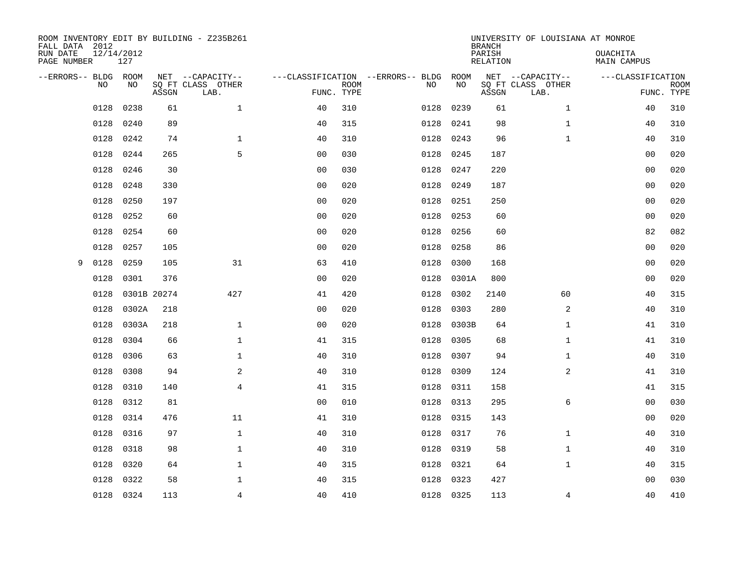ROOM INVENTORY EDIT BY BUILDING - Z235B261
FALL DATA 2012
RUN DATE 12/14/2012
PAGE NUMBER 127

UNIVERSITY OF LOUISIANA AT MONROE
BRANCH
PARISH OUACHITA
RELATION MAIN CAMPUS

| --ERRORS-- | BLDG NO | ROOM NO | NET SQ FT ASSGN | --CAPACITY-- CLASS LAB. | OTHER | ---CLASSIFICATION FUNC. | ROOM TYPE | --ERRORS-- | BLDG NO | ROOM NO | NET SQ FT ASSGN | --CAPACITY-- CLASS LAB. | OTHER | ---CLASSIFICATION FUNC. | ROOM TYPE |
|---|---|---|---|---|---|---|---|---|---|---|---|---|---|---|---|
| | 0128 | 0238 | 61 | | 1 | 40 | 310 | | 0128 | 0239 | 61 | | 1 | 40 | 310 |
| | 0128 | 0240 | 89 | | | 40 | 315 | | 0128 | 0241 | 98 | | 1 | 40 | 310 |
| | 0128 | 0242 | 74 | | 1 | 40 | 310 | | 0128 | 0243 | 96 | | 1 | 40 | 310 |
| | 0128 | 0244 | 265 | | 5 | 00 | 030 | | 0128 | 0245 | 187 | | | 00 | 020 |
| | 0128 | 0246 | 30 | | | 00 | 030 | | 0128 | 0247 | 220 | | | 00 | 020 |
| | 0128 | 0248 | 330 | | | 00 | 020 | | 0128 | 0249 | 187 | | | 00 | 020 |
| | 0128 | 0250 | 197 | | | 00 | 020 | | 0128 | 0251 | 250 | | | 00 | 020 |
| | 0128 | 0252 | 60 | | | 00 | 020 | | 0128 | 0253 | 60 | | | 00 | 020 |
| | 0128 | 0254 | 60 | | | 00 | 020 | | 0128 | 0256 | 60 | | | 82 | 082 |
| | 0128 | 0257 | 105 | | | 00 | 020 | | 0128 | 0258 | 86 | | | 00 | 020 |
| 9 | 0128 | 0259 | 105 | | 31 | 63 | 410 | | 0128 | 0300 | 168 | | | 00 | 020 |
| | 0128 | 0301 | 376 | | | 00 | 020 | | 0128 | 0301A | 800 | | | 00 | 020 |
| | 0128 | 0301B | 20274 | | 427 | 41 | 420 | | 0128 | 0302 | 2140 | | 60 | 40 | 315 |
| | 0128 | 0302A | 218 | | | 00 | 020 | | 0128 | 0303 | 280 | | 2 | 40 | 310 |
| | 0128 | 0303A | 218 | | 1 | 00 | 020 | | 0128 | 0303B | 64 | | 1 | 41 | 310 |
| | 0128 | 0304 | 66 | | 1 | 41 | 315 | | 0128 | 0305 | 68 | | 1 | 41 | 310 |
| | 0128 | 0306 | 63 | | 1 | 40 | 310 | | 0128 | 0307 | 94 | | 1 | 40 | 310 |
| | 0128 | 0308 | 94 | | 2 | 40 | 310 | | 0128 | 0309 | 124 | | 2 | 41 | 310 |
| | 0128 | 0310 | 140 | | 4 | 41 | 315 | | 0128 | 0311 | 158 | | | 41 | 315 |
| | 0128 | 0312 | 81 | | | 00 | 010 | | 0128 | 0313 | 295 | | 6 | 00 | 030 |
| | 0128 | 0314 | 476 | | 11 | 41 | 310 | | 0128 | 0315 | 143 | | | 00 | 020 |
| | 0128 | 0316 | 97 | | 1 | 40 | 310 | | 0128 | 0317 | 76 | | 1 | 40 | 310 |
| | 0128 | 0318 | 98 | | 1 | 40 | 310 | | 0128 | 0319 | 58 | | 1 | 40 | 310 |
| | 0128 | 0320 | 64 | | 1 | 40 | 315 | | 0128 | 0321 | 64 | | 1 | 40 | 315 |
| | 0128 | 0322 | 58 | | 1 | 40 | 315 | | 0128 | 0323 | 427 | | | 00 | 030 |
| | 0128 | 0324 | 113 | | 4 | 40 | 410 | | 0128 | 0325 | 113 | | 4 | 40 | 410 |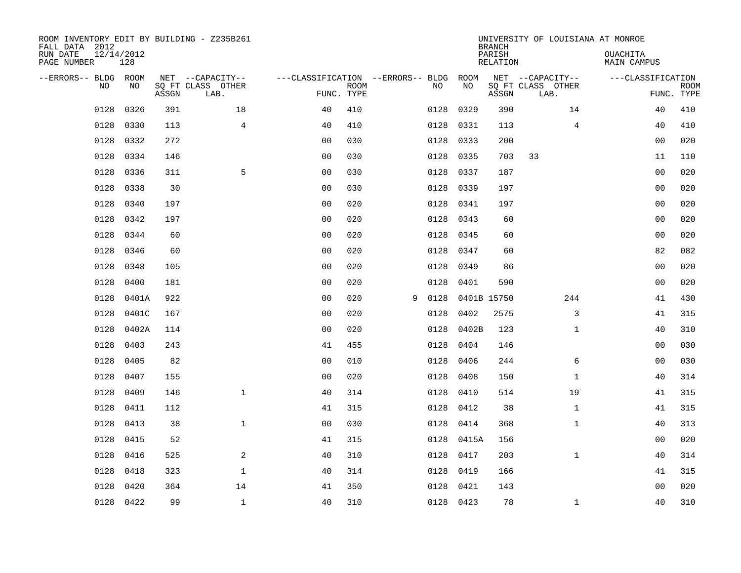ROOM INVENTORY EDIT BY BUILDING - Z235B261
FALL DATA 2012
RUN DATE 12/14/2012
PAGE NUMBER 128

UNIVERSITY OF LOUISIANA AT MONROE
BRANCH
PARISH OUACHITA
RELATION MAIN CAMPUS

| --ERRORS-- | BLDG NO | ROOM NO | NET SQ FT ASSGN | --CAPACITY-- CLASS | OTHER LAB. | ---CLASSIFICATION FUNC. | ROOM TYPE | --ERRORS-- | BLDG NO | ROOM NO | NET SQ FT ASSGN | --CAPACITY-- CLASS | OTHER LAB. | ---CLASSIFICATION FUNC. | ROOM TYPE |
|---|---|---|---|---|---|---|---|---|---|---|---|---|---|---|---|
| | 0128 | 0326 | 391 | | 18 | 40 | 410 | | 0128 | 0329 | 390 | | 14 | 40 | 410 |
| | 0128 | 0330 | 113 | | 4 | 40 | 410 | | 0128 | 0331 | 113 | | 4 | 40 | 410 |
| | 0128 | 0332 | 272 | | | 00 | 030 | | 0128 | 0333 | 200 | | | 00 | 020 |
| | 0128 | 0334 | 146 | | | 00 | 030 | | 0128 | 0335 | 703 | 33 | | 11 | 110 |
| | 0128 | 0336 | 311 | | 5 | 00 | 030 | | 0128 | 0337 | 187 | | | 00 | 020 |
| | 0128 | 0338 | 30 | | | 00 | 030 | | 0128 | 0339 | 197 | | | 00 | 020 |
| | 0128 | 0340 | 197 | | | 00 | 020 | | 0128 | 0341 | 197 | | | 00 | 020 |
| | 0128 | 0342 | 197 | | | 00 | 020 | | 0128 | 0343 | 60 | | | 00 | 020 |
| | 0128 | 0344 | 60 | | | 00 | 020 | | 0128 | 0345 | 60 | | | 00 | 020 |
| | 0128 | 0346 | 60 | | | 00 | 020 | | 0128 | 0347 | 60 | | | 82 | 082 |
| | 0128 | 0348 | 105 | | | 00 | 020 | | 0128 | 0349 | 86 | | | 00 | 020 |
| | 0128 | 0400 | 181 | | | 00 | 020 | | 0128 | 0401 | 590 | | | 00 | 020 |
| | 0128 | 0401A | 922 | | | 00 | 020 | 9 | 0128 | 0401B | 15750 | | 244 | 41 | 430 |
| | 0128 | 0401C | 167 | | | 00 | 020 | | 0128 | 0402 | 2575 | | 3 | 41 | 315 |
| | 0128 | 0402A | 114 | | | 00 | 020 | | 0128 | 0402B | 123 | | 1 | 40 | 310 |
| | 0128 | 0403 | 243 | | | 41 | 455 | | 0128 | 0404 | 146 | | | 00 | 030 |
| | 0128 | 0405 | 82 | | | 00 | 010 | | 0128 | 0406 | 244 | | 6 | 00 | 030 |
| | 0128 | 0407 | 155 | | | 00 | 020 | | 0128 | 0408 | 150 | | 1 | 40 | 314 |
| | 0128 | 0409 | 146 | | 1 | 40 | 314 | | 0128 | 0410 | 514 | | 19 | 41 | 315 |
| | 0128 | 0411 | 112 | | | 41 | 315 | | 0128 | 0412 | 38 | | 1 | 41 | 315 |
| | 0128 | 0413 | 38 | | 1 | 00 | 030 | | 0128 | 0414 | 368 | | 1 | 40 | 313 |
| | 0128 | 0415 | 52 | | | 41 | 315 | | 0128 | 0415A | 156 | | | 00 | 020 |
| | 0128 | 0416 | 525 | | 2 | 40 | 310 | | 0128 | 0417 | 203 | | 1 | 40 | 314 |
| | 0128 | 0418 | 323 | | 1 | 40 | 314 | | 0128 | 0419 | 166 | | | 41 | 315 |
| | 0128 | 0420 | 364 | | 14 | 41 | 350 | | 0128 | 0421 | 143 | | | 00 | 020 |
| | 0128 | 0422 | 99 | | 1 | 40 | 310 | | 0128 | 0423 | 78 | | 1 | 40 | 310 |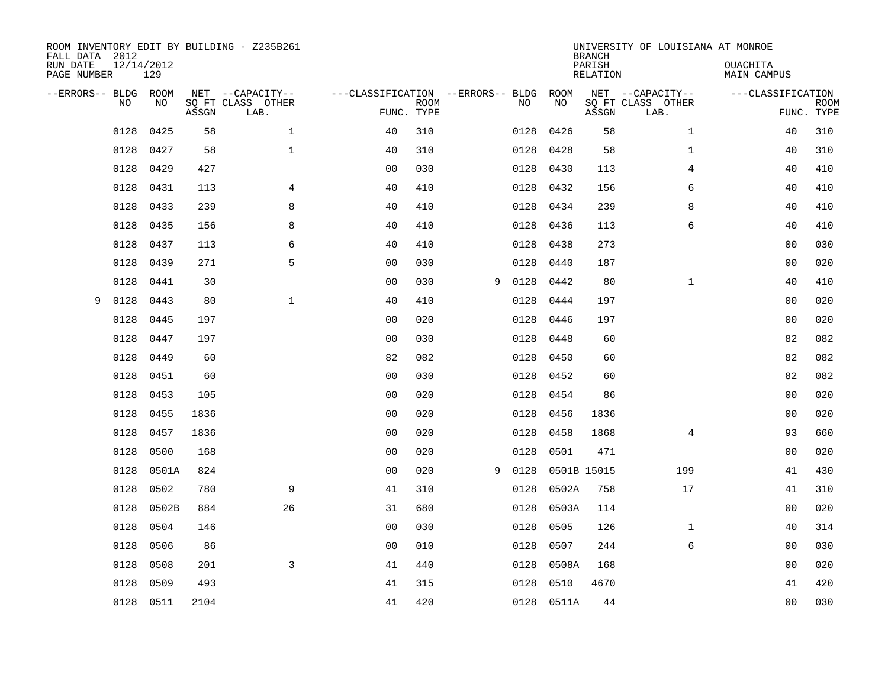ROOM INVENTORY EDIT BY BUILDING - Z235B261
FALL DATA 2012
RUN DATE 12/14/2012
PAGE NUMBER 129

UNIVERSITY OF LOUISIANA AT MONROE
BRANCH
PARISH OUACHITA
RELATION MAIN CAMPUS

| --ERRORS-- | BLDG NO | ROOM NO | NET SQ FT ASSGN | --CAPACITY-- CLASS | OTHER LAB. | ---CLASSIFICATION FUNC. | ROOM TYPE | --ERRORS-- | BLDG NO | ROOM NO | NET SQ FT ASSGN | --CAPACITY-- CLASS | OTHER LAB. | ---CLASSIFICATION FUNC. | ROOM TYPE |
|---|---|---|---|---|---|---|---|---|---|---|---|---|---|---|---|
| | 0128 | 0425 | 58 | | 1 | 40 | 310 | | 0128 | 0426 | 58 | | 1 | 40 | 310 |
| | 0128 | 0427 | 58 | | 1 | 40 | 310 | | 0128 | 0428 | 58 | | 1 | 40 | 310 |
| | 0128 | 0429 | 427 | | | 00 | 030 | | 0128 | 0430 | 113 | | 4 | 40 | 410 |
| | 0128 | 0431 | 113 | | 4 | 40 | 410 | | 0128 | 0432 | 156 | | 6 | 40 | 410 |
| | 0128 | 0433 | 239 | | 8 | 40 | 410 | | 0128 | 0434 | 239 | | 8 | 40 | 410 |
| | 0128 | 0435 | 156 | | 8 | 40 | 410 | | 0128 | 0436 | 113 | | 6 | 40 | 410 |
| | 0128 | 0437 | 113 | | 6 | 40 | 410 | | 0128 | 0438 | 273 | | | 00 | 030 |
| | 0128 | 0439 | 271 | | 5 | 00 | 030 | | 0128 | 0440 | 187 | | | 00 | 020 |
| | 0128 | 0441 | 30 | | | 00 | 030 | 9 | 0128 | 0442 | 80 | | 1 | 40 | 410 |
| 9 | 0128 | 0443 | 80 | | 1 | 40 | 410 | | 0128 | 0444 | 197 | | | 00 | 020 |
| | 0128 | 0445 | 197 | | | 00 | 020 | | 0128 | 0446 | 197 | | | 00 | 020 |
| | 0128 | 0447 | 197 | | | 00 | 030 | | 0128 | 0448 | 60 | | | 82 | 082 |
| | 0128 | 0449 | 60 | | | 82 | 082 | | 0128 | 0450 | 60 | | | 82 | 082 |
| | 0128 | 0451 | 60 | | | 00 | 030 | | 0128 | 0452 | 60 | | | 82 | 082 |
| | 0128 | 0453 | 105 | | | 00 | 020 | | 0128 | 0454 | 86 | | | 00 | 020 |
| | 0128 | 0455 | 1836 | | | 00 | 020 | | 0128 | 0456 | 1836 | | | 00 | 020 |
| | 0128 | 0457 | 1836 | | | 00 | 020 | | 0128 | 0458 | 1868 | | 4 | 93 | 660 |
| | 0128 | 0500 | 168 | | | 00 | 020 | | 0128 | 0501 | 471 | | | 00 | 020 |
| | 0128 | 0501A | 824 | | | 00 | 020 | 9 | 0128 | 0501B | 15015 | | 199 | 41 | 430 |
| | 0128 | 0502 | 780 | | 9 | 41 | 310 | | 0128 | 0502A | 758 | | 17 | 41 | 310 |
| | 0128 | 0502B | 884 | | 26 | 31 | 680 | | 0128 | 0503A | 114 | | | 00 | 020 |
| | 0128 | 0504 | 146 | | | 00 | 030 | | 0128 | 0505 | 126 | | 1 | 40 | 314 |
| | 0128 | 0506 | 86 | | | 00 | 010 | | 0128 | 0507 | 244 | | 6 | 00 | 030 |
| | 0128 | 0508 | 201 | | 3 | 41 | 440 | | 0128 | 0508A | 168 | | | 00 | 020 |
| | 0128 | 0509 | 493 | | | 41 | 315 | | 0128 | 0510 | 4670 | | | 41 | 420 |
| | 0128 | 0511 | 2104 | | | 41 | 420 | | 0128 | 0511A | 44 | | | 00 | 030 |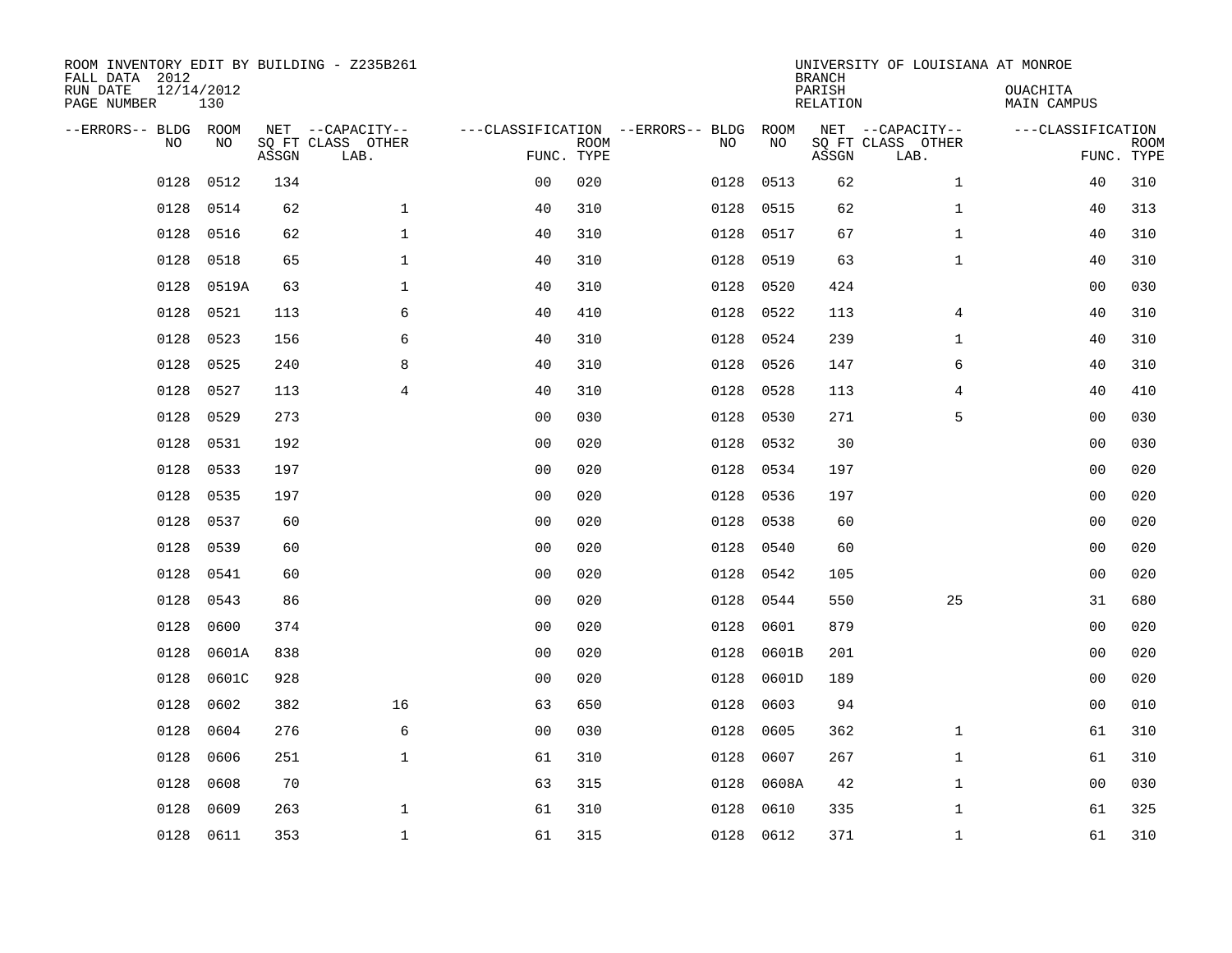ROOM INVENTORY EDIT BY BUILDING - Z235B261
FALL DATA 2012
RUN DATE 12/14/2012
PAGE NUMBER 130

UNIVERSITY OF LOUISIANA AT MONROE
BRANCH
PARISH OUACHITA
RELATION MAIN CAMPUS

| --ERRORS-- | BLDG NO | ROOM NO | NET SQ FT ASSGN | --CAPACITY-- CLASS | OTHER LAB. | ---CLASSIFICATION FUNC. | ROOM TYPE | --ERRORS-- | BLDG NO | ROOM NO | NET SQ FT ASSGN | --CAPACITY-- CLASS | OTHER LAB. | ---CLASSIFICATION FUNC. | ROOM TYPE |
|---|---|---|---|---|---|---|---|---|---|---|---|---|---|---|---|
| | 0128 | 0512 | 134 | | | 00 | 020 | | 0128 | 0513 | 62 | | 1 | 40 | 310 |
| | 0128 | 0514 | 62 | | 1 | 40 | 310 | | 0128 | 0515 | 62 | | 1 | 40 | 313 |
| | 0128 | 0516 | 62 | | 1 | 40 | 310 | | 0128 | 0517 | 67 | | 1 | 40 | 310 |
| | 0128 | 0518 | 65 | | 1 | 40 | 310 | | 0128 | 0519 | 63 | | 1 | 40 | 310 |
| | 0128 | 0519A | 63 | | 1 | 40 | 310 | | 0128 | 0520 | 424 | | | 00 | 030 |
| | 0128 | 0521 | 113 | | 6 | 40 | 410 | | 0128 | 0522 | 113 | | 4 | 40 | 310 |
| | 0128 | 0523 | 156 | | 6 | 40 | 310 | | 0128 | 0524 | 239 | | 1 | 40 | 310 |
| | 0128 | 0525 | 240 | | 8 | 40 | 310 | | 0128 | 0526 | 147 | | 6 | 40 | 310 |
| | 0128 | 0527 | 113 | | 4 | 40 | 310 | | 0128 | 0528 | 113 | | 4 | 40 | 410 |
| | 0128 | 0529 | 273 | | | 00 | 030 | | 0128 | 0530 | 271 | | 5 | 00 | 030 |
| | 0128 | 0531 | 192 | | | 00 | 020 | | 0128 | 0532 | 30 | | | 00 | 030 |
| | 0128 | 0533 | 197 | | | 00 | 020 | | 0128 | 0534 | 197 | | | 00 | 020 |
| | 0128 | 0535 | 197 | | | 00 | 020 | | 0128 | 0536 | 197 | | | 00 | 020 |
| | 0128 | 0537 | 60 | | | 00 | 020 | | 0128 | 0538 | 60 | | | 00 | 020 |
| | 0128 | 0539 | 60 | | | 00 | 020 | | 0128 | 0540 | 60 | | | 00 | 020 |
| | 0128 | 0541 | 60 | | | 00 | 020 | | 0128 | 0542 | 105 | | | 00 | 020 |
| | 0128 | 0543 | 86 | | | 00 | 020 | | 0128 | 0544 | 550 | | 25 | 31 | 680 |
| | 0128 | 0600 | 374 | | | 00 | 020 | | 0128 | 0601 | 879 | | | 00 | 020 |
| | 0128 | 0601A | 838 | | | 00 | 020 | | 0128 | 0601B | 201 | | | 00 | 020 |
| | 0128 | 0601C | 928 | | | 00 | 020 | | 0128 | 0601D | 189 | | | 00 | 020 |
| | 0128 | 0602 | 382 | | 16 | 63 | 650 | | 0128 | 0603 | 94 | | | 00 | 010 |
| | 0128 | 0604 | 276 | | 6 | 00 | 030 | | 0128 | 0605 | 362 | | 1 | 61 | 310 |
| | 0128 | 0606 | 251 | | 1 | 61 | 310 | | 0128 | 0607 | 267 | | 1 | 61 | 310 |
| | 0128 | 0608 | 70 | | | 63 | 315 | | 0128 | 0608A | 42 | | 1 | 00 | 030 |
| | 0128 | 0609 | 263 | | 1 | 61 | 310 | | 0128 | 0610 | 335 | | 1 | 61 | 325 |
| | 0128 | 0611 | 353 | | 1 | 61 | 315 | | 0128 | 0612 | 371 | | 1 | 61 | 310 |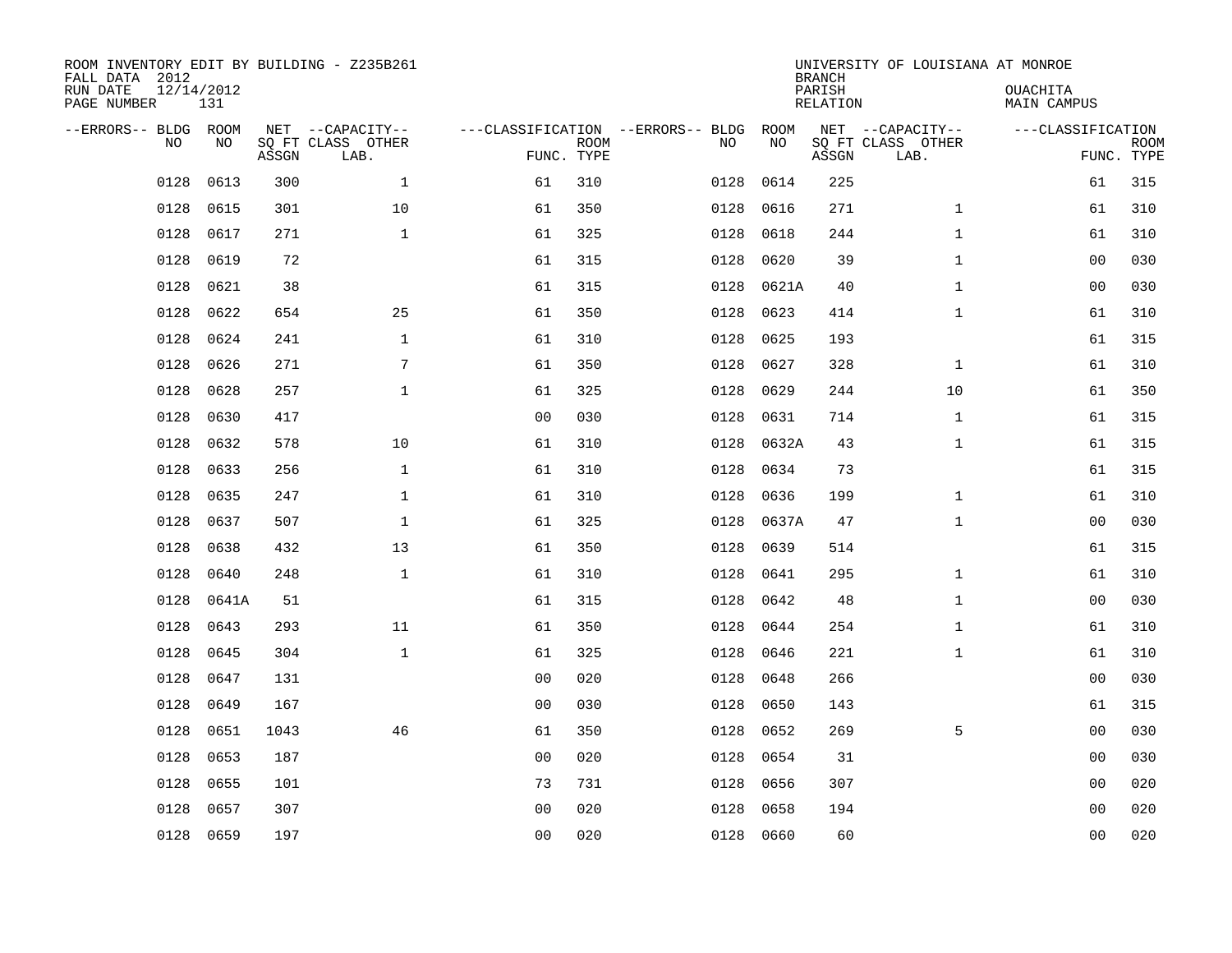ROOM INVENTORY EDIT BY BUILDING - Z235B261
FALL DATA 2012
RUN DATE 12/14/2012
PAGE NUMBER 131

UNIVERSITY OF LOUISIANA AT MONROE
BRANCH
PARISH OUACHITA
RELATION MAIN CAMPUS

| --ERRORS-- | BLDG NO | ROOM NO | NET SQ FT ASSGN | --CAPACITY-- CLASS LAB. | OTHER | ---CLASSIFICATION FUNC. | ROOM TYPE | --ERRORS-- | BLDG NO | ROOM NO | NET SQ FT ASSGN | --CAPACITY-- CLASS LAB. | OTHER | ---CLASSIFICATION FUNC. | ROOM TYPE |
|---|---|---|---|---|---|---|---|---|---|---|---|---|---|---|---|
| | 0128 | 0613 | 300 | | 1 | 61 | 310 | | 0128 | 0614 | 225 | | | 61 | 315 |
| | 0128 | 0615 | 301 | | 10 | 61 | 350 | | 0128 | 0616 | 271 | | 1 | 61 | 310 |
| | 0128 | 0617 | 271 | | 1 | 61 | 325 | | 0128 | 0618 | 244 | | 1 | 61 | 310 |
| | 0128 | 0619 | 72 | | | 61 | 315 | | 0128 | 0620 | 39 | | 1 | 00 | 030 |
| | 0128 | 0621 | 38 | | | 61 | 315 | | 0128 | 0621A | 40 | | 1 | 00 | 030 |
| | 0128 | 0622 | 654 | | 25 | 61 | 350 | | 0128 | 0623 | 414 | | 1 | 61 | 310 |
| | 0128 | 0624 | 241 | | 1 | 61 | 310 | | 0128 | 0625 | 193 | | | 61 | 315 |
| | 0128 | 0626 | 271 | | 7 | 61 | 350 | | 0128 | 0627 | 328 | | 1 | 61 | 310 |
| | 0128 | 0628 | 257 | | 1 | 61 | 325 | | 0128 | 0629 | 244 | | 10 | 61 | 350 |
| | 0128 | 0630 | 417 | | | 00 | 030 | | 0128 | 0631 | 714 | | 1 | 61 | 315 |
| | 0128 | 0632 | 578 | | 10 | 61 | 310 | | 0128 | 0632A | 43 | | 1 | 61 | 315 |
| | 0128 | 0633 | 256 | | 1 | 61 | 310 | | 0128 | 0634 | 73 | | | 61 | 315 |
| | 0128 | 0635 | 247 | | 1 | 61 | 310 | | 0128 | 0636 | 199 | | 1 | 61 | 310 |
| | 0128 | 0637 | 507 | | 1 | 61 | 325 | | 0128 | 0637A | 47 | | 1 | 00 | 030 |
| | 0128 | 0638 | 432 | | 13 | 61 | 350 | | 0128 | 0639 | 514 | | | 61 | 315 |
| | 0128 | 0640 | 248 | | 1 | 61 | 310 | | 0128 | 0641 | 295 | | 1 | 61 | 310 |
| | 0128 | 0641A | 51 | | | 61 | 315 | | 0128 | 0642 | 48 | | 1 | 00 | 030 |
| | 0128 | 0643 | 293 | | 11 | 61 | 350 | | 0128 | 0644 | 254 | | 1 | 61 | 310 |
| | 0128 | 0645 | 304 | | 1 | 61 | 325 | | 0128 | 0646 | 221 | | 1 | 61 | 310 |
| | 0128 | 0647 | 131 | | | 00 | 020 | | 0128 | 0648 | 266 | | | 00 | 030 |
| | 0128 | 0649 | 167 | | | 00 | 030 | | 0128 | 0650 | 143 | | | 61 | 315 |
| | 0128 | 0651 | 1043 | | 46 | 61 | 350 | | 0128 | 0652 | 269 | | 5 | 00 | 030 |
| | 0128 | 0653 | 187 | | | 00 | 020 | | 0128 | 0654 | 31 | | | 00 | 030 |
| | 0128 | 0655 | 101 | | | 73 | 731 | | 0128 | 0656 | 307 | | | 00 | 020 |
| | 0128 | 0657 | 307 | | | 00 | 020 | | 0128 | 0658 | 194 | | | 00 | 020 |
| | 0128 | 0659 | 197 | | | 00 | 020 | | 0128 | 0660 | 60 | | | 00 | 020 |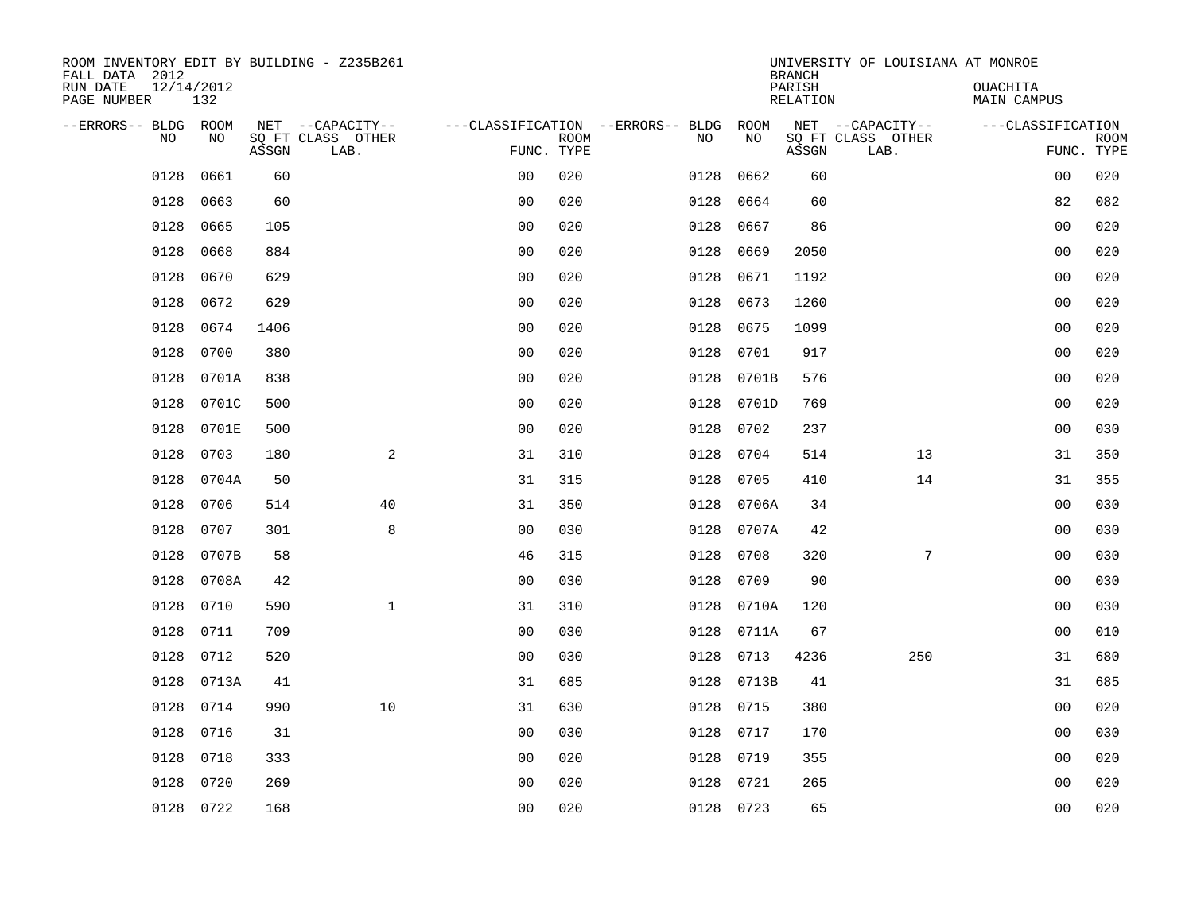ROOM INVENTORY EDIT BY BUILDING - Z235B261
FALL DATA 2012
RUN DATE 12/14/2012
PAGE NUMBER 132

UNIVERSITY OF LOUISIANA AT MONROE
BRANCH
PARISH OUACHITA
RELATION MAIN CAMPUS

| --ERRORS-- | BLDG NO | ROOM NO | NET SQ FT ASSGN | --CAPACITY-- CLASS LAB. | OTHER | ---CLASSIFICATION FUNC. | ROOM TYPE | --ERRORS-- | BLDG NO | ROOM NO | NET SQ FT ASSGN | --CAPACITY-- CLASS LAB. | OTHER | ---CLASSIFICATION FUNC. | ROOM TYPE |
|---|---|---|---|---|---|---|---|---|---|---|---|---|---|---|---|
| | 0128 | 0661 | 60 | | | 00 | 020 | | 0128 | 0662 | 60 | | | 00 | 020 |
| | 0128 | 0663 | 60 | | | 00 | 020 | | 0128 | 0664 | 60 | | | 82 | 082 |
| | 0128 | 0665 | 105 | | | 00 | 020 | | 0128 | 0667 | 86 | | | 00 | 020 |
| | 0128 | 0668 | 884 | | | 00 | 020 | | 0128 | 0669 | 2050 | | | 00 | 020 |
| | 0128 | 0670 | 629 | | | 00 | 020 | | 0128 | 0671 | 1192 | | | 00 | 020 |
| | 0128 | 0672 | 629 | | | 00 | 020 | | 0128 | 0673 | 1260 | | | 00 | 020 |
| | 0128 | 0674 | 1406 | | | 00 | 020 | | 0128 | 0675 | 1099 | | | 00 | 020 |
| | 0128 | 0700 | 380 | | | 00 | 020 | | 0128 | 0701 | 917 | | | 00 | 020 |
| | 0128 | 0701A | 838 | | | 00 | 020 | | 0128 | 0701B | 576 | | | 00 | 020 |
| | 0128 | 0701C | 500 | | | 00 | 020 | | 0128 | 0701D | 769 | | | 00 | 020 |
| | 0128 | 0701E | 500 | | | 00 | 020 | | 0128 | 0702 | 237 | | | 00 | 030 |
| | 0128 | 0703 | 180 | | 2 | 31 | 310 | | 0128 | 0704 | 514 | | 13 | 31 | 350 |
| | 0128 | 0704A | 50 | | | 31 | 315 | | 0128 | 0705 | 410 | | 14 | 31 | 355 |
| | 0128 | 0706 | 514 | | 40 | 31 | 350 | | 0128 | 0706A | 34 | | | 00 | 030 |
| | 0128 | 0707 | 301 | | 8 | 00 | 030 | | 0128 | 0707A | 42 | | | 00 | 030 |
| | 0128 | 0707B | 58 | | | 46 | 315 | | 0128 | 0708 | 320 | | 7 | 00 | 030 |
| | 0128 | 0708A | 42 | | | 00 | 030 | | 0128 | 0709 | 90 | | | 00 | 030 |
| | 0128 | 0710 | 590 | | 1 | 31 | 310 | | 0128 | 0710A | 120 | | | 00 | 030 |
| | 0128 | 0711 | 709 | | | 00 | 030 | | 0128 | 0711A | 67 | | | 00 | 010 |
| | 0128 | 0712 | 520 | | | 00 | 030 | | 0128 | 0713 | 4236 | | 250 | 31 | 680 |
| | 0128 | 0713A | 41 | | | 31 | 685 | | 0128 | 0713B | 41 | | | 31 | 685 |
| | 0128 | 0714 | 990 | | 10 | 31 | 630 | | 0128 | 0715 | 380 | | | 00 | 020 |
| | 0128 | 0716 | 31 | | | 00 | 030 | | 0128 | 0717 | 170 | | | 00 | 030 |
| | 0128 | 0718 | 333 | | | 00 | 020 | | 0128 | 0719 | 355 | | | 00 | 020 |
| | 0128 | 0720 | 269 | | | 00 | 020 | | 0128 | 0721 | 265 | | | 00 | 020 |
| | 0128 | 0722 | 168 | | | 00 | 020 | | 0128 | 0723 | 65 | | | 00 | 020 |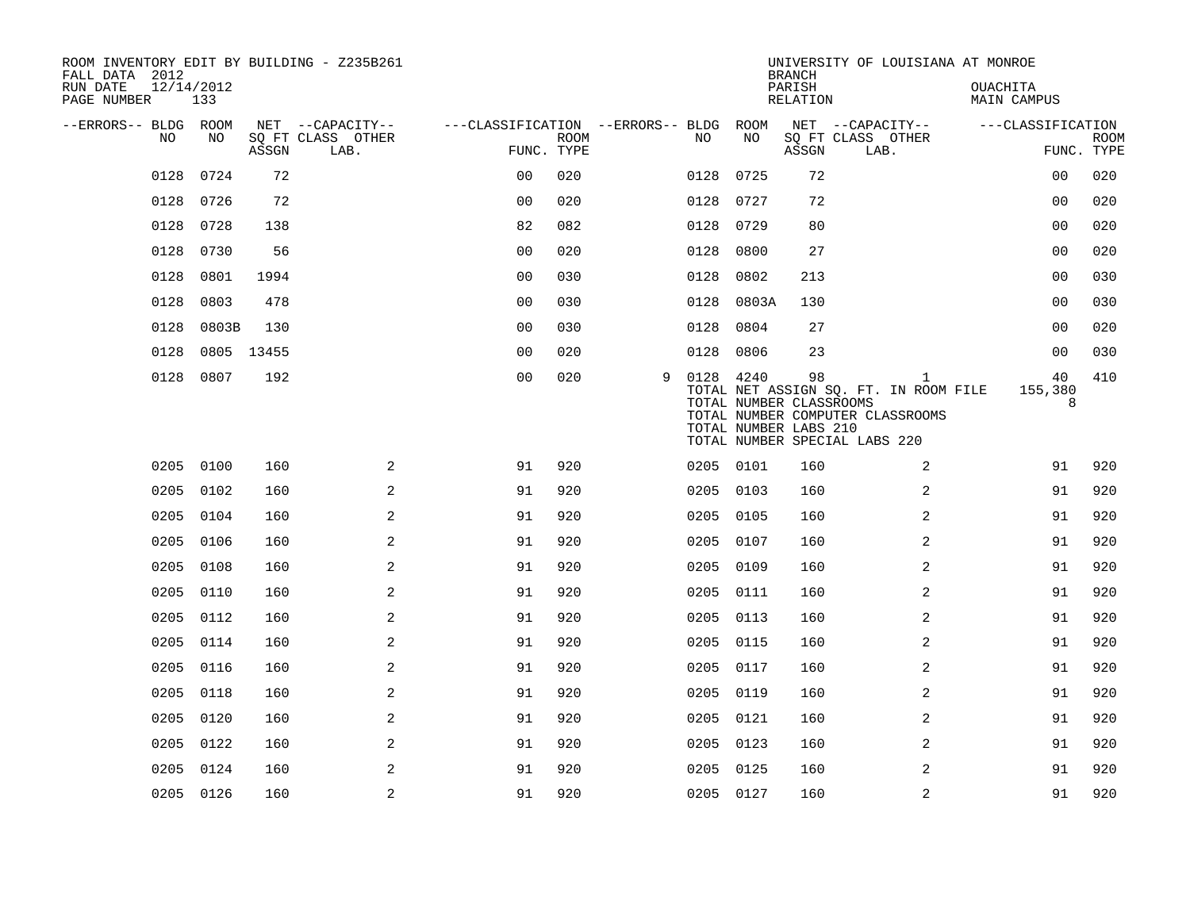ROOM INVENTORY EDIT BY BUILDING - Z235B261
FALL DATA 2012
RUN DATE 12/14/2012
PAGE NUMBER 133

UNIVERSITY OF LOUISIANA AT MONROE
BRANCH
PARISH OUACHITA
RELATION MAIN CAMPUS

| --ERRORS-- | BLDG NO | ROOM NO | NET SQ FT ASSGN | --CAPACITY-- CLASS LAB. | OTHER | ---CLASSIFICATION FUNC. | ROOM TYPE | --ERRORS-- | BLDG NO | ROOM NO | NET SQ FT ASSGN | --CAPACITY-- CLASS LAB. | OTHER | ---CLASSIFICATION FUNC. | ROOM TYPE |
|---|---|---|---|---|---|---|---|---|---|---|---|---|---|---|---|
| | 0128 | 0724 | 72 | | | 00 | 020 | | 0128 | 0725 | 72 | | | 00 | 020 |
| | 0128 | 0726 | 72 | | | 00 | 020 | | 0128 | 0727 | 72 | | | 00 | 020 |
| | 0128 | 0728 | 138 | | | 82 | 082 | | 0128 | 0729 | 80 | | | 00 | 020 |
| | 0128 | 0730 | 56 | | | 00 | 020 | | 0128 | 0800 | 27 | | | 00 | 020 |
| | 0128 | 0801 | 1994 | | | 00 | 030 | | 0128 | 0802 | 213 | | | 00 | 030 |
| | 0128 | 0803 | 478 | | | 00 | 030 | | 0128 | 0803A | 130 | | | 00 | 030 |
| | 0128 | 0803B | 130 | | | 00 | 030 | | 0128 | 0804 | 27 | | | 00 | 020 |
| | 0128 | 0805 | 13455 | | | 00 | 020 | | 0128 | 0806 | 23 | | | 00 | 030 |
| | 0128 | 0807 | 192 | | | 00 | 020 | 9 | 0128 | 4240 | 98 | | 1 | 40 | 410 |
| | | | | | | | | | TOTAL NET ASSIGN SQ. FT. IN ROOM FILE | | | | | 155,380 | |
| | | | | | | | | | TOTAL NUMBER CLASSROOMS | | | | | 8 | |
| | | | | | | | | | TOTAL NUMBER COMPUTER CLASSROOMS | | | | | | |
| | | | | | | | | | TOTAL NUMBER LABS 210 | | | | | | |
| | | | | | | | | | TOTAL NUMBER SPECIAL LABS 220 | | | | | | |
| | 0205 | 0100 | 160 | | 2 | 91 | 920 | | 0205 | 0101 | 160 | | 2 | 91 | 920 |
| | 0205 | 0102 | 160 | | 2 | 91 | 920 | | 0205 | 0103 | 160 | | 2 | 91 | 920 |
| | 0205 | 0104 | 160 | | 2 | 91 | 920 | | 0205 | 0105 | 160 | | 2 | 91 | 920 |
| | 0205 | 0106 | 160 | | 2 | 91 | 920 | | 0205 | 0107 | 160 | | 2 | 91 | 920 |
| | 0205 | 0108 | 160 | | 2 | 91 | 920 | | 0205 | 0109 | 160 | | 2 | 91 | 920 |
| | 0205 | 0110 | 160 | | 2 | 91 | 920 | | 0205 | 0111 | 160 | | 2 | 91 | 920 |
| | 0205 | 0112 | 160 | | 2 | 91 | 920 | | 0205 | 0113 | 160 | | 2 | 91 | 920 |
| | 0205 | 0114 | 160 | | 2 | 91 | 920 | | 0205 | 0115 | 160 | | 2 | 91 | 920 |
| | 0205 | 0116 | 160 | | 2 | 91 | 920 | | 0205 | 0117 | 160 | | 2 | 91 | 920 |
| | 0205 | 0118 | 160 | | 2 | 91 | 920 | | 0205 | 0119 | 160 | | 2 | 91 | 920 |
| | 0205 | 0120 | 160 | | 2 | 91 | 920 | | 0205 | 0121 | 160 | | 2 | 91 | 920 |
| | 0205 | 0122 | 160 | | 2 | 91 | 920 | | 0205 | 0123 | 160 | | 2 | 91 | 920 |
| | 0205 | 0124 | 160 | | 2 | 91 | 920 | | 0205 | 0125 | 160 | | 2 | 91 | 920 |
| | 0205 | 0126 | 160 | | 2 | 91 | 920 | | 0205 | 0127 | 160 | | 2 | 91 | 920 |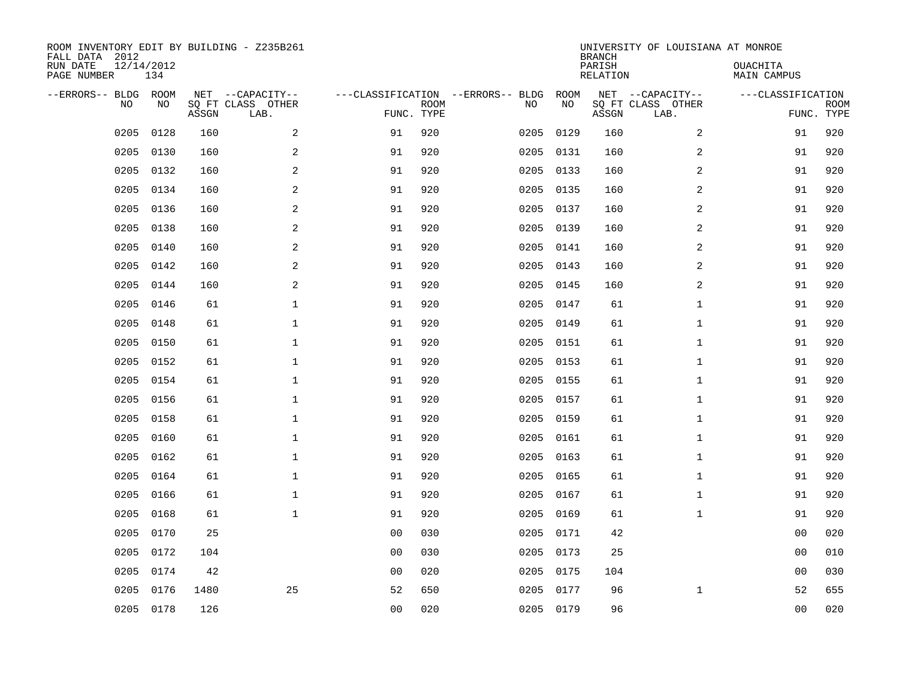ROOM INVENTORY EDIT BY BUILDING - Z235B261
FALL DATA 2012
RUN DATE 12/14/2012
PAGE NUMBER 134

UNIVERSITY OF LOUISIANA AT MONROE
BRANCH
PARISH OUACHITA
RELATION MAIN CAMPUS

| --ERRORS-- | BLDG NO | ROOM NO | NET SQ FT ASSGN | --CAPACITY-- CLASS LAB. | OTHER | ---CLASSIFICATION FUNC. | ROOM TYPE | --ERRORS-- | BLDG NO | ROOM NO | NET SQ FT ASSGN | --CAPACITY-- CLASS LAB. | OTHER | ---CLASSIFICATION FUNC. | ROOM TYPE |
|---|---|---|---|---|---|---|---|---|---|---|---|---|---|---|---|
| | 0205 | 0128 | 160 | | 2 | 91 | 920 | | 0205 | 0129 | 160 | | 2 | 91 | 920 |
| | 0205 | 0130 | 160 | | 2 | 91 | 920 | | 0205 | 0131 | 160 | | 2 | 91 | 920 |
| | 0205 | 0132 | 160 | | 2 | 91 | 920 | | 0205 | 0133 | 160 | | 2 | 91 | 920 |
| | 0205 | 0134 | 160 | | 2 | 91 | 920 | | 0205 | 0135 | 160 | | 2 | 91 | 920 |
| | 0205 | 0136 | 160 | | 2 | 91 | 920 | | 0205 | 0137 | 160 | | 2 | 91 | 920 |
| | 0205 | 0138 | 160 | | 2 | 91 | 920 | | 0205 | 0139 | 160 | | 2 | 91 | 920 |
| | 0205 | 0140 | 160 | | 2 | 91 | 920 | | 0205 | 0141 | 160 | | 2 | 91 | 920 |
| | 0205 | 0142 | 160 | | 2 | 91 | 920 | | 0205 | 0143 | 160 | | 2 | 91 | 920 |
| | 0205 | 0144 | 160 | | 2 | 91 | 920 | | 0205 | 0145 | 160 | | 2 | 91 | 920 |
| | 0205 | 0146 | 61 | | 1 | 91 | 920 | | 0205 | 0147 | 61 | | 1 | 91 | 920 |
| | 0205 | 0148 | 61 | | 1 | 91 | 920 | | 0205 | 0149 | 61 | | 1 | 91 | 920 |
| | 0205 | 0150 | 61 | | 1 | 91 | 920 | | 0205 | 0151 | 61 | | 1 | 91 | 920 |
| | 0205 | 0152 | 61 | | 1 | 91 | 920 | | 0205 | 0153 | 61 | | 1 | 91 | 920 |
| | 0205 | 0154 | 61 | | 1 | 91 | 920 | | 0205 | 0155 | 61 | | 1 | 91 | 920 |
| | 0205 | 0156 | 61 | | 1 | 91 | 920 | | 0205 | 0157 | 61 | | 1 | 91 | 920 |
| | 0205 | 0158 | 61 | | 1 | 91 | 920 | | 0205 | 0159 | 61 | | 1 | 91 | 920 |
| | 0205 | 0160 | 61 | | 1 | 91 | 920 | | 0205 | 0161 | 61 | | 1 | 91 | 920 |
| | 0205 | 0162 | 61 | | 1 | 91 | 920 | | 0205 | 0163 | 61 | | 1 | 91 | 920 |
| | 0205 | 0164 | 61 | | 1 | 91 | 920 | | 0205 | 0165 | 61 | | 1 | 91 | 920 |
| | 0205 | 0166 | 61 | | 1 | 91 | 920 | | 0205 | 0167 | 61 | | 1 | 91 | 920 |
| | 0205 | 0168 | 61 | | 1 | 91 | 920 | | 0205 | 0169 | 61 | | 1 | 91 | 920 |
| | 0205 | 0170 | 25 | | | 00 | 030 | | 0205 | 0171 | 42 | | | 00 | 020 |
| | 0205 | 0172 | 104 | | | 00 | 030 | | 0205 | 0173 | 25 | | | 00 | 010 |
| | 0205 | 0174 | 42 | | | 00 | 020 | | 0205 | 0175 | 104 | | | 00 | 030 |
| | 0205 | 0176 | 1480 | | 25 | 52 | 650 | | 0205 | 0177 | 96 | | 1 | 52 | 655 |
| | 0205 | 0178 | 126 | | | 00 | 020 | | 0205 | 0179 | 96 | | | 00 | 020 |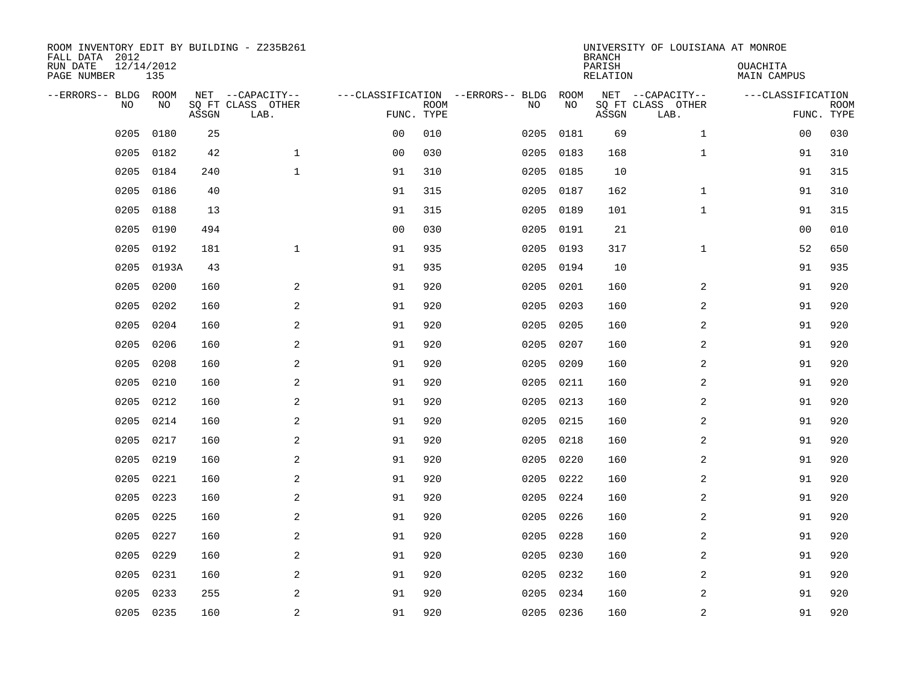ROOM INVENTORY EDIT BY BUILDING - Z235B261
FALL DATA 2012
RUN DATE 12/14/2012
PAGE NUMBER 135

UNIVERSITY OF LOUISIANA AT MONROE
BRANCH
PARISH OUACHITA
RELATION MAIN CAMPUS

| --ERRORS-- | BLDG NO | ROOM NO | NET SQ FT ASSGN | --CAPACITY-- CLASS LAB. | OTHER | ---CLASSIFICATION FUNC. | ROOM TYPE | --ERRORS-- | BLDG NO | ROOM NO | NET SQ FT ASSGN | --CAPACITY-- CLASS LAB. | OTHER | ---CLASSIFICATION FUNC. | ROOM TYPE |
|---|---|---|---|---|---|---|---|---|---|---|---|---|---|---|---|
| | 0205 | 0180 | 25 | | | 00 | 010 | | 0205 | 0181 | 69 | | 1 | 00 | 030 |
| | 0205 | 0182 | 42 | | 1 | 00 | 030 | | 0205 | 0183 | 168 | | 1 | 91 | 310 |
| | 0205 | 0184 | 240 | | 1 | 91 | 310 | | 0205 | 0185 | 10 | | | 91 | 315 |
| | 0205 | 0186 | 40 | | | 91 | 315 | | 0205 | 0187 | 162 | | 1 | 91 | 310 |
| | 0205 | 0188 | 13 | | | 91 | 315 | | 0205 | 0189 | 101 | | 1 | 91 | 315 |
| | 0205 | 0190 | 494 | | | 00 | 030 | | 0205 | 0191 | 21 | | | 00 | 010 |
| | 0205 | 0192 | 181 | | 1 | 91 | 935 | | 0205 | 0193 | 317 | | 1 | 52 | 650 |
| | 0205 | 0193A | 43 | | | 91 | 935 | | 0205 | 0194 | 10 | | | 91 | 935 |
| | 0205 | 0200 | 160 | | 2 | 91 | 920 | | 0205 | 0201 | 160 | | 2 | 91 | 920 |
| | 0205 | 0202 | 160 | | 2 | 91 | 920 | | 0205 | 0203 | 160 | | 2 | 91 | 920 |
| | 0205 | 0204 | 160 | | 2 | 91 | 920 | | 0205 | 0205 | 160 | | 2 | 91 | 920 |
| | 0205 | 0206 | 160 | | 2 | 91 | 920 | | 0205 | 0207 | 160 | | 2 | 91 | 920 |
| | 0205 | 0208 | 160 | | 2 | 91 | 920 | | 0205 | 0209 | 160 | | 2 | 91 | 920 |
| | 0205 | 0210 | 160 | | 2 | 91 | 920 | | 0205 | 0211 | 160 | | 2 | 91 | 920 |
| | 0205 | 0212 | 160 | | 2 | 91 | 920 | | 0205 | 0213 | 160 | | 2 | 91 | 920 |
| | 0205 | 0214 | 160 | | 2 | 91 | 920 | | 0205 | 0215 | 160 | | 2 | 91 | 920 |
| | 0205 | 0217 | 160 | | 2 | 91 | 920 | | 0205 | 0218 | 160 | | 2 | 91 | 920 |
| | 0205 | 0219 | 160 | | 2 | 91 | 920 | | 0205 | 0220 | 160 | | 2 | 91 | 920 |
| | 0205 | 0221 | 160 | | 2 | 91 | 920 | | 0205 | 0222 | 160 | | 2 | 91 | 920 |
| | 0205 | 0223 | 160 | | 2 | 91 | 920 | | 0205 | 0224 | 160 | | 2 | 91 | 920 |
| | 0205 | 0225 | 160 | | 2 | 91 | 920 | | 0205 | 0226 | 160 | | 2 | 91 | 920 |
| | 0205 | 0227 | 160 | | 2 | 91 | 920 | | 0205 | 0228 | 160 | | 2 | 91 | 920 |
| | 0205 | 0229 | 160 | | 2 | 91 | 920 | | 0205 | 0230 | 160 | | 2 | 91 | 920 |
| | 0205 | 0231 | 160 | | 2 | 91 | 920 | | 0205 | 0232 | 160 | | 2 | 91 | 920 |
| | 0205 | 0233 | 255 | | 2 | 91 | 920 | | 0205 | 0234 | 160 | | 2 | 91 | 920 |
| | 0205 | 0235 | 160 | | 2 | 91 | 920 | | 0205 | 0236 | 160 | | 2 | 91 | 920 |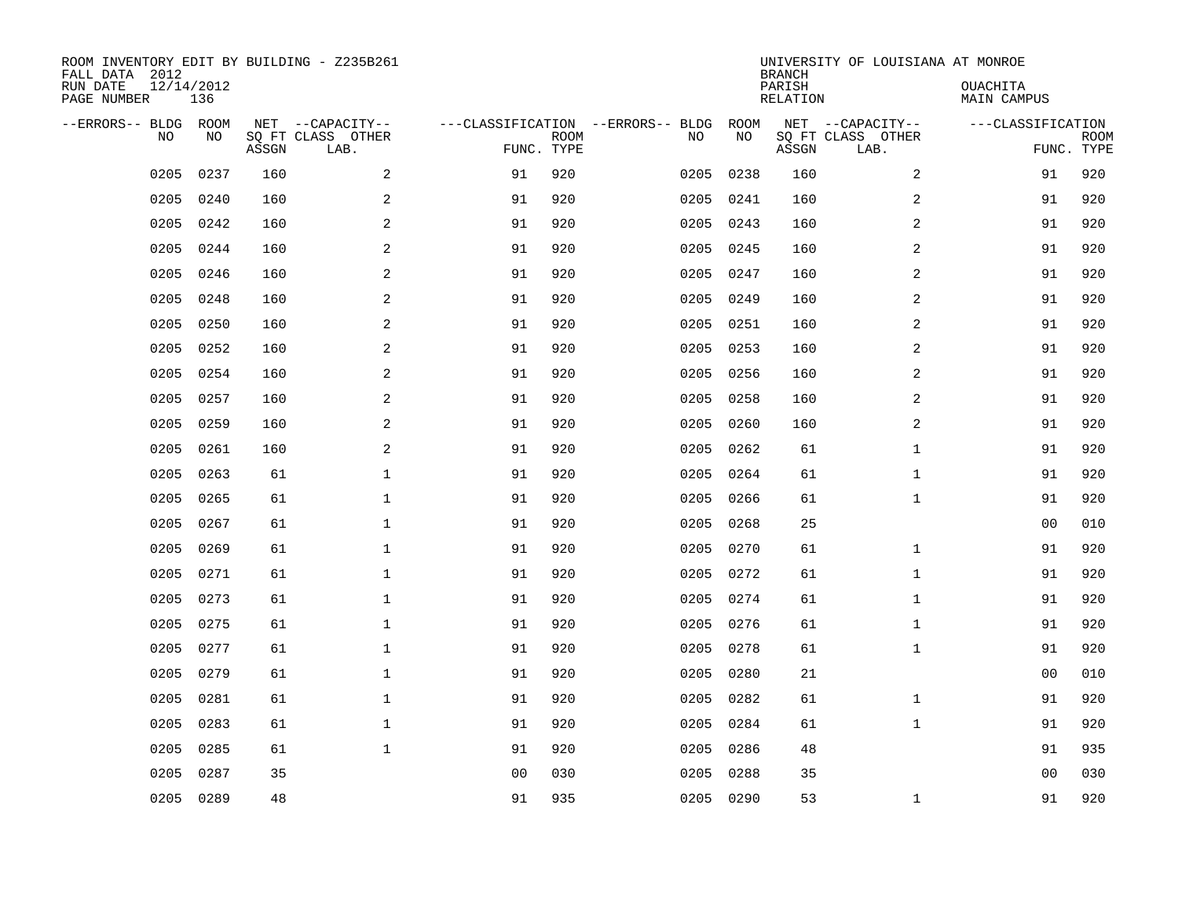ROOM INVENTORY EDIT BY BUILDING - Z235B261
FALL DATA 2012
RUN DATE 12/14/2012
PAGE NUMBER 136

UNIVERSITY OF LOUISIANA AT MONROE
BRANCH
PARISH OUACHITA
RELATION MAIN CAMPUS

| --ERRORS-- | BLDG NO | ROOM NO | NET SQ FT ASSGN | --CAPACITY-- CLASS LAB. | OTHER | ---CLASSIFICATION FUNC. | ROOM TYPE | --ERRORS-- | BLDG NO | ROOM NO | NET SQ FT ASSGN | --CAPACITY-- CLASS LAB. | OTHER | ---CLASSIFICATION FUNC. | ROOM TYPE |
|---|---|---|---|---|---|---|---|---|---|---|---|---|---|---|---|
| | 0205 | 0237 | 160 | | 2 | 91 | 920 | | 0205 | 0238 | 160 | | 2 | 91 | 920 |
| | 0205 | 0240 | 160 | | 2 | 91 | 920 | | 0205 | 0241 | 160 | | 2 | 91 | 920 |
| | 0205 | 0242 | 160 | | 2 | 91 | 920 | | 0205 | 0243 | 160 | | 2 | 91 | 920 |
| | 0205 | 0244 | 160 | | 2 | 91 | 920 | | 0205 | 0245 | 160 | | 2 | 91 | 920 |
| | 0205 | 0246 | 160 | | 2 | 91 | 920 | | 0205 | 0247 | 160 | | 2 | 91 | 920 |
| | 0205 | 0248 | 160 | | 2 | 91 | 920 | | 0205 | 0249 | 160 | | 2 | 91 | 920 |
| | 0205 | 0250 | 160 | | 2 | 91 | 920 | | 0205 | 0251 | 160 | | 2 | 91 | 920 |
| | 0205 | 0252 | 160 | | 2 | 91 | 920 | | 0205 | 0253 | 160 | | 2 | 91 | 920 |
| | 0205 | 0254 | 160 | | 2 | 91 | 920 | | 0205 | 0256 | 160 | | 2 | 91 | 920 |
| | 0205 | 0257 | 160 | | 2 | 91 | 920 | | 0205 | 0258 | 160 | | 2 | 91 | 920 |
| | 0205 | 0259 | 160 | | 2 | 91 | 920 | | 0205 | 0260 | 160 | | 2 | 91 | 920 |
| | 0205 | 0261 | 160 | | 2 | 91 | 920 | | 0205 | 0262 | 61 | | 1 | 91 | 920 |
| | 0205 | 0263 | 61 | | 1 | 91 | 920 | | 0205 | 0264 | 61 | | 1 | 91 | 920 |
| | 0205 | 0265 | 61 | | 1 | 91 | 920 | | 0205 | 0266 | 61 | | 1 | 91 | 920 |
| | 0205 | 0267 | 61 | | 1 | 91 | 920 | | 0205 | 0268 | 25 | | | 00 | 010 |
| | 0205 | 0269 | 61 | | 1 | 91 | 920 | | 0205 | 0270 | 61 | | 1 | 91 | 920 |
| | 0205 | 0271 | 61 | | 1 | 91 | 920 | | 0205 | 0272 | 61 | | 1 | 91 | 920 |
| | 0205 | 0273 | 61 | | 1 | 91 | 920 | | 0205 | 0274 | 61 | | 1 | 91 | 920 |
| | 0205 | 0275 | 61 | | 1 | 91 | 920 | | 0205 | 0276 | 61 | | 1 | 91 | 920 |
| | 0205 | 0277 | 61 | | 1 | 91 | 920 | | 0205 | 0278 | 61 | | 1 | 91 | 920 |
| | 0205 | 0279 | 61 | | 1 | 91 | 920 | | 0205 | 0280 | 21 | | | 00 | 010 |
| | 0205 | 0281 | 61 | | 1 | 91 | 920 | | 0205 | 0282 | 61 | | 1 | 91 | 920 |
| | 0205 | 0283 | 61 | | 1 | 91 | 920 | | 0205 | 0284 | 61 | | 1 | 91 | 920 |
| | 0205 | 0285 | 61 | | 1 | 91 | 920 | | 0205 | 0286 | 48 | | | 91 | 935 |
| | 0205 | 0287 | 35 | | | 00 | 030 | | 0205 | 0288 | 35 | | | 00 | 030 |
| | 0205 | 0289 | 48 | | | 91 | 935 | | 0205 | 0290 | 53 | | 1 | 91 | 920 |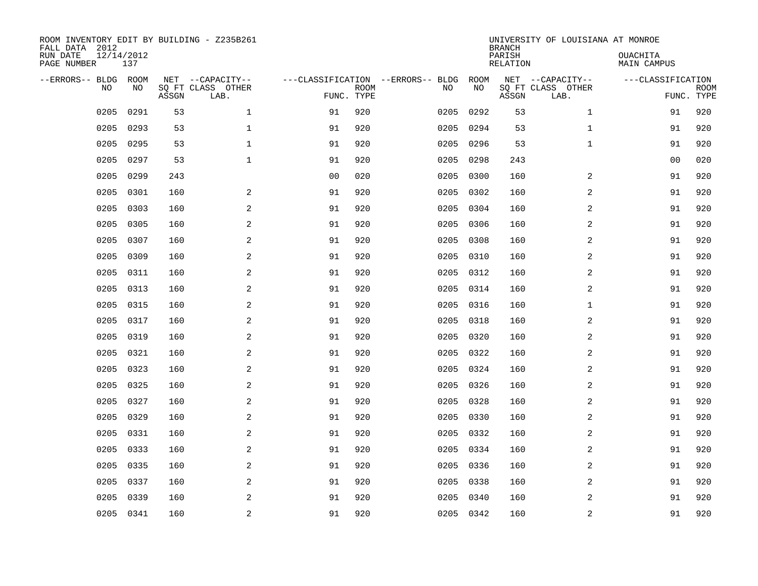ROOM INVENTORY EDIT BY BUILDING - Z235B261
FALL DATA 2012
RUN DATE 12/14/2012
PAGE NUMBER 137

UNIVERSITY OF LOUISIANA AT MONROE
BRANCH
PARISH OUACHITA
RELATION MAIN CAMPUS

| --ERRORS-- | BLDG NO | ROOM NO | NET SQ FT ASSGN | --CAPACITY-- CLASS LAB. | OTHER | ---CLASSIFICATION FUNC. | ROOM TYPE | --ERRORS-- | BLDG NO | ROOM NO | NET SQ FT ASSGN | --CAPACITY-- CLASS LAB. | OTHER | ---CLASSIFICATION FUNC. | ROOM TYPE |
|---|---|---|---|---|---|---|---|---|---|---|---|---|---|---|---|
| | 0205 | 0291 | 53 | | 1 | 91 | 920 | | 0205 | 0292 | 53 | | 1 | 91 | 920 |
| | 0205 | 0293 | 53 | | 1 | 91 | 920 | | 0205 | 0294 | 53 | | 1 | 91 | 920 |
| | 0205 | 0295 | 53 | | 1 | 91 | 920 | | 0205 | 0296 | 53 | | 1 | 91 | 920 |
| | 0205 | 0297 | 53 | | 1 | 91 | 920 | | 0205 | 0298 | 243 | | | 00 | 020 |
| | 0205 | 0299 | 243 | | | 00 | 020 | | 0205 | 0300 | 160 | | 2 | 91 | 920 |
| | 0205 | 0301 | 160 | | 2 | 91 | 920 | | 0205 | 0302 | 160 | | 2 | 91 | 920 |
| | 0205 | 0303 | 160 | | 2 | 91 | 920 | | 0205 | 0304 | 160 | | 2 | 91 | 920 |
| | 0205 | 0305 | 160 | | 2 | 91 | 920 | | 0205 | 0306 | 160 | | 2 | 91 | 920 |
| | 0205 | 0307 | 160 | | 2 | 91 | 920 | | 0205 | 0308 | 160 | | 2 | 91 | 920 |
| | 0205 | 0309 | 160 | | 2 | 91 | 920 | | 0205 | 0310 | 160 | | 2 | 91 | 920 |
| | 0205 | 0311 | 160 | | 2 | 91 | 920 | | 0205 | 0312 | 160 | | 2 | 91 | 920 |
| | 0205 | 0313 | 160 | | 2 | 91 | 920 | | 0205 | 0314 | 160 | | 2 | 91 | 920 |
| | 0205 | 0315 | 160 | | 2 | 91 | 920 | | 0205 | 0316 | 160 | | 1 | 91 | 920 |
| | 0205 | 0317 | 160 | | 2 | 91 | 920 | | 0205 | 0318 | 160 | | 2 | 91 | 920 |
| | 0205 | 0319 | 160 | | 2 | 91 | 920 | | 0205 | 0320 | 160 | | 2 | 91 | 920 |
| | 0205 | 0321 | 160 | | 2 | 91 | 920 | | 0205 | 0322 | 160 | | 2 | 91 | 920 |
| | 0205 | 0323 | 160 | | 2 | 91 | 920 | | 0205 | 0324 | 160 | | 2 | 91 | 920 |
| | 0205 | 0325 | 160 | | 2 | 91 | 920 | | 0205 | 0326 | 160 | | 2 | 91 | 920 |
| | 0205 | 0327 | 160 | | 2 | 91 | 920 | | 0205 | 0328 | 160 | | 2 | 91 | 920 |
| | 0205 | 0329 | 160 | | 2 | 91 | 920 | | 0205 | 0330 | 160 | | 2 | 91 | 920 |
| | 0205 | 0331 | 160 | | 2 | 91 | 920 | | 0205 | 0332 | 160 | | 2 | 91 | 920 |
| | 0205 | 0333 | 160 | | 2 | 91 | 920 | | 0205 | 0334 | 160 | | 2 | 91 | 920 |
| | 0205 | 0335 | 160 | | 2 | 91 | 920 | | 0205 | 0336 | 160 | | 2 | 91 | 920 |
| | 0205 | 0337 | 160 | | 2 | 91 | 920 | | 0205 | 0338 | 160 | | 2 | 91 | 920 |
| | 0205 | 0339 | 160 | | 2 | 91 | 920 | | 0205 | 0340 | 160 | | 2 | 91 | 920 |
| | 0205 | 0341 | 160 | | 2 | 91 | 920 | | 0205 | 0342 | 160 | | 2 | 91 | 920 |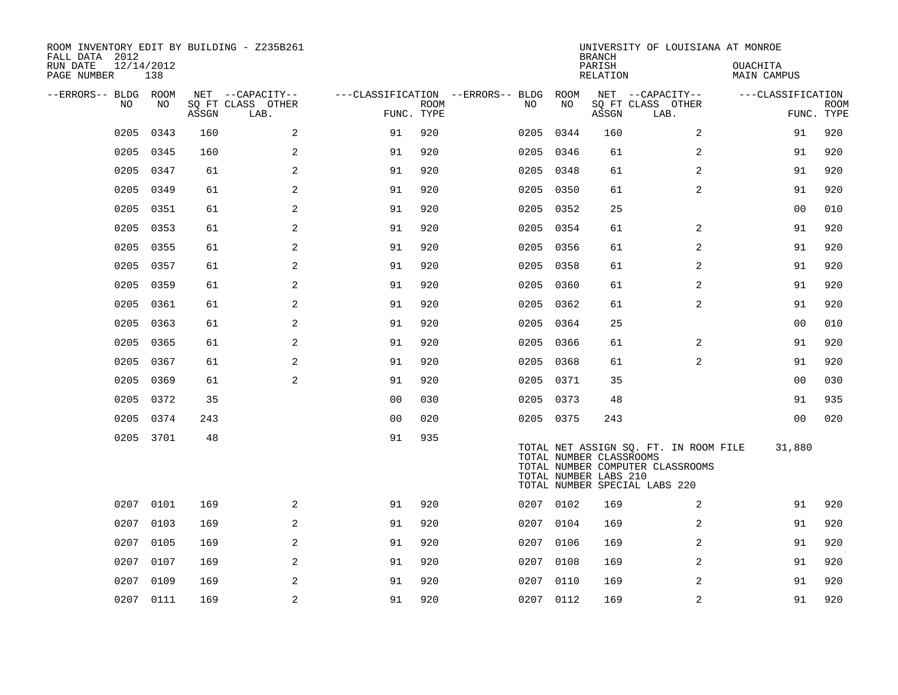ROOM INVENTORY EDIT BY BUILDING - Z235B261
FALL DATA 2012
RUN DATE 12/14/2012
PAGE NUMBER 138

UNIVERSITY OF LOUISIANA AT MONROE
BRANCH
PARISH OUACHITA
RELATION MAIN CAMPUS

| --ERRORS-- | BLDG NO | ROOM NO | NET SQ FT ASSGN | --CAPACITY-- CLASS | OTHER LAB. | ---CLASSIFICATION FUNC. | ROOM TYPE | --ERRORS-- | BLDG NO | ROOM NO | NET SQ FT ASSGN | --CAPACITY-- CLASS | OTHER LAB. | ---CLASSIFICATION FUNC. | ROOM TYPE |
|---|---|---|---|---|---|---|---|---|---|---|---|---|---|---|---|
| | 0205 | 0343 | 160 | | 2 | 91 | 920 | | 0205 | 0344 | 160 | | 2 | 91 | 920 |
| | 0205 | 0345 | 160 | | 2 | 91 | 920 | | 0205 | 0346 | 61 | | 2 | 91 | 920 |
| | 0205 | 0347 | 61 | | 2 | 91 | 920 | | 0205 | 0348 | 61 | | 2 | 91 | 920 |
| | 0205 | 0349 | 61 | | 2 | 91 | 920 | | 0205 | 0350 | 61 | | 2 | 91 | 920 |
| | 0205 | 0351 | 61 | | 2 | 91 | 920 | | 0205 | 0352 | 25 | | | 00 | 010 |
| | 0205 | 0353 | 61 | | 2 | 91 | 920 | | 0205 | 0354 | 61 | | 2 | 91 | 920 |
| | 0205 | 0355 | 61 | | 2 | 91 | 920 | | 0205 | 0356 | 61 | | 2 | 91 | 920 |
| | 0205 | 0357 | 61 | | 2 | 91 | 920 | | 0205 | 0358 | 61 | | 2 | 91 | 920 |
| | 0205 | 0359 | 61 | | 2 | 91 | 920 | | 0205 | 0360 | 61 | | 2 | 91 | 920 |
| | 0205 | 0361 | 61 | | 2 | 91 | 920 | | 0205 | 0362 | 61 | | 2 | 91 | 920 |
| | 0205 | 0363 | 61 | | 2 | 91 | 920 | | 0205 | 0364 | 25 | | | 00 | 010 |
| | 0205 | 0365 | 61 | | 2 | 91 | 920 | | 0205 | 0366 | 61 | | 2 | 91 | 920 |
| | 0205 | 0367 | 61 | | 2 | 91 | 920 | | 0205 | 0368 | 61 | | 2 | 91 | 920 |
| | 0205 | 0369 | 61 | | 2 | 91 | 920 | | 0205 | 0371 | 35 | | | 00 | 030 |
| | 0205 | 0372 | 35 | | | 00 | 030 | | 0205 | 0373 | 48 | | | 91 | 935 |
| | 0205 | 0374 | 243 | | | 00 | 020 | | 0205 | 0375 | 243 | | | 00 | 020 |
| | 0205 | 3701 | 48 | | | 91 | 935 | | | | | | | | |

TOTAL NET ASSIGN SQ. FT. IN ROOM FILE 31,880
TOTAL NUMBER CLASSROOMS
TOTAL NUMBER COMPUTER CLASSROOMS
TOTAL NUMBER LABS 210
TOTAL NUMBER SPECIAL LABS 220

| --ERRORS-- | BLDG NO | ROOM NO | NET SQ FT ASSGN | --CAPACITY-- CLASS | OTHER LAB. | ---CLASSIFICATION FUNC. | ROOM TYPE | --ERRORS-- | BLDG NO | ROOM NO | NET SQ FT ASSGN | --CAPACITY-- CLASS | OTHER LAB. | ---CLASSIFICATION FUNC. | ROOM TYPE |
|---|---|---|---|---|---|---|---|---|---|---|---|---|---|---|---|
| | 0207 | 0101 | 169 | | 2 | 91 | 920 | | 0207 | 0102 | 169 | | 2 | 91 | 920 |
| | 0207 | 0103 | 169 | | 2 | 91 | 920 | | 0207 | 0104 | 169 | | 2 | 91 | 920 |
| | 0207 | 0105 | 169 | | 2 | 91 | 920 | | 0207 | 0106 | 169 | | 2 | 91 | 920 |
| | 0207 | 0107 | 169 | | 2 | 91 | 920 | | 0207 | 0108 | 169 | | 2 | 91 | 920 |
| | 0207 | 0109 | 169 | | 2 | 91 | 920 | | 0207 | 0110 | 169 | | 2 | 91 | 920 |
| | 0207 | 0111 | 169 | | 2 | 91 | 920 | | 0207 | 0112 | 169 | | 2 | 91 | 920 |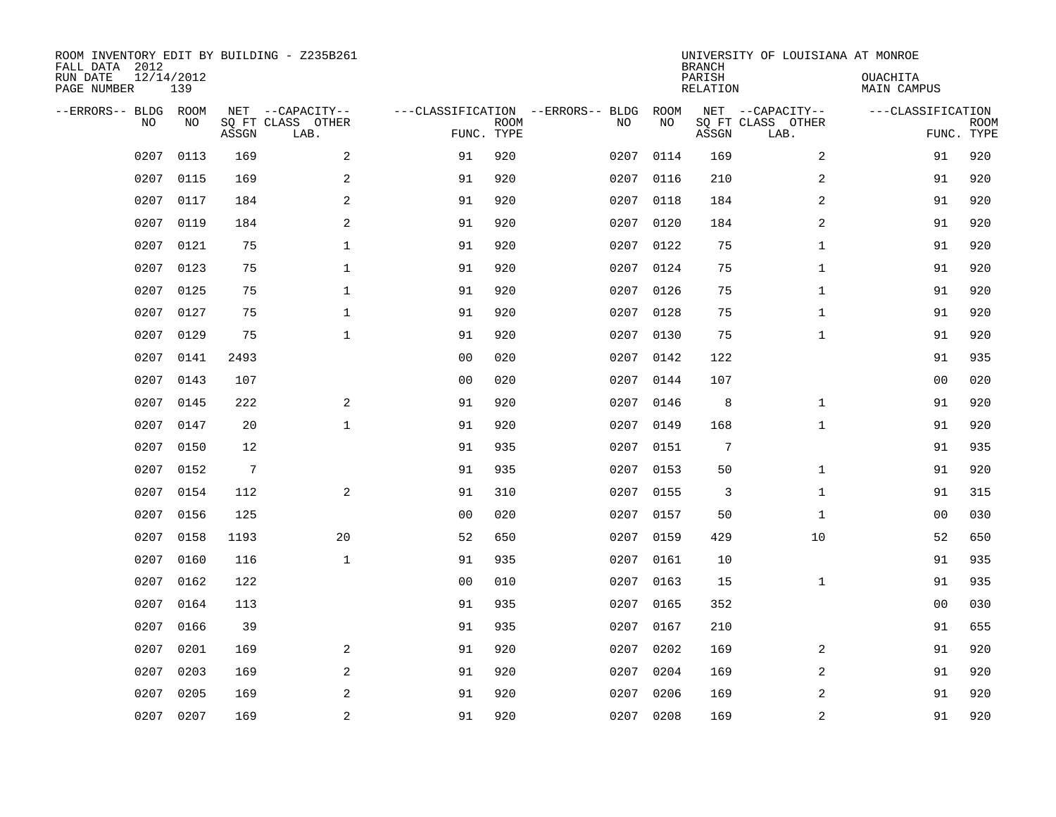ROOM INVENTORY EDIT BY BUILDING - Z235B261
FALL DATA 2012
RUN DATE 12/14/2012
PAGE NUMBER 139

UNIVERSITY OF LOUISIANA AT MONROE
BRANCH
PARISH OUACHITA
RELATION MAIN CAMPUS

| --ERRORS-- | BLDG NO | ROOM NO | NET SQ FT ASSGN | --CAPACITY-- CLASS LAB. | OTHER | ---CLASSIFICATION FUNC. | ROOM TYPE | --ERRORS-- | BLDG NO | ROOM NO | NET SQ FT ASSGN | --CAPACITY-- CLASS LAB. | OTHER | ---CLASSIFICATION FUNC. | ROOM TYPE |
|---|---|---|---|---|---|---|---|---|---|---|---|---|---|---|---|
| | 0207 | 0113 | 169 | | 2 | 91 | 920 | | 0207 | 0114 | 169 | | 2 | 91 | 920 |
| | 0207 | 0115 | 169 | | 2 | 91 | 920 | | 0207 | 0116 | 210 | | 2 | 91 | 920 |
| | 0207 | 0117 | 184 | | 2 | 91 | 920 | | 0207 | 0118 | 184 | | 2 | 91 | 920 |
| | 0207 | 0119 | 184 | | 2 | 91 | 920 | | 0207 | 0120 | 184 | | 2 | 91 | 920 |
| | 0207 | 0121 | 75 | | 1 | 91 | 920 | | 0207 | 0122 | 75 | | 1 | 91 | 920 |
| | 0207 | 0123 | 75 | | 1 | 91 | 920 | | 0207 | 0124 | 75 | | 1 | 91 | 920 |
| | 0207 | 0125 | 75 | | 1 | 91 | 920 | | 0207 | 0126 | 75 | | 1 | 91 | 920 |
| | 0207 | 0127 | 75 | | 1 | 91 | 920 | | 0207 | 0128 | 75 | | 1 | 91 | 920 |
| | 0207 | 0129 | 75 | | 1 | 91 | 920 | | 0207 | 0130 | 75 | | 1 | 91 | 920 |
| | 0207 | 0141 | 2493 | | | 00 | 020 | | 0207 | 0142 | 122 | | | 91 | 935 |
| | 0207 | 0143 | 107 | | | 00 | 020 | | 0207 | 0144 | 107 | | | 00 | 020 |
| | 0207 | 0145 | 222 | | 2 | 91 | 920 | | 0207 | 0146 | 8 | | 1 | 91 | 920 |
| | 0207 | 0147 | 20 | | 1 | 91 | 920 | | 0207 | 0149 | 168 | | 1 | 91 | 920 |
| | 0207 | 0150 | 12 | | | 91 | 935 | | 0207 | 0151 | 7 | | | 91 | 935 |
| | 0207 | 0152 | 7 | | | 91 | 935 | | 0207 | 0153 | 50 | | 1 | 91 | 920 |
| | 0207 | 0154 | 112 | | 2 | 91 | 310 | | 0207 | 0155 | 3 | | 1 | 91 | 315 |
| | 0207 | 0156 | 125 | | | 00 | 020 | | 0207 | 0157 | 50 | | 1 | 00 | 030 |
| | 0207 | 0158 | 1193 | | 20 | 52 | 650 | | 0207 | 0159 | 429 | | 10 | 52 | 650 |
| | 0207 | 0160 | 116 | | 1 | 91 | 935 | | 0207 | 0161 | 10 | | | 91 | 935 |
| | 0207 | 0162 | 122 | | | 00 | 010 | | 0207 | 0163 | 15 | | 1 | 91 | 935 |
| | 0207 | 0164 | 113 | | | 91 | 935 | | 0207 | 0165 | 352 | | | 00 | 030 |
| | 0207 | 0166 | 39 | | | 91 | 935 | | 0207 | 0167 | 210 | | | 91 | 655 |
| | 0207 | 0201 | 169 | | 2 | 91 | 920 | | 0207 | 0202 | 169 | | 2 | 91 | 920 |
| | 0207 | 0203 | 169 | | 2 | 91 | 920 | | 0207 | 0204 | 169 | | 2 | 91 | 920 |
| | 0207 | 0205 | 169 | | 2 | 91 | 920 | | 0207 | 0206 | 169 | | 2 | 91 | 920 |
| | 0207 | 0207 | 169 | | 2 | 91 | 920 | | 0207 | 0208 | 169 | | 2 | 91 | 920 |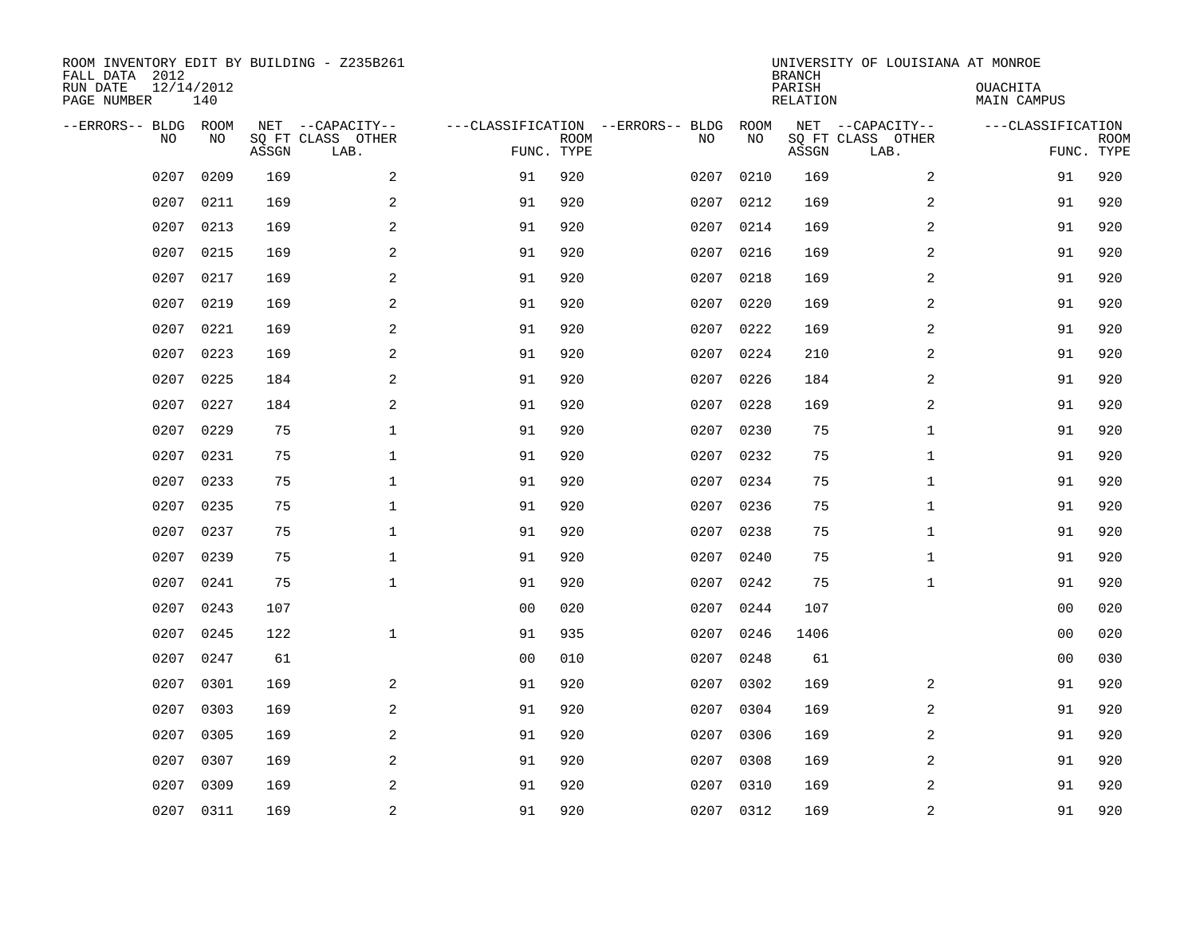ROOM INVENTORY EDIT BY BUILDING - Z235B261
FALL DATA 2012
RUN DATE 12/14/2012
PAGE NUMBER 140

UNIVERSITY OF LOUISIANA AT MONROE
BRANCH
PARISH OUACHITA
RELATION MAIN CAMPUS

| --ERRORS-- | BLDG NO | ROOM NO | NET SQ FT ASSGN | --CAPACITY-- CLASS | OTHER LAB. | ---CLASSIFICATION FUNC. | ROOM TYPE | --ERRORS-- | BLDG NO | ROOM NO | NET SQ FT ASSGN | --CAPACITY-- CLASS | OTHER LAB. | ---CLASSIFICATION FUNC. | ROOM TYPE |
|---|---|---|---|---|---|---|---|---|---|---|---|---|---|---|---|
| | 0207 | 0209 | 169 | | 2 | 91 | 920 | | 0207 | 0210 | 169 | | 2 | 91 | 920 |
| | 0207 | 0211 | 169 | | 2 | 91 | 920 | | 0207 | 0212 | 169 | | 2 | 91 | 920 |
| | 0207 | 0213 | 169 | | 2 | 91 | 920 | | 0207 | 0214 | 169 | | 2 | 91 | 920 |
| | 0207 | 0215 | 169 | | 2 | 91 | 920 | | 0207 | 0216 | 169 | | 2 | 91 | 920 |
| | 0207 | 0217 | 169 | | 2 | 91 | 920 | | 0207 | 0218 | 169 | | 2 | 91 | 920 |
| | 0207 | 0219 | 169 | | 2 | 91 | 920 | | 0207 | 0220 | 169 | | 2 | 91 | 920 |
| | 0207 | 0221 | 169 | | 2 | 91 | 920 | | 0207 | 0222 | 169 | | 2 | 91 | 920 |
| | 0207 | 0223 | 169 | | 2 | 91 | 920 | | 0207 | 0224 | 210 | | 2 | 91 | 920 |
| | 0207 | 0225 | 184 | | 2 | 91 | 920 | | 0207 | 0226 | 184 | | 2 | 91 | 920 |
| | 0207 | 0227 | 184 | | 2 | 91 | 920 | | 0207 | 0228 | 169 | | 2 | 91 | 920 |
| | 0207 | 0229 | 75 | | 1 | 91 | 920 | | 0207 | 0230 | 75 | | 1 | 91 | 920 |
| | 0207 | 0231 | 75 | | 1 | 91 | 920 | | 0207 | 0232 | 75 | | 1 | 91 | 920 |
| | 0207 | 0233 | 75 | | 1 | 91 | 920 | | 0207 | 0234 | 75 | | 1 | 91 | 920 |
| | 0207 | 0235 | 75 | | 1 | 91 | 920 | | 0207 | 0236 | 75 | | 1 | 91 | 920 |
| | 0207 | 0237 | 75 | | 1 | 91 | 920 | | 0207 | 0238 | 75 | | 1 | 91 | 920 |
| | 0207 | 0239 | 75 | | 1 | 91 | 920 | | 0207 | 0240 | 75 | | 1 | 91 | 920 |
| | 0207 | 0241 | 75 | | 1 | 91 | 920 | | 0207 | 0242 | 75 | | 1 | 91 | 920 |
| | 0207 | 0243 | 107 | | | 00 | 020 | | 0207 | 0244 | 107 | | | 00 | 020 |
| | 0207 | 0245 | 122 | | 1 | 91 | 935 | | 0207 | 0246 | 1406 | | | 00 | 020 |
| | 0207 | 0247 | 61 | | | 00 | 010 | | 0207 | 0248 | 61 | | | 00 | 030 |
| | 0207 | 0301 | 169 | | 2 | 91 | 920 | | 0207 | 0302 | 169 | | 2 | 91 | 920 |
| | 0207 | 0303 | 169 | | 2 | 91 | 920 | | 0207 | 0304 | 169 | | 2 | 91 | 920 |
| | 0207 | 0305 | 169 | | 2 | 91 | 920 | | 0207 | 0306 | 169 | | 2 | 91 | 920 |
| | 0207 | 0307 | 169 | | 2 | 91 | 920 | | 0207 | 0308 | 169 | | 2 | 91 | 920 |
| | 0207 | 0309 | 169 | | 2 | 91 | 920 | | 0207 | 0310 | 169 | | 2 | 91 | 920 |
| | 0207 | 0311 | 169 | | 2 | 91 | 920 | | 0207 | 0312 | 169 | | 2 | 91 | 920 |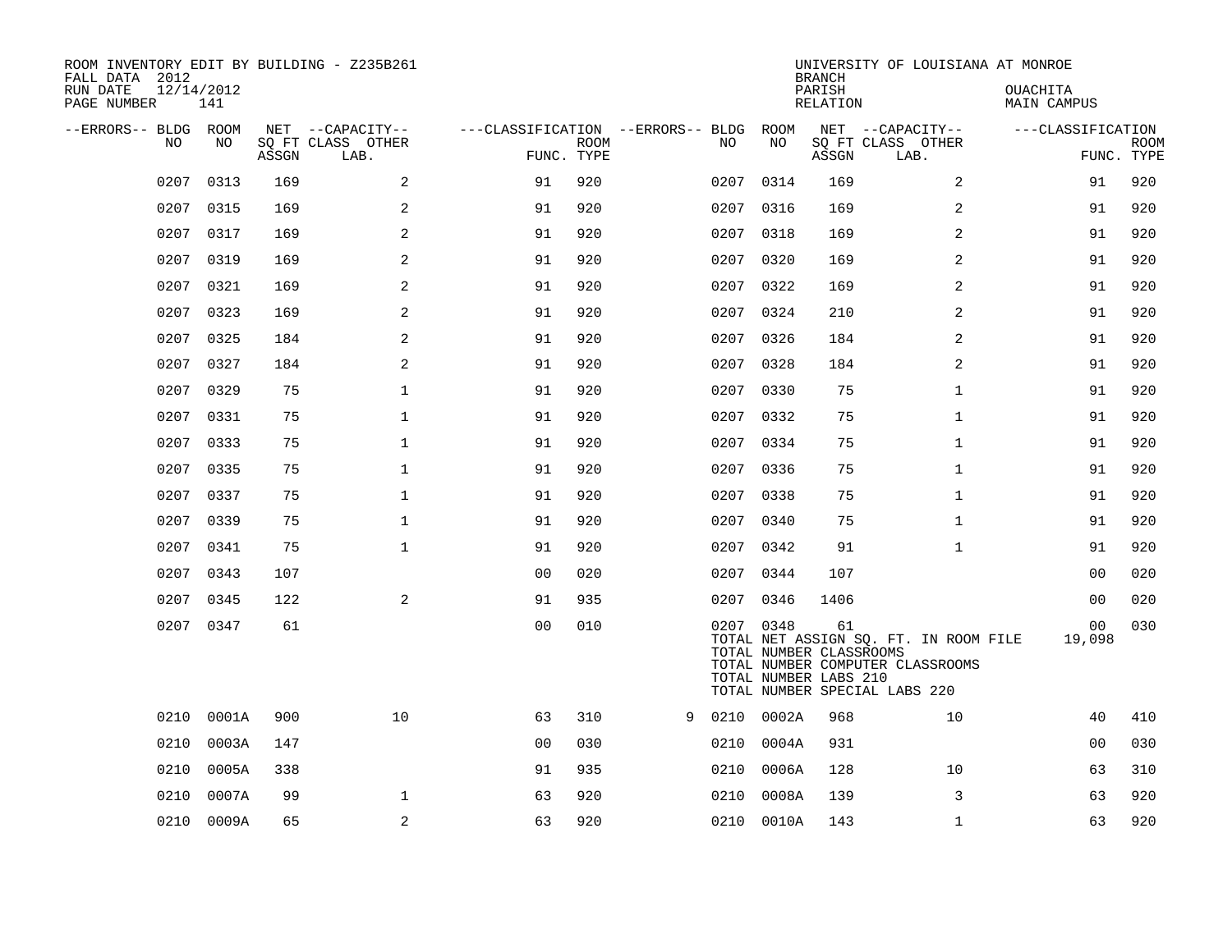ROOM INVENTORY EDIT BY BUILDING - Z235B261
FALL DATA 2012
RUN DATE 12/14/2012
PAGE NUMBER 141

UNIVERSITY OF LOUISIANA AT MONROE
BRANCH
PARISH OUACHITA
RELATION MAIN CAMPUS

| --ERRORS-- | BLDG NO | ROOM NO | NET SQ FT ASSGN | --CAPACITY-- CLASS | OTHER LAB. | ---CLASSIFICATION FUNC. | ROOM TYPE | --ERRORS-- | BLDG NO | ROOM NO | NET SQ FT ASSGN | --CAPACITY-- CLASS | OTHER LAB. | ---CLASSIFICATION FUNC. | ROOM TYPE |
|---|---|---|---|---|---|---|---|---|---|---|---|---|---|---|---|
| | 0207 | 0313 | 169 | | 2 | 91 | 920 | | 0207 | 0314 | 169 | | 2 | 91 | 920 |
| | 0207 | 0315 | 169 | | 2 | 91 | 920 | | 0207 | 0316 | 169 | | 2 | 91 | 920 |
| | 0207 | 0317 | 169 | | 2 | 91 | 920 | | 0207 | 0318 | 169 | | 2 | 91 | 920 |
| | 0207 | 0319 | 169 | | 2 | 91 | 920 | | 0207 | 0320 | 169 | | 2 | 91 | 920 |
| | 0207 | 0321 | 169 | | 2 | 91 | 920 | | 0207 | 0322 | 169 | | 2 | 91 | 920 |
| | 0207 | 0323 | 169 | | 2 | 91 | 920 | | 0207 | 0324 | 210 | | 2 | 91 | 920 |
| | 0207 | 0325 | 184 | | 2 | 91 | 920 | | 0207 | 0326 | 184 | | 2 | 91 | 920 |
| | 0207 | 0327 | 184 | | 2 | 91 | 920 | | 0207 | 0328 | 184 | | 2 | 91 | 920 |
| | 0207 | 0329 | 75 | | 1 | 91 | 920 | | 0207 | 0330 | 75 | | 1 | 91 | 920 |
| | 0207 | 0331 | 75 | | 1 | 91 | 920 | | 0207 | 0332 | 75 | | 1 | 91 | 920 |
| | 0207 | 0333 | 75 | | 1 | 91 | 920 | | 0207 | 0334 | 75 | | 1 | 91 | 920 |
| | 0207 | 0335 | 75 | | 1 | 91 | 920 | | 0207 | 0336 | 75 | | 1 | 91 | 920 |
| | 0207 | 0337 | 75 | | 1 | 91 | 920 | | 0207 | 0338 | 75 | | 1 | 91 | 920 |
| | 0207 | 0339 | 75 | | 1 | 91 | 920 | | 0207 | 0340 | 75 | | 1 | 91 | 920 |
| | 0207 | 0341 | 75 | | 1 | 91 | 920 | | 0207 | 0342 | 91 | | 1 | 91 | 920 |
| | 0207 | 0343 | 107 | | | 00 | 020 | | 0207 | 0344 | 107 | | | 00 | 020 |
| | 0207 | 0345 | 122 | | 2 | 91 | 935 | | 0207 | 0346 | 1406 | | | 00 | 020 |
| | 0207 | 0347 | 61 | | | 00 | 010 | | 0207 | 0348 | 61 | | | 00 | 030 |

TOTAL NET ASSIGN SQ. FT. IN ROOM FILE 19,098
TOTAL NUMBER CLASSROOMS
TOTAL NUMBER COMPUTER CLASSROOMS
TOTAL NUMBER LABS 210
TOTAL NUMBER SPECIAL LABS 220

| --ERRORS-- | BLDG NO | ROOM NO | NET SQ FT ASSGN | --CAPACITY-- CLASS | OTHER LAB. | ---CLASSIFICATION FUNC. | ROOM TYPE | --ERRORS-- | BLDG NO | ROOM NO | NET SQ FT ASSGN | --CAPACITY-- CLASS | OTHER LAB. | ---CLASSIFICATION FUNC. | ROOM TYPE |
|---|---|---|---|---|---|---|---|---|---|---|---|---|---|---|---|
| | 0210 | 0001A | 900 | | 10 | 63 | 310 | 9 | 0210 | 0002A | 968 | | 10 | 40 | 410 |
| | 0210 | 0003A | 147 | | | 00 | 030 | | 0210 | 0004A | 931 | | | 00 | 030 |
| | 0210 | 0005A | 338 | | | 91 | 935 | | 0210 | 0006A | 128 | | 10 | 63 | 310 |
| | 0210 | 0007A | 99 | | 1 | 63 | 920 | | 0210 | 0008A | 139 | | 3 | 63 | 920 |
| | 0210 | 0009A | 65 | | 2 | 63 | 920 | | 0210 | 0010A | 143 | | 1 | 63 | 920 |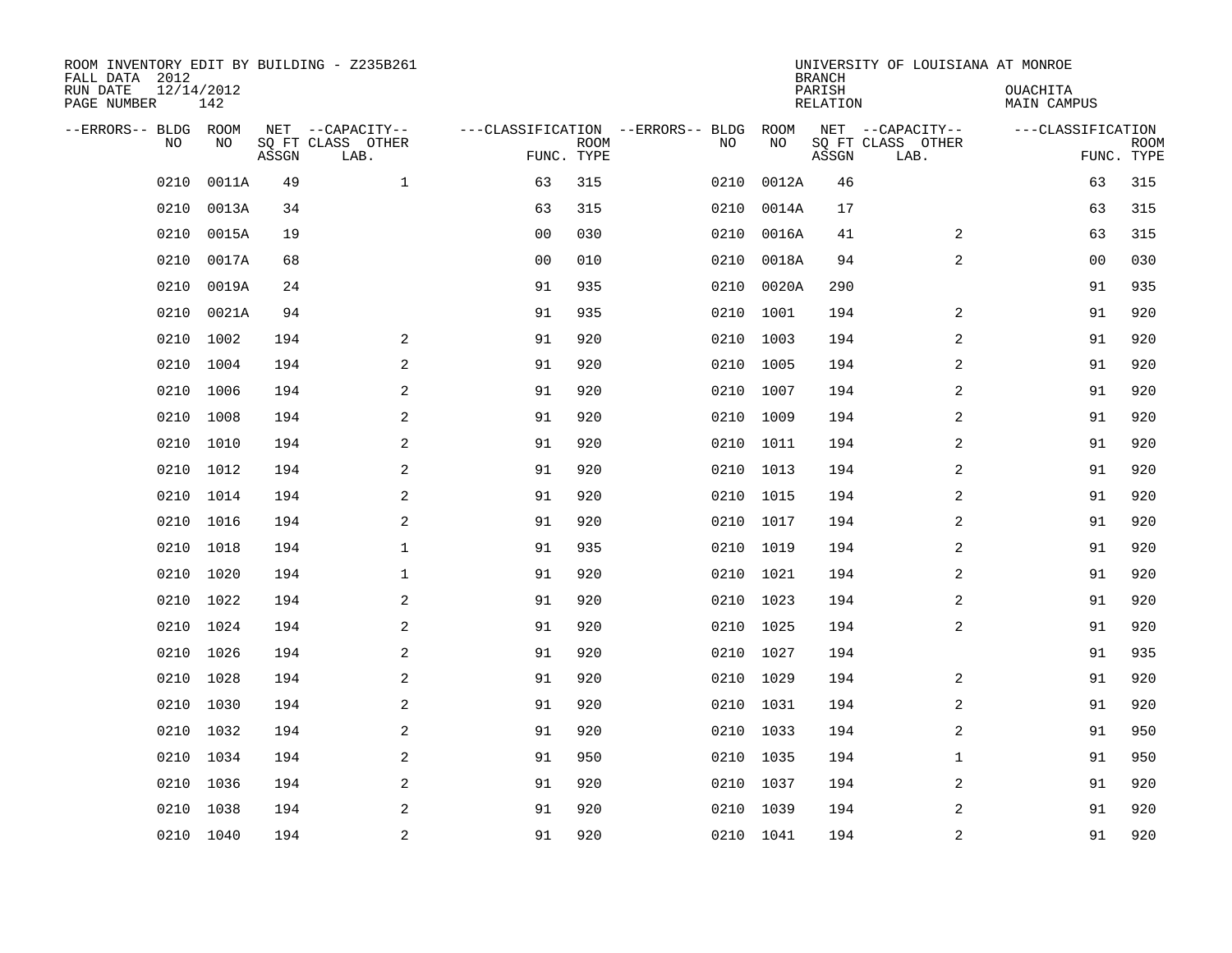ROOM INVENTORY EDIT BY BUILDING - Z235B261
FALL DATA 2012
RUN DATE 12/14/2012
PAGE NUMBER 142

UNIVERSITY OF LOUISIANA AT MONROE
BRANCH
PARISH OUACHITA
RELATION MAIN CAMPUS

| --ERRORS-- | BLDG NO | ROOM NO | NET SQ FT ASSGN | --CAPACITY-- CLASS LAB. | OTHER | ---CLASSIFICATION FUNC. | ROOM TYPE | --ERRORS-- | BLDG NO | ROOM NO | NET SQ FT ASSGN | --CAPACITY-- CLASS LAB. | OTHER | ---CLASSIFICATION FUNC. | ROOM TYPE |
|---|---|---|---|---|---|---|---|---|---|---|---|---|---|---|---|
| | 0210 | 0011A | 49 | | 1 | 63 | 315 | | 0210 | 0012A | 46 | | | 63 | 315 |
| | 0210 | 0013A | 34 | | | 63 | 315 | | 0210 | 0014A | 17 | | | 63 | 315 |
| | 0210 | 0015A | 19 | | | 00 | 030 | | 0210 | 0016A | 41 | | 2 | 63 | 315 |
| | 0210 | 0017A | 68 | | | 00 | 010 | | 0210 | 0018A | 94 | | 2 | 00 | 030 |
| | 0210 | 0019A | 24 | | | 91 | 935 | | 0210 | 0020A | 290 | | | 91 | 935 |
| | 0210 | 0021A | 94 | | | 91 | 935 | | 0210 | 1001 | 194 | | 2 | 91 | 920 |
| | 0210 | 1002 | 194 | | 2 | 91 | 920 | | 0210 | 1003 | 194 | | 2 | 91 | 920 |
| | 0210 | 1004 | 194 | | 2 | 91 | 920 | | 0210 | 1005 | 194 | | 2 | 91 | 920 |
| | 0210 | 1006 | 194 | | 2 | 91 | 920 | | 0210 | 1007 | 194 | | 2 | 91 | 920 |
| | 0210 | 1008 | 194 | | 2 | 91 | 920 | | 0210 | 1009 | 194 | | 2 | 91 | 920 |
| | 0210 | 1010 | 194 | | 2 | 91 | 920 | | 0210 | 1011 | 194 | | 2 | 91 | 920 |
| | 0210 | 1012 | 194 | | 2 | 91 | 920 | | 0210 | 1013 | 194 | | 2 | 91 | 920 |
| | 0210 | 1014 | 194 | | 2 | 91 | 920 | | 0210 | 1015 | 194 | | 2 | 91 | 920 |
| | 0210 | 1016 | 194 | | 2 | 91 | 920 | | 0210 | 1017 | 194 | | 2 | 91 | 920 |
| | 0210 | 1018 | 194 | | 1 | 91 | 935 | | 0210 | 1019 | 194 | | 2 | 91 | 920 |
| | 0210 | 1020 | 194 | | 1 | 91 | 920 | | 0210 | 1021 | 194 | | 2 | 91 | 920 |
| | 0210 | 1022 | 194 | | 2 | 91 | 920 | | 0210 | 1023 | 194 | | 2 | 91 | 920 |
| | 0210 | 1024 | 194 | | 2 | 91 | 920 | | 0210 | 1025 | 194 | | 2 | 91 | 920 |
| | 0210 | 1026 | 194 | | 2 | 91 | 920 | | 0210 | 1027 | 194 | | | 91 | 935 |
| | 0210 | 1028 | 194 | | 2 | 91 | 920 | | 0210 | 1029 | 194 | | 2 | 91 | 920 |
| | 0210 | 1030 | 194 | | 2 | 91 | 920 | | 0210 | 1031 | 194 | | 2 | 91 | 920 |
| | 0210 | 1032 | 194 | | 2 | 91 | 920 | | 0210 | 1033 | 194 | | 2 | 91 | 950 |
| | 0210 | 1034 | 194 | | 2 | 91 | 950 | | 0210 | 1035 | 194 | | 1 | 91 | 950 |
| | 0210 | 1036 | 194 | | 2 | 91 | 920 | | 0210 | 1037 | 194 | | 2 | 91 | 920 |
| | 0210 | 1038 | 194 | | 2 | 91 | 920 | | 0210 | 1039 | 194 | | 2 | 91 | 920 |
| | 0210 | 1040 | 194 | | 2 | 91 | 920 | | 0210 | 1041 | 194 | | 2 | 91 | 920 |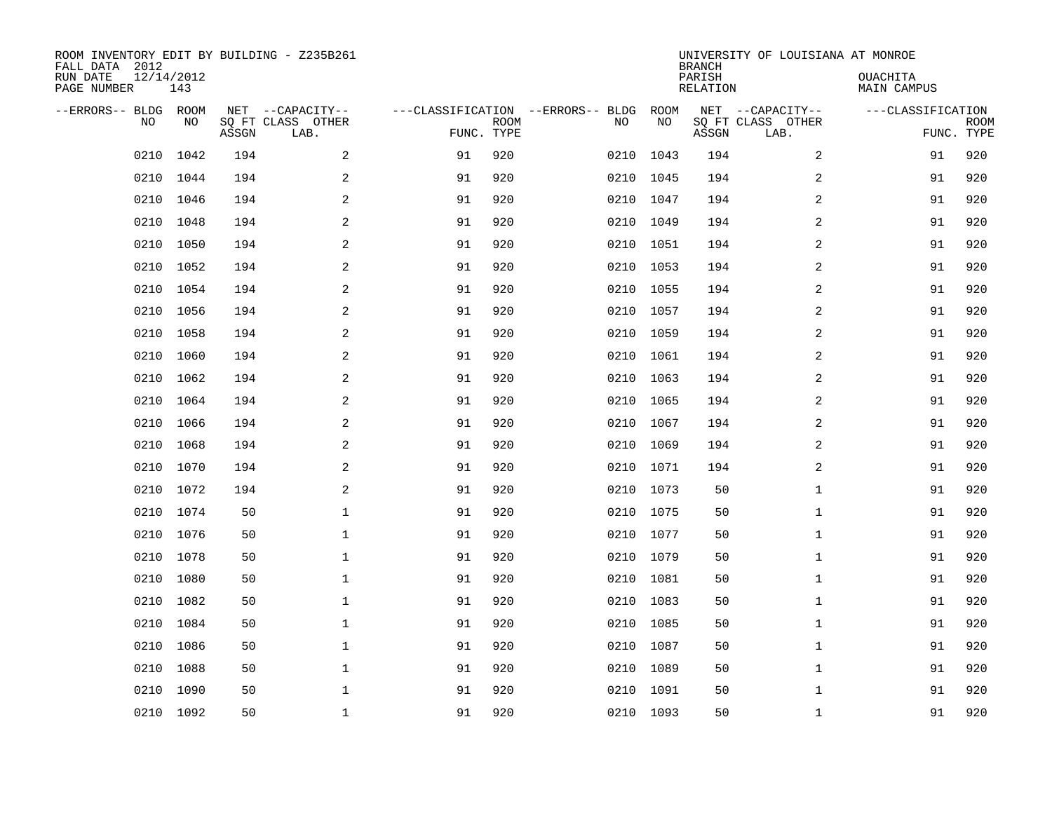ROOM INVENTORY EDIT BY BUILDING - Z235B261
FALL DATA 2012
RUN DATE 12/14/2012
PAGE NUMBER 143

UNIVERSITY OF LOUISIANA AT MONROE
BRANCH
PARISH OUACHITA
RELATION MAIN CAMPUS

| --ERRORS-- | BLDG NO | ROOM NO | NET SQ FT ASSGN | --CAPACITY-- CLASS LAB. | OTHER | ---CLASSIFICATION FUNC. | ROOM TYPE | --ERRORS-- | BLDG NO | ROOM NO | NET SQ FT ASSGN | --CAPACITY-- CLASS LAB. | OTHER | ---CLASSIFICATION FUNC. | ROOM TYPE |
|---|---|---|---|---|---|---|---|---|---|---|---|---|---|---|---|
| | 0210 | 1042 | 194 | | 2 | 91 | 920 | | 0210 | 1043 | 194 | | 2 | 91 | 920 |
| | 0210 | 1044 | 194 | | 2 | 91 | 920 | | 0210 | 1045 | 194 | | 2 | 91 | 920 |
| | 0210 | 1046 | 194 | | 2 | 91 | 920 | | 0210 | 1047 | 194 | | 2 | 91 | 920 |
| | 0210 | 1048 | 194 | | 2 | 91 | 920 | | 0210 | 1049 | 194 | | 2 | 91 | 920 |
| | 0210 | 1050 | 194 | | 2 | 91 | 920 | | 0210 | 1051 | 194 | | 2 | 91 | 920 |
| | 0210 | 1052 | 194 | | 2 | 91 | 920 | | 0210 | 1053 | 194 | | 2 | 91 | 920 |
| | 0210 | 1054 | 194 | | 2 | 91 | 920 | | 0210 | 1055 | 194 | | 2 | 91 | 920 |
| | 0210 | 1056 | 194 | | 2 | 91 | 920 | | 0210 | 1057 | 194 | | 2 | 91 | 920 |
| | 0210 | 1058 | 194 | | 2 | 91 | 920 | | 0210 | 1059 | 194 | | 2 | 91 | 920 |
| | 0210 | 1060 | 194 | | 2 | 91 | 920 | | 0210 | 1061 | 194 | | 2 | 91 | 920 |
| | 0210 | 1062 | 194 | | 2 | 91 | 920 | | 0210 | 1063 | 194 | | 2 | 91 | 920 |
| | 0210 | 1064 | 194 | | 2 | 91 | 920 | | 0210 | 1065 | 194 | | 2 | 91 | 920 |
| | 0210 | 1066 | 194 | | 2 | 91 | 920 | | 0210 | 1067 | 194 | | 2 | 91 | 920 |
| | 0210 | 1068 | 194 | | 2 | 91 | 920 | | 0210 | 1069 | 194 | | 2 | 91 | 920 |
| | 0210 | 1070 | 194 | | 2 | 91 | 920 | | 0210 | 1071 | 194 | | 2 | 91 | 920 |
| | 0210 | 1072 | 194 | | 2 | 91 | 920 | | 0210 | 1073 | 50 | | 1 | 91 | 920 |
| | 0210 | 1074 | 50 | | 1 | 91 | 920 | | 0210 | 1075 | 50 | | 1 | 91 | 920 |
| | 0210 | 1076 | 50 | | 1 | 91 | 920 | | 0210 | 1077 | 50 | | 1 | 91 | 920 |
| | 0210 | 1078 | 50 | | 1 | 91 | 920 | | 0210 | 1079 | 50 | | 1 | 91 | 920 |
| | 0210 | 1080 | 50 | | 1 | 91 | 920 | | 0210 | 1081 | 50 | | 1 | 91 | 920 |
| | 0210 | 1082 | 50 | | 1 | 91 | 920 | | 0210 | 1083 | 50 | | 1 | 91 | 920 |
| | 0210 | 1084 | 50 | | 1 | 91 | 920 | | 0210 | 1085 | 50 | | 1 | 91 | 920 |
| | 0210 | 1086 | 50 | | 1 | 91 | 920 | | 0210 | 1087 | 50 | | 1 | 91 | 920 |
| | 0210 | 1088 | 50 | | 1 | 91 | 920 | | 0210 | 1089 | 50 | | 1 | 91 | 920 |
| | 0210 | 1090 | 50 | | 1 | 91 | 920 | | 0210 | 1091 | 50 | | 1 | 91 | 920 |
| | 0210 | 1092 | 50 | | 1 | 91 | 920 | | 0210 | 1093 | 50 | | 1 | 91 | 920 |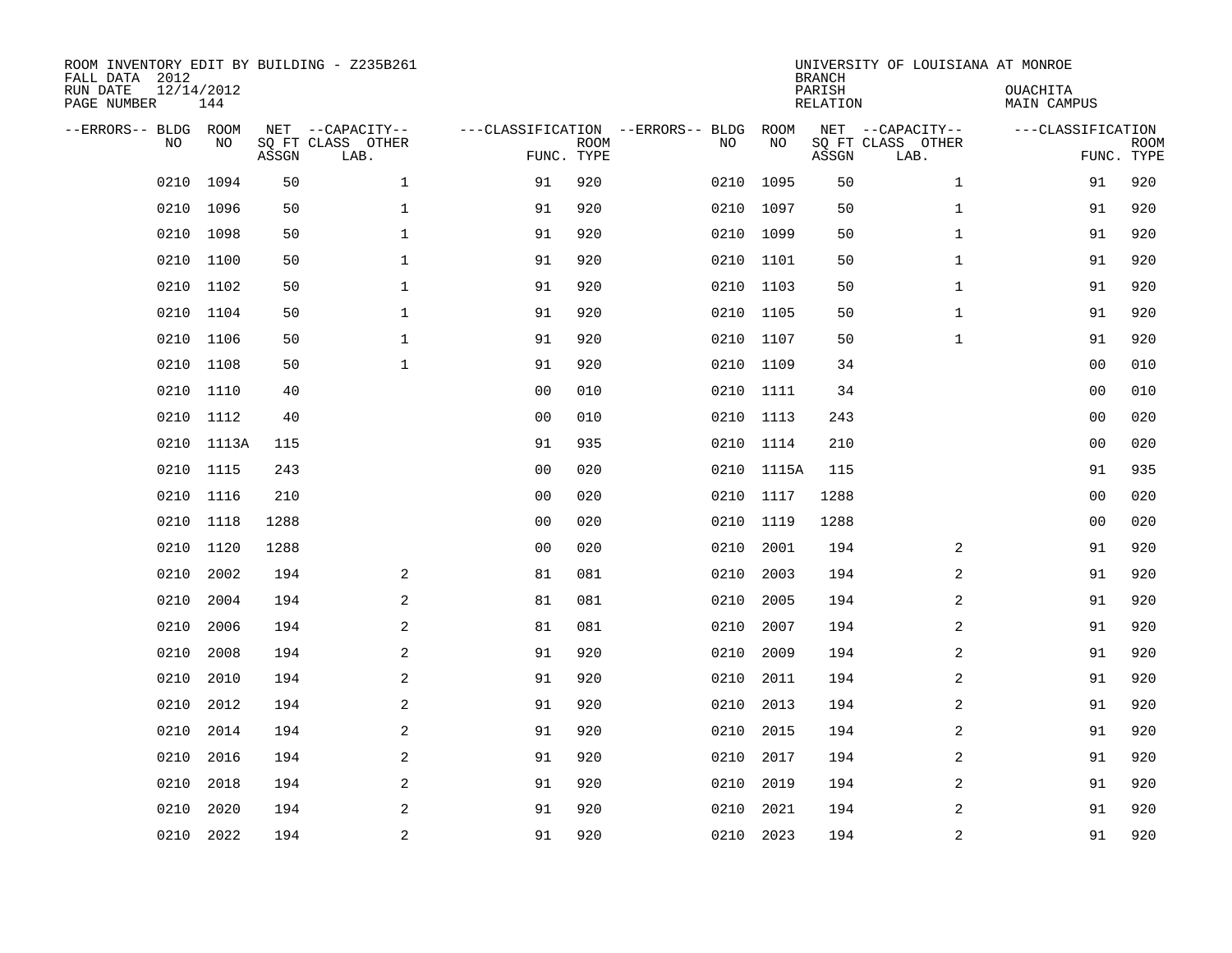ROOM INVENTORY EDIT BY BUILDING - Z235B261
FALL DATA 2012
RUN DATE 12/14/2012
PAGE NUMBER 144

UNIVERSITY OF LOUISIANA AT MONROE
BRANCH
PARISH OUACHITA
RELATION MAIN CAMPUS

| --ERRORS-- | BLDG NO | ROOM NO | NET SQ FT ASSGN | --CAPACITY-- CLASS LAB. | OTHER | ---CLASSIFICATION FUNC. | ROOM TYPE | --ERRORS-- | BLDG NO | ROOM NO | NET SQ FT ASSGN | --CAPACITY-- CLASS LAB. | OTHER | ---CLASSIFICATION FUNC. | ROOM TYPE |
|---|---|---|---|---|---|---|---|---|---|---|---|---|---|---|---|
| | 0210 | 1094 | 50 | | 1 | 91 | 920 | | 0210 | 1095 | 50 | | 1 | 91 | 920 |
| | 0210 | 1096 | 50 | | 1 | 91 | 920 | | 0210 | 1097 | 50 | | 1 | 91 | 920 |
| | 0210 | 1098 | 50 | | 1 | 91 | 920 | | 0210 | 1099 | 50 | | 1 | 91 | 920 |
| | 0210 | 1100 | 50 | | 1 | 91 | 920 | | 0210 | 1101 | 50 | | 1 | 91 | 920 |
| | 0210 | 1102 | 50 | | 1 | 91 | 920 | | 0210 | 1103 | 50 | | 1 | 91 | 920 |
| | 0210 | 1104 | 50 | | 1 | 91 | 920 | | 0210 | 1105 | 50 | | 1 | 91 | 920 |
| | 0210 | 1106 | 50 | | 1 | 91 | 920 | | 0210 | 1107 | 50 | | 1 | 91 | 920 |
| | 0210 | 1108 | 50 | | 1 | 91 | 920 | | 0210 | 1109 | 34 | | | 00 | 010 |
| | 0210 | 1110 | 40 | | | 00 | 010 | | 0210 | 1111 | 34 | | | 00 | 010 |
| | 0210 | 1112 | 40 | | | 00 | 010 | | 0210 | 1113 | 243 | | | 00 | 020 |
| | 0210 | 1113A | 115 | | | 91 | 935 | | 0210 | 1114 | 210 | | | 00 | 020 |
| | 0210 | 1115 | 243 | | | 00 | 020 | | 0210 | 1115A | 115 | | | 91 | 935 |
| | 0210 | 1116 | 210 | | | 00 | 020 | | 0210 | 1117 | 1288 | | | 00 | 020 |
| | 0210 | 1118 | 1288 | | | 00 | 020 | | 0210 | 1119 | 1288 | | | 00 | 020 |
| | 0210 | 1120 | 1288 | | | 00 | 020 | | 0210 | 2001 | 194 | | 2 | 91 | 920 |
| | 0210 | 2002 | 194 | | 2 | 81 | 081 | | 0210 | 2003 | 194 | | 2 | 91 | 920 |
| | 0210 | 2004 | 194 | | 2 | 81 | 081 | | 0210 | 2005 | 194 | | 2 | 91 | 920 |
| | 0210 | 2006 | 194 | | 2 | 81 | 081 | | 0210 | 2007 | 194 | | 2 | 91 | 920 |
| | 0210 | 2008 | 194 | | 2 | 91 | 920 | | 0210 | 2009 | 194 | | 2 | 91 | 920 |
| | 0210 | 2010 | 194 | | 2 | 91 | 920 | | 0210 | 2011 | 194 | | 2 | 91 | 920 |
| | 0210 | 2012 | 194 | | 2 | 91 | 920 | | 0210 | 2013 | 194 | | 2 | 91 | 920 |
| | 0210 | 2014 | 194 | | 2 | 91 | 920 | | 0210 | 2015 | 194 | | 2 | 91 | 920 |
| | 0210 | 2016 | 194 | | 2 | 91 | 920 | | 0210 | 2017 | 194 | | 2 | 91 | 920 |
| | 0210 | 2018 | 194 | | 2 | 91 | 920 | | 0210 | 2019 | 194 | | 2 | 91 | 920 |
| | 0210 | 2020 | 194 | | 2 | 91 | 920 | | 0210 | 2021 | 194 | | 2 | 91 | 920 |
| | 0210 | 2022 | 194 | | 2 | 91 | 920 | | 0210 | 2023 | 194 | | 2 | 91 | 920 |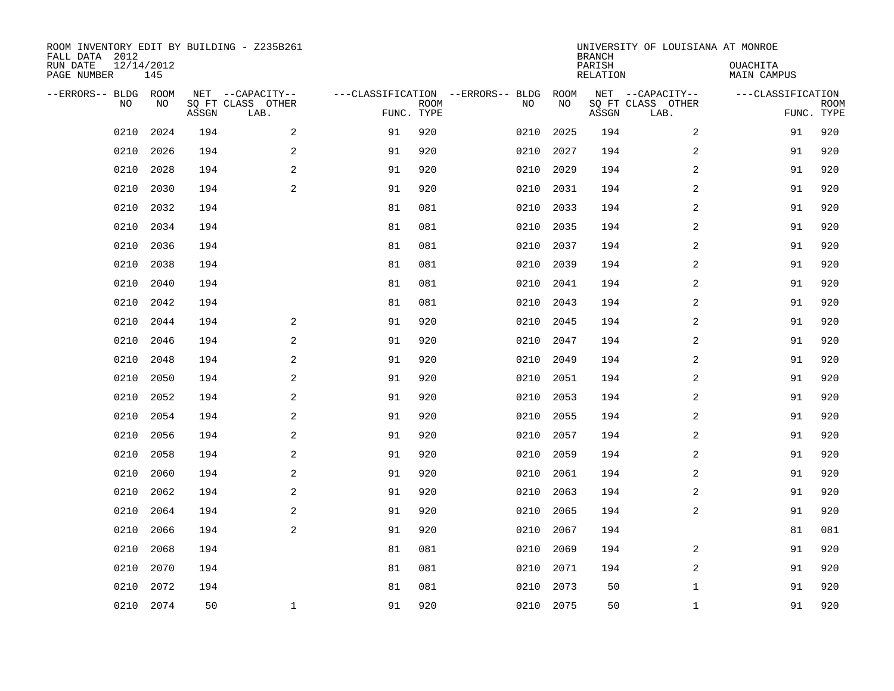ROOM INVENTORY EDIT BY BUILDING - Z235B261
FALL DATA 2012
RUN DATE 12/14/2012
PAGE NUMBER 145

UNIVERSITY OF LOUISIANA AT MONROE
BRANCH
PARISH OUACHITA
RELATION MAIN CAMPUS

| --ERRORS-- | BLDG NO | ROOM NO | NET SQ FT ASSGN | --CAPACITY-- CLASS | OTHER LAB. | ---CLASSIFICATION FUNC. | ROOM TYPE | --ERRORS-- | BLDG NO | ROOM NO | NET SQ FT ASSGN | --CAPACITY-- CLASS | OTHER LAB. | ---CLASSIFICATION FUNC. | ROOM TYPE |
|---|---|---|---|---|---|---|---|---|---|---|---|---|---|---|---|
| | 0210 | 2024 | 194 | | 2 | 91 | 920 | | 0210 | 2025 | 194 | | 2 | 91 | 920 |
| | 0210 | 2026 | 194 | | 2 | 91 | 920 | | 0210 | 2027 | 194 | | 2 | 91 | 920 |
| | 0210 | 2028 | 194 | | 2 | 91 | 920 | | 0210 | 2029 | 194 | | 2 | 91 | 920 |
| | 0210 | 2030 | 194 | | 2 | 91 | 920 | | 0210 | 2031 | 194 | | 2 | 91 | 920 |
| | 0210 | 2032 | 194 | | | 81 | 081 | | 0210 | 2033 | 194 | | 2 | 91 | 920 |
| | 0210 | 2034 | 194 | | | 81 | 081 | | 0210 | 2035 | 194 | | 2 | 91 | 920 |
| | 0210 | 2036 | 194 | | | 81 | 081 | | 0210 | 2037 | 194 | | 2 | 91 | 920 |
| | 0210 | 2038 | 194 | | | 81 | 081 | | 0210 | 2039 | 194 | | 2 | 91 | 920 |
| | 0210 | 2040 | 194 | | | 81 | 081 | | 0210 | 2041 | 194 | | 2 | 91 | 920 |
| | 0210 | 2042 | 194 | | | 81 | 081 | | 0210 | 2043 | 194 | | 2 | 91 | 920 |
| | 0210 | 2044 | 194 | | 2 | 91 | 920 | | 0210 | 2045 | 194 | | 2 | 91 | 920 |
| | 0210 | 2046 | 194 | | 2 | 91 | 920 | | 0210 | 2047 | 194 | | 2 | 91 | 920 |
| | 0210 | 2048 | 194 | | 2 | 91 | 920 | | 0210 | 2049 | 194 | | 2 | 91 | 920 |
| | 0210 | 2050 | 194 | | 2 | 91 | 920 | | 0210 | 2051 | 194 | | 2 | 91 | 920 |
| | 0210 | 2052 | 194 | | 2 | 91 | 920 | | 0210 | 2053 | 194 | | 2 | 91 | 920 |
| | 0210 | 2054 | 194 | | 2 | 91 | 920 | | 0210 | 2055 | 194 | | 2 | 91 | 920 |
| | 0210 | 2056 | 194 | | 2 | 91 | 920 | | 0210 | 2057 | 194 | | 2 | 91 | 920 |
| | 0210 | 2058 | 194 | | 2 | 91 | 920 | | 0210 | 2059 | 194 | | 2 | 91 | 920 |
| | 0210 | 2060 | 194 | | 2 | 91 | 920 | | 0210 | 2061 | 194 | | 2 | 91 | 920 |
| | 0210 | 2062 | 194 | | 2 | 91 | 920 | | 0210 | 2063 | 194 | | 2 | 91 | 920 |
| | 0210 | 2064 | 194 | | 2 | 91 | 920 | | 0210 | 2065 | 194 | | 2 | 91 | 920 |
| | 0210 | 2066 | 194 | | 2 | 91 | 920 | | 0210 | 2067 | 194 | | | 81 | 081 |
| | 0210 | 2068 | 194 | | | 81 | 081 | | 0210 | 2069 | 194 | | 2 | 91 | 920 |
| | 0210 | 2070 | 194 | | | 81 | 081 | | 0210 | 2071 | 194 | | 2 | 91 | 920 |
| | 0210 | 2072 | 194 | | | 81 | 081 | | 0210 | 2073 | 50 | | 1 | 91 | 920 |
| | 0210 | 2074 | 50 | | 1 | 91 | 920 | | 0210 | 2075 | 50 | | 1 | 91 | 920 |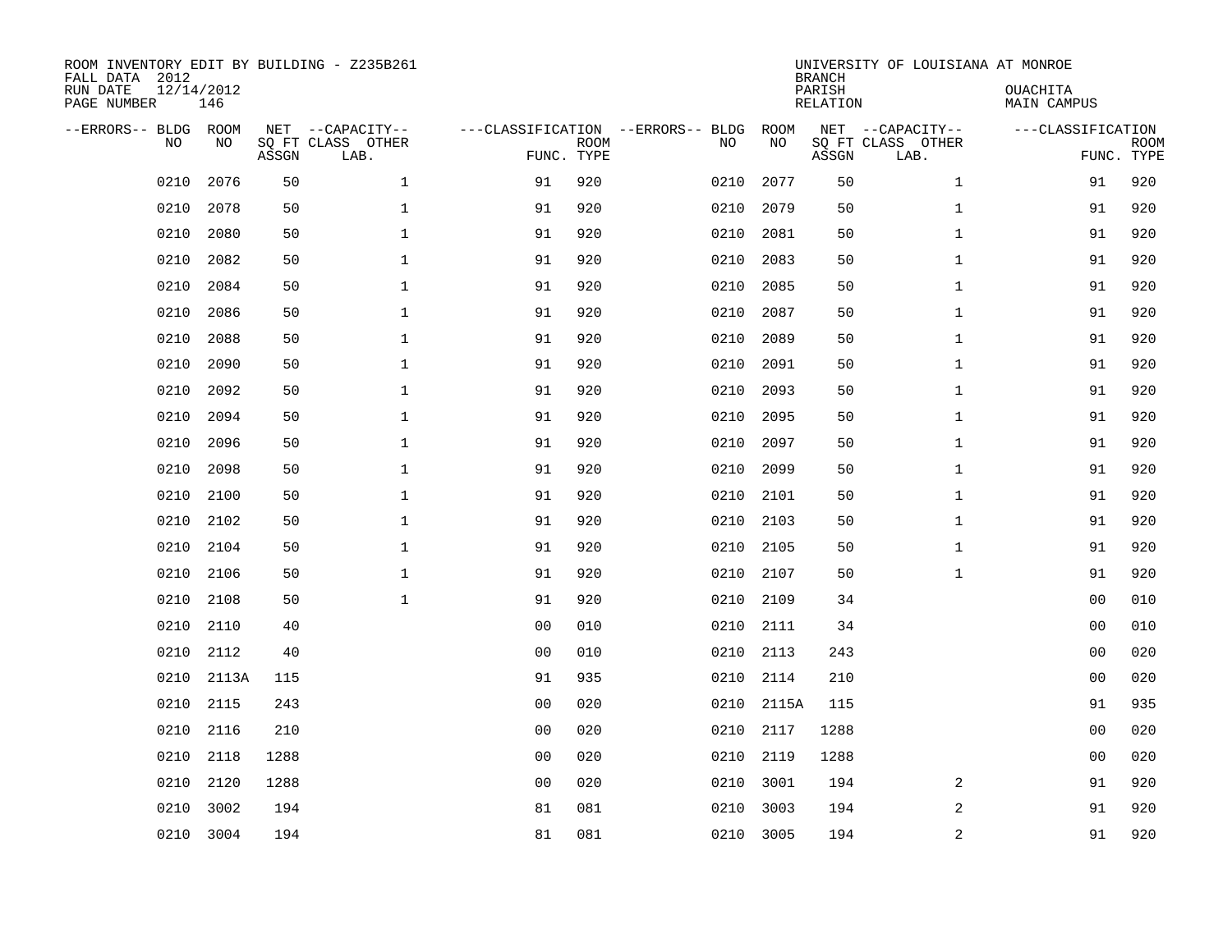ROOM INVENTORY EDIT BY BUILDING - Z235B261
FALL DATA 2012
RUN DATE 12/14/2012
PAGE NUMBER 146

UNIVERSITY OF LOUISIANA AT MONROE
BRANCH
PARISH OUACHITA
RELATION MAIN CAMPUS

| --ERRORS-- | BLDG NO | ROOM NO | NET SQ FT ASSGN | --CAPACITY-- CLASS | OTHER LAB. | ---CLASSIFICATION FUNC. | ROOM TYPE | --ERRORS-- | BLDG NO | ROOM NO | NET SQ FT ASSGN | --CAPACITY-- CLASS | OTHER LAB. | ---CLASSIFICATION FUNC. | ROOM TYPE |
|---|---|---|---|---|---|---|---|---|---|---|---|---|---|---|---|
| | 0210 | 2076 | 50 | | 1 | 91 | 920 | | 0210 | 2077 | 50 | | 1 | 91 | 920 |
| | 0210 | 2078 | 50 | | 1 | 91 | 920 | | 0210 | 2079 | 50 | | 1 | 91 | 920 |
| | 0210 | 2080 | 50 | | 1 | 91 | 920 | | 0210 | 2081 | 50 | | 1 | 91 | 920 |
| | 0210 | 2082 | 50 | | 1 | 91 | 920 | | 0210 | 2083 | 50 | | 1 | 91 | 920 |
| | 0210 | 2084 | 50 | | 1 | 91 | 920 | | 0210 | 2085 | 50 | | 1 | 91 | 920 |
| | 0210 | 2086 | 50 | | 1 | 91 | 920 | | 0210 | 2087 | 50 | | 1 | 91 | 920 |
| | 0210 | 2088 | 50 | | 1 | 91 | 920 | | 0210 | 2089 | 50 | | 1 | 91 | 920 |
| | 0210 | 2090 | 50 | | 1 | 91 | 920 | | 0210 | 2091 | 50 | | 1 | 91 | 920 |
| | 0210 | 2092 | 50 | | 1 | 91 | 920 | | 0210 | 2093 | 50 | | 1 | 91 | 920 |
| | 0210 | 2094 | 50 | | 1 | 91 | 920 | | 0210 | 2095 | 50 | | 1 | 91 | 920 |
| | 0210 | 2096 | 50 | | 1 | 91 | 920 | | 0210 | 2097 | 50 | | 1 | 91 | 920 |
| | 0210 | 2098 | 50 | | 1 | 91 | 920 | | 0210 | 2099 | 50 | | 1 | 91 | 920 |
| | 0210 | 2100 | 50 | | 1 | 91 | 920 | | 0210 | 2101 | 50 | | 1 | 91 | 920 |
| | 0210 | 2102 | 50 | | 1 | 91 | 920 | | 0210 | 2103 | 50 | | 1 | 91 | 920 |
| | 0210 | 2104 | 50 | | 1 | 91 | 920 | | 0210 | 2105 | 50 | | 1 | 91 | 920 |
| | 0210 | 2106 | 50 | | 1 | 91 | 920 | | 0210 | 2107 | 50 | | 1 | 91 | 920 |
| | 0210 | 2108 | 50 | | 1 | 91 | 920 | | 0210 | 2109 | 34 | | | 00 | 010 |
| | 0210 | 2110 | 40 | | | 00 | 010 | | 0210 | 2111 | 34 | | | 00 | 010 |
| | 0210 | 2112 | 40 | | | 00 | 010 | | 0210 | 2113 | 243 | | | 00 | 020 |
| | 0210 | 2113A | 115 | | | 91 | 935 | | 0210 | 2114 | 210 | | | 00 | 020 |
| | 0210 | 2115 | 243 | | | 00 | 020 | | 0210 | 2115A | 115 | | | 91 | 935 |
| | 0210 | 2116 | 210 | | | 00 | 020 | | 0210 | 2117 | 1288 | | | 00 | 020 |
| | 0210 | 2118 | 1288 | | | 00 | 020 | | 0210 | 2119 | 1288 | | | 00 | 020 |
| | 0210 | 2120 | 1288 | | | 00 | 020 | | 0210 | 3001 | 194 | | 2 | 91 | 920 |
| | 0210 | 3002 | 194 | | | 81 | 081 | | 0210 | 3003 | 194 | | 2 | 91 | 920 |
| | 0210 | 3004 | 194 | | | 81 | 081 | | 0210 | 3005 | 194 | | 2 | 91 | 920 |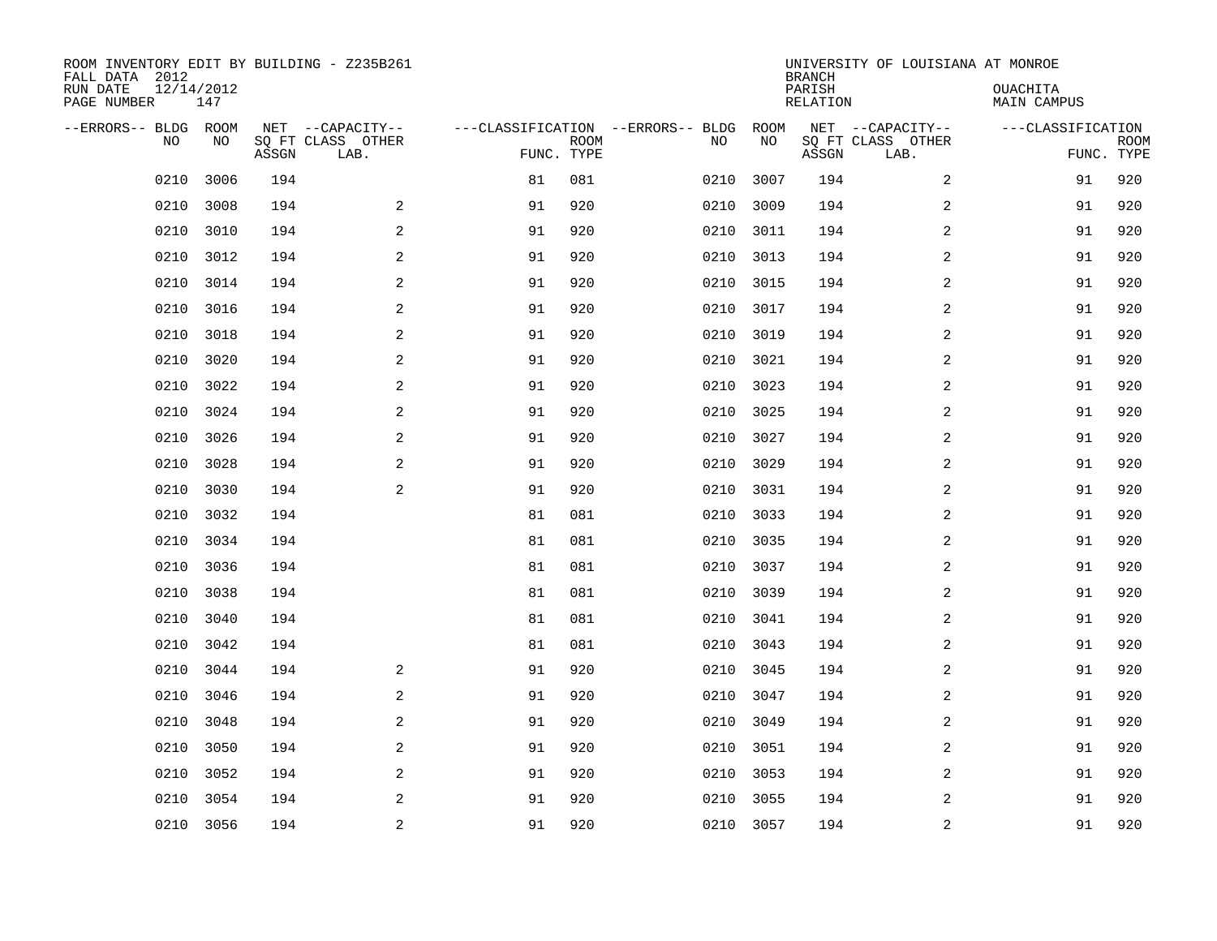ROOM INVENTORY EDIT BY BUILDING - Z235B261
FALL DATA 2012
RUN DATE 12/14/2012
PAGE NUMBER 147

UNIVERSITY OF LOUISIANA AT MONROE
BRANCH
PARISH OUACHITA
RELATION MAIN CAMPUS

| --ERRORS-- | BLDG NO | ROOM NO | NET SQ FT ASSGN | --CAPACITY-- CLASS LAB. | OTHER | ---CLASSIFICATION FUNC. | ROOM TYPE | --ERRORS-- | BLDG NO | ROOM NO | NET SQ FT ASSGN | --CAPACITY-- CLASS LAB. | OTHER | ---CLASSIFICATION FUNC. | ROOM TYPE |
|---|---|---|---|---|---|---|---|---|---|---|---|---|---|---|---|
| | 0210 | 3006 | 194 | | | 81 | 081 | | 0210 | 3007 | 194 | | 2 | 91 | 920 |
| | 0210 | 3008 | 194 | | 2 | 91 | 920 | | 0210 | 3009 | 194 | | 2 | 91 | 920 |
| | 0210 | 3010 | 194 | | 2 | 91 | 920 | | 0210 | 3011 | 194 | | 2 | 91 | 920 |
| | 0210 | 3012 | 194 | | 2 | 91 | 920 | | 0210 | 3013 | 194 | | 2 | 91 | 920 |
| | 0210 | 3014 | 194 | | 2 | 91 | 920 | | 0210 | 3015 | 194 | | 2 | 91 | 920 |
| | 0210 | 3016 | 194 | | 2 | 91 | 920 | | 0210 | 3017 | 194 | | 2 | 91 | 920 |
| | 0210 | 3018 | 194 | | 2 | 91 | 920 | | 0210 | 3019 | 194 | | 2 | 91 | 920 |
| | 0210 | 3020 | 194 | | 2 | 91 | 920 | | 0210 | 3021 | 194 | | 2 | 91 | 920 |
| | 0210 | 3022 | 194 | | 2 | 91 | 920 | | 0210 | 3023 | 194 | | 2 | 91 | 920 |
| | 0210 | 3024 | 194 | | 2 | 91 | 920 | | 0210 | 3025 | 194 | | 2 | 91 | 920 |
| | 0210 | 3026 | 194 | | 2 | 91 | 920 | | 0210 | 3027 | 194 | | 2 | 91 | 920 |
| | 0210 | 3028 | 194 | | 2 | 91 | 920 | | 0210 | 3029 | 194 | | 2 | 91 | 920 |
| | 0210 | 3030 | 194 | | 2 | 91 | 920 | | 0210 | 3031 | 194 | | 2 | 91 | 920 |
| | 0210 | 3032 | 194 | | | 81 | 081 | | 0210 | 3033 | 194 | | 2 | 91 | 920 |
| | 0210 | 3034 | 194 | | | 81 | 081 | | 0210 | 3035 | 194 | | 2 | 91 | 920 |
| | 0210 | 3036 | 194 | | | 81 | 081 | | 0210 | 3037 | 194 | | 2 | 91 | 920 |
| | 0210 | 3038 | 194 | | | 81 | 081 | | 0210 | 3039 | 194 | | 2 | 91 | 920 |
| | 0210 | 3040 | 194 | | | 81 | 081 | | 0210 | 3041 | 194 | | 2 | 91 | 920 |
| | 0210 | 3042 | 194 | | | 81 | 081 | | 0210 | 3043 | 194 | | 2 | 91 | 920 |
| | 0210 | 3044 | 194 | | 2 | 91 | 920 | | 0210 | 3045 | 194 | | 2 | 91 | 920 |
| | 0210 | 3046 | 194 | | 2 | 91 | 920 | | 0210 | 3047 | 194 | | 2 | 91 | 920 |
| | 0210 | 3048 | 194 | | 2 | 91 | 920 | | 0210 | 3049 | 194 | | 2 | 91 | 920 |
| | 0210 | 3050 | 194 | | 2 | 91 | 920 | | 0210 | 3051 | 194 | | 2 | 91 | 920 |
| | 0210 | 3052 | 194 | | 2 | 91 | 920 | | 0210 | 3053 | 194 | | 2 | 91 | 920 |
| | 0210 | 3054 | 194 | | 2 | 91 | 920 | | 0210 | 3055 | 194 | | 2 | 91 | 920 |
| | 0210 | 3056 | 194 | | 2 | 91 | 920 | | 0210 | 3057 | 194 | | 2 | 91 | 920 |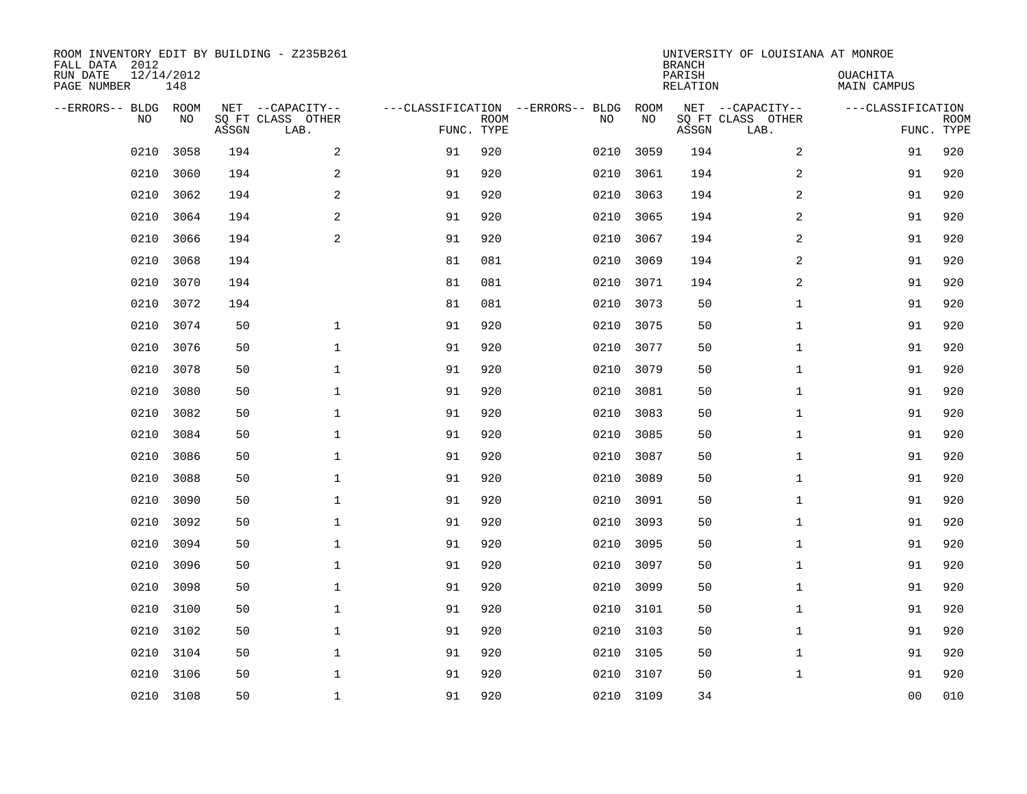ROOM INVENTORY EDIT BY BUILDING - Z235B261
FALL DATA 2012
RUN DATE 12/14/2012
PAGE NUMBER 148

UNIVERSITY OF LOUISIANA AT MONROE
BRANCH
PARISH OUACHITA
RELATION MAIN CAMPUS

| --ERRORS-- | BLDG NO | ROOM NO | NET SQ FT ASSGN | --CAPACITY-- CLASS LAB. | OTHER | ---CLASSIFICATION FUNC. | ROOM TYPE | --ERRORS-- | BLDG NO | ROOM NO | NET SQ FT ASSGN | --CAPACITY-- CLASS LAB. | OTHER | ---CLASSIFICATION FUNC. | ROOM TYPE |
|---|---|---|---|---|---|---|---|---|---|---|---|---|---|---|---|
| | 0210 | 3058 | 194 | | 2 | 91 | 920 | | 0210 | 3059 | 194 | | 2 | 91 | 920 |
| | 0210 | 3060 | 194 | | 2 | 91 | 920 | | 0210 | 3061 | 194 | | 2 | 91 | 920 |
| | 0210 | 3062 | 194 | | 2 | 91 | 920 | | 0210 | 3063 | 194 | | 2 | 91 | 920 |
| | 0210 | 3064 | 194 | | 2 | 91 | 920 | | 0210 | 3065 | 194 | | 2 | 91 | 920 |
| | 0210 | 3066 | 194 | | 2 | 91 | 920 | | 0210 | 3067 | 194 | | 2 | 91 | 920 |
| | 0210 | 3068 | 194 | | | 81 | 081 | | 0210 | 3069 | 194 | | 2 | 91 | 920 |
| | 0210 | 3070 | 194 | | | 81 | 081 | | 0210 | 3071 | 194 | | 2 | 91 | 920 |
| | 0210 | 3072 | 194 | | | 81 | 081 | | 0210 | 3073 | 50 | | 1 | 91 | 920 |
| | 0210 | 3074 | 50 | | 1 | 91 | 920 | | 0210 | 3075 | 50 | | 1 | 91 | 920 |
| | 0210 | 3076 | 50 | | 1 | 91 | 920 | | 0210 | 3077 | 50 | | 1 | 91 | 920 |
| | 0210 | 3078 | 50 | | 1 | 91 | 920 | | 0210 | 3079 | 50 | | 1 | 91 | 920 |
| | 0210 | 3080 | 50 | | 1 | 91 | 920 | | 0210 | 3081 | 50 | | 1 | 91 | 920 |
| | 0210 | 3082 | 50 | | 1 | 91 | 920 | | 0210 | 3083 | 50 | | 1 | 91 | 920 |
| | 0210 | 3084 | 50 | | 1 | 91 | 920 | | 0210 | 3085 | 50 | | 1 | 91 | 920 |
| | 0210 | 3086 | 50 | | 1 | 91 | 920 | | 0210 | 3087 | 50 | | 1 | 91 | 920 |
| | 0210 | 3088 | 50 | | 1 | 91 | 920 | | 0210 | 3089 | 50 | | 1 | 91 | 920 |
| | 0210 | 3090 | 50 | | 1 | 91 | 920 | | 0210 | 3091 | 50 | | 1 | 91 | 920 |
| | 0210 | 3092 | 50 | | 1 | 91 | 920 | | 0210 | 3093 | 50 | | 1 | 91 | 920 |
| | 0210 | 3094 | 50 | | 1 | 91 | 920 | | 0210 | 3095 | 50 | | 1 | 91 | 920 |
| | 0210 | 3096 | 50 | | 1 | 91 | 920 | | 0210 | 3097 | 50 | | 1 | 91 | 920 |
| | 0210 | 3098 | 50 | | 1 | 91 | 920 | | 0210 | 3099 | 50 | | 1 | 91 | 920 |
| | 0210 | 3100 | 50 | | 1 | 91 | 920 | | 0210 | 3101 | 50 | | 1 | 91 | 920 |
| | 0210 | 3102 | 50 | | 1 | 91 | 920 | | 0210 | 3103 | 50 | | 1 | 91 | 920 |
| | 0210 | 3104 | 50 | | 1 | 91 | 920 | | 0210 | 3105 | 50 | | 1 | 91 | 920 |
| | 0210 | 3106 | 50 | | 1 | 91 | 920 | | 0210 | 3107 | 50 | | 1 | 91 | 920 |
| | 0210 | 3108 | 50 | | 1 | 91 | 920 | | 0210 | 3109 | 34 | | | 00 | 010 |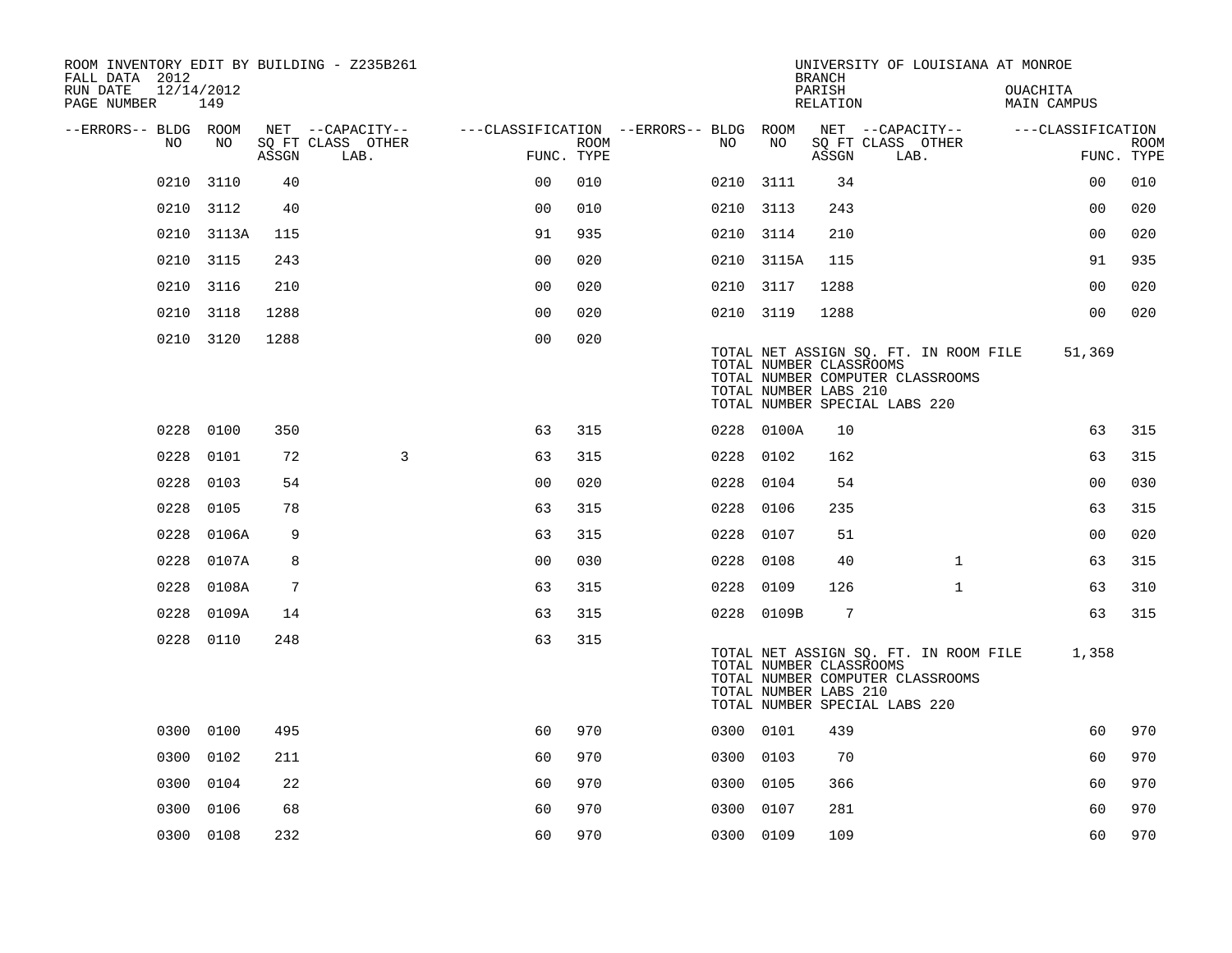ROOM INVENTORY EDIT BY BUILDING - Z235B261
FALL DATA 2012
RUN DATE 12/14/2012
PAGE NUMBER 149

UNIVERSITY OF LOUISIANA AT MONROE
BRANCH
PARISH OUACHITA
RELATION MAIN CAMPUS

| --ERRORS-- | BLDG NO | ROOM NO | NET SQ FT ASSGN | --CAPACITY-- CLASS LAB. | OTHER | ---CLASSIFICATION FUNC. | ROOM TYPE | --ERRORS-- | BLDG NO | ROOM NO | NET SQ FT ASSGN | --CAPACITY-- CLASS LAB. | OTHER | ---CLASSIFICATION FUNC. | ROOM TYPE |
|---|---|---|---|---|---|---|---|---|---|---|---|---|---|---|---|
| | 0210 | 3110 | 40 | | | 00 | 010 | | 0210 | 3111 | 34 | | | 00 | 010 |
| | 0210 | 3112 | 40 | | | 00 | 010 | | 0210 | 3113 | 243 | | | 00 | 020 |
| | 0210 | 3113A | 115 | | | 91 | 935 | | 0210 | 3114 | 210 | | | 00 | 020 |
| | 0210 | 3115 | 243 | | | 00 | 020 | | 0210 | 3115A | 115 | | | 91 | 935 |
| | 0210 | 3116 | 210 | | | 00 | 020 | | 0210 | 3117 | 1288 | | | 00 | 020 |
| | 0210 | 3118 | 1288 | | | 00 | 020 | | 0210 | 3119 | 1288 | | | 00 | 020 |
| | 0210 | 3120 | 1288 | | | 00 | 020 | | | | | | | | |

TOTAL NET ASSIGN SQ. FT. IN ROOM FILE 51,369
TOTAL NUMBER CLASSROOMS
TOTAL NUMBER COMPUTER CLASSROOMS
TOTAL NUMBER LABS 210
TOTAL NUMBER SPECIAL LABS 220

| --ERRORS-- | BLDG NO | ROOM NO | NET SQ FT ASSGN | --CAPACITY-- CLASS LAB. | OTHER | ---CLASSIFICATION FUNC. | ROOM TYPE | --ERRORS-- | BLDG NO | ROOM NO | NET SQ FT ASSGN | --CAPACITY-- CLASS LAB. | OTHER | ---CLASSIFICATION FUNC. | ROOM TYPE |
|---|---|---|---|---|---|---|---|---|---|---|---|---|---|---|---|
| | 0228 | 0100 | 350 | | | 63 | 315 | | 0228 | 0100A | 10 | | | 63 | 315 |
| | 0228 | 0101 | 72 | | 3 | 63 | 315 | | 0228 | 0102 | 162 | | | 63 | 315 |
| | 0228 | 0103 | 54 | | | 00 | 020 | | 0228 | 0104 | 54 | | | 00 | 030 |
| | 0228 | 0105 | 78 | | | 63 | 315 | | 0228 | 0106 | 235 | | | 63 | 315 |
| | 0228 | 0106A | 9 | | | 63 | 315 | | 0228 | 0107 | 51 | | | 00 | 020 |
| | 0228 | 0107A | 8 | | | 00 | 030 | | 0228 | 0108 | 40 | | 1 | 63 | 315 |
| | 0228 | 0108A | 7 | | | 63 | 315 | | 0228 | 0109 | 126 | | 1 | 63 | 310 |
| | 0228 | 0109A | 14 | | | 63 | 315 | | 0228 | 0109B | 7 | | | 63 | 315 |
| | 0228 | 0110 | 248 | | | 63 | 315 | | | | | | | | |

TOTAL NET ASSIGN SQ. FT. IN ROOM FILE 1,358
TOTAL NUMBER CLASSROOMS
TOTAL NUMBER COMPUTER CLASSROOMS
TOTAL NUMBER LABS 210
TOTAL NUMBER SPECIAL LABS 220

| --ERRORS-- | BLDG NO | ROOM NO | NET SQ FT ASSGN | --CAPACITY-- CLASS LAB. | OTHER | ---CLASSIFICATION FUNC. | ROOM TYPE | --ERRORS-- | BLDG NO | ROOM NO | NET SQ FT ASSGN | --CAPACITY-- CLASS LAB. | OTHER | ---CLASSIFICATION FUNC. | ROOM TYPE |
|---|---|---|---|---|---|---|---|---|---|---|---|---|---|---|---|
| | 0300 | 0100 | 495 | | | 60 | 970 | | 0300 | 0101 | 439 | | | 60 | 970 |
| | 0300 | 0102 | 211 | | | 60 | 970 | | 0300 | 0103 | 70 | | | 60 | 970 |
| | 0300 | 0104 | 22 | | | 60 | 970 | | 0300 | 0105 | 366 | | | 60 | 970 |
| | 0300 | 0106 | 68 | | | 60 | 970 | | 0300 | 0107 | 281 | | | 60 | 970 |
| | 0300 | 0108 | 232 | | | 60 | 970 | | 0300 | 0109 | 109 | | | 60 | 970 |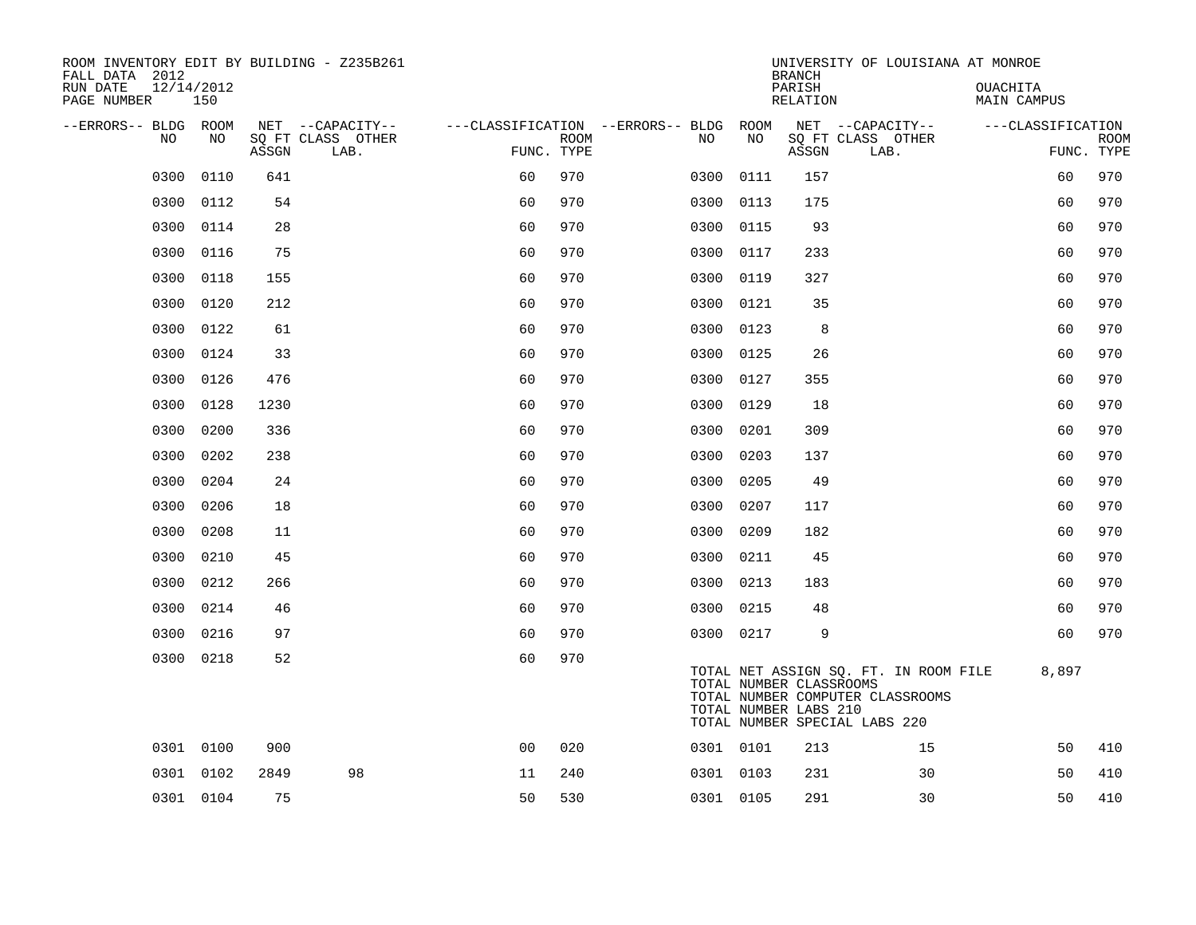ROOM INVENTORY EDIT BY BUILDING - Z235B261
FALL DATA 2012
RUN DATE 12/14/2012
PAGE NUMBER 150

UNIVERSITY OF LOUISIANA AT MONROE
BRANCH
PARISH OUACHITA
RELATION MAIN CAMPUS

| --ERRORS-- | BLDG NO | ROOM NO | NET SQ FT ASSGN | CAPACITY CLASS LAB. | CAPACITY OTHER | FUNC. | ROOM TYPE | --ERRORS-- | BLDG NO | ROOM NO | NET SQ FT ASSGN | CAPACITY CLASS LAB. | CAPACITY OTHER | FUNC. | ROOM TYPE |
|---|---|---|---|---|---|---|---|---|---|---|---|---|---|---|---|
| | 0300 | 0110 | 641 | | | 60 | 970 | | 0300 | 0111 | 157 | | | 60 | 970 |
| | 0300 | 0112 | 54 | | | 60 | 970 | | 0300 | 0113 | 175 | | | 60 | 970 |
| | 0300 | 0114 | 28 | | | 60 | 970 | | 0300 | 0115 | 93 | | | 60 | 970 |
| | 0300 | 0116 | 75 | | | 60 | 970 | | 0300 | 0117 | 233 | | | 60 | 970 |
| | 0300 | 0118 | 155 | | | 60 | 970 | | 0300 | 0119 | 327 | | | 60 | 970 |
| | 0300 | 0120 | 212 | | | 60 | 970 | | 0300 | 0121 | 35 | | | 60 | 970 |
| | 0300 | 0122 | 61 | | | 60 | 970 | | 0300 | 0123 | 8 | | | 60 | 970 |
| | 0300 | 0124 | 33 | | | 60 | 970 | | 0300 | 0125 | 26 | | | 60 | 970 |
| | 0300 | 0126 | 476 | | | 60 | 970 | | 0300 | 0127 | 355 | | | 60 | 970 |
| | 0300 | 0128 | 1230 | | | 60 | 970 | | 0300 | 0129 | 18 | | | 60 | 970 |
| | 0300 | 0200 | 336 | | | 60 | 970 | | 0300 | 0201 | 309 | | | 60 | 970 |
| | 0300 | 0202 | 238 | | | 60 | 970 | | 0300 | 0203 | 137 | | | 60 | 970 |
| | 0300 | 0204 | 24 | | | 60 | 970 | | 0300 | 0205 | 49 | | | 60 | 970 |
| | 0300 | 0206 | 18 | | | 60 | 970 | | 0300 | 0207 | 117 | | | 60 | 970 |
| | 0300 | 0208 | 11 | | | 60 | 970 | | 0300 | 0209 | 182 | | | 60 | 970 |
| | 0300 | 0210 | 45 | | | 60 | 970 | | 0300 | 0211 | 45 | | | 60 | 970 |
| | 0300 | 0212 | 266 | | | 60 | 970 | | 0300 | 0213 | 183 | | | 60 | 970 |
| | 0300 | 0214 | 46 | | | 60 | 970 | | 0300 | 0215 | 48 | | | 60 | 970 |
| | 0300 | 0216 | 97 | | | 60 | 970 | | 0300 | 0217 | 9 | | | 60 | 970 |
| | 0300 | 0218 | 52 | | | 60 | 970 | | | | | | | | |

TOTAL NET ASSIGN SQ. FT. IN ROOM FILE 8,897
TOTAL NUMBER CLASSROOMS
TOTAL NUMBER COMPUTER CLASSROOMS
TOTAL NUMBER LABS 210
TOTAL NUMBER SPECIAL LABS 220

| --ERRORS-- | BLDG NO | ROOM NO | NET SQ FT ASSGN | CAPACITY CLASS LAB. | CAPACITY OTHER | FUNC. | ROOM TYPE | --ERRORS-- | BLDG NO | ROOM NO | NET SQ FT ASSGN | CAPACITY CLASS LAB. | CAPACITY OTHER | FUNC. | ROOM TYPE |
|---|---|---|---|---|---|---|---|---|---|---|---|---|---|---|---|
| | 0301 | 0100 | 900 | | | 00 | 020 | | 0301 | 0101 | 213 | | 15 | 50 | 410 |
| | 0301 | 0102 | 2849 | | 98 | 11 | 240 | | 0301 | 0103 | 231 | | 30 | 50 | 410 |
| | 0301 | 0104 | 75 | | | 50 | 530 | | 0301 | 0105 | 291 | | 30 | 50 | 410 |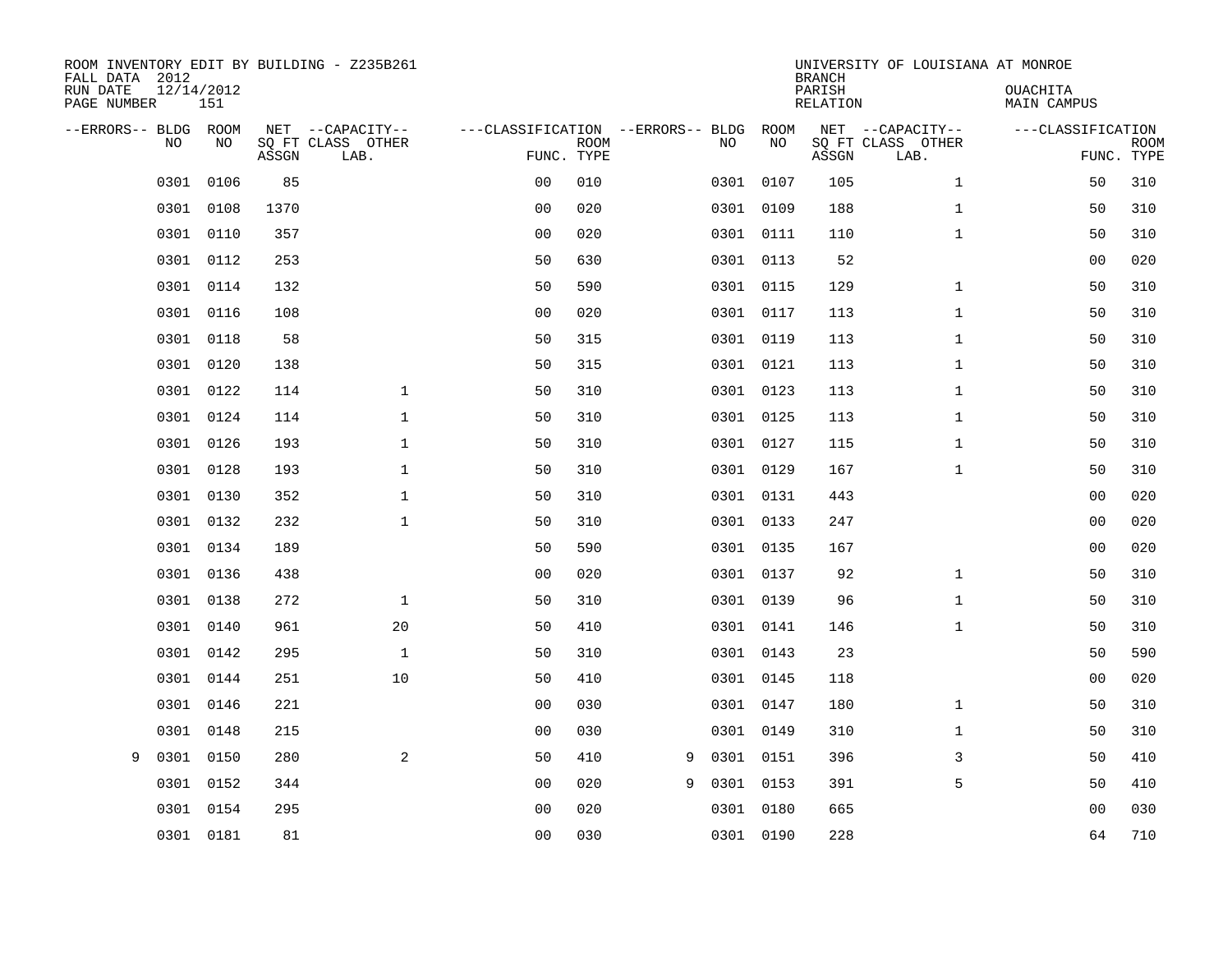ROOM INVENTORY EDIT BY BUILDING - Z235B261
FALL DATA 2012
RUN DATE 12/14/2012
PAGE NUMBER 151

UNIVERSITY OF LOUISIANA AT MONROE
BRANCH
PARISH OUACHITA
RELATION MAIN CAMPUS

| --ERRORS-- | BLDG NO | ROOM NO | NET SQ FT ASSGN | --CAPACITY-- CLASS | OTHER LAB. | ---CLASSIFICATION FUNC. | ROOM TYPE | --ERRORS-- | BLDG NO | ROOM NO | NET SQ FT ASSGN | --CAPACITY-- CLASS | OTHER LAB. | ---CLASSIFICATION FUNC. | ROOM TYPE |
|---|---|---|---|---|---|---|---|---|---|---|---|---|---|---|---|
| | 0301 | 0106 | 85 | | | 00 | 010 | | 0301 | 0107 | 105 | | 1 | 50 | 310 |
| | 0301 | 0108 | 1370 | | | 00 | 020 | | 0301 | 0109 | 188 | | 1 | 50 | 310 |
| | 0301 | 0110 | 357 | | | 00 | 020 | | 0301 | 0111 | 110 | | 1 | 50 | 310 |
| | 0301 | 0112 | 253 | | | 50 | 630 | | 0301 | 0113 | 52 | | | 00 | 020 |
| | 0301 | 0114 | 132 | | | 50 | 590 | | 0301 | 0115 | 129 | | 1 | 50 | 310 |
| | 0301 | 0116 | 108 | | | 00 | 020 | | 0301 | 0117 | 113 | | 1 | 50 | 310 |
| | 0301 | 0118 | 58 | | | 50 | 315 | | 0301 | 0119 | 113 | | 1 | 50 | 310 |
| | 0301 | 0120 | 138 | | | 50 | 315 | | 0301 | 0121 | 113 | | 1 | 50 | 310 |
| | 0301 | 0122 | 114 | | 1 | 50 | 310 | | 0301 | 0123 | 113 | | 1 | 50 | 310 |
| | 0301 | 0124 | 114 | | 1 | 50 | 310 | | 0301 | 0125 | 113 | | 1 | 50 | 310 |
| | 0301 | 0126 | 193 | | 1 | 50 | 310 | | 0301 | 0127 | 115 | | 1 | 50 | 310 |
| | 0301 | 0128 | 193 | | 1 | 50 | 310 | | 0301 | 0129 | 167 | | 1 | 50 | 310 |
| | 0301 | 0130 | 352 | | 1 | 50 | 310 | | 0301 | 0131 | 443 | | | 00 | 020 |
| | 0301 | 0132 | 232 | | 1 | 50 | 310 | | 0301 | 0133 | 247 | | | 00 | 020 |
| | 0301 | 0134 | 189 | | | 50 | 590 | | 0301 | 0135 | 167 | | | 00 | 020 |
| | 0301 | 0136 | 438 | | | 00 | 020 | | 0301 | 0137 | 92 | | 1 | 50 | 310 |
| | 0301 | 0138 | 272 | | 1 | 50 | 310 | | 0301 | 0139 | 96 | | 1 | 50 | 310 |
| | 0301 | 0140 | 961 | | 20 | 50 | 410 | | 0301 | 0141 | 146 | | 1 | 50 | 310 |
| | 0301 | 0142 | 295 | | 1 | 50 | 310 | | 0301 | 0143 | 23 | | | 50 | 590 |
| | 0301 | 0144 | 251 | | 10 | 50 | 410 | | 0301 | 0145 | 118 | | | 00 | 020 |
| | 0301 | 0146 | 221 | | | 00 | 030 | | 0301 | 0147 | 180 | | 1 | 50 | 310 |
| | 0301 | 0148 | 215 | | | 00 | 030 | | 0301 | 0149 | 310 | | 1 | 50 | 310 |
| 9 | 0301 | 0150 | 280 | | 2 | 50 | 410 | 9 | 0301 | 0151 | 396 | | 3 | 50 | 410 |
| | 0301 | 0152 | 344 | | | 00 | 020 | 9 | 0301 | 0153 | 391 | | 5 | 50 | 410 |
| | 0301 | 0154 | 295 | | | 00 | 020 | | 0301 | 0180 | 665 | | | 00 | 030 |
| | 0301 | 0181 | 81 | | | 00 | 030 | | 0301 | 0190 | 228 | | | 64 | 710 |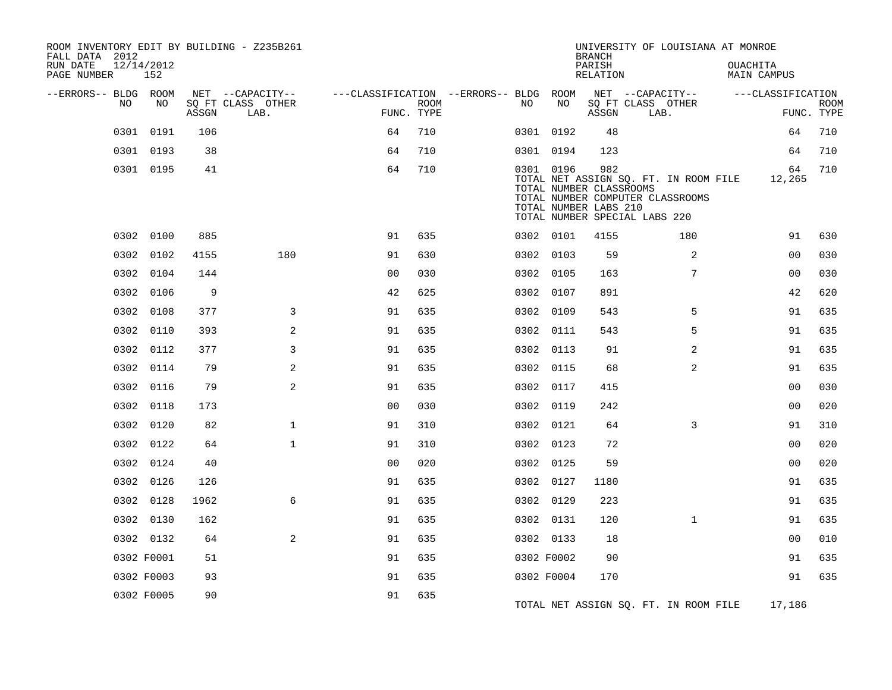ROOM INVENTORY EDIT BY BUILDING - Z235B261
FALL DATA 2012
RUN DATE 12/14/2012
PAGE NUMBER 152

UNIVERSITY OF LOUISIANA AT MONROE
BRANCH
PARISH OUACHITA
RELATION MAIN CAMPUS

| --ERRORS-- | BLDG NO | ROOM NO | NET SQ FT ASSGN | --CAPACITY-- CLASS LAB. | OTHER | ---CLASSIFICATION FUNC. | ROOM TYPE | --ERRORS-- | BLDG NO | ROOM NO | NET SQ FT ASSGN | --CAPACITY-- CLASS LAB. | OTHER | ---CLASSIFICATION FUNC. | ROOM TYPE |
|---|---|---|---|---|---|---|---|---|---|---|---|---|---|---|---|
| | 0301 | 0191 | 106 | | | 64 | 710 | | 0301 | 0192 | 48 | | | 64 | 710 |
| | 0301 | 0193 | 38 | | | 64 | 710 | | 0301 | 0194 | 123 | | | 64 | 710 |
| | 0301 | 0195 | 41 | | | 64 | 710 | | 0301 | 0196 | 982 | | | 64 | 710 |

TOTAL NET ASSIGN SQ. FT. IN ROOM FILE 12,265
TOTAL NUMBER CLASSROOMS
TOTAL NUMBER COMPUTER CLASSROOMS
TOTAL NUMBER LABS 210
TOTAL NUMBER SPECIAL LABS 220

| --ERRORS-- | BLDG NO | ROOM NO | NET SQ FT ASSGN | --CAPACITY-- CLASS LAB. | OTHER | ---CLASSIFICATION FUNC. | ROOM TYPE | --ERRORS-- | BLDG NO | ROOM NO | NET SQ FT ASSGN | --CAPACITY-- CLASS LAB. | OTHER | ---CLASSIFICATION FUNC. | ROOM TYPE |
|---|---|---|---|---|---|---|---|---|---|---|---|---|---|---|---|
| | 0302 | 0100 | 885 | | | 91 | 635 | | 0302 | 0101 | 4155 | | 180 | 91 | 630 |
| | 0302 | 0102 | 4155 | | 180 | 91 | 630 | | 0302 | 0103 | 59 | | 2 | 00 | 030 |
| | 0302 | 0104 | 144 | | | 00 | 030 | | 0302 | 0105 | 163 | | 7 | 00 | 030 |
| | 0302 | 0106 | 9 | | | 42 | 625 | | 0302 | 0107 | 891 | | | 42 | 620 |
| | 0302 | 0108 | 377 | | 3 | 91 | 635 | | 0302 | 0109 | 543 | | 5 | 91 | 635 |
| | 0302 | 0110 | 393 | | 2 | 91 | 635 | | 0302 | 0111 | 543 | | 5 | 91 | 635 |
| | 0302 | 0112 | 377 | | 3 | 91 | 635 | | 0302 | 0113 | 91 | | 2 | 91 | 635 |
| | 0302 | 0114 | 79 | | 2 | 91 | 635 | | 0302 | 0115 | 68 | | 2 | 91 | 635 |
| | 0302 | 0116 | 79 | | 2 | 91 | 635 | | 0302 | 0117 | 415 | | | 00 | 030 |
| | 0302 | 0118 | 173 | | | 00 | 030 | | 0302 | 0119 | 242 | | | 00 | 020 |
| | 0302 | 0120 | 82 | | 1 | 91 | 310 | | 0302 | 0121 | 64 | | 3 | 91 | 310 |
| | 0302 | 0122 | 64 | | 1 | 91 | 310 | | 0302 | 0123 | 72 | | | 00 | 020 |
| | 0302 | 0124 | 40 | | | 00 | 020 | | 0302 | 0125 | 59 | | | 00 | 020 |
| | 0302 | 0126 | 126 | | | 91 | 635 | | 0302 | 0127 | 1180 | | | 91 | 635 |
| | 0302 | 0128 | 1962 | | 6 | 91 | 635 | | 0302 | 0129 | 223 | | | 91 | 635 |
| | 0302 | 0130 | 162 | | | 91 | 635 | | 0302 | 0131 | 120 | | 1 | 91 | 635 |
| | 0302 | 0132 | 64 | | 2 | 91 | 635 | | 0302 | 0133 | 18 | | | 00 | 010 |
| | 0302 | F0001 | 51 | | | 91 | 635 | | 0302 | F0002 | 90 | | | 91 | 635 |
| | 0302 | F0003 | 93 | | | 91 | 635 | | 0302 | F0004 | 170 | | | 91 | 635 |
| | 0302 | F0005 | 90 | | | 91 | 635 | | | | | | | | |

TOTAL NET ASSIGN SQ. FT. IN ROOM FILE 17,186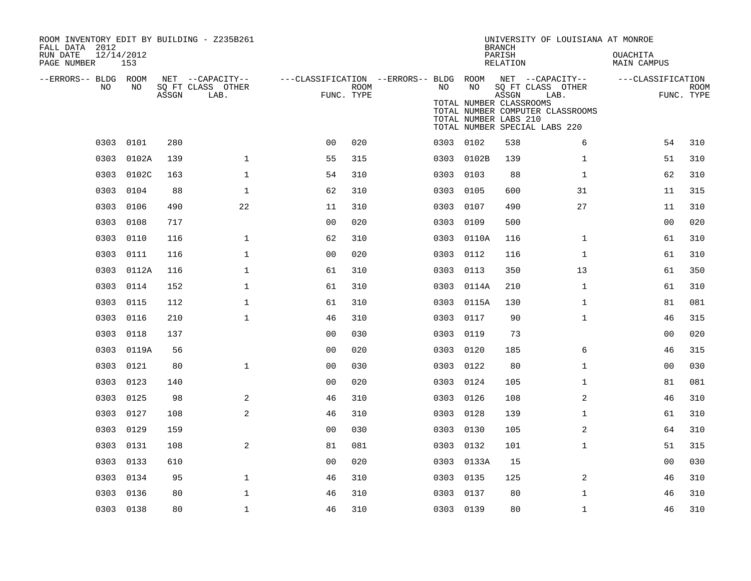ROOM INVENTORY EDIT BY BUILDING - Z235B261
FALL DATA 2012
RUN DATE 12/14/2012
PAGE NUMBER 153

UNIVERSITY OF LOUISIANA AT MONROE
BRANCH
PARISH OUACHITA
RELATION MAIN CAMPUS

TOTAL NUMBER CLASSROOMS
TOTAL NUMBER COMPUTER CLASSROOMS
TOTAL NUMBER LABS 210
TOTAL NUMBER SPECIAL LABS 220

| --ERRORS-- | BLDG NO | ROOM NO | NET SQ FT ASSGN | --CAPACITY-- CLASS | OTHER LAB. | ---CLASSIFICATION FUNC. | ROOM TYPE | --ERRORS-- | BLDG NO | ROOM NO | NET SQ FT ASSGN | --CAPACITY-- CLASS | OTHER LAB. | ---CLASSIFICATION FUNC. | ROOM TYPE |
|---|---|---|---|---|---|---|---|---|---|---|---|---|---|---|---|
| | 0303 | 0101 | 280 | | | 00 | 020 | | 0303 | 0102 | 538 | | 6 | 54 | 310 |
| | 0303 | 0102A | 139 | | 1 | 55 | 315 | | 0303 | 0102B | 139 | | 1 | 51 | 310 |
| | 0303 | 0102C | 163 | | 1 | 54 | 310 | | 0303 | 0103 | 88 | | 1 | 62 | 310 |
| | 0303 | 0104 | 88 | | 1 | 62 | 310 | | 0303 | 0105 | 600 | | 31 | 11 | 315 |
| | 0303 | 0106 | 490 | | 22 | 11 | 310 | | 0303 | 0107 | 490 | | 27 | 11 | 310 |
| | 0303 | 0108 | 717 | | | 00 | 020 | | 0303 | 0109 | 500 | | | 00 | 020 |
| | 0303 | 0110 | 116 | | 1 | 62 | 310 | | 0303 | 0110A | 116 | | 1 | 61 | 310 |
| | 0303 | 0111 | 116 | | 1 | 00 | 020 | | 0303 | 0112 | 116 | | 1 | 61 | 310 |
| | 0303 | 0112A | 116 | | 1 | 61 | 310 | | 0303 | 0113 | 350 | | 13 | 61 | 350 |
| | 0303 | 0114 | 152 | | 1 | 61 | 310 | | 0303 | 0114A | 210 | | 1 | 61 | 310 |
| | 0303 | 0115 | 112 | | 1 | 61 | 310 | | 0303 | 0115A | 130 | | 1 | 81 | 081 |
| | 0303 | 0116 | 210 | | 1 | 46 | 310 | | 0303 | 0117 | 90 | | 1 | 46 | 315 |
| | 0303 | 0118 | 137 | | | 00 | 030 | | 0303 | 0119 | 73 | | | 00 | 020 |
| | 0303 | 0119A | 56 | | | 00 | 020 | | 0303 | 0120 | 185 | | 6 | 46 | 315 |
| | 0303 | 0121 | 80 | | 1 | 00 | 030 | | 0303 | 0122 | 80 | | 1 | 00 | 030 |
| | 0303 | 0123 | 140 | | | 00 | 020 | | 0303 | 0124 | 105 | | 1 | 81 | 081 |
| | 0303 | 0125 | 98 | | 2 | 46 | 310 | | 0303 | 0126 | 108 | | 2 | 46 | 310 |
| | 0303 | 0127 | 108 | | 2 | 46 | 310 | | 0303 | 0128 | 139 | | 1 | 61 | 310 |
| | 0303 | 0129 | 159 | | | 00 | 030 | | 0303 | 0130 | 105 | | 2 | 64 | 310 |
| | 0303 | 0131 | 108 | | 2 | 81 | 081 | | 0303 | 0132 | 101 | | 1 | 51 | 315 |
| | 0303 | 0133 | 610 | | | 00 | 020 | | 0303 | 0133A | 15 | | | 00 | 030 |
| | 0303 | 0134 | 95 | | 1 | 46 | 310 | | 0303 | 0135 | 125 | | 2 | 46 | 310 |
| | 0303 | 0136 | 80 | | 1 | 46 | 310 | | 0303 | 0137 | 80 | | 1 | 46 | 310 |
| | 0303 | 0138 | 80 | | 1 | 46 | 310 | | 0303 | 0139 | 80 | | 1 | 46 | 310 |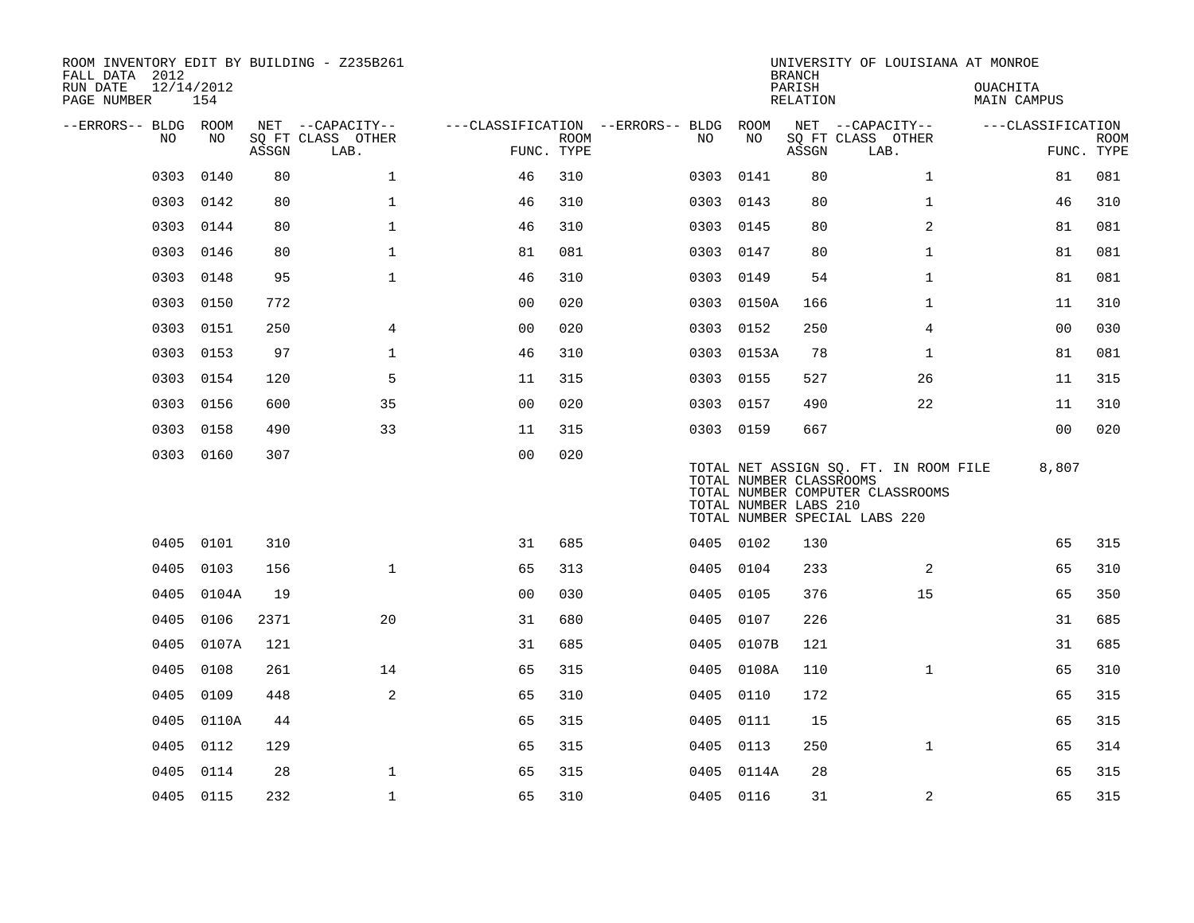ROOM INVENTORY EDIT BY BUILDING - Z235B261
FALL DATA 2012
RUN DATE 12/14/2012
PAGE NUMBER 154

UNIVERSITY OF LOUISIANA AT MONROE
BRANCH
PARISH OUACHITA
RELATION MAIN CAMPUS

| --ERRORS-- | BLDG NO | ROOM NO | NET SQ FT ASSGN | --CAPACITY-- CLASS LAB. | OTHER | ---CLASSIFICATION FUNC. | ROOM TYPE | --ERRORS-- | BLDG NO | ROOM NO | NET SQ FT ASSGN | --CAPACITY-- CLASS LAB. | OTHER | ---CLASSIFICATION FUNC. | ROOM TYPE |
|---|---|---|---|---|---|---|---|---|---|---|---|---|---|---|---|
| | 0303 | 0140 | 80 | | 1 | 46 | 310 | | 0303 | 0141 | 80 | | 1 | 81 | 081 |
| | 0303 | 0142 | 80 | | 1 | 46 | 310 | | 0303 | 0143 | 80 | | 1 | 46 | 310 |
| | 0303 | 0144 | 80 | | 1 | 46 | 310 | | 0303 | 0145 | 80 | | 2 | 81 | 081 |
| | 0303 | 0146 | 80 | | 1 | 81 | 081 | | 0303 | 0147 | 80 | | 1 | 81 | 081 |
| | 0303 | 0148 | 95 | | 1 | 46 | 310 | | 0303 | 0149 | 54 | | 1 | 81 | 081 |
| | 0303 | 0150 | 772 | | | 00 | 020 | | 0303 | 0150A | 166 | | 1 | 11 | 310 |
| | 0303 | 0151 | 250 | | 4 | 00 | 020 | | 0303 | 0152 | 250 | | 4 | 00 | 030 |
| | 0303 | 0153 | 97 | | 1 | 46 | 310 | | 0303 | 0153A | 78 | | 1 | 81 | 081 |
| | 0303 | 0154 | 120 | | 5 | 11 | 315 | | 0303 | 0155 | 527 | | 26 | 11 | 315 |
| | 0303 | 0156 | 600 | | 35 | 00 | 020 | | 0303 | 0157 | 490 | | 22 | 11 | 310 |
| | 0303 | 0158 | 490 | | 33 | 11 | 315 | | 0303 | 0159 | 667 | | | 00 | 020 |
| | 0303 | 0160 | 307 | | | 00 | 020 | | | | | | | | |

TOTAL NET ASSIGN SQ. FT. IN ROOM FILE 8,807
TOTAL NUMBER CLASSROOMS
TOTAL NUMBER COMPUTER CLASSROOMS
TOTAL NUMBER LABS 210
TOTAL NUMBER SPECIAL LABS 220

| --ERRORS-- | BLDG NO | ROOM NO | NET SQ FT ASSGN | --CAPACITY-- CLASS LAB. | OTHER | ---CLASSIFICATION FUNC. | ROOM TYPE | --ERRORS-- | BLDG NO | ROOM NO | NET SQ FT ASSGN | --CAPACITY-- CLASS LAB. | OTHER | ---CLASSIFICATION FUNC. | ROOM TYPE |
|---|---|---|---|---|---|---|---|---|---|---|---|---|---|---|---|
| | 0405 | 0101 | 310 | | | 31 | 685 | | 0405 | 0102 | 130 | | | 65 | 315 |
| | 0405 | 0103 | 156 | | 1 | 65 | 313 | | 0405 | 0104 | 233 | | 2 | 65 | 310 |
| | 0405 | 0104A | 19 | | | 00 | 030 | | 0405 | 0105 | 376 | | 15 | 65 | 350 |
| | 0405 | 0106 | 2371 | | 20 | 31 | 680 | | 0405 | 0107 | 226 | | | 31 | 685 |
| | 0405 | 0107A | 121 | | | 31 | 685 | | 0405 | 0107B | 121 | | | 31 | 685 |
| | 0405 | 0108 | 261 | | 14 | 65 | 315 | | 0405 | 0108A | 110 | | 1 | 65 | 310 |
| | 0405 | 0109 | 448 | | 2 | 65 | 310 | | 0405 | 0110 | 172 | | | 65 | 315 |
| | 0405 | 0110A | 44 | | | 65 | 315 | | 0405 | 0111 | 15 | | | 65 | 315 |
| | 0405 | 0112 | 129 | | | 65 | 315 | | 0405 | 0113 | 250 | | 1 | 65 | 314 |
| | 0405 | 0114 | 28 | | 1 | 65 | 315 | | 0405 | 0114A | 28 | | | 65 | 315 |
| | 0405 | 0115 | 232 | | 1 | 65 | 310 | | 0405 | 0116 | 31 | | 2 | 65 | 315 |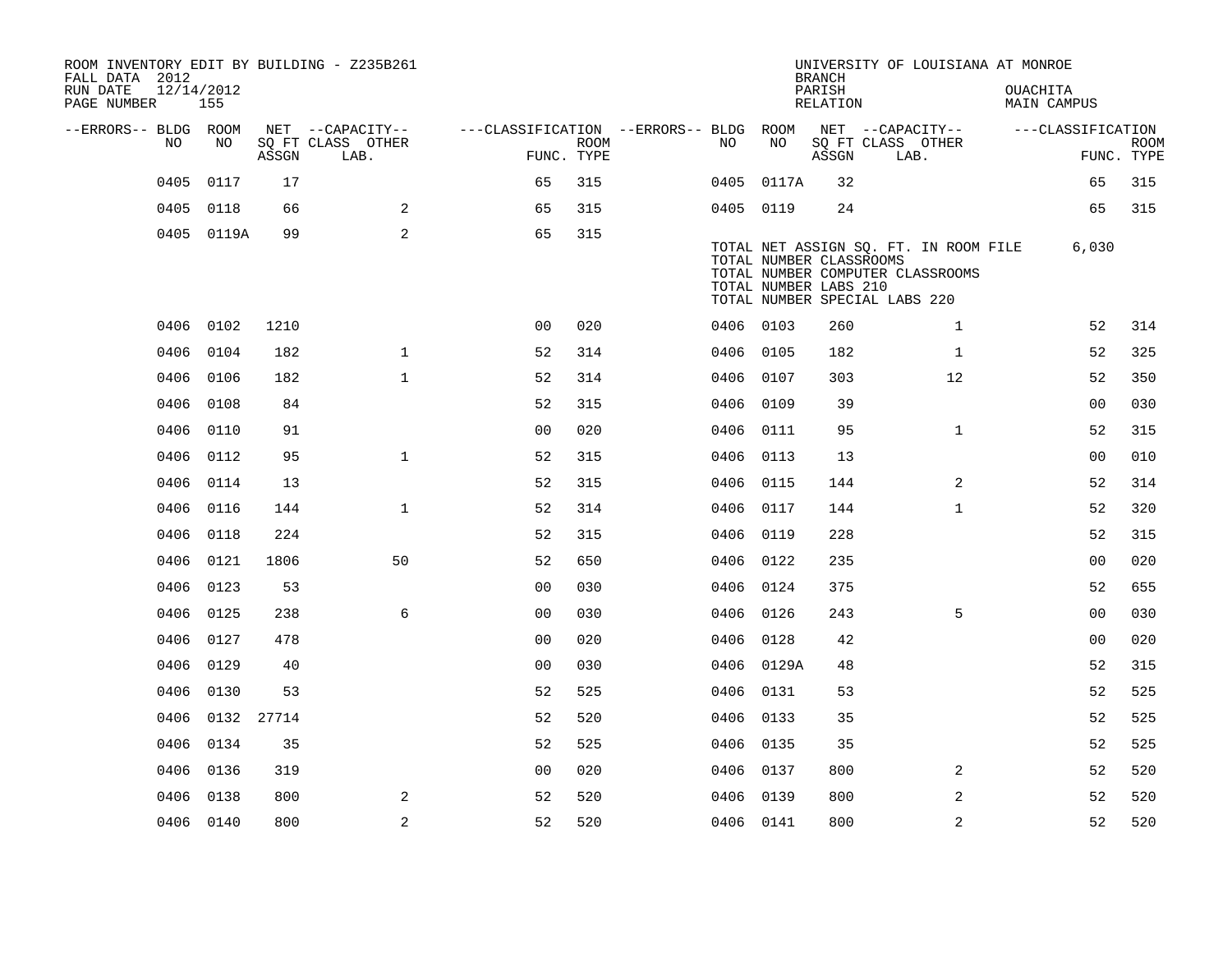ROOM INVENTORY EDIT BY BUILDING - Z235B261
FALL DATA 2012
RUN DATE 12/14/2012
PAGE NUMBER 155

UNIVERSITY OF LOUISIANA AT MONROE
BRANCH
PARISH OUACHITA
RELATION MAIN CAMPUS

| --ERRORS-- | BLDG NO | ROOM NO | NET SQ FT ASSGN | CAPACITY CLASS | CAPACITY OTHER LAB. | CLASSIFICATION FUNC. | ROOM TYPE | --ERRORS-- | BLDG NO | ROOM NO | NET SQ FT ASSGN | CAPACITY CLASS | CAPACITY OTHER LAB. | CLASSIFICATION FUNC. | ROOM TYPE |
|---|---|---|---|---|---|---|---|---|---|---|---|---|---|---|---|
| | 0405 | 0117 | 17 | | | 65 | 315 | | 0405 | 0117A | 32 | | | 65 | 315 |
| | 0405 | 0118 | 66 | | 2 | 65 | 315 | | 0405 | 0119 | 24 | | | 65 | 315 |
| | 0405 | 0119A | 99 | | 2 | 65 | 315 | | | | | | | | |

TOTAL NET ASSIGN SQ. FT. IN ROOM FILE 6,030
TOTAL NUMBER CLASSROOMS
TOTAL NUMBER COMPUTER CLASSROOMS
TOTAL NUMBER LABS 210
TOTAL NUMBER SPECIAL LABS 220

| --ERRORS-- | BLDG NO | ROOM NO | NET SQ FT ASSGN | CAPACITY CLASS | CAPACITY OTHER LAB. | CLASSIFICATION FUNC. | ROOM TYPE | --ERRORS-- | BLDG NO | ROOM NO | NET SQ FT ASSGN | CAPACITY CLASS | CAPACITY OTHER LAB. | CLASSIFICATION FUNC. | ROOM TYPE |
|---|---|---|---|---|---|---|---|---|---|---|---|---|---|---|---|
| | 0406 | 0102 | 1210 | | | 00 | 020 | | 0406 | 0103 | 260 | | 1 | 52 | 314 |
| | 0406 | 0104 | 182 | | 1 | 52 | 314 | | 0406 | 0105 | 182 | | 1 | 52 | 325 |
| | 0406 | 0106 | 182 | | 1 | 52 | 314 | | 0406 | 0107 | 303 | | 12 | 52 | 350 |
| | 0406 | 0108 | 84 | | | 52 | 315 | | 0406 | 0109 | 39 | | | 00 | 030 |
| | 0406 | 0110 | 91 | | | 00 | 020 | | 0406 | 0111 | 95 | | 1 | 52 | 315 |
| | 0406 | 0112 | 95 | | 1 | 52 | 315 | | 0406 | 0113 | 13 | | | 00 | 010 |
| | 0406 | 0114 | 13 | | | 52 | 315 | | 0406 | 0115 | 144 | | 2 | 52 | 314 |
| | 0406 | 0116 | 144 | | 1 | 52 | 314 | | 0406 | 0117 | 144 | | 1 | 52 | 320 |
| | 0406 | 0118 | 224 | | | 52 | 315 | | 0406 | 0119 | 228 | | | 52 | 315 |
| | 0406 | 0121 | 1806 | | 50 | 52 | 650 | | 0406 | 0122 | 235 | | | 00 | 020 |
| | 0406 | 0123 | 53 | | | 00 | 030 | | 0406 | 0124 | 375 | | | 52 | 655 |
| | 0406 | 0125 | 238 | | 6 | 00 | 030 | | 0406 | 0126 | 243 | | 5 | 00 | 030 |
| | 0406 | 0127 | 478 | | | 00 | 020 | | 0406 | 0128 | 42 | | | 00 | 020 |
| | 0406 | 0129 | 40 | | | 00 | 030 | | 0406 | 0129A | 48 | | | 52 | 315 |
| | 0406 | 0130 | 53 | | | 52 | 525 | | 0406 | 0131 | 53 | | | 52 | 525 |
| | 0406 | 0132 | 27714 | | | 52 | 520 | | 0406 | 0133 | 35 | | | 52 | 525 |
| | 0406 | 0134 | 35 | | | 52 | 525 | | 0406 | 0135 | 35 | | | 52 | 525 |
| | 0406 | 0136 | 319 | | | 00 | 020 | | 0406 | 0137 | 800 | | 2 | 52 | 520 |
| | 0406 | 0138 | 800 | | 2 | 52 | 520 | | 0406 | 0139 | 800 | | 2 | 52 | 520 |
| | 0406 | 0140 | 800 | | 2 | 52 | 520 | | 0406 | 0141 | 800 | | 2 | 52 | 520 |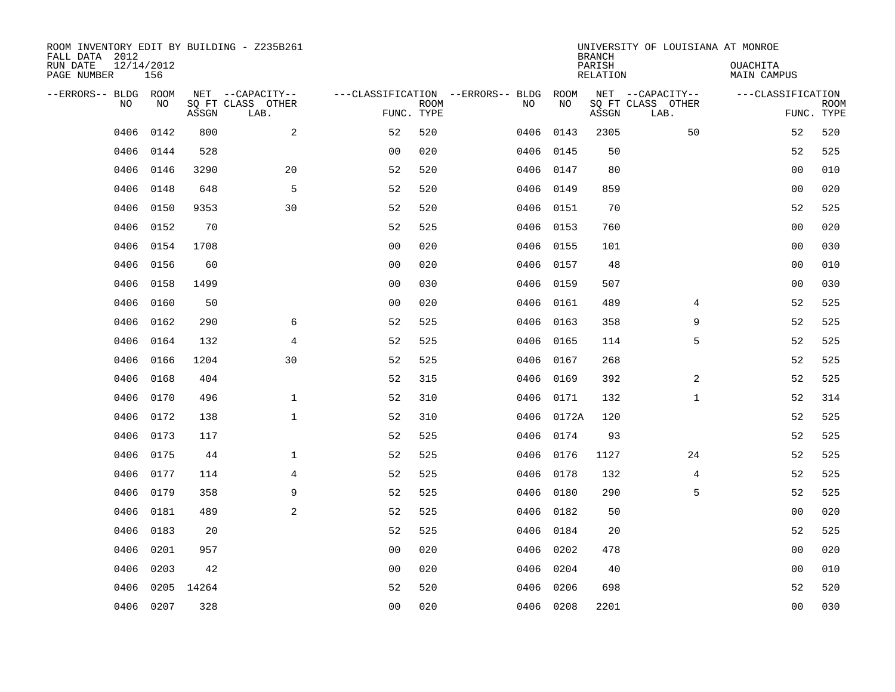ROOM INVENTORY EDIT BY BUILDING - Z235B261
FALL DATA 2012
RUN DATE 12/14/2012
PAGE NUMBER 156

UNIVERSITY OF LOUISIANA AT MONROE
BRANCH
PARISH OUACHITA
RELATION MAIN CAMPUS

| --ERRORS-- | BLDG NO | ROOM NO | NET ASSGN SQ FT | CAPACITY CLASS LAB. | CAPACITY OTHER | CLASSIFICATION FUNC. | ROOM TYPE | --ERRORS-- | BLDG NO | ROOM NO | NET ASSGN SQ FT | CAPACITY CLASS LAB. | CAPACITY OTHER | CLASSIFICATION FUNC. | ROOM TYPE |
|---|---|---|---|---|---|---|---|---|---|---|---|---|---|---|---|
| | 0406 | 0142 | 800 | | 2 | 52 | 520 | | 0406 | 0143 | 2305 | | 50 | 52 | 520 |
| | 0406 | 0144 | 528 | | | 00 | 020 | | 0406 | 0145 | 50 | | | 52 | 525 |
| | 0406 | 0146 | 3290 | | 20 | 52 | 520 | | 0406 | 0147 | 80 | | | 00 | 010 |
| | 0406 | 0148 | 648 | | 5 | 52 | 520 | | 0406 | 0149 | 859 | | | 00 | 020 |
| | 0406 | 0150 | 9353 | | 30 | 52 | 520 | | 0406 | 0151 | 70 | | | 52 | 525 |
| | 0406 | 0152 | 70 | | | 52 | 525 | | 0406 | 0153 | 760 | | | 00 | 020 |
| | 0406 | 0154 | 1708 | | | 00 | 020 | | 0406 | 0155 | 101 | | | 00 | 030 |
| | 0406 | 0156 | 60 | | | 00 | 020 | | 0406 | 0157 | 48 | | | 00 | 010 |
| | 0406 | 0158 | 1499 | | | 00 | 030 | | 0406 | 0159 | 507 | | | 00 | 030 |
| | 0406 | 0160 | 50 | | | 00 | 020 | | 0406 | 0161 | 489 | | 4 | 52 | 525 |
| | 0406 | 0162 | 290 | | 6 | 52 | 525 | | 0406 | 0163 | 358 | | 9 | 52 | 525 |
| | 0406 | 0164 | 132 | | 4 | 52 | 525 | | 0406 | 0165 | 114 | | 5 | 52 | 525 |
| | 0406 | 0166 | 1204 | | 30 | 52 | 525 | | 0406 | 0167 | 268 | | | 52 | 525 |
| | 0406 | 0168 | 404 | | | 52 | 315 | | 0406 | 0169 | 392 | | 2 | 52 | 525 |
| | 0406 | 0170 | 496 | | 1 | 52 | 310 | | 0406 | 0171 | 132 | | 1 | 52 | 314 |
| | 0406 | 0172 | 138 | | 1 | 52 | 310 | | 0406 | 0172A | 120 | | | 52 | 525 |
| | 0406 | 0173 | 117 | | | 52 | 525 | | 0406 | 0174 | 93 | | | 52 | 525 |
| | 0406 | 0175 | 44 | | 1 | 52 | 525 | | 0406 | 0176 | 1127 | | 24 | 52 | 525 |
| | 0406 | 0177 | 114 | | 4 | 52 | 525 | | 0406 | 0178 | 132 | | 4 | 52 | 525 |
| | 0406 | 0179 | 358 | | 9 | 52 | 525 | | 0406 | 0180 | 290 | | 5 | 52 | 525 |
| | 0406 | 0181 | 489 | | 2 | 52 | 525 | | 0406 | 0182 | 50 | | | 00 | 020 |
| | 0406 | 0183 | 20 | | | 52 | 525 | | 0406 | 0184 | 20 | | | 52 | 525 |
| | 0406 | 0201 | 957 | | | 00 | 020 | | 0406 | 0202 | 478 | | | 00 | 020 |
| | 0406 | 0203 | 42 | | | 00 | 020 | | 0406 | 0204 | 40 | | | 00 | 010 |
| | 0406 | 0205 | 14264 | | | 52 | 520 | | 0406 | 0206 | 698 | | | 52 | 520 |
| | 0406 | 0207 | 328 | | | 00 | 020 | | 0406 | 0208 | 2201 | | | 00 | 030 |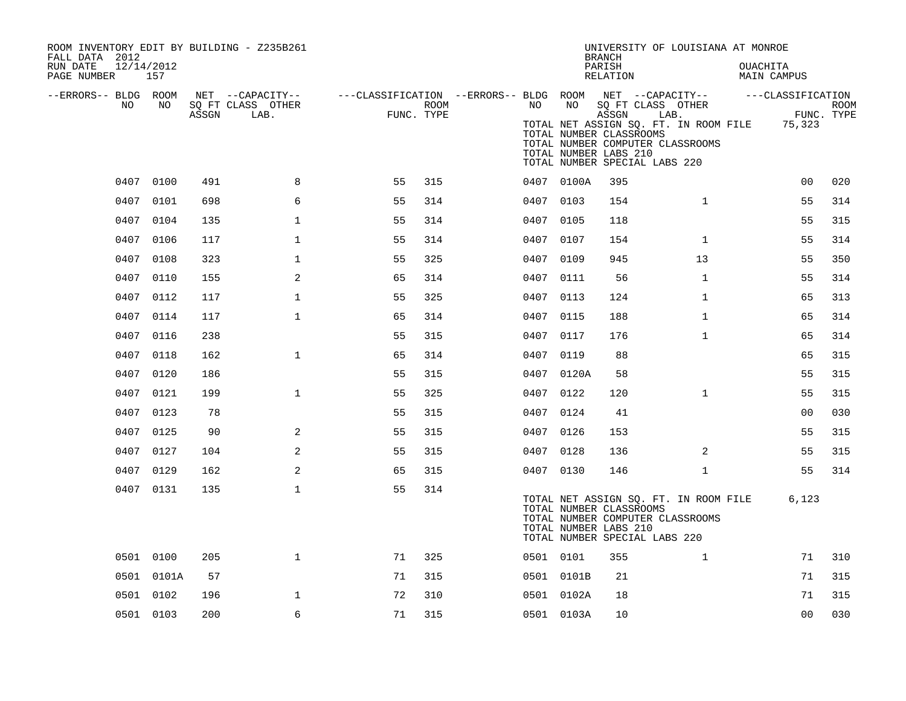ROOM INVENTORY EDIT BY BUILDING - Z235B261
FALL DATA 2012
RUN DATE 12/14/2012
PAGE NUMBER 157

UNIVERSITY OF LOUISIANA AT MONROE
BRANCH
PARISH OUACHITA
RELATION MAIN CAMPUS

TOTAL NET ASSIGN SQ. FT. IN ROOM FILE 75,323
TOTAL NUMBER CLASSROOMS
TOTAL NUMBER COMPUTER CLASSROOMS
TOTAL NUMBER LABS 210
TOTAL NUMBER SPECIAL LABS 220

| --ERRORS-- | BLDG NO | ROOM NO | NET SQ FT ASSGN | CAPACITY CLASS LAB. | CAPACITY OTHER | CLASSIFICATION FUNC. | ROOM TYPE | --ERRORS-- | BLDG NO | ROOM NO | NET SQ FT ASSGN | CAPACITY CLASS LAB. | CAPACITY OTHER | CLASSIFICATION FUNC. | ROOM TYPE |
|---|---|---|---|---|---|---|---|---|---|---|---|---|---|---|---|
| | 0407 | 0100 | 491 | | 8 | 55 | 315 | | 0407 | 0100A | 395 | | | 00 | 020 |
| | 0407 | 0101 | 698 | | 6 | 55 | 314 | | 0407 | 0103 | 154 | | 1 | 55 | 314 |
| | 0407 | 0104 | 135 | | 1 | 55 | 314 | | 0407 | 0105 | 118 | | | 55 | 315 |
| | 0407 | 0106 | 117 | | 1 | 55 | 314 | | 0407 | 0107 | 154 | | 1 | 55 | 314 |
| | 0407 | 0108 | 323 | | 1 | 55 | 325 | | 0407 | 0109 | 945 | | 13 | 55 | 350 |
| | 0407 | 0110 | 155 | | 2 | 65 | 314 | | 0407 | 0111 | 56 | | 1 | 55 | 314 |
| | 0407 | 0112 | 117 | | 1 | 55 | 325 | | 0407 | 0113 | 124 | | 1 | 65 | 313 |
| | 0407 | 0114 | 117 | | 1 | 65 | 314 | | 0407 | 0115 | 188 | | 1 | 65 | 314 |
| | 0407 | 0116 | 238 | | | 55 | 315 | | 0407 | 0117 | 176 | | 1 | 65 | 314 |
| | 0407 | 0118 | 162 | | 1 | 65 | 314 | | 0407 | 0119 | 88 | | | 65 | 315 |
| | 0407 | 0120 | 186 | | | 55 | 315 | | 0407 | 0120A | 58 | | | 55 | 315 |
| | 0407 | 0121 | 199 | | 1 | 55 | 325 | | 0407 | 0122 | 120 | | 1 | 55 | 315 |
| | 0407 | 0123 | 78 | | | 55 | 315 | | 0407 | 0124 | 41 | | | 00 | 030 |
| | 0407 | 0125 | 90 | | 2 | 55 | 315 | | 0407 | 0126 | 153 | | | 55 | 315 |
| | 0407 | 0127 | 104 | | 2 | 55 | 315 | | 0407 | 0128 | 136 | | 2 | 55 | 315 |
| | 0407 | 0129 | 162 | | 2 | 65 | 315 | | 0407 | 0130 | 146 | | 1 | 55 | 314 |
| | 0407 | 0131 | 135 | | 1 | 55 | 314 | | | | | | | | |

TOTAL NET ASSIGN SQ. FT. IN ROOM FILE 6,123
TOTAL NUMBER CLASSROOMS
TOTAL NUMBER COMPUTER CLASSROOMS
TOTAL NUMBER LABS 210
TOTAL NUMBER SPECIAL LABS 220

| --ERRORS-- | BLDG NO | ROOM NO | NET SQ FT ASSGN | CAPACITY CLASS LAB. | CAPACITY OTHER | CLASSIFICATION FUNC. | ROOM TYPE | --ERRORS-- | BLDG NO | ROOM NO | NET SQ FT ASSGN | CAPACITY CLASS LAB. | CAPACITY OTHER | CLASSIFICATION FUNC. | ROOM TYPE |
|---|---|---|---|---|---|---|---|---|---|---|---|---|---|---|---|
| | 0501 | 0100 | 205 | | 1 | 71 | 325 | | 0501 | 0101 | 355 | | 1 | 71 | 310 |
| | 0501 | 0101A | 57 | | | 71 | 315 | | 0501 | 0101B | 21 | | | 71 | 315 |
| | 0501 | 0102 | 196 | | 1 | 72 | 310 | | 0501 | 0102A | 18 | | | 71 | 315 |
| | 0501 | 0103 | 200 | | 6 | 71 | 315 | | 0501 | 0103A | 10 | | | 00 | 030 |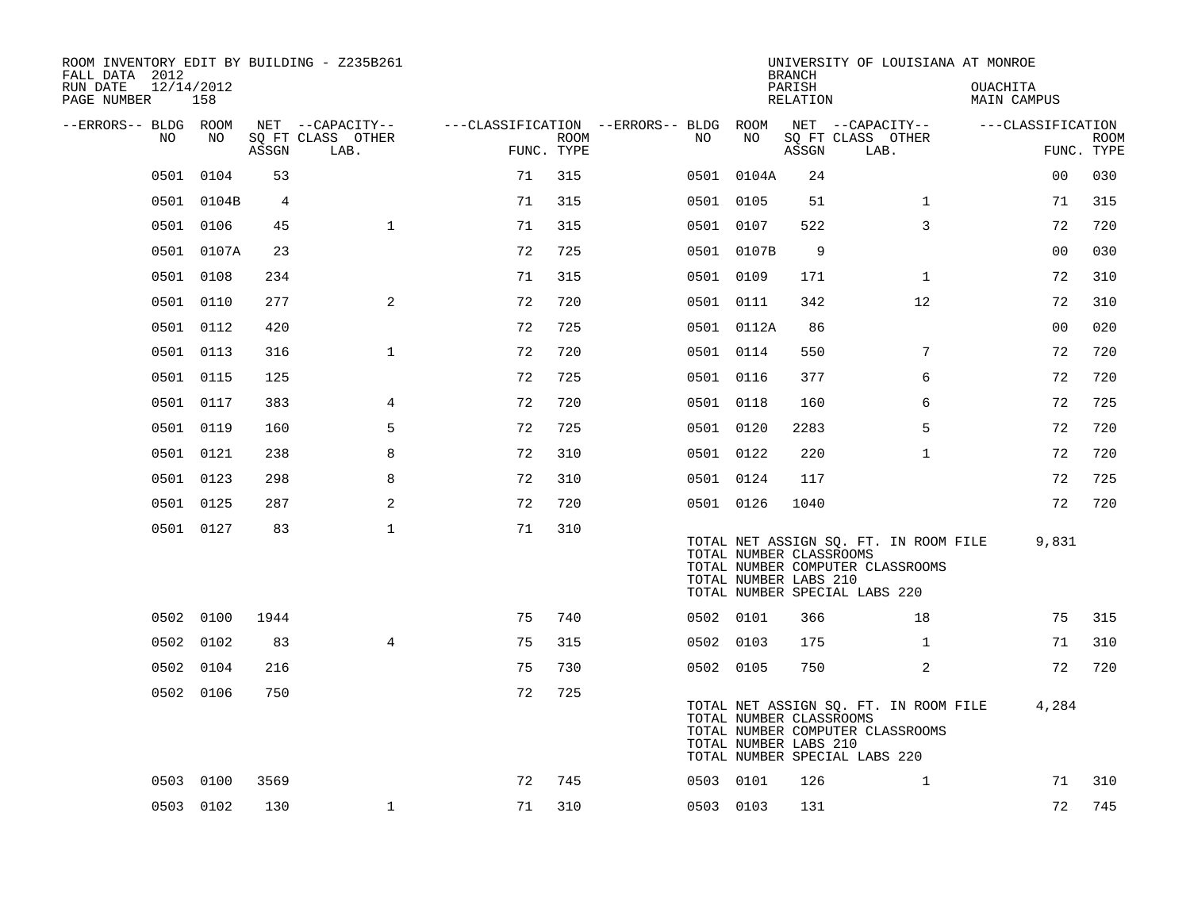ROOM INVENTORY EDIT BY BUILDING - Z235B261
FALL DATA 2012
RUN DATE 12/14/2012
PAGE NUMBER 158

UNIVERSITY OF LOUISIANA AT MONROE
BRANCH
PARISH OUACHITA
RELATION MAIN CAMPUS

| --ERRORS-- | BLDG NO | ROOM NO | NET SQ FT ASSGN | --CAPACITY-- CLASS LAB. | OTHER | ---CLASSIFICATION FUNC. | ROOM TYPE | --ERRORS-- | BLDG NO | ROOM NO | NET SQ FT ASSGN | --CAPACITY-- CLASS LAB. | OTHER | ---CLASSIFICATION FUNC. | ROOM TYPE |
|---|---|---|---|---|---|---|---|---|---|---|---|---|---|---|---|
| | 0501 | 0104 | 53 | | | 71 | 315 | | 0501 | 0104A | 24 | | | 00 | 030 |
| | 0501 | 0104B | 4 | | | 71 | 315 | | 0501 | 0105 | 51 | | 1 | 71 | 315 |
| | 0501 | 0106 | 45 | | 1 | 71 | 315 | | 0501 | 0107 | 522 | | 3 | 72 | 720 |
| | 0501 | 0107A | 23 | | | 72 | 725 | | 0501 | 0107B | 9 | | | 00 | 030 |
| | 0501 | 0108 | 234 | | | 71 | 315 | | 0501 | 0109 | 171 | | 1 | 72 | 310 |
| | 0501 | 0110 | 277 | | 2 | 72 | 720 | | 0501 | 0111 | 342 | | 12 | 72 | 310 |
| | 0501 | 0112 | 420 | | | 72 | 725 | | 0501 | 0112A | 86 | | | 00 | 020 |
| | 0501 | 0113 | 316 | | 1 | 72 | 720 | | 0501 | 0114 | 550 | | 7 | 72 | 720 |
| | 0501 | 0115 | 125 | | | 72 | 725 | | 0501 | 0116 | 377 | | 6 | 72 | 720 |
| | 0501 | 0117 | 383 | | 4 | 72 | 720 | | 0501 | 0118 | 160 | | 6 | 72 | 725 |
| | 0501 | 0119 | 160 | | 5 | 72 | 725 | | 0501 | 0120 | 2283 | | 5 | 72 | 720 |
| | 0501 | 0121 | 238 | | 8 | 72 | 310 | | 0501 | 0122 | 220 | | 1 | 72 | 720 |
| | 0501 | 0123 | 298 | | 8 | 72 | 310 | | 0501 | 0124 | 117 | | | 72 | 725 |
| | 0501 | 0125 | 287 | | 2 | 72 | 720 | | 0501 | 0126 | 1040 | | | 72 | 720 |
| | 0501 | 0127 | 83 | | 1 | 71 | 310 | | | | | | | | |

TOTAL NET ASSIGN SQ. FT. IN ROOM FILE 9,831
TOTAL NUMBER CLASSROOMS
TOTAL NUMBER COMPUTER CLASSROOMS
TOTAL NUMBER LABS 210
TOTAL NUMBER SPECIAL LABS 220

| --ERRORS-- | BLDG NO | ROOM NO | NET SQ FT ASSGN | --CAPACITY-- CLASS LAB. | OTHER | ---CLASSIFICATION FUNC. | ROOM TYPE | --ERRORS-- | BLDG NO | ROOM NO | NET SQ FT ASSGN | --CAPACITY-- CLASS LAB. | OTHER | ---CLASSIFICATION FUNC. | ROOM TYPE |
|---|---|---|---|---|---|---|---|---|---|---|---|---|---|---|---|
| | 0502 | 0100 | 1944 | | | 75 | 740 | | 0502 | 0101 | 366 | | 18 | 75 | 315 |
| | 0502 | 0102 | 83 | | 4 | 75 | 315 | | 0502 | 0103 | 175 | | 1 | 71 | 310 |
| | 0502 | 0104 | 216 | | | 75 | 730 | | 0502 | 0105 | 750 | | 2 | 72 | 720 |
| | 0502 | 0106 | 750 | | | 72 | 725 | | | | | | | | |

TOTAL NET ASSIGN SQ. FT. IN ROOM FILE 4,284
TOTAL NUMBER CLASSROOMS
TOTAL NUMBER COMPUTER CLASSROOMS
TOTAL NUMBER LABS 210
TOTAL NUMBER SPECIAL LABS 220

| --ERRORS-- | BLDG NO | ROOM NO | NET SQ FT ASSGN | --CAPACITY-- CLASS LAB. | OTHER | ---CLASSIFICATION FUNC. | ROOM TYPE | --ERRORS-- | BLDG NO | ROOM NO | NET SQ FT ASSGN | --CAPACITY-- CLASS LAB. | OTHER | ---CLASSIFICATION FUNC. | ROOM TYPE |
|---|---|---|---|---|---|---|---|---|---|---|---|---|---|---|---|
| | 0503 | 0100 | 3569 | | | 72 | 745 | | 0503 | 0101 | 126 | | 1 | 71 | 310 |
| | 0503 | 0102 | 130 | | 1 | 71 | 310 | | 0503 | 0103 | 131 | | | 72 | 745 |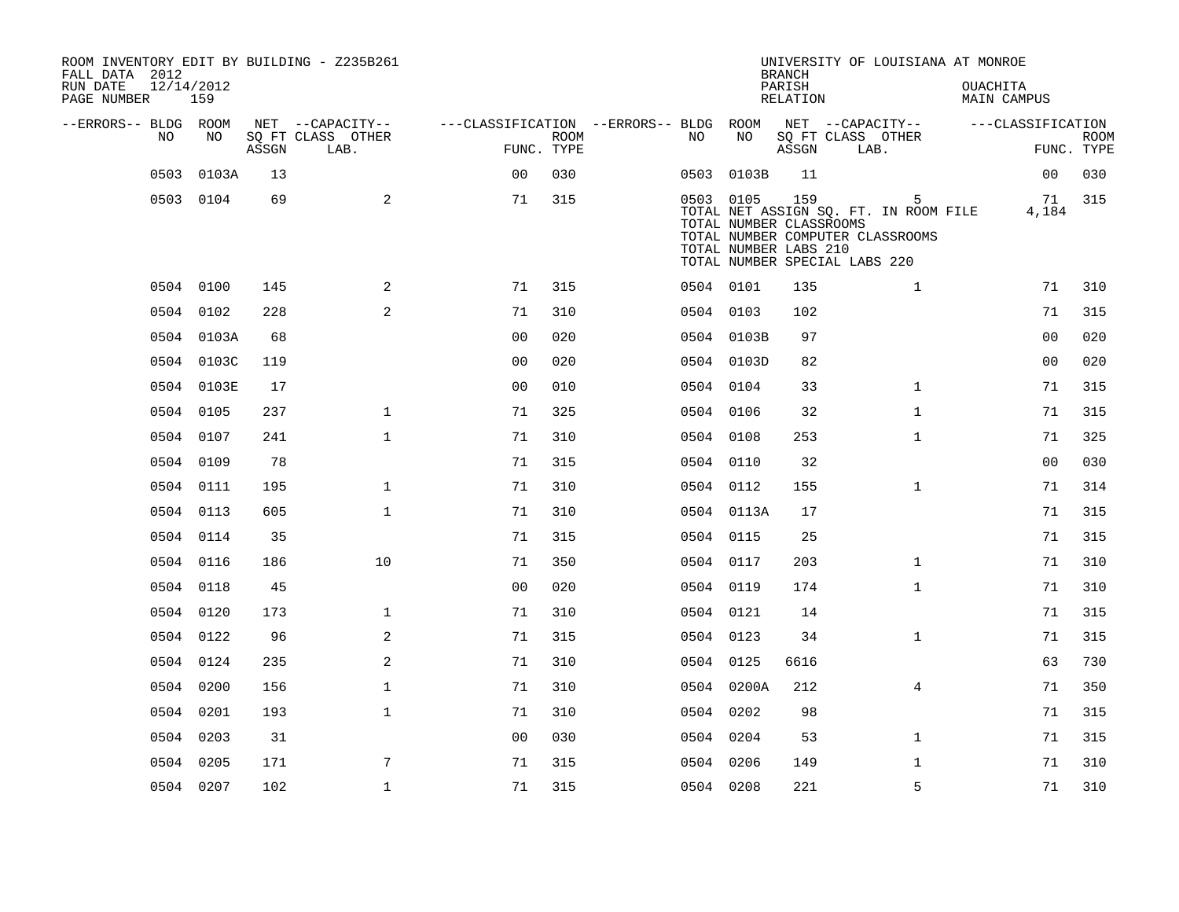ROOM INVENTORY EDIT BY BUILDING - Z235B261
FALL DATA 2012
RUN DATE 12/14/2012
PAGE NUMBER 159

UNIVERSITY OF LOUISIANA AT MONROE
BRANCH
PARISH OUACHITA
RELATION MAIN CAMPUS

| --ERRORS-- | BLDG NO | ROOM NO | NET SQ FT ASSGN | --CAPACITY-- CLASS | LAB. | OTHER | ---CLASSIFICATION FUNC. | ROOM TYPE | --ERRORS-- | BLDG NO | ROOM NO | NET SQ FT ASSGN | --CAPACITY-- CLASS | LAB. | OTHER | ---CLASSIFICATION FUNC. | ROOM TYPE |
|---|---|---|---|---|---|---|---|---|---|---|---|---|---|---|---|---|---|
| | 0503 | 0103A | 13 | | | | 00 | 030 | | 0503 | 0103B | 11 | | | | 00 | 030 |
| | 0503 | 0104 | 69 | | | 2 | 71 | 315 | | 0503 | 0105 | 159 | | | 5 | 71 | 315 |
| | | | | | | | | | | TOTAL NET ASSIGN SQ. FT. IN ROOM FILE | | | | | | 4,184 | |
| | | | | | | | | | | TOTAL NUMBER CLASSROOMS | | | | | | | |
| | | | | | | | | | | TOTAL NUMBER COMPUTER CLASSROOMS | | | | | | | |
| | | | | | | | | | | TOTAL NUMBER LABS 210 | | | | | | | |
| | | | | | | | | | | TOTAL NUMBER SPECIAL LABS 220 | | | | | | | |
| | 0504 | 0100 | 145 | | | 2 | 71 | 315 | | 0504 | 0101 | 135 | | | 1 | 71 | 310 |
| | 0504 | 0102 | 228 | | | 2 | 71 | 310 | | 0504 | 0103 | 102 | | | | 71 | 315 |
| | 0504 | 0103A | 68 | | | | 00 | 020 | | 0504 | 0103B | 97 | | | | 00 | 020 |
| | 0504 | 0103C | 119 | | | | 00 | 020 | | 0504 | 0103D | 82 | | | | 00 | 020 |
| | 0504 | 0103E | 17 | | | | 00 | 010 | | 0504 | 0104 | 33 | | | 1 | 71 | 315 |
| | 0504 | 0105 | 237 | | | 1 | 71 | 325 | | 0504 | 0106 | 32 | | | 1 | 71 | 315 |
| | 0504 | 0107 | 241 | | | 1 | 71 | 310 | | 0504 | 0108 | 253 | | | 1 | 71 | 325 |
| | 0504 | 0109 | 78 | | | | 71 | 315 | | 0504 | 0110 | 32 | | | | 00 | 030 |
| | 0504 | 0111 | 195 | | | 1 | 71 | 310 | | 0504 | 0112 | 155 | | | 1 | 71 | 314 |
| | 0504 | 0113 | 605 | | | 1 | 71 | 310 | | 0504 | 0113A | 17 | | | | 71 | 315 |
| | 0504 | 0114 | 35 | | | | 71 | 315 | | 0504 | 0115 | 25 | | | | 71 | 315 |
| | 0504 | 0116 | 186 | | | 10 | 71 | 350 | | 0504 | 0117 | 203 | | | 1 | 71 | 310 |
| | 0504 | 0118 | 45 | | | | 00 | 020 | | 0504 | 0119 | 174 | | | 1 | 71 | 310 |
| | 0504 | 0120 | 173 | | | 1 | 71 | 310 | | 0504 | 0121 | 14 | | | | 71 | 315 |
| | 0504 | 0122 | 96 | | | 2 | 71 | 315 | | 0504 | 0123 | 34 | | | 1 | 71 | 315 |
| | 0504 | 0124 | 235 | | | 2 | 71 | 310 | | 0504 | 0125 | 6616 | | | | 63 | 730 |
| | 0504 | 0200 | 156 | | | 1 | 71 | 310 | | 0504 | 0200A | 212 | | | 4 | 71 | 350 |
| | 0504 | 0201 | 193 | | | 1 | 71 | 310 | | 0504 | 0202 | 98 | | | | 71 | 315 |
| | 0504 | 0203 | 31 | | | | 00 | 030 | | 0504 | 0204 | 53 | | | 1 | 71 | 315 |
| | 0504 | 0205 | 171 | | | 7 | 71 | 315 | | 0504 | 0206 | 149 | | | 1 | 71 | 310 |
| | 0504 | 0207 | 102 | | | 1 | 71 | 315 | | 0504 | 0208 | 221 | | | 5 | 71 | 310 |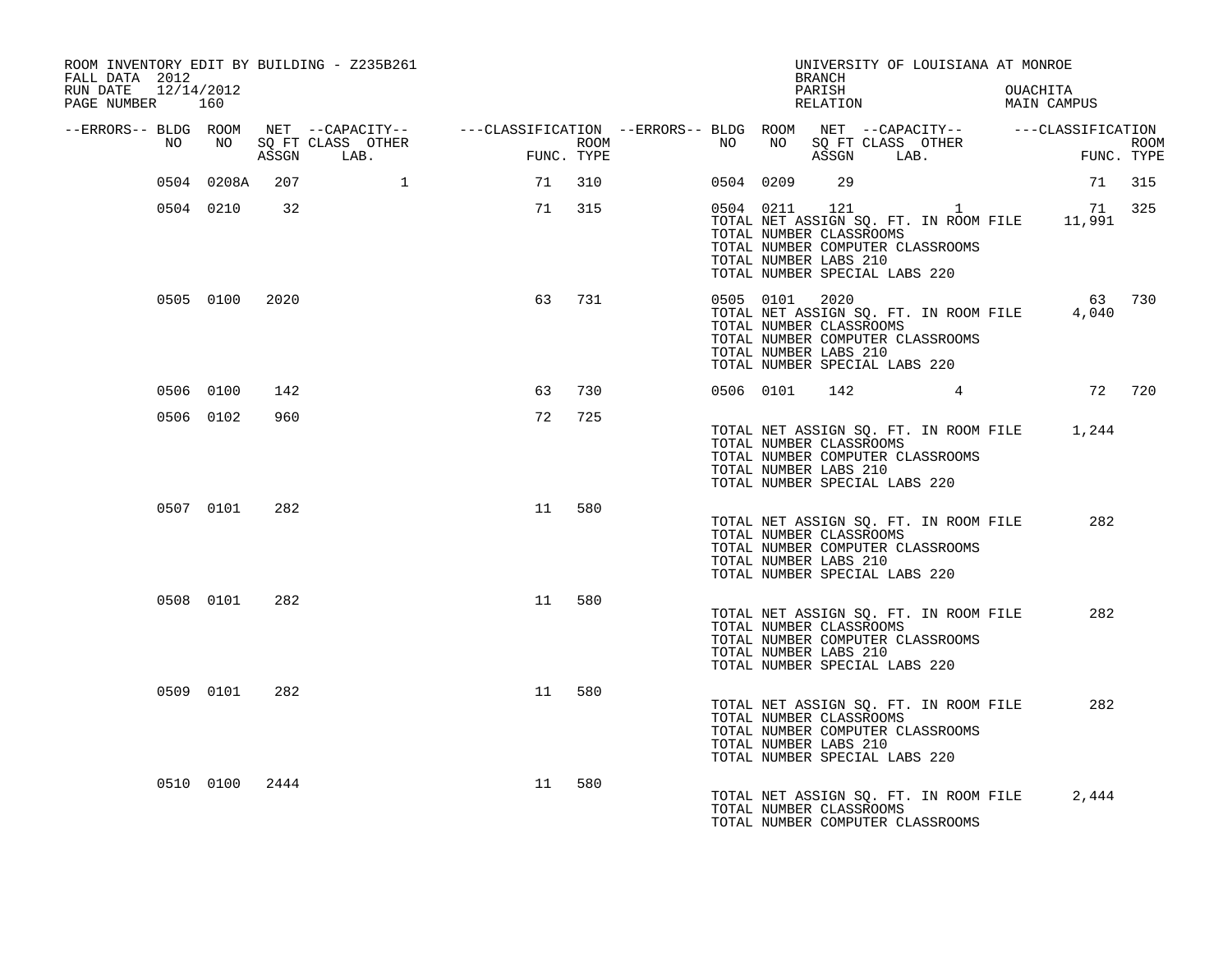ROOM INVENTORY EDIT BY BUILDING - Z235B261
FALL DATA 2012
RUN DATE 12/14/2012

UNIVERSITY OF LOUISIANA AT MONROE
BRANCH
PARISH OUACHITA
RELATION MAIN CAMPUS

| --ERRORS-- | BLDG NO | ROOM NO | NET SQ FT ASSGN | --CAPACITY-- CLASS LAB. | OTHER | ---CLASSIFICATION FUNC. | ROOM TYPE | --ERRORS-- | BLDG NO | ROOM NO | NET SQ FT ASSGN | --CAPACITY-- CLASS LAB. | OTHER | ---CLASSIFICATION FUNC. | ROOM TYPE |
|---|---|---|---|---|---|---|---|---|---|---|---|---|---|---|---|
| | 0504 | 0208A | 207 | | 1 | 71 | 310 | | 0504 | 0209 | 29 | | | 71 | 315 |
| | 0504 | 0210 | 32 | | | 71 | 315 | | 0504 | 0211 | 121 | | 1 | 71 | 325 |
| | 0505 | 0100 | 2020 | | | 63 | 731 | | 0505 | 0101 | 2020 | | | 63 | 730 |
| | 0506 | 0100 | 142 | | | 63 | 730 | | 0506 | 0101 | 142 | | 4 | 72 | 720 |
| | 0506 | 0102 | 960 | | | 72 | 725 | | | | | | | | |
| | 0507 | 0101 | 282 | | | 11 | 580 | | | | | | | | |
| | 0508 | 0101 | 282 | | | 11 | 580 | | | | | | | | |
| | 0509 | 0101 | 282 | | | 11 | 580 | | | | | | | | |
| | 0510 | 0100 | 2444 | | | 11 | 580 | | | | | | | | |

Building 0504:
TOTAL NET ASSIGN SQ. FT. IN ROOM FILE 11,991
TOTAL NUMBER CLASSROOMS
TOTAL NUMBER COMPUTER CLASSROOMS
TOTAL NUMBER LABS 210
TOTAL NUMBER SPECIAL LABS 220

Building 0505:
TOTAL NET ASSIGN SQ. FT. IN ROOM FILE 4,040
TOTAL NUMBER CLASSROOMS
TOTAL NUMBER COMPUTER CLASSROOMS
TOTAL NUMBER LABS 210
TOTAL NUMBER SPECIAL LABS 220

Building 0506:
TOTAL NET ASSIGN SQ. FT. IN ROOM FILE 1,244
TOTAL NUMBER CLASSROOMS
TOTAL NUMBER COMPUTER CLASSROOMS
TOTAL NUMBER LABS 210
TOTAL NUMBER SPECIAL LABS 220

Building 0507:
TOTAL NET ASSIGN SQ. FT. IN ROOM FILE 282
TOTAL NUMBER CLASSROOMS
TOTAL NUMBER COMPUTER CLASSROOMS
TOTAL NUMBER LABS 210
TOTAL NUMBER SPECIAL LABS 220

Building 0508:
TOTAL NET ASSIGN SQ. FT. IN ROOM FILE 282
TOTAL NUMBER CLASSROOMS
TOTAL NUMBER COMPUTER CLASSROOMS
TOTAL NUMBER LABS 210
TOTAL NUMBER SPECIAL LABS 220

Building 0509:
TOTAL NET ASSIGN SQ. FT. IN ROOM FILE 282
TOTAL NUMBER CLASSROOMS
TOTAL NUMBER COMPUTER CLASSROOMS
TOTAL NUMBER LABS 210
TOTAL NUMBER SPECIAL LABS 220

Building 0510:
TOTAL NET ASSIGN SQ. FT. IN ROOM FILE 2,444
TOTAL NUMBER CLASSROOMS
TOTAL NUMBER COMPUTER CLASSROOMS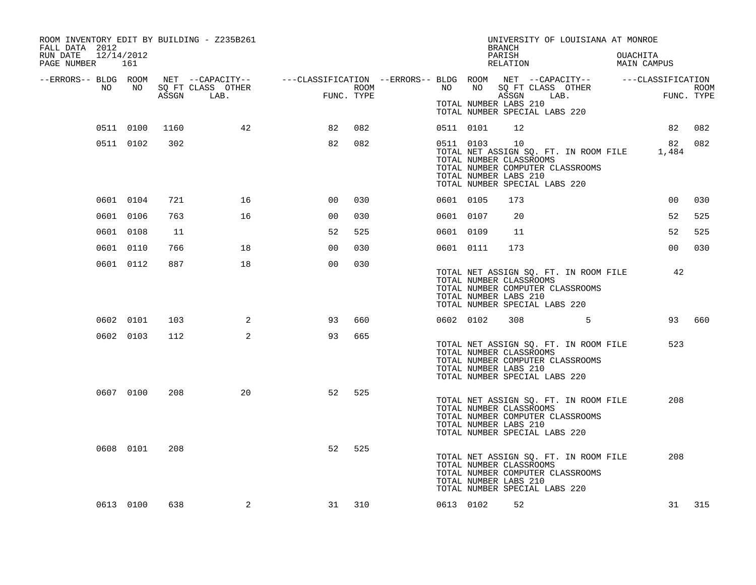ROOM INVENTORY EDIT BY BUILDING - Z235B261
FALL DATA 2012
RUN DATE 12/14/2012

UNIVERSITY OF LOUISIANA AT MONROE
BRANCH
PARISH OUACHITA
RELATION MAIN CAMPUS

| --ERRORS-- | BLDG NO | ROOM NO | NET SQ FT ASSGN | --CAPACITY-- CLASS LAB. | OTHER | ---CLASSIFICATION FUNC. | ROOM TYPE | --ERRORS-- | BLDG NO | ROOM NO | NET SQ FT ASSGN | --CAPACITY-- CLASS LAB. | OTHER | ---CLASSIFICATION FUNC. | ROOM TYPE |
|---|---|---|---|---|---|---|---|---|---|---|---|---|---|---|---|
| | | | | | | | | | TOTAL NUMBER LABS 210 | | | | | | |
| | | | | | | | | | TOTAL NUMBER SPECIAL LABS 220 | | | | | | |
| | 0511 | 0100 | 1160 | | 42 | 82 | 082 | | 0511 | 0101 | 12 | | | 82 | 082 |
| | 0511 | 0102 | 302 | | | 82 | 082 | | 0511 | 0103 | 10 | | | 82 | 082 |
| | | | | | | | | | TOTAL NET ASSIGN SQ. FT. IN ROOM FILE | | | | | 1,484 | |
| | | | | | | | | | TOTAL NUMBER CLASSROOMS | | | | | | |
| | | | | | | | | | TOTAL NUMBER COMPUTER CLASSROOMS | | | | | | |
| | | | | | | | | | TOTAL NUMBER LABS 210 | | | | | | |
| | | | | | | | | | TOTAL NUMBER SPECIAL LABS 220 | | | | | | |
| | 0601 | 0104 | 721 | | 16 | 00 | 030 | | 0601 | 0105 | 173 | | | 00 | 030 |
| | 0601 | 0106 | 763 | | 16 | 00 | 030 | | 0601 | 0107 | 20 | | | 52 | 525 |
| | 0601 | 0108 | 11 | | | 52 | 525 | | 0601 | 0109 | 11 | | | 52 | 525 |
| | 0601 | 0110 | 766 | | 18 | 00 | 030 | | 0601 | 0111 | 173 | | | 00 | 030 |
| | 0601 | 0112 | 887 | | 18 | 00 | 030 | | | | | | | | |
| | | | | | | | | | TOTAL NET ASSIGN SQ. FT. IN ROOM FILE | | | | | 42 | |
| | | | | | | | | | TOTAL NUMBER CLASSROOMS | | | | | | |
| | | | | | | | | | TOTAL NUMBER COMPUTER CLASSROOMS | | | | | | |
| | | | | | | | | | TOTAL NUMBER LABS 210 | | | | | | |
| | | | | | | | | | TOTAL NUMBER SPECIAL LABS 220 | | | | | | |
| | 0602 | 0101 | 103 | | 2 | 93 | 660 | | 0602 | 0102 | 308 | | 5 | 93 | 660 |
| | 0602 | 0103 | 112 | | 2 | 93 | 665 | | | | | | | | |
| | | | | | | | | | TOTAL NET ASSIGN SQ. FT. IN ROOM FILE | | | | | 523 | |
| | | | | | | | | | TOTAL NUMBER CLASSROOMS | | | | | | |
| | | | | | | | | | TOTAL NUMBER COMPUTER CLASSROOMS | | | | | | |
| | | | | | | | | | TOTAL NUMBER LABS 210 | | | | | | |
| | | | | | | | | | TOTAL NUMBER SPECIAL LABS 220 | | | | | | |
| | 0607 | 0100 | 208 | | 20 | 52 | 525 | | | | | | | | |
| | | | | | | | | | TOTAL NET ASSIGN SQ. FT. IN ROOM FILE | | | | | 208 | |
| | | | | | | | | | TOTAL NUMBER CLASSROOMS | | | | | | |
| | | | | | | | | | TOTAL NUMBER COMPUTER CLASSROOMS | | | | | | |
| | | | | | | | | | TOTAL NUMBER LABS 210 | | | | | | |
| | | | | | | | | | TOTAL NUMBER SPECIAL LABS 220 | | | | | | |
| | 0608 | 0101 | 208 | | | 52 | 525 | | | | | | | | |
| | | | | | | | | | TOTAL NET ASSIGN SQ. FT. IN ROOM FILE | | | | | 208 | |
| | | | | | | | | | TOTAL NUMBER CLASSROOMS | | | | | | |
| | | | | | | | | | TOTAL NUMBER COMPUTER CLASSROOMS | | | | | | |
| | | | | | | | | | TOTAL NUMBER LABS 210 | | | | | | |
| | | | | | | | | | TOTAL NUMBER SPECIAL LABS 220 | | | | | | |
| | 0613 | 0100 | 638 | | 2 | 31 | 310 | | 0613 | 0102 | 52 | | | 31 | 315 |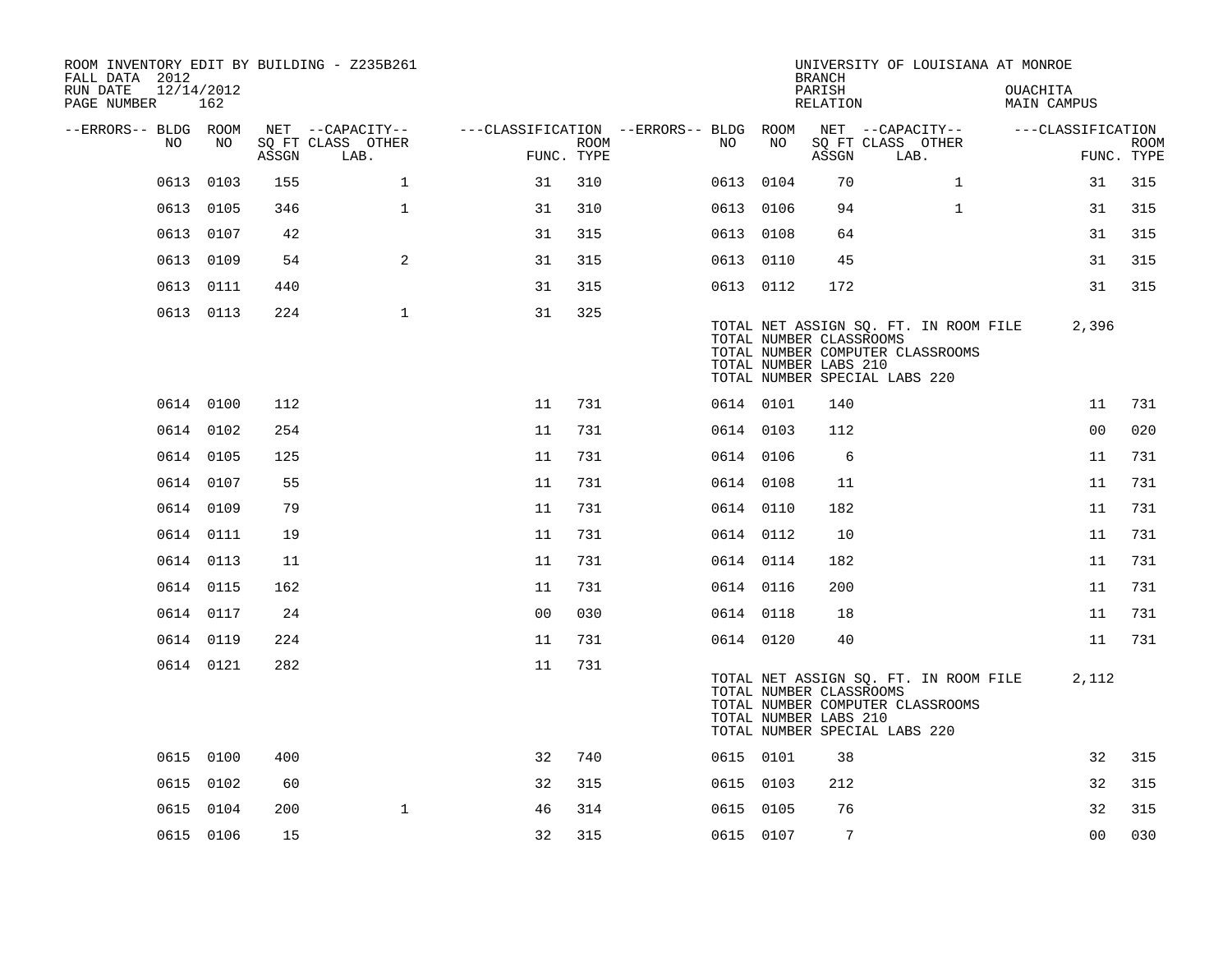ROOM INVENTORY EDIT BY BUILDING - Z235B261
FALL DATA 2012
RUN DATE 12/14/2012
PAGE NUMBER 162

UNIVERSITY OF LOUISIANA AT MONROE
BRANCH
PARISH OUACHITA
RELATION MAIN CAMPUS

| --ERRORS-- | BLDG NO | ROOM NO | NET SQ FT ASSGN | CAPACITY CLASS LAB. | CAPACITY OTHER | FUNC. | ROOM TYPE | --ERRORS-- | BLDG NO | ROOM NO | NET SQ FT ASSGN | CAPACITY CLASS LAB. | CAPACITY OTHER | FUNC. | ROOM TYPE |
|---|---|---|---|---|---|---|---|---|---|---|---|---|---|---|---|
| | 0613 | 0103 | 155 | 1 | | 31 | 310 | | 0613 | 0104 | 70 | 1 | | 31 | 315 |
| | 0613 | 0105 | 346 | 1 | | 31 | 310 | | 0613 | 0106 | 94 | 1 | | 31 | 315 |
| | 0613 | 0107 | 42 | | | 31 | 315 | | 0613 | 0108 | 64 | | | 31 | 315 |
| | 0613 | 0109 | 54 | 2 | | 31 | 315 | | 0613 | 0110 | 45 | | | 31 | 315 |
| | 0613 | 0111 | 440 | | | 31 | 315 | | 0613 | 0112 | 172 | | | 31 | 315 |
| | 0613 | 0113 | 224 | 1 | | 31 | 325 | | | | | | | | |

TOTAL NET ASSIGN SQ. FT. IN ROOM FILE 2,396
TOTAL NUMBER CLASSROOMS
TOTAL NUMBER COMPUTER CLASSROOMS
TOTAL NUMBER LABS 210
TOTAL NUMBER SPECIAL LABS 220

| --ERRORS-- | BLDG NO | ROOM NO | NET SQ FT ASSGN | CAPACITY CLASS LAB. | CAPACITY OTHER | FUNC. | ROOM TYPE | --ERRORS-- | BLDG NO | ROOM NO | NET SQ FT ASSGN | CAPACITY CLASS LAB. | CAPACITY OTHER | FUNC. | ROOM TYPE |
|---|---|---|---|---|---|---|---|---|---|---|---|---|---|---|---|
| | 0614 | 0100 | 112 | | | 11 | 731 | | 0614 | 0101 | 140 | | | 11 | 731 |
| | 0614 | 0102 | 254 | | | 11 | 731 | | 0614 | 0103 | 112 | | | 00 | 020 |
| | 0614 | 0105 | 125 | | | 11 | 731 | | 0614 | 0106 | 6 | | | 11 | 731 |
| | 0614 | 0107 | 55 | | | 11 | 731 | | 0614 | 0108 | 11 | | | 11 | 731 |
| | 0614 | 0109 | 79 | | | 11 | 731 | | 0614 | 0110 | 182 | | | 11 | 731 |
| | 0614 | 0111 | 19 | | | 11 | 731 | | 0614 | 0112 | 10 | | | 11 | 731 |
| | 0614 | 0113 | 11 | | | 11 | 731 | | 0614 | 0114 | 182 | | | 11 | 731 |
| | 0614 | 0115 | 162 | | | 11 | 731 | | 0614 | 0116 | 200 | | | 11 | 731 |
| | 0614 | 0117 | 24 | | | 00 | 030 | | 0614 | 0118 | 18 | | | 11 | 731 |
| | 0614 | 0119 | 224 | | | 11 | 731 | | 0614 | 0120 | 40 | | | 11 | 731 |
| | 0614 | 0121 | 282 | | | 11 | 731 | | | | | | | | |

TOTAL NET ASSIGN SQ. FT. IN ROOM FILE 2,112
TOTAL NUMBER CLASSROOMS
TOTAL NUMBER COMPUTER CLASSROOMS
TOTAL NUMBER LABS 210
TOTAL NUMBER SPECIAL LABS 220

| --ERRORS-- | BLDG NO | ROOM NO | NET SQ FT ASSGN | CAPACITY CLASS LAB. | CAPACITY OTHER | FUNC. | ROOM TYPE | --ERRORS-- | BLDG NO | ROOM NO | NET SQ FT ASSGN | CAPACITY CLASS LAB. | CAPACITY OTHER | FUNC. | ROOM TYPE |
|---|---|---|---|---|---|---|---|---|---|---|---|---|---|---|---|
| | 0615 | 0100 | 400 | | | 32 | 740 | | 0615 | 0101 | 38 | | | 32 | 315 |
| | 0615 | 0102 | 60 | | | 32 | 315 | | 0615 | 0103 | 212 | | | 32 | 315 |
| | 0615 | 0104 | 200 | 1 | | 46 | 314 | | 0615 | 0105 | 76 | | | 32 | 315 |
| | 0615 | 0106 | 15 | | | 32 | 315 | | 0615 | 0107 | 7 | | | 00 | 030 |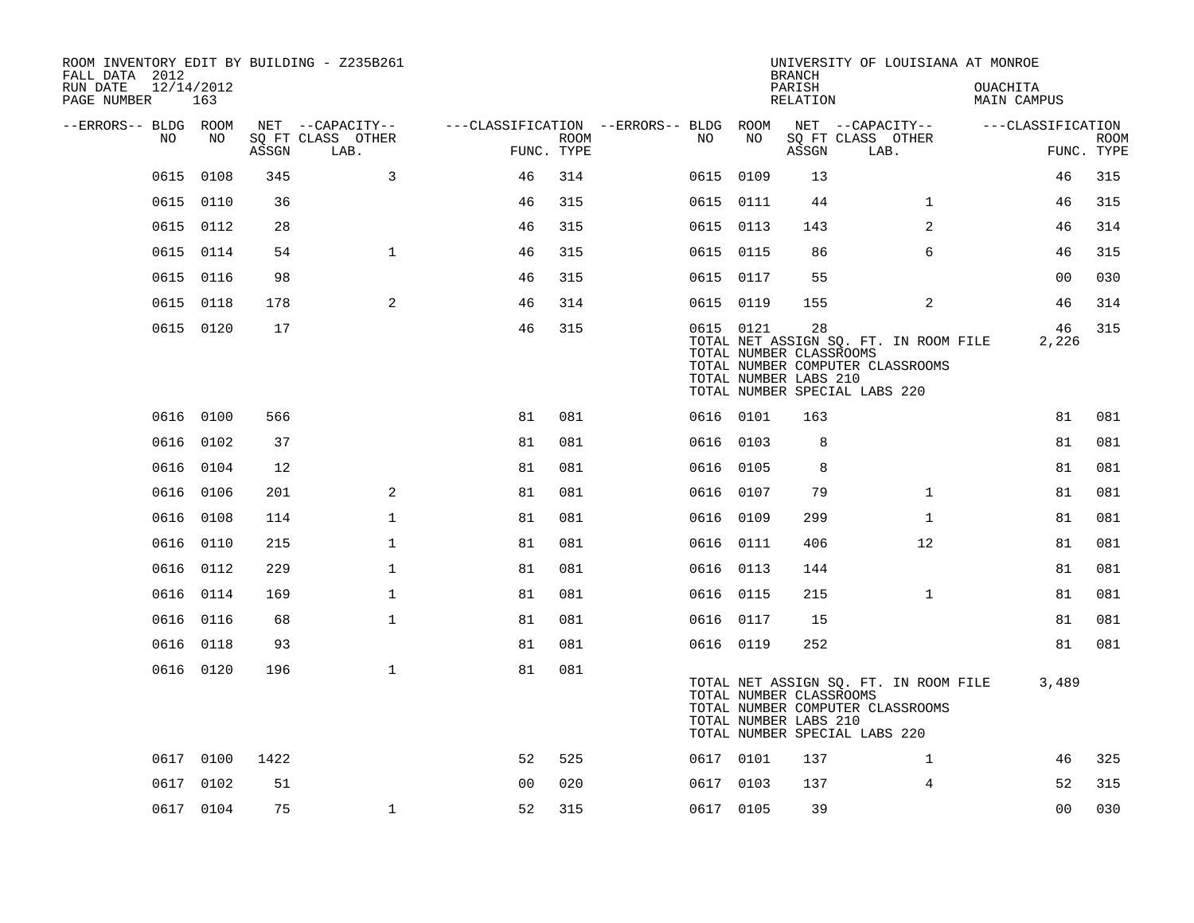ROOM INVENTORY EDIT BY BUILDING - Z235B261
FALL DATA 2012
RUN DATE 12/14/2012
PAGE NUMBER 163

UNIVERSITY OF LOUISIANA AT MONROE
BRANCH
PARISH OUACHITA
RELATION MAIN CAMPUS

| --ERRORS-- | BLDG NO | ROOM NO | NET SQ FT ASSGN | CAPACITY CLASS LAB. | CAPACITY OTHER | CLASSIFICATION FUNC. | ROOM TYPE | --ERRORS-- | BLDG NO | ROOM NO | NET SQ FT ASSGN | CAPACITY CLASS LAB. | CAPACITY OTHER | CLASSIFICATION FUNC. | ROOM TYPE |
|---|---|---|---|---|---|---|---|---|---|---|---|---|---|---|---|
| | 0615 | 0108 | 345 | | 3 | 46 | 314 | | 0615 | 0109 | 13 | | | 46 | 315 |
| | 0615 | 0110 | 36 | | | 46 | 315 | | 0615 | 0111 | 44 | | 1 | 46 | 315 |
| | 0615 | 0112 | 28 | | | 46 | 315 | | 0615 | 0113 | 143 | | 2 | 46 | 314 |
| | 0615 | 0114 | 54 | | 1 | 46 | 315 | | 0615 | 0115 | 86 | | 6 | 46 | 315 |
| | 0615 | 0116 | 98 | | | 46 | 315 | | 0615 | 0117 | 55 | | | 00 | 030 |
| | 0615 | 0118 | 178 | | 2 | 46 | 314 | | 0615 | 0119 | 155 | | 2 | 46 | 314 |
| | 0615 | 0120 | 17 | | | 46 | 315 | | 0615 | 0121 | 28 | | | 46 | 315 |
| | | | | | | | | | TOTAL NET ASSIGN SQ. FT. IN ROOM FILE | | | | | 2,226 | |
| | | | | | | | | | TOTAL NUMBER CLASSROOMS | | | | | | |
| | | | | | | | | | TOTAL NUMBER COMPUTER CLASSROOMS | | | | | | |
| | | | | | | | | | TOTAL NUMBER LABS 210 | | | | | | |
| | | | | | | | | | TOTAL NUMBER SPECIAL LABS 220 | | | | | | |
| | 0616 | 0100 | 566 | | | 81 | 081 | | 0616 | 0101 | 163 | | | 81 | 081 |
| | 0616 | 0102 | 37 | | | 81 | 081 | | 0616 | 0103 | 8 | | | 81 | 081 |
| | 0616 | 0104 | 12 | | | 81 | 081 | | 0616 | 0105 | 8 | | | 81 | 081 |
| | 0616 | 0106 | 201 | | 2 | 81 | 081 | | 0616 | 0107 | 79 | | 1 | 81 | 081 |
| | 0616 | 0108 | 114 | | 1 | 81 | 081 | | 0616 | 0109 | 299 | | 1 | 81 | 081 |
| | 0616 | 0110 | 215 | | 1 | 81 | 081 | | 0616 | 0111 | 406 | | 12 | 81 | 081 |
| | 0616 | 0112 | 229 | | 1 | 81 | 081 | | 0616 | 0113 | 144 | | | 81 | 081 |
| | 0616 | 0114 | 169 | | 1 | 81 | 081 | | 0616 | 0115 | 215 | | 1 | 81 | 081 |
| | 0616 | 0116 | 68 | | 1 | 81 | 081 | | 0616 | 0117 | 15 | | | 81 | 081 |
| | 0616 | 0118 | 93 | | | 81 | 081 | | 0616 | 0119 | 252 | | | 81 | 081 |
| | 0616 | 0120 | 196 | | 1 | 81 | 081 | | | | | | | | |
| | | | | | | | | | TOTAL NET ASSIGN SQ. FT. IN ROOM FILE | | | | | 3,489 | |
| | | | | | | | | | TOTAL NUMBER CLASSROOMS | | | | | | |
| | | | | | | | | | TOTAL NUMBER COMPUTER CLASSROOMS | | | | | | |
| | | | | | | | | | TOTAL NUMBER LABS 210 | | | | | | |
| | | | | | | | | | TOTAL NUMBER SPECIAL LABS 220 | | | | | | |
| | 0617 | 0100 | 1422 | | | 52 | 525 | | 0617 | 0101 | 137 | | 1 | 46 | 325 |
| | 0617 | 0102 | 51 | | | 00 | 020 | | 0617 | 0103 | 137 | | 4 | 52 | 315 |
| | 0617 | 0104 | 75 | | 1 | 52 | 315 | | 0617 | 0105 | 39 | | | 00 | 030 |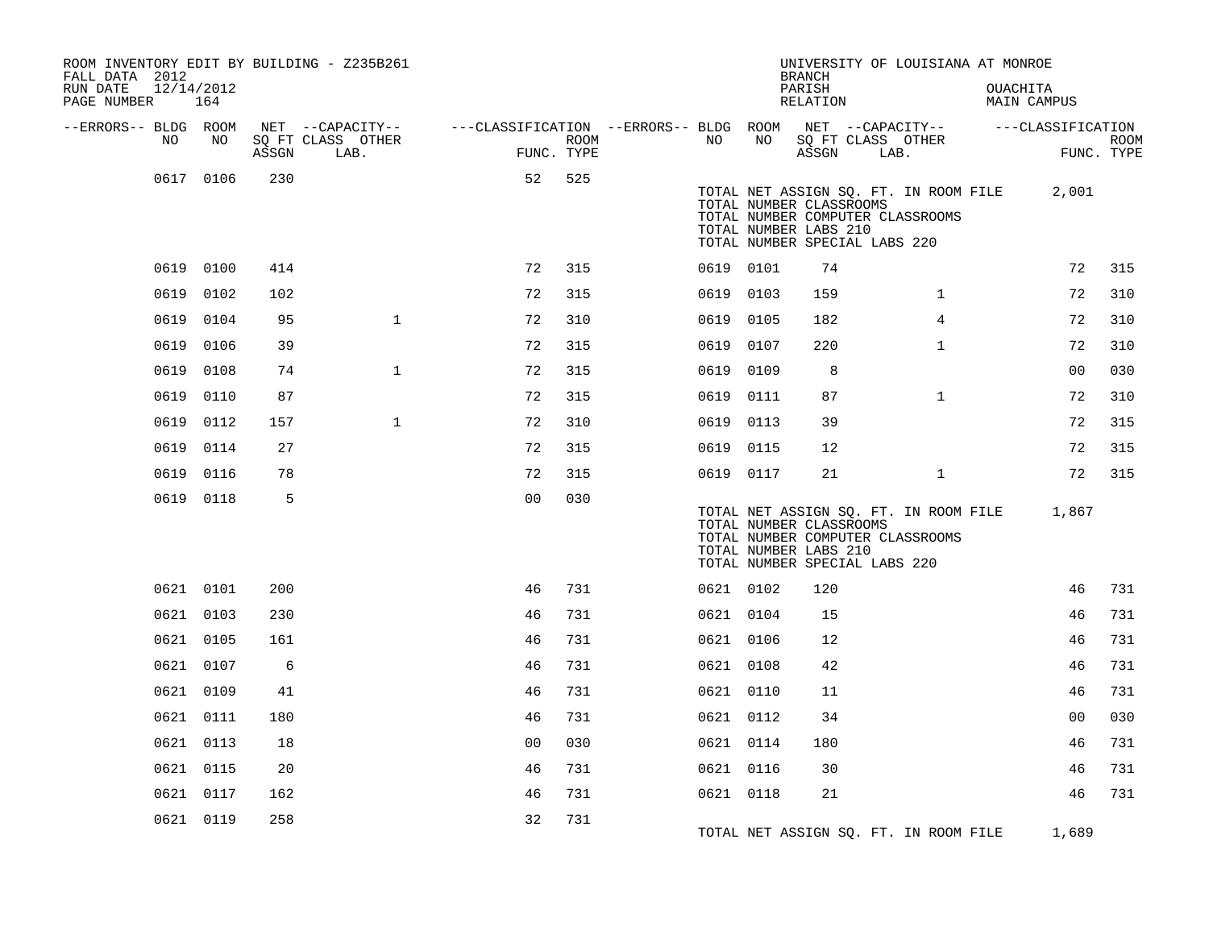ROOM INVENTORY EDIT BY BUILDING - Z235B261
FALL DATA 2012
RUN DATE 12/14/2012
PAGE NUMBER 164

UNIVERSITY OF LOUISIANA AT MONROE
BRANCH
PARISH OUACHITA
RELATION MAIN CAMPUS

| --ERRORS-- | BLDG NO | ROOM NO | NET SQ FT ASSGN | CAPACITY CLASS LAB. | CAPACITY OTHER | CLASSIFICATION FUNC. | ROOM TYPE | --ERRORS-- | BLDG NO | ROOM NO | NET SQ FT ASSGN | CAPACITY CLASS LAB. | CAPACITY OTHER | CLASSIFICATION FUNC. | ROOM TYPE |
|---|---|---|---|---|---|---|---|---|---|---|---|---|---|---|---|
| | 0617 | 0106 | 230 | | | 52 | 525 | | | | | | | | |

TOTAL NET ASSIGN SQ. FT. IN ROOM FILE 2,001
TOTAL NUMBER CLASSROOMS
TOTAL NUMBER COMPUTER CLASSROOMS
TOTAL NUMBER LABS 210
TOTAL NUMBER SPECIAL LABS 220

| --ERRORS-- | BLDG NO | ROOM NO | NET SQ FT ASSGN | CAPACITY CLASS LAB. | CAPACITY OTHER | CLASSIFICATION FUNC. | ROOM TYPE | --ERRORS-- | BLDG NO | ROOM NO | NET SQ FT ASSGN | CAPACITY CLASS LAB. | CAPACITY OTHER | CLASSIFICATION FUNC. | ROOM TYPE |
|---|---|---|---|---|---|---|---|---|---|---|---|---|---|---|---|
| | 0619 | 0100 | 414 | | | 72 | 315 | | 0619 | 0101 | 74 | | | 72 | 315 |
| | 0619 | 0102 | 102 | | | 72 | 315 | | 0619 | 0103 | 159 | | 1 | 72 | 310 |
| | 0619 | 0104 | 95 | | 1 | 72 | 310 | | 0619 | 0105 | 182 | | 4 | 72 | 310 |
| | 0619 | 0106 | 39 | | | 72 | 315 | | 0619 | 0107 | 220 | | 1 | 72 | 310 |
| | 0619 | 0108 | 74 | | 1 | 72 | 315 | | 0619 | 0109 | 8 | | | 00 | 030 |
| | 0619 | 0110 | 87 | | | 72 | 315 | | 0619 | 0111 | 87 | | 1 | 72 | 310 |
| | 0619 | 0112 | 157 | | 1 | 72 | 310 | | 0619 | 0113 | 39 | | | 72 | 315 |
| | 0619 | 0114 | 27 | | | 72 | 315 | | 0619 | 0115 | 12 | | | 72 | 315 |
| | 0619 | 0116 | 78 | | | 72 | 315 | | 0619 | 0117 | 21 | | 1 | 72 | 315 |
| | 0619 | 0118 | 5 | | | 00 | 030 | | | | | | | | |

TOTAL NET ASSIGN SQ. FT. IN ROOM FILE 1,867
TOTAL NUMBER CLASSROOMS
TOTAL NUMBER COMPUTER CLASSROOMS
TOTAL NUMBER LABS 210
TOTAL NUMBER SPECIAL LABS 220

| --ERRORS-- | BLDG NO | ROOM NO | NET SQ FT ASSGN | CAPACITY CLASS LAB. | CAPACITY OTHER | CLASSIFICATION FUNC. | ROOM TYPE | --ERRORS-- | BLDG NO | ROOM NO | NET SQ FT ASSGN | CAPACITY CLASS LAB. | CAPACITY OTHER | CLASSIFICATION FUNC. | ROOM TYPE |
|---|---|---|---|---|---|---|---|---|---|---|---|---|---|---|---|
| | 0621 | 0101 | 200 | | | 46 | 731 | | 0621 | 0102 | 120 | | | 46 | 731 |
| | 0621 | 0103 | 230 | | | 46 | 731 | | 0621 | 0104 | 15 | | | 46 | 731 |
| | 0621 | 0105 | 161 | | | 46 | 731 | | 0621 | 0106 | 12 | | | 46 | 731 |
| | 0621 | 0107 | 6 | | | 46 | 731 | | 0621 | 0108 | 42 | | | 46 | 731 |
| | 0621 | 0109 | 41 | | | 46 | 731 | | 0621 | 0110 | 11 | | | 46 | 731 |
| | 0621 | 0111 | 180 | | | 46 | 731 | | 0621 | 0112 | 34 | | | 00 | 030 |
| | 0621 | 0113 | 18 | | | 00 | 030 | | 0621 | 0114 | 180 | | | 46 | 731 |
| | 0621 | 0115 | 20 | | | 46 | 731 | | 0621 | 0116 | 30 | | | 46 | 731 |
| | 0621 | 0117 | 162 | | | 46 | 731 | | 0621 | 0118 | 21 | | | 46 | 731 |
| | 0621 | 0119 | 258 | | | 32 | 731 | | | | | | | | |

TOTAL NET ASSIGN SQ. FT. IN ROOM FILE 1,689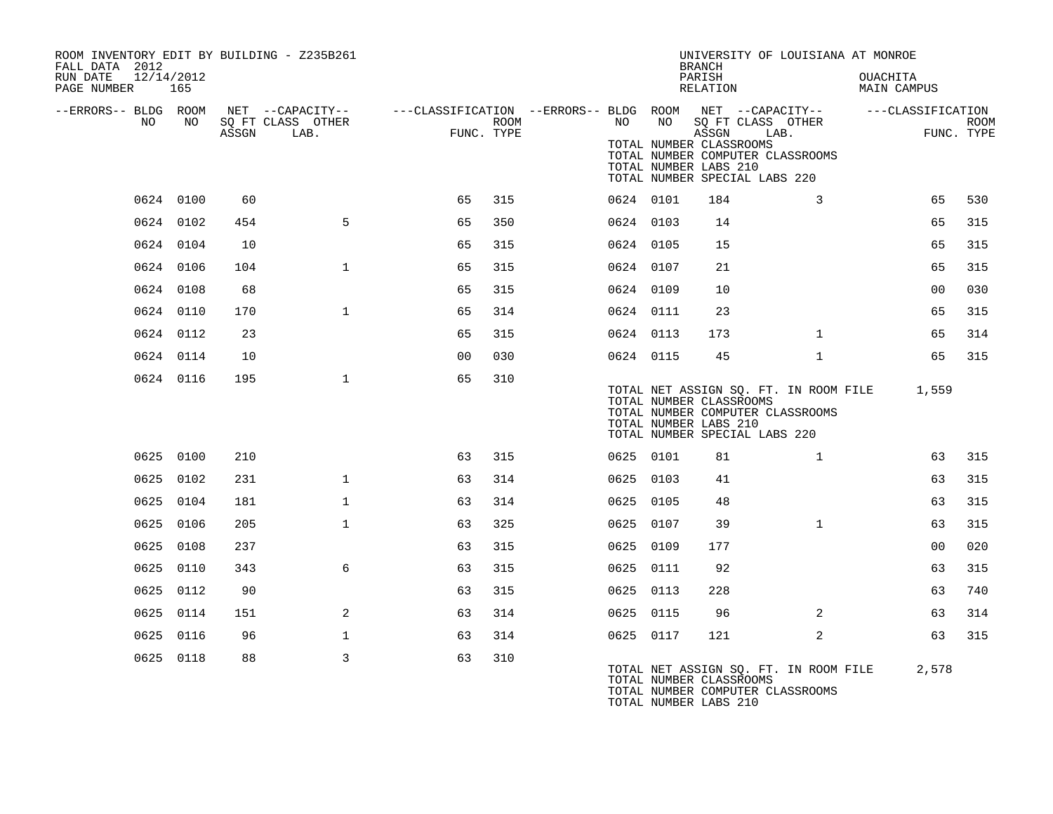ROOM INVENTORY EDIT BY BUILDING - Z235B261
FALL DATA 2012
RUN DATE 12/14/2012
PAGE NUMBER 165

UNIVERSITY OF LOUISIANA AT MONROE
BRANCH
PARISH OUACHITA
RELATION MAIN CAMPUS

| --ERRORS-- | BLDG NO | ROOM NO | NET ASSGN SQ FT | CAPACITY CLASS LAB. | CAPACITY OTHER | CLASSIFICATION FUNC. | ROOM TYPE | --ERRORS-- | BLDG NO | ROOM NO | NET ASSGN SQ FT | CAPACITY CLASS LAB. | CAPACITY OTHER | CLASSIFICATION FUNC. | ROOM TYPE |
|---|---|---|---|---|---|---|---|---|---|---|---|---|---|---|---|
| | 0624 | 0100 | 60 | | | 65 | 315 | | 0624 | 0101 | 184 | | 3 | 65 | 530 |
| | 0624 | 0102 | 454 | | 5 | 65 | 350 | | 0624 | 0103 | 14 | | | 65 | 315 |
| | 0624 | 0104 | 10 | | | 65 | 315 | | 0624 | 0105 | 15 | | | 65 | 315 |
| | 0624 | 0106 | 104 | | 1 | 65 | 315 | | 0624 | 0107 | 21 | | | 65 | 315 |
| | 0624 | 0108 | 68 | | | 65 | 315 | | 0624 | 0109 | 10 | | | 00 | 030 |
| | 0624 | 0110 | 170 | | 1 | 65 | 314 | | 0624 | 0111 | 23 | | | 65 | 315 |
| | 0624 | 0112 | 23 | | | 65 | 315 | | 0624 | 0113 | 173 | | 1 | 65 | 314 |
| | 0624 | 0114 | 10 | | | 00 | 030 | | 0624 | 0115 | 45 | | 1 | 65 | 315 |
| | 0624 | 0116 | 195 | | 1 | 65 | 310 | | | | | | | | |

TOTAL NET ASSIGN SQ. FT. IN ROOM FILE 1,559
TOTAL NUMBER CLASSROOMS
TOTAL NUMBER COMPUTER CLASSROOMS
TOTAL NUMBER LABS 210
TOTAL NUMBER SPECIAL LABS 220

| --ERRORS-- | BLDG NO | ROOM NO | NET ASSGN SQ FT | CAPACITY CLASS LAB. | CAPACITY OTHER | CLASSIFICATION FUNC. | ROOM TYPE | --ERRORS-- | BLDG NO | ROOM NO | NET ASSGN SQ FT | CAPACITY CLASS LAB. | CAPACITY OTHER | CLASSIFICATION FUNC. | ROOM TYPE |
|---|---|---|---|---|---|---|---|---|---|---|---|---|---|---|---|
| | 0625 | 0100 | 210 | | | 63 | 315 | | 0625 | 0101 | 81 | | 1 | 63 | 315 |
| | 0625 | 0102 | 231 | | 1 | 63 | 314 | | 0625 | 0103 | 41 | | | 63 | 315 |
| | 0625 | 0104 | 181 | | 1 | 63 | 314 | | 0625 | 0105 | 48 | | | 63 | 315 |
| | 0625 | 0106 | 205 | | 1 | 63 | 325 | | 0625 | 0107 | 39 | | 1 | 63 | 315 |
| | 0625 | 0108 | 237 | | | 63 | 315 | | 0625 | 0109 | 177 | | | 00 | 020 |
| | 0625 | 0110 | 343 | | 6 | 63 | 315 | | 0625 | 0111 | 92 | | | 63 | 315 |
| | 0625 | 0112 | 90 | | | 63 | 315 | | 0625 | 0113 | 228 | | | 63 | 740 |
| | 0625 | 0114 | 151 | | 2 | 63 | 314 | | 0625 | 0115 | 96 | | 2 | 63 | 314 |
| | 0625 | 0116 | 96 | | 1 | 63 | 314 | | 0625 | 0117 | 121 | | 2 | 63 | 315 |
| | 0625 | 0118 | 88 | | 3 | 63 | 310 | | | | | | | | |

TOTAL NET ASSIGN SQ. FT. IN ROOM FILE 2,578
TOTAL NUMBER CLASSROOMS
TOTAL NUMBER COMPUTER CLASSROOMS
TOTAL NUMBER LABS 210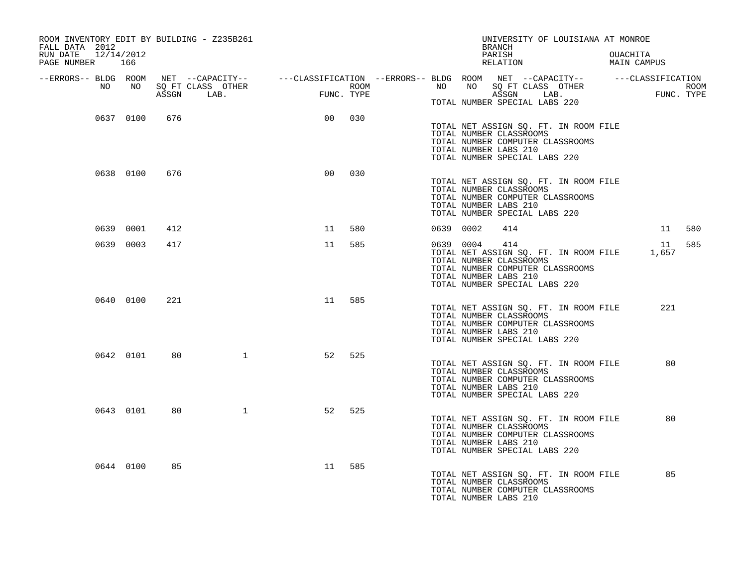ROOM INVENTORY EDIT BY BUILDING - Z235B261
FALL DATA 2012
RUN DATE 12/14/2012

UNIVERSITY OF LOUISIANA AT MONROE
BRANCH
PARISH OUACHITA
RELATION MAIN CAMPUS

| --ERRORS-- | BLDG NO | ROOM NO | NET SQ FT ASSGN | --CAPACITY-- CLASS LAB. | OTHER | ---CLASSIFICATION FUNC. | ROOM TYPE | --ERRORS-- | BLDG NO | ROOM NO | NET SQ FT ASSGN | --CAPACITY-- CLASS LAB. | OTHER | ---CLASSIFICATION FUNC. | ROOM TYPE |
|---|---|---|---|---|---|---|---|---|---|---|---|---|---|---|---|
| | | | | | | | | | TOTAL NUMBER SPECIAL LABS 220 | | | | | | |
| | 0637 | 0100 | 676 | | | 00 | 030 | | | | | | | | |
| | | | | | | | | | TOTAL NET ASSIGN SQ. FT. IN ROOM FILE | | | | | | |
| | | | | | | | | | TOTAL NUMBER CLASSROOMS | | | | | | |
| | | | | | | | | | TOTAL NUMBER COMPUTER CLASSROOMS | | | | | | |
| | | | | | | | | | TOTAL NUMBER LABS 210 | | | | | | |
| | | | | | | | | | TOTAL NUMBER SPECIAL LABS 220 | | | | | | |
| | 0638 | 0100 | 676 | | | 00 | 030 | | | | | | | | |
| | | | | | | | | | TOTAL NET ASSIGN SQ. FT. IN ROOM FILE | | | | | | |
| | | | | | | | | | TOTAL NUMBER CLASSROOMS | | | | | | |
| | | | | | | | | | TOTAL NUMBER COMPUTER CLASSROOMS | | | | | | |
| | | | | | | | | | TOTAL NUMBER LABS 210 | | | | | | |
| | | | | | | | | | TOTAL NUMBER SPECIAL LABS 220 | | | | | | |
| | 0639 | 0001 | 412 | | | 11 | 580 | | 0639 | 0002 | 414 | | | 11 | 580 |
| | 0639 | 0003 | 417 | | | 11 | 585 | | 0639 | 0004 | 414 | | | 11 | 585 |
| | | | | | | | | | TOTAL NET ASSIGN SQ. FT. IN ROOM FILE | | | | | 1,657 | |
| | | | | | | | | | TOTAL NUMBER CLASSROOMS | | | | | | |
| | | | | | | | | | TOTAL NUMBER COMPUTER CLASSROOMS | | | | | | |
| | | | | | | | | | TOTAL NUMBER LABS 210 | | | | | | |
| | | | | | | | | | TOTAL NUMBER SPECIAL LABS 220 | | | | | | |
| | 0640 | 0100 | 221 | | | 11 | 585 | | | | | | | | |
| | | | | | | | | | TOTAL NET ASSIGN SQ. FT. IN ROOM FILE | | | | | 221 | |
| | | | | | | | | | TOTAL NUMBER CLASSROOMS | | | | | | |
| | | | | | | | | | TOTAL NUMBER COMPUTER CLASSROOMS | | | | | | |
| | | | | | | | | | TOTAL NUMBER LABS 210 | | | | | | |
| | | | | | | | | | TOTAL NUMBER SPECIAL LABS 220 | | | | | | |
| | 0642 | 0101 | 80 | | 1 | 52 | 525 | | | | | | | | |
| | | | | | | | | | TOTAL NET ASSIGN SQ. FT. IN ROOM FILE | | | | | 80 | |
| | | | | | | | | | TOTAL NUMBER CLASSROOMS | | | | | | |
| | | | | | | | | | TOTAL NUMBER COMPUTER CLASSROOMS | | | | | | |
| | | | | | | | | | TOTAL NUMBER LABS 210 | | | | | | |
| | | | | | | | | | TOTAL NUMBER SPECIAL LABS 220 | | | | | | |
| | 0643 | 0101 | 80 | | 1 | 52 | 525 | | | | | | | | |
| | | | | | | | | | TOTAL NET ASSIGN SQ. FT. IN ROOM FILE | | | | | 80 | |
| | | | | | | | | | TOTAL NUMBER CLASSROOMS | | | | | | |
| | | | | | | | | | TOTAL NUMBER COMPUTER CLASSROOMS | | | | | | |
| | | | | | | | | | TOTAL NUMBER LABS 210 | | | | | | |
| | | | | | | | | | TOTAL NUMBER SPECIAL LABS 220 | | | | | | |
| | 0644 | 0100 | 85 | | | 11 | 585 | | | | | | | | |
| | | | | | | | | | TOTAL NET ASSIGN SQ. FT. IN ROOM FILE | | | | | 85 | |
| | | | | | | | | | TOTAL NUMBER CLASSROOMS | | | | | | |
| | | | | | | | | | TOTAL NUMBER COMPUTER CLASSROOMS | | | | | | |
| | | | | | | | | | TOTAL NUMBER LABS 210 | | | | | | |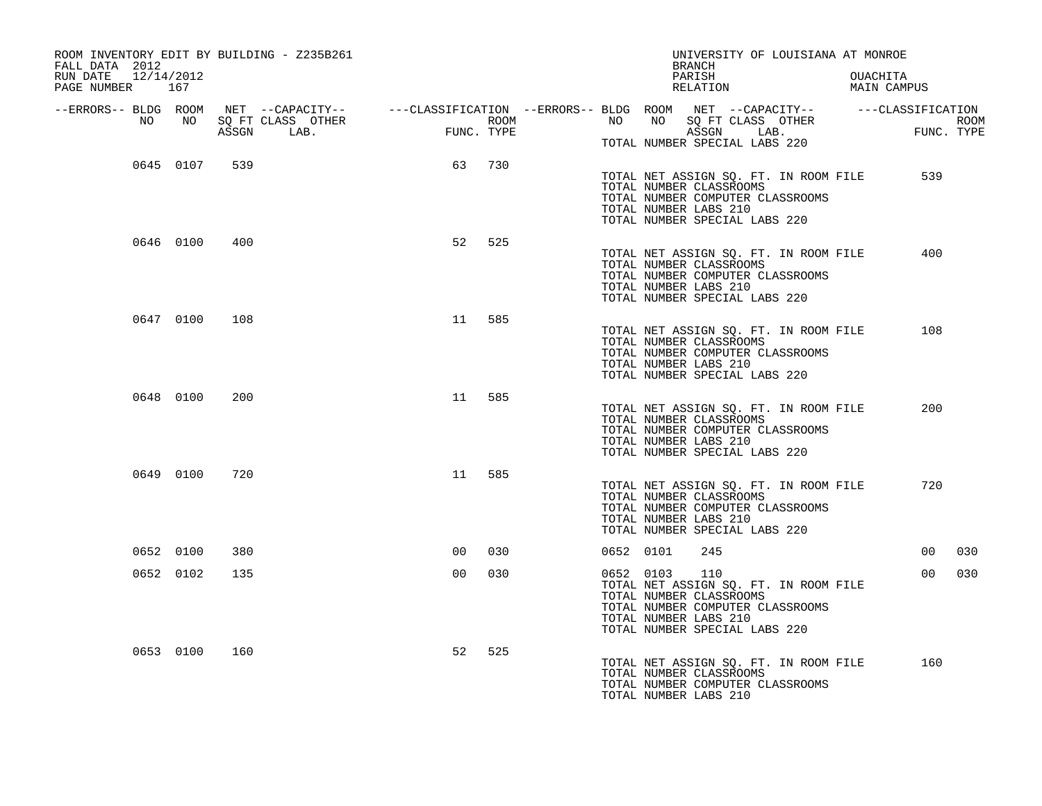ROOM INVENTORY EDIT BY BUILDING - Z235B261
FALL DATA 2012
RUN DATE 12/14/2012

UNIVERSITY OF LOUISIANA AT MONROE
BRANCH
PARISH OUACHITA
RELATION MAIN CAMPUS

| --ERRORS-- | BLDG NO | ROOM NO | NET SQ FT ASSGN | --CAPACITY-- CLASS | LAB. | OTHER | ---CLASSIFICATION FUNC. | ROOM TYPE | --ERRORS-- | BLDG NO | ROOM NO | NET SQ FT ASSGN | --CAPACITY-- CLASS | LAB. | OTHER | ---CLASSIFICATION FUNC. | ROOM TYPE |
|---|---|---|---|---|---|---|---|---|---|---|---|---|---|---|---|---|---|
| | | | | | | | | | | TOTAL NUMBER SPECIAL LABS 220 | | | | | | | |
| | 0645 | 0107 | 539 | | | | 63 | 730 | | | | | | | | | |
| | | | | | | | | | | TOTAL NET ASSIGN SQ. FT. IN ROOM FILE | | 539 | | | | | |
| | | | | | | | | | | TOTAL NUMBER CLASSROOMS | | | | | | | |
| | | | | | | | | | | TOTAL NUMBER COMPUTER CLASSROOMS | | | | | | | |
| | | | | | | | | | | TOTAL NUMBER LABS 210 | | | | | | | |
| | | | | | | | | | | TOTAL NUMBER SPECIAL LABS 220 | | | | | | | |
| | 0646 | 0100 | 400 | | | | 52 | 525 | | | | | | | | | |
| | | | | | | | | | | TOTAL NET ASSIGN SQ. FT. IN ROOM FILE | | 400 | | | | | |
| | | | | | | | | | | TOTAL NUMBER CLASSROOMS | | | | | | | |
| | | | | | | | | | | TOTAL NUMBER COMPUTER CLASSROOMS | | | | | | | |
| | | | | | | | | | | TOTAL NUMBER LABS 210 | | | | | | | |
| | | | | | | | | | | TOTAL NUMBER SPECIAL LABS 220 | | | | | | | |
| | 0647 | 0100 | 108 | | | | 11 | 585 | | | | | | | | | |
| | | | | | | | | | | TOTAL NET ASSIGN SQ. FT. IN ROOM FILE | | 108 | | | | | |
| | | | | | | | | | | TOTAL NUMBER CLASSROOMS | | | | | | | |
| | | | | | | | | | | TOTAL NUMBER COMPUTER CLASSROOMS | | | | | | | |
| | | | | | | | | | | TOTAL NUMBER LABS 210 | | | | | | | |
| | | | | | | | | | | TOTAL NUMBER SPECIAL LABS 220 | | | | | | | |
| | 0648 | 0100 | 200 | | | | 11 | 585 | | | | | | | | | |
| | | | | | | | | | | TOTAL NET ASSIGN SQ. FT. IN ROOM FILE | | 200 | | | | | |
| | | | | | | | | | | TOTAL NUMBER CLASSROOMS | | | | | | | |
| | | | | | | | | | | TOTAL NUMBER COMPUTER CLASSROOMS | | | | | | | |
| | | | | | | | | | | TOTAL NUMBER LABS 210 | | | | | | | |
| | | | | | | | | | | TOTAL NUMBER SPECIAL LABS 220 | | | | | | | |
| | 0649 | 0100 | 720 | | | | 11 | 585 | | | | | | | | | |
| | | | | | | | | | | TOTAL NET ASSIGN SQ. FT. IN ROOM FILE | | 720 | | | | | |
| | | | | | | | | | | TOTAL NUMBER CLASSROOMS | | | | | | | |
| | | | | | | | | | | TOTAL NUMBER COMPUTER CLASSROOMS | | | | | | | |
| | | | | | | | | | | TOTAL NUMBER LABS 210 | | | | | | | |
| | | | | | | | | | | TOTAL NUMBER SPECIAL LABS 220 | | | | | | | |
| | 0652 | 0100 | 380 | | | | 00 | 030 | | 0652 | 0101 | 245 | | | | 00 | 030 |
| | 0652 | 0102 | 135 | | | | 00 | 030 | | 0652 | 0103 | 110 | | | | 00 | 030 |
| | | | | | | | | | | TOTAL NET ASSIGN SQ. FT. IN ROOM FILE | | | | | | | |
| | | | | | | | | | | TOTAL NUMBER CLASSROOMS | | | | | | | |
| | | | | | | | | | | TOTAL NUMBER COMPUTER CLASSROOMS | | | | | | | |
| | | | | | | | | | | TOTAL NUMBER LABS 210 | | | | | | | |
| | | | | | | | | | | TOTAL NUMBER SPECIAL LABS 220 | | | | | | | |
| | 0653 | 0100 | 160 | | | | 52 | 525 | | | | | | | | | |
| | | | | | | | | | | TOTAL NET ASSIGN SQ. FT. IN ROOM FILE | | 160 | | | | | |
| | | | | | | | | | | TOTAL NUMBER CLASSROOMS | | | | | | | |
| | | | | | | | | | | TOTAL NUMBER COMPUTER CLASSROOMS | | | | | | | |
| | | | | | | | | | | TOTAL NUMBER LABS 210 | | | | | | | |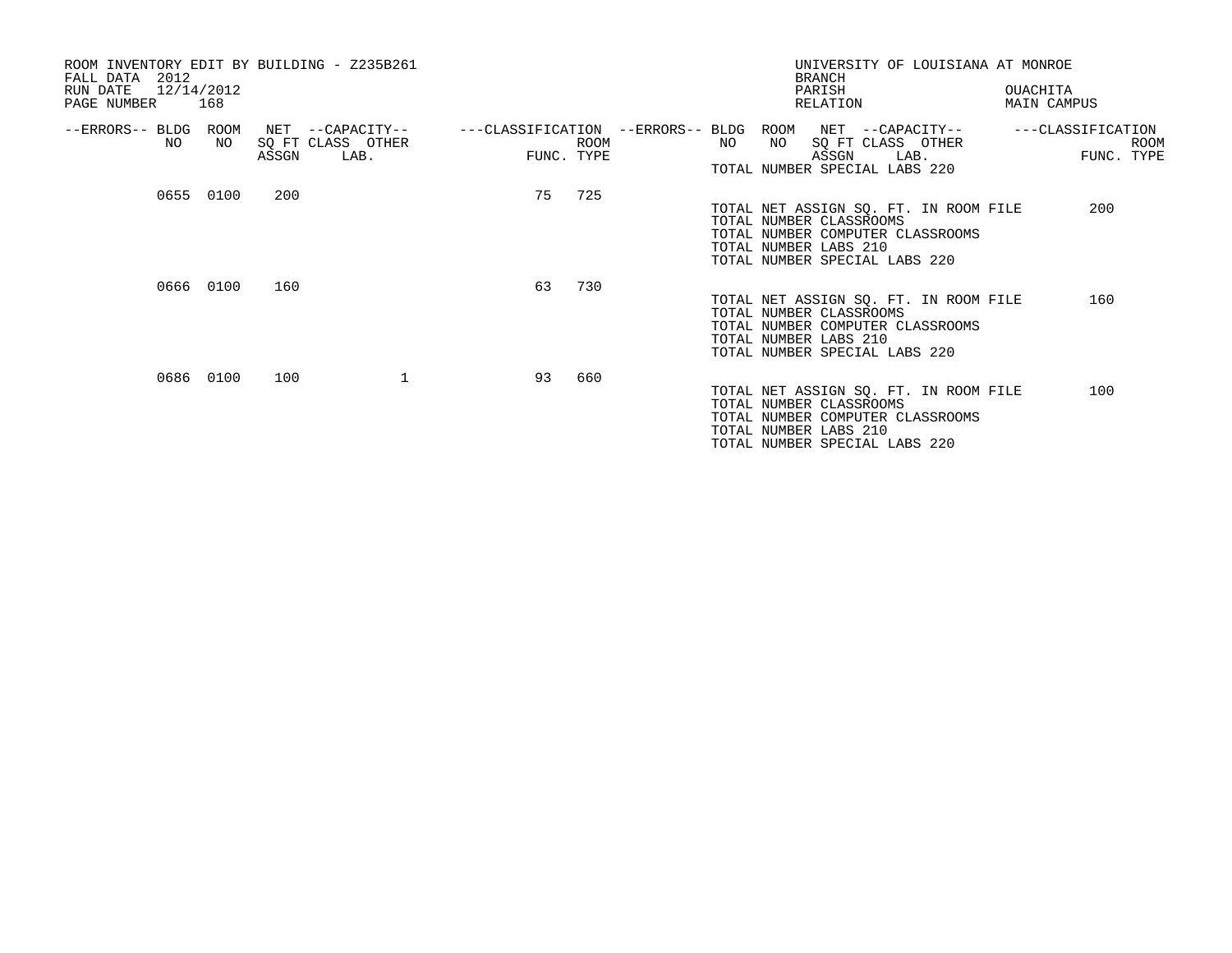ROOM INVENTORY EDIT BY BUILDING - Z235B261
FALL DATA 2012
RUN DATE 12/14/2012
PAGE NUMBER 168

UNIVERSITY OF LOUISIANA AT MONROE
BRANCH
PARISH OUACHITA
RELATION MAIN CAMPUS

| --ERRORS-- | BLDG NO | ROOM NO | NET SQ FT ASSGN | --CAPACITY-- CLASS LAB. | OTHER | ---CLASSIFICATION FUNC. | ROOM TYPE |
|---|---|---|---|---|---|---|---|
| | 0655 | 0100 | 200 | | | 75 | 725 |
| | 0666 | 0100 | 160 | | | 63 | 730 |
| | 0686 | 0100 | 100 | | 1 | 93 | 660 |

TOTAL NUMBER SPECIAL LABS 220

Building 0655:
TOTAL NET ASSIGN SQ. FT. IN ROOM FILE 200
TOTAL NUMBER CLASSROOMS
TOTAL NUMBER COMPUTER CLASSROOMS
TOTAL NUMBER LABS 210
TOTAL NUMBER SPECIAL LABS 220

Building 0666:
TOTAL NET ASSIGN SQ. FT. IN ROOM FILE 160
TOTAL NUMBER CLASSROOMS
TOTAL NUMBER COMPUTER CLASSROOMS
TOTAL NUMBER LABS 210
TOTAL NUMBER SPECIAL LABS 220

Building 0686:
TOTAL NET ASSIGN SQ. FT. IN ROOM FILE 100
TOTAL NUMBER CLASSROOMS
TOTAL NUMBER COMPUTER CLASSROOMS
TOTAL NUMBER LABS 210
TOTAL NUMBER SPECIAL LABS 220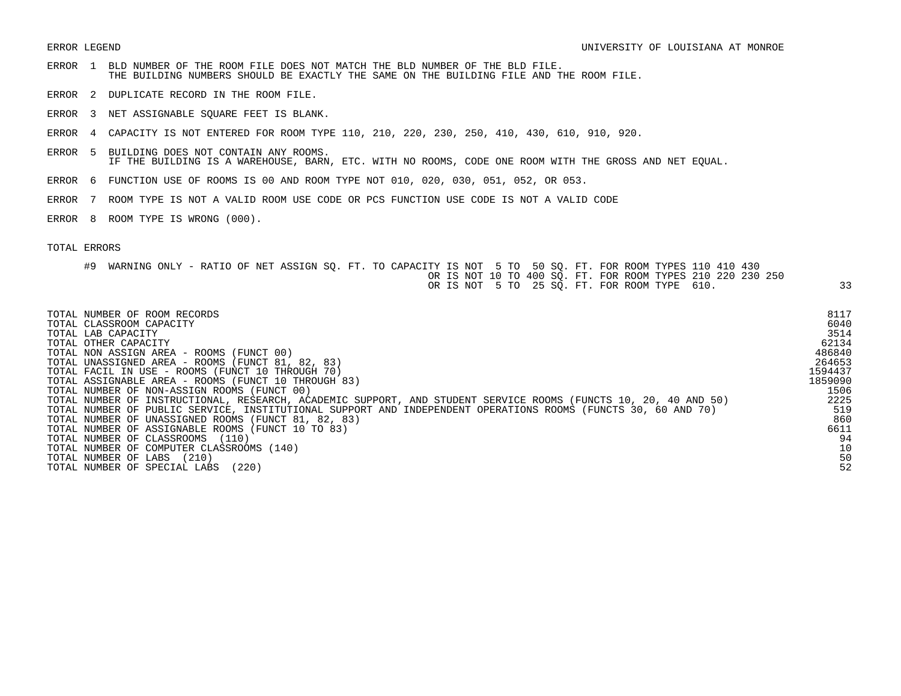ERROR LEGEND

UNIVERSITY OF LOUISIANA AT MONROE

ERROR 1 BLD NUMBER OF THE ROOM FILE DOES NOT MATCH THE BLD NUMBER OF THE BLD FILE.
THE BUILDING NUMBERS SHOULD BE EXACTLY THE SAME ON THE BUILDING FILE AND THE ROOM FILE.

ERROR 2 DUPLICATE RECORD IN THE ROOM FILE.

ERROR 3 NET ASSIGNABLE SQUARE FEET IS BLANK.

ERROR 4 CAPACITY IS NOT ENTERED FOR ROOM TYPE 110, 210, 220, 230, 250, 410, 430, 610, 910, 920.

ERROR 5 BUILDING DOES NOT CONTAIN ANY ROOMS.
IF THE BUILDING IS A WAREHOUSE, BARN, ETC. WITH NO ROOMS, CODE ONE ROOM WITH THE GROSS AND NET EQUAL.

ERROR 6 FUNCTION USE OF ROOMS IS 00 AND ROOM TYPE NOT 010, 020, 030, 051, 052, OR 053.

ERROR 7 ROOM TYPE IS NOT A VALID ROOM USE CODE OR PCS FUNCTION USE CODE IS NOT A VALID CODE

ERROR 8 ROOM TYPE IS WRONG (000).

TOTAL ERRORS

#9 WARNING ONLY - RATIO OF NET ASSIGN SQ. FT. TO CAPACITY IS NOT 5 TO 50 SQ. FT. FOR ROOM TYPES 110 410 430
OR IS NOT 10 TO 400 SQ. FT. FOR ROOM TYPES 210 220 230 250
OR IS NOT 5 TO 25 SQ. FT. FOR ROOM TYPE 610. 33

| | |
|---|---|
| TOTAL NUMBER OF ROOM RECORDS | 8117 |
| TOTAL CLASSROOM CAPACITY | 6040 |
| TOTAL LAB CAPACITY | 3514 |
| TOTAL OTHER CAPACITY | 62134 |
| TOTAL NON ASSIGN AREA - ROOMS (FUNCT 00) | 486840 |
| TOTAL UNASSIGNED AREA - ROOMS (FUNCT 81, 82, 83) | 264653 |
| TOTAL FACIL IN USE - ROOMS (FUNCT 10 THROUGH 70) | 1594437 |
| TOTAL ASSIGNABLE AREA - ROOMS (FUNCT 10 THROUGH 83) | 1859090 |
| TOTAL NUMBER OF NON-ASSIGN ROOMS (FUNCT 00) | 1506 |
| TOTAL NUMBER OF INSTRUCTIONAL, RESEARCH, ACADEMIC SUPPORT, AND STUDENT SERVICE ROOMS (FUNCTS 10, 20, 40 AND 50) | 2225 |
| TOTAL NUMBER OF PUBLIC SERVICE, INSTITUTIONAL SUPPORT AND INDEPENDENT OPERATIONS ROOMS (FUNCTS 30, 60 AND 70) | 519 |
| TOTAL NUMBER OF UNASSIGNED ROOMS (FUNCT 81, 82, 83) | 860 |
| TOTAL NUMBER OF ASSIGNABLE ROOMS (FUNCT 10 TO 83) | 6611 |
| TOTAL NUMBER OF CLASSROOMS (110) | 94 |
| TOTAL NUMBER OF COMPUTER CLASSROOMS (140) | 10 |
| TOTAL NUMBER OF LABS (210) | 50 |
| TOTAL NUMBER OF SPECIAL LABS (220) | 52 |